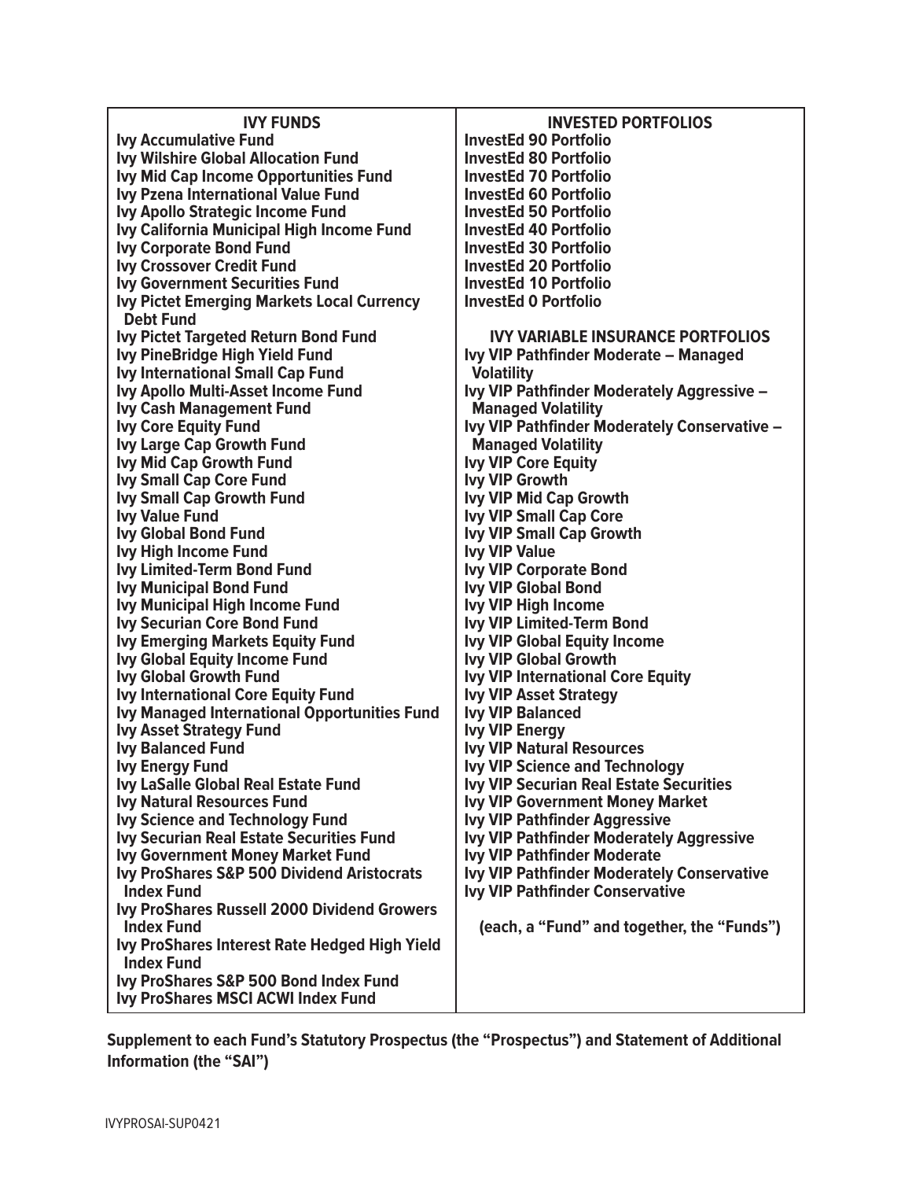**IVY FUNDS**

**Ivy Accumulative Fund**
**Ivy Wilshire Global Allocation Fund**
**Ivy Mid Cap Income Opportunities Fund**
**Ivy Pzena International Value Fund**
**Ivy Apollo Strategic Income Fund**
**Ivy California Municipal High Income Fund**
**Ivy Corporate Bond Fund**
**Ivy Crossover Credit Fund**
**Ivy Government Securities Fund**
**Ivy Pictet Emerging Markets Local Currency Debt Fund**
**Ivy Pictet Targeted Return Bond Fund**
**Ivy PineBridge High Yield Fund**
**Ivy International Small Cap Fund**
**Ivy Apollo Multi-Asset Income Fund**
**Ivy Cash Management Fund**
**Ivy Core Equity Fund**
**Ivy Large Cap Growth Fund**
**Ivy Mid Cap Growth Fund**
**Ivy Small Cap Core Fund**
**Ivy Small Cap Growth Fund**
**Ivy Value Fund**
**Ivy Global Bond Fund**
**Ivy High Income Fund**
**Ivy Limited-Term Bond Fund**
**Ivy Municipal Bond Fund**
**Ivy Municipal High Income Fund**
**Ivy Securian Core Bond Fund**
**Ivy Emerging Markets Equity Fund**
**Ivy Global Equity Income Fund**
**Ivy Global Growth Fund**
**Ivy International Core Equity Fund**
**Ivy Managed International Opportunities Fund**
**Ivy Asset Strategy Fund**
**Ivy Balanced Fund**
**Ivy Energy Fund**
**Ivy LaSalle Global Real Estate Fund**
**Ivy Natural Resources Fund**
**Ivy Science and Technology Fund**
**Ivy Securian Real Estate Securities Fund**
**Ivy Government Money Market Fund**
**Ivy ProShares S&P 500 Dividend Aristocrats Index Fund**
**Ivy ProShares Russell 2000 Dividend Growers Index Fund**
**Ivy ProShares Interest Rate Hedged High Yield Index Fund**
**Ivy ProShares S&P 500 Bond Index Fund**
**Ivy ProShares MSCI ACWI Index Fund**

**INVESTED PORTFOLIOS**

**InvestEd 90 Portfolio**
**InvestEd 80 Portfolio**
**InvestEd 70 Portfolio**
**InvestEd 60 Portfolio**
**InvestEd 50 Portfolio**
**InvestEd 40 Portfolio**
**InvestEd 30 Portfolio**
**InvestEd 20 Portfolio**
**InvestEd 10 Portfolio**
**InvestEd 0 Portfolio**

**IVY VARIABLE INSURANCE PORTFOLIOS**

**Ivy VIP Pathfinder Moderate – Managed Volatility**
**Ivy VIP Pathfinder Moderately Aggressive – Managed Volatility**
**Ivy VIP Pathfinder Moderately Conservative – Managed Volatility**
**Ivy VIP Core Equity**
**Ivy VIP Growth**
**Ivy VIP Mid Cap Growth**
**Ivy VIP Small Cap Core**
**Ivy VIP Small Cap Growth**
**Ivy VIP Value**
**Ivy VIP Corporate Bond**
**Ivy VIP Global Bond**
**Ivy VIP High Income**
**Ivy VIP Limited-Term Bond**
**Ivy VIP Global Equity Income**
**Ivy VIP Global Growth**
**Ivy VIP International Core Equity**
**Ivy VIP Asset Strategy**
**Ivy VIP Balanced**
**Ivy VIP Energy**
**Ivy VIP Natural Resources**
**Ivy VIP Science and Technology**
**Ivy VIP Securian Real Estate Securities**
**Ivy VIP Government Money Market**
**Ivy VIP Pathfinder Aggressive**
**Ivy VIP Pathfinder Moderately Aggressive**
**Ivy VIP Pathfinder Moderate**
**Ivy VIP Pathfinder Moderately Conservative**
**Ivy VIP Pathfinder Conservative**

**(each, a "Fund" and together, the "Funds")**

**Supplement to each Fund's Statutory Prospectus (the "Prospectus") and Statement of Additional Information (the "SAI")**

IVYPROSAI-SUP0421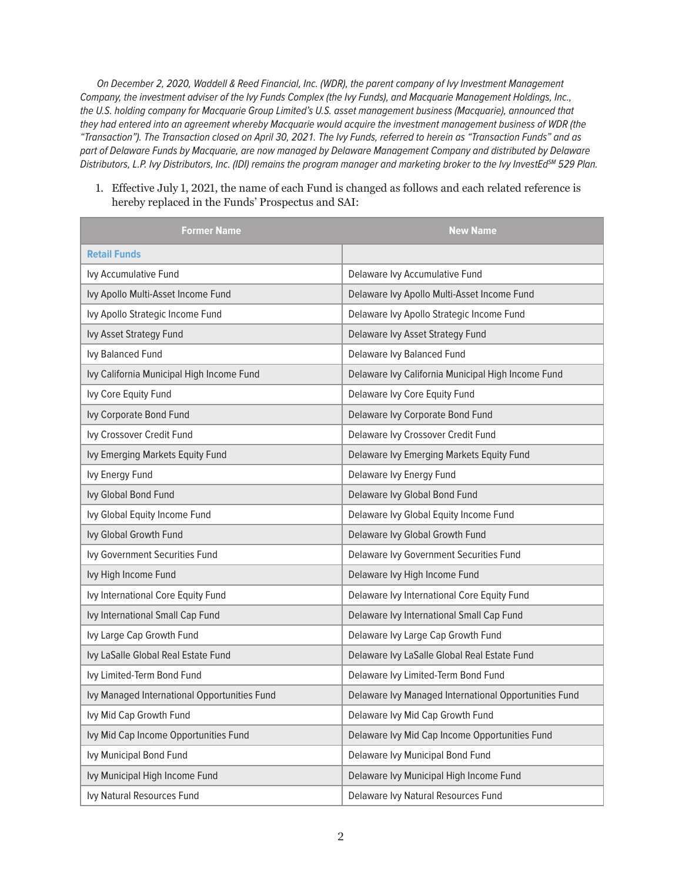*On December 2, 2020, Waddell & Reed Financial, Inc. (WDR), the parent company of Ivy Investment Management Company, the investment adviser of the Ivy Funds Complex (the Ivy Funds), and Macquarie Management Holdings, Inc., the U.S. holding company for Macquarie Group Limited's U.S. asset management business (Macquarie), announced that they had entered into an agreement whereby Macquarie would acquire the investment management business of WDR (the "Transaction"). The Transaction closed on April 30, 2021. The Ivy Funds, referred to herein as "Transaction Funds" and as part of Delaware Funds by Macquarie, are now managed by Delaware Management Company and distributed by Delaware Distributors, L.P. Ivy Distributors, Inc. (IDI) remains the program manager and marketing broker to the Ivy InvestEd℠ 529 Plan.*

1. Effective July 1, 2021, the name of each Fund is changed as follows and each related reference is hereby replaced in the Funds' Prospectus and SAI:

| Former Name | New Name |
|---|---|
| **Retail Funds** | |
| Ivy Accumulative Fund | Delaware Ivy Accumulative Fund |
| Ivy Apollo Multi-Asset Income Fund | Delaware Ivy Apollo Multi-Asset Income Fund |
| Ivy Apollo Strategic Income Fund | Delaware Ivy Apollo Strategic Income Fund |
| Ivy Asset Strategy Fund | Delaware Ivy Asset Strategy Fund |
| Ivy Balanced Fund | Delaware Ivy Balanced Fund |
| Ivy California Municipal High Income Fund | Delaware Ivy California Municipal High Income Fund |
| Ivy Core Equity Fund | Delaware Ivy Core Equity Fund |
| Ivy Corporate Bond Fund | Delaware Ivy Corporate Bond Fund |
| Ivy Crossover Credit Fund | Delaware Ivy Crossover Credit Fund |
| Ivy Emerging Markets Equity Fund | Delaware Ivy Emerging Markets Equity Fund |
| Ivy Energy Fund | Delaware Ivy Energy Fund |
| Ivy Global Bond Fund | Delaware Ivy Global Bond Fund |
| Ivy Global Equity Income Fund | Delaware Ivy Global Equity Income Fund |
| Ivy Global Growth Fund | Delaware Ivy Global Growth Fund |
| Ivy Government Securities Fund | Delaware Ivy Government Securities Fund |
| Ivy High Income Fund | Delaware Ivy High Income Fund |
| Ivy International Core Equity Fund | Delaware Ivy International Core Equity Fund |
| Ivy International Small Cap Fund | Delaware Ivy International Small Cap Fund |
| Ivy Large Cap Growth Fund | Delaware Ivy Large Cap Growth Fund |
| Ivy LaSalle Global Real Estate Fund | Delaware Ivy LaSalle Global Real Estate Fund |
| Ivy Limited-Term Bond Fund | Delaware Ivy Limited-Term Bond Fund |
| Ivy Managed International Opportunities Fund | Delaware Ivy Managed International Opportunities Fund |
| Ivy Mid Cap Growth Fund | Delaware Ivy Mid Cap Growth Fund |
| Ivy Mid Cap Income Opportunities Fund | Delaware Ivy Mid Cap Income Opportunities Fund |
| Ivy Municipal Bond Fund | Delaware Ivy Municipal Bond Fund |
| Ivy Municipal High Income Fund | Delaware Ivy Municipal High Income Fund |
| Ivy Natural Resources Fund | Delaware Ivy Natural Resources Fund |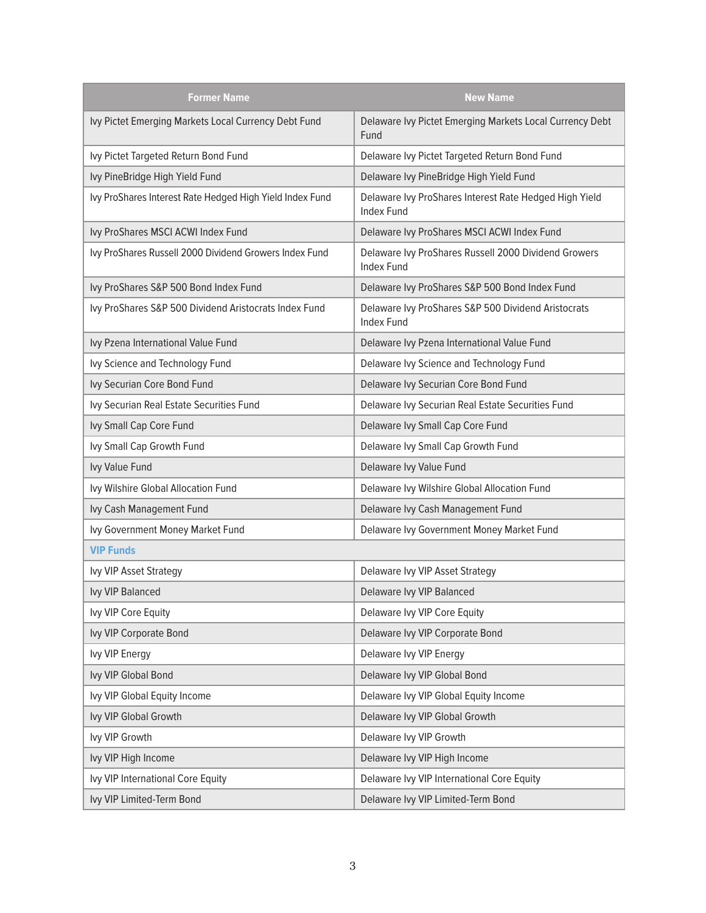| Former Name | New Name |
|---|---|
| Ivy Pictet Emerging Markets Local Currency Debt Fund | Delaware Ivy Pictet Emerging Markets Local Currency Debt Fund |
| Ivy Pictet Targeted Return Bond Fund | Delaware Ivy Pictet Targeted Return Bond Fund |
| Ivy PineBridge High Yield Fund | Delaware Ivy PineBridge High Yield Fund |
| Ivy ProShares Interest Rate Hedged High Yield Index Fund | Delaware Ivy ProShares Interest Rate Hedged High Yield Index Fund |
| Ivy ProShares MSCI ACWI Index Fund | Delaware Ivy ProShares MSCI ACWI Index Fund |
| Ivy ProShares Russell 2000 Dividend Growers Index Fund | Delaware Ivy ProShares Russell 2000 Dividend Growers Index Fund |
| Ivy ProShares S&P 500 Bond Index Fund | Delaware Ivy ProShares S&P 500 Bond Index Fund |
| Ivy ProShares S&P 500 Dividend Aristocrats Index Fund | Delaware Ivy ProShares S&P 500 Dividend Aristocrats Index Fund |
| Ivy Pzena International Value Fund | Delaware Ivy Pzena International Value Fund |
| Ivy Science and Technology Fund | Delaware Ivy Science and Technology Fund |
| Ivy Securian Core Bond Fund | Delaware Ivy Securian Core Bond Fund |
| Ivy Securian Real Estate Securities Fund | Delaware Ivy Securian Real Estate Securities Fund |
| Ivy Small Cap Core Fund | Delaware Ivy Small Cap Core Fund |
| Ivy Small Cap Growth Fund | Delaware Ivy Small Cap Growth Fund |
| Ivy Value Fund | Delaware Ivy Value Fund |
| Ivy Wilshire Global Allocation Fund | Delaware Ivy Wilshire Global Allocation Fund |
| Ivy Cash Management Fund | Delaware Ivy Cash Management Fund |
| Ivy Government Money Market Fund | Delaware Ivy Government Money Market Fund |
| **VIP Funds** | |
| Ivy VIP Asset Strategy | Delaware Ivy VIP Asset Strategy |
| Ivy VIP Balanced | Delaware Ivy VIP Balanced |
| Ivy VIP Core Equity | Delaware Ivy VIP Core Equity |
| Ivy VIP Corporate Bond | Delaware Ivy VIP Corporate Bond |
| Ivy VIP Energy | Delaware Ivy VIP Energy |
| Ivy VIP Global Bond | Delaware Ivy VIP Global Bond |
| Ivy VIP Global Equity Income | Delaware Ivy VIP Global Equity Income |
| Ivy VIP Global Growth | Delaware Ivy VIP Global Growth |
| Ivy VIP Growth | Delaware Ivy VIP Growth |
| Ivy VIP High Income | Delaware Ivy VIP High Income |
| Ivy VIP International Core Equity | Delaware Ivy VIP International Core Equity |
| Ivy VIP Limited-Term Bond | Delaware Ivy VIP Limited-Term Bond |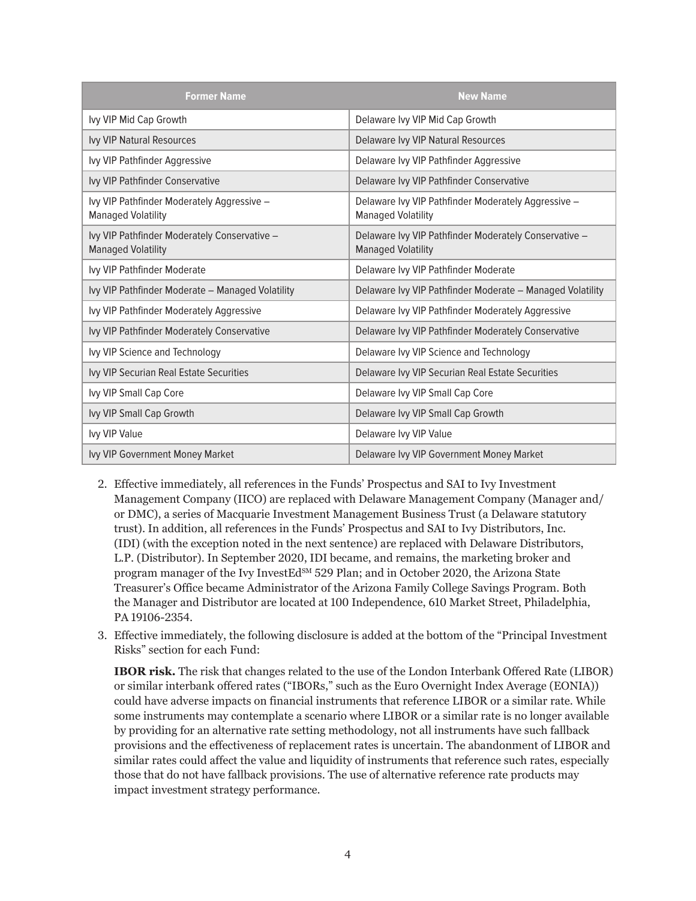| Former Name | New Name |
|---|---|
| Ivy VIP Mid Cap Growth | Delaware Ivy VIP Mid Cap Growth |
| Ivy VIP Natural Resources | Delaware Ivy VIP Natural Resources |
| Ivy VIP Pathfinder Aggressive | Delaware Ivy VIP Pathfinder Aggressive |
| Ivy VIP Pathfinder Conservative | Delaware Ivy VIP Pathfinder Conservative |
| Ivy VIP Pathfinder Moderately Aggressive – Managed Volatility | Delaware Ivy VIP Pathfinder Moderately Aggressive – Managed Volatility |
| Ivy VIP Pathfinder Moderately Conservative – Managed Volatility | Delaware Ivy VIP Pathfinder Moderately Conservative – Managed Volatility |
| Ivy VIP Pathfinder Moderate | Delaware Ivy VIP Pathfinder Moderate |
| Ivy VIP Pathfinder Moderate – Managed Volatility | Delaware Ivy VIP Pathfinder Moderate – Managed Volatility |
| Ivy VIP Pathfinder Moderately Aggressive | Delaware Ivy VIP Pathfinder Moderately Aggressive |
| Ivy VIP Pathfinder Moderately Conservative | Delaware Ivy VIP Pathfinder Moderately Conservative |
| Ivy VIP Science and Technology | Delaware Ivy VIP Science and Technology |
| Ivy VIP Securian Real Estate Securities | Delaware Ivy VIP Securian Real Estate Securities |
| Ivy VIP Small Cap Core | Delaware Ivy VIP Small Cap Core |
| Ivy VIP Small Cap Growth | Delaware Ivy VIP Small Cap Growth |
| Ivy VIP Value | Delaware Ivy VIP Value |
| Ivy VIP Government Money Market | Delaware Ivy VIP Government Money Market |

2. Effective immediately, all references in the Funds' Prospectus and SAI to Ivy Investment Management Company (IICO) are replaced with Delaware Management Company (Manager and/or DMC), a series of Macquarie Investment Management Business Trust (a Delaware statutory trust). In addition, all references in the Funds' Prospectus and SAI to Ivy Distributors, Inc. (IDI) (with the exception noted in the next sentence) are replaced with Delaware Distributors, L.P. (Distributor). In September 2020, IDI became, and remains, the marketing broker and program manager of the Ivy InvestEd℠ 529 Plan; and in October 2020, the Arizona State Treasurer's Office became Administrator of the Arizona Family College Savings Program. Both the Manager and Distributor are located at 100 Independence, 610 Market Street, Philadelphia, PA 19106-2354.

3. Effective immediately, the following disclosure is added at the bottom of the "Principal Investment Risks" section for each Fund:

   **IBOR risk.** The risk that changes related to the use of the London Interbank Offered Rate (LIBOR) or similar interbank offered rates ("IBORs," such as the Euro Overnight Index Average (EONIA)) could have adverse impacts on financial instruments that reference LIBOR or a similar rate. While some instruments may contemplate a scenario where LIBOR or a similar rate is no longer available by providing for an alternative rate setting methodology, not all instruments have such fallback provisions and the effectiveness of replacement rates is uncertain. The abandonment of LIBOR and similar rates could affect the value and liquidity of instruments that reference such rates, especially those that do not have fallback provisions. The use of alternative reference rate products may impact investment strategy performance.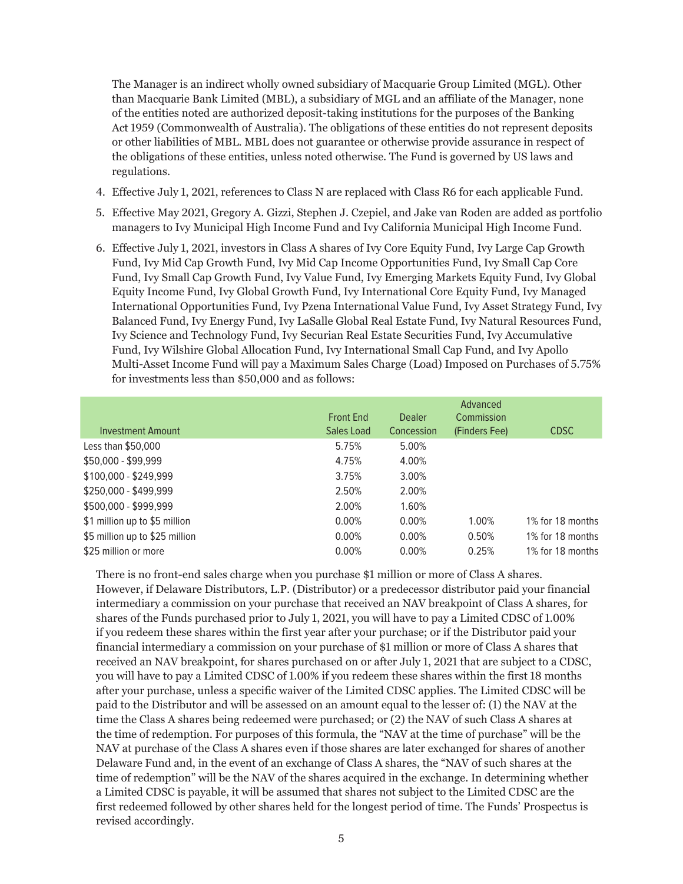The Manager is an indirect wholly owned subsidiary of Macquarie Group Limited (MGL). Other than Macquarie Bank Limited (MBL), a subsidiary of MGL and an affiliate of the Manager, none of the entities noted are authorized deposit-taking institutions for the purposes of the Banking Act 1959 (Commonwealth of Australia). The obligations of these entities do not represent deposits or other liabilities of MBL. MBL does not guarantee or otherwise provide assurance in respect of the obligations of these entities, unless noted otherwise. The Fund is governed by US laws and regulations.

4. Effective July 1, 2021, references to Class N are replaced with Class R6 for each applicable Fund.
5. Effective May 2021, Gregory A. Gizzi, Stephen J. Czepiel, and Jake van Roden are added as portfolio managers to Ivy Municipal High Income Fund and Ivy California Municipal High Income Fund.
6. Effective July 1, 2021, investors in Class A shares of Ivy Core Equity Fund, Ivy Large Cap Growth Fund, Ivy Mid Cap Growth Fund, Ivy Mid Cap Income Opportunities Fund, Ivy Small Cap Core Fund, Ivy Small Cap Growth Fund, Ivy Value Fund, Ivy Emerging Markets Equity Fund, Ivy Global Equity Income Fund, Ivy Global Growth Fund, Ivy International Core Equity Fund, Ivy Managed International Opportunities Fund, Ivy Pzena International Value Fund, Ivy Asset Strategy Fund, Ivy Balanced Fund, Ivy Energy Fund, Ivy LaSalle Global Real Estate Fund, Ivy Natural Resources Fund, Ivy Science and Technology Fund, Ivy Securian Real Estate Securities Fund, Ivy Accumulative Fund, Ivy Wilshire Global Allocation Fund, Ivy International Small Cap Fund, and Ivy Apollo Multi-Asset Income Fund will pay a Maximum Sales Charge (Load) Imposed on Purchases of 5.75% for investments less than $50,000 and as follows:

| Investment Amount | Front End Sales Load | Dealer Concession | Advanced Commission (Finders Fee) | CDSC |
|---|---|---|---|---|
| Less than $50,000 | 5.75% | 5.00% | | |
| $50,000 - $99,999 | 4.75% | 4.00% | | |
| $100,000 - $249,999 | 3.75% | 3.00% | | |
| $250,000 - $499,999 | 2.50% | 2.00% | | |
| $500,000 - $999,999 | 2.00% | 1.60% | | |
| $1 million up to $5 million | 0.00% | 0.00% | 1.00% | 1% for 18 months |
| $5 million up to $25 million | 0.00% | 0.00% | 0.50% | 1% for 18 months |
| $25 million or more | 0.00% | 0.00% | 0.25% | 1% for 18 months |

There is no front-end sales charge when you purchase $1 million or more of Class A shares. However, if Delaware Distributors, L.P. (Distributor) or a predecessor distributor paid your financial intermediary a commission on your purchase that received an NAV breakpoint of Class A shares, for shares of the Funds purchased prior to July 1, 2021, you will have to pay a Limited CDSC of 1.00% if you redeem these shares within the first year after your purchase; or if the Distributor paid your financial intermediary a commission on your purchase of $1 million or more of Class A shares that received an NAV breakpoint, for shares purchased on or after July 1, 2021 that are subject to a CDSC, you will have to pay a Limited CDSC of 1.00% if you redeem these shares within the first 18 months after your purchase, unless a specific waiver of the Limited CDSC applies. The Limited CDSC will be paid to the Distributor and will be assessed on an amount equal to the lesser of: (1) the NAV at the time the Class A shares being redeemed were purchased; or (2) the NAV of such Class A shares at the time of redemption. For purposes of this formula, the "NAV at the time of purchase" will be the NAV at purchase of the Class A shares even if those shares are later exchanged for shares of another Delaware Fund and, in the event of an exchange of Class A shares, the "NAV of such shares at the time of redemption" will be the NAV of the shares acquired in the exchange. In determining whether a Limited CDSC is payable, it will be assumed that shares not subject to the Limited CDSC are the first redeemed followed by other shares held for the longest period of time. The Funds' Prospectus is revised accordingly.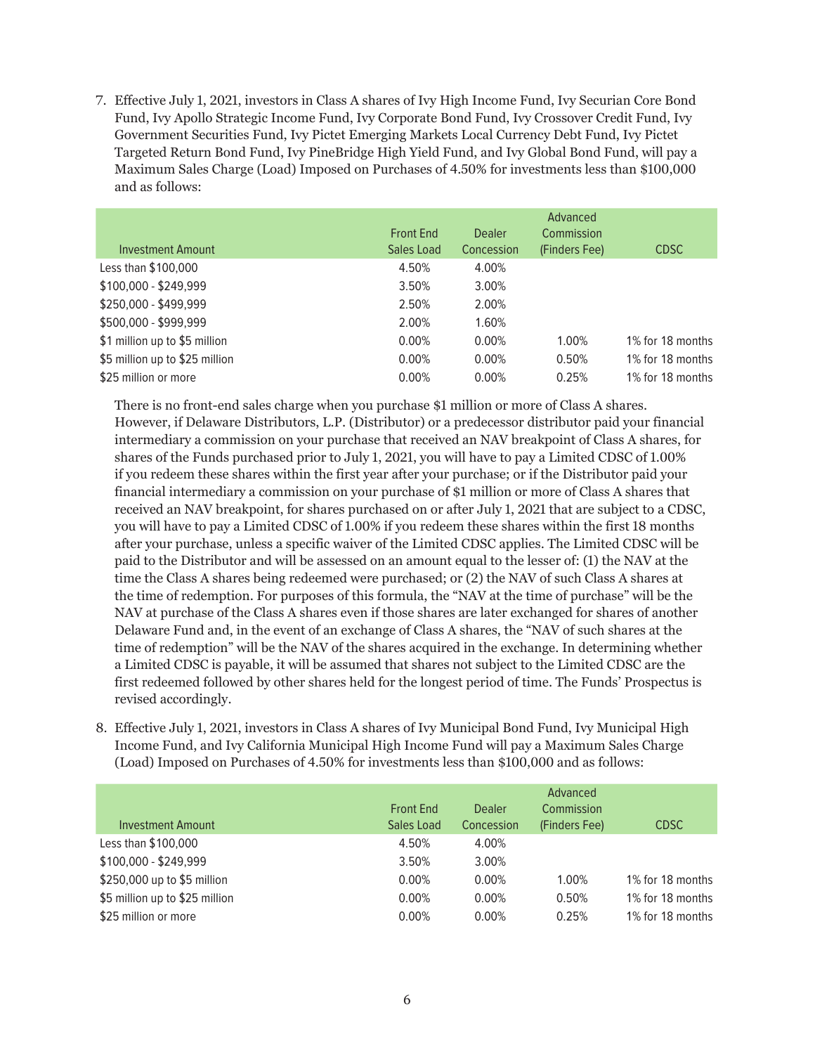7. Effective July 1, 2021, investors in Class A shares of Ivy High Income Fund, Ivy Securian Core Bond Fund, Ivy Apollo Strategic Income Fund, Ivy Corporate Bond Fund, Ivy Crossover Credit Fund, Ivy Government Securities Fund, Ivy Pictet Emerging Markets Local Currency Debt Fund, Ivy Pictet Targeted Return Bond Fund, Ivy PineBridge High Yield Fund, and Ivy Global Bond Fund, will pay a Maximum Sales Charge (Load) Imposed on Purchases of 4.50% for investments less than $100,000 and as follows:

| Investment Amount | Front End Sales Load | Dealer Concession | Advanced Commission (Finders Fee) | CDSC |
|---|---|---|---|---|
| Less than $100,000 | 4.50% | 4.00% | | |
| $100,000 - $249,999 | 3.50% | 3.00% | | |
| $250,000 - $499,999 | 2.50% | 2.00% | | |
| $500,000 - $999,999 | 2.00% | 1.60% | | |
| $1 million up to $5 million | 0.00% | 0.00% | 1.00% | 1% for 18 months |
| $5 million up to $25 million | 0.00% | 0.00% | 0.50% | 1% for 18 months |
| $25 million or more | 0.00% | 0.00% | 0.25% | 1% for 18 months |

There is no front-end sales charge when you purchase $1 million or more of Class A shares. However, if Delaware Distributors, L.P. (Distributor) or a predecessor distributor paid your financial intermediary a commission on your purchase that received an NAV breakpoint of Class A shares, for shares of the Funds purchased prior to July 1, 2021, you will have to pay a Limited CDSC of 1.00% if you redeem these shares within the first year after your purchase; or if the Distributor paid your financial intermediary a commission on your purchase of $1 million or more of Class A shares that received an NAV breakpoint, for shares purchased on or after July 1, 2021 that are subject to a CDSC, you will have to pay a Limited CDSC of 1.00% if you redeem these shares within the first 18 months after your purchase, unless a specific waiver of the Limited CDSC applies. The Limited CDSC will be paid to the Distributor and will be assessed on an amount equal to the lesser of: (1) the NAV at the time the Class A shares being redeemed were purchased; or (2) the NAV of such Class A shares at the time of redemption. For purposes of this formula, the "NAV at the time of purchase" will be the NAV at purchase of the Class A shares even if those shares are later exchanged for shares of another Delaware Fund and, in the event of an exchange of Class A shares, the "NAV of such shares at the time of redemption" will be the NAV of the shares acquired in the exchange. In determining whether a Limited CDSC is payable, it will be assumed that shares not subject to the Limited CDSC are the first redeemed followed by other shares held for the longest period of time. The Funds' Prospectus is revised accordingly.

8. Effective July 1, 2021, investors in Class A shares of Ivy Municipal Bond Fund, Ivy Municipal High Income Fund, and Ivy California Municipal High Income Fund will pay a Maximum Sales Charge (Load) Imposed on Purchases of 4.50% for investments less than $100,000 and as follows:

| Investment Amount | Front End Sales Load | Dealer Concession | Advanced Commission (Finders Fee) | CDSC |
|---|---|---|---|---|
| Less than $100,000 | 4.50% | 4.00% | | |
| $100,000 - $249,999 | 3.50% | 3.00% | | |
| $250,000 up to $5 million | 0.00% | 0.00% | 1.00% | 1% for 18 months |
| $5 million up to $25 million | 0.00% | 0.00% | 0.50% | 1% for 18 months |
| $25 million or more | 0.00% | 0.00% | 0.25% | 1% for 18 months |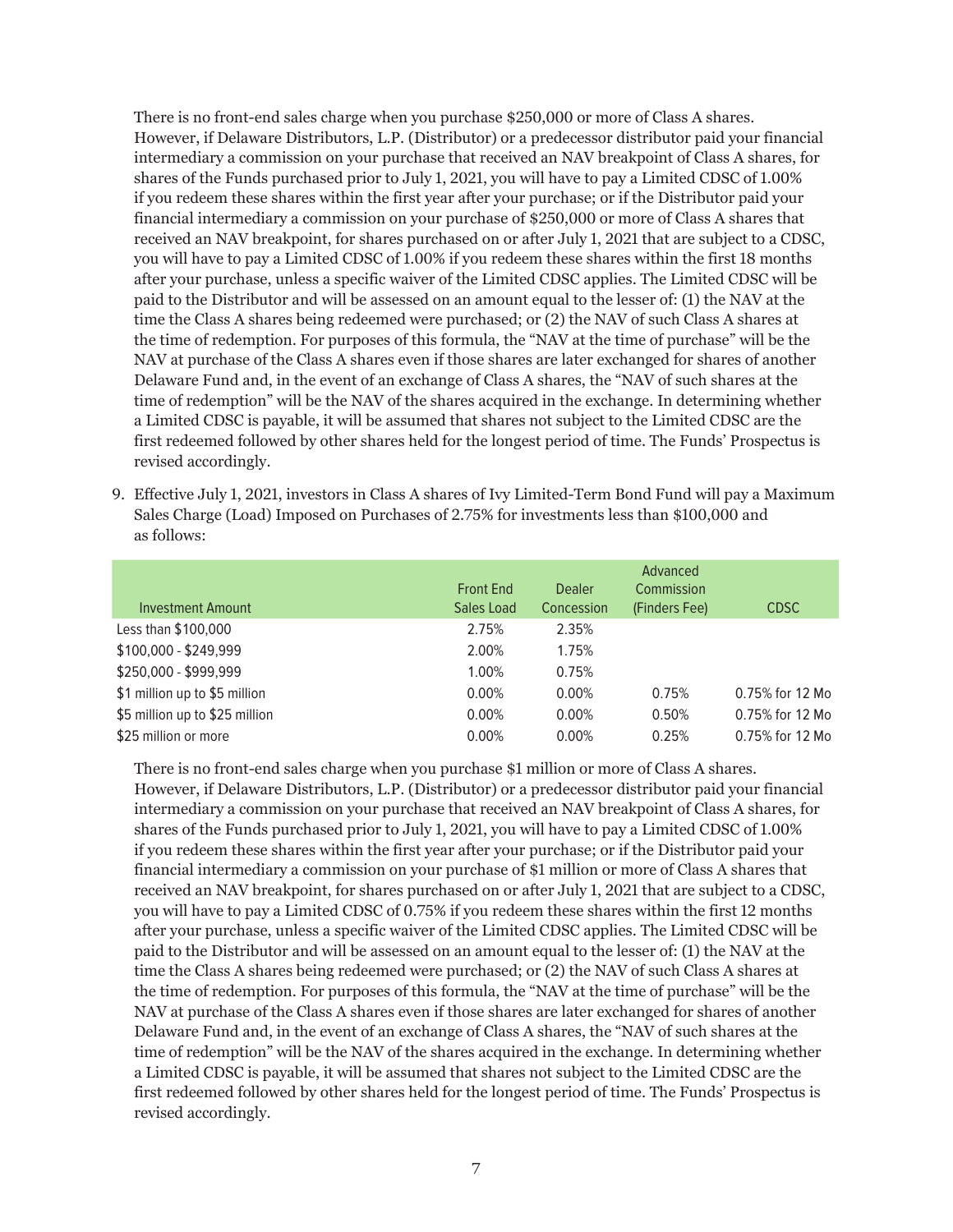There is no front-end sales charge when you purchase $250,000 or more of Class A shares. However, if Delaware Distributors, L.P. (Distributor) or a predecessor distributor paid your financial intermediary a commission on your purchase that received an NAV breakpoint of Class A shares, for shares of the Funds purchased prior to July 1, 2021, you will have to pay a Limited CDSC of 1.00% if you redeem these shares within the first year after your purchase; or if the Distributor paid your financial intermediary a commission on your purchase of $250,000 or more of Class A shares that received an NAV breakpoint, for shares purchased on or after July 1, 2021 that are subject to a CDSC, you will have to pay a Limited CDSC of 1.00% if you redeem these shares within the first 18 months after your purchase, unless a specific waiver of the Limited CDSC applies. The Limited CDSC will be paid to the Distributor and will be assessed on an amount equal to the lesser of: (1) the NAV at the time the Class A shares being redeemed were purchased; or (2) the NAV of such Class A shares at the time of redemption. For purposes of this formula, the "NAV at the time of purchase" will be the NAV at purchase of the Class A shares even if those shares are later exchanged for shares of another Delaware Fund and, in the event of an exchange of Class A shares, the "NAV of such shares at the time of redemption" will be the NAV of the shares acquired in the exchange. In determining whether a Limited CDSC is payable, it will be assumed that shares not subject to the Limited CDSC are the first redeemed followed by other shares held for the longest period of time. The Funds' Prospectus is revised accordingly.

9. Effective July 1, 2021, investors in Class A shares of Ivy Limited-Term Bond Fund will pay a Maximum Sales Charge (Load) Imposed on Purchases of 2.75% for investments less than $100,000 and as follows:

| Investment Amount | Front End Sales Load | Dealer Concession | Advanced Commission (Finders Fee) | CDSC |
|---|---|---|---|---|
| Less than $100,000 | 2.75% | 2.35% | | |
| $100,000 - $249,999 | 2.00% | 1.75% | | |
| $250,000 - $999,999 | 1.00% | 0.75% | | |
| $1 million up to $5 million | 0.00% | 0.00% | 0.75% | 0.75% for 12 Mo |
| $5 million up to $25 million | 0.00% | 0.00% | 0.50% | 0.75% for 12 Mo |
| $25 million or more | 0.00% | 0.00% | 0.25% | 0.75% for 12 Mo |

There is no front-end sales charge when you purchase $1 million or more of Class A shares. However, if Delaware Distributors, L.P. (Distributor) or a predecessor distributor paid your financial intermediary a commission on your purchase that received an NAV breakpoint of Class A shares, for shares of the Funds purchased prior to July 1, 2021, you will have to pay a Limited CDSC of 1.00% if you redeem these shares within the first year after your purchase; or if the Distributor paid your financial intermediary a commission on your purchase of $1 million or more of Class A shares that received an NAV breakpoint, for shares purchased on or after July 1, 2021 that are subject to a CDSC, you will have to pay a Limited CDSC of 0.75% if you redeem these shares within the first 12 months after your purchase, unless a specific waiver of the Limited CDSC applies. The Limited CDSC will be paid to the Distributor and will be assessed on an amount equal to the lesser of: (1) the NAV at the time the Class A shares being redeemed were purchased; or (2) the NAV of such Class A shares at the time of redemption. For purposes of this formula, the "NAV at the time of purchase" will be the NAV at purchase of the Class A shares even if those shares are later exchanged for shares of another Delaware Fund and, in the event of an exchange of Class A shares, the "NAV of such shares at the time of redemption" will be the NAV of the shares acquired in the exchange. In determining whether a Limited CDSC is payable, it will be assumed that shares not subject to the Limited CDSC are the first redeemed followed by other shares held for the longest period of time. The Funds' Prospectus is revised accordingly.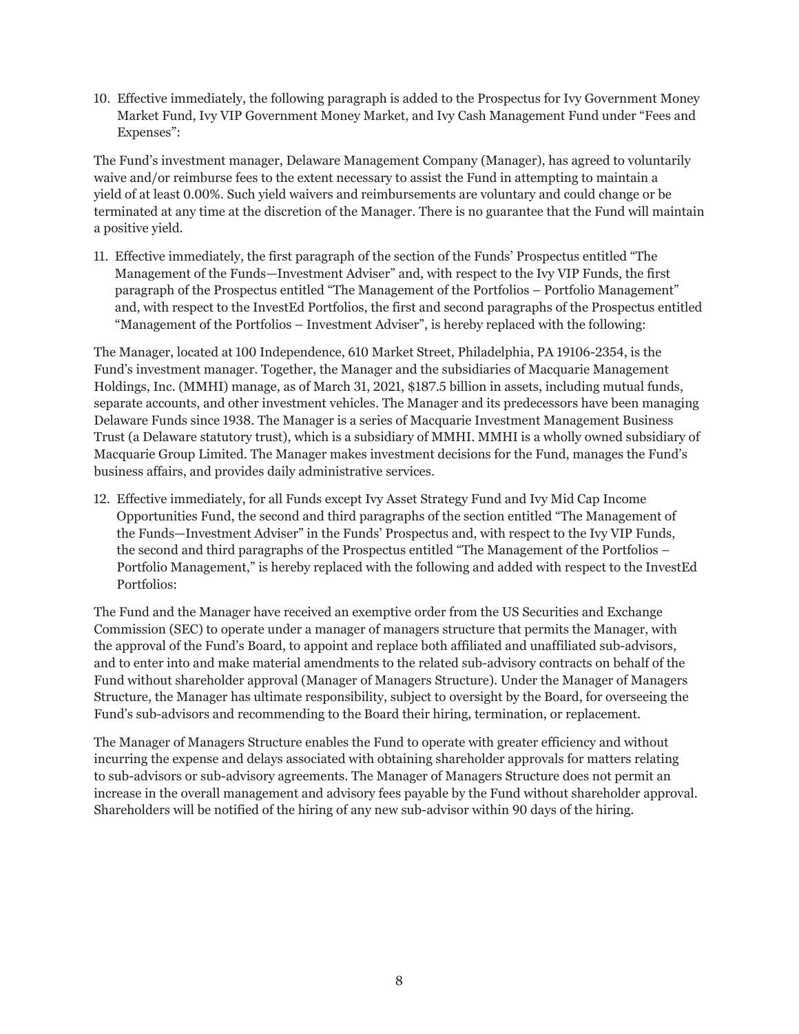10. Effective immediately, the following paragraph is added to the Prospectus for Ivy Government Money Market Fund, Ivy VIP Government Money Market, and Ivy Cash Management Fund under "Fees and Expenses":

The Fund's investment manager, Delaware Management Company (Manager), has agreed to voluntarily waive and/or reimburse fees to the extent necessary to assist the Fund in attempting to maintain a yield of at least 0.00%. Such yield waivers and reimbursements are voluntary and could change or be terminated at any time at the discretion of the Manager. There is no guarantee that the Fund will maintain a positive yield.

11. Effective immediately, the first paragraph of the section of the Funds' Prospectus entitled "The Management of the Funds—Investment Adviser" and, with respect to the Ivy VIP Funds, the first paragraph of the Prospectus entitled "The Management of the Portfolios – Portfolio Management" and, with respect to the InvestEd Portfolios, the first and second paragraphs of the Prospectus entitled "Management of the Portfolios – Investment Adviser", is hereby replaced with the following:

The Manager, located at 100 Independence, 610 Market Street, Philadelphia, PA 19106-2354, is the Fund's investment manager. Together, the Manager and the subsidiaries of Macquarie Management Holdings, Inc. (MMHI) manage, as of March 31, 2021, $187.5 billion in assets, including mutual funds, separate accounts, and other investment vehicles. The Manager and its predecessors have been managing Delaware Funds since 1938. The Manager is a series of Macquarie Investment Management Business Trust (a Delaware statutory trust), which is a subsidiary of MMHI. MMHI is a wholly owned subsidiary of Macquarie Group Limited. The Manager makes investment decisions for the Fund, manages the Fund's business affairs, and provides daily administrative services.

12. Effective immediately, for all Funds except Ivy Asset Strategy Fund and Ivy Mid Cap Income Opportunities Fund, the second and third paragraphs of the section entitled "The Management of the Funds—Investment Adviser" in the Funds' Prospectus and, with respect to the Ivy VIP Funds, the second and third paragraphs of the Prospectus entitled "The Management of the Portfolios – Portfolio Management," is hereby replaced with the following and added with respect to the InvestEd Portfolios:

The Fund and the Manager have received an exemptive order from the US Securities and Exchange Commission (SEC) to operate under a manager of managers structure that permits the Manager, with the approval of the Fund's Board, to appoint and replace both affiliated and unaffiliated sub-advisors, and to enter into and make material amendments to the related sub-advisory contracts on behalf of the Fund without shareholder approval (Manager of Managers Structure). Under the Manager of Managers Structure, the Manager has ultimate responsibility, subject to oversight by the Board, for overseeing the Fund's sub-advisors and recommending to the Board their hiring, termination, or replacement.

The Manager of Managers Structure enables the Fund to operate with greater efficiency and without incurring the expense and delays associated with obtaining shareholder approvals for matters relating to sub-advisors or sub-advisory agreements. The Manager of Managers Structure does not permit an increase in the overall management and advisory fees payable by the Fund without shareholder approval. Shareholders will be notified of the hiring of any new sub-advisor within 90 days of the hiring.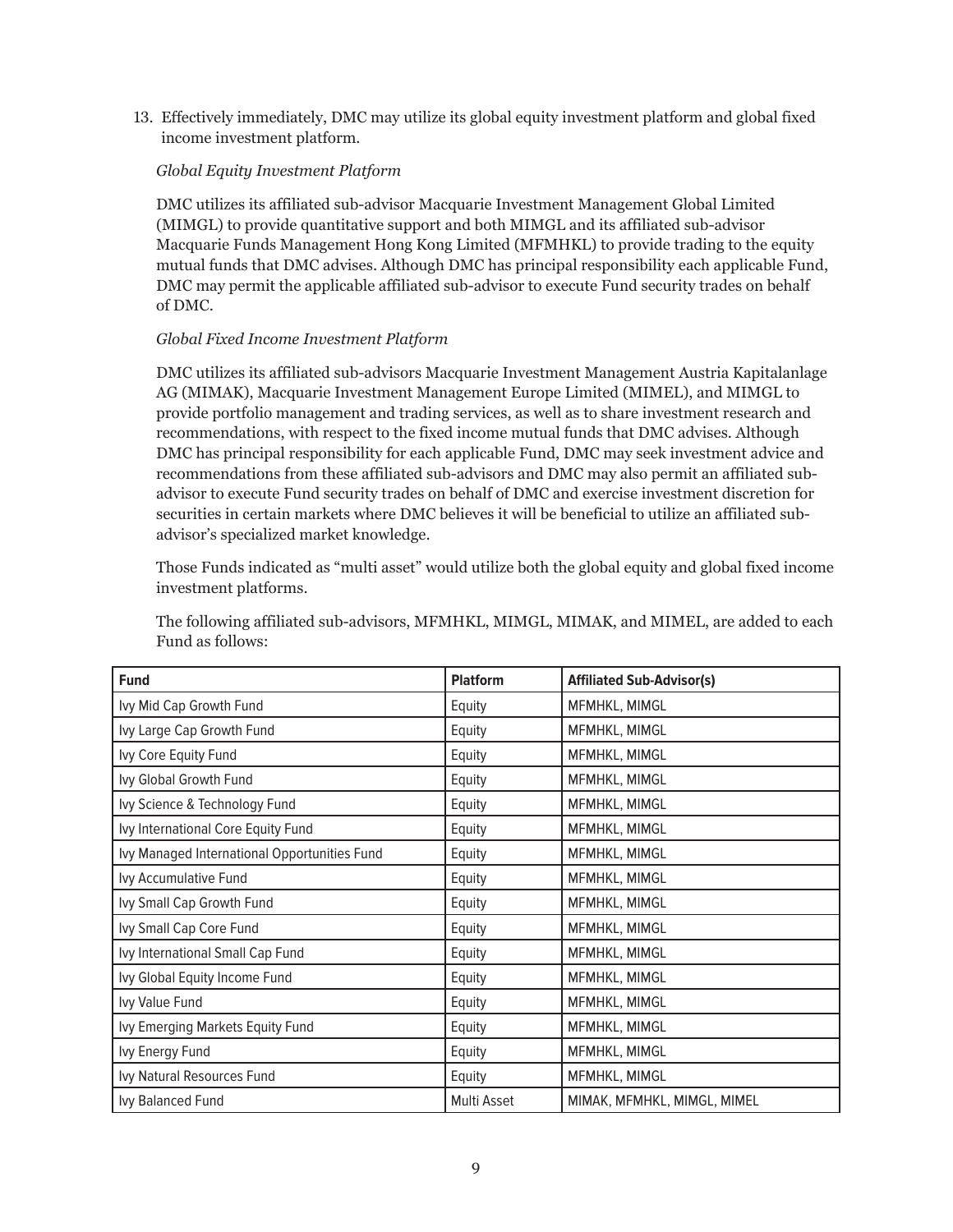13. Effectively immediately, DMC may utilize its global equity investment platform and global fixed income investment platform.

*Global Equity Investment Platform*

DMC utilizes its affiliated sub-advisor Macquarie Investment Management Global Limited (MIMGL) to provide quantitative support and both MIMGL and its affiliated sub-advisor Macquarie Funds Management Hong Kong Limited (MFMHKL) to provide trading to the equity mutual funds that DMC advises. Although DMC has principal responsibility each applicable Fund, DMC may permit the applicable affiliated sub-advisor to execute Fund security trades on behalf of DMC.

*Global Fixed Income Investment Platform*

DMC utilizes its affiliated sub-advisors Macquarie Investment Management Austria Kapitalanlage AG (MIMAK), Macquarie Investment Management Europe Limited (MIMEL), and MIMGL to provide portfolio management and trading services, as well as to share investment research and recommendations, with respect to the fixed income mutual funds that DMC advises. Although DMC has principal responsibility for each applicable Fund, DMC may seek investment advice and recommendations from these affiliated sub-advisors and DMC may also permit an affiliated sub-advisor to execute Fund security trades on behalf of DMC and exercise investment discretion for securities in certain markets where DMC believes it will be beneficial to utilize an affiliated sub-advisor's specialized market knowledge.

Those Funds indicated as "multi asset" would utilize both the global equity and global fixed income investment platforms.

The following affiliated sub-advisors, MFMHKL, MIMGL, MIMAK, and MIMEL, are added to each Fund as follows:

| Fund | Platform | Affiliated Sub-Advisor(s) |
|---|---|---|
| Ivy Mid Cap Growth Fund | Equity | MFMHKL, MIMGL |
| Ivy Large Cap Growth Fund | Equity | MFMHKL, MIMGL |
| Ivy Core Equity Fund | Equity | MFMHKL, MIMGL |
| Ivy Global Growth Fund | Equity | MFMHKL, MIMGL |
| Ivy Science & Technology Fund | Equity | MFMHKL, MIMGL |
| Ivy International Core Equity Fund | Equity | MFMHKL, MIMGL |
| Ivy Managed International Opportunities Fund | Equity | MFMHKL, MIMGL |
| Ivy Accumulative Fund | Equity | MFMHKL, MIMGL |
| Ivy Small Cap Growth Fund | Equity | MFMHKL, MIMGL |
| Ivy Small Cap Core Fund | Equity | MFMHKL, MIMGL |
| Ivy International Small Cap Fund | Equity | MFMHKL, MIMGL |
| Ivy Global Equity Income Fund | Equity | MFMHKL, MIMGL |
| Ivy Value Fund | Equity | MFMHKL, MIMGL |
| Ivy Emerging Markets Equity Fund | Equity | MFMHKL, MIMGL |
| Ivy Energy Fund | Equity | MFMHKL, MIMGL |
| Ivy Natural Resources Fund | Equity | MFMHKL, MIMGL |
| Ivy Balanced Fund | Multi Asset | MIMAK, MFMHKL, MIMGL, MIMEL |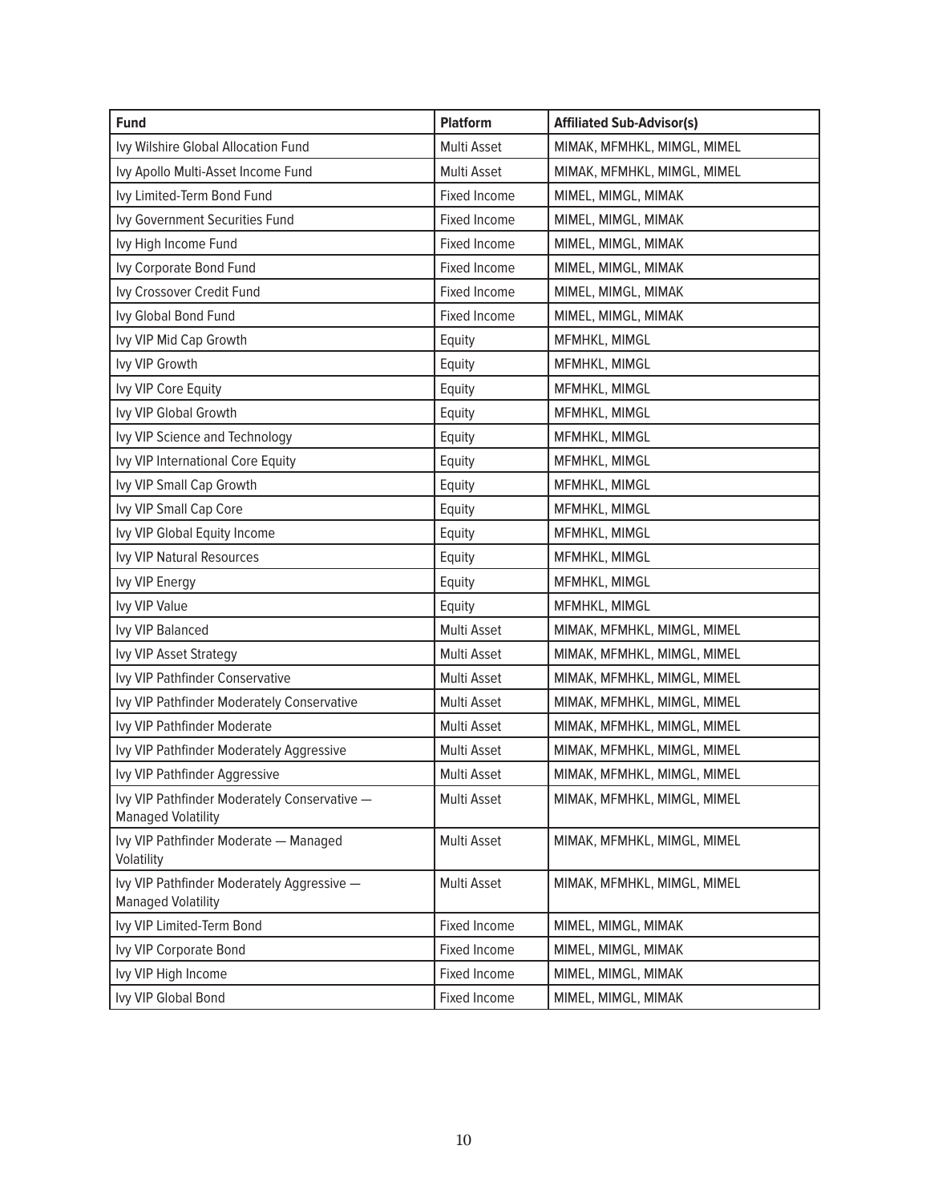| Fund | Platform | Affiliated Sub-Advisor(s) |
|---|---|---|
| Ivy Wilshire Global Allocation Fund | Multi Asset | MIMAK, MFMHKL, MIMGL, MIMEL |
| Ivy Apollo Multi-Asset Income Fund | Multi Asset | MIMAK, MFMHKL, MIMGL, MIMEL |
| Ivy Limited-Term Bond Fund | Fixed Income | MIMEL, MIMGL, MIMAK |
| Ivy Government Securities Fund | Fixed Income | MIMEL, MIMGL, MIMAK |
| Ivy High Income Fund | Fixed Income | MIMEL, MIMGL, MIMAK |
| Ivy Corporate Bond Fund | Fixed Income | MIMEL, MIMGL, MIMAK |
| Ivy Crossover Credit Fund | Fixed Income | MIMEL, MIMGL, MIMAK |
| Ivy Global Bond Fund | Fixed Income | MIMEL, MIMGL, MIMAK |
| Ivy VIP Mid Cap Growth | Equity | MFMHKL, MIMGL |
| Ivy VIP Growth | Equity | MFMHKL, MIMGL |
| Ivy VIP Core Equity | Equity | MFMHKL, MIMGL |
| Ivy VIP Global Growth | Equity | MFMHKL, MIMGL |
| Ivy VIP Science and Technology | Equity | MFMHKL, MIMGL |
| Ivy VIP International Core Equity | Equity | MFMHKL, MIMGL |
| Ivy VIP Small Cap Growth | Equity | MFMHKL, MIMGL |
| Ivy VIP Small Cap Core | Equity | MFMHKL, MIMGL |
| Ivy VIP Global Equity Income | Equity | MFMHKL, MIMGL |
| Ivy VIP Natural Resources | Equity | MFMHKL, MIMGL |
| Ivy VIP Energy | Equity | MFMHKL, MIMGL |
| Ivy VIP Value | Equity | MFMHKL, MIMGL |
| Ivy VIP Balanced | Multi Asset | MIMAK, MFMHKL, MIMGL, MIMEL |
| Ivy VIP Asset Strategy | Multi Asset | MIMAK, MFMHKL, MIMGL, MIMEL |
| Ivy VIP Pathfinder Conservative | Multi Asset | MIMAK, MFMHKL, MIMGL, MIMEL |
| Ivy VIP Pathfinder Moderately Conservative | Multi Asset | MIMAK, MFMHKL, MIMGL, MIMEL |
| Ivy VIP Pathfinder Moderate | Multi Asset | MIMAK, MFMHKL, MIMGL, MIMEL |
| Ivy VIP Pathfinder Moderately Aggressive | Multi Asset | MIMAK, MFMHKL, MIMGL, MIMEL |
| Ivy VIP Pathfinder Aggressive | Multi Asset | MIMAK, MFMHKL, MIMGL, MIMEL |
| Ivy VIP Pathfinder Moderately Conservative — Managed Volatility | Multi Asset | MIMAK, MFMHKL, MIMGL, MIMEL |
| Ivy VIP Pathfinder Moderate — Managed Volatility | Multi Asset | MIMAK, MFMHKL, MIMGL, MIMEL |
| Ivy VIP Pathfinder Moderately Aggressive — Managed Volatility | Multi Asset | MIMAK, MFMHKL, MIMGL, MIMEL |
| Ivy VIP Limited-Term Bond | Fixed Income | MIMEL, MIMGL, MIMAK |
| Ivy VIP Corporate Bond | Fixed Income | MIMEL, MIMGL, MIMAK |
| Ivy VIP High Income | Fixed Income | MIMEL, MIMGL, MIMAK |
| Ivy VIP Global Bond | Fixed Income | MIMEL, MIMGL, MIMAK |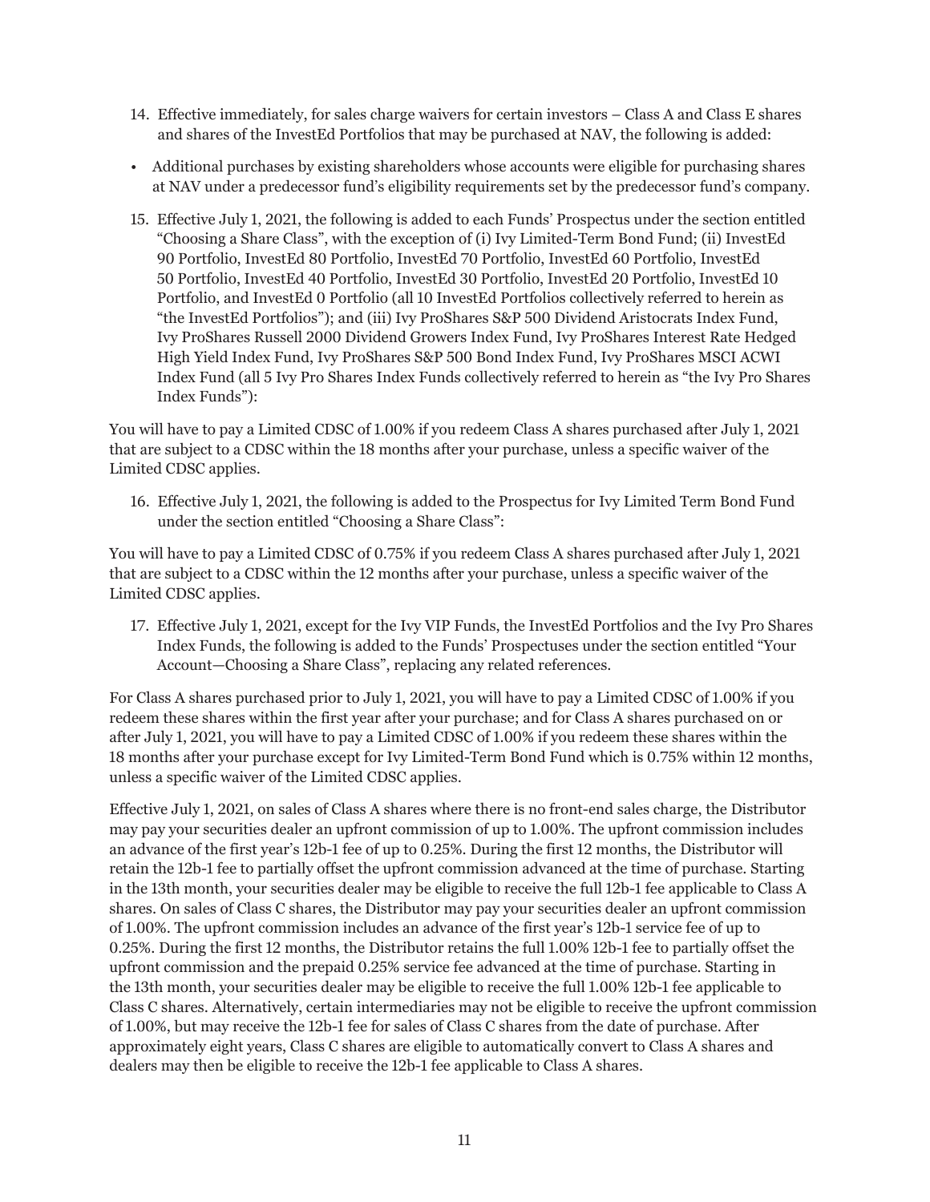14. Effective immediately, for sales charge waivers for certain investors – Class A and Class E shares and shares of the InvestEd Portfolios that may be purchased at NAV, the following is added:

- Additional purchases by existing shareholders whose accounts were eligible for purchasing shares at NAV under a predecessor fund's eligibility requirements set by the predecessor fund's company.

15. Effective July 1, 2021, the following is added to each Funds' Prospectus under the section entitled "Choosing a Share Class", with the exception of (i) Ivy Limited-Term Bond Fund; (ii) InvestEd 90 Portfolio, InvestEd 80 Portfolio, InvestEd 70 Portfolio, InvestEd 60 Portfolio, InvestEd 50 Portfolio, InvestEd 40 Portfolio, InvestEd 30 Portfolio, InvestEd 20 Portfolio, InvestEd 10 Portfolio, and InvestEd 0 Portfolio (all 10 InvestEd Portfolios collectively referred to herein as "the InvestEd Portfolios"); and (iii) Ivy ProShares S&P 500 Dividend Aristocrats Index Fund, Ivy ProShares Russell 2000 Dividend Growers Index Fund, Ivy ProShares Interest Rate Hedged High Yield Index Fund, Ivy ProShares S&P 500 Bond Index Fund, Ivy ProShares MSCI ACWI Index Fund (all 5 Ivy Pro Shares Index Funds collectively referred to herein as "the Ivy Pro Shares Index Funds"):

You will have to pay a Limited CDSC of 1.00% if you redeem Class A shares purchased after July 1, 2021 that are subject to a CDSC within the 18 months after your purchase, unless a specific waiver of the Limited CDSC applies.

16. Effective July 1, 2021, the following is added to the Prospectus for Ivy Limited Term Bond Fund under the section entitled "Choosing a Share Class":

You will have to pay a Limited CDSC of 0.75% if you redeem Class A shares purchased after July 1, 2021 that are subject to a CDSC within the 12 months after your purchase, unless a specific waiver of the Limited CDSC applies.

17. Effective July 1, 2021, except for the Ivy VIP Funds, the InvestEd Portfolios and the Ivy Pro Shares Index Funds, the following is added to the Funds' Prospectuses under the section entitled "Your Account—Choosing a Share Class", replacing any related references.

For Class A shares purchased prior to July 1, 2021, you will have to pay a Limited CDSC of 1.00% if you redeem these shares within the first year after your purchase; and for Class A shares purchased on or after July 1, 2021, you will have to pay a Limited CDSC of 1.00% if you redeem these shares within the 18 months after your purchase except for Ivy Limited-Term Bond Fund which is 0.75% within 12 months, unless a specific waiver of the Limited CDSC applies.

Effective July 1, 2021, on sales of Class A shares where there is no front-end sales charge, the Distributor may pay your securities dealer an upfront commission of up to 1.00%. The upfront commission includes an advance of the first year's 12b-1 fee of up to 0.25%. During the first 12 months, the Distributor will retain the 12b-1 fee to partially offset the upfront commission advanced at the time of purchase. Starting in the 13th month, your securities dealer may be eligible to receive the full 12b-1 fee applicable to Class A shares. On sales of Class C shares, the Distributor may pay your securities dealer an upfront commission of 1.00%. The upfront commission includes an advance of the first year's 12b-1 service fee of up to 0.25%. During the first 12 months, the Distributor retains the full 1.00% 12b-1 fee to partially offset the upfront commission and the prepaid 0.25% service fee advanced at the time of purchase. Starting in the 13th month, your securities dealer may be eligible to receive the full 1.00% 12b-1 fee applicable to Class C shares. Alternatively, certain intermediaries may not be eligible to receive the upfront commission of 1.00%, but may receive the 12b-1 fee for sales of Class C shares from the date of purchase. After approximately eight years, Class C shares are eligible to automatically convert to Class A shares and dealers may then be eligible to receive the 12b-1 fee applicable to Class A shares.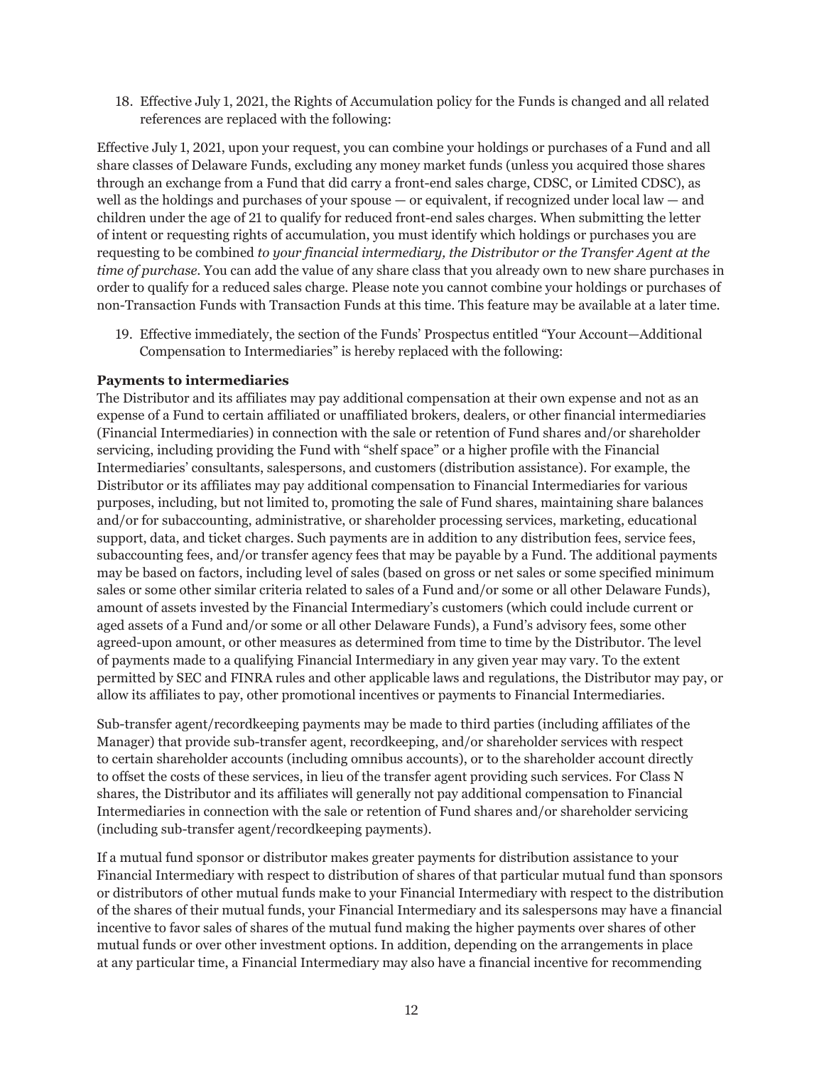18. Effective July 1, 2021, the Rights of Accumulation policy for the Funds is changed and all related references are replaced with the following:

Effective July 1, 2021, upon your request, you can combine your holdings or purchases of a Fund and all share classes of Delaware Funds, excluding any money market funds (unless you acquired those shares through an exchange from a Fund that did carry a front-end sales charge, CDSC, or Limited CDSC), as well as the holdings and purchases of your spouse — or equivalent, if recognized under local law — and children under the age of 21 to qualify for reduced front-end sales charges. When submitting the letter of intent or requesting rights of accumulation, you must identify which holdings or purchases you are requesting to be combined *to your financial intermediary, the Distributor or the Transfer Agent at the time of purchase*. You can add the value of any share class that you already own to new share purchases in order to qualify for a reduced sales charge. Please note you cannot combine your holdings or purchases of non-Transaction Funds with Transaction Funds at this time. This feature may be available at a later time.

19. Effective immediately, the section of the Funds' Prospectus entitled "Your Account—Additional Compensation to Intermediaries" is hereby replaced with the following:

**Payments to intermediaries**

The Distributor and its affiliates may pay additional compensation at their own expense and not as an expense of a Fund to certain affiliated or unaffiliated brokers, dealers, or other financial intermediaries (Financial Intermediaries) in connection with the sale or retention of Fund shares and/or shareholder servicing, including providing the Fund with "shelf space" or a higher profile with the Financial Intermediaries' consultants, salespersons, and customers (distribution assistance). For example, the Distributor or its affiliates may pay additional compensation to Financial Intermediaries for various purposes, including, but not limited to, promoting the sale of Fund shares, maintaining share balances and/or for subaccounting, administrative, or shareholder processing services, marketing, educational support, data, and ticket charges. Such payments are in addition to any distribution fees, service fees, subaccounting fees, and/or transfer agency fees that may be payable by a Fund. The additional payments may be based on factors, including level of sales (based on gross or net sales or some specified minimum sales or some other similar criteria related to sales of a Fund and/or some or all other Delaware Funds), amount of assets invested by the Financial Intermediary's customers (which could include current or aged assets of a Fund and/or some or all other Delaware Funds), a Fund's advisory fees, some other agreed-upon amount, or other measures as determined from time to time by the Distributor. The level of payments made to a qualifying Financial Intermediary in any given year may vary. To the extent permitted by SEC and FINRA rules and other applicable laws and regulations, the Distributor may pay, or allow its affiliates to pay, other promotional incentives or payments to Financial Intermediaries.

Sub-transfer agent/recordkeeping payments may be made to third parties (including affiliates of the Manager) that provide sub-transfer agent, recordkeeping, and/or shareholder services with respect to certain shareholder accounts (including omnibus accounts), or to the shareholder account directly to offset the costs of these services, in lieu of the transfer agent providing such services. For Class N shares, the Distributor and its affiliates will generally not pay additional compensation to Financial Intermediaries in connection with the sale or retention of Fund shares and/or shareholder servicing (including sub-transfer agent/recordkeeping payments).

If a mutual fund sponsor or distributor makes greater payments for distribution assistance to your Financial Intermediary with respect to distribution of shares of that particular mutual fund than sponsors or distributors of other mutual funds make to your Financial Intermediary with respect to the distribution of the shares of their mutual funds, your Financial Intermediary and its salespersons may have a financial incentive to favor sales of shares of the mutual fund making the higher payments over shares of other mutual funds or over other investment options. In addition, depending on the arrangements in place at any particular time, a Financial Intermediary may also have a financial incentive for recommending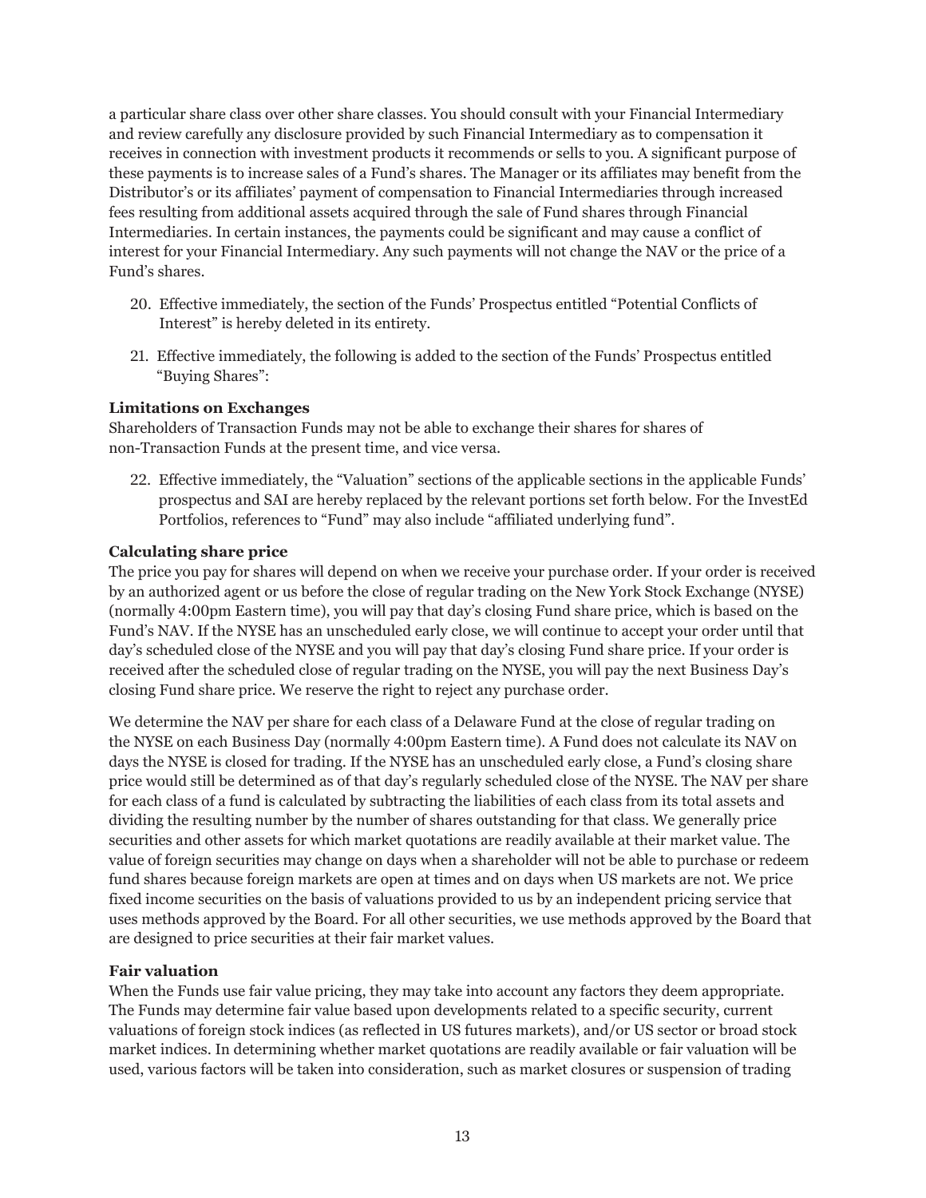a particular share class over other share classes. You should consult with your Financial Intermediary and review carefully any disclosure provided by such Financial Intermediary as to compensation it receives in connection with investment products it recommends or sells to you. A significant purpose of these payments is to increase sales of a Fund's shares. The Manager or its affiliates may benefit from the Distributor's or its affiliates' payment of compensation to Financial Intermediaries through increased fees resulting from additional assets acquired through the sale of Fund shares through Financial Intermediaries. In certain instances, the payments could be significant and may cause a conflict of interest for your Financial Intermediary. Any such payments will not change the NAV or the price of a Fund's shares.

20. Effective immediately, the section of the Funds' Prospectus entitled "Potential Conflicts of Interest" is hereby deleted in its entirety.

21. Effective immediately, the following is added to the section of the Funds' Prospectus entitled "Buying Shares":

**Limitations on Exchanges**

Shareholders of Transaction Funds may not be able to exchange their shares for shares of non-Transaction Funds at the present time, and vice versa.

22. Effective immediately, the "Valuation" sections of the applicable sections in the applicable Funds' prospectus and SAI are hereby replaced by the relevant portions set forth below. For the InvestEd Portfolios, references to "Fund" may also include "affiliated underlying fund".

**Calculating share price**

The price you pay for shares will depend on when we receive your purchase order. If your order is received by an authorized agent or us before the close of regular trading on the New York Stock Exchange (NYSE) (normally 4:00pm Eastern time), you will pay that day's closing Fund share price, which is based on the Fund's NAV. If the NYSE has an unscheduled early close, we will continue to accept your order until that day's scheduled close of the NYSE and you will pay that day's closing Fund share price. If your order is received after the scheduled close of regular trading on the NYSE, you will pay the next Business Day's closing Fund share price. We reserve the right to reject any purchase order.

We determine the NAV per share for each class of a Delaware Fund at the close of regular trading on the NYSE on each Business Day (normally 4:00pm Eastern time). A Fund does not calculate its NAV on days the NYSE is closed for trading. If the NYSE has an unscheduled early close, a Fund's closing share price would still be determined as of that day's regularly scheduled close of the NYSE. The NAV per share for each class of a fund is calculated by subtracting the liabilities of each class from its total assets and dividing the resulting number by the number of shares outstanding for that class. We generally price securities and other assets for which market quotations are readily available at their market value. The value of foreign securities may change on days when a shareholder will not be able to purchase or redeem fund shares because foreign markets are open at times and on days when US markets are not. We price fixed income securities on the basis of valuations provided to us by an independent pricing service that uses methods approved by the Board. For all other securities, we use methods approved by the Board that are designed to price securities at their fair market values.

**Fair valuation**

When the Funds use fair value pricing, they may take into account any factors they deem appropriate. The Funds may determine fair value based upon developments related to a specific security, current valuations of foreign stock indices (as reflected in US futures markets), and/or US sector or broad stock market indices. In determining whether market quotations are readily available or fair valuation will be used, various factors will be taken into consideration, such as market closures or suspension of trading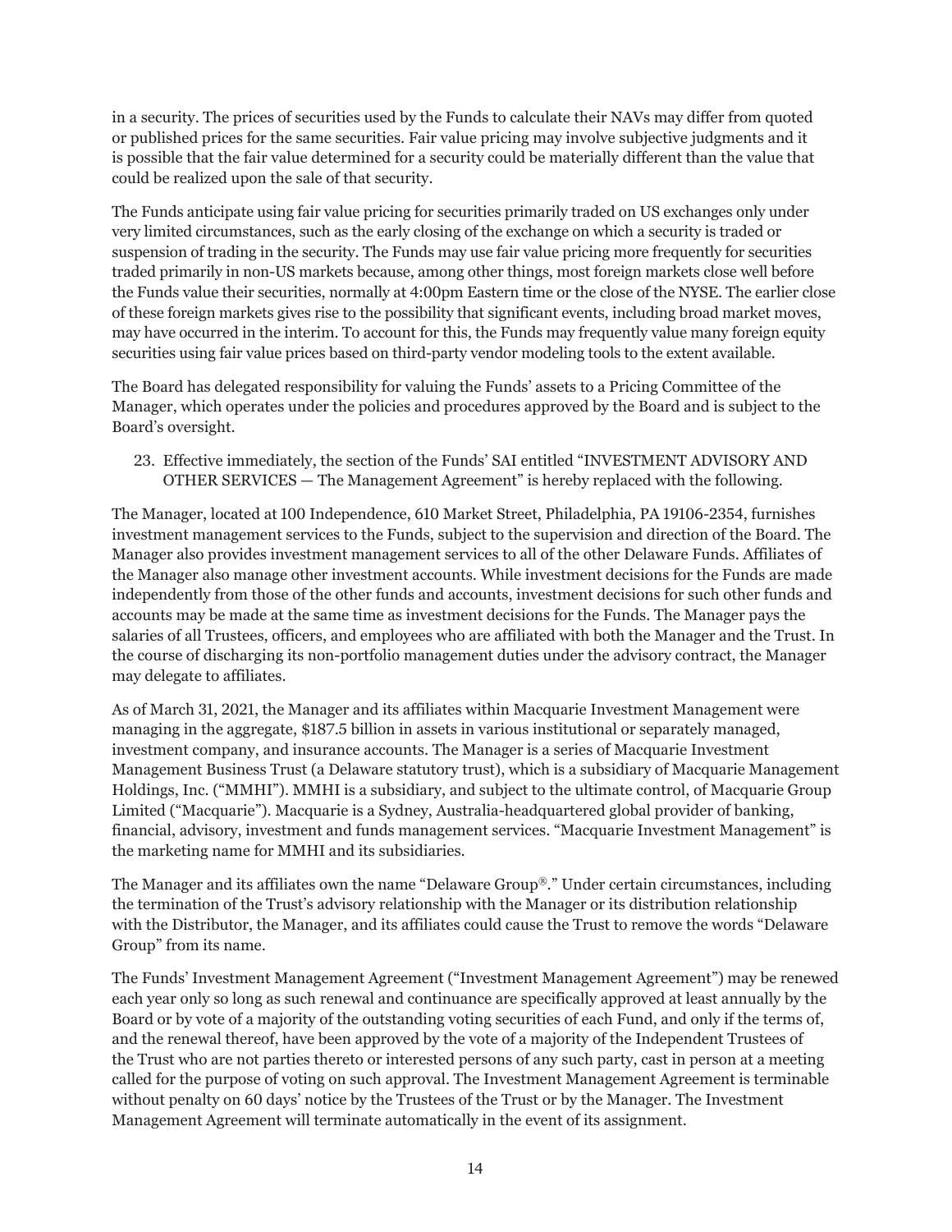in a security. The prices of securities used by the Funds to calculate their NAVs may differ from quoted or published prices for the same securities. Fair value pricing may involve subjective judgments and it is possible that the fair value determined for a security could be materially different than the value that could be realized upon the sale of that security.

The Funds anticipate using fair value pricing for securities primarily traded on US exchanges only under very limited circumstances, such as the early closing of the exchange on which a security is traded or suspension of trading in the security. The Funds may use fair value pricing more frequently for securities traded primarily in non-US markets because, among other things, most foreign markets close well before the Funds value their securities, normally at 4:00pm Eastern time or the close of the NYSE. The earlier close of these foreign markets gives rise to the possibility that significant events, including broad market moves, may have occurred in the interim. To account for this, the Funds may frequently value many foreign equity securities using fair value prices based on third-party vendor modeling tools to the extent available.

The Board has delegated responsibility for valuing the Funds' assets to a Pricing Committee of the Manager, which operates under the policies and procedures approved by the Board and is subject to the Board's oversight.

23. Effective immediately, the section of the Funds' SAI entitled "INVESTMENT ADVISORY AND OTHER SERVICES — The Management Agreement" is hereby replaced with the following.

The Manager, located at 100 Independence, 610 Market Street, Philadelphia, PA 19106-2354, furnishes investment management services to the Funds, subject to the supervision and direction of the Board. The Manager also provides investment management services to all of the other Delaware Funds. Affiliates of the Manager also manage other investment accounts. While investment decisions for the Funds are made independently from those of the other funds and accounts, investment decisions for such other funds and accounts may be made at the same time as investment decisions for the Funds. The Manager pays the salaries of all Trustees, officers, and employees who are affiliated with both the Manager and the Trust. In the course of discharging its non-portfolio management duties under the advisory contract, the Manager may delegate to affiliates.

As of March 31, 2021, the Manager and its affiliates within Macquarie Investment Management were managing in the aggregate, $187.5 billion in assets in various institutional or separately managed, investment company, and insurance accounts. The Manager is a series of Macquarie Investment Management Business Trust (a Delaware statutory trust), which is a subsidiary of Macquarie Management Holdings, Inc. ("MMHI"). MMHI is a subsidiary, and subject to the ultimate control, of Macquarie Group Limited ("Macquarie"). Macquarie is a Sydney, Australia-headquartered global provider of banking, financial, advisory, investment and funds management services. "Macquarie Investment Management" is the marketing name for MMHI and its subsidiaries.

The Manager and its affiliates own the name "Delaware Group®." Under certain circumstances, including the termination of the Trust's advisory relationship with the Manager or its distribution relationship with the Distributor, the Manager, and its affiliates could cause the Trust to remove the words "Delaware Group" from its name.

The Funds' Investment Management Agreement ("Investment Management Agreement") may be renewed each year only so long as such renewal and continuance are specifically approved at least annually by the Board or by vote of a majority of the outstanding voting securities of each Fund, and only if the terms of, and the renewal thereof, have been approved by the vote of a majority of the Independent Trustees of the Trust who are not parties thereto or interested persons of any such party, cast in person at a meeting called for the purpose of voting on such approval. The Investment Management Agreement is terminable without penalty on 60 days' notice by the Trustees of the Trust or by the Manager. The Investment Management Agreement will terminate automatically in the event of its assignment.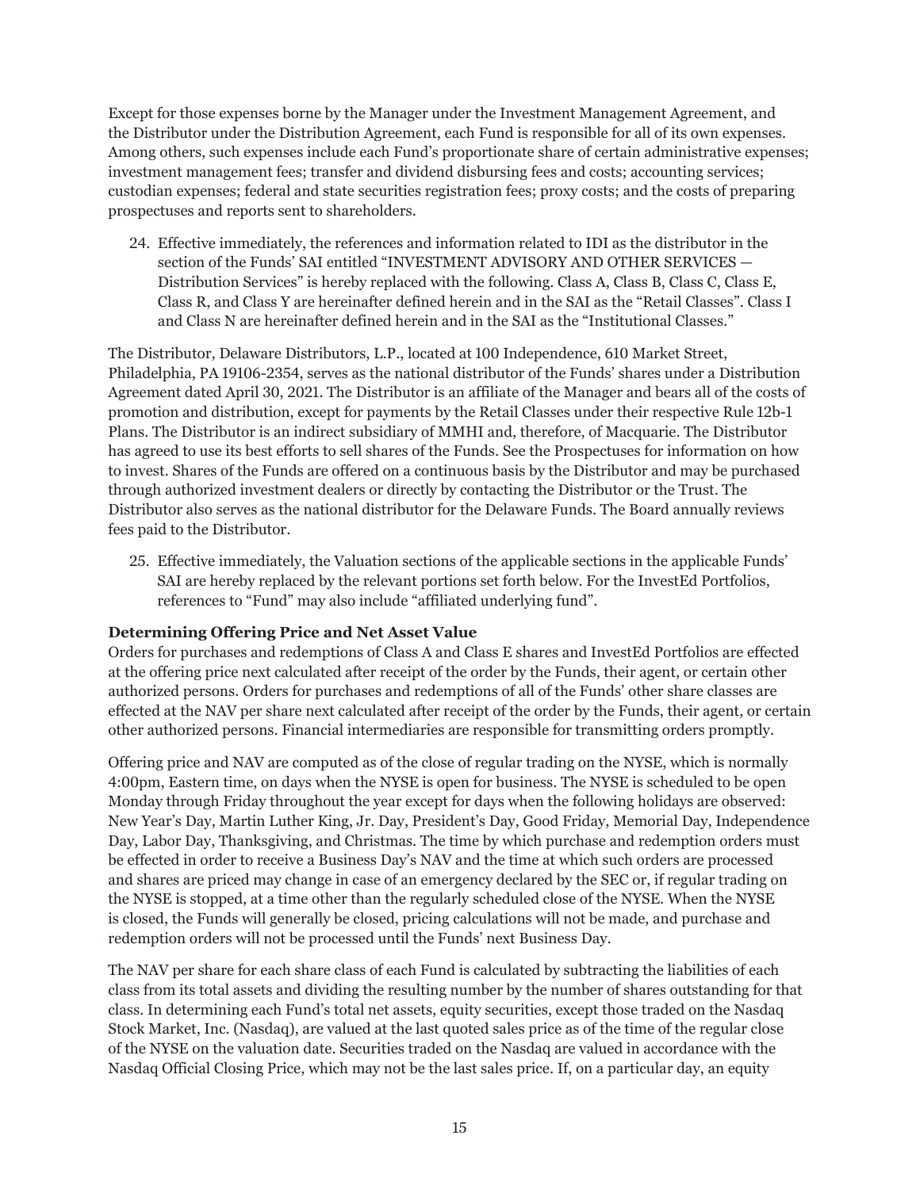Except for those expenses borne by the Manager under the Investment Management Agreement, and the Distributor under the Distribution Agreement, each Fund is responsible for all of its own expenses. Among others, such expenses include each Fund's proportionate share of certain administrative expenses; investment management fees; transfer and dividend disbursing fees and costs; accounting services; custodian expenses; federal and state securities registration fees; proxy costs; and the costs of preparing prospectuses and reports sent to shareholders.

24. Effective immediately, the references and information related to IDI as the distributor in the section of the Funds' SAI entitled "INVESTMENT ADVISORY AND OTHER SERVICES — Distribution Services" is hereby replaced with the following. Class A, Class B, Class C, Class E, Class R, and Class Y are hereinafter defined herein and in the SAI as the "Retail Classes". Class I and Class N are hereinafter defined herein and in the SAI as the "Institutional Classes."

The Distributor, Delaware Distributors, L.P., located at 100 Independence, 610 Market Street, Philadelphia, PA 19106-2354, serves as the national distributor of the Funds' shares under a Distribution Agreement dated April 30, 2021. The Distributor is an affiliate of the Manager and bears all of the costs of promotion and distribution, except for payments by the Retail Classes under their respective Rule 12b-1 Plans. The Distributor is an indirect subsidiary of MMHI and, therefore, of Macquarie. The Distributor has agreed to use its best efforts to sell shares of the Funds. See the Prospectuses for information on how to invest. Shares of the Funds are offered on a continuous basis by the Distributor and may be purchased through authorized investment dealers or directly by contacting the Distributor or the Trust. The Distributor also serves as the national distributor for the Delaware Funds. The Board annually reviews fees paid to the Distributor.

25. Effective immediately, the Valuation sections of the applicable sections in the applicable Funds' SAI are hereby replaced by the relevant portions set forth below. For the InvestEd Portfolios, references to "Fund" may also include "affiliated underlying fund".

**Determining Offering Price and Net Asset Value**

Orders for purchases and redemptions of Class A and Class E shares and InvestEd Portfolios are effected at the offering price next calculated after receipt of the order by the Funds, their agent, or certain other authorized persons. Orders for purchases and redemptions of all of the Funds' other share classes are effected at the NAV per share next calculated after receipt of the order by the Funds, their agent, or certain other authorized persons. Financial intermediaries are responsible for transmitting orders promptly.

Offering price and NAV are computed as of the close of regular trading on the NYSE, which is normally 4:00pm, Eastern time, on days when the NYSE is open for business. The NYSE is scheduled to be open Monday through Friday throughout the year except for days when the following holidays are observed: New Year's Day, Martin Luther King, Jr. Day, President's Day, Good Friday, Memorial Day, Independence Day, Labor Day, Thanksgiving, and Christmas. The time by which purchase and redemption orders must be effected in order to receive a Business Day's NAV and the time at which such orders are processed and shares are priced may change in case of an emergency declared by the SEC or, if regular trading on the NYSE is stopped, at a time other than the regularly scheduled close of the NYSE. When the NYSE is closed, the Funds will generally be closed, pricing calculations will not be made, and purchase and redemption orders will not be processed until the Funds' next Business Day.

The NAV per share for each share class of each Fund is calculated by subtracting the liabilities of each class from its total assets and dividing the resulting number by the number of shares outstanding for that class. In determining each Fund's total net assets, equity securities, except those traded on the Nasdaq Stock Market, Inc. (Nasdaq), are valued at the last quoted sales price as of the time of the regular close of the NYSE on the valuation date. Securities traded on the Nasdaq are valued in accordance with the Nasdaq Official Closing Price, which may not be the last sales price. If, on a particular day, an equity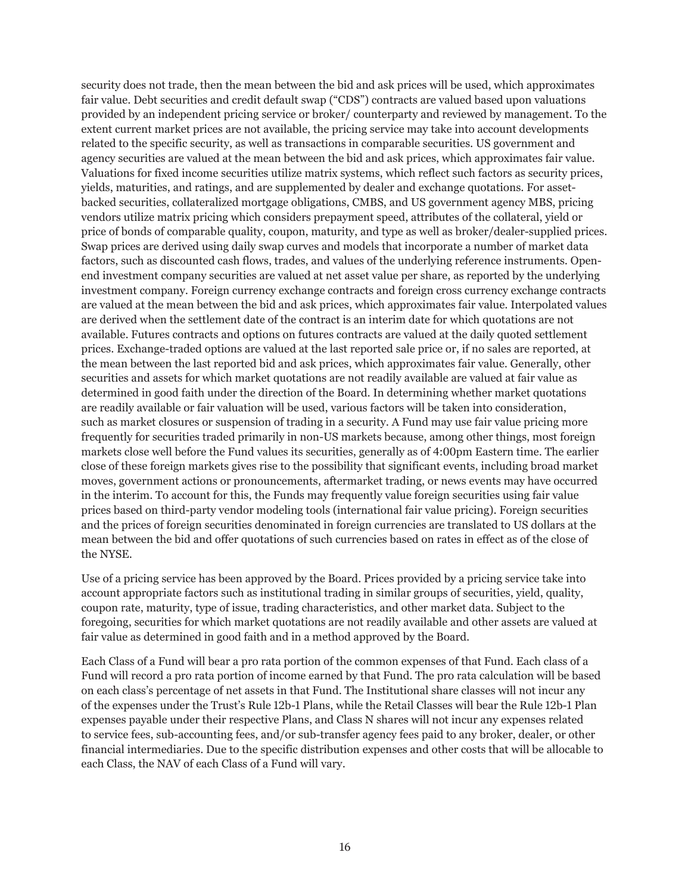security does not trade, then the mean between the bid and ask prices will be used, which approximates fair value. Debt securities and credit default swap ("CDS") contracts are valued based upon valuations provided by an independent pricing service or broker/ counterparty and reviewed by management. To the extent current market prices are not available, the pricing service may take into account developments related to the specific security, as well as transactions in comparable securities. US government and agency securities are valued at the mean between the bid and ask prices, which approximates fair value. Valuations for fixed income securities utilize matrix systems, which reflect such factors as security prices, yields, maturities, and ratings, and are supplemented by dealer and exchange quotations. For asset-backed securities, collateralized mortgage obligations, CMBS, and US government agency MBS, pricing vendors utilize matrix pricing which considers prepayment speed, attributes of the collateral, yield or price of bonds of comparable quality, coupon, maturity, and type as well as broker/dealer-supplied prices. Swap prices are derived using daily swap curves and models that incorporate a number of market data factors, such as discounted cash flows, trades, and values of the underlying reference instruments. Open-end investment company securities are valued at net asset value per share, as reported by the underlying investment company. Foreign currency exchange contracts and foreign cross currency exchange contracts are valued at the mean between the bid and ask prices, which approximates fair value. Interpolated values are derived when the settlement date of the contract is an interim date for which quotations are not available. Futures contracts and options on futures contracts are valued at the daily quoted settlement prices. Exchange-traded options are valued at the last reported sale price or, if no sales are reported, at the mean between the last reported bid and ask prices, which approximates fair value. Generally, other securities and assets for which market quotations are not readily available are valued at fair value as determined in good faith under the direction of the Board. In determining whether market quotations are readily available or fair valuation will be used, various factors will be taken into consideration, such as market closures or suspension of trading in a security. A Fund may use fair value pricing more frequently for securities traded primarily in non-US markets because, among other things, most foreign markets close well before the Fund values its securities, generally as of 4:00pm Eastern time. The earlier close of these foreign markets gives rise to the possibility that significant events, including broad market moves, government actions or pronouncements, aftermarket trading, or news events may have occurred in the interim. To account for this, the Funds may frequently value foreign securities using fair value prices based on third-party vendor modeling tools (international fair value pricing). Foreign securities and the prices of foreign securities denominated in foreign currencies are translated to US dollars at the mean between the bid and offer quotations of such currencies based on rates in effect as of the close of the NYSE.

Use of a pricing service has been approved by the Board. Prices provided by a pricing service take into account appropriate factors such as institutional trading in similar groups of securities, yield, quality, coupon rate, maturity, type of issue, trading characteristics, and other market data. Subject to the foregoing, securities for which market quotations are not readily available and other assets are valued at fair value as determined in good faith and in a method approved by the Board.

Each Class of a Fund will bear a pro rata portion of the common expenses of that Fund. Each class of a Fund will record a pro rata portion of income earned by that Fund. The pro rata calculation will be based on each class's percentage of net assets in that Fund. The Institutional share classes will not incur any of the expenses under the Trust's Rule 12b-1 Plans, while the Retail Classes will bear the Rule 12b-1 Plan expenses payable under their respective Plans, and Class N shares will not incur any expenses related to service fees, sub-accounting fees, and/or sub-transfer agency fees paid to any broker, dealer, or other financial intermediaries. Due to the specific distribution expenses and other costs that will be allocable to each Class, the NAV of each Class of a Fund will vary.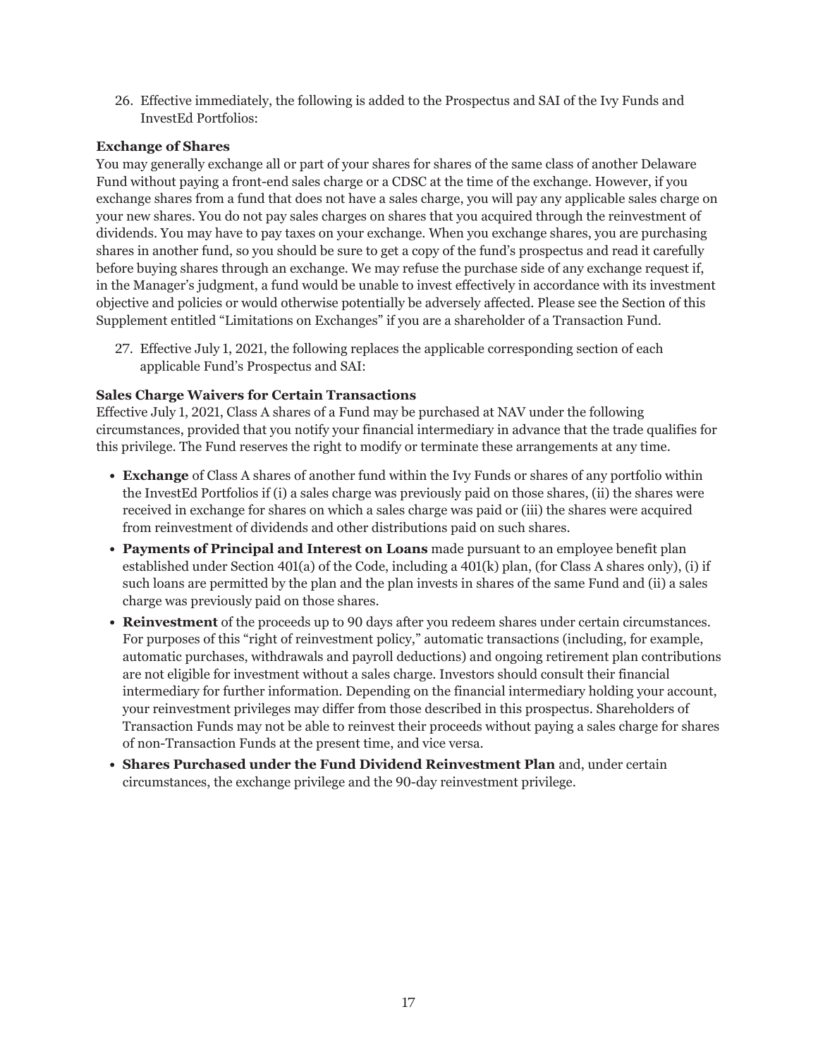26. Effective immediately, the following is added to the Prospectus and SAI of the Ivy Funds and InvestEd Portfolios:

**Exchange of Shares**

You may generally exchange all or part of your shares for shares of the same class of another Delaware Fund without paying a front-end sales charge or a CDSC at the time of the exchange. However, if you exchange shares from a fund that does not have a sales charge, you will pay any applicable sales charge on your new shares. You do not pay sales charges on shares that you acquired through the reinvestment of dividends. You may have to pay taxes on your exchange. When you exchange shares, you are purchasing shares in another fund, so you should be sure to get a copy of the fund's prospectus and read it carefully before buying shares through an exchange. We may refuse the purchase side of any exchange request if, in the Manager's judgment, a fund would be unable to invest effectively in accordance with its investment objective and policies or would otherwise potentially be adversely affected. Please see the Section of this Supplement entitled "Limitations on Exchanges" if you are a shareholder of a Transaction Fund.

27. Effective July 1, 2021, the following replaces the applicable corresponding section of each applicable Fund's Prospectus and SAI:

**Sales Charge Waivers for Certain Transactions**

Effective July 1, 2021, Class A shares of a Fund may be purchased at NAV under the following circumstances, provided that you notify your financial intermediary in advance that the trade qualifies for this privilege. The Fund reserves the right to modify or terminate these arrangements at any time.

- **Exchange** of Class A shares of another fund within the Ivy Funds or shares of any portfolio within the InvestEd Portfolios if (i) a sales charge was previously paid on those shares, (ii) the shares were received in exchange for shares on which a sales charge was paid or (iii) the shares were acquired from reinvestment of dividends and other distributions paid on such shares.
- **Payments of Principal and Interest on Loans** made pursuant to an employee benefit plan established under Section 401(a) of the Code, including a 401(k) plan, (for Class A shares only), (i) if such loans are permitted by the plan and the plan invests in shares of the same Fund and (ii) a sales charge was previously paid on those shares.
- **Reinvestment** of the proceeds up to 90 days after you redeem shares under certain circumstances. For purposes of this "right of reinvestment policy," automatic transactions (including, for example, automatic purchases, withdrawals and payroll deductions) and ongoing retirement plan contributions are not eligible for investment without a sales charge. Investors should consult their financial intermediary for further information. Depending on the financial intermediary holding your account, your reinvestment privileges may differ from those described in this prospectus. Shareholders of Transaction Funds may not be able to reinvest their proceeds without paying a sales charge for shares of non-Transaction Funds at the present time, and vice versa.
- **Shares Purchased under the Fund Dividend Reinvestment Plan** and, under certain circumstances, the exchange privilege and the 90-day reinvestment privilege.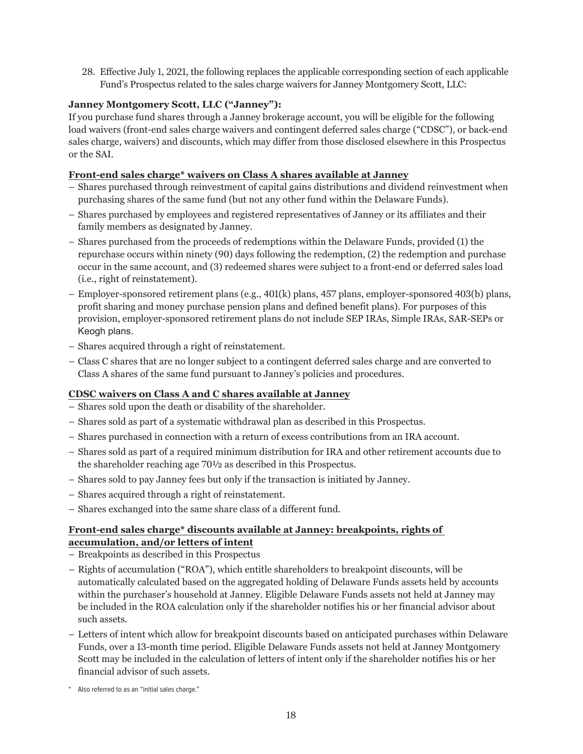28. Effective July 1, 2021, the following replaces the applicable corresponding section of each applicable Fund's Prospectus related to the sales charge waivers for Janney Montgomery Scott, LLC:

**Janney Montgomery Scott, LLC ("Janney"):**

If you purchase fund shares through a Janney brokerage account, you will be eligible for the following load waivers (front-end sales charge waivers and contingent deferred sales charge ("CDSC"), or back-end sales charge, waivers) and discounts, which may differ from those disclosed elsewhere in this Prospectus or the SAI.

**Front-end sales charge* waivers on Class A shares available at Janney**

- Shares purchased through reinvestment of capital gains distributions and dividend reinvestment when purchasing shares of the same fund (but not any other fund within the Delaware Funds).
- Shares purchased by employees and registered representatives of Janney or its affiliates and their family members as designated by Janney.
- Shares purchased from the proceeds of redemptions within the Delaware Funds, provided (1) the repurchase occurs within ninety (90) days following the redemption, (2) the redemption and purchase occur in the same account, and (3) redeemed shares were subject to a front-end or deferred sales load (i.e., right of reinstatement).
- Employer-sponsored retirement plans (e.g., 401(k) plans, 457 plans, employer-sponsored 403(b) plans, profit sharing and money purchase pension plans and defined benefit plans). For purposes of this provision, employer-sponsored retirement plans do not include SEP IRAs, Simple IRAs, SAR-SEPs or Keogh plans.
- Shares acquired through a right of reinstatement.
- Class C shares that are no longer subject to a contingent deferred sales charge and are converted to Class A shares of the same fund pursuant to Janney's policies and procedures.

**CDSC waivers on Class A and C shares available at Janney**

- Shares sold upon the death or disability of the shareholder.
- Shares sold as part of a systematic withdrawal plan as described in this Prospectus.
- Shares purchased in connection with a return of excess contributions from an IRA account.
- Shares sold as part of a required minimum distribution for IRA and other retirement accounts due to the shareholder reaching age 70½ as described in this Prospectus.
- Shares sold to pay Janney fees but only if the transaction is initiated by Janney.
- Shares acquired through a right of reinstatement.
- Shares exchanged into the same share class of a different fund.

**Front-end sales charge* discounts available at Janney: breakpoints, rights of accumulation, and/or letters of intent**

- Breakpoints as described in this Prospectus
- Rights of accumulation ("ROA"), which entitle shareholders to breakpoint discounts, will be automatically calculated based on the aggregated holding of Delaware Funds assets held by accounts within the purchaser's household at Janney. Eligible Delaware Funds assets not held at Janney may be included in the ROA calculation only if the shareholder notifies his or her financial advisor about such assets.
- Letters of intent which allow for breakpoint discounts based on anticipated purchases within Delaware Funds, over a 13-month time period. Eligible Delaware Funds assets not held at Janney Montgomery Scott may be included in the calculation of letters of intent only if the shareholder notifies his or her financial advisor of such assets.

\* Also referred to as an "initial sales charge."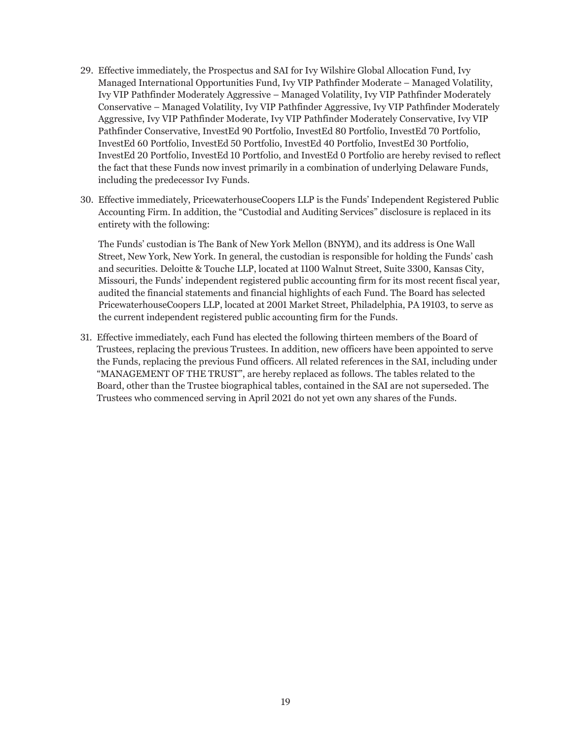29. Effective immediately, the Prospectus and SAI for Ivy Wilshire Global Allocation Fund, Ivy Managed International Opportunities Fund, Ivy VIP Pathfinder Moderate – Managed Volatility, Ivy VIP Pathfinder Moderately Aggressive – Managed Volatility, Ivy VIP Pathfinder Moderately Conservative – Managed Volatility, Ivy VIP Pathfinder Aggressive, Ivy VIP Pathfinder Moderately Aggressive, Ivy VIP Pathfinder Moderate, Ivy VIP Pathfinder Moderately Conservative, Ivy VIP Pathfinder Conservative, InvestEd 90 Portfolio, InvestEd 80 Portfolio, InvestEd 70 Portfolio, InvestEd 60 Portfolio, InvestEd 50 Portfolio, InvestEd 40 Portfolio, InvestEd 30 Portfolio, InvestEd 20 Portfolio, InvestEd 10 Portfolio, and InvestEd 0 Portfolio are hereby revised to reflect the fact that these Funds now invest primarily in a combination of underlying Delaware Funds, including the predecessor Ivy Funds.

30. Effective immediately, PricewaterhouseCoopers LLP is the Funds' Independent Registered Public Accounting Firm. In addition, the "Custodial and Auditing Services" disclosure is replaced in its entirety with the following:

    The Funds' custodian is The Bank of New York Mellon (BNYM), and its address is One Wall Street, New York, New York. In general, the custodian is responsible for holding the Funds' cash and securities. Deloitte & Touche LLP, located at 1100 Walnut Street, Suite 3300, Kansas City, Missouri, the Funds' independent registered public accounting firm for its most recent fiscal year, audited the financial statements and financial highlights of each Fund. The Board has selected PricewaterhouseCoopers LLP, located at 2001 Market Street, Philadelphia, PA 19103, to serve as the current independent registered public accounting firm for the Funds.

31. Effective immediately, each Fund has elected the following thirteen members of the Board of Trustees, replacing the previous Trustees. In addition, new officers have been appointed to serve the Funds, replacing the previous Fund officers. All related references in the SAI, including under "MANAGEMENT OF THE TRUST", are hereby replaced as follows. The tables related to the Board, other than the Trustee biographical tables, contained in the SAI are not superseded. The Trustees who commenced serving in April 2021 do not yet own any shares of the Funds.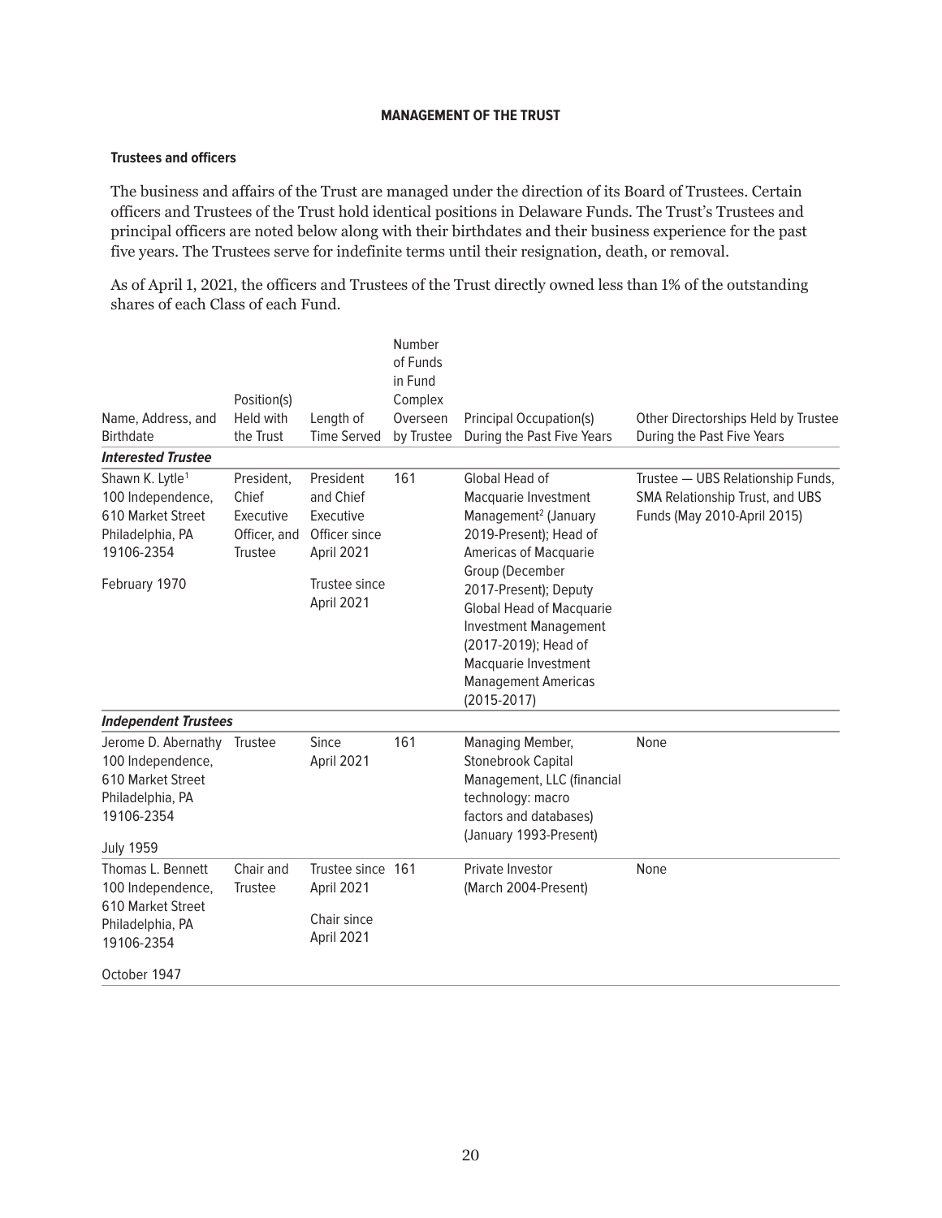## MANAGEMENT OF THE TRUST

### Trustees and officers

The business and affairs of the Trust are managed under the direction of its Board of Trustees. Certain officers and Trustees of the Trust hold identical positions in Delaware Funds. The Trust's Trustees and principal officers are noted below along with their birthdates and their business experience for the past five years. The Trustees serve for indefinite terms until their resignation, death, or removal.

As of April 1, 2021, the officers and Trustees of the Trust directly owned less than 1% of the outstanding shares of each Class of each Fund.

| Name, Address, and Birthdate | Position(s) Held with the Trust | Length of Time Served | Number of Funds in Fund Complex Overseen by Trustee | Principal Occupation(s) During the Past Five Years | Other Directorships Held by Trustee During the Past Five Years |
|---|---|---|---|---|---|
| ***Interested Trustee*** | | | | | |
| Shawn K. Lytle[1] 100 Independence, 610 Market Street Philadelphia, PA 19106-2354 February 1970 | President, Chief Executive Officer, and Trustee | President and Chief Executive Officer since April 2021 Trustee since April 2021 | 161 | Global Head of Macquarie Investment Management[2] (January 2019-Present); Head of Americas of Macquarie Group (December 2017-Present); Deputy Global Head of Macquarie Investment Management (2017-2019); Head of Macquarie Investment Management Americas (2015-2017) | Trustee — UBS Relationship Funds, SMA Relationship Trust, and UBS Funds (May 2010-April 2015) |
| ***Independent Trustees*** | | | | | |
| Jerome D. Abernathy 100 Independence, 610 Market Street Philadelphia, PA 19106-2354 July 1959 | Trustee | Since April 2021 | 161 | Managing Member, Stonebrook Capital Management, LLC (financial technology: macro factors and databases) (January 1993-Present) | None |
| Thomas L. Bennett 100 Independence, 610 Market Street Philadelphia, PA 19106-2354 October 1947 | Chair and Trustee | Trustee since April 2021 Chair since April 2021 | 161 | Private Investor (March 2004-Present) | None |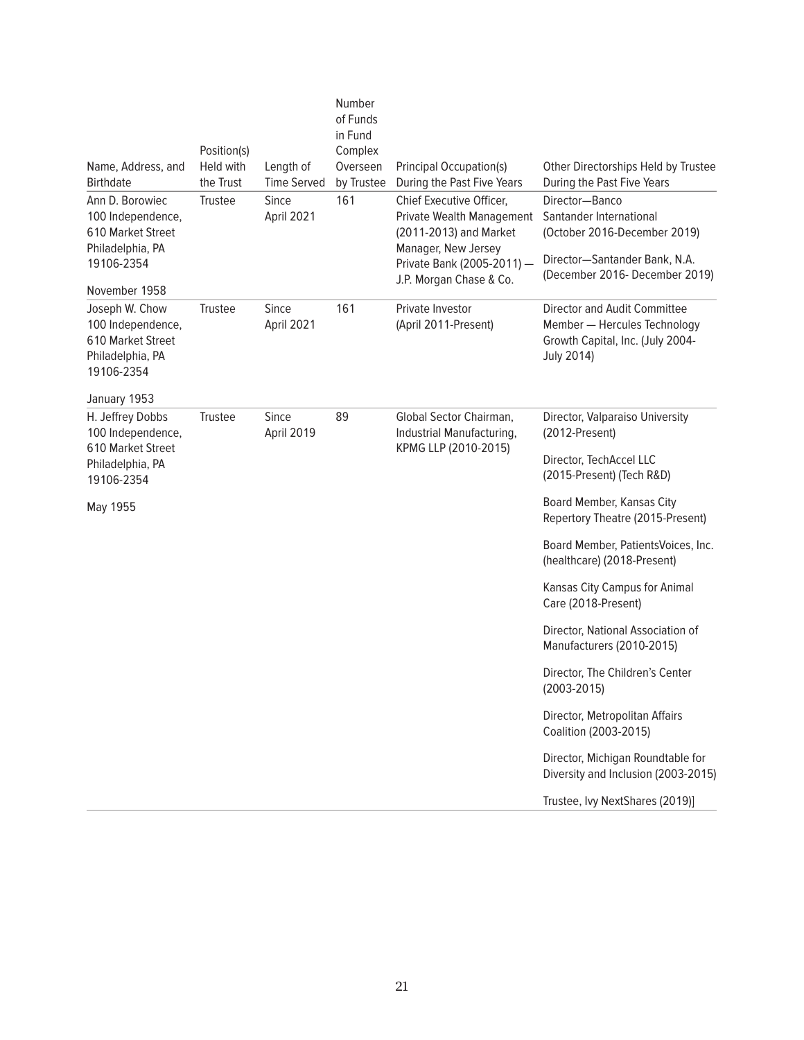| Name, Address, and Birthdate | Position(s) Held with the Trust | Length of Time Served | Number of Funds in Fund Complex Overseen by Trustee | Principal Occupation(s) During the Past Five Years | Other Directorships Held by Trustee During the Past Five Years |
|---|---|---|---|---|---|
| Ann D. Borowiec<br>100 Independence,<br>610 Market Street<br>Philadelphia, PA<br>19106-2354<br><br>November 1958 | Trustee | Since April 2021 | 161 | Chief Executive Officer, Private Wealth Management (2011-2013) and Market Manager, New Jersey Private Bank (2005-2011) — J.P. Morgan Chase & Co. | Director—Banco Santander International (October 2016-December 2019)<br><br>Director—Santander Bank, N.A. (December 2016- December 2019) |
| Joseph W. Chow<br>100 Independence,<br>610 Market Street<br>Philadelphia, PA<br>19106-2354<br><br>January 1953 | Trustee | Since April 2021 | 161 | Private Investor (April 2011-Present) | Director and Audit Committee Member — Hercules Technology Growth Capital, Inc. (July 2004-July 2014) |
| H. Jeffrey Dobbs<br>100 Independence,<br>610 Market Street<br>Philadelphia, PA<br>19106-2354<br><br>May 1955 | Trustee | Since April 2019 | 89 | Global Sector Chairman, Industrial Manufacturing, KPMG LLP (2010-2015) | Director, Valparaiso University (2012-Present)<br><br>Director, TechAccel LLC (2015-Present) (Tech R&D)<br><br>Board Member, Kansas City Repertory Theatre (2015-Present)<br><br>Board Member, PatientsVoices, Inc. (healthcare) (2018-Present)<br><br>Kansas City Campus for Animal Care (2018-Present)<br><br>Director, National Association of Manufacturers (2010-2015)<br><br>Director, The Children's Center (2003-2015)<br><br>Director, Metropolitan Affairs Coalition (2003-2015)<br><br>Director, Michigan Roundtable for Diversity and Inclusion (2003-2015)<br><br>Trustee, Ivy NextShares (2019)] |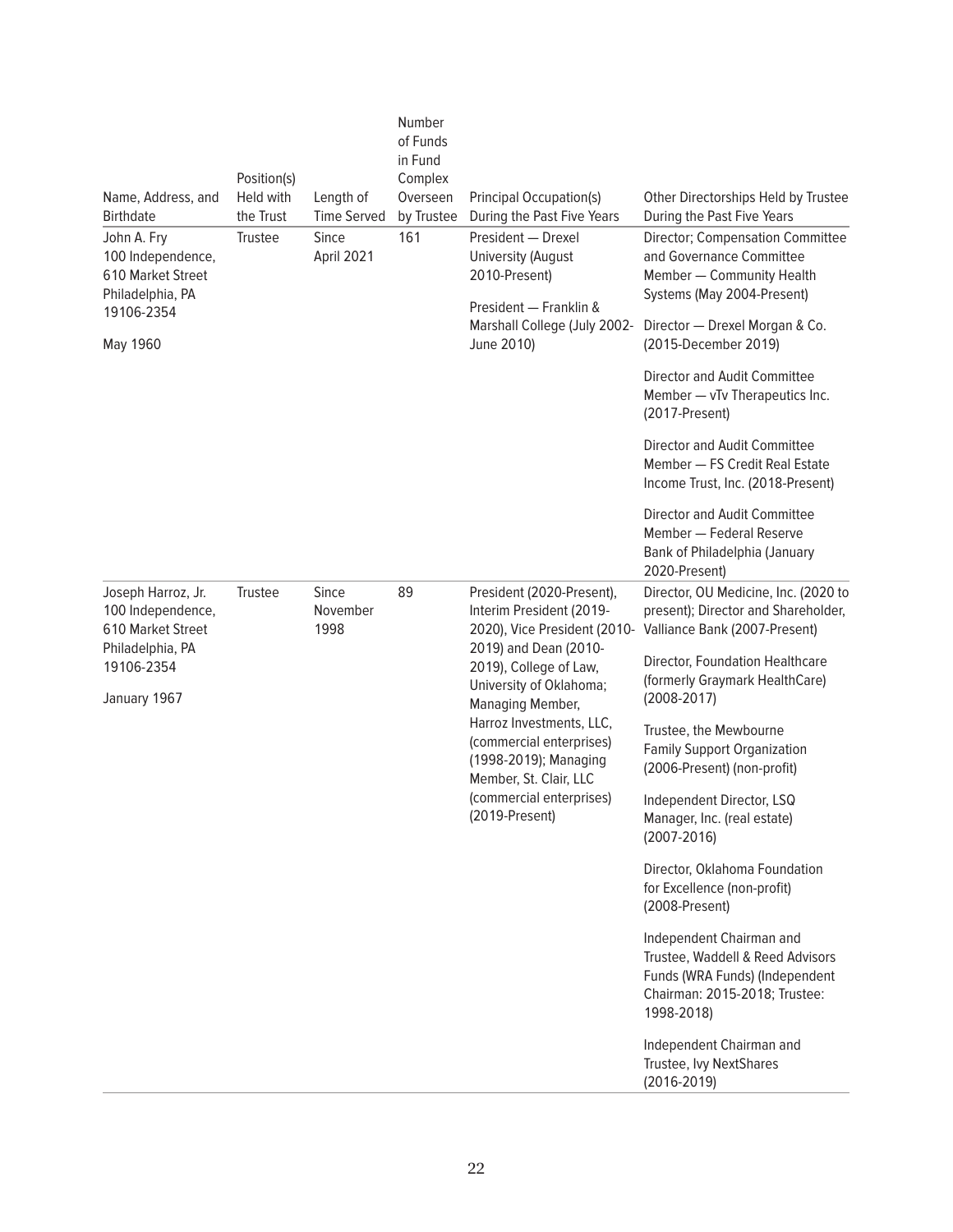| Name, Address, and Birthdate | Position(s) Held with the Trust | Length of Time Served | Number of Funds in Fund Complex Overseen by Trustee | Principal Occupation(s) During the Past Five Years | Other Directorships Held by Trustee During the Past Five Years |
|---|---|---|---|---|---|
| John A. Fry<br>100 Independence, 610 Market Street<br>Philadelphia, PA 19106-2354<br><br>May 1960 | Trustee | Since April 2021 | 161 | President — Drexel University (August 2010-Present)<br><br>President — Franklin & Marshall College (July 2002-June 2010) | Director; Compensation Committee and Governance Committee Member — Community Health Systems (May 2004-Present)<br><br>Director — Drexel Morgan & Co. (2015-December 2019)<br><br>Director and Audit Committee Member — vTv Therapeutics Inc. (2017-Present)<br><br>Director and Audit Committee Member — FS Credit Real Estate Income Trust, Inc. (2018-Present)<br><br>Director and Audit Committee Member — Federal Reserve Bank of Philadelphia (January 2020-Present) |
| Joseph Harroz, Jr.<br>100 Independence, 610 Market Street<br>Philadelphia, PA 19106-2354<br><br>January 1967 | Trustee | Since November 1998 | 89 | President (2020-Present), Interim President (2019-2020), Vice President (2010-2019) and Dean (2010-2019), College of Law, University of Oklahoma; Managing Member, Harroz Investments, LLC, (commercial enterprises) (1998-2019); Managing Member, St. Clair, LLC (commercial enterprises) (2019-Present) | Director, OU Medicine, Inc. (2020 to present); Director and Shareholder, Valliance Bank (2007-Present)<br><br>Director, Foundation Healthcare (formerly Graymark HealthCare) (2008-2017)<br><br>Trustee, the Mewbourne Family Support Organization (2006-Present) (non-profit)<br><br>Independent Director, LSQ Manager, Inc. (real estate) (2007-2016)<br><br>Director, Oklahoma Foundation for Excellence (non-profit) (2008-Present)<br><br>Independent Chairman and Trustee, Waddell & Reed Advisors Funds (WRA Funds) (Independent Chairman: 2015-2018; Trustee: 1998-2018)<br><br>Independent Chairman and Trustee, Ivy NextShares (2016-2019) |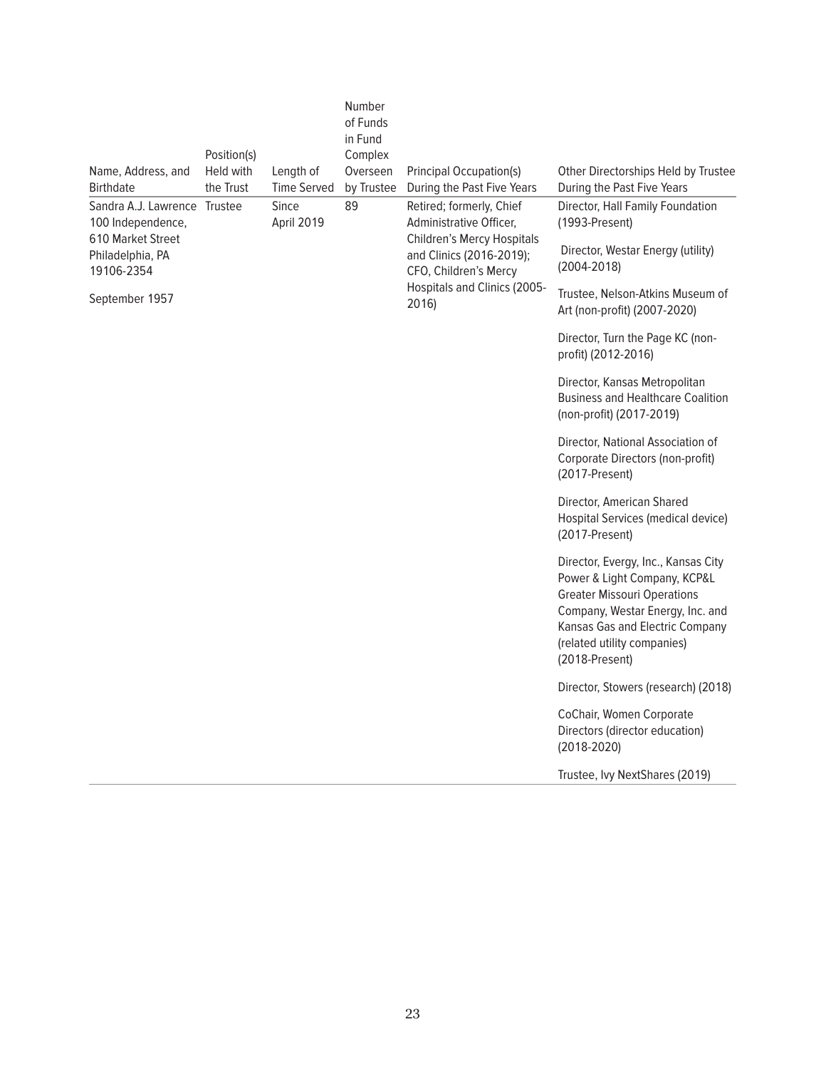| Name, Address, and Birthdate | Position(s) Held with the Trust | Length of Time Served | Number of Funds in Fund Complex Overseen by Trustee | Principal Occupation(s) During the Past Five Years | Other Directorships Held by Trustee During the Past Five Years |
|---|---|---|---|---|---|
| Sandra A.J. Lawrence<br>100 Independence,<br>610 Market Street<br>Philadelphia, PA<br>19106-2354<br><br>September 1957 | Trustee | Since April 2019 | 89 | Retired; formerly, Chief Administrative Officer, Children's Mercy Hospitals and Clinics (2016-2019); CFO, Children's Mercy Hospitals and Clinics (2005-2016) | Director, Hall Family Foundation (1993-Present)<br><br>Director, Westar Energy (utility) (2004-2018)<br><br>Trustee, Nelson-Atkins Museum of Art (non-profit) (2007-2020)<br><br>Director, Turn the Page KC (non-profit) (2012-2016)<br><br>Director, Kansas Metropolitan Business and Healthcare Coalition (non-profit) (2017-2019)<br><br>Director, National Association of Corporate Directors (non-profit) (2017-Present)<br><br>Director, American Shared Hospital Services (medical device) (2017-Present)<br><br>Director, Evergy, Inc., Kansas City Power & Light Company, KCP&L Greater Missouri Operations Company, Westar Energy, Inc. and Kansas Gas and Electric Company (related utility companies) (2018-Present)<br><br>Director, Stowers (research) (2018)<br><br>CoChair, Women Corporate Directors (director education) (2018-2020)<br><br>Trustee, Ivy NextShares (2019) |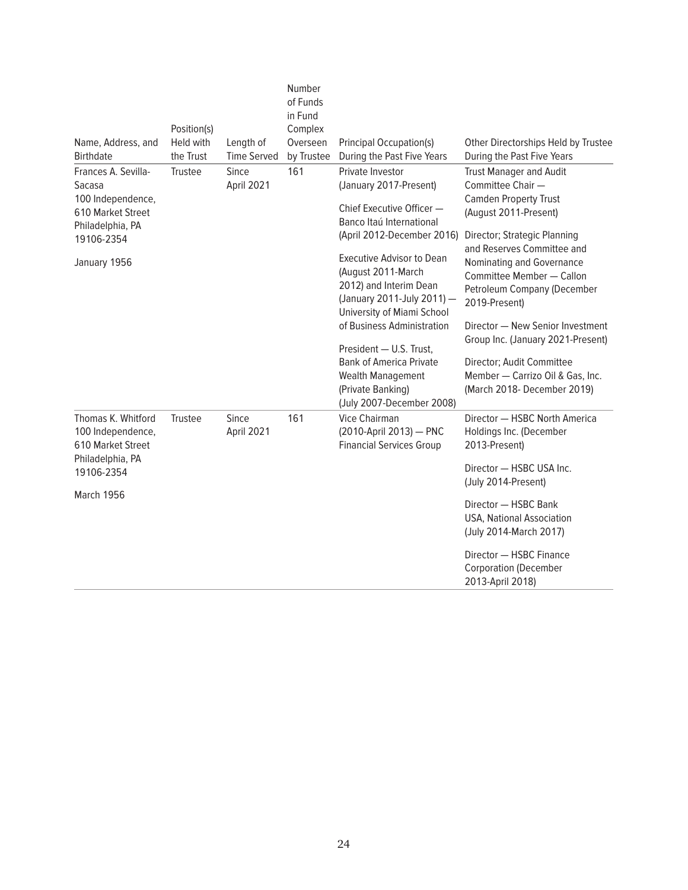| Name, Address, and Birthdate | Position(s) Held with the Trust | Length of Time Served | Number of Funds in Fund Complex Overseen by Trustee | Principal Occupation(s) During the Past Five Years | Other Directorships Held by Trustee During the Past Five Years |
|---|---|---|---|---|---|
| Frances A. Sevilla-Sacasa<br>100 Independence, 610 Market Street Philadelphia, PA 19106-2354<br><br>January 1956 | Trustee | Since April 2021 | 161 | Private Investor (January 2017-Present)<br><br>Chief Executive Officer — Banco Itaú International (April 2012-December 2016)<br><br>Executive Advisor to Dean (August 2011-March 2012) and Interim Dean (January 2011-July 2011) — University of Miami School of Business Administration<br><br>President — U.S. Trust, Bank of America Private Wealth Management (Private Banking) (July 2007-December 2008) | Trust Manager and Audit Committee Chair — Camden Property Trust (August 2011-Present)<br><br>Director; Strategic Planning and Reserves Committee and Nominating and Governance Committee Member — Callon Petroleum Company (December 2019-Present)<br><br>Director — New Senior Investment Group Inc. (January 2021-Present)<br><br>Director; Audit Committee Member — Carrizo Oil & Gas, Inc. (March 2018- December 2019) |
| Thomas K. Whitford<br>100 Independence, 610 Market Street Philadelphia, PA 19106-2354<br><br>March 1956 | Trustee | Since April 2021 | 161 | Vice Chairman (2010-April 2013) — PNC Financial Services Group | Director — HSBC North America Holdings Inc. (December 2013-Present)<br><br>Director — HSBC USA Inc. (July 2014-Present)<br><br>Director — HSBC Bank USA, National Association (July 2014-March 2017)<br><br>Director — HSBC Finance Corporation (December 2013-April 2018) |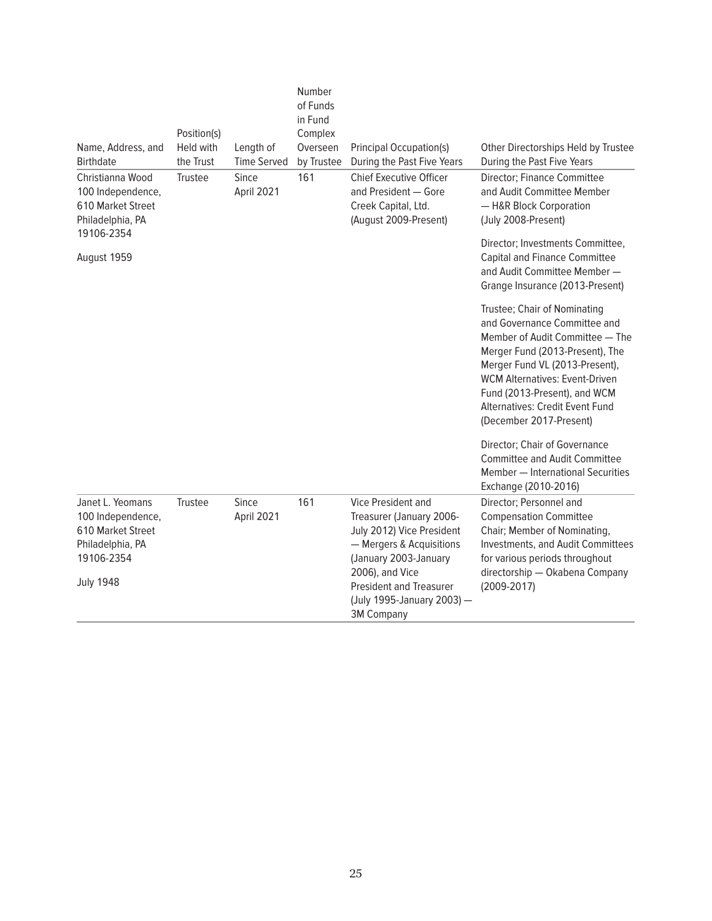| Name, Address, and Birthdate | Position(s) Held with the Trust | Length of Time Served | Number of Funds in Fund Complex Overseen by Trustee | Principal Occupation(s) During the Past Five Years | Other Directorships Held by Trustee During the Past Five Years |
|---|---|---|---|---|---|
| Christianna Wood<br>100 Independence,<br>610 Market Street<br>Philadelphia, PA<br>19106-2354<br><br>August 1959 | Trustee | Since April 2021 | 161 | Chief Executive Officer and President — Gore Creek Capital, Ltd. (August 2009-Present) | Director; Finance Committee and Audit Committee Member — H&R Block Corporation (July 2008-Present)<br><br>Director; Investments Committee, Capital and Finance Committee and Audit Committee Member — Grange Insurance (2013-Present)<br><br>Trustee; Chair of Nominating and Governance Committee and Member of Audit Committee — The Merger Fund (2013-Present), The Merger Fund VL (2013-Present), WCM Alternatives: Event-Driven Fund (2013-Present), and WCM Alternatives: Credit Event Fund (December 2017-Present)<br><br>Director; Chair of Governance Committee and Audit Committee Member — International Securities Exchange (2010-2016) |
| Janet L. Yeomans<br>100 Independence,<br>610 Market Street<br>Philadelphia, PA<br>19106-2354<br><br>July 1948 | Trustee | Since April 2021 | 161 | Vice President and Treasurer (January 2006-July 2012) Vice President — Mergers & Acquisitions (January 2003-January 2006), and Vice President and Treasurer (July 1995-January 2003) — 3M Company | Director; Personnel and Compensation Committee Chair; Member of Nominating, Investments, and Audit Committees for various periods throughout directorship — Okabena Company (2009-2017) |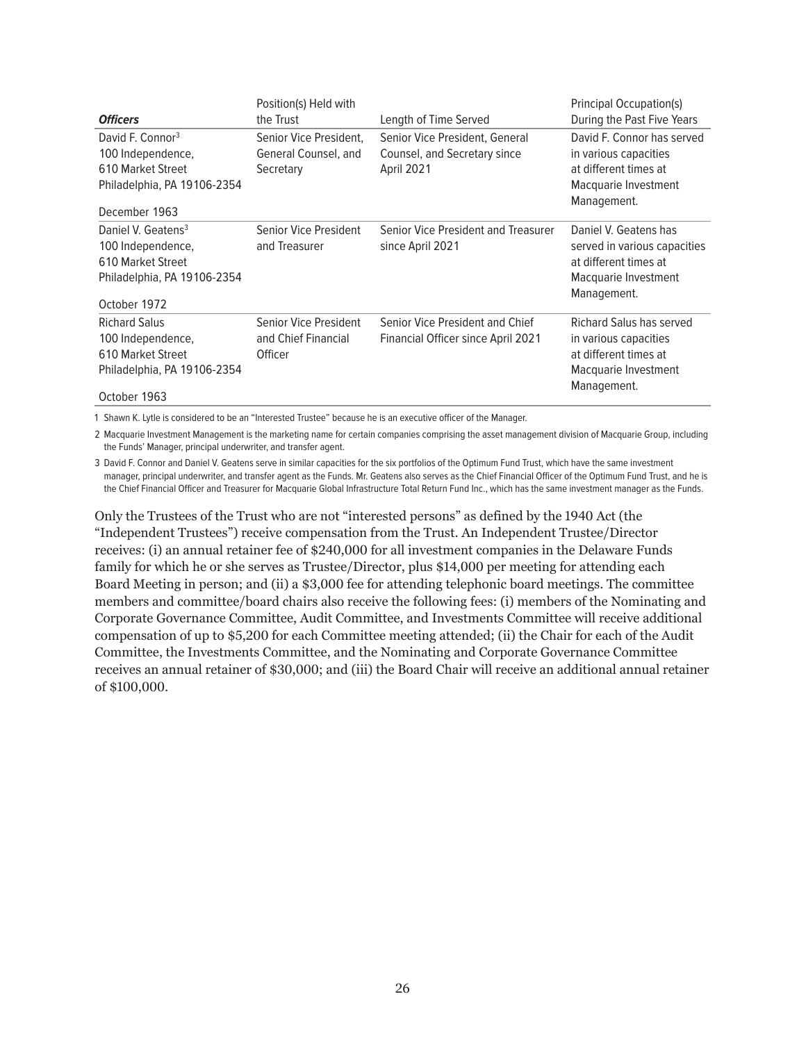| ***Officers*** | Position(s) Held with the Trust | Length of Time Served | Principal Occupation(s) During the Past Five Years |
|---|---|---|---|
| David F. Connor[3]<br>100 Independence,<br>610 Market Street<br>Philadelphia, PA 19106-2354<br><br>December 1963 | Senior Vice President, General Counsel, and Secretary | Senior Vice President, General Counsel, and Secretary since April 2021 | David F. Connor has served in various capacities at different times at Macquarie Investment Management. |
| Daniel V. Geatens[3]<br>100 Independence,<br>610 Market Street<br>Philadelphia, PA 19106-2354<br><br>October 1972 | Senior Vice President and Treasurer | Senior Vice President and Treasurer since April 2021 | Daniel V. Geatens has served in various capacities at different times at Macquarie Investment Management. |
| Richard Salus<br>100 Independence,<br>610 Market Street<br>Philadelphia, PA 19106-2354<br><br>October 1963 | Senior Vice President and Chief Financial Officer | Senior Vice President and Chief Financial Officer since April 2021 | Richard Salus has served in various capacities at different times at Macquarie Investment Management. |

1 Shawn K. Lytle is considered to be an "Interested Trustee" because he is an executive officer of the Manager.

2 Macquarie Investment Management is the marketing name for certain companies comprising the asset management division of Macquarie Group, including the Funds' Manager, principal underwriter, and transfer agent.

3 David F. Connor and Daniel V. Geatens serve in similar capacities for the six portfolios of the Optimum Fund Trust, which have the same investment manager, principal underwriter, and transfer agent as the Funds. Mr. Geatens also serves as the Chief Financial Officer of the Optimum Fund Trust, and he is the Chief Financial Officer and Treasurer for Macquarie Global Infrastructure Total Return Fund Inc., which has the same investment manager as the Funds.

Only the Trustees of the Trust who are not "interested persons" as defined by the 1940 Act (the "Independent Trustees") receive compensation from the Trust. An Independent Trustee/Director receives: (i) an annual retainer fee of $240,000 for all investment companies in the Delaware Funds family for which he or she serves as Trustee/Director, plus $14,000 per meeting for attending each Board Meeting in person; and (ii) a $3,000 fee for attending telephonic board meetings. The committee members and committee/board chairs also receive the following fees: (i) members of the Nominating and Corporate Governance Committee, Audit Committee, and Investments Committee will receive additional compensation of up to $5,200 for each Committee meeting attended; (ii) the Chair for each of the Audit Committee, the Investments Committee, and the Nominating and Corporate Governance Committee receives an annual retainer of $30,000; and (iii) the Board Chair will receive an additional annual retainer of $100,000.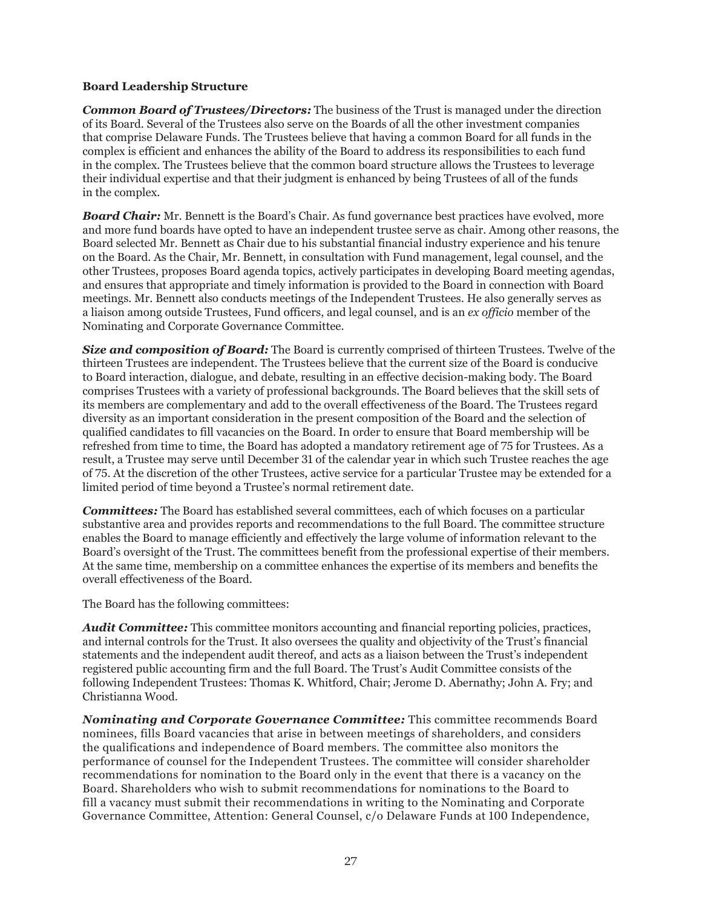**Board Leadership Structure**

***Common Board of Trustees/Directors:*** The business of the Trust is managed under the direction of its Board. Several of the Trustees also serve on the Boards of all the other investment companies that comprise Delaware Funds. The Trustees believe that having a common Board for all funds in the complex is efficient and enhances the ability of the Board to address its responsibilities to each fund in the complex. The Trustees believe that the common board structure allows the Trustees to leverage their individual expertise and that their judgment is enhanced by being Trustees of all of the funds in the complex.

***Board Chair:*** Mr. Bennett is the Board's Chair. As fund governance best practices have evolved, more and more fund boards have opted to have an independent trustee serve as chair. Among other reasons, the Board selected Mr. Bennett as Chair due to his substantial financial industry experience and his tenure on the Board. As the Chair, Mr. Bennett, in consultation with Fund management, legal counsel, and the other Trustees, proposes Board agenda topics, actively participates in developing Board meeting agendas, and ensures that appropriate and timely information is provided to the Board in connection with Board meetings. Mr. Bennett also conducts meetings of the Independent Trustees. He also generally serves as a liaison among outside Trustees, Fund officers, and legal counsel, and is an *ex officio* member of the Nominating and Corporate Governance Committee.

***Size and composition of Board:*** The Board is currently comprised of thirteen Trustees. Twelve of the thirteen Trustees are independent. The Trustees believe that the current size of the Board is conducive to Board interaction, dialogue, and debate, resulting in an effective decision-making body. The Board comprises Trustees with a variety of professional backgrounds. The Board believes that the skill sets of its members are complementary and add to the overall effectiveness of the Board. The Trustees regard diversity as an important consideration in the present composition of the Board and the selection of qualified candidates to fill vacancies on the Board. In order to ensure that Board membership will be refreshed from time to time, the Board has adopted a mandatory retirement age of 75 for Trustees. As a result, a Trustee may serve until December 31 of the calendar year in which such Trustee reaches the age of 75. At the discretion of the other Trustees, active service for a particular Trustee may be extended for a limited period of time beyond a Trustee's normal retirement date.

***Committees:*** The Board has established several committees, each of which focuses on a particular substantive area and provides reports and recommendations to the full Board. The committee structure enables the Board to manage efficiently and effectively the large volume of information relevant to the Board's oversight of the Trust. The committees benefit from the professional expertise of their members. At the same time, membership on a committee enhances the expertise of its members and benefits the overall effectiveness of the Board.

The Board has the following committees:

***Audit Committee:*** This committee monitors accounting and financial reporting policies, practices, and internal controls for the Trust. It also oversees the quality and objectivity of the Trust's financial statements and the independent audit thereof, and acts as a liaison between the Trust's independent registered public accounting firm and the full Board. The Trust's Audit Committee consists of the following Independent Trustees: Thomas K. Whitford, Chair; Jerome D. Abernathy; John A. Fry; and Christianna Wood.

***Nominating and Corporate Governance Committee:*** This committee recommends Board nominees, fills Board vacancies that arise in between meetings of shareholders, and considers the qualifications and independence of Board members. The committee also monitors the performance of counsel for the Independent Trustees. The committee will consider shareholder recommendations for nomination to the Board only in the event that there is a vacancy on the Board. Shareholders who wish to submit recommendations for nominations to the Board to fill a vacancy must submit their recommendations in writing to the Nominating and Corporate Governance Committee, Attention: General Counsel, c/o Delaware Funds at 100 Independence,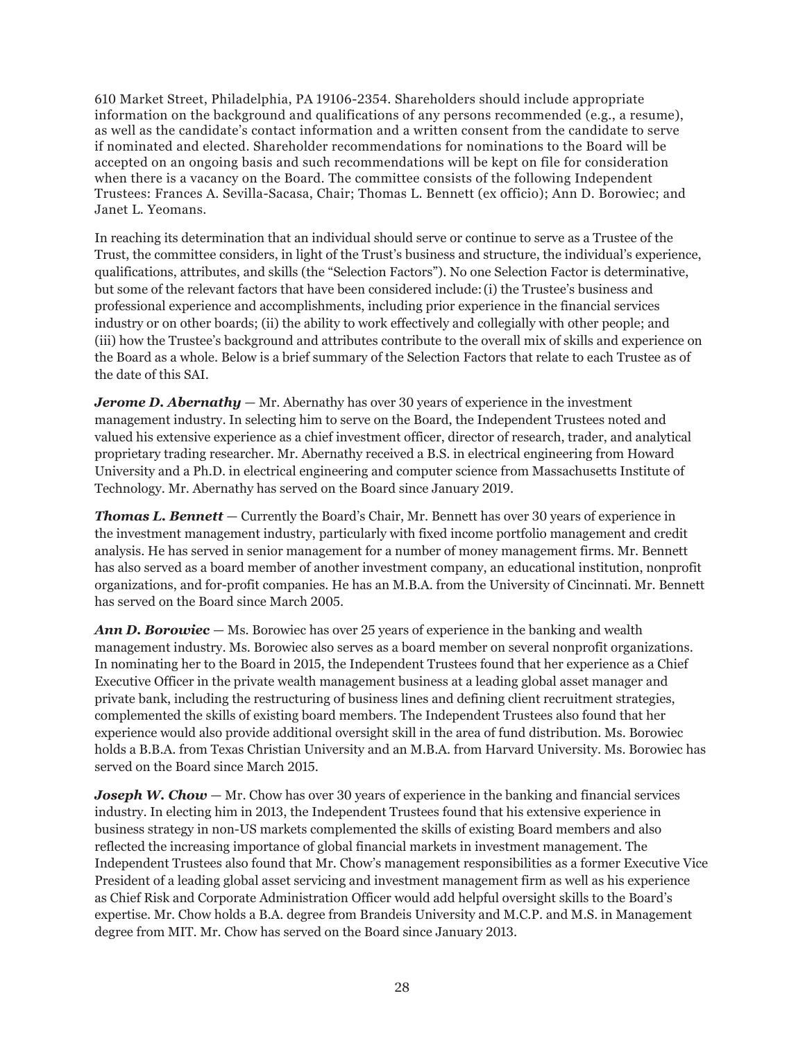610 Market Street, Philadelphia, PA 19106-2354. Shareholders should include appropriate information on the background and qualifications of any persons recommended (e.g., a resume), as well as the candidate's contact information and a written consent from the candidate to serve if nominated and elected. Shareholder recommendations for nominations to the Board will be accepted on an ongoing basis and such recommendations will be kept on file for consideration when there is a vacancy on the Board. The committee consists of the following Independent Trustees: Frances A. Sevilla-Sacasa, Chair; Thomas L. Bennett (ex officio); Ann D. Borowiec; and Janet L. Yeomans.

In reaching its determination that an individual should serve or continue to serve as a Trustee of the Trust, the committee considers, in light of the Trust's business and structure, the individual's experience, qualifications, attributes, and skills (the "Selection Factors"). No one Selection Factor is determinative, but some of the relevant factors that have been considered include: (i) the Trustee's business and professional experience and accomplishments, including prior experience in the financial services industry or on other boards; (ii) the ability to work effectively and collegially with other people; and (iii) how the Trustee's background and attributes contribute to the overall mix of skills and experience on the Board as a whole. Below is a brief summary of the Selection Factors that relate to each Trustee as of the date of this SAI.

***Jerome D. Abernathy*** — Mr. Abernathy has over 30 years of experience in the investment management industry. In selecting him to serve on the Board, the Independent Trustees noted and valued his extensive experience as a chief investment officer, director of research, trader, and analytical proprietary trading researcher. Mr. Abernathy received a B.S. in electrical engineering from Howard University and a Ph.D. in electrical engineering and computer science from Massachusetts Institute of Technology. Mr. Abernathy has served on the Board since January 2019.

***Thomas L. Bennett*** — Currently the Board's Chair, Mr. Bennett has over 30 years of experience in the investment management industry, particularly with fixed income portfolio management and credit analysis. He has served in senior management for a number of money management firms. Mr. Bennett has also served as a board member of another investment company, an educational institution, nonprofit organizations, and for-profit companies. He has an M.B.A. from the University of Cincinnati. Mr. Bennett has served on the Board since March 2005.

***Ann D. Borowiec*** — Ms. Borowiec has over 25 years of experience in the banking and wealth management industry. Ms. Borowiec also serves as a board member on several nonprofit organizations. In nominating her to the Board in 2015, the Independent Trustees found that her experience as a Chief Executive Officer in the private wealth management business at a leading global asset manager and private bank, including the restructuring of business lines and defining client recruitment strategies, complemented the skills of existing board members. The Independent Trustees also found that her experience would also provide additional oversight skill in the area of fund distribution. Ms. Borowiec holds a B.B.A. from Texas Christian University and an M.B.A. from Harvard University. Ms. Borowiec has served on the Board since March 2015.

***Joseph W. Chow*** — Mr. Chow has over 30 years of experience in the banking and financial services industry. In electing him in 2013, the Independent Trustees found that his extensive experience in business strategy in non-US markets complemented the skills of existing Board members and also reflected the increasing importance of global financial markets in investment management. The Independent Trustees also found that Mr. Chow's management responsibilities as a former Executive Vice President of a leading global asset servicing and investment management firm as well as his experience as Chief Risk and Corporate Administration Officer would add helpful oversight skills to the Board's expertise. Mr. Chow holds a B.A. degree from Brandeis University and M.C.P. and M.S. in Management degree from MIT. Mr. Chow has served on the Board since January 2013.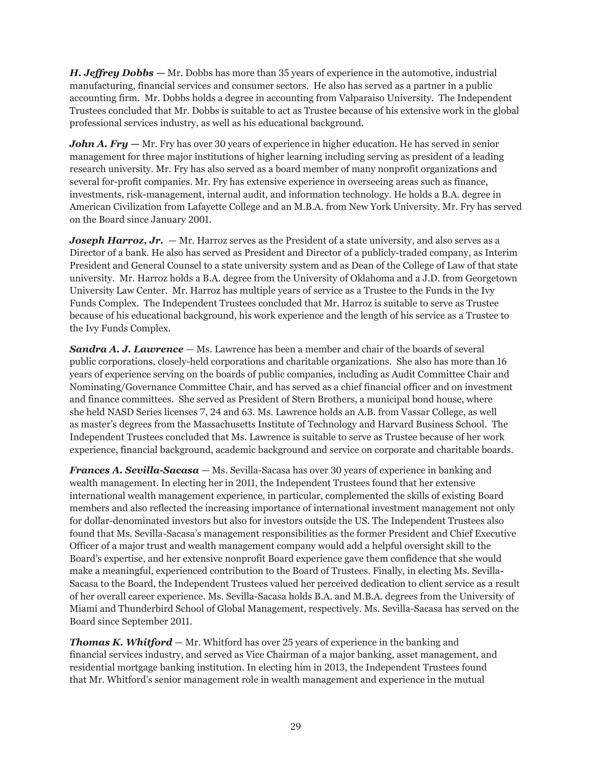***H. Jeffrey Dobbs*** — Mr. Dobbs has more than 35 years of experience in the automotive, industrial manufacturing, financial services and consumer sectors. He also has served as a partner in a public accounting firm. Mr. Dobbs holds a degree in accounting from Valparaiso University. The Independent Trustees concluded that Mr. Dobbs is suitable to act as Trustee because of his extensive work in the global professional services industry, as well as his educational background.

***John A. Fry*** — Mr. Fry has over 30 years of experience in higher education. He has served in senior management for three major institutions of higher learning including serving as president of a leading research university. Mr. Fry has also served as a board member of many nonprofit organizations and several for-profit companies. Mr. Fry has extensive experience in overseeing areas such as finance, investments, risk-management, internal audit, and information technology. He holds a B.A. degree in American Civilization from Lafayette College and an M.B.A. from New York University. Mr. Fry has served on the Board since January 2001.

***Joseph Harroz, Jr.*** — Mr. Harroz serves as the President of a state university, and also serves as a Director of a bank. He also has served as President and Director of a publicly-traded company, as Interim President and General Counsel to a state university system and as Dean of the College of Law of that state university. Mr. Harroz holds a B.A. degree from the University of Oklahoma and a J.D. from Georgetown University Law Center. Mr. Harroz has multiple years of service as a Trustee to the Funds in the Ivy Funds Complex. The Independent Trustees concluded that Mr. Harroz is suitable to serve as Trustee because of his educational background, his work experience and the length of his service as a Trustee to the Ivy Funds Complex.

***Sandra A. J. Lawrence*** — Ms. Lawrence has been a member and chair of the boards of several public corporations, closely-held corporations and charitable organizations. She also has more than 16 years of experience serving on the boards of public companies, including as Audit Committee Chair and Nominating/Governance Committee Chair, and has served as a chief financial officer and on investment and finance committees. She served as President of Stern Brothers, a municipal bond house, where she held NASD Series licenses 7, 24 and 63. Ms. Lawrence holds an A.B. from Vassar College, as well as master's degrees from the Massachusetts Institute of Technology and Harvard Business School. The Independent Trustees concluded that Ms. Lawrence is suitable to serve as Trustee because of her work experience, financial background, academic background and service on corporate and charitable boards.

***Frances A. Sevilla-Sacasa*** — Ms. Sevilla-Sacasa has over 30 years of experience in banking and wealth management. In electing her in 2011, the Independent Trustees found that her extensive international wealth management experience, in particular, complemented the skills of existing Board members and also reflected the increasing importance of international investment management not only for dollar-denominated investors but also for investors outside the US. The Independent Trustees also found that Ms. Sevilla-Sacasa's management responsibilities as the former President and Chief Executive Officer of a major trust and wealth management company would add a helpful oversight skill to the Board's expertise, and her extensive nonprofit Board experience gave them confidence that she would make a meaningful, experienced contribution to the Board of Trustees. Finally, in electing Ms. Sevilla-Sacasa to the Board, the Independent Trustees valued her perceived dedication to client service as a result of her overall career experience. Ms. Sevilla-Sacasa holds B.A. and M.B.A. degrees from the University of Miami and Thunderbird School of Global Management, respectively. Ms. Sevilla-Sacasa has served on the Board since September 2011.

***Thomas K. Whitford*** — Mr. Whitford has over 25 years of experience in the banking and financial services industry, and served as Vice Chairman of a major banking, asset management, and residential mortgage banking institution. In electing him in 2013, the Independent Trustees found that Mr. Whitford's senior management role in wealth management and experience in the mutual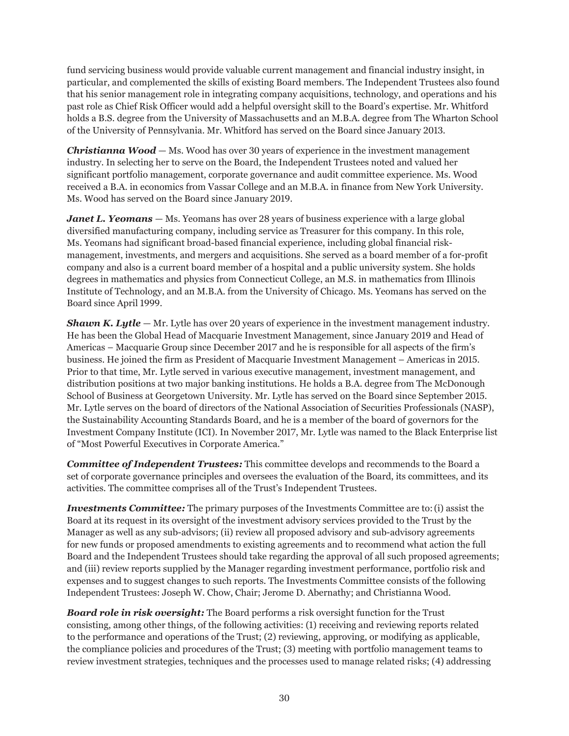fund servicing business would provide valuable current management and financial industry insight, in particular, and complemented the skills of existing Board members. The Independent Trustees also found that his senior management role in integrating company acquisitions, technology, and operations and his past role as Chief Risk Officer would add a helpful oversight skill to the Board's expertise. Mr. Whitford holds a B.S. degree from the University of Massachusetts and an M.B.A. degree from The Wharton School of the University of Pennsylvania. Mr. Whitford has served on the Board since January 2013.

***Christianna Wood*** — Ms. Wood has over 30 years of experience in the investment management industry. In selecting her to serve on the Board, the Independent Trustees noted and valued her significant portfolio management, corporate governance and audit committee experience. Ms. Wood received a B.A. in economics from Vassar College and an M.B.A. in finance from New York University. Ms. Wood has served on the Board since January 2019.

***Janet L. Yeomans*** — Ms. Yeomans has over 28 years of business experience with a large global diversified manufacturing company, including service as Treasurer for this company. In this role, Ms. Yeomans had significant broad-based financial experience, including global financial risk-management, investments, and mergers and acquisitions. She served as a board member of a for-profit company and also is a current board member of a hospital and a public university system. She holds degrees in mathematics and physics from Connecticut College, an M.S. in mathematics from Illinois Institute of Technology, and an M.B.A. from the University of Chicago. Ms. Yeomans has served on the Board since April 1999.

***Shawn K. Lytle*** — Mr. Lytle has over 20 years of experience in the investment management industry. He has been the Global Head of Macquarie Investment Management, since January 2019 and Head of Americas – Macquarie Group since December 2017 and he is responsible for all aspects of the firm's business. He joined the firm as President of Macquarie Investment Management – Americas in 2015. Prior to that time, Mr. Lytle served in various executive management, investment management, and distribution positions at two major banking institutions. He holds a B.A. degree from The McDonough School of Business at Georgetown University. Mr. Lytle has served on the Board since September 2015. Mr. Lytle serves on the board of directors of the National Association of Securities Professionals (NASP), the Sustainability Accounting Standards Board, and he is a member of the board of governors for the Investment Company Institute (ICI). In November 2017, Mr. Lytle was named to the Black Enterprise list of "Most Powerful Executives in Corporate America."

***Committee of Independent Trustees:*** This committee develops and recommends to the Board a set of corporate governance principles and oversees the evaluation of the Board, its committees, and its activities. The committee comprises all of the Trust's Independent Trustees.

***Investments Committee:*** The primary purposes of the Investments Committee are to: (i) assist the Board at its request in its oversight of the investment advisory services provided to the Trust by the Manager as well as any sub-advisors; (ii) review all proposed advisory and sub-advisory agreements for new funds or proposed amendments to existing agreements and to recommend what action the full Board and the Independent Trustees should take regarding the approval of all such proposed agreements; and (iii) review reports supplied by the Manager regarding investment performance, portfolio risk and expenses and to suggest changes to such reports. The Investments Committee consists of the following Independent Trustees: Joseph W. Chow, Chair; Jerome D. Abernathy; and Christianna Wood.

***Board role in risk oversight:*** The Board performs a risk oversight function for the Trust consisting, among other things, of the following activities: (1) receiving and reviewing reports related to the performance and operations of the Trust; (2) reviewing, approving, or modifying as applicable, the compliance policies and procedures of the Trust; (3) meeting with portfolio management teams to review investment strategies, techniques and the processes used to manage related risks; (4) addressing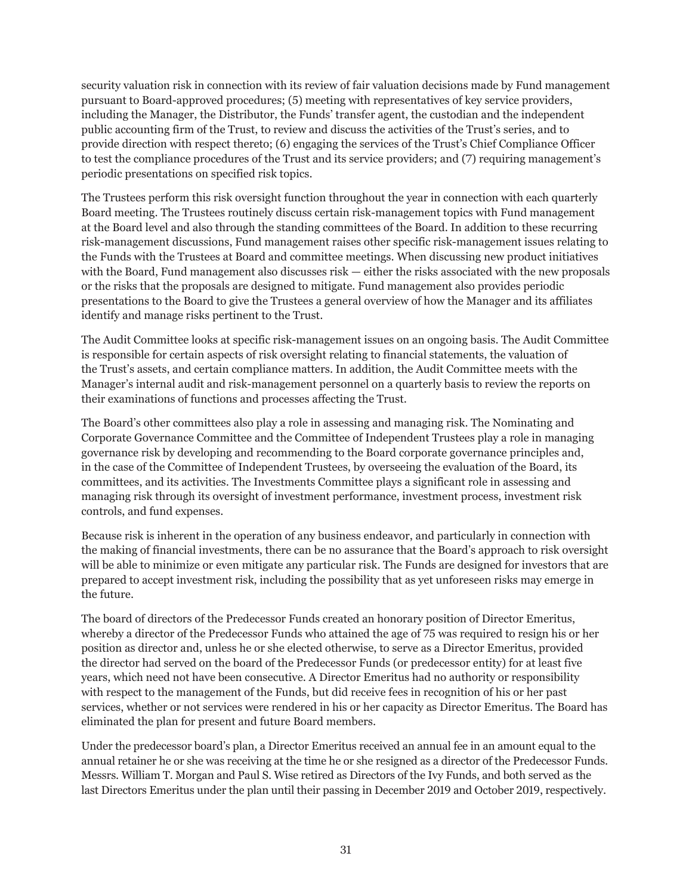security valuation risk in connection with its review of fair valuation decisions made by Fund management pursuant to Board-approved procedures; (5) meeting with representatives of key service providers, including the Manager, the Distributor, the Funds' transfer agent, the custodian and the independent public accounting firm of the Trust, to review and discuss the activities of the Trust's series, and to provide direction with respect thereto; (6) engaging the services of the Trust's Chief Compliance Officer to test the compliance procedures of the Trust and its service providers; and (7) requiring management's periodic presentations on specified risk topics.

The Trustees perform this risk oversight function throughout the year in connection with each quarterly Board meeting. The Trustees routinely discuss certain risk-management topics with Fund management at the Board level and also through the standing committees of the Board. In addition to these recurring risk-management discussions, Fund management raises other specific risk-management issues relating to the Funds with the Trustees at Board and committee meetings. When discussing new product initiatives with the Board, Fund management also discusses risk — either the risks associated with the new proposals or the risks that the proposals are designed to mitigate. Fund management also provides periodic presentations to the Board to give the Trustees a general overview of how the Manager and its affiliates identify and manage risks pertinent to the Trust.

The Audit Committee looks at specific risk-management issues on an ongoing basis. The Audit Committee is responsible for certain aspects of risk oversight relating to financial statements, the valuation of the Trust's assets, and certain compliance matters. In addition, the Audit Committee meets with the Manager's internal audit and risk-management personnel on a quarterly basis to review the reports on their examinations of functions and processes affecting the Trust.

The Board's other committees also play a role in assessing and managing risk. The Nominating and Corporate Governance Committee and the Committee of Independent Trustees play a role in managing governance risk by developing and recommending to the Board corporate governance principles and, in the case of the Committee of Independent Trustees, by overseeing the evaluation of the Board, its committees, and its activities. The Investments Committee plays a significant role in assessing and managing risk through its oversight of investment performance, investment process, investment risk controls, and fund expenses.

Because risk is inherent in the operation of any business endeavor, and particularly in connection with the making of financial investments, there can be no assurance that the Board's approach to risk oversight will be able to minimize or even mitigate any particular risk. The Funds are designed for investors that are prepared to accept investment risk, including the possibility that as yet unforeseen risks may emerge in the future.

The board of directors of the Predecessor Funds created an honorary position of Director Emeritus, whereby a director of the Predecessor Funds who attained the age of 75 was required to resign his or her position as director and, unless he or she elected otherwise, to serve as a Director Emeritus, provided the director had served on the board of the Predecessor Funds (or predecessor entity) for at least five years, which need not have been consecutive. A Director Emeritus had no authority or responsibility with respect to the management of the Funds, but did receive fees in recognition of his or her past services, whether or not services were rendered in his or her capacity as Director Emeritus. The Board has eliminated the plan for present and future Board members.

Under the predecessor board's plan, a Director Emeritus received an annual fee in an amount equal to the annual retainer he or she was receiving at the time he or she resigned as a director of the Predecessor Funds. Messrs. William T. Morgan and Paul S. Wise retired as Directors of the Ivy Funds, and both served as the last Directors Emeritus under the plan until their passing in December 2019 and October 2019, respectively.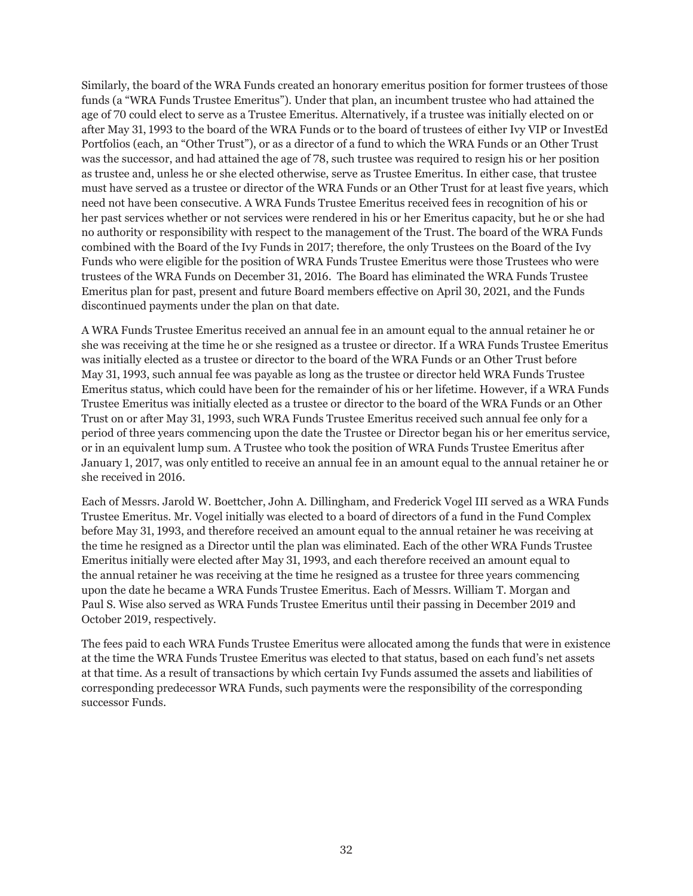Similarly, the board of the WRA Funds created an honorary emeritus position for former trustees of those funds (a "WRA Funds Trustee Emeritus"). Under that plan, an incumbent trustee who had attained the age of 70 could elect to serve as a Trustee Emeritus. Alternatively, if a trustee was initially elected on or after May 31, 1993 to the board of the WRA Funds or to the board of trustees of either Ivy VIP or InvestEd Portfolios (each, an "Other Trust"), or as a director of a fund to which the WRA Funds or an Other Trust was the successor, and had attained the age of 78, such trustee was required to resign his or her position as trustee and, unless he or she elected otherwise, serve as Trustee Emeritus. In either case, that trustee must have served as a trustee or director of the WRA Funds or an Other Trust for at least five years, which need not have been consecutive. A WRA Funds Trustee Emeritus received fees in recognition of his or her past services whether or not services were rendered in his or her Emeritus capacity, but he or she had no authority or responsibility with respect to the management of the Trust. The board of the WRA Funds combined with the Board of the Ivy Funds in 2017; therefore, the only Trustees on the Board of the Ivy Funds who were eligible for the position of WRA Funds Trustee Emeritus were those Trustees who were trustees of the WRA Funds on December 31, 2016. The Board has eliminated the WRA Funds Trustee Emeritus plan for past, present and future Board members effective on April 30, 2021, and the Funds discontinued payments under the plan on that date.

A WRA Funds Trustee Emeritus received an annual fee in an amount equal to the annual retainer he or she was receiving at the time he or she resigned as a trustee or director. If a WRA Funds Trustee Emeritus was initially elected as a trustee or director to the board of the WRA Funds or an Other Trust before May 31, 1993, such annual fee was payable as long as the trustee or director held WRA Funds Trustee Emeritus status, which could have been for the remainder of his or her lifetime. However, if a WRA Funds Trustee Emeritus was initially elected as a trustee or director to the board of the WRA Funds or an Other Trust on or after May 31, 1993, such WRA Funds Trustee Emeritus received such annual fee only for a period of three years commencing upon the date the Trustee or Director began his or her emeritus service, or in an equivalent lump sum. A Trustee who took the position of WRA Funds Trustee Emeritus after January 1, 2017, was only entitled to receive an annual fee in an amount equal to the annual retainer he or she received in 2016.

Each of Messrs. Jarold W. Boettcher, John A. Dillingham, and Frederick Vogel III served as a WRA Funds Trustee Emeritus. Mr. Vogel initially was elected to a board of directors of a fund in the Fund Complex before May 31, 1993, and therefore received an amount equal to the annual retainer he was receiving at the time he resigned as a Director until the plan was eliminated. Each of the other WRA Funds Trustee Emeritus initially were elected after May 31, 1993, and each therefore received an amount equal to the annual retainer he was receiving at the time he resigned as a trustee for three years commencing upon the date he became a WRA Funds Trustee Emeritus. Each of Messrs. William T. Morgan and Paul S. Wise also served as WRA Funds Trustee Emeritus until their passing in December 2019 and October 2019, respectively.

The fees paid to each WRA Funds Trustee Emeritus were allocated among the funds that were in existence at the time the WRA Funds Trustee Emeritus was elected to that status, based on each fund's net assets at that time. As a result of transactions by which certain Ivy Funds assumed the assets and liabilities of corresponding predecessor WRA Funds, such payments were the responsibility of the corresponding successor Funds.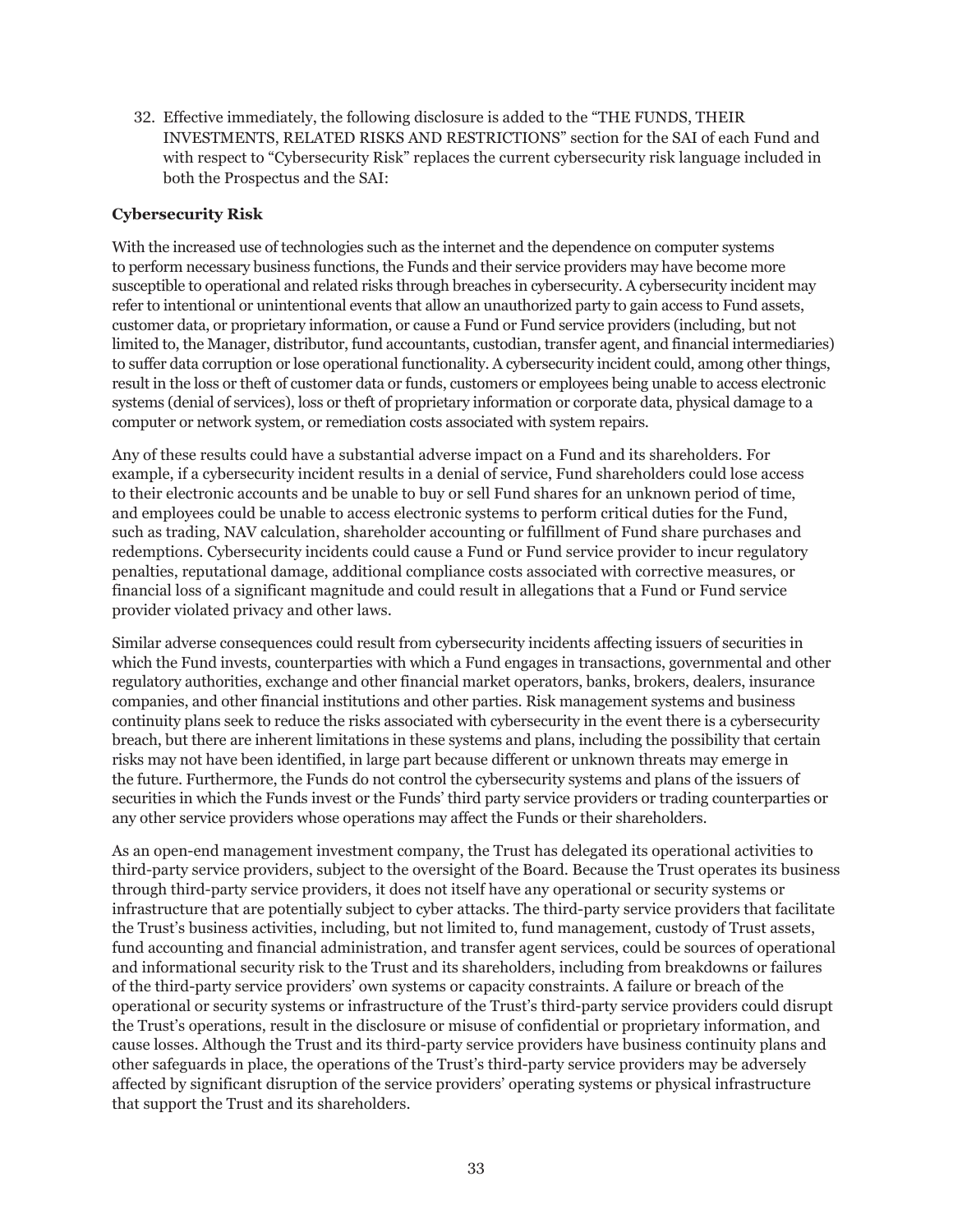32. Effective immediately, the following disclosure is added to the "THE FUNDS, THEIR INVESTMENTS, RELATED RISKS AND RESTRICTIONS" section for the SAI of each Fund and with respect to "Cybersecurity Risk" replaces the current cybersecurity risk language included in both the Prospectus and the SAI:

**Cybersecurity Risk**

With the increased use of technologies such as the internet and the dependence on computer systems to perform necessary business functions, the Funds and their service providers may have become more susceptible to operational and related risks through breaches in cybersecurity. A cybersecurity incident may refer to intentional or unintentional events that allow an unauthorized party to gain access to Fund assets, customer data, or proprietary information, or cause a Fund or Fund service providers (including, but not limited to, the Manager, distributor, fund accountants, custodian, transfer agent, and financial intermediaries) to suffer data corruption or lose operational functionality. A cybersecurity incident could, among other things, result in the loss or theft of customer data or funds, customers or employees being unable to access electronic systems (denial of services), loss or theft of proprietary information or corporate data, physical damage to a computer or network system, or remediation costs associated with system repairs.

Any of these results could have a substantial adverse impact on a Fund and its shareholders. For example, if a cybersecurity incident results in a denial of service, Fund shareholders could lose access to their electronic accounts and be unable to buy or sell Fund shares for an unknown period of time, and employees could be unable to access electronic systems to perform critical duties for the Fund, such as trading, NAV calculation, shareholder accounting or fulfillment of Fund share purchases and redemptions. Cybersecurity incidents could cause a Fund or Fund service provider to incur regulatory penalties, reputational damage, additional compliance costs associated with corrective measures, or financial loss of a significant magnitude and could result in allegations that a Fund or Fund service provider violated privacy and other laws.

Similar adverse consequences could result from cybersecurity incidents affecting issuers of securities in which the Fund invests, counterparties with which a Fund engages in transactions, governmental and other regulatory authorities, exchange and other financial market operators, banks, brokers, dealers, insurance companies, and other financial institutions and other parties. Risk management systems and business continuity plans seek to reduce the risks associated with cybersecurity in the event there is a cybersecurity breach, but there are inherent limitations in these systems and plans, including the possibility that certain risks may not have been identified, in large part because different or unknown threats may emerge in the future. Furthermore, the Funds do not control the cybersecurity systems and plans of the issuers of securities in which the Funds invest or the Funds' third party service providers or trading counterparties or any other service providers whose operations may affect the Funds or their shareholders.

As an open-end management investment company, the Trust has delegated its operational activities to third-party service providers, subject to the oversight of the Board. Because the Trust operates its business through third-party service providers, it does not itself have any operational or security systems or infrastructure that are potentially subject to cyber attacks. The third-party service providers that facilitate the Trust's business activities, including, but not limited to, fund management, custody of Trust assets, fund accounting and financial administration, and transfer agent services, could be sources of operational and informational security risk to the Trust and its shareholders, including from breakdowns or failures of the third-party service providers' own systems or capacity constraints. A failure or breach of the operational or security systems or infrastructure of the Trust's third-party service providers could disrupt the Trust's operations, result in the disclosure or misuse of confidential or proprietary information, and cause losses. Although the Trust and its third-party service providers have business continuity plans and other safeguards in place, the operations of the Trust's third-party service providers may be adversely affected by significant disruption of the service providers' operating systems or physical infrastructure that support the Trust and its shareholders.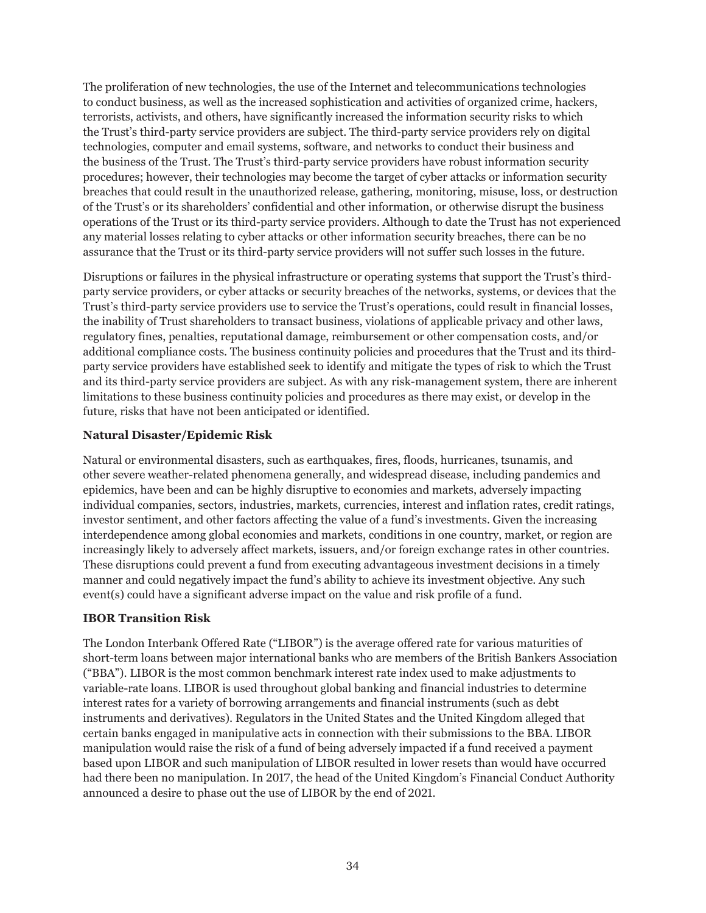The proliferation of new technologies, the use of the Internet and telecommunications technologies to conduct business, as well as the increased sophistication and activities of organized crime, hackers, terrorists, activists, and others, have significantly increased the information security risks to which the Trust's third-party service providers are subject. The third-party service providers rely on digital technologies, computer and email systems, software, and networks to conduct their business and the business of the Trust. The Trust's third-party service providers have robust information security procedures; however, their technologies may become the target of cyber attacks or information security breaches that could result in the unauthorized release, gathering, monitoring, misuse, loss, or destruction of the Trust's or its shareholders' confidential and other information, or otherwise disrupt the business operations of the Trust or its third-party service providers. Although to date the Trust has not experienced any material losses relating to cyber attacks or other information security breaches, there can be no assurance that the Trust or its third-party service providers will not suffer such losses in the future.

Disruptions or failures in the physical infrastructure or operating systems that support the Trust's third-party service providers, or cyber attacks or security breaches of the networks, systems, or devices that the Trust's third-party service providers use to service the Trust's operations, could result in financial losses, the inability of Trust shareholders to transact business, violations of applicable privacy and other laws, regulatory fines, penalties, reputational damage, reimbursement or other compensation costs, and/or additional compliance costs. The business continuity policies and procedures that the Trust and its third-party service providers have established seek to identify and mitigate the types of risk to which the Trust and its third-party service providers are subject. As with any risk-management system, there are inherent limitations to these business continuity policies and procedures as there may exist, or develop in the future, risks that have not been anticipated or identified.

**Natural Disaster/Epidemic Risk**

Natural or environmental disasters, such as earthquakes, fires, floods, hurricanes, tsunamis, and other severe weather-related phenomena generally, and widespread disease, including pandemics and epidemics, have been and can be highly disruptive to economies and markets, adversely impacting individual companies, sectors, industries, markets, currencies, interest and inflation rates, credit ratings, investor sentiment, and other factors affecting the value of a fund's investments. Given the increasing interdependence among global economies and markets, conditions in one country, market, or region are increasingly likely to adversely affect markets, issuers, and/or foreign exchange rates in other countries. These disruptions could prevent a fund from executing advantageous investment decisions in a timely manner and could negatively impact the fund's ability to achieve its investment objective. Any such event(s) could have a significant adverse impact on the value and risk profile of a fund.

**IBOR Transition Risk**

The London Interbank Offered Rate ("LIBOR") is the average offered rate for various maturities of short-term loans between major international banks who are members of the British Bankers Association ("BBA"). LIBOR is the most common benchmark interest rate index used to make adjustments to variable-rate loans. LIBOR is used throughout global banking and financial industries to determine interest rates for a variety of borrowing arrangements and financial instruments (such as debt instruments and derivatives). Regulators in the United States and the United Kingdom alleged that certain banks engaged in manipulative acts in connection with their submissions to the BBA. LIBOR manipulation would raise the risk of a fund of being adversely impacted if a fund received a payment based upon LIBOR and such manipulation of LIBOR resulted in lower resets than would have occurred had there been no manipulation. In 2017, the head of the United Kingdom's Financial Conduct Authority announced a desire to phase out the use of LIBOR by the end of 2021.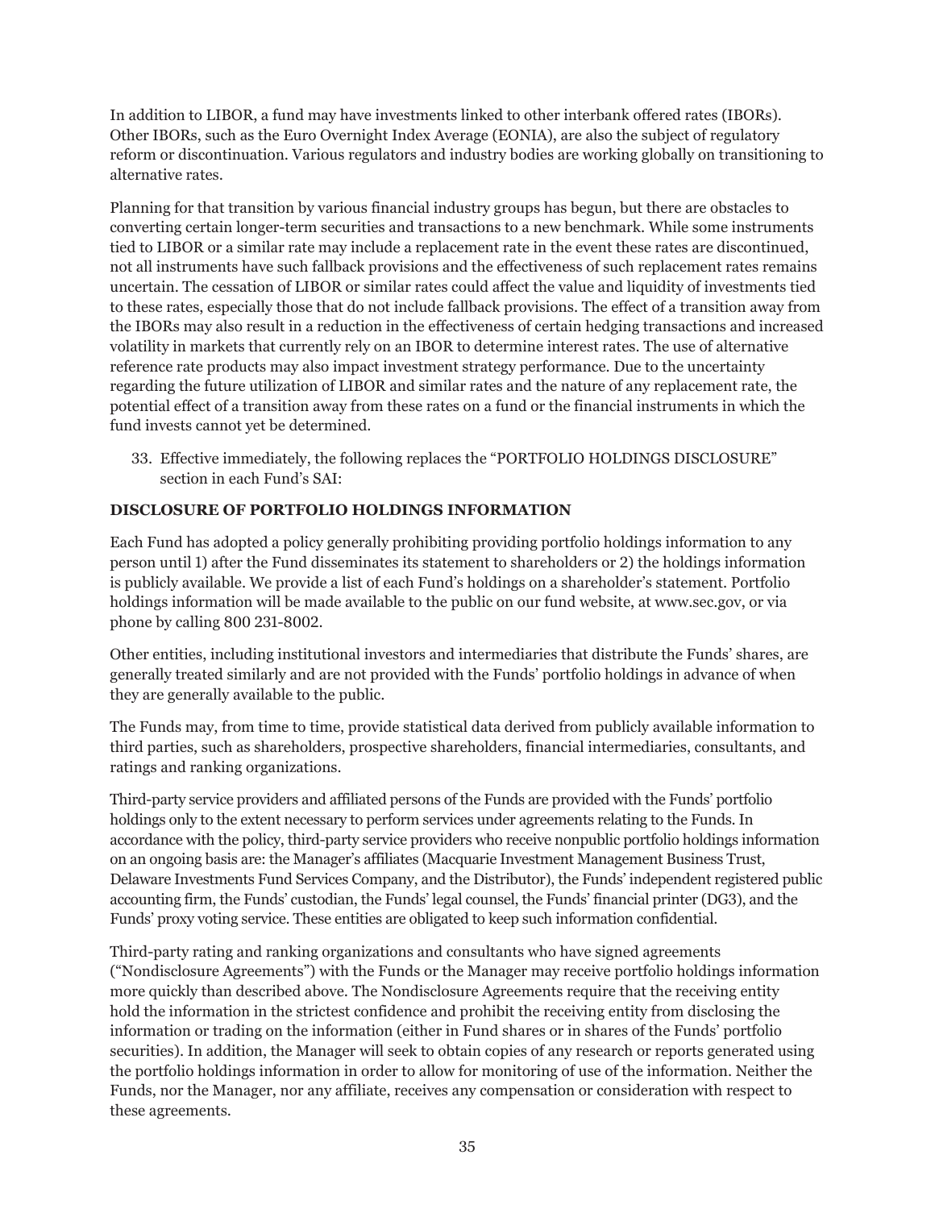In addition to LIBOR, a fund may have investments linked to other interbank offered rates (IBORs). Other IBORs, such as the Euro Overnight Index Average (EONIA), are also the subject of regulatory reform or discontinuation. Various regulators and industry bodies are working globally on transitioning to alternative rates.

Planning for that transition by various financial industry groups has begun, but there are obstacles to converting certain longer-term securities and transactions to a new benchmark. While some instruments tied to LIBOR or a similar rate may include a replacement rate in the event these rates are discontinued, not all instruments have such fallback provisions and the effectiveness of such replacement rates remains uncertain. The cessation of LIBOR or similar rates could affect the value and liquidity of investments tied to these rates, especially those that do not include fallback provisions. The effect of a transition away from the IBORs may also result in a reduction in the effectiveness of certain hedging transactions and increased volatility in markets that currently rely on an IBOR to determine interest rates. The use of alternative reference rate products may also impact investment strategy performance. Due to the uncertainty regarding the future utilization of LIBOR and similar rates and the nature of any replacement rate, the potential effect of a transition away from these rates on a fund or the financial instruments in which the fund invests cannot yet be determined.

33. Effective immediately, the following replaces the "PORTFOLIO HOLDINGS DISCLOSURE" section in each Fund's SAI:

**DISCLOSURE OF PORTFOLIO HOLDINGS INFORMATION**

Each Fund has adopted a policy generally prohibiting providing portfolio holdings information to any person until 1) after the Fund disseminates its statement to shareholders or 2) the holdings information is publicly available. We provide a list of each Fund's holdings on a shareholder's statement. Portfolio holdings information will be made available to the public on our fund website, at www.sec.gov, or via phone by calling 800 231-8002.

Other entities, including institutional investors and intermediaries that distribute the Funds' shares, are generally treated similarly and are not provided with the Funds' portfolio holdings in advance of when they are generally available to the public.

The Funds may, from time to time, provide statistical data derived from publicly available information to third parties, such as shareholders, prospective shareholders, financial intermediaries, consultants, and ratings and ranking organizations.

Third-party service providers and affiliated persons of the Funds are provided with the Funds' portfolio holdings only to the extent necessary to perform services under agreements relating to the Funds. In accordance with the policy, third-party service providers who receive nonpublic portfolio holdings information on an ongoing basis are: the Manager's affiliates (Macquarie Investment Management Business Trust, Delaware Investments Fund Services Company, and the Distributor), the Funds' independent registered public accounting firm, the Funds' custodian, the Funds' legal counsel, the Funds' financial printer (DG3), and the Funds' proxy voting service. These entities are obligated to keep such information confidential.

Third-party rating and ranking organizations and consultants who have signed agreements ("Nondisclosure Agreements") with the Funds or the Manager may receive portfolio holdings information more quickly than described above. The Nondisclosure Agreements require that the receiving entity hold the information in the strictest confidence and prohibit the receiving entity from disclosing the information or trading on the information (either in Fund shares or in shares of the Funds' portfolio securities). In addition, the Manager will seek to obtain copies of any research or reports generated using the portfolio holdings information in order to allow for monitoring of use of the information. Neither the Funds, nor the Manager, nor any affiliate, receives any compensation or consideration with respect to these agreements.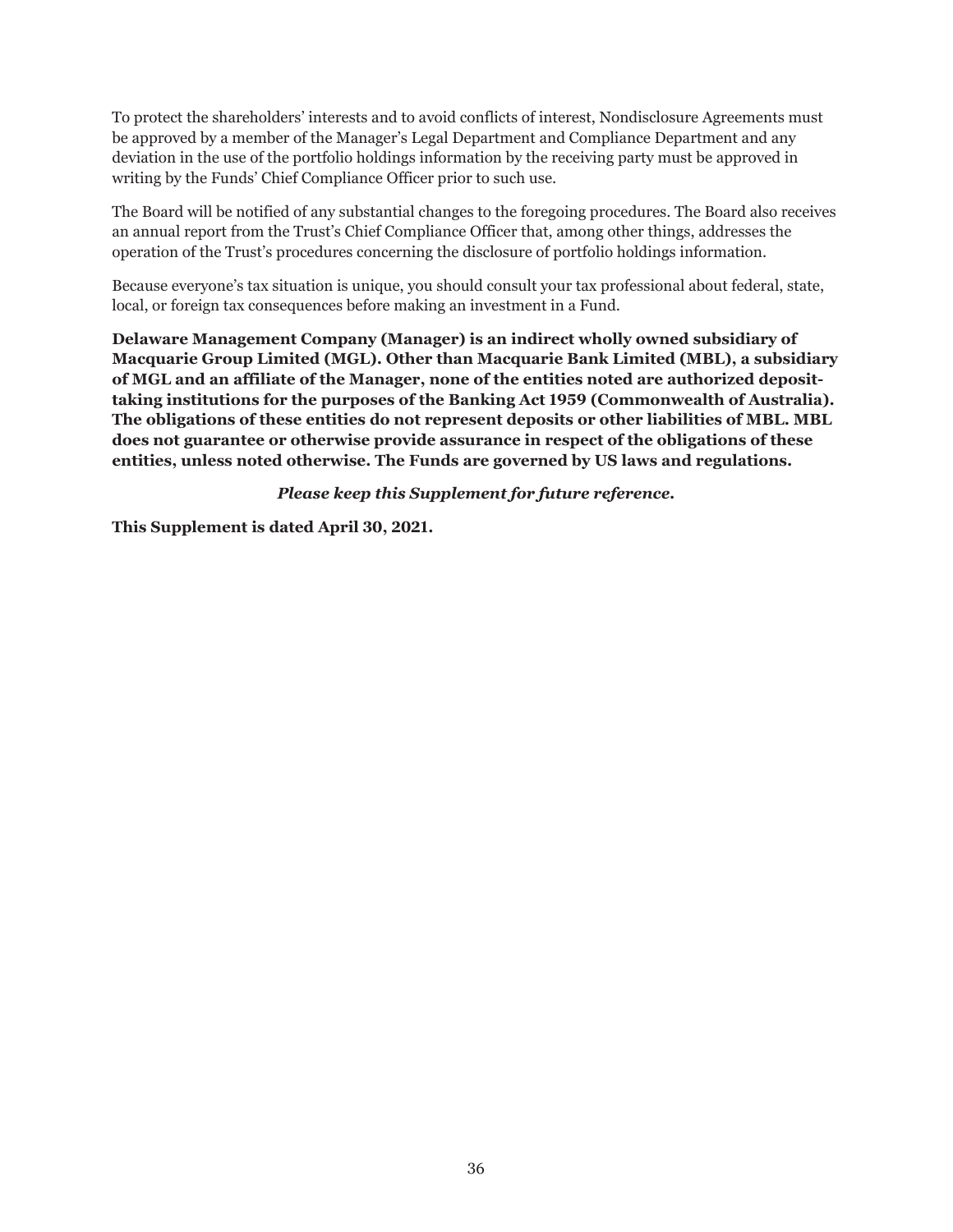To protect the shareholders' interests and to avoid conflicts of interest, Nondisclosure Agreements must be approved by a member of the Manager's Legal Department and Compliance Department and any deviation in the use of the portfolio holdings information by the receiving party must be approved in writing by the Funds' Chief Compliance Officer prior to such use.

The Board will be notified of any substantial changes to the foregoing procedures. The Board also receives an annual report from the Trust's Chief Compliance Officer that, among other things, addresses the operation of the Trust's procedures concerning the disclosure of portfolio holdings information.

Because everyone's tax situation is unique, you should consult your tax professional about federal, state, local, or foreign tax consequences before making an investment in a Fund.

**Delaware Management Company (Manager) is an indirect wholly owned subsidiary of Macquarie Group Limited (MGL). Other than Macquarie Bank Limited (MBL), a subsidiary of MGL and an affiliate of the Manager, none of the entities noted are authorized deposit-taking institutions for the purposes of the Banking Act 1959 (Commonwealth of Australia). The obligations of these entities do not represent deposits or other liabilities of MBL. MBL does not guarantee or otherwise provide assurance in respect of the obligations of these entities, unless noted otherwise. The Funds are governed by US laws and regulations.**

***Please keep this Supplement for future reference.***

**This Supplement is dated April 30, 2021.**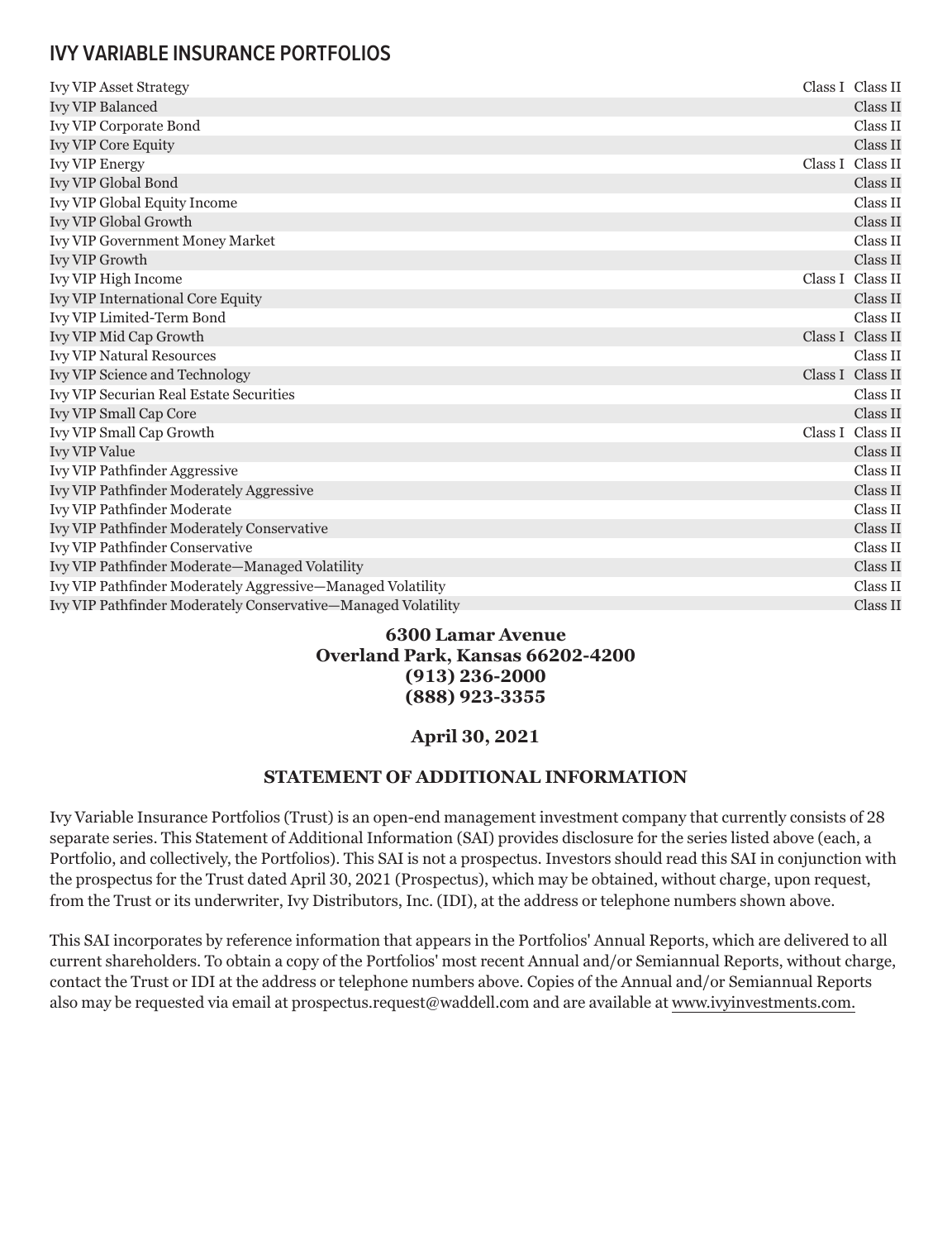# IVY VARIABLE INSURANCE PORTFOLIOS

| Portfolio | | |
|---|---|---|
| Ivy VIP Asset Strategy | Class I | Class II |
| Ivy VIP Balanced | | Class II |
| Ivy VIP Corporate Bond | | Class II |
| Ivy VIP Core Equity | | Class II |
| Ivy VIP Energy | Class I | Class II |
| Ivy VIP Global Bond | | Class II |
| Ivy VIP Global Equity Income | | Class II |
| Ivy VIP Global Growth | | Class II |
| Ivy VIP Government Money Market | | Class II |
| Ivy VIP Growth | | Class II |
| Ivy VIP High Income | Class I | Class II |
| Ivy VIP International Core Equity | | Class II |
| Ivy VIP Limited-Term Bond | | Class II |
| Ivy VIP Mid Cap Growth | Class I | Class II |
| Ivy VIP Natural Resources | | Class II |
| Ivy VIP Science and Technology | Class I | Class II |
| Ivy VIP Securian Real Estate Securities | | Class II |
| Ivy VIP Small Cap Core | | Class II |
| Ivy VIP Small Cap Growth | Class I | Class II |
| Ivy VIP Value | | Class II |
| Ivy VIP Pathfinder Aggressive | | Class II |
| Ivy VIP Pathfinder Moderately Aggressive | | Class II |
| Ivy VIP Pathfinder Moderate | | Class II |
| Ivy VIP Pathfinder Moderately Conservative | | Class II |
| Ivy VIP Pathfinder Conservative | | Class II |
| Ivy VIP Pathfinder Moderate—Managed Volatility | | Class II |
| Ivy VIP Pathfinder Moderately Aggressive—Managed Volatility | | Class II |
| Ivy VIP Pathfinder Moderately Conservative—Managed Volatility | | Class II |

**6300 Lamar Avenue**
**Overland Park, Kansas 66202-4200**
**(913) 236-2000**
**(888) 923-3355**

**April 30, 2021**

## STATEMENT OF ADDITIONAL INFORMATION

Ivy Variable Insurance Portfolios (Trust) is an open-end management investment company that currently consists of 28 separate series. This Statement of Additional Information (SAI) provides disclosure for the series listed above (each, a Portfolio, and collectively, the Portfolios). This SAI is not a prospectus. Investors should read this SAI in conjunction with the prospectus for the Trust dated April 30, 2021 (Prospectus), which may be obtained, without charge, upon request, from the Trust or its underwriter, Ivy Distributors, Inc. (IDI), at the address or telephone numbers shown above.

This SAI incorporates by reference information that appears in the Portfolios' Annual Reports, which are delivered to all current shareholders. To obtain a copy of the Portfolios' most recent Annual and/or Semiannual Reports, without charge, contact the Trust or IDI at the address or telephone numbers above. Copies of the Annual and/or Semiannual Reports also may be requested via email at prospectus.request@waddell.com and are available at www.ivyinvestments.com.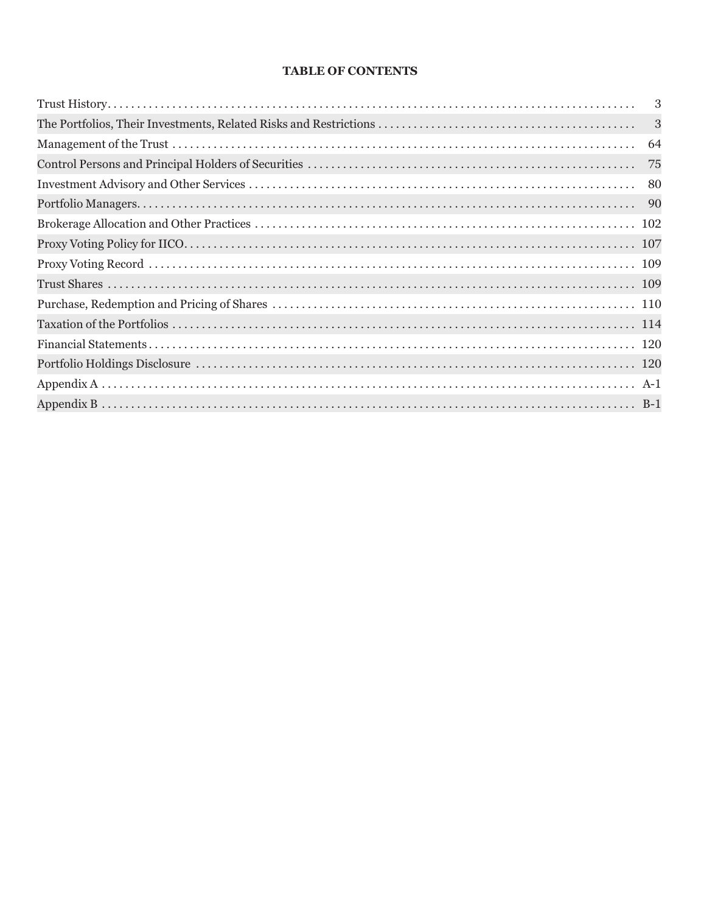**TABLE OF CONTENTS**

| | |
|---|---|
| Trust History | 3 |
| The Portfolios, Their Investments, Related Risks and Restrictions | 3 |
| Management of the Trust | 64 |
| Control Persons and Principal Holders of Securities | 75 |
| Investment Advisory and Other Services | 80 |
| Portfolio Managers | 90 |
| Brokerage Allocation and Other Practices | 102 |
| Proxy Voting Policy for IICO | 107 |
| Proxy Voting Record | 109 |
| Trust Shares | 109 |
| Purchase, Redemption and Pricing of Shares | 110 |
| Taxation of the Portfolios | 114 |
| Financial Statements | 120 |
| Portfolio Holdings Disclosure | 120 |
| Appendix A | A-1 |
| Appendix B | B-1 |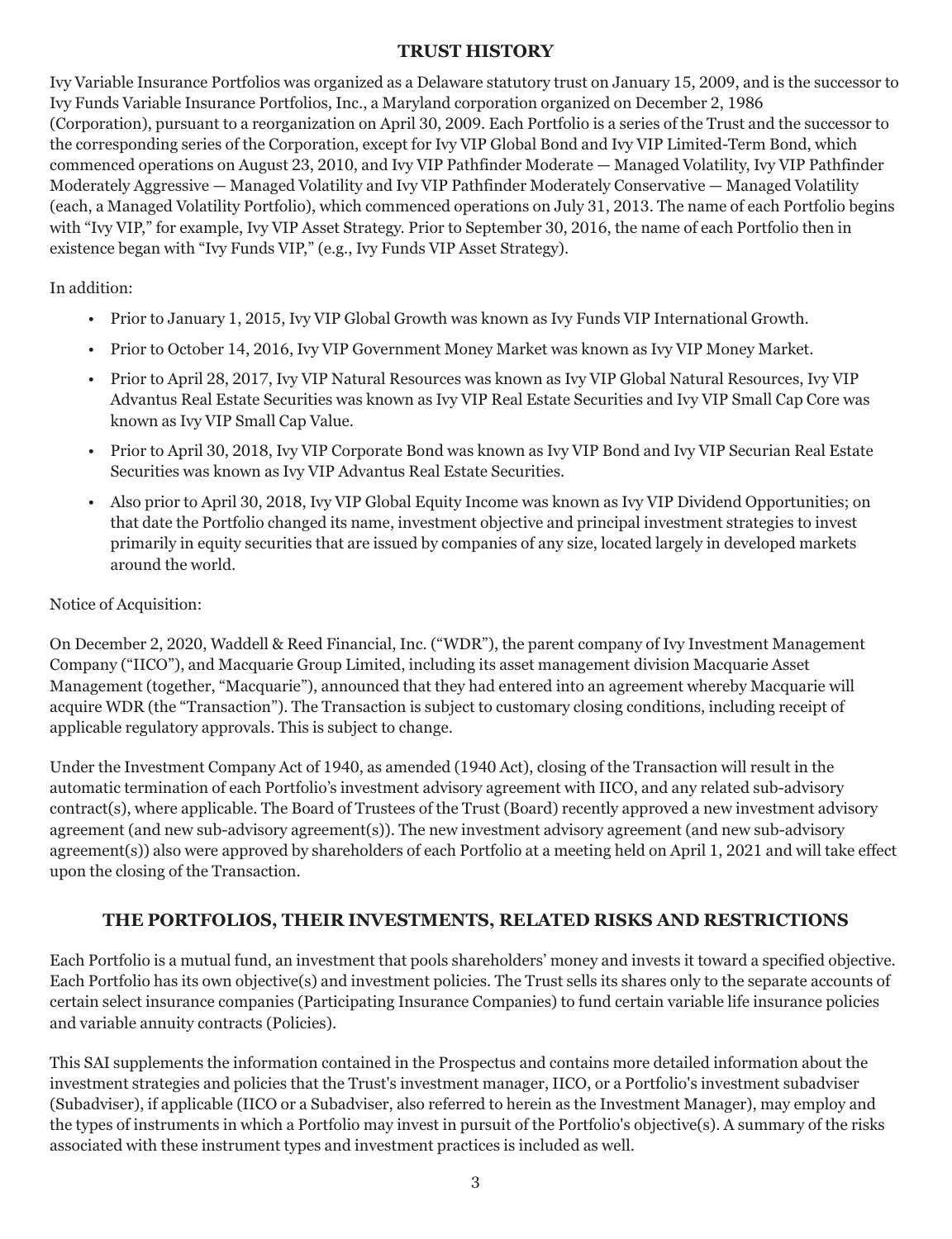## TRUST HISTORY

Ivy Variable Insurance Portfolios was organized as a Delaware statutory trust on January 15, 2009, and is the successor to Ivy Funds Variable Insurance Portfolios, Inc., a Maryland corporation organized on December 2, 1986 (Corporation), pursuant to a reorganization on April 30, 2009. Each Portfolio is a series of the Trust and the successor to the corresponding series of the Corporation, except for Ivy VIP Global Bond and Ivy VIP Limited-Term Bond, which commenced operations on August 23, 2010, and Ivy VIP Pathfinder Moderate — Managed Volatility, Ivy VIP Pathfinder Moderately Aggressive — Managed Volatility and Ivy VIP Pathfinder Moderately Conservative — Managed Volatility (each, a Managed Volatility Portfolio), which commenced operations on July 31, 2013. The name of each Portfolio begins with "Ivy VIP," for example, Ivy VIP Asset Strategy. Prior to September 30, 2016, the name of each Portfolio then in existence began with "Ivy Funds VIP," (e.g., Ivy Funds VIP Asset Strategy).

In addition:

- Prior to January 1, 2015, Ivy VIP Global Growth was known as Ivy Funds VIP International Growth.
- Prior to October 14, 2016, Ivy VIP Government Money Market was known as Ivy VIP Money Market.
- Prior to April 28, 2017, Ivy VIP Natural Resources was known as Ivy VIP Global Natural Resources, Ivy VIP Advantus Real Estate Securities was known as Ivy VIP Real Estate Securities and Ivy VIP Small Cap Core was known as Ivy VIP Small Cap Value.
- Prior to April 30, 2018, Ivy VIP Corporate Bond was known as Ivy VIP Bond and Ivy VIP Securian Real Estate Securities was known as Ivy VIP Advantus Real Estate Securities.
- Also prior to April 30, 2018, Ivy VIP Global Equity Income was known as Ivy VIP Dividend Opportunities; on that date the Portfolio changed its name, investment objective and principal investment strategies to invest primarily in equity securities that are issued by companies of any size, located largely in developed markets around the world.

Notice of Acquisition:

On December 2, 2020, Waddell & Reed Financial, Inc. ("WDR"), the parent company of Ivy Investment Management Company ("IICO"), and Macquarie Group Limited, including its asset management division Macquarie Asset Management (together, "Macquarie"), announced that they had entered into an agreement whereby Macquarie will acquire WDR (the "Transaction"). The Transaction is subject to customary closing conditions, including receipt of applicable regulatory approvals. This is subject to change.

Under the Investment Company Act of 1940, as amended (1940 Act), closing of the Transaction will result in the automatic termination of each Portfolio's investment advisory agreement with IICO, and any related sub-advisory contract(s), where applicable. The Board of Trustees of the Trust (Board) recently approved a new investment advisory agreement (and new sub-advisory agreement(s)). The new investment advisory agreement (and new sub-advisory agreement(s)) also were approved by shareholders of each Portfolio at a meeting held on April 1, 2021 and will take effect upon the closing of the Transaction.

## THE PORTFOLIOS, THEIR INVESTMENTS, RELATED RISKS AND RESTRICTIONS

Each Portfolio is a mutual fund, an investment that pools shareholders' money and invests it toward a specified objective. Each Portfolio has its own objective(s) and investment policies. The Trust sells its shares only to the separate accounts of certain select insurance companies (Participating Insurance Companies) to fund certain variable life insurance policies and variable annuity contracts (Policies).

This SAI supplements the information contained in the Prospectus and contains more detailed information about the investment strategies and policies that the Trust's investment manager, IICO, or a Portfolio's investment subadviser (Subadviser), if applicable (IICO or a Subadviser, also referred to herein as the Investment Manager), may employ and the types of instruments in which a Portfolio may invest in pursuit of the Portfolio's objective(s). A summary of the risks associated with these instrument types and investment practices is included as well.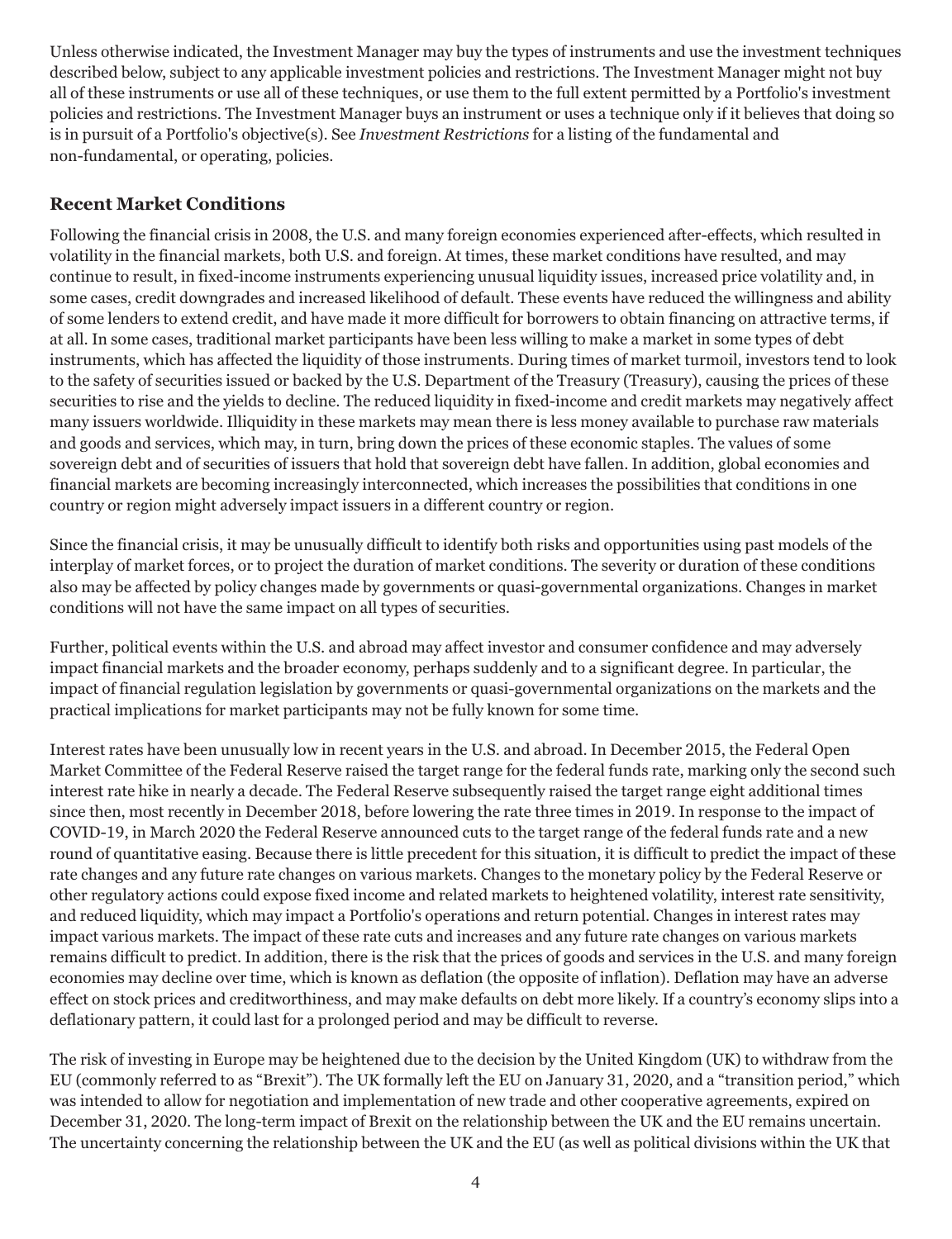Unless otherwise indicated, the Investment Manager may buy the types of instruments and use the investment techniques described below, subject to any applicable investment policies and restrictions. The Investment Manager might not buy all of these instruments or use all of these techniques, or use them to the full extent permitted by a Portfolio's investment policies and restrictions. The Investment Manager buys an instrument or uses a technique only if it believes that doing so is in pursuit of a Portfolio's objective(s). See *Investment Restrictions* for a listing of the fundamental and non-fundamental, or operating, policies.

## Recent Market Conditions

Following the financial crisis in 2008, the U.S. and many foreign economies experienced after-effects, which resulted in volatility in the financial markets, both U.S. and foreign. At times, these market conditions have resulted, and may continue to result, in fixed-income instruments experiencing unusual liquidity issues, increased price volatility and, in some cases, credit downgrades and increased likelihood of default. These events have reduced the willingness and ability of some lenders to extend credit, and have made it more difficult for borrowers to obtain financing on attractive terms, if at all. In some cases, traditional market participants have been less willing to make a market in some types of debt instruments, which has affected the liquidity of those instruments. During times of market turmoil, investors tend to look to the safety of securities issued or backed by the U.S. Department of the Treasury (Treasury), causing the prices of these securities to rise and the yields to decline. The reduced liquidity in fixed-income and credit markets may negatively affect many issuers worldwide. Illiquidity in these markets may mean there is less money available to purchase raw materials and goods and services, which may, in turn, bring down the prices of these economic staples. The values of some sovereign debt and of securities of issuers that hold that sovereign debt have fallen. In addition, global economies and financial markets are becoming increasingly interconnected, which increases the possibilities that conditions in one country or region might adversely impact issuers in a different country or region.

Since the financial crisis, it may be unusually difficult to identify both risks and opportunities using past models of the interplay of market forces, or to project the duration of market conditions. The severity or duration of these conditions also may be affected by policy changes made by governments or quasi-governmental organizations. Changes in market conditions will not have the same impact on all types of securities.

Further, political events within the U.S. and abroad may affect investor and consumer confidence and may adversely impact financial markets and the broader economy, perhaps suddenly and to a significant degree. In particular, the impact of financial regulation legislation by governments or quasi-governmental organizations on the markets and the practical implications for market participants may not be fully known for some time.

Interest rates have been unusually low in recent years in the U.S. and abroad. In December 2015, the Federal Open Market Committee of the Federal Reserve raised the target range for the federal funds rate, marking only the second such interest rate hike in nearly a decade. The Federal Reserve subsequently raised the target range eight additional times since then, most recently in December 2018, before lowering the rate three times in 2019. In response to the impact of COVID-19, in March 2020 the Federal Reserve announced cuts to the target range of the federal funds rate and a new round of quantitative easing. Because there is little precedent for this situation, it is difficult to predict the impact of these rate changes and any future rate changes on various markets. Changes to the monetary policy by the Federal Reserve or other regulatory actions could expose fixed income and related markets to heightened volatility, interest rate sensitivity, and reduced liquidity, which may impact a Portfolio's operations and return potential. Changes in interest rates may impact various markets. The impact of these rate cuts and increases and any future rate changes on various markets remains difficult to predict. In addition, there is the risk that the prices of goods and services in the U.S. and many foreign economies may decline over time, which is known as deflation (the opposite of inflation). Deflation may have an adverse effect on stock prices and creditworthiness, and may make defaults on debt more likely. If a country's economy slips into a deflationary pattern, it could last for a prolonged period and may be difficult to reverse.

The risk of investing in Europe may be heightened due to the decision by the United Kingdom (UK) to withdraw from the EU (commonly referred to as "Brexit"). The UK formally left the EU on January 31, 2020, and a "transition period," which was intended to allow for negotiation and implementation of new trade and other cooperative agreements, expired on December 31, 2020. The long-term impact of Brexit on the relationship between the UK and the EU remains uncertain. The uncertainty concerning the relationship between the UK and the EU (as well as political divisions within the UK that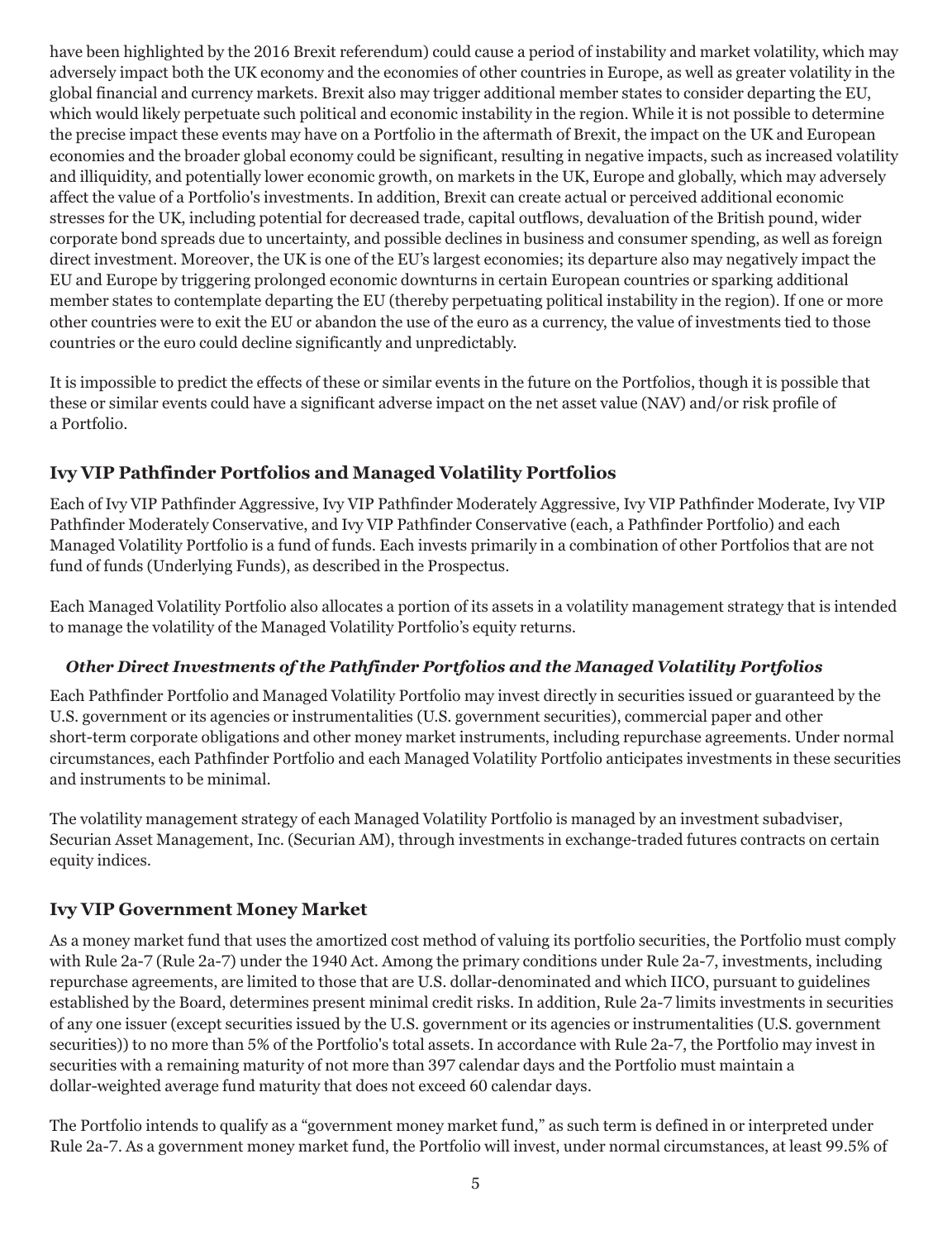have been highlighted by the 2016 Brexit referendum) could cause a period of instability and market volatility, which may adversely impact both the UK economy and the economies of other countries in Europe, as well as greater volatility in the global financial and currency markets. Brexit also may trigger additional member states to consider departing the EU, which would likely perpetuate such political and economic instability in the region. While it is not possible to determine the precise impact these events may have on a Portfolio in the aftermath of Brexit, the impact on the UK and European economies and the broader global economy could be significant, resulting in negative impacts, such as increased volatility and illiquidity, and potentially lower economic growth, on markets in the UK, Europe and globally, which may adversely affect the value of a Portfolio's investments. In addition, Brexit can create actual or perceived additional economic stresses for the UK, including potential for decreased trade, capital outflows, devaluation of the British pound, wider corporate bond spreads due to uncertainty, and possible declines in business and consumer spending, as well as foreign direct investment. Moreover, the UK is one of the EU's largest economies; its departure also may negatively impact the EU and Europe by triggering prolonged economic downturns in certain European countries or sparking additional member states to contemplate departing the EU (thereby perpetuating political instability in the region). If one or more other countries were to exit the EU or abandon the use of the euro as a currency, the value of investments tied to those countries or the euro could decline significantly and unpredictably.

It is impossible to predict the effects of these or similar events in the future on the Portfolios, though it is possible that these or similar events could have a significant adverse impact on the net asset value (NAV) and/or risk profile of a Portfolio.

## Ivy VIP Pathfinder Portfolios and Managed Volatility Portfolios

Each of Ivy VIP Pathfinder Aggressive, Ivy VIP Pathfinder Moderately Aggressive, Ivy VIP Pathfinder Moderate, Ivy VIP Pathfinder Moderately Conservative, and Ivy VIP Pathfinder Conservative (each, a Pathfinder Portfolio) and each Managed Volatility Portfolio is a fund of funds. Each invests primarily in a combination of other Portfolios that are not fund of funds (Underlying Funds), as described in the Prospectus.

Each Managed Volatility Portfolio also allocates a portion of its assets in a volatility management strategy that is intended to manage the volatility of the Managed Volatility Portfolio's equity returns.

### *Other Direct Investments of the Pathfinder Portfolios and the Managed Volatility Portfolios*

Each Pathfinder Portfolio and Managed Volatility Portfolio may invest directly in securities issued or guaranteed by the U.S. government or its agencies or instrumentalities (U.S. government securities), commercial paper and other short-term corporate obligations and other money market instruments, including repurchase agreements. Under normal circumstances, each Pathfinder Portfolio and each Managed Volatility Portfolio anticipates investments in these securities and instruments to be minimal.

The volatility management strategy of each Managed Volatility Portfolio is managed by an investment subadviser, Securian Asset Management, Inc. (Securian AM), through investments in exchange-traded futures contracts on certain equity indices.

## Ivy VIP Government Money Market

As a money market fund that uses the amortized cost method of valuing its portfolio securities, the Portfolio must comply with Rule 2a-7 (Rule 2a-7) under the 1940 Act. Among the primary conditions under Rule 2a-7, investments, including repurchase agreements, are limited to those that are U.S. dollar-denominated and which IICO, pursuant to guidelines established by the Board, determines present minimal credit risks. In addition, Rule 2a-7 limits investments in securities of any one issuer (except securities issued by the U.S. government or its agencies or instrumentalities (U.S. government securities)) to no more than 5% of the Portfolio's total assets. In accordance with Rule 2a-7, the Portfolio may invest in securities with a remaining maturity of not more than 397 calendar days and the Portfolio must maintain a dollar-weighted average fund maturity that does not exceed 60 calendar days.

The Portfolio intends to qualify as a "government money market fund," as such term is defined in or interpreted under Rule 2a-7. As a government money market fund, the Portfolio will invest, under normal circumstances, at least 99.5% of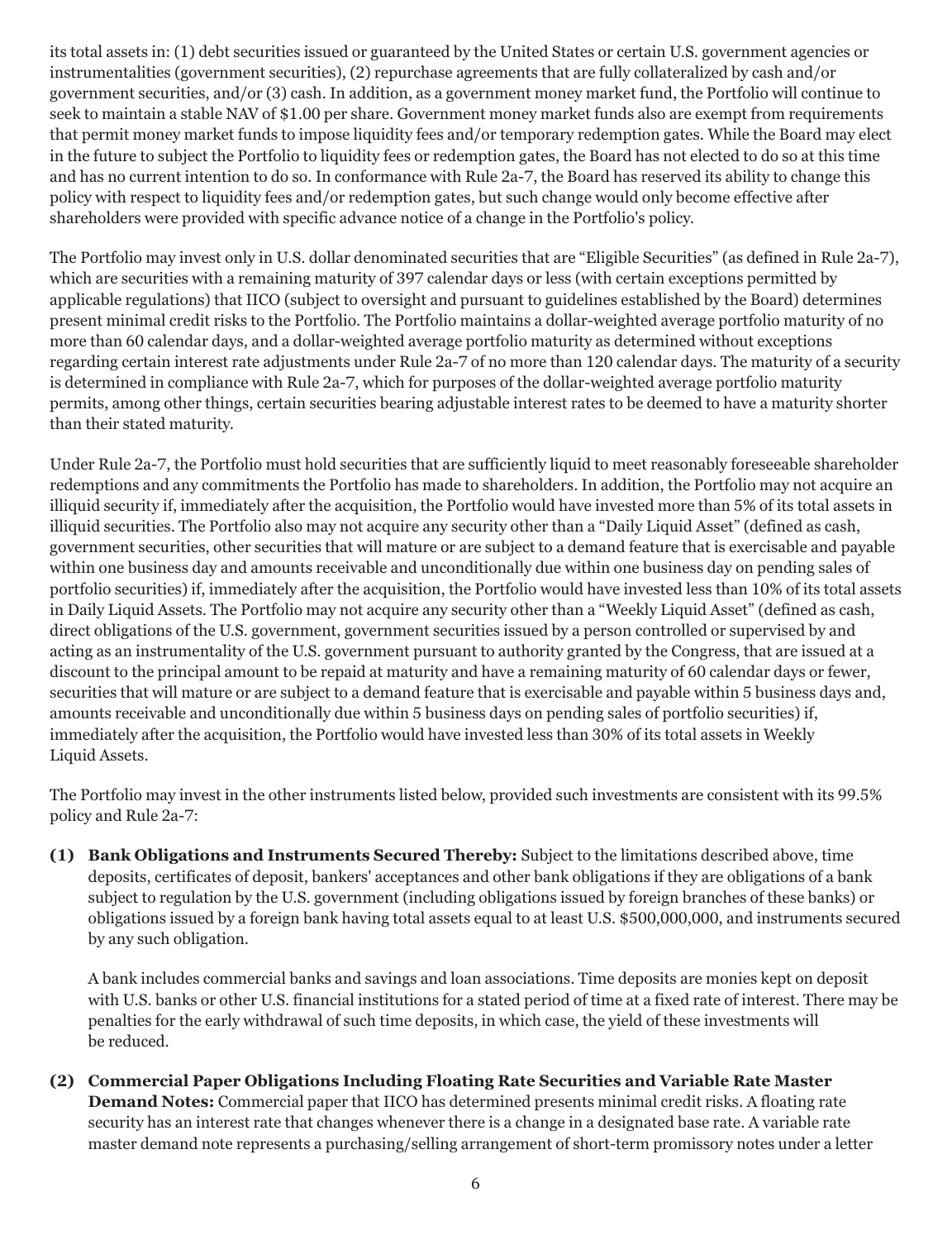its total assets in: (1) debt securities issued or guaranteed by the United States or certain U.S. government agencies or instrumentalities (government securities), (2) repurchase agreements that are fully collateralized by cash and/or government securities, and/or (3) cash. In addition, as a government money market fund, the Portfolio will continue to seek to maintain a stable NAV of $1.00 per share. Government money market funds also are exempt from requirements that permit money market funds to impose liquidity fees and/or temporary redemption gates. While the Board may elect in the future to subject the Portfolio to liquidity fees or redemption gates, the Board has not elected to do so at this time and has no current intention to do so. In conformance with Rule 2a-7, the Board has reserved its ability to change this policy with respect to liquidity fees and/or redemption gates, but such change would only become effective after shareholders were provided with specific advance notice of a change in the Portfolio's policy.

The Portfolio may invest only in U.S. dollar denominated securities that are "Eligible Securities" (as defined in Rule 2a-7), which are securities with a remaining maturity of 397 calendar days or less (with certain exceptions permitted by applicable regulations) that IICO (subject to oversight and pursuant to guidelines established by the Board) determines present minimal credit risks to the Portfolio. The Portfolio maintains a dollar-weighted average portfolio maturity of no more than 60 calendar days, and a dollar-weighted average portfolio maturity as determined without exceptions regarding certain interest rate adjustments under Rule 2a-7 of no more than 120 calendar days. The maturity of a security is determined in compliance with Rule 2a-7, which for purposes of the dollar-weighted average portfolio maturity permits, among other things, certain securities bearing adjustable interest rates to be deemed to have a maturity shorter than their stated maturity.

Under Rule 2a-7, the Portfolio must hold securities that are sufficiently liquid to meet reasonably foreseeable shareholder redemptions and any commitments the Portfolio has made to shareholders. In addition, the Portfolio may not acquire an illiquid security if, immediately after the acquisition, the Portfolio would have invested more than 5% of its total assets in illiquid securities. The Portfolio also may not acquire any security other than a "Daily Liquid Asset" (defined as cash, government securities, other securities that will mature or are subject to a demand feature that is exercisable and payable within one business day and amounts receivable and unconditionally due within one business day on pending sales of portfolio securities) if, immediately after the acquisition, the Portfolio would have invested less than 10% of its total assets in Daily Liquid Assets. The Portfolio may not acquire any security other than a "Weekly Liquid Asset" (defined as cash, direct obligations of the U.S. government, government securities issued by a person controlled or supervised by and acting as an instrumentality of the U.S. government pursuant to authority granted by the Congress, that are issued at a discount to the principal amount to be repaid at maturity and have a remaining maturity of 60 calendar days or fewer, securities that will mature or are subject to a demand feature that is exercisable and payable within 5 business days and, amounts receivable and unconditionally due within 5 business days on pending sales of portfolio securities) if, immediately after the acquisition, the Portfolio would have invested less than 30% of its total assets in Weekly Liquid Assets.

The Portfolio may invest in the other instruments listed below, provided such investments are consistent with its 99.5% policy and Rule 2a-7:

**(1) Bank Obligations and Instruments Secured Thereby:** Subject to the limitations described above, time deposits, certificates of deposit, bankers' acceptances and other bank obligations if they are obligations of a bank subject to regulation by the U.S. government (including obligations issued by foreign branches of these banks) or obligations issued by a foreign bank having total assets equal to at least U.S. $500,000,000, and instruments secured by any such obligation.

A bank includes commercial banks and savings and loan associations. Time deposits are monies kept on deposit with U.S. banks or other U.S. financial institutions for a stated period of time at a fixed rate of interest. There may be penalties for the early withdrawal of such time deposits, in which case, the yield of these investments will be reduced.

**(2) Commercial Paper Obligations Including Floating Rate Securities and Variable Rate Master Demand Notes:** Commercial paper that IICO has determined presents minimal credit risks. A floating rate security has an interest rate that changes whenever there is a change in a designated base rate. A variable rate master demand note represents a purchasing/selling arrangement of short-term promissory notes under a letter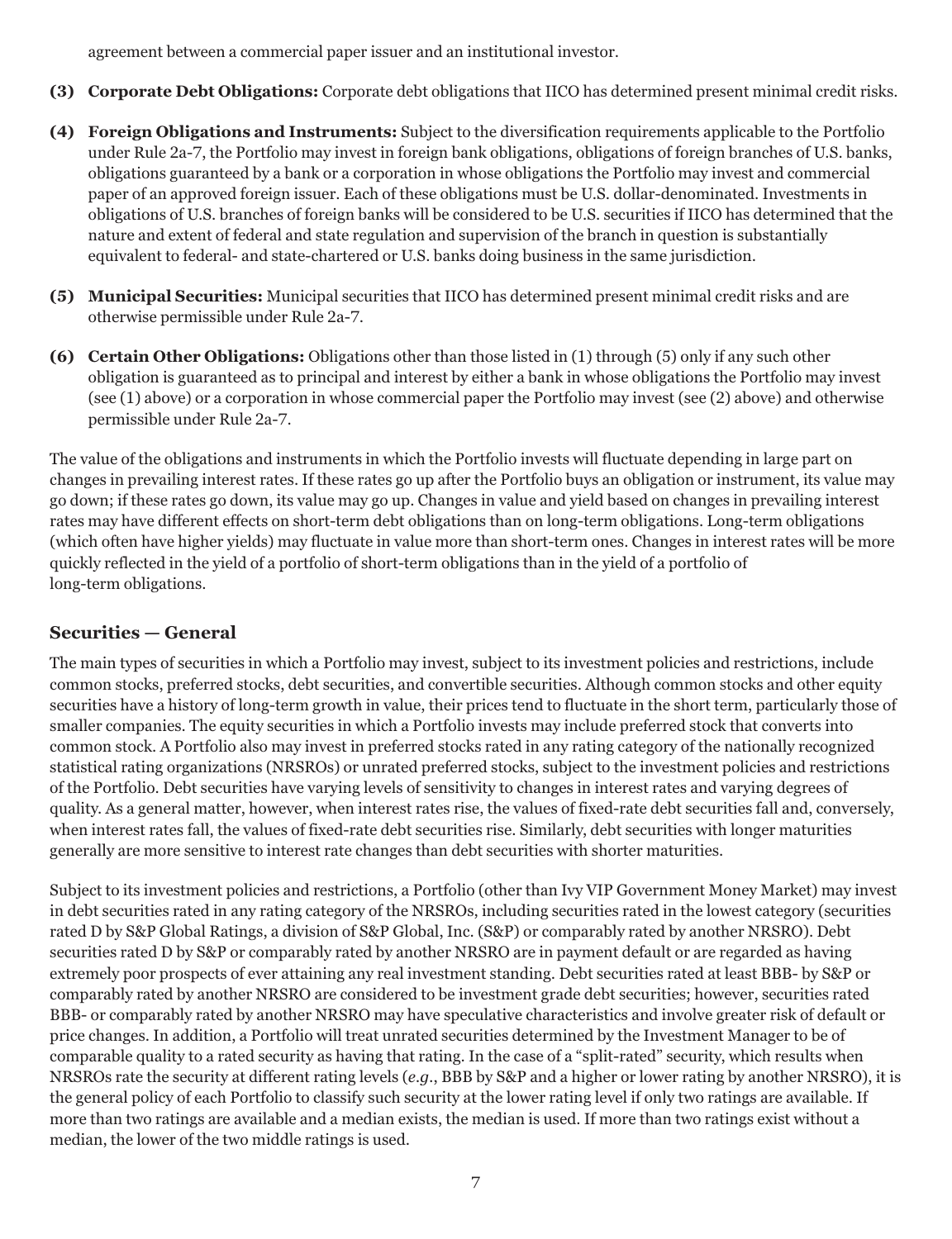agreement between a commercial paper issuer and an institutional investor.

**(3) Corporate Debt Obligations:** Corporate debt obligations that IICO has determined present minimal credit risks.

**(4) Foreign Obligations and Instruments:** Subject to the diversification requirements applicable to the Portfolio under Rule 2a-7, the Portfolio may invest in foreign bank obligations, obligations of foreign branches of U.S. banks, obligations guaranteed by a bank or a corporation in whose obligations the Portfolio may invest and commercial paper of an approved foreign issuer. Each of these obligations must be U.S. dollar-denominated. Investments in obligations of U.S. branches of foreign banks will be considered to be U.S. securities if IICO has determined that the nature and extent of federal and state regulation and supervision of the branch in question is substantially equivalent to federal- and state-chartered or U.S. banks doing business in the same jurisdiction.

**(5) Municipal Securities:** Municipal securities that IICO has determined present minimal credit risks and are otherwise permissible under Rule 2a-7.

**(6) Certain Other Obligations:** Obligations other than those listed in (1) through (5) only if any such other obligation is guaranteed as to principal and interest by either a bank in whose obligations the Portfolio may invest (see (1) above) or a corporation in whose commercial paper the Portfolio may invest (see (2) above) and otherwise permissible under Rule 2a-7.

The value of the obligations and instruments in which the Portfolio invests will fluctuate depending in large part on changes in prevailing interest rates. If these rates go up after the Portfolio buys an obligation or instrument, its value may go down; if these rates go down, its value may go up. Changes in value and yield based on changes in prevailing interest rates may have different effects on short-term debt obligations than on long-term obligations. Long-term obligations (which often have higher yields) may fluctuate in value more than short-term ones. Changes in interest rates will be more quickly reflected in the yield of a portfolio of short-term obligations than in the yield of a portfolio of long-term obligations.

## Securities — General

The main types of securities in which a Portfolio may invest, subject to its investment policies and restrictions, include common stocks, preferred stocks, debt securities, and convertible securities. Although common stocks and other equity securities have a history of long-term growth in value, their prices tend to fluctuate in the short term, particularly those of smaller companies. The equity securities in which a Portfolio invests may include preferred stock that converts into common stock. A Portfolio also may invest in preferred stocks rated in any rating category of the nationally recognized statistical rating organizations (NRSROs) or unrated preferred stocks, subject to the investment policies and restrictions of the Portfolio. Debt securities have varying levels of sensitivity to changes in interest rates and varying degrees of quality. As a general matter, however, when interest rates rise, the values of fixed-rate debt securities fall and, conversely, when interest rates fall, the values of fixed-rate debt securities rise. Similarly, debt securities with longer maturities generally are more sensitive to interest rate changes than debt securities with shorter maturities.

Subject to its investment policies and restrictions, a Portfolio (other than Ivy VIP Government Money Market) may invest in debt securities rated in any rating category of the NRSROs, including securities rated in the lowest category (securities rated D by S&P Global Ratings, a division of S&P Global, Inc. (S&P) or comparably rated by another NRSRO). Debt securities rated D by S&P or comparably rated by another NRSRO are in payment default or are regarded as having extremely poor prospects of ever attaining any real investment standing. Debt securities rated at least BBB- by S&P or comparably rated by another NRSRO are considered to be investment grade debt securities; however, securities rated BBB- or comparably rated by another NRSRO may have speculative characteristics and involve greater risk of default or price changes. In addition, a Portfolio will treat unrated securities determined by the Investment Manager to be of comparable quality to a rated security as having that rating. In the case of a "split-rated" security, which results when NRSROs rate the security at different rating levels (*e.g.*, BBB by S&P and a higher or lower rating by another NRSRO), it is the general policy of each Portfolio to classify such security at the lower rating level if only two ratings are available. If more than two ratings are available and a median exists, the median is used. If more than two ratings exist without a median, the lower of the two middle ratings is used.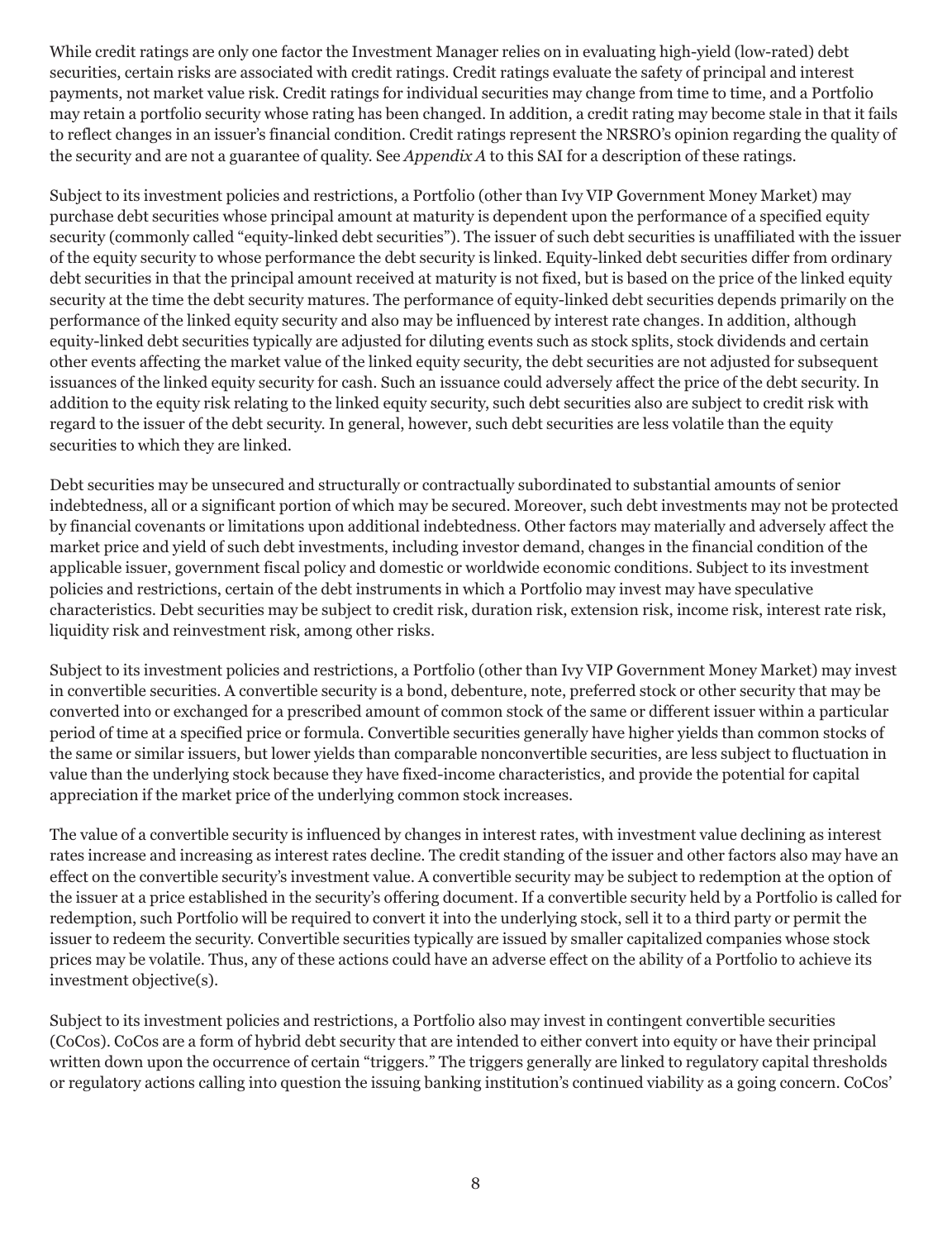While credit ratings are only one factor the Investment Manager relies on in evaluating high-yield (low-rated) debt securities, certain risks are associated with credit ratings. Credit ratings evaluate the safety of principal and interest payments, not market value risk. Credit ratings for individual securities may change from time to time, and a Portfolio may retain a portfolio security whose rating has been changed. In addition, a credit rating may become stale in that it fails to reflect changes in an issuer's financial condition. Credit ratings represent the NRSRO's opinion regarding the quality of the security and are not a guarantee of quality. See *Appendix A* to this SAI for a description of these ratings.

Subject to its investment policies and restrictions, a Portfolio (other than Ivy VIP Government Money Market) may purchase debt securities whose principal amount at maturity is dependent upon the performance of a specified equity security (commonly called "equity-linked debt securities"). The issuer of such debt securities is unaffiliated with the issuer of the equity security to whose performance the debt security is linked. Equity-linked debt securities differ from ordinary debt securities in that the principal amount received at maturity is not fixed, but is based on the price of the linked equity security at the time the debt security matures. The performance of equity-linked debt securities depends primarily on the performance of the linked equity security and also may be influenced by interest rate changes. In addition, although equity-linked debt securities typically are adjusted for diluting events such as stock splits, stock dividends and certain other events affecting the market value of the linked equity security, the debt securities are not adjusted for subsequent issuances of the linked equity security for cash. Such an issuance could adversely affect the price of the debt security. In addition to the equity risk relating to the linked equity security, such debt securities also are subject to credit risk with regard to the issuer of the debt security. In general, however, such debt securities are less volatile than the equity securities to which they are linked.

Debt securities may be unsecured and structurally or contractually subordinated to substantial amounts of senior indebtedness, all or a significant portion of which may be secured. Moreover, such debt investments may not be protected by financial covenants or limitations upon additional indebtedness. Other factors may materially and adversely affect the market price and yield of such debt investments, including investor demand, changes in the financial condition of the applicable issuer, government fiscal policy and domestic or worldwide economic conditions. Subject to its investment policies and restrictions, certain of the debt instruments in which a Portfolio may invest may have speculative characteristics. Debt securities may be subject to credit risk, duration risk, extension risk, income risk, interest rate risk, liquidity risk and reinvestment risk, among other risks.

Subject to its investment policies and restrictions, a Portfolio (other than Ivy VIP Government Money Market) may invest in convertible securities. A convertible security is a bond, debenture, note, preferred stock or other security that may be converted into or exchanged for a prescribed amount of common stock of the same or different issuer within a particular period of time at a specified price or formula. Convertible securities generally have higher yields than common stocks of the same or similar issuers, but lower yields than comparable nonconvertible securities, are less subject to fluctuation in value than the underlying stock because they have fixed-income characteristics, and provide the potential for capital appreciation if the market price of the underlying common stock increases.

The value of a convertible security is influenced by changes in interest rates, with investment value declining as interest rates increase and increasing as interest rates decline. The credit standing of the issuer and other factors also may have an effect on the convertible security's investment value. A convertible security may be subject to redemption at the option of the issuer at a price established in the security's offering document. If a convertible security held by a Portfolio is called for redemption, such Portfolio will be required to convert it into the underlying stock, sell it to a third party or permit the issuer to redeem the security. Convertible securities typically are issued by smaller capitalized companies whose stock prices may be volatile. Thus, any of these actions could have an adverse effect on the ability of a Portfolio to achieve its investment objective(s).

Subject to its investment policies and restrictions, a Portfolio also may invest in contingent convertible securities (CoCos). CoCos are a form of hybrid debt security that are intended to either convert into equity or have their principal written down upon the occurrence of certain "triggers." The triggers generally are linked to regulatory capital thresholds or regulatory actions calling into question the issuing banking institution's continued viability as a going concern. CoCos'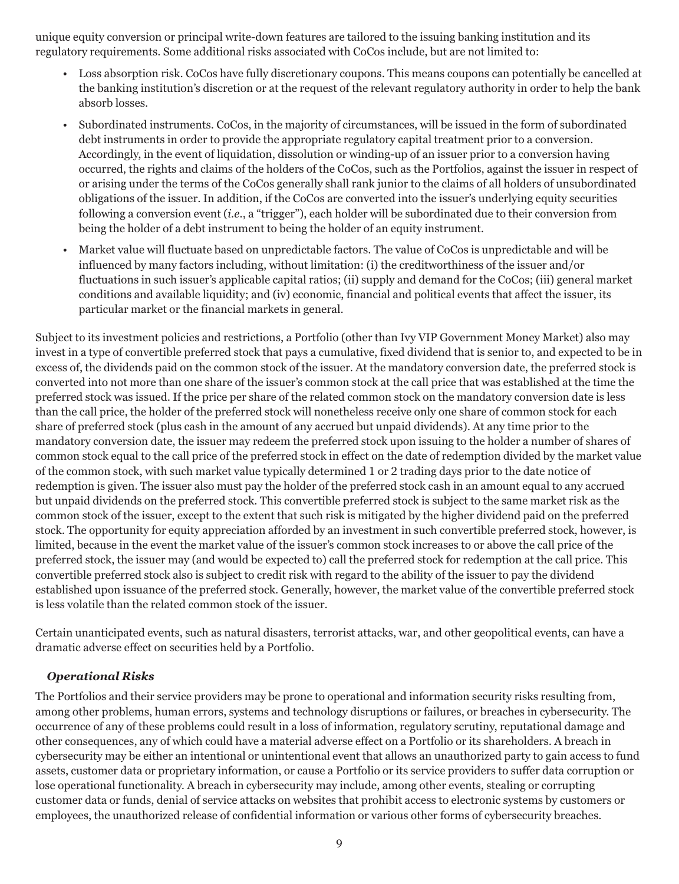unique equity conversion or principal write-down features are tailored to the issuing banking institution and its regulatory requirements. Some additional risks associated with CoCos include, but are not limited to:

- Loss absorption risk. CoCos have fully discretionary coupons. This means coupons can potentially be cancelled at the banking institution's discretion or at the request of the relevant regulatory authority in order to help the bank absorb losses.
- Subordinated instruments. CoCos, in the majority of circumstances, will be issued in the form of subordinated debt instruments in order to provide the appropriate regulatory capital treatment prior to a conversion. Accordingly, in the event of liquidation, dissolution or winding-up of an issuer prior to a conversion having occurred, the rights and claims of the holders of the CoCos, such as the Portfolios, against the issuer in respect of or arising under the terms of the CoCos generally shall rank junior to the claims of all holders of unsubordinated obligations of the issuer. In addition, if the CoCos are converted into the issuer's underlying equity securities following a conversion event (*i.e.*, a "trigger"), each holder will be subordinated due to their conversion from being the holder of a debt instrument to being the holder of an equity instrument.
- Market value will fluctuate based on unpredictable factors. The value of CoCos is unpredictable and will be influenced by many factors including, without limitation: (i) the creditworthiness of the issuer and/or fluctuations in such issuer's applicable capital ratios; (ii) supply and demand for the CoCos; (iii) general market conditions and available liquidity; and (iv) economic, financial and political events that affect the issuer, its particular market or the financial markets in general.

Subject to its investment policies and restrictions, a Portfolio (other than Ivy VIP Government Money Market) also may invest in a type of convertible preferred stock that pays a cumulative, fixed dividend that is senior to, and expected to be in excess of, the dividends paid on the common stock of the issuer. At the mandatory conversion date, the preferred stock is converted into not more than one share of the issuer's common stock at the call price that was established at the time the preferred stock was issued. If the price per share of the related common stock on the mandatory conversion date is less than the call price, the holder of the preferred stock will nonetheless receive only one share of common stock for each share of preferred stock (plus cash in the amount of any accrued but unpaid dividends). At any time prior to the mandatory conversion date, the issuer may redeem the preferred stock upon issuing to the holder a number of shares of common stock equal to the call price of the preferred stock in effect on the date of redemption divided by the market value of the common stock, with such market value typically determined 1 or 2 trading days prior to the date notice of redemption is given. The issuer also must pay the holder of the preferred stock cash in an amount equal to any accrued but unpaid dividends on the preferred stock. This convertible preferred stock is subject to the same market risk as the common stock of the issuer, except to the extent that such risk is mitigated by the higher dividend paid on the preferred stock. The opportunity for equity appreciation afforded by an investment in such convertible preferred stock, however, is limited, because in the event the market value of the issuer's common stock increases to or above the call price of the preferred stock, the issuer may (and would be expected to) call the preferred stock for redemption at the call price. This convertible preferred stock also is subject to credit risk with regard to the ability of the issuer to pay the dividend established upon issuance of the preferred stock. Generally, however, the market value of the convertible preferred stock is less volatile than the related common stock of the issuer.

Certain unanticipated events, such as natural disasters, terrorist attacks, war, and other geopolitical events, can have a dramatic adverse effect on securities held by a Portfolio.

### *Operational Risks*

The Portfolios and their service providers may be prone to operational and information security risks resulting from, among other problems, human errors, systems and technology disruptions or failures, or breaches in cybersecurity. The occurrence of any of these problems could result in a loss of information, regulatory scrutiny, reputational damage and other consequences, any of which could have a material adverse effect on a Portfolio or its shareholders. A breach in cybersecurity may be either an intentional or unintentional event that allows an unauthorized party to gain access to fund assets, customer data or proprietary information, or cause a Portfolio or its service providers to suffer data corruption or lose operational functionality. A breach in cybersecurity may include, among other events, stealing or corrupting customer data or funds, denial of service attacks on websites that prohibit access to electronic systems by customers or employees, the unauthorized release of confidential information or various other forms of cybersecurity breaches.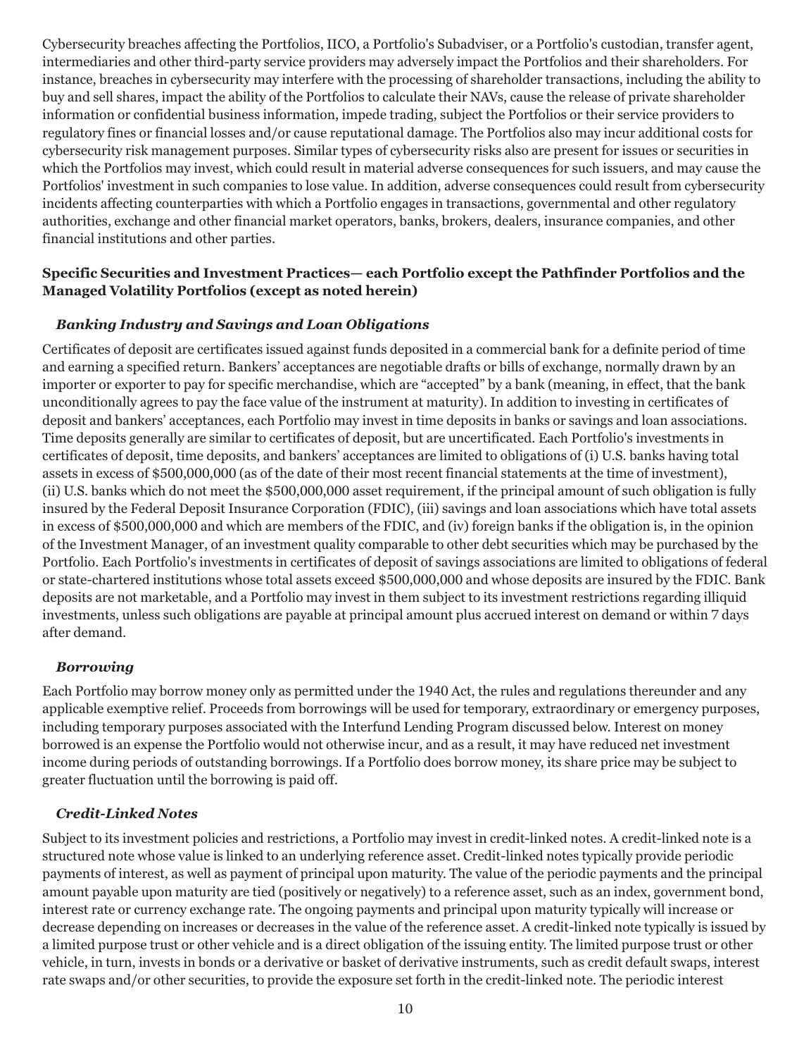Cybersecurity breaches affecting the Portfolios, IICO, a Portfolio's Subadviser, or a Portfolio's custodian, transfer agent, intermediaries and other third-party service providers may adversely impact the Portfolios and their shareholders. For instance, breaches in cybersecurity may interfere with the processing of shareholder transactions, including the ability to buy and sell shares, impact the ability of the Portfolios to calculate their NAVs, cause the release of private shareholder information or confidential business information, impede trading, subject the Portfolios or their service providers to regulatory fines or financial losses and/or cause reputational damage. The Portfolios also may incur additional costs for cybersecurity risk management purposes. Similar types of cybersecurity risks also are present for issues or securities in which the Portfolios may invest, which could result in material adverse consequences for such issuers, and may cause the Portfolios' investment in such companies to lose value. In addition, adverse consequences could result from cybersecurity incidents affecting counterparties with which a Portfolio engages in transactions, governmental and other regulatory authorities, exchange and other financial market operators, banks, brokers, dealers, insurance companies, and other financial institutions and other parties.

### Specific Securities and Investment Practices— each Portfolio except the Pathfinder Portfolios and the Managed Volatility Portfolios (except as noted herein)

#### *Banking Industry and Savings and Loan Obligations*

Certificates of deposit are certificates issued against funds deposited in a commercial bank for a definite period of time and earning a specified return. Bankers' acceptances are negotiable drafts or bills of exchange, normally drawn by an importer or exporter to pay for specific merchandise, which are "accepted" by a bank (meaning, in effect, that the bank unconditionally agrees to pay the face value of the instrument at maturity). In addition to investing in certificates of deposit and bankers' acceptances, each Portfolio may invest in time deposits in banks or savings and loan associations. Time deposits generally are similar to certificates of deposit, but are uncertificated. Each Portfolio's investments in certificates of deposit, time deposits, and bankers' acceptances are limited to obligations of (i) U.S. banks having total assets in excess of $500,000,000 (as of the date of their most recent financial statements at the time of investment), (ii) U.S. banks which do not meet the $500,000,000 asset requirement, if the principal amount of such obligation is fully insured by the Federal Deposit Insurance Corporation (FDIC), (iii) savings and loan associations which have total assets in excess of $500,000,000 and which are members of the FDIC, and (iv) foreign banks if the obligation is, in the opinion of the Investment Manager, of an investment quality comparable to other debt securities which may be purchased by the Portfolio. Each Portfolio's investments in certificates of deposit of savings associations are limited to obligations of federal or state-chartered institutions whose total assets exceed $500,000,000 and whose deposits are insured by the FDIC. Bank deposits are not marketable, and a Portfolio may invest in them subject to its investment restrictions regarding illiquid investments, unless such obligations are payable at principal amount plus accrued interest on demand or within 7 days after demand.

#### *Borrowing*

Each Portfolio may borrow money only as permitted under the 1940 Act, the rules and regulations thereunder and any applicable exemptive relief. Proceeds from borrowings will be used for temporary, extraordinary or emergency purposes, including temporary purposes associated with the Interfund Lending Program discussed below. Interest on money borrowed is an expense the Portfolio would not otherwise incur, and as a result, it may have reduced net investment income during periods of outstanding borrowings. If a Portfolio does borrow money, its share price may be subject to greater fluctuation until the borrowing is paid off.

#### *Credit-Linked Notes*

Subject to its investment policies and restrictions, a Portfolio may invest in credit-linked notes. A credit-linked note is a structured note whose value is linked to an underlying reference asset. Credit-linked notes typically provide periodic payments of interest, as well as payment of principal upon maturity. The value of the periodic payments and the principal amount payable upon maturity are tied (positively or negatively) to a reference asset, such as an index, government bond, interest rate or currency exchange rate. The ongoing payments and principal upon maturity typically will increase or decrease depending on increases or decreases in the value of the reference asset. A credit-linked note typically is issued by a limited purpose trust or other vehicle and is a direct obligation of the issuing entity. The limited purpose trust or other vehicle, in turn, invests in bonds or a derivative or basket of derivative instruments, such as credit default swaps, interest rate swaps and/or other securities, to provide the exposure set forth in the credit-linked note. The periodic interest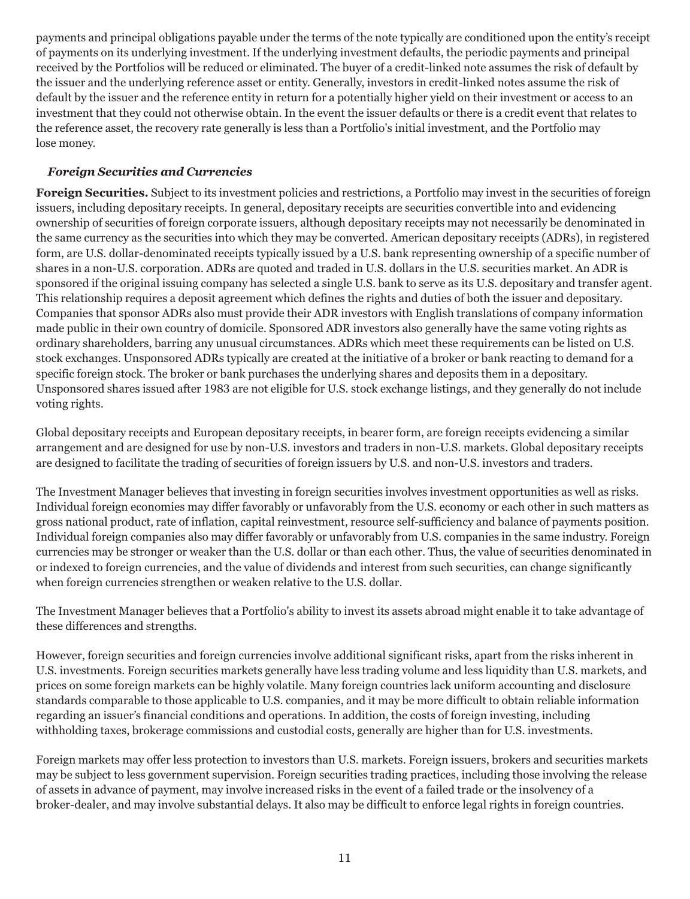payments and principal obligations payable under the terms of the note typically are conditioned upon the entity's receipt of payments on its underlying investment. If the underlying investment defaults, the periodic payments and principal received by the Portfolios will be reduced or eliminated. The buyer of a credit-linked note assumes the risk of default by the issuer and the underlying reference asset or entity. Generally, investors in credit-linked notes assume the risk of default by the issuer and the reference entity in return for a potentially higher yield on their investment or access to an investment that they could not otherwise obtain. In the event the issuer defaults or there is a credit event that relates to the reference asset, the recovery rate generally is less than a Portfolio's initial investment, and the Portfolio may lose money.

### *Foreign Securities and Currencies*

**Foreign Securities.** Subject to its investment policies and restrictions, a Portfolio may invest in the securities of foreign issuers, including depositary receipts. In general, depositary receipts are securities convertible into and evidencing ownership of securities of foreign corporate issuers, although depositary receipts may not necessarily be denominated in the same currency as the securities into which they may be converted. American depositary receipts (ADRs), in registered form, are U.S. dollar-denominated receipts typically issued by a U.S. bank representing ownership of a specific number of shares in a non-U.S. corporation. ADRs are quoted and traded in U.S. dollars in the U.S. securities market. An ADR is sponsored if the original issuing company has selected a single U.S. bank to serve as its U.S. depositary and transfer agent. This relationship requires a deposit agreement which defines the rights and duties of both the issuer and depositary. Companies that sponsor ADRs also must provide their ADR investors with English translations of company information made public in their own country of domicile. Sponsored ADR investors also generally have the same voting rights as ordinary shareholders, barring any unusual circumstances. ADRs which meet these requirements can be listed on U.S. stock exchanges. Unsponsored ADRs typically are created at the initiative of a broker or bank reacting to demand for a specific foreign stock. The broker or bank purchases the underlying shares and deposits them in a depositary. Unsponsored shares issued after 1983 are not eligible for U.S. stock exchange listings, and they generally do not include voting rights.

Global depositary receipts and European depositary receipts, in bearer form, are foreign receipts evidencing a similar arrangement and are designed for use by non-U.S. investors and traders in non-U.S. markets. Global depositary receipts are designed to facilitate the trading of securities of foreign issuers by U.S. and non-U.S. investors and traders.

The Investment Manager believes that investing in foreign securities involves investment opportunities as well as risks. Individual foreign economies may differ favorably or unfavorably from the U.S. economy or each other in such matters as gross national product, rate of inflation, capital reinvestment, resource self-sufficiency and balance of payments position. Individual foreign companies also may differ favorably or unfavorably from U.S. companies in the same industry. Foreign currencies may be stronger or weaker than the U.S. dollar or than each other. Thus, the value of securities denominated in or indexed to foreign currencies, and the value of dividends and interest from such securities, can change significantly when foreign currencies strengthen or weaken relative to the U.S. dollar.

The Investment Manager believes that a Portfolio's ability to invest its assets abroad might enable it to take advantage of these differences and strengths.

However, foreign securities and foreign currencies involve additional significant risks, apart from the risks inherent in U.S. investments. Foreign securities markets generally have less trading volume and less liquidity than U.S. markets, and prices on some foreign markets can be highly volatile. Many foreign countries lack uniform accounting and disclosure standards comparable to those applicable to U.S. companies, and it may be more difficult to obtain reliable information regarding an issuer's financial conditions and operations. In addition, the costs of foreign investing, including withholding taxes, brokerage commissions and custodial costs, generally are higher than for U.S. investments.

Foreign markets may offer less protection to investors than U.S. markets. Foreign issuers, brokers and securities markets may be subject to less government supervision. Foreign securities trading practices, including those involving the release of assets in advance of payment, may involve increased risks in the event of a failed trade or the insolvency of a broker-dealer, and may involve substantial delays. It also may be difficult to enforce legal rights in foreign countries.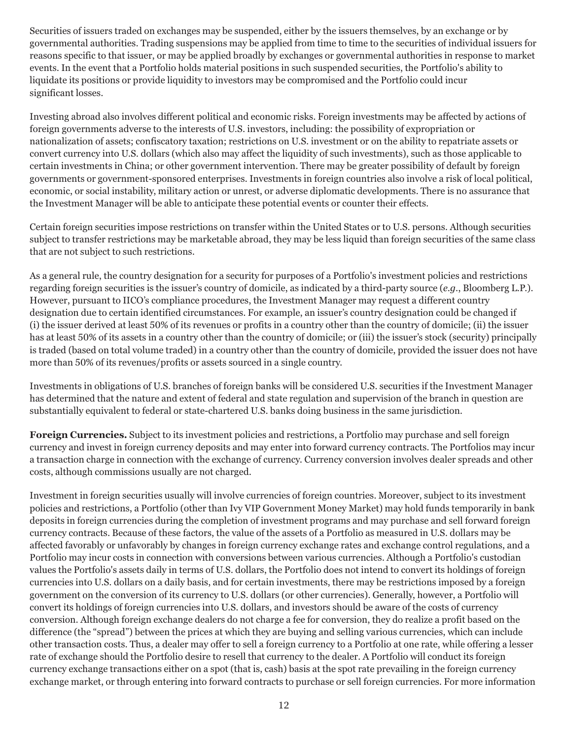Securities of issuers traded on exchanges may be suspended, either by the issuers themselves, by an exchange or by governmental authorities. Trading suspensions may be applied from time to time to the securities of individual issuers for reasons specific to that issuer, or may be applied broadly by exchanges or governmental authorities in response to market events. In the event that a Portfolio holds material positions in such suspended securities, the Portfolio's ability to liquidate its positions or provide liquidity to investors may be compromised and the Portfolio could incur significant losses.

Investing abroad also involves different political and economic risks. Foreign investments may be affected by actions of foreign governments adverse to the interests of U.S. investors, including: the possibility of expropriation or nationalization of assets; confiscatory taxation; restrictions on U.S. investment or on the ability to repatriate assets or convert currency into U.S. dollars (which also may affect the liquidity of such investments), such as those applicable to certain investments in China; or other government intervention. There may be greater possibility of default by foreign governments or government-sponsored enterprises. Investments in foreign countries also involve a risk of local political, economic, or social instability, military action or unrest, or adverse diplomatic developments. There is no assurance that the Investment Manager will be able to anticipate these potential events or counter their effects.

Certain foreign securities impose restrictions on transfer within the United States or to U.S. persons. Although securities subject to transfer restrictions may be marketable abroad, they may be less liquid than foreign securities of the same class that are not subject to such restrictions.

As a general rule, the country designation for a security for purposes of a Portfolio's investment policies and restrictions regarding foreign securities is the issuer's country of domicile, as indicated by a third-party source (*e.g.*, Bloomberg L.P.). However, pursuant to IICO's compliance procedures, the Investment Manager may request a different country designation due to certain identified circumstances. For example, an issuer's country designation could be changed if (i) the issuer derived at least 50% of its revenues or profits in a country other than the country of domicile; (ii) the issuer has at least 50% of its assets in a country other than the country of domicile; or (iii) the issuer's stock (security) principally is traded (based on total volume traded) in a country other than the country of domicile, provided the issuer does not have more than 50% of its revenues/profits or assets sourced in a single country.

Investments in obligations of U.S. branches of foreign banks will be considered U.S. securities if the Investment Manager has determined that the nature and extent of federal and state regulation and supervision of the branch in question are substantially equivalent to federal or state-chartered U.S. banks doing business in the same jurisdiction.

**Foreign Currencies.** Subject to its investment policies and restrictions, a Portfolio may purchase and sell foreign currency and invest in foreign currency deposits and may enter into forward currency contracts. The Portfolios may incur a transaction charge in connection with the exchange of currency. Currency conversion involves dealer spreads and other costs, although commissions usually are not charged.

Investment in foreign securities usually will involve currencies of foreign countries. Moreover, subject to its investment policies and restrictions, a Portfolio (other than Ivy VIP Government Money Market) may hold funds temporarily in bank deposits in foreign currencies during the completion of investment programs and may purchase and sell forward foreign currency contracts. Because of these factors, the value of the assets of a Portfolio as measured in U.S. dollars may be affected favorably or unfavorably by changes in foreign currency exchange rates and exchange control regulations, and a Portfolio may incur costs in connection with conversions between various currencies. Although a Portfolio's custodian values the Portfolio's assets daily in terms of U.S. dollars, the Portfolio does not intend to convert its holdings of foreign currencies into U.S. dollars on a daily basis, and for certain investments, there may be restrictions imposed by a foreign government on the conversion of its currency to U.S. dollars (or other currencies). Generally, however, a Portfolio will convert its holdings of foreign currencies into U.S. dollars, and investors should be aware of the costs of currency conversion. Although foreign exchange dealers do not charge a fee for conversion, they do realize a profit based on the difference (the "spread") between the prices at which they are buying and selling various currencies, which can include other transaction costs. Thus, a dealer may offer to sell a foreign currency to a Portfolio at one rate, while offering a lesser rate of exchange should the Portfolio desire to resell that currency to the dealer. A Portfolio will conduct its foreign currency exchange transactions either on a spot (that is, cash) basis at the spot rate prevailing in the foreign currency exchange market, or through entering into forward contracts to purchase or sell foreign currencies. For more information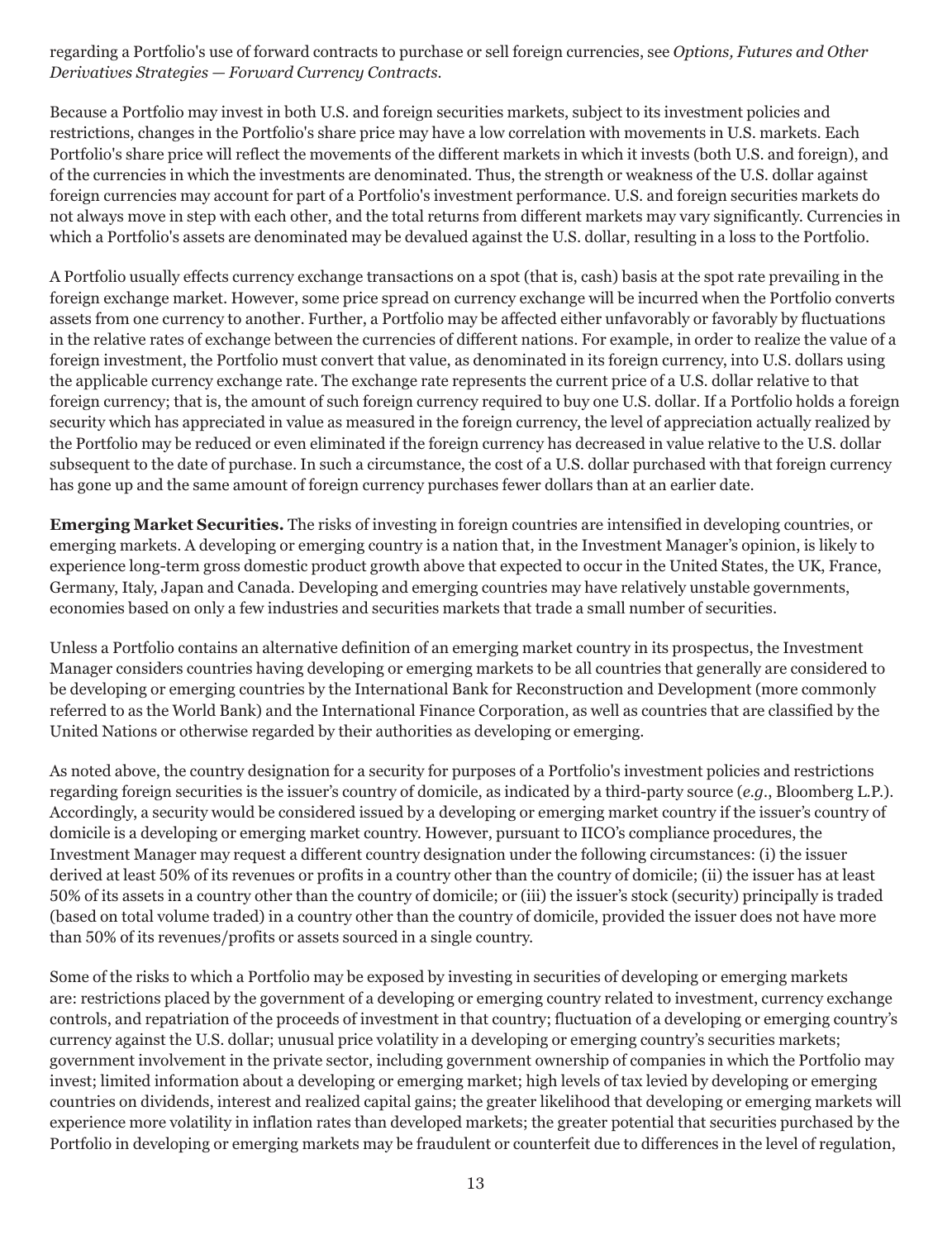regarding a Portfolio's use of forward contracts to purchase or sell foreign currencies, see *Options, Futures and Other Derivatives Strategies — Forward Currency Contracts*.

Because a Portfolio may invest in both U.S. and foreign securities markets, subject to its investment policies and restrictions, changes in the Portfolio's share price may have a low correlation with movements in U.S. markets. Each Portfolio's share price will reflect the movements of the different markets in which it invests (both U.S. and foreign), and of the currencies in which the investments are denominated. Thus, the strength or weakness of the U.S. dollar against foreign currencies may account for part of a Portfolio's investment performance. U.S. and foreign securities markets do not always move in step with each other, and the total returns from different markets may vary significantly. Currencies in which a Portfolio's assets are denominated may be devalued against the U.S. dollar, resulting in a loss to the Portfolio.

A Portfolio usually effects currency exchange transactions on a spot (that is, cash) basis at the spot rate prevailing in the foreign exchange market. However, some price spread on currency exchange will be incurred when the Portfolio converts assets from one currency to another. Further, a Portfolio may be affected either unfavorably or favorably by fluctuations in the relative rates of exchange between the currencies of different nations. For example, in order to realize the value of a foreign investment, the Portfolio must convert that value, as denominated in its foreign currency, into U.S. dollars using the applicable currency exchange rate. The exchange rate represents the current price of a U.S. dollar relative to that foreign currency; that is, the amount of such foreign currency required to buy one U.S. dollar. If a Portfolio holds a foreign security which has appreciated in value as measured in the foreign currency, the level of appreciation actually realized by the Portfolio may be reduced or even eliminated if the foreign currency has decreased in value relative to the U.S. dollar subsequent to the date of purchase. In such a circumstance, the cost of a U.S. dollar purchased with that foreign currency has gone up and the same amount of foreign currency purchases fewer dollars than at an earlier date.

**Emerging Market Securities.** The risks of investing in foreign countries are intensified in developing countries, or emerging markets. A developing or emerging country is a nation that, in the Investment Manager's opinion, is likely to experience long-term gross domestic product growth above that expected to occur in the United States, the UK, France, Germany, Italy, Japan and Canada. Developing and emerging countries may have relatively unstable governments, economies based on only a few industries and securities markets that trade a small number of securities.

Unless a Portfolio contains an alternative definition of an emerging market country in its prospectus, the Investment Manager considers countries having developing or emerging markets to be all countries that generally are considered to be developing or emerging countries by the International Bank for Reconstruction and Development (more commonly referred to as the World Bank) and the International Finance Corporation, as well as countries that are classified by the United Nations or otherwise regarded by their authorities as developing or emerging.

As noted above, the country designation for a security for purposes of a Portfolio's investment policies and restrictions regarding foreign securities is the issuer's country of domicile, as indicated by a third-party source (*e.g.*, Bloomberg L.P.). Accordingly, a security would be considered issued by a developing or emerging market country if the issuer's country of domicile is a developing or emerging market country. However, pursuant to IICO's compliance procedures, the Investment Manager may request a different country designation under the following circumstances: (i) the issuer derived at least 50% of its revenues or profits in a country other than the country of domicile; (ii) the issuer has at least 50% of its assets in a country other than the country of domicile; or (iii) the issuer's stock (security) principally is traded (based on total volume traded) in a country other than the country of domicile, provided the issuer does not have more than 50% of its revenues/profits or assets sourced in a single country.

Some of the risks to which a Portfolio may be exposed by investing in securities of developing or emerging markets are: restrictions placed by the government of a developing or emerging country related to investment, currency exchange controls, and repatriation of the proceeds of investment in that country; fluctuation of a developing or emerging country's currency against the U.S. dollar; unusual price volatility in a developing or emerging country's securities markets; government involvement in the private sector, including government ownership of companies in which the Portfolio may invest; limited information about a developing or emerging market; high levels of tax levied by developing or emerging countries on dividends, interest and realized capital gains; the greater likelihood that developing or emerging markets will experience more volatility in inflation rates than developed markets; the greater potential that securities purchased by the Portfolio in developing or emerging markets may be fraudulent or counterfeit due to differences in the level of regulation,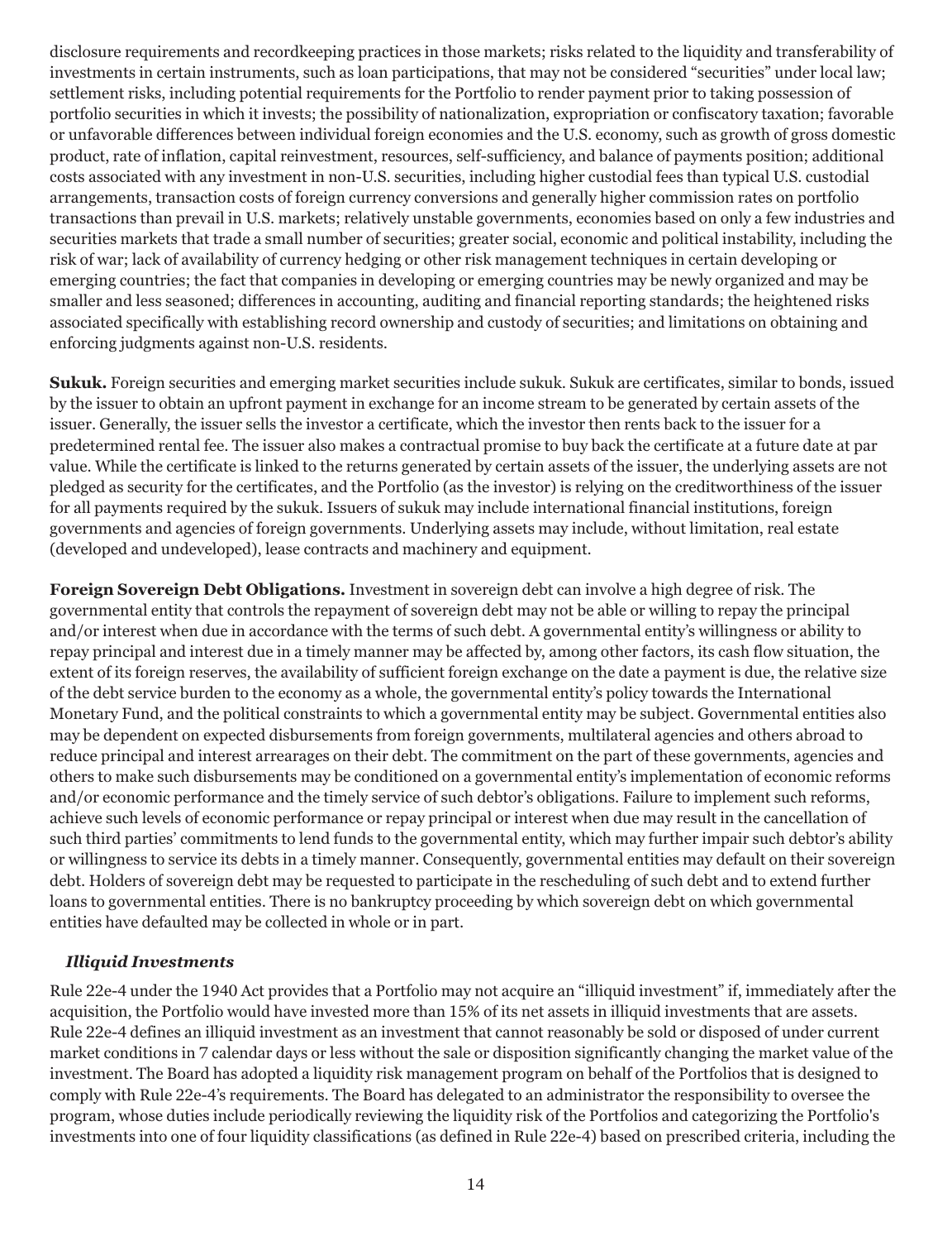disclosure requirements and recordkeeping practices in those markets; risks related to the liquidity and transferability of investments in certain instruments, such as loan participations, that may not be considered "securities" under local law; settlement risks, including potential requirements for the Portfolio to render payment prior to taking possession of portfolio securities in which it invests; the possibility of nationalization, expropriation or confiscatory taxation; favorable or unfavorable differences between individual foreign economies and the U.S. economy, such as growth of gross domestic product, rate of inflation, capital reinvestment, resources, self-sufficiency, and balance of payments position; additional costs associated with any investment in non-U.S. securities, including higher custodial fees than typical U.S. custodial arrangements, transaction costs of foreign currency conversions and generally higher commission rates on portfolio transactions than prevail in U.S. markets; relatively unstable governments, economies based on only a few industries and securities markets that trade a small number of securities; greater social, economic and political instability, including the risk of war; lack of availability of currency hedging or other risk management techniques in certain developing or emerging countries; the fact that companies in developing or emerging countries may be newly organized and may be smaller and less seasoned; differences in accounting, auditing and financial reporting standards; the heightened risks associated specifically with establishing record ownership and custody of securities; and limitations on obtaining and enforcing judgments against non-U.S. residents.

**Sukuk.** Foreign securities and emerging market securities include sukuk. Sukuk are certificates, similar to bonds, issued by the issuer to obtain an upfront payment in exchange for an income stream to be generated by certain assets of the issuer. Generally, the issuer sells the investor a certificate, which the investor then rents back to the issuer for a predetermined rental fee. The issuer also makes a contractual promise to buy back the certificate at a future date at par value. While the certificate is linked to the returns generated by certain assets of the issuer, the underlying assets are not pledged as security for the certificates, and the Portfolio (as the investor) is relying on the creditworthiness of the issuer for all payments required by the sukuk. Issuers of sukuk may include international financial institutions, foreign governments and agencies of foreign governments. Underlying assets may include, without limitation, real estate (developed and undeveloped), lease contracts and machinery and equipment.

**Foreign Sovereign Debt Obligations.** Investment in sovereign debt can involve a high degree of risk. The governmental entity that controls the repayment of sovereign debt may not be able or willing to repay the principal and/or interest when due in accordance with the terms of such debt. A governmental entity's willingness or ability to repay principal and interest due in a timely manner may be affected by, among other factors, its cash flow situation, the extent of its foreign reserves, the availability of sufficient foreign exchange on the date a payment is due, the relative size of the debt service burden to the economy as a whole, the governmental entity's policy towards the International Monetary Fund, and the political constraints to which a governmental entity may be subject. Governmental entities also may be dependent on expected disbursements from foreign governments, multilateral agencies and others abroad to reduce principal and interest arrearages on their debt. The commitment on the part of these governments, agencies and others to make such disbursements may be conditioned on a governmental entity's implementation of economic reforms and/or economic performance and the timely service of such debtor's obligations. Failure to implement such reforms, achieve such levels of economic performance or repay principal or interest when due may result in the cancellation of such third parties' commitments to lend funds to the governmental entity, which may further impair such debtor's ability or willingness to service its debts in a timely manner. Consequently, governmental entities may default on their sovereign debt. Holders of sovereign debt may be requested to participate in the rescheduling of such debt and to extend further loans to governmental entities. There is no bankruptcy proceeding by which sovereign debt on which governmental entities have defaulted may be collected in whole or in part.

***Illiquid Investments***

Rule 22e-4 under the 1940 Act provides that a Portfolio may not acquire an "illiquid investment" if, immediately after the acquisition, the Portfolio would have invested more than 15% of its net assets in illiquid investments that are assets. Rule 22e-4 defines an illiquid investment as an investment that cannot reasonably be sold or disposed of under current market conditions in 7 calendar days or less without the sale or disposition significantly changing the market value of the investment. The Board has adopted a liquidity risk management program on behalf of the Portfolios that is designed to comply with Rule 22e-4's requirements. The Board has delegated to an administrator the responsibility to oversee the program, whose duties include periodically reviewing the liquidity risk of the Portfolios and categorizing the Portfolio's investments into one of four liquidity classifications (as defined in Rule 22e-4) based on prescribed criteria, including the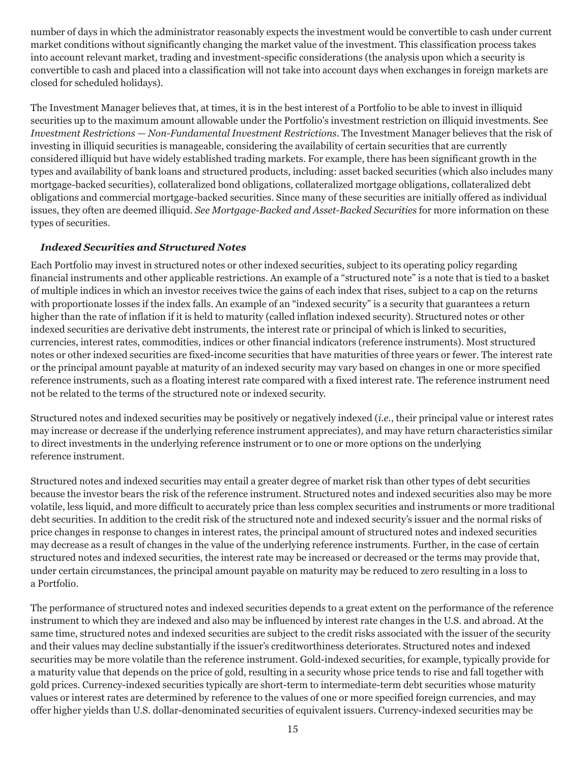number of days in which the administrator reasonably expects the investment would be convertible to cash under current market conditions without significantly changing the market value of the investment. This classification process takes into account relevant market, trading and investment-specific considerations (the analysis upon which a security is convertible to cash and placed into a classification will not take into account days when exchanges in foreign markets are closed for scheduled holidays).

The Investment Manager believes that, at times, it is in the best interest of a Portfolio to be able to invest in illiquid securities up to the maximum amount allowable under the Portfolio's investment restriction on illiquid investments. See *Investment Restrictions — Non-Fundamental Investment Restrictions*. The Investment Manager believes that the risk of investing in illiquid securities is manageable, considering the availability of certain securities that are currently considered illiquid but have widely established trading markets. For example, there has been significant growth in the types and availability of bank loans and structured products, including: asset backed securities (which also includes many mortgage-backed securities), collateralized bond obligations, collateralized mortgage obligations, collateralized debt obligations and commercial mortgage-backed securities. Since many of these securities are initially offered as individual issues, they often are deemed illiquid. *See Mortgage-Backed and Asset-Backed Securities* for more information on these types of securities.

### *Indexed Securities and Structured Notes*

Each Portfolio may invest in structured notes or other indexed securities, subject to its operating policy regarding financial instruments and other applicable restrictions. An example of a "structured note" is a note that is tied to a basket of multiple indices in which an investor receives twice the gains of each index that rises, subject to a cap on the returns with proportionate losses if the index falls. An example of an "indexed security" is a security that guarantees a return higher than the rate of inflation if it is held to maturity (called inflation indexed security). Structured notes or other indexed securities are derivative debt instruments, the interest rate or principal of which is linked to securities, currencies, interest rates, commodities, indices or other financial indicators (reference instruments). Most structured notes or other indexed securities are fixed-income securities that have maturities of three years or fewer. The interest rate or the principal amount payable at maturity of an indexed security may vary based on changes in one or more specified reference instruments, such as a floating interest rate compared with a fixed interest rate. The reference instrument need not be related to the terms of the structured note or indexed security.

Structured notes and indexed securities may be positively or negatively indexed (*i.e.*, their principal value or interest rates may increase or decrease if the underlying reference instrument appreciates), and may have return characteristics similar to direct investments in the underlying reference instrument or to one or more options on the underlying reference instrument.

Structured notes and indexed securities may entail a greater degree of market risk than other types of debt securities because the investor bears the risk of the reference instrument. Structured notes and indexed securities also may be more volatile, less liquid, and more difficult to accurately price than less complex securities and instruments or more traditional debt securities. In addition to the credit risk of the structured note and indexed security's issuer and the normal risks of price changes in response to changes in interest rates, the principal amount of structured notes and indexed securities may decrease as a result of changes in the value of the underlying reference instruments. Further, in the case of certain structured notes and indexed securities, the interest rate may be increased or decreased or the terms may provide that, under certain circumstances, the principal amount payable on maturity may be reduced to zero resulting in a loss to a Portfolio.

The performance of structured notes and indexed securities depends to a great extent on the performance of the reference instrument to which they are indexed and also may be influenced by interest rate changes in the U.S. and abroad. At the same time, structured notes and indexed securities are subject to the credit risks associated with the issuer of the security and their values may decline substantially if the issuer's creditworthiness deteriorates. Structured notes and indexed securities may be more volatile than the reference instrument. Gold-indexed securities, for example, typically provide for a maturity value that depends on the price of gold, resulting in a security whose price tends to rise and fall together with gold prices. Currency-indexed securities typically are short-term to intermediate-term debt securities whose maturity values or interest rates are determined by reference to the values of one or more specified foreign currencies, and may offer higher yields than U.S. dollar-denominated securities of equivalent issuers. Currency-indexed securities may be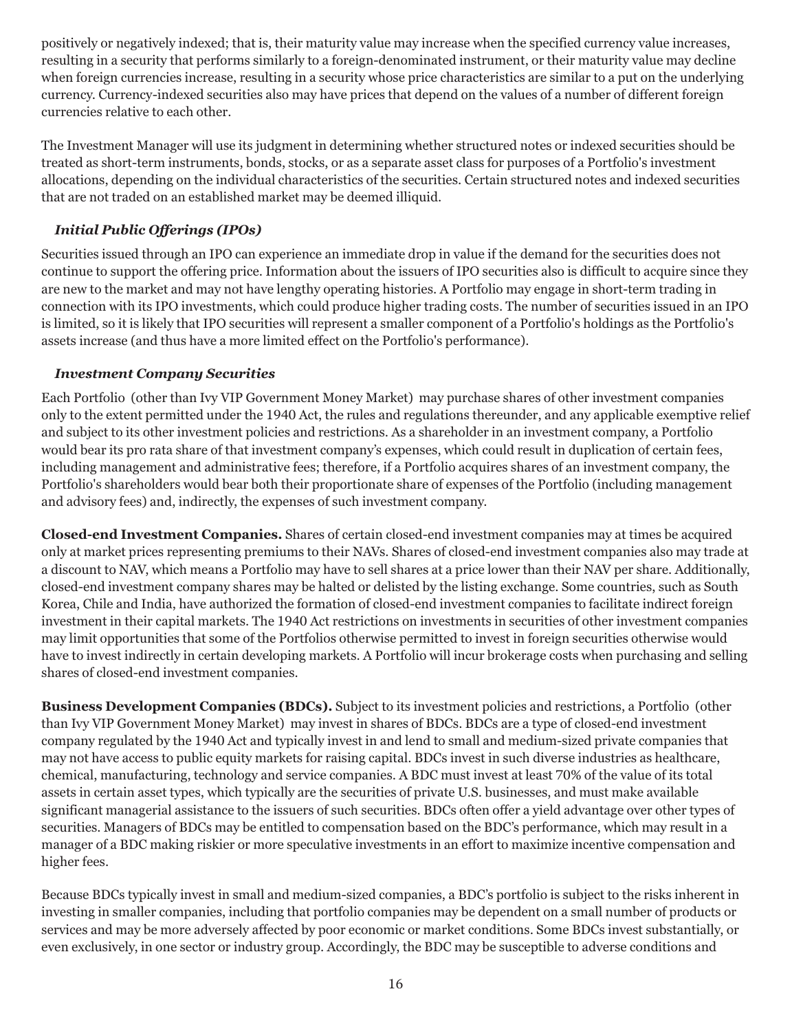positively or negatively indexed; that is, their maturity value may increase when the specified currency value increases, resulting in a security that performs similarly to a foreign-denominated instrument, or their maturity value may decline when foreign currencies increase, resulting in a security whose price characteristics are similar to a put on the underlying currency. Currency-indexed securities also may have prices that depend on the values of a number of different foreign currencies relative to each other.

The Investment Manager will use its judgment in determining whether structured notes or indexed securities should be treated as short-term instruments, bonds, stocks, or as a separate asset class for purposes of a Portfolio's investment allocations, depending on the individual characteristics of the securities. Certain structured notes and indexed securities that are not traded on an established market may be deemed illiquid.

### *Initial Public Offerings (IPOs)*

Securities issued through an IPO can experience an immediate drop in value if the demand for the securities does not continue to support the offering price. Information about the issuers of IPO securities also is difficult to acquire since they are new to the market and may not have lengthy operating histories. A Portfolio may engage in short-term trading in connection with its IPO investments, which could produce higher trading costs. The number of securities issued in an IPO is limited, so it is likely that IPO securities will represent a smaller component of a Portfolio's holdings as the Portfolio's assets increase (and thus have a more limited effect on the Portfolio's performance).

### *Investment Company Securities*

Each Portfolio (other than Ivy VIP Government Money Market) may purchase shares of other investment companies only to the extent permitted under the 1940 Act, the rules and regulations thereunder, and any applicable exemptive relief and subject to its other investment policies and restrictions. As a shareholder in an investment company, a Portfolio would bear its pro rata share of that investment company's expenses, which could result in duplication of certain fees, including management and administrative fees; therefore, if a Portfolio acquires shares of an investment company, the Portfolio's shareholders would bear both their proportionate share of expenses of the Portfolio (including management and advisory fees) and, indirectly, the expenses of such investment company.

**Closed-end Investment Companies.** Shares of certain closed-end investment companies may at times be acquired only at market prices representing premiums to their NAVs. Shares of closed-end investment companies also may trade at a discount to NAV, which means a Portfolio may have to sell shares at a price lower than their NAV per share. Additionally, closed-end investment company shares may be halted or delisted by the listing exchange. Some countries, such as South Korea, Chile and India, have authorized the formation of closed-end investment companies to facilitate indirect foreign investment in their capital markets. The 1940 Act restrictions on investments in securities of other investment companies may limit opportunities that some of the Portfolios otherwise permitted to invest in foreign securities otherwise would have to invest indirectly in certain developing markets. A Portfolio will incur brokerage costs when purchasing and selling shares of closed-end investment companies.

**Business Development Companies (BDCs).** Subject to its investment policies and restrictions, a Portfolio (other than Ivy VIP Government Money Market) may invest in shares of BDCs. BDCs are a type of closed-end investment company regulated by the 1940 Act and typically invest in and lend to small and medium-sized private companies that may not have access to public equity markets for raising capital. BDCs invest in such diverse industries as healthcare, chemical, manufacturing, technology and service companies. A BDC must invest at least 70% of the value of its total assets in certain asset types, which typically are the securities of private U.S. businesses, and must make available significant managerial assistance to the issuers of such securities. BDCs often offer a yield advantage over other types of securities. Managers of BDCs may be entitled to compensation based on the BDC's performance, which may result in a manager of a BDC making riskier or more speculative investments in an effort to maximize incentive compensation and higher fees.

Because BDCs typically invest in small and medium-sized companies, a BDC's portfolio is subject to the risks inherent in investing in smaller companies, including that portfolio companies may be dependent on a small number of products or services and may be more adversely affected by poor economic or market conditions. Some BDCs invest substantially, or even exclusively, in one sector or industry group. Accordingly, the BDC may be susceptible to adverse conditions and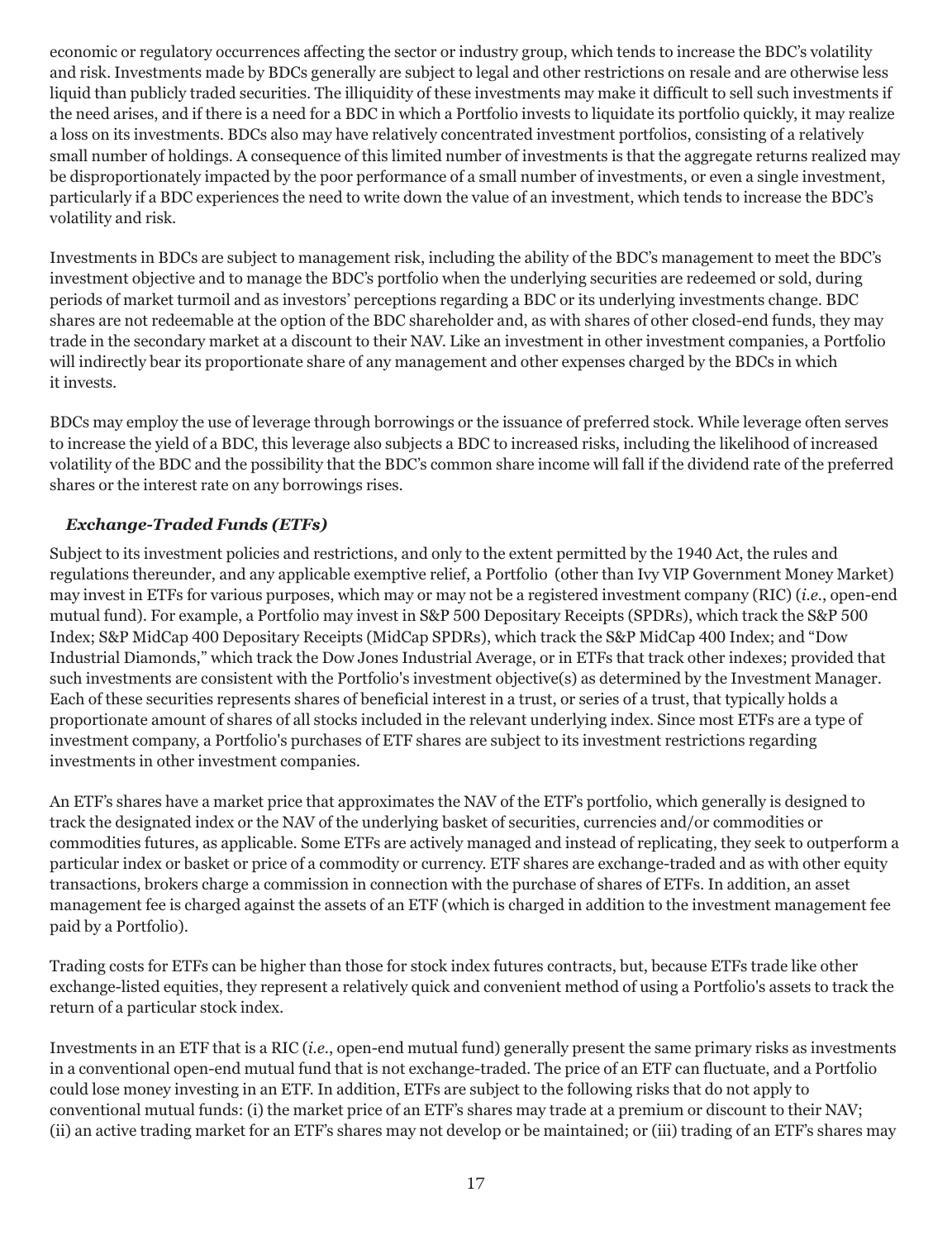economic or regulatory occurrences affecting the sector or industry group, which tends to increase the BDC's volatility and risk. Investments made by BDCs generally are subject to legal and other restrictions on resale and are otherwise less liquid than publicly traded securities. The illiquidity of these investments may make it difficult to sell such investments if the need arises, and if there is a need for a BDC in which a Portfolio invests to liquidate its portfolio quickly, it may realize a loss on its investments. BDCs also may have relatively concentrated investment portfolios, consisting of a relatively small number of holdings. A consequence of this limited number of investments is that the aggregate returns realized may be disproportionately impacted by the poor performance of a small number of investments, or even a single investment, particularly if a BDC experiences the need to write down the value of an investment, which tends to increase the BDC's volatility and risk.

Investments in BDCs are subject to management risk, including the ability of the BDC's management to meet the BDC's investment objective and to manage the BDC's portfolio when the underlying securities are redeemed or sold, during periods of market turmoil and as investors' perceptions regarding a BDC or its underlying investments change. BDC shares are not redeemable at the option of the BDC shareholder and, as with shares of other closed-end funds, they may trade in the secondary market at a discount to their NAV. Like an investment in other investment companies, a Portfolio will indirectly bear its proportionate share of any management and other expenses charged by the BDCs in which it invests.

BDCs may employ the use of leverage through borrowings or the issuance of preferred stock. While leverage often serves to increase the yield of a BDC, this leverage also subjects a BDC to increased risks, including the likelihood of increased volatility of the BDC and the possibility that the BDC's common share income will fall if the dividend rate of the preferred shares or the interest rate on any borrowings rises.

***Exchange-Traded Funds (ETFs)***

Subject to its investment policies and restrictions, and only to the extent permitted by the 1940 Act, the rules and regulations thereunder, and any applicable exemptive relief, a Portfolio (other than Ivy VIP Government Money Market) may invest in ETFs for various purposes, which may or may not be a registered investment company (RIC) (*i.e.*, open-end mutual fund). For example, a Portfolio may invest in S&P 500 Depositary Receipts (SPDRs), which track the S&P 500 Index; S&P MidCap 400 Depositary Receipts (MidCap SPDRs), which track the S&P MidCap 400 Index; and "Dow Industrial Diamonds," which track the Dow Jones Industrial Average, or in ETFs that track other indexes; provided that such investments are consistent with the Portfolio's investment objective(s) as determined by the Investment Manager. Each of these securities represents shares of beneficial interest in a trust, or series of a trust, that typically holds a proportionate amount of shares of all stocks included in the relevant underlying index. Since most ETFs are a type of investment company, a Portfolio's purchases of ETF shares are subject to its investment restrictions regarding investments in other investment companies.

An ETF's shares have a market price that approximates the NAV of the ETF's portfolio, which generally is designed to track the designated index or the NAV of the underlying basket of securities, currencies and/or commodities or commodities futures, as applicable. Some ETFs are actively managed and instead of replicating, they seek to outperform a particular index or basket or price of a commodity or currency. ETF shares are exchange-traded and as with other equity transactions, brokers charge a commission in connection with the purchase of shares of ETFs. In addition, an asset management fee is charged against the assets of an ETF (which is charged in addition to the investment management fee paid by a Portfolio).

Trading costs for ETFs can be higher than those for stock index futures contracts, but, because ETFs trade like other exchange-listed equities, they represent a relatively quick and convenient method of using a Portfolio's assets to track the return of a particular stock index.

Investments in an ETF that is a RIC (*i.e.*, open-end mutual fund) generally present the same primary risks as investments in a conventional open-end mutual fund that is not exchange-traded. The price of an ETF can fluctuate, and a Portfolio could lose money investing in an ETF. In addition, ETFs are subject to the following risks that do not apply to conventional mutual funds: (i) the market price of an ETF's shares may trade at a premium or discount to their NAV; (ii) an active trading market for an ETF's shares may not develop or be maintained; or (iii) trading of an ETF's shares may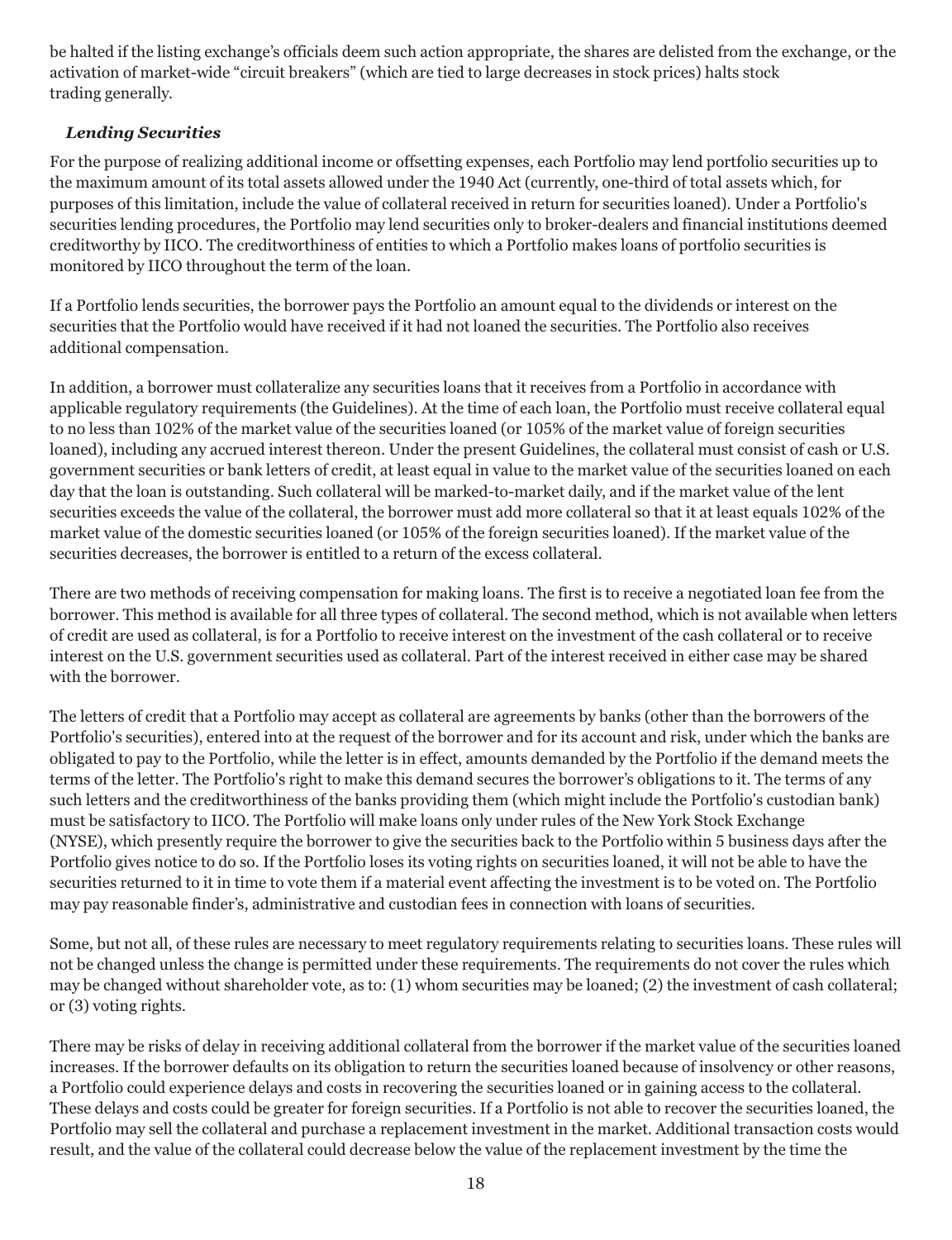be halted if the listing exchange's officials deem such action appropriate, the shares are delisted from the exchange, or the activation of market-wide "circuit breakers" (which are tied to large decreases in stock prices) halts stock trading generally.

### *Lending Securities*

For the purpose of realizing additional income or offsetting expenses, each Portfolio may lend portfolio securities up to the maximum amount of its total assets allowed under the 1940 Act (currently, one-third of total assets which, for purposes of this limitation, include the value of collateral received in return for securities loaned). Under a Portfolio's securities lending procedures, the Portfolio may lend securities only to broker-dealers and financial institutions deemed creditworthy by IICO. The creditworthiness of entities to which a Portfolio makes loans of portfolio securities is monitored by IICO throughout the term of the loan.

If a Portfolio lends securities, the borrower pays the Portfolio an amount equal to the dividends or interest on the securities that the Portfolio would have received if it had not loaned the securities. The Portfolio also receives additional compensation.

In addition, a borrower must collateralize any securities loans that it receives from a Portfolio in accordance with applicable regulatory requirements (the Guidelines). At the time of each loan, the Portfolio must receive collateral equal to no less than 102% of the market value of the securities loaned (or 105% of the market value of foreign securities loaned), including any accrued interest thereon. Under the present Guidelines, the collateral must consist of cash or U.S. government securities or bank letters of credit, at least equal in value to the market value of the securities loaned on each day that the loan is outstanding. Such collateral will be marked-to-market daily, and if the market value of the lent securities exceeds the value of the collateral, the borrower must add more collateral so that it at least equals 102% of the market value of the domestic securities loaned (or 105% of the foreign securities loaned). If the market value of the securities decreases, the borrower is entitled to a return of the excess collateral.

There are two methods of receiving compensation for making loans. The first is to receive a negotiated loan fee from the borrower. This method is available for all three types of collateral. The second method, which is not available when letters of credit are used as collateral, is for a Portfolio to receive interest on the investment of the cash collateral or to receive interest on the U.S. government securities used as collateral. Part of the interest received in either case may be shared with the borrower.

The letters of credit that a Portfolio may accept as collateral are agreements by banks (other than the borrowers of the Portfolio's securities), entered into at the request of the borrower and for its account and risk, under which the banks are obligated to pay to the Portfolio, while the letter is in effect, amounts demanded by the Portfolio if the demand meets the terms of the letter. The Portfolio's right to make this demand secures the borrower's obligations to it. The terms of any such letters and the creditworthiness of the banks providing them (which might include the Portfolio's custodian bank) must be satisfactory to IICO. The Portfolio will make loans only under rules of the New York Stock Exchange (NYSE), which presently require the borrower to give the securities back to the Portfolio within 5 business days after the Portfolio gives notice to do so. If the Portfolio loses its voting rights on securities loaned, it will not be able to have the securities returned to it in time to vote them if a material event affecting the investment is to be voted on. The Portfolio may pay reasonable finder's, administrative and custodian fees in connection with loans of securities.

Some, but not all, of these rules are necessary to meet regulatory requirements relating to securities loans. These rules will not be changed unless the change is permitted under these requirements. The requirements do not cover the rules which may be changed without shareholder vote, as to: (1) whom securities may be loaned; (2) the investment of cash collateral; or (3) voting rights.

There may be risks of delay in receiving additional collateral from the borrower if the market value of the securities loaned increases. If the borrower defaults on its obligation to return the securities loaned because of insolvency or other reasons, a Portfolio could experience delays and costs in recovering the securities loaned or in gaining access to the collateral. These delays and costs could be greater for foreign securities. If a Portfolio is not able to recover the securities loaned, the Portfolio may sell the collateral and purchase a replacement investment in the market. Additional transaction costs would result, and the value of the collateral could decrease below the value of the replacement investment by the time the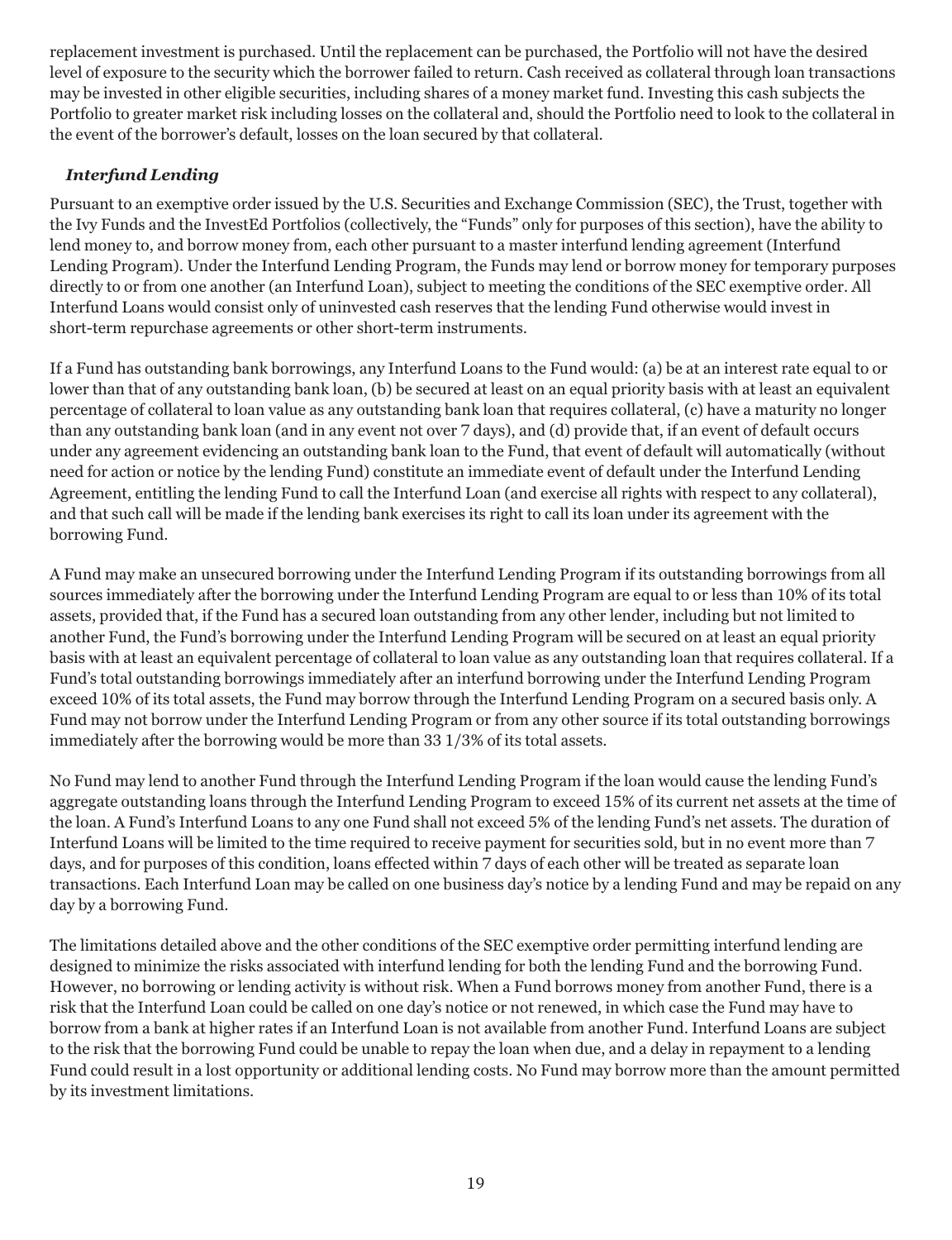replacement investment is purchased. Until the replacement can be purchased, the Portfolio will not have the desired level of exposure to the security which the borrower failed to return. Cash received as collateral through loan transactions may be invested in other eligible securities, including shares of a money market fund. Investing this cash subjects the Portfolio to greater market risk including losses on the collateral and, should the Portfolio need to look to the collateral in the event of the borrower's default, losses on the loan secured by that collateral.

***Interfund Lending***

Pursuant to an exemptive order issued by the U.S. Securities and Exchange Commission (SEC), the Trust, together with the Ivy Funds and the InvestEd Portfolios (collectively, the "Funds" only for purposes of this section), have the ability to lend money to, and borrow money from, each other pursuant to a master interfund lending agreement (Interfund Lending Program). Under the Interfund Lending Program, the Funds may lend or borrow money for temporary purposes directly to or from one another (an Interfund Loan), subject to meeting the conditions of the SEC exemptive order. All Interfund Loans would consist only of uninvested cash reserves that the lending Fund otherwise would invest in short-term repurchase agreements or other short-term instruments.

If a Fund has outstanding bank borrowings, any Interfund Loans to the Fund would: (a) be at an interest rate equal to or lower than that of any outstanding bank loan, (b) be secured at least on an equal priority basis with at least an equivalent percentage of collateral to loan value as any outstanding bank loan that requires collateral, (c) have a maturity no longer than any outstanding bank loan (and in any event not over 7 days), and (d) provide that, if an event of default occurs under any agreement evidencing an outstanding bank loan to the Fund, that event of default will automatically (without need for action or notice by the lending Fund) constitute an immediate event of default under the Interfund Lending Agreement, entitling the lending Fund to call the Interfund Loan (and exercise all rights with respect to any collateral), and that such call will be made if the lending bank exercises its right to call its loan under its agreement with the borrowing Fund.

A Fund may make an unsecured borrowing under the Interfund Lending Program if its outstanding borrowings from all sources immediately after the borrowing under the Interfund Lending Program are equal to or less than 10% of its total assets, provided that, if the Fund has a secured loan outstanding from any other lender, including but not limited to another Fund, the Fund's borrowing under the Interfund Lending Program will be secured on at least an equal priority basis with at least an equivalent percentage of collateral to loan value as any outstanding loan that requires collateral. If a Fund's total outstanding borrowings immediately after an interfund borrowing under the Interfund Lending Program exceed 10% of its total assets, the Fund may borrow through the Interfund Lending Program on a secured basis only. A Fund may not borrow under the Interfund Lending Program or from any other source if its total outstanding borrowings immediately after the borrowing would be more than 33 1/3% of its total assets.

No Fund may lend to another Fund through the Interfund Lending Program if the loan would cause the lending Fund's aggregate outstanding loans through the Interfund Lending Program to exceed 15% of its current net assets at the time of the loan. A Fund's Interfund Loans to any one Fund shall not exceed 5% of the lending Fund's net assets. The duration of Interfund Loans will be limited to the time required to receive payment for securities sold, but in no event more than 7 days, and for purposes of this condition, loans effected within 7 days of each other will be treated as separate loan transactions. Each Interfund Loan may be called on one business day's notice by a lending Fund and may be repaid on any day by a borrowing Fund.

The limitations detailed above and the other conditions of the SEC exemptive order permitting interfund lending are designed to minimize the risks associated with interfund lending for both the lending Fund and the borrowing Fund. However, no borrowing or lending activity is without risk. When a Fund borrows money from another Fund, there is a risk that the Interfund Loan could be called on one day's notice or not renewed, in which case the Fund may have to borrow from a bank at higher rates if an Interfund Loan is not available from another Fund. Interfund Loans are subject to the risk that the borrowing Fund could be unable to repay the loan when due, and a delay in repayment to a lending Fund could result in a lost opportunity or additional lending costs. No Fund may borrow more than the amount permitted by its investment limitations.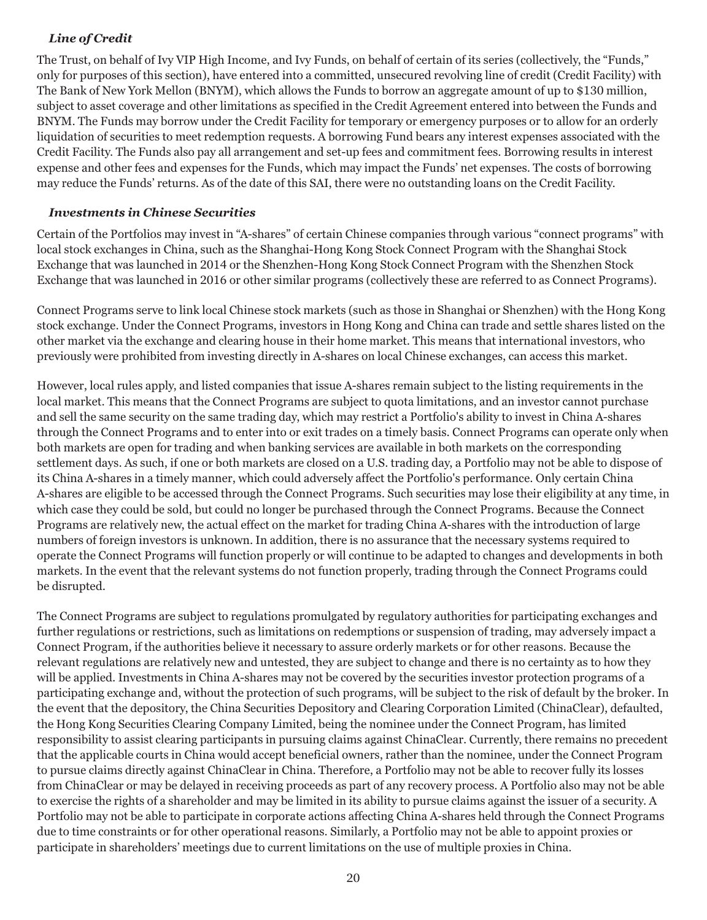### *Line of Credit*

The Trust, on behalf of Ivy VIP High Income, and Ivy Funds, on behalf of certain of its series (collectively, the "Funds," only for purposes of this section), have entered into a committed, unsecured revolving line of credit (Credit Facility) with The Bank of New York Mellon (BNYM), which allows the Funds to borrow an aggregate amount of up to $130 million, subject to asset coverage and other limitations as specified in the Credit Agreement entered into between the Funds and BNYM. The Funds may borrow under the Credit Facility for temporary or emergency purposes or to allow for an orderly liquidation of securities to meet redemption requests. A borrowing Fund bears any interest expenses associated with the Credit Facility. The Funds also pay all arrangement and set-up fees and commitment fees. Borrowing results in interest expense and other fees and expenses for the Funds, which may impact the Funds' net expenses. The costs of borrowing may reduce the Funds' returns. As of the date of this SAI, there were no outstanding loans on the Credit Facility.

### *Investments in Chinese Securities*

Certain of the Portfolios may invest in "A-shares" of certain Chinese companies through various "connect programs" with local stock exchanges in China, such as the Shanghai-Hong Kong Stock Connect Program with the Shanghai Stock Exchange that was launched in 2014 or the Shenzhen-Hong Kong Stock Connect Program with the Shenzhen Stock Exchange that was launched in 2016 or other similar programs (collectively these are referred to as Connect Programs).

Connect Programs serve to link local Chinese stock markets (such as those in Shanghai or Shenzhen) with the Hong Kong stock exchange. Under the Connect Programs, investors in Hong Kong and China can trade and settle shares listed on the other market via the exchange and clearing house in their home market. This means that international investors, who previously were prohibited from investing directly in A-shares on local Chinese exchanges, can access this market.

However, local rules apply, and listed companies that issue A-shares remain subject to the listing requirements in the local market. This means that the Connect Programs are subject to quota limitations, and an investor cannot purchase and sell the same security on the same trading day, which may restrict a Portfolio's ability to invest in China A-shares through the Connect Programs and to enter into or exit trades on a timely basis. Connect Programs can operate only when both markets are open for trading and when banking services are available in both markets on the corresponding settlement days. As such, if one or both markets are closed on a U.S. trading day, a Portfolio may not be able to dispose of its China A-shares in a timely manner, which could adversely affect the Portfolio's performance. Only certain China A-shares are eligible to be accessed through the Connect Programs. Such securities may lose their eligibility at any time, in which case they could be sold, but could no longer be purchased through the Connect Programs. Because the Connect Programs are relatively new, the actual effect on the market for trading China A-shares with the introduction of large numbers of foreign investors is unknown. In addition, there is no assurance that the necessary systems required to operate the Connect Programs will function properly or will continue to be adapted to changes and developments in both markets. In the event that the relevant systems do not function properly, trading through the Connect Programs could be disrupted.

The Connect Programs are subject to regulations promulgated by regulatory authorities for participating exchanges and further regulations or restrictions, such as limitations on redemptions or suspension of trading, may adversely impact a Connect Program, if the authorities believe it necessary to assure orderly markets or for other reasons. Because the relevant regulations are relatively new and untested, they are subject to change and there is no certainty as to how they will be applied. Investments in China A-shares may not be covered by the securities investor protection programs of a participating exchange and, without the protection of such programs, will be subject to the risk of default by the broker. In the event that the depository, the China Securities Depository and Clearing Corporation Limited (ChinaClear), defaulted, the Hong Kong Securities Clearing Company Limited, being the nominee under the Connect Program, has limited responsibility to assist clearing participants in pursuing claims against ChinaClear. Currently, there remains no precedent that the applicable courts in China would accept beneficial owners, rather than the nominee, under the Connect Program to pursue claims directly against ChinaClear in China. Therefore, a Portfolio may not be able to recover fully its losses from ChinaClear or may be delayed in receiving proceeds as part of any recovery process. A Portfolio also may not be able to exercise the rights of a shareholder and may be limited in its ability to pursue claims against the issuer of a security. A Portfolio may not be able to participate in corporate actions affecting China A-shares held through the Connect Programs due to time constraints or for other operational reasons. Similarly, a Portfolio may not be able to appoint proxies or participate in shareholders' meetings due to current limitations on the use of multiple proxies in China.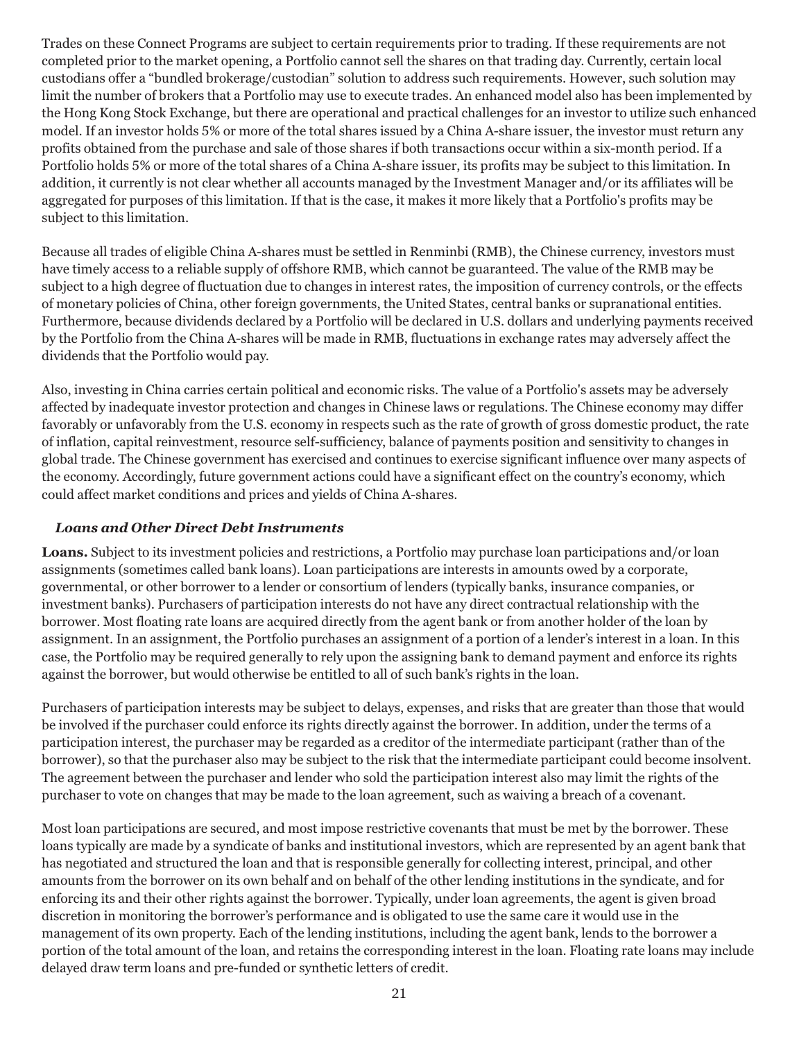Trades on these Connect Programs are subject to certain requirements prior to trading. If these requirements are not completed prior to the market opening, a Portfolio cannot sell the shares on that trading day. Currently, certain local custodians offer a "bundled brokerage/custodian" solution to address such requirements. However, such solution may limit the number of brokers that a Portfolio may use to execute trades. An enhanced model also has been implemented by the Hong Kong Stock Exchange, but there are operational and practical challenges for an investor to utilize such enhanced model. If an investor holds 5% or more of the total shares issued by a China A-share issuer, the investor must return any profits obtained from the purchase and sale of those shares if both transactions occur within a six-month period. If a Portfolio holds 5% or more of the total shares of a China A-share issuer, its profits may be subject to this limitation. In addition, it currently is not clear whether all accounts managed by the Investment Manager and/or its affiliates will be aggregated for purposes of this limitation. If that is the case, it makes it more likely that a Portfolio's profits may be subject to this limitation.

Because all trades of eligible China A-shares must be settled in Renminbi (RMB), the Chinese currency, investors must have timely access to a reliable supply of offshore RMB, which cannot be guaranteed. The value of the RMB may be subject to a high degree of fluctuation due to changes in interest rates, the imposition of currency controls, or the effects of monetary policies of China, other foreign governments, the United States, central banks or supranational entities. Furthermore, because dividends declared by a Portfolio will be declared in U.S. dollars and underlying payments received by the Portfolio from the China A-shares will be made in RMB, fluctuations in exchange rates may adversely affect the dividends that the Portfolio would pay.

Also, investing in China carries certain political and economic risks. The value of a Portfolio's assets may be adversely affected by inadequate investor protection and changes in Chinese laws or regulations. The Chinese economy may differ favorably or unfavorably from the U.S. economy in respects such as the rate of growth of gross domestic product, the rate of inflation, capital reinvestment, resource self-sufficiency, balance of payments position and sensitivity to changes in global trade. The Chinese government has exercised and continues to exercise significant influence over many aspects of the economy. Accordingly, future government actions could have a significant effect on the country's economy, which could affect market conditions and prices and yields of China A-shares.

### *Loans and Other Direct Debt Instruments*

**Loans.** Subject to its investment policies and restrictions, a Portfolio may purchase loan participations and/or loan assignments (sometimes called bank loans). Loan participations are interests in amounts owed by a corporate, governmental, or other borrower to a lender or consortium of lenders (typically banks, insurance companies, or investment banks). Purchasers of participation interests do not have any direct contractual relationship with the borrower. Most floating rate loans are acquired directly from the agent bank or from another holder of the loan by assignment. In an assignment, the Portfolio purchases an assignment of a portion of a lender's interest in a loan. In this case, the Portfolio may be required generally to rely upon the assigning bank to demand payment and enforce its rights against the borrower, but would otherwise be entitled to all of such bank's rights in the loan.

Purchasers of participation interests may be subject to delays, expenses, and risks that are greater than those that would be involved if the purchaser could enforce its rights directly against the borrower. In addition, under the terms of a participation interest, the purchaser may be regarded as a creditor of the intermediate participant (rather than of the borrower), so that the purchaser also may be subject to the risk that the intermediate participant could become insolvent. The agreement between the purchaser and lender who sold the participation interest also may limit the rights of the purchaser to vote on changes that may be made to the loan agreement, such as waiving a breach of a covenant.

Most loan participations are secured, and most impose restrictive covenants that must be met by the borrower. These loans typically are made by a syndicate of banks and institutional investors, which are represented by an agent bank that has negotiated and structured the loan and that is responsible generally for collecting interest, principal, and other amounts from the borrower on its own behalf and on behalf of the other lending institutions in the syndicate, and for enforcing its and their other rights against the borrower. Typically, under loan agreements, the agent is given broad discretion in monitoring the borrower's performance and is obligated to use the same care it would use in the management of its own property. Each of the lending institutions, including the agent bank, lends to the borrower a portion of the total amount of the loan, and retains the corresponding interest in the loan. Floating rate loans may include delayed draw term loans and pre-funded or synthetic letters of credit.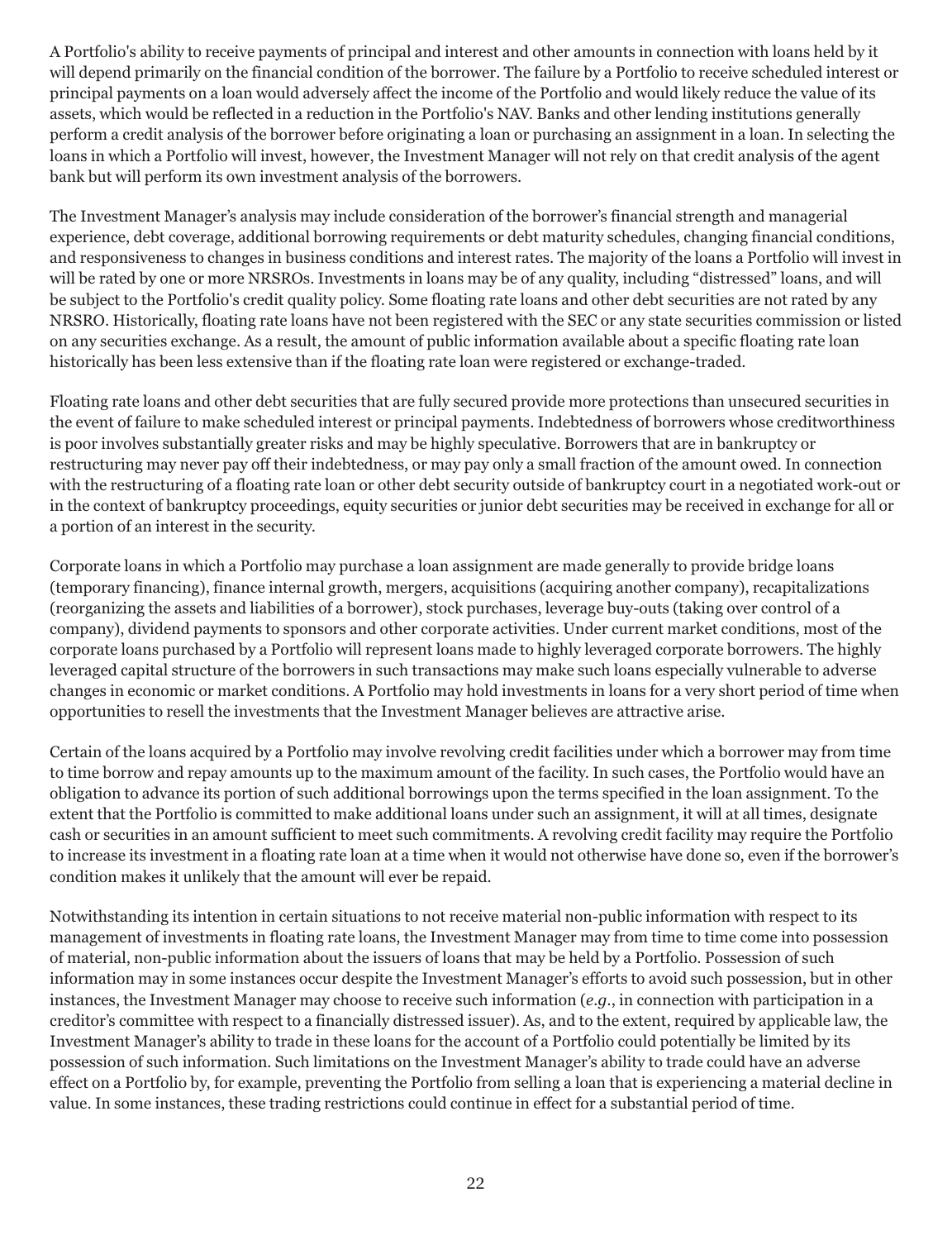A Portfolio's ability to receive payments of principal and interest and other amounts in connection with loans held by it will depend primarily on the financial condition of the borrower. The failure by a Portfolio to receive scheduled interest or principal payments on a loan would adversely affect the income of the Portfolio and would likely reduce the value of its assets, which would be reflected in a reduction in the Portfolio's NAV. Banks and other lending institutions generally perform a credit analysis of the borrower before originating a loan or purchasing an assignment in a loan. In selecting the loans in which a Portfolio will invest, however, the Investment Manager will not rely on that credit analysis of the agent bank but will perform its own investment analysis of the borrowers.

The Investment Manager's analysis may include consideration of the borrower's financial strength and managerial experience, debt coverage, additional borrowing requirements or debt maturity schedules, changing financial conditions, and responsiveness to changes in business conditions and interest rates. The majority of the loans a Portfolio will invest in will be rated by one or more NRSROs. Investments in loans may be of any quality, including "distressed" loans, and will be subject to the Portfolio's credit quality policy. Some floating rate loans and other debt securities are not rated by any NRSRO. Historically, floating rate loans have not been registered with the SEC or any state securities commission or listed on any securities exchange. As a result, the amount of public information available about a specific floating rate loan historically has been less extensive than if the floating rate loan were registered or exchange-traded.

Floating rate loans and other debt securities that are fully secured provide more protections than unsecured securities in the event of failure to make scheduled interest or principal payments. Indebtedness of borrowers whose creditworthiness is poor involves substantially greater risks and may be highly speculative. Borrowers that are in bankruptcy or restructuring may never pay off their indebtedness, or may pay only a small fraction of the amount owed. In connection with the restructuring of a floating rate loan or other debt security outside of bankruptcy court in a negotiated work-out or in the context of bankruptcy proceedings, equity securities or junior debt securities may be received in exchange for all or a portion of an interest in the security.

Corporate loans in which a Portfolio may purchase a loan assignment are made generally to provide bridge loans (temporary financing), finance internal growth, mergers, acquisitions (acquiring another company), recapitalizations (reorganizing the assets and liabilities of a borrower), stock purchases, leverage buy-outs (taking over control of a company), dividend payments to sponsors and other corporate activities. Under current market conditions, most of the corporate loans purchased by a Portfolio will represent loans made to highly leveraged corporate borrowers. The highly leveraged capital structure of the borrowers in such transactions may make such loans especially vulnerable to adverse changes in economic or market conditions. A Portfolio may hold investments in loans for a very short period of time when opportunities to resell the investments that the Investment Manager believes are attractive arise.

Certain of the loans acquired by a Portfolio may involve revolving credit facilities under which a borrower may from time to time borrow and repay amounts up to the maximum amount of the facility. In such cases, the Portfolio would have an obligation to advance its portion of such additional borrowings upon the terms specified in the loan assignment. To the extent that the Portfolio is committed to make additional loans under such an assignment, it will at all times, designate cash or securities in an amount sufficient to meet such commitments. A revolving credit facility may require the Portfolio to increase its investment in a floating rate loan at a time when it would not otherwise have done so, even if the borrower's condition makes it unlikely that the amount will ever be repaid.

Notwithstanding its intention in certain situations to not receive material non-public information with respect to its management of investments in floating rate loans, the Investment Manager may from time to time come into possession of material, non-public information about the issuers of loans that may be held by a Portfolio. Possession of such information may in some instances occur despite the Investment Manager's efforts to avoid such possession, but in other instances, the Investment Manager may choose to receive such information (*e.g.*, in connection with participation in a creditor's committee with respect to a financially distressed issuer). As, and to the extent, required by applicable law, the Investment Manager's ability to trade in these loans for the account of a Portfolio could potentially be limited by its possession of such information. Such limitations on the Investment Manager's ability to trade could have an adverse effect on a Portfolio by, for example, preventing the Portfolio from selling a loan that is experiencing a material decline in value. In some instances, these trading restrictions could continue in effect for a substantial period of time.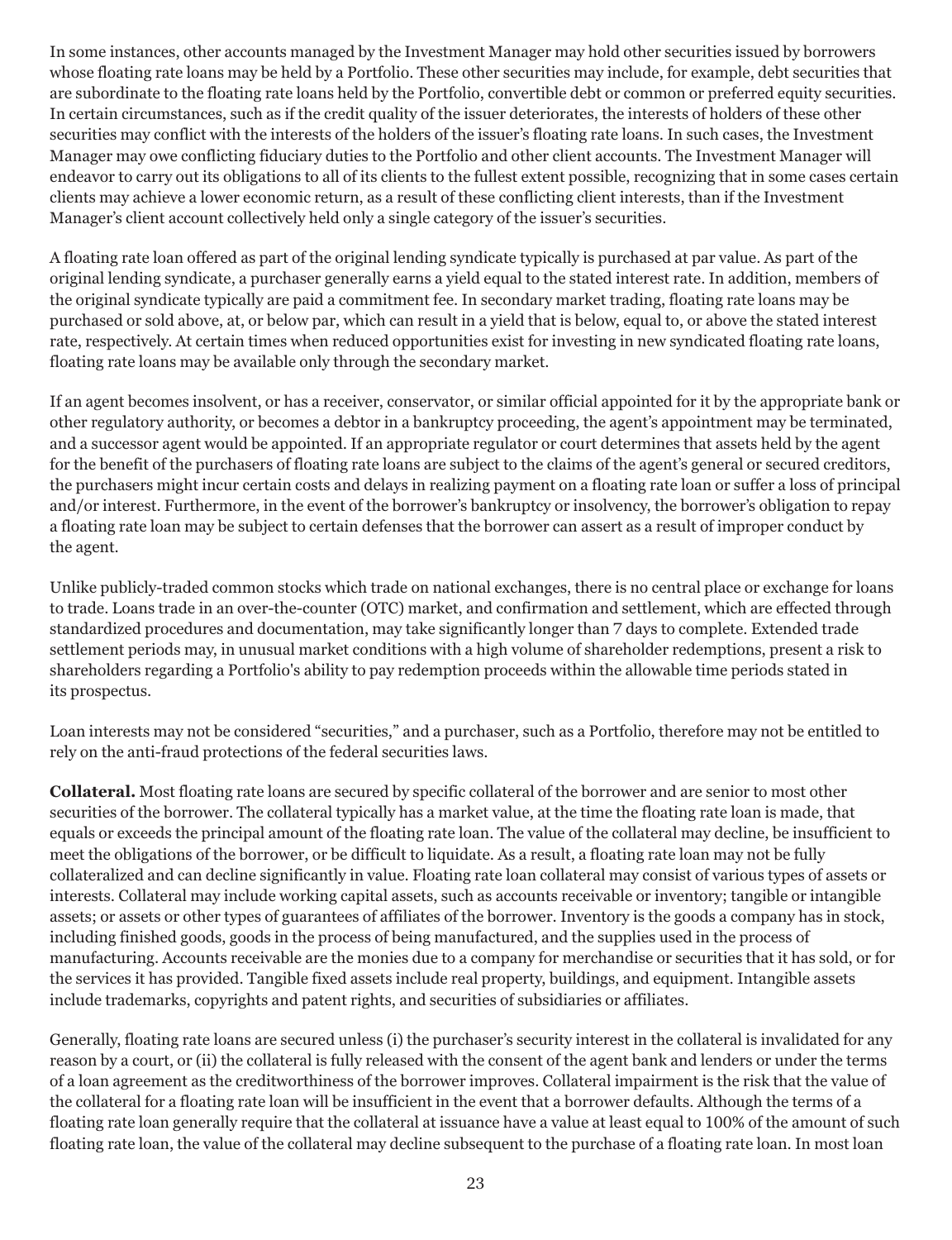In some instances, other accounts managed by the Investment Manager may hold other securities issued by borrowers whose floating rate loans may be held by a Portfolio. These other securities may include, for example, debt securities that are subordinate to the floating rate loans held by the Portfolio, convertible debt or common or preferred equity securities. In certain circumstances, such as if the credit quality of the issuer deteriorates, the interests of holders of these other securities may conflict with the interests of the holders of the issuer's floating rate loans. In such cases, the Investment Manager may owe conflicting fiduciary duties to the Portfolio and other client accounts. The Investment Manager will endeavor to carry out its obligations to all of its clients to the fullest extent possible, recognizing that in some cases certain clients may achieve a lower economic return, as a result of these conflicting client interests, than if the Investment Manager's client account collectively held only a single category of the issuer's securities.

A floating rate loan offered as part of the original lending syndicate typically is purchased at par value. As part of the original lending syndicate, a purchaser generally earns a yield equal to the stated interest rate. In addition, members of the original syndicate typically are paid a commitment fee. In secondary market trading, floating rate loans may be purchased or sold above, at, or below par, which can result in a yield that is below, equal to, or above the stated interest rate, respectively. At certain times when reduced opportunities exist for investing in new syndicated floating rate loans, floating rate loans may be available only through the secondary market.

If an agent becomes insolvent, or has a receiver, conservator, or similar official appointed for it by the appropriate bank or other regulatory authority, or becomes a debtor in a bankruptcy proceeding, the agent's appointment may be terminated, and a successor agent would be appointed. If an appropriate regulator or court determines that assets held by the agent for the benefit of the purchasers of floating rate loans are subject to the claims of the agent's general or secured creditors, the purchasers might incur certain costs and delays in realizing payment on a floating rate loan or suffer a loss of principal and/or interest. Furthermore, in the event of the borrower's bankruptcy or insolvency, the borrower's obligation to repay a floating rate loan may be subject to certain defenses that the borrower can assert as a result of improper conduct by the agent.

Unlike publicly-traded common stocks which trade on national exchanges, there is no central place or exchange for loans to trade. Loans trade in an over-the-counter (OTC) market, and confirmation and settlement, which are effected through standardized procedures and documentation, may take significantly longer than 7 days to complete. Extended trade settlement periods may, in unusual market conditions with a high volume of shareholder redemptions, present a risk to shareholders regarding a Portfolio's ability to pay redemption proceeds within the allowable time periods stated in its prospectus.

Loan interests may not be considered "securities," and a purchaser, such as a Portfolio, therefore may not be entitled to rely on the anti-fraud protections of the federal securities laws.

**Collateral.** Most floating rate loans are secured by specific collateral of the borrower and are senior to most other securities of the borrower. The collateral typically has a market value, at the time the floating rate loan is made, that equals or exceeds the principal amount of the floating rate loan. The value of the collateral may decline, be insufficient to meet the obligations of the borrower, or be difficult to liquidate. As a result, a floating rate loan may not be fully collateralized and can decline significantly in value. Floating rate loan collateral may consist of various types of assets or interests. Collateral may include working capital assets, such as accounts receivable or inventory; tangible or intangible assets; or assets or other types of guarantees of affiliates of the borrower. Inventory is the goods a company has in stock, including finished goods, goods in the process of being manufactured, and the supplies used in the process of manufacturing. Accounts receivable are the monies due to a company for merchandise or securities that it has sold, or for the services it has provided. Tangible fixed assets include real property, buildings, and equipment. Intangible assets include trademarks, copyrights and patent rights, and securities of subsidiaries or affiliates.

Generally, floating rate loans are secured unless (i) the purchaser's security interest in the collateral is invalidated for any reason by a court, or (ii) the collateral is fully released with the consent of the agent bank and lenders or under the terms of a loan agreement as the creditworthiness of the borrower improves. Collateral impairment is the risk that the value of the collateral for a floating rate loan will be insufficient in the event that a borrower defaults. Although the terms of a floating rate loan generally require that the collateral at issuance have a value at least equal to 100% of the amount of such floating rate loan, the value of the collateral may decline subsequent to the purchase of a floating rate loan. In most loan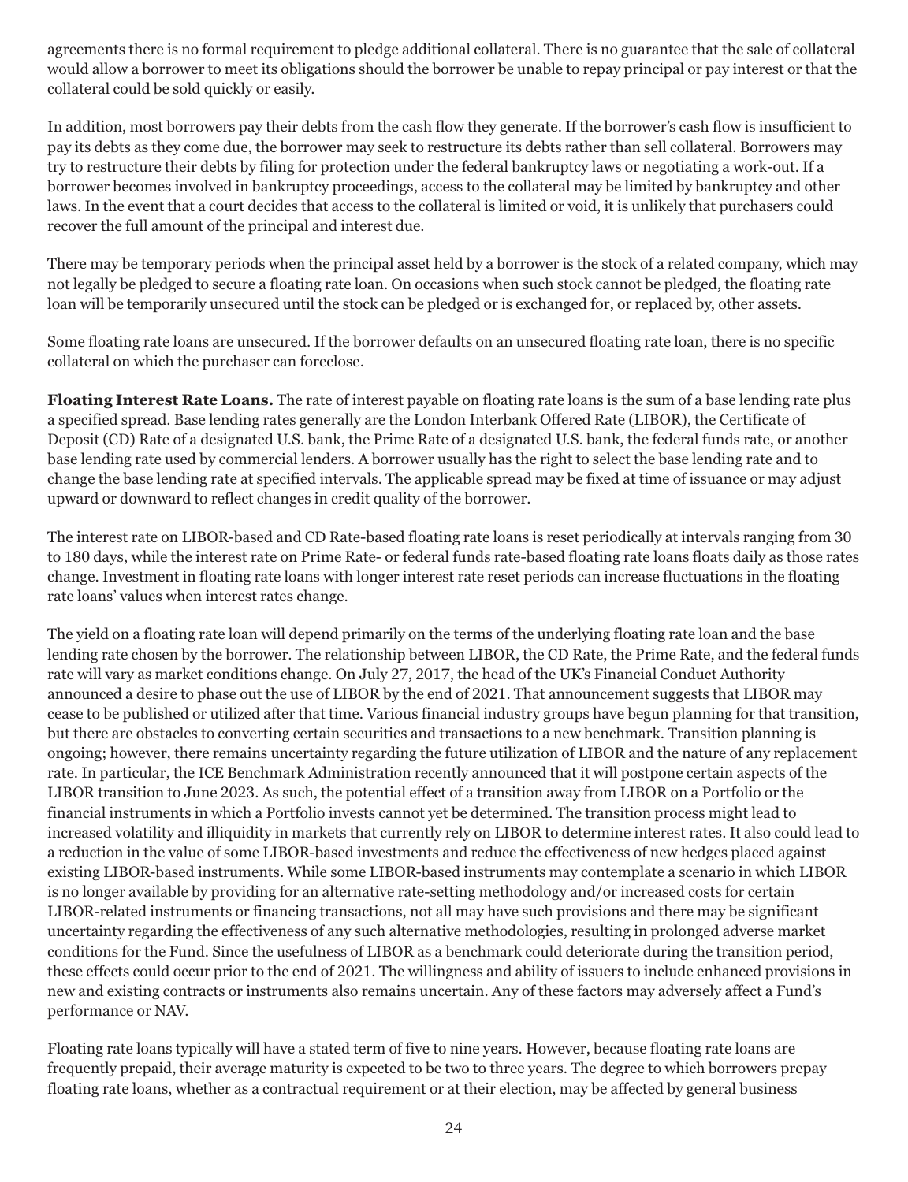agreements there is no formal requirement to pledge additional collateral. There is no guarantee that the sale of collateral would allow a borrower to meet its obligations should the borrower be unable to repay principal or pay interest or that the collateral could be sold quickly or easily.

In addition, most borrowers pay their debts from the cash flow they generate. If the borrower's cash flow is insufficient to pay its debts as they come due, the borrower may seek to restructure its debts rather than sell collateral. Borrowers may try to restructure their debts by filing for protection under the federal bankruptcy laws or negotiating a work-out. If a borrower becomes involved in bankruptcy proceedings, access to the collateral may be limited by bankruptcy and other laws. In the event that a court decides that access to the collateral is limited or void, it is unlikely that purchasers could recover the full amount of the principal and interest due.

There may be temporary periods when the principal asset held by a borrower is the stock of a related company, which may not legally be pledged to secure a floating rate loan. On occasions when such stock cannot be pledged, the floating rate loan will be temporarily unsecured until the stock can be pledged or is exchanged for, or replaced by, other assets.

Some floating rate loans are unsecured. If the borrower defaults on an unsecured floating rate loan, there is no specific collateral on which the purchaser can foreclose.

**Floating Interest Rate Loans.** The rate of interest payable on floating rate loans is the sum of a base lending rate plus a specified spread. Base lending rates generally are the London Interbank Offered Rate (LIBOR), the Certificate of Deposit (CD) Rate of a designated U.S. bank, the Prime Rate of a designated U.S. bank, the federal funds rate, or another base lending rate used by commercial lenders. A borrower usually has the right to select the base lending rate and to change the base lending rate at specified intervals. The applicable spread may be fixed at time of issuance or may adjust upward or downward to reflect changes in credit quality of the borrower.

The interest rate on LIBOR-based and CD Rate-based floating rate loans is reset periodically at intervals ranging from 30 to 180 days, while the interest rate on Prime Rate- or federal funds rate-based floating rate loans floats daily as those rates change. Investment in floating rate loans with longer interest rate reset periods can increase fluctuations in the floating rate loans' values when interest rates change.

The yield on a floating rate loan will depend primarily on the terms of the underlying floating rate loan and the base lending rate chosen by the borrower. The relationship between LIBOR, the CD Rate, the Prime Rate, and the federal funds rate will vary as market conditions change. On July 27, 2017, the head of the UK's Financial Conduct Authority announced a desire to phase out the use of LIBOR by the end of 2021. That announcement suggests that LIBOR may cease to be published or utilized after that time. Various financial industry groups have begun planning for that transition, but there are obstacles to converting certain securities and transactions to a new benchmark. Transition planning is ongoing; however, there remains uncertainty regarding the future utilization of LIBOR and the nature of any replacement rate. In particular, the ICE Benchmark Administration recently announced that it will postpone certain aspects of the LIBOR transition to June 2023. As such, the potential effect of a transition away from LIBOR on a Portfolio or the financial instruments in which a Portfolio invests cannot yet be determined. The transition process might lead to increased volatility and illiquidity in markets that currently rely on LIBOR to determine interest rates. It also could lead to a reduction in the value of some LIBOR-based investments and reduce the effectiveness of new hedges placed against existing LIBOR-based instruments. While some LIBOR-based instruments may contemplate a scenario in which LIBOR is no longer available by providing for an alternative rate-setting methodology and/or increased costs for certain LIBOR-related instruments or financing transactions, not all may have such provisions and there may be significant uncertainty regarding the effectiveness of any such alternative methodologies, resulting in prolonged adverse market conditions for the Fund. Since the usefulness of LIBOR as a benchmark could deteriorate during the transition period, these effects could occur prior to the end of 2021. The willingness and ability of issuers to include enhanced provisions in new and existing contracts or instruments also remains uncertain. Any of these factors may adversely affect a Fund's performance or NAV.

Floating rate loans typically will have a stated term of five to nine years. However, because floating rate loans are frequently prepaid, their average maturity is expected to be two to three years. The degree to which borrowers prepay floating rate loans, whether as a contractual requirement or at their election, may be affected by general business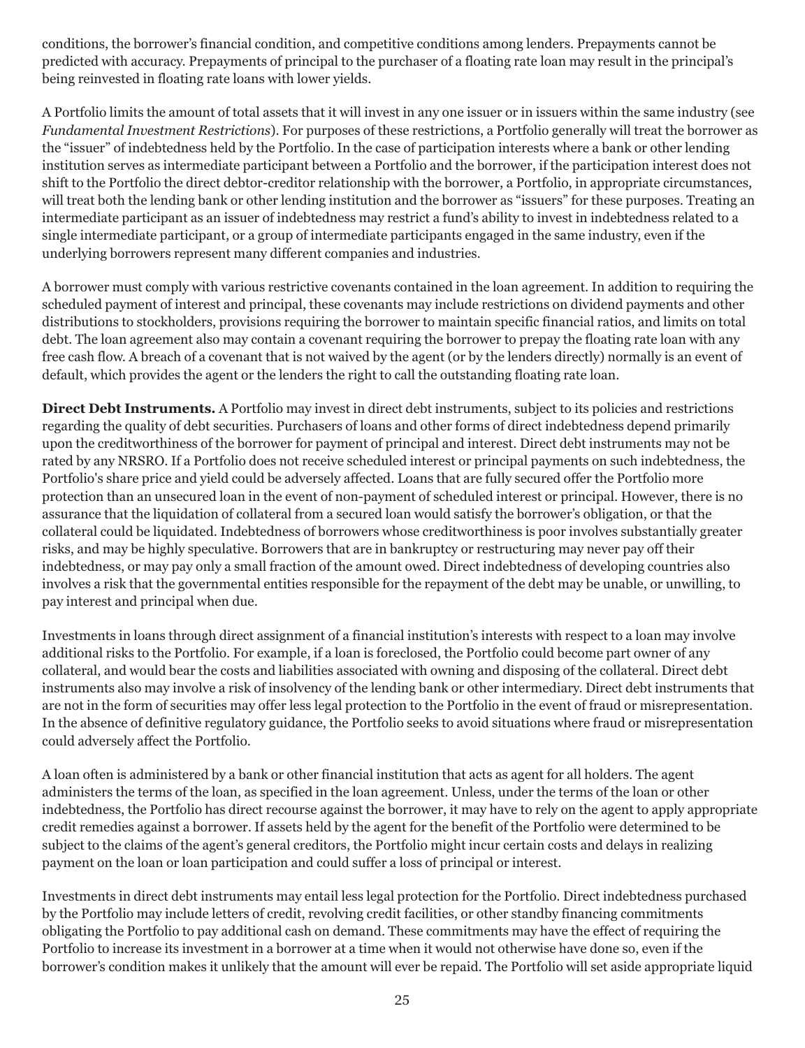conditions, the borrower's financial condition, and competitive conditions among lenders. Prepayments cannot be predicted with accuracy. Prepayments of principal to the purchaser of a floating rate loan may result in the principal's being reinvested in floating rate loans with lower yields.

A Portfolio limits the amount of total assets that it will invest in any one issuer or in issuers within the same industry (see *Fundamental Investment Restrictions*). For purposes of these restrictions, a Portfolio generally will treat the borrower as the "issuer" of indebtedness held by the Portfolio. In the case of participation interests where a bank or other lending institution serves as intermediate participant between a Portfolio and the borrower, if the participation interest does not shift to the Portfolio the direct debtor-creditor relationship with the borrower, a Portfolio, in appropriate circumstances, will treat both the lending bank or other lending institution and the borrower as "issuers" for these purposes. Treating an intermediate participant as an issuer of indebtedness may restrict a fund's ability to invest in indebtedness related to a single intermediate participant, or a group of intermediate participants engaged in the same industry, even if the underlying borrowers represent many different companies and industries.

A borrower must comply with various restrictive covenants contained in the loan agreement. In addition to requiring the scheduled payment of interest and principal, these covenants may include restrictions on dividend payments and other distributions to stockholders, provisions requiring the borrower to maintain specific financial ratios, and limits on total debt. The loan agreement also may contain a covenant requiring the borrower to prepay the floating rate loan with any free cash flow. A breach of a covenant that is not waived by the agent (or by the lenders directly) normally is an event of default, which provides the agent or the lenders the right to call the outstanding floating rate loan.

**Direct Debt Instruments.** A Portfolio may invest in direct debt instruments, subject to its policies and restrictions regarding the quality of debt securities. Purchasers of loans and other forms of direct indebtedness depend primarily upon the creditworthiness of the borrower for payment of principal and interest. Direct debt instruments may not be rated by any NRSRO. If a Portfolio does not receive scheduled interest or principal payments on such indebtedness, the Portfolio's share price and yield could be adversely affected. Loans that are fully secured offer the Portfolio more protection than an unsecured loan in the event of non-payment of scheduled interest or principal. However, there is no assurance that the liquidation of collateral from a secured loan would satisfy the borrower's obligation, or that the collateral could be liquidated. Indebtedness of borrowers whose creditworthiness is poor involves substantially greater risks, and may be highly speculative. Borrowers that are in bankruptcy or restructuring may never pay off their indebtedness, or may pay only a small fraction of the amount owed. Direct indebtedness of developing countries also involves a risk that the governmental entities responsible for the repayment of the debt may be unable, or unwilling, to pay interest and principal when due.

Investments in loans through direct assignment of a financial institution's interests with respect to a loan may involve additional risks to the Portfolio. For example, if a loan is foreclosed, the Portfolio could become part owner of any collateral, and would bear the costs and liabilities associated with owning and disposing of the collateral. Direct debt instruments also may involve a risk of insolvency of the lending bank or other intermediary. Direct debt instruments that are not in the form of securities may offer less legal protection to the Portfolio in the event of fraud or misrepresentation. In the absence of definitive regulatory guidance, the Portfolio seeks to avoid situations where fraud or misrepresentation could adversely affect the Portfolio.

A loan often is administered by a bank or other financial institution that acts as agent for all holders. The agent administers the terms of the loan, as specified in the loan agreement. Unless, under the terms of the loan or other indebtedness, the Portfolio has direct recourse against the borrower, it may have to rely on the agent to apply appropriate credit remedies against a borrower. If assets held by the agent for the benefit of the Portfolio were determined to be subject to the claims of the agent's general creditors, the Portfolio might incur certain costs and delays in realizing payment on the loan or loan participation and could suffer a loss of principal or interest.

Investments in direct debt instruments may entail less legal protection for the Portfolio. Direct indebtedness purchased by the Portfolio may include letters of credit, revolving credit facilities, or other standby financing commitments obligating the Portfolio to pay additional cash on demand. These commitments may have the effect of requiring the Portfolio to increase its investment in a borrower at a time when it would not otherwise have done so, even if the borrower's condition makes it unlikely that the amount will ever be repaid. The Portfolio will set aside appropriate liquid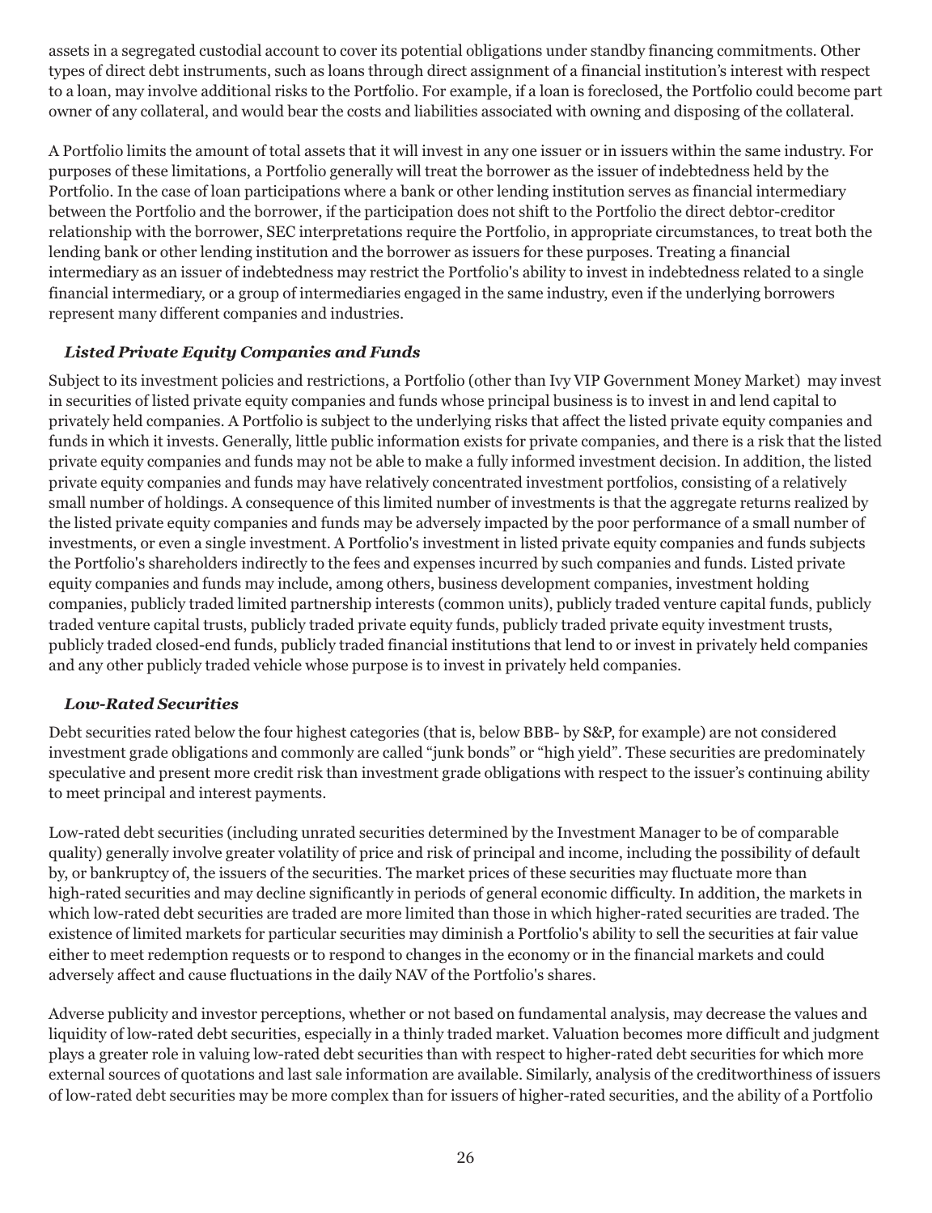assets in a segregated custodial account to cover its potential obligations under standby financing commitments. Other types of direct debt instruments, such as loans through direct assignment of a financial institution's interest with respect to a loan, may involve additional risks to the Portfolio. For example, if a loan is foreclosed, the Portfolio could become part owner of any collateral, and would bear the costs and liabilities associated with owning and disposing of the collateral.

A Portfolio limits the amount of total assets that it will invest in any one issuer or in issuers within the same industry. For purposes of these limitations, a Portfolio generally will treat the borrower as the issuer of indebtedness held by the Portfolio. In the case of loan participations where a bank or other lending institution serves as financial intermediary between the Portfolio and the borrower, if the participation does not shift to the Portfolio the direct debtor-creditor relationship with the borrower, SEC interpretations require the Portfolio, in appropriate circumstances, to treat both the lending bank or other lending institution and the borrower as issuers for these purposes. Treating a financial intermediary as an issuer of indebtedness may restrict the Portfolio's ability to invest in indebtedness related to a single financial intermediary, or a group of intermediaries engaged in the same industry, even if the underlying borrowers represent many different companies and industries.

***Listed Private Equity Companies and Funds***

Subject to its investment policies and restrictions, a Portfolio (other than Ivy VIP Government Money Market) may invest in securities of listed private equity companies and funds whose principal business is to invest in and lend capital to privately held companies. A Portfolio is subject to the underlying risks that affect the listed private equity companies and funds in which it invests. Generally, little public information exists for private companies, and there is a risk that the listed private equity companies and funds may not be able to make a fully informed investment decision. In addition, the listed private equity companies and funds may have relatively concentrated investment portfolios, consisting of a relatively small number of holdings. A consequence of this limited number of investments is that the aggregate returns realized by the listed private equity companies and funds may be adversely impacted by the poor performance of a small number of investments, or even a single investment. A Portfolio's investment in listed private equity companies and funds subjects the Portfolio's shareholders indirectly to the fees and expenses incurred by such companies and funds. Listed private equity companies and funds may include, among others, business development companies, investment holding companies, publicly traded limited partnership interests (common units), publicly traded venture capital funds, publicly traded venture capital trusts, publicly traded private equity funds, publicly traded private equity investment trusts, publicly traded closed-end funds, publicly traded financial institutions that lend to or invest in privately held companies and any other publicly traded vehicle whose purpose is to invest in privately held companies.

***Low-Rated Securities***

Debt securities rated below the four highest categories (that is, below BBB- by S&P, for example) are not considered investment grade obligations and commonly are called "junk bonds" or "high yield". These securities are predominately speculative and present more credit risk than investment grade obligations with respect to the issuer's continuing ability to meet principal and interest payments.

Low-rated debt securities (including unrated securities determined by the Investment Manager to be of comparable quality) generally involve greater volatility of price and risk of principal and income, including the possibility of default by, or bankruptcy of, the issuers of the securities. The market prices of these securities may fluctuate more than high-rated securities and may decline significantly in periods of general economic difficulty. In addition, the markets in which low-rated debt securities are traded are more limited than those in which higher-rated securities are traded. The existence of limited markets for particular securities may diminish a Portfolio's ability to sell the securities at fair value either to meet redemption requests or to respond to changes in the economy or in the financial markets and could adversely affect and cause fluctuations in the daily NAV of the Portfolio's shares.

Adverse publicity and investor perceptions, whether or not based on fundamental analysis, may decrease the values and liquidity of low-rated debt securities, especially in a thinly traded market. Valuation becomes more difficult and judgment plays a greater role in valuing low-rated debt securities than with respect to higher-rated debt securities for which more external sources of quotations and last sale information are available. Similarly, analysis of the creditworthiness of issuers of low-rated debt securities may be more complex than for issuers of higher-rated securities, and the ability of a Portfolio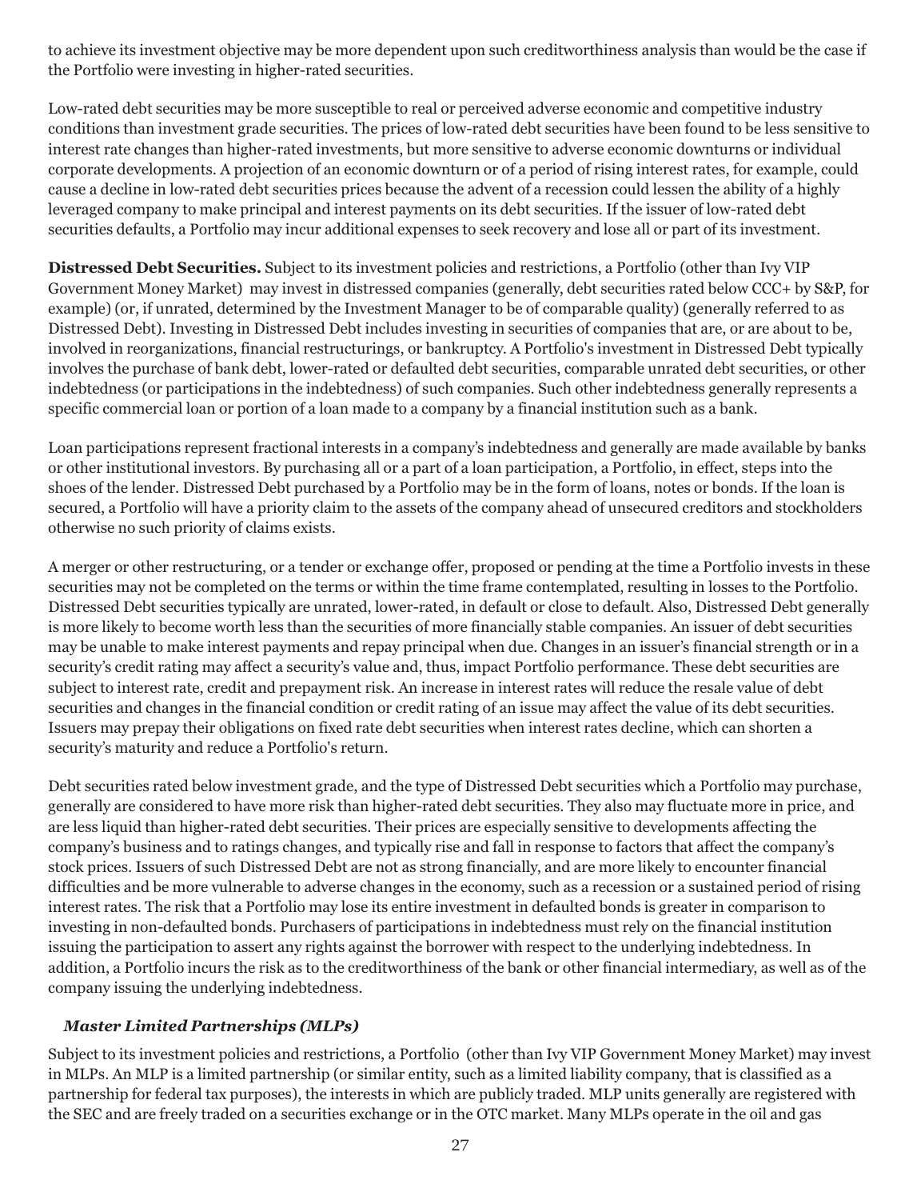to achieve its investment objective may be more dependent upon such creditworthiness analysis than would be the case if the Portfolio were investing in higher-rated securities.

Low-rated debt securities may be more susceptible to real or perceived adverse economic and competitive industry conditions than investment grade securities. The prices of low-rated debt securities have been found to be less sensitive to interest rate changes than higher-rated investments, but more sensitive to adverse economic downturns or individual corporate developments. A projection of an economic downturn or of a period of rising interest rates, for example, could cause a decline in low-rated debt securities prices because the advent of a recession could lessen the ability of a highly leveraged company to make principal and interest payments on its debt securities. If the issuer of low-rated debt securities defaults, a Portfolio may incur additional expenses to seek recovery and lose all or part of its investment.

**Distressed Debt Securities.** Subject to its investment policies and restrictions, a Portfolio (other than Ivy VIP Government Money Market) may invest in distressed companies (generally, debt securities rated below CCC+ by S&P, for example) (or, if unrated, determined by the Investment Manager to be of comparable quality) (generally referred to as Distressed Debt). Investing in Distressed Debt includes investing in securities of companies that are, or are about to be, involved in reorganizations, financial restructurings, or bankruptcy. A Portfolio's investment in Distressed Debt typically involves the purchase of bank debt, lower-rated or defaulted debt securities, comparable unrated debt securities, or other indebtedness (or participations in the indebtedness) of such companies. Such other indebtedness generally represents a specific commercial loan or portion of a loan made to a company by a financial institution such as a bank.

Loan participations represent fractional interests in a company's indebtedness and generally are made available by banks or other institutional investors. By purchasing all or a part of a loan participation, a Portfolio, in effect, steps into the shoes of the lender. Distressed Debt purchased by a Portfolio may be in the form of loans, notes or bonds. If the loan is secured, a Portfolio will have a priority claim to the assets of the company ahead of unsecured creditors and stockholders otherwise no such priority of claims exists.

A merger or other restructuring, or a tender or exchange offer, proposed or pending at the time a Portfolio invests in these securities may not be completed on the terms or within the time frame contemplated, resulting in losses to the Portfolio. Distressed Debt securities typically are unrated, lower-rated, in default or close to default. Also, Distressed Debt generally is more likely to become worth less than the securities of more financially stable companies. An issuer of debt securities may be unable to make interest payments and repay principal when due. Changes in an issuer's financial strength or in a security's credit rating may affect a security's value and, thus, impact Portfolio performance. These debt securities are subject to interest rate, credit and prepayment risk. An increase in interest rates will reduce the resale value of debt securities and changes in the financial condition or credit rating of an issue may affect the value of its debt securities. Issuers may prepay their obligations on fixed rate debt securities when interest rates decline, which can shorten a security's maturity and reduce a Portfolio's return.

Debt securities rated below investment grade, and the type of Distressed Debt securities which a Portfolio may purchase, generally are considered to have more risk than higher-rated debt securities. They also may fluctuate more in price, and are less liquid than higher-rated debt securities. Their prices are especially sensitive to developments affecting the company's business and to ratings changes, and typically rise and fall in response to factors that affect the company's stock prices. Issuers of such Distressed Debt are not as strong financially, and are more likely to encounter financial difficulties and be more vulnerable to adverse changes in the economy, such as a recession or a sustained period of rising interest rates. The risk that a Portfolio may lose its entire investment in defaulted bonds is greater in comparison to investing in non-defaulted bonds. Purchasers of participations in indebtedness must rely on the financial institution issuing the participation to assert any rights against the borrower with respect to the underlying indebtedness. In addition, a Portfolio incurs the risk as to the creditworthiness of the bank or other financial intermediary, as well as of the company issuing the underlying indebtedness.

***Master Limited Partnerships (MLPs)***

Subject to its investment policies and restrictions, a Portfolio (other than Ivy VIP Government Money Market) may invest in MLPs. An MLP is a limited partnership (or similar entity, such as a limited liability company, that is classified as a partnership for federal tax purposes), the interests in which are publicly traded. MLP units generally are registered with the SEC and are freely traded on a securities exchange or in the OTC market. Many MLPs operate in the oil and gas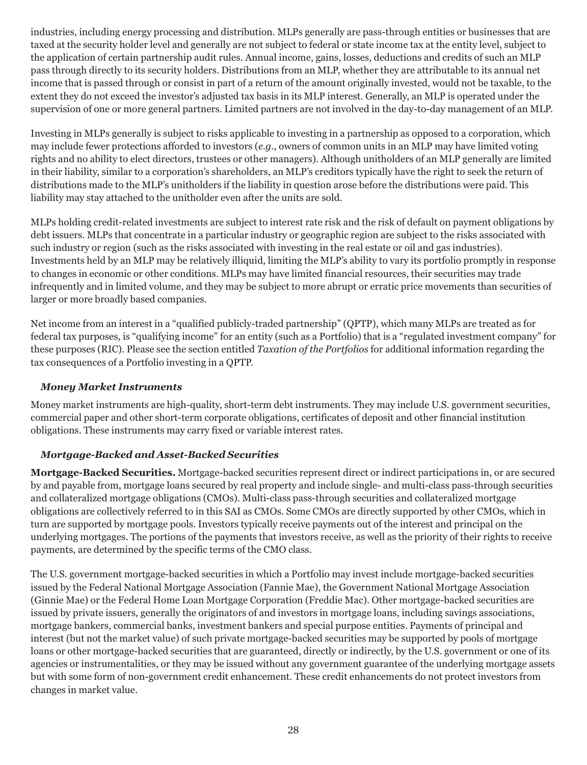industries, including energy processing and distribution. MLPs generally are pass-through entities or businesses that are taxed at the security holder level and generally are not subject to federal or state income tax at the entity level, subject to the application of certain partnership audit rules. Annual income, gains, losses, deductions and credits of such an MLP pass through directly to its security holders. Distributions from an MLP, whether they are attributable to its annual net income that is passed through or consist in part of a return of the amount originally invested, would not be taxable, to the extent they do not exceed the investor's adjusted tax basis in its MLP interest. Generally, an MLP is operated under the supervision of one or more general partners. Limited partners are not involved in the day-to-day management of an MLP.

Investing in MLPs generally is subject to risks applicable to investing in a partnership as opposed to a corporation, which may include fewer protections afforded to investors (*e.g.*, owners of common units in an MLP may have limited voting rights and no ability to elect directors, trustees or other managers). Although unitholders of an MLP generally are limited in their liability, similar to a corporation's shareholders, an MLP's creditors typically have the right to seek the return of distributions made to the MLP's unitholders if the liability in question arose before the distributions were paid. This liability may stay attached to the unitholder even after the units are sold.

MLPs holding credit-related investments are subject to interest rate risk and the risk of default on payment obligations by debt issuers. MLPs that concentrate in a particular industry or geographic region are subject to the risks associated with such industry or region (such as the risks associated with investing in the real estate or oil and gas industries). Investments held by an MLP may be relatively illiquid, limiting the MLP's ability to vary its portfolio promptly in response to changes in economic or other conditions. MLPs may have limited financial resources, their securities may trade infrequently and in limited volume, and they may be subject to more abrupt or erratic price movements than securities of larger or more broadly based companies.

Net income from an interest in a "qualified publicly-traded partnership" (QPTP), which many MLPs are treated as for federal tax purposes, is "qualifying income" for an entity (such as a Portfolio) that is a "regulated investment company" for these purposes (RIC). Please see the section entitled *Taxation of the Portfolios* for additional information regarding the tax consequences of a Portfolio investing in a QPTP.

### *Money Market Instruments*

Money market instruments are high-quality, short-term debt instruments. They may include U.S. government securities, commercial paper and other short-term corporate obligations, certificates of deposit and other financial institution obligations. These instruments may carry fixed or variable interest rates.

### *Mortgage-Backed and Asset-Backed Securities*

**Mortgage-Backed Securities.** Mortgage-backed securities represent direct or indirect participations in, or are secured by and payable from, mortgage loans secured by real property and include single- and multi-class pass-through securities and collateralized mortgage obligations (CMOs). Multi-class pass-through securities and collateralized mortgage obligations are collectively referred to in this SAI as CMOs. Some CMOs are directly supported by other CMOs, which in turn are supported by mortgage pools. Investors typically receive payments out of the interest and principal on the underlying mortgages. The portions of the payments that investors receive, as well as the priority of their rights to receive payments, are determined by the specific terms of the CMO class.

The U.S. government mortgage-backed securities in which a Portfolio may invest include mortgage-backed securities issued by the Federal National Mortgage Association (Fannie Mae), the Government National Mortgage Association (Ginnie Mae) or the Federal Home Loan Mortgage Corporation (Freddie Mac). Other mortgage-backed securities are issued by private issuers, generally the originators of and investors in mortgage loans, including savings associations, mortgage bankers, commercial banks, investment bankers and special purpose entities. Payments of principal and interest (but not the market value) of such private mortgage-backed securities may be supported by pools of mortgage loans or other mortgage-backed securities that are guaranteed, directly or indirectly, by the U.S. government or one of its agencies or instrumentalities, or they may be issued without any government guarantee of the underlying mortgage assets but with some form of non-government credit enhancement. These credit enhancements do not protect investors from changes in market value.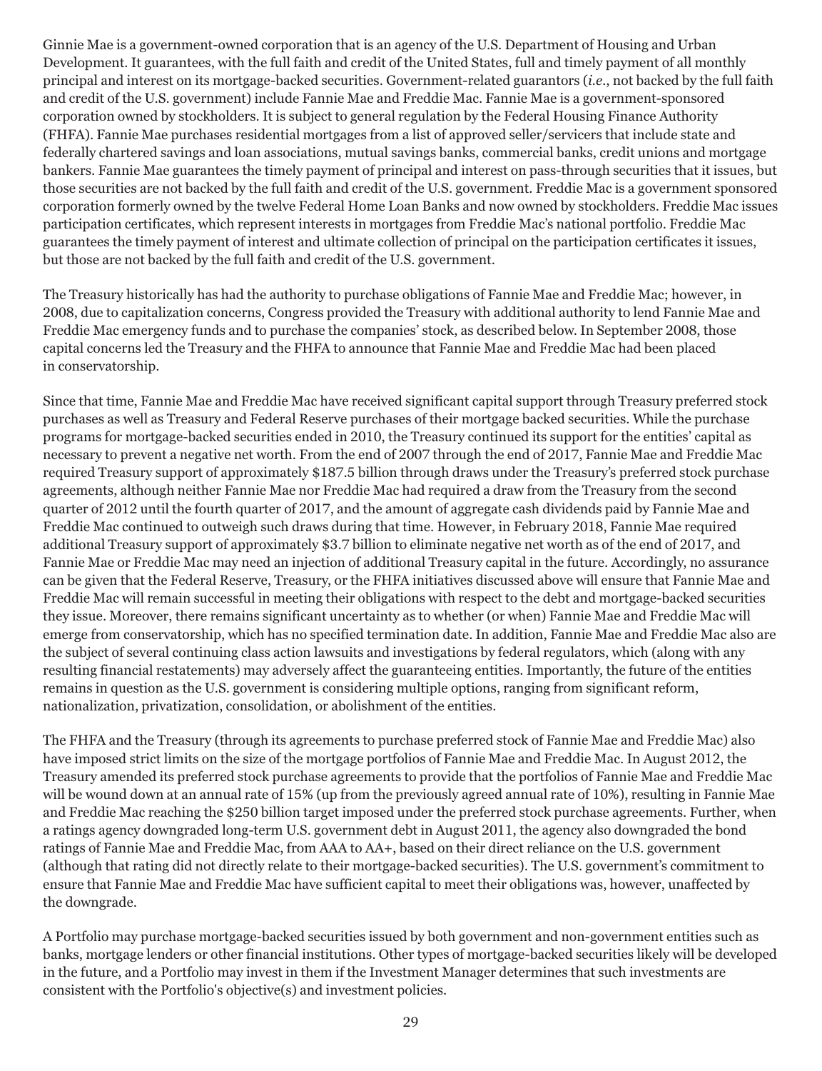Ginnie Mae is a government-owned corporation that is an agency of the U.S. Department of Housing and Urban Development. It guarantees, with the full faith and credit of the United States, full and timely payment of all monthly principal and interest on its mortgage-backed securities. Government-related guarantors (*i.e.*, not backed by the full faith and credit of the U.S. government) include Fannie Mae and Freddie Mac. Fannie Mae is a government-sponsored corporation owned by stockholders. It is subject to general regulation by the Federal Housing Finance Authority (FHFA). Fannie Mae purchases residential mortgages from a list of approved seller/servicers that include state and federally chartered savings and loan associations, mutual savings banks, commercial banks, credit unions and mortgage bankers. Fannie Mae guarantees the timely payment of principal and interest on pass-through securities that it issues, but those securities are not backed by the full faith and credit of the U.S. government. Freddie Mac is a government sponsored corporation formerly owned by the twelve Federal Home Loan Banks and now owned by stockholders. Freddie Mac issues participation certificates, which represent interests in mortgages from Freddie Mac's national portfolio. Freddie Mac guarantees the timely payment of interest and ultimate collection of principal on the participation certificates it issues, but those are not backed by the full faith and credit of the U.S. government.

The Treasury historically has had the authority to purchase obligations of Fannie Mae and Freddie Mac; however, in 2008, due to capitalization concerns, Congress provided the Treasury with additional authority to lend Fannie Mae and Freddie Mac emergency funds and to purchase the companies' stock, as described below. In September 2008, those capital concerns led the Treasury and the FHFA to announce that Fannie Mae and Freddie Mac had been placed in conservatorship.

Since that time, Fannie Mae and Freddie Mac have received significant capital support through Treasury preferred stock purchases as well as Treasury and Federal Reserve purchases of their mortgage backed securities. While the purchase programs for mortgage-backed securities ended in 2010, the Treasury continued its support for the entities' capital as necessary to prevent a negative net worth. From the end of 2007 through the end of 2017, Fannie Mae and Freddie Mac required Treasury support of approximately $187.5 billion through draws under the Treasury's preferred stock purchase agreements, although neither Fannie Mae nor Freddie Mac had required a draw from the Treasury from the second quarter of 2012 until the fourth quarter of 2017, and the amount of aggregate cash dividends paid by Fannie Mae and Freddie Mac continued to outweigh such draws during that time. However, in February 2018, Fannie Mae required additional Treasury support of approximately $3.7 billion to eliminate negative net worth as of the end of 2017, and Fannie Mae or Freddie Mac may need an injection of additional Treasury capital in the future. Accordingly, no assurance can be given that the Federal Reserve, Treasury, or the FHFA initiatives discussed above will ensure that Fannie Mae and Freddie Mac will remain successful in meeting their obligations with respect to the debt and mortgage-backed securities they issue. Moreover, there remains significant uncertainty as to whether (or when) Fannie Mae and Freddie Mac will emerge from conservatorship, which has no specified termination date. In addition, Fannie Mae and Freddie Mac also are the subject of several continuing class action lawsuits and investigations by federal regulators, which (along with any resulting financial restatements) may adversely affect the guaranteeing entities. Importantly, the future of the entities remains in question as the U.S. government is considering multiple options, ranging from significant reform, nationalization, privatization, consolidation, or abolishment of the entities.

The FHFA and the Treasury (through its agreements to purchase preferred stock of Fannie Mae and Freddie Mac) also have imposed strict limits on the size of the mortgage portfolios of Fannie Mae and Freddie Mac. In August 2012, the Treasury amended its preferred stock purchase agreements to provide that the portfolios of Fannie Mae and Freddie Mac will be wound down at an annual rate of 15% (up from the previously agreed annual rate of 10%), resulting in Fannie Mae and Freddie Mac reaching the $250 billion target imposed under the preferred stock purchase agreements. Further, when a ratings agency downgraded long-term U.S. government debt in August 2011, the agency also downgraded the bond ratings of Fannie Mae and Freddie Mac, from AAA to AA+, based on their direct reliance on the U.S. government (although that rating did not directly relate to their mortgage-backed securities). The U.S. government's commitment to ensure that Fannie Mae and Freddie Mac have sufficient capital to meet their obligations was, however, unaffected by the downgrade.

A Portfolio may purchase mortgage-backed securities issued by both government and non-government entities such as banks, mortgage lenders or other financial institutions. Other types of mortgage-backed securities likely will be developed in the future, and a Portfolio may invest in them if the Investment Manager determines that such investments are consistent with the Portfolio's objective(s) and investment policies.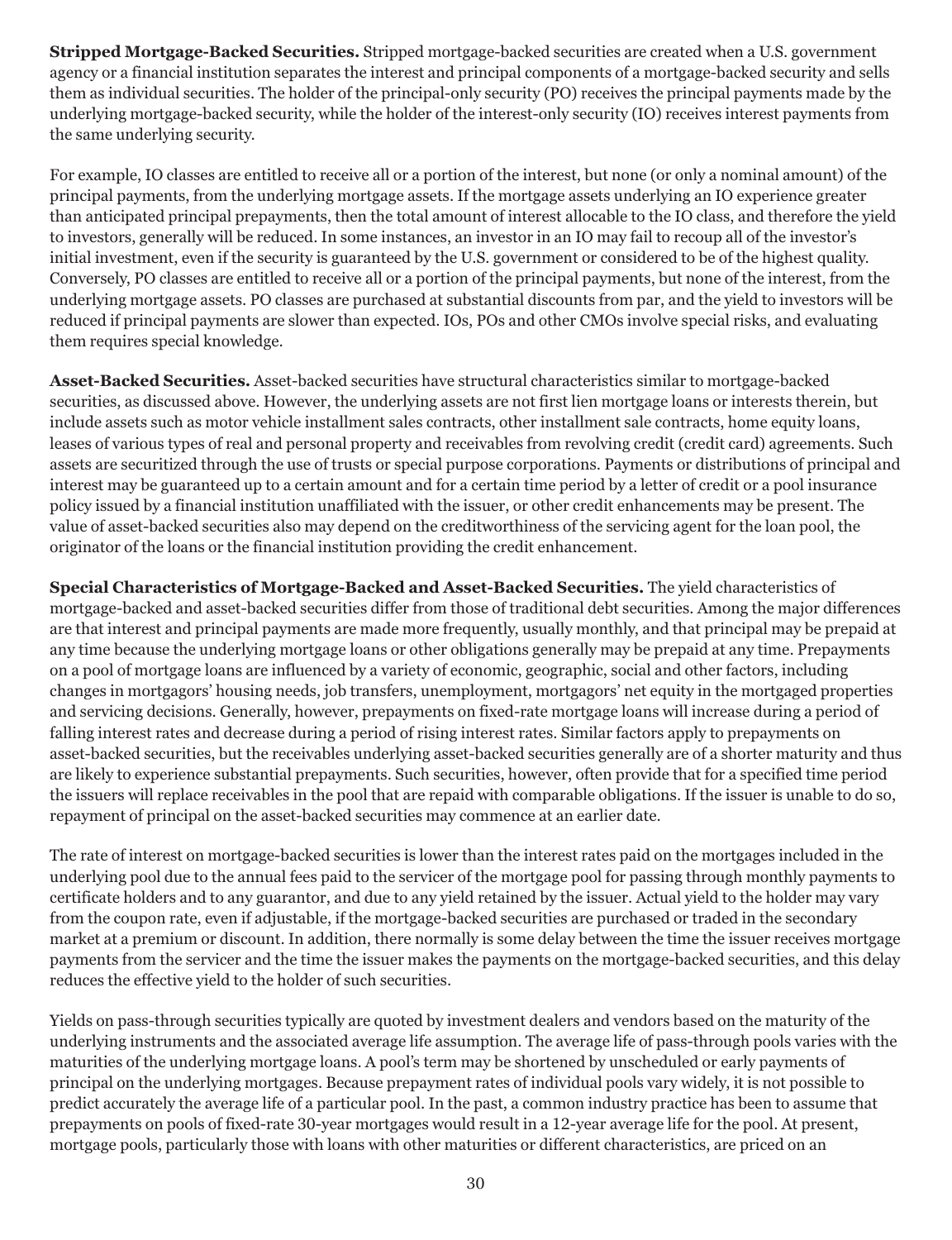**Stripped Mortgage-Backed Securities.** Stripped mortgage-backed securities are created when a U.S. government agency or a financial institution separates the interest and principal components of a mortgage-backed security and sells them as individual securities. The holder of the principal-only security (PO) receives the principal payments made by the underlying mortgage-backed security, while the holder of the interest-only security (IO) receives interest payments from the same underlying security.

For example, IO classes are entitled to receive all or a portion of the interest, but none (or only a nominal amount) of the principal payments, from the underlying mortgage assets. If the mortgage assets underlying an IO experience greater than anticipated principal prepayments, then the total amount of interest allocable to the IO class, and therefore the yield to investors, generally will be reduced. In some instances, an investor in an IO may fail to recoup all of the investor's initial investment, even if the security is guaranteed by the U.S. government or considered to be of the highest quality. Conversely, PO classes are entitled to receive all or a portion of the principal payments, but none of the interest, from the underlying mortgage assets. PO classes are purchased at substantial discounts from par, and the yield to investors will be reduced if principal payments are slower than expected. IOs, POs and other CMOs involve special risks, and evaluating them requires special knowledge.

**Asset-Backed Securities.** Asset-backed securities have structural characteristics similar to mortgage-backed securities, as discussed above. However, the underlying assets are not first lien mortgage loans or interests therein, but include assets such as motor vehicle installment sales contracts, other installment sale contracts, home equity loans, leases of various types of real and personal property and receivables from revolving credit (credit card) agreements. Such assets are securitized through the use of trusts or special purpose corporations. Payments or distributions of principal and interest may be guaranteed up to a certain amount and for a certain time period by a letter of credit or a pool insurance policy issued by a financial institution unaffiliated with the issuer, or other credit enhancements may be present. The value of asset-backed securities also may depend on the creditworthiness of the servicing agent for the loan pool, the originator of the loans or the financial institution providing the credit enhancement.

**Special Characteristics of Mortgage-Backed and Asset-Backed Securities.** The yield characteristics of mortgage-backed and asset-backed securities differ from those of traditional debt securities. Among the major differences are that interest and principal payments are made more frequently, usually monthly, and that principal may be prepaid at any time because the underlying mortgage loans or other obligations generally may be prepaid at any time. Prepayments on a pool of mortgage loans are influenced by a variety of economic, geographic, social and other factors, including changes in mortgagors' housing needs, job transfers, unemployment, mortgagors' net equity in the mortgaged properties and servicing decisions. Generally, however, prepayments on fixed-rate mortgage loans will increase during a period of falling interest rates and decrease during a period of rising interest rates. Similar factors apply to prepayments on asset-backed securities, but the receivables underlying asset-backed securities generally are of a shorter maturity and thus are likely to experience substantial prepayments. Such securities, however, often provide that for a specified time period the issuers will replace receivables in the pool that are repaid with comparable obligations. If the issuer is unable to do so, repayment of principal on the asset-backed securities may commence at an earlier date.

The rate of interest on mortgage-backed securities is lower than the interest rates paid on the mortgages included in the underlying pool due to the annual fees paid to the servicer of the mortgage pool for passing through monthly payments to certificate holders and to any guarantor, and due to any yield retained by the issuer. Actual yield to the holder may vary from the coupon rate, even if adjustable, if the mortgage-backed securities are purchased or traded in the secondary market at a premium or discount. In addition, there normally is some delay between the time the issuer receives mortgage payments from the servicer and the time the issuer makes the payments on the mortgage-backed securities, and this delay reduces the effective yield to the holder of such securities.

Yields on pass-through securities typically are quoted by investment dealers and vendors based on the maturity of the underlying instruments and the associated average life assumption. The average life of pass-through pools varies with the maturities of the underlying mortgage loans. A pool's term may be shortened by unscheduled or early payments of principal on the underlying mortgages. Because prepayment rates of individual pools vary widely, it is not possible to predict accurately the average life of a particular pool. In the past, a common industry practice has been to assume that prepayments on pools of fixed-rate 30-year mortgages would result in a 12-year average life for the pool. At present, mortgage pools, particularly those with loans with other maturities or different characteristics, are priced on an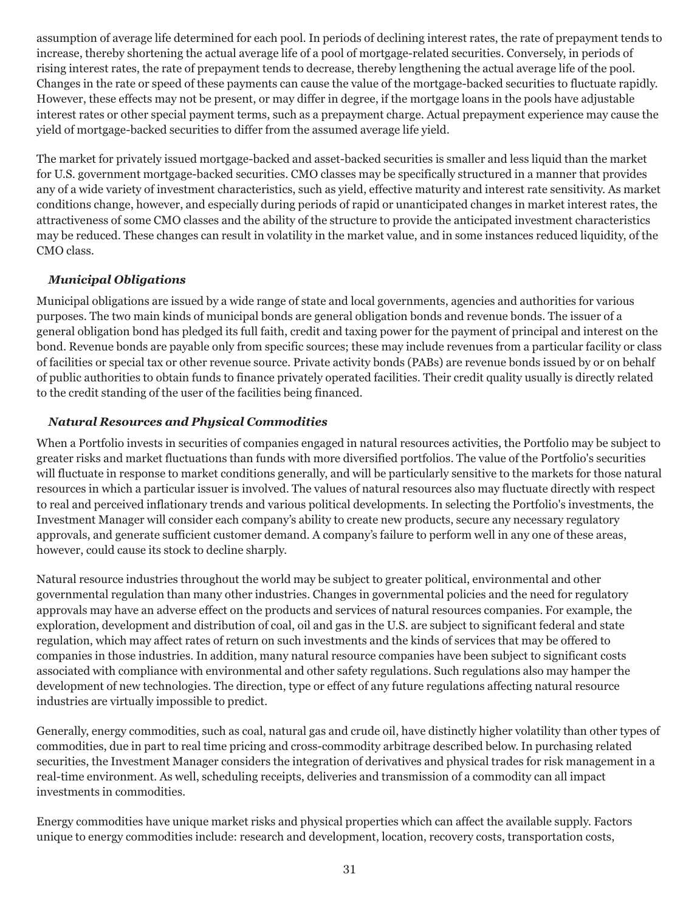assumption of average life determined for each pool. In periods of declining interest rates, the rate of prepayment tends to increase, thereby shortening the actual average life of a pool of mortgage-related securities. Conversely, in periods of rising interest rates, the rate of prepayment tends to decrease, thereby lengthening the actual average life of the pool. Changes in the rate or speed of these payments can cause the value of the mortgage-backed securities to fluctuate rapidly. However, these effects may not be present, or may differ in degree, if the mortgage loans in the pools have adjustable interest rates or other special payment terms, such as a prepayment charge. Actual prepayment experience may cause the yield of mortgage-backed securities to differ from the assumed average life yield.

The market for privately issued mortgage-backed and asset-backed securities is smaller and less liquid than the market for U.S. government mortgage-backed securities. CMO classes may be specifically structured in a manner that provides any of a wide variety of investment characteristics, such as yield, effective maturity and interest rate sensitivity. As market conditions change, however, and especially during periods of rapid or unanticipated changes in market interest rates, the attractiveness of some CMO classes and the ability of the structure to provide the anticipated investment characteristics may be reduced. These changes can result in volatility in the market value, and in some instances reduced liquidity, of the CMO class.

### *Municipal Obligations*

Municipal obligations are issued by a wide range of state and local governments, agencies and authorities for various purposes. The two main kinds of municipal bonds are general obligation bonds and revenue bonds. The issuer of a general obligation bond has pledged its full faith, credit and taxing power for the payment of principal and interest on the bond. Revenue bonds are payable only from specific sources; these may include revenues from a particular facility or class of facilities or special tax or other revenue source. Private activity bonds (PABs) are revenue bonds issued by or on behalf of public authorities to obtain funds to finance privately operated facilities. Their credit quality usually is directly related to the credit standing of the user of the facilities being financed.

### *Natural Resources and Physical Commodities*

When a Portfolio invests in securities of companies engaged in natural resources activities, the Portfolio may be subject to greater risks and market fluctuations than funds with more diversified portfolios. The value of the Portfolio's securities will fluctuate in response to market conditions generally, and will be particularly sensitive to the markets for those natural resources in which a particular issuer is involved. The values of natural resources also may fluctuate directly with respect to real and perceived inflationary trends and various political developments. In selecting the Portfolio's investments, the Investment Manager will consider each company's ability to create new products, secure any necessary regulatory approvals, and generate sufficient customer demand. A company's failure to perform well in any one of these areas, however, could cause its stock to decline sharply.

Natural resource industries throughout the world may be subject to greater political, environmental and other governmental regulation than many other industries. Changes in governmental policies and the need for regulatory approvals may have an adverse effect on the products and services of natural resources companies. For example, the exploration, development and distribution of coal, oil and gas in the U.S. are subject to significant federal and state regulation, which may affect rates of return on such investments and the kinds of services that may be offered to companies in those industries. In addition, many natural resource companies have been subject to significant costs associated with compliance with environmental and other safety regulations. Such regulations also may hamper the development of new technologies. The direction, type or effect of any future regulations affecting natural resource industries are virtually impossible to predict.

Generally, energy commodities, such as coal, natural gas and crude oil, have distinctly higher volatility than other types of commodities, due in part to real time pricing and cross-commodity arbitrage described below. In purchasing related securities, the Investment Manager considers the integration of derivatives and physical trades for risk management in a real-time environment. As well, scheduling receipts, deliveries and transmission of a commodity can all impact investments in commodities.

Energy commodities have unique market risks and physical properties which can affect the available supply. Factors unique to energy commodities include: research and development, location, recovery costs, transportation costs,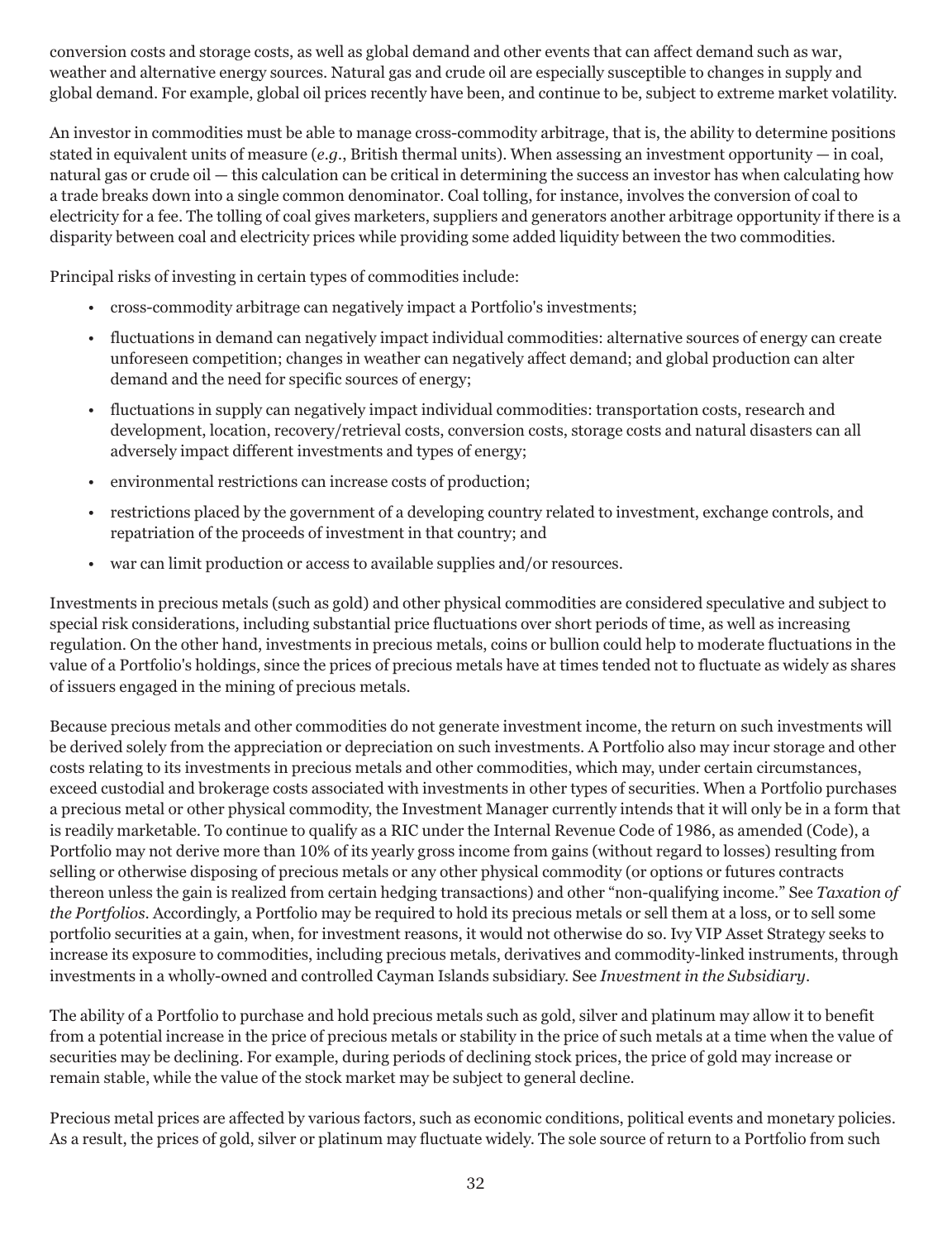conversion costs and storage costs, as well as global demand and other events that can affect demand such as war, weather and alternative energy sources. Natural gas and crude oil are especially susceptible to changes in supply and global demand. For example, global oil prices recently have been, and continue to be, subject to extreme market volatility.

An investor in commodities must be able to manage cross-commodity arbitrage, that is, the ability to determine positions stated in equivalent units of measure (*e.g.*, British thermal units). When assessing an investment opportunity — in coal, natural gas or crude oil — this calculation can be critical in determining the success an investor has when calculating how a trade breaks down into a single common denominator. Coal tolling, for instance, involves the conversion of coal to electricity for a fee. The tolling of coal gives marketers, suppliers and generators another arbitrage opportunity if there is a disparity between coal and electricity prices while providing some added liquidity between the two commodities.

Principal risks of investing in certain types of commodities include:

- cross-commodity arbitrage can negatively impact a Portfolio's investments;
- fluctuations in demand can negatively impact individual commodities: alternative sources of energy can create unforeseen competition; changes in weather can negatively affect demand; and global production can alter demand and the need for specific sources of energy;
- fluctuations in supply can negatively impact individual commodities: transportation costs, research and development, location, recovery/retrieval costs, conversion costs, storage costs and natural disasters can all adversely impact different investments and types of energy;
- environmental restrictions can increase costs of production;
- restrictions placed by the government of a developing country related to investment, exchange controls, and repatriation of the proceeds of investment in that country; and
- war can limit production or access to available supplies and/or resources.

Investments in precious metals (such as gold) and other physical commodities are considered speculative and subject to special risk considerations, including substantial price fluctuations over short periods of time, as well as increasing regulation. On the other hand, investments in precious metals, coins or bullion could help to moderate fluctuations in the value of a Portfolio's holdings, since the prices of precious metals have at times tended not to fluctuate as widely as shares of issuers engaged in the mining of precious metals.

Because precious metals and other commodities do not generate investment income, the return on such investments will be derived solely from the appreciation or depreciation on such investments. A Portfolio also may incur storage and other costs relating to its investments in precious metals and other commodities, which may, under certain circumstances, exceed custodial and brokerage costs associated with investments in other types of securities. When a Portfolio purchases a precious metal or other physical commodity, the Investment Manager currently intends that it will only be in a form that is readily marketable. To continue to qualify as a RIC under the Internal Revenue Code of 1986, as amended (Code), a Portfolio may not derive more than 10% of its yearly gross income from gains (without regard to losses) resulting from selling or otherwise disposing of precious metals or any other physical commodity (or options or futures contracts thereon unless the gain is realized from certain hedging transactions) and other "non-qualifying income." See *Taxation of the Portfolios*. Accordingly, a Portfolio may be required to hold its precious metals or sell them at a loss, or to sell some portfolio securities at a gain, when, for investment reasons, it would not otherwise do so. Ivy VIP Asset Strategy seeks to increase its exposure to commodities, including precious metals, derivatives and commodity-linked instruments, through investments in a wholly-owned and controlled Cayman Islands subsidiary. See *Investment in the Subsidiary*.

The ability of a Portfolio to purchase and hold precious metals such as gold, silver and platinum may allow it to benefit from a potential increase in the price of precious metals or stability in the price of such metals at a time when the value of securities may be declining. For example, during periods of declining stock prices, the price of gold may increase or remain stable, while the value of the stock market may be subject to general decline.

Precious metal prices are affected by various factors, such as economic conditions, political events and monetary policies. As a result, the prices of gold, silver or platinum may fluctuate widely. The sole source of return to a Portfolio from such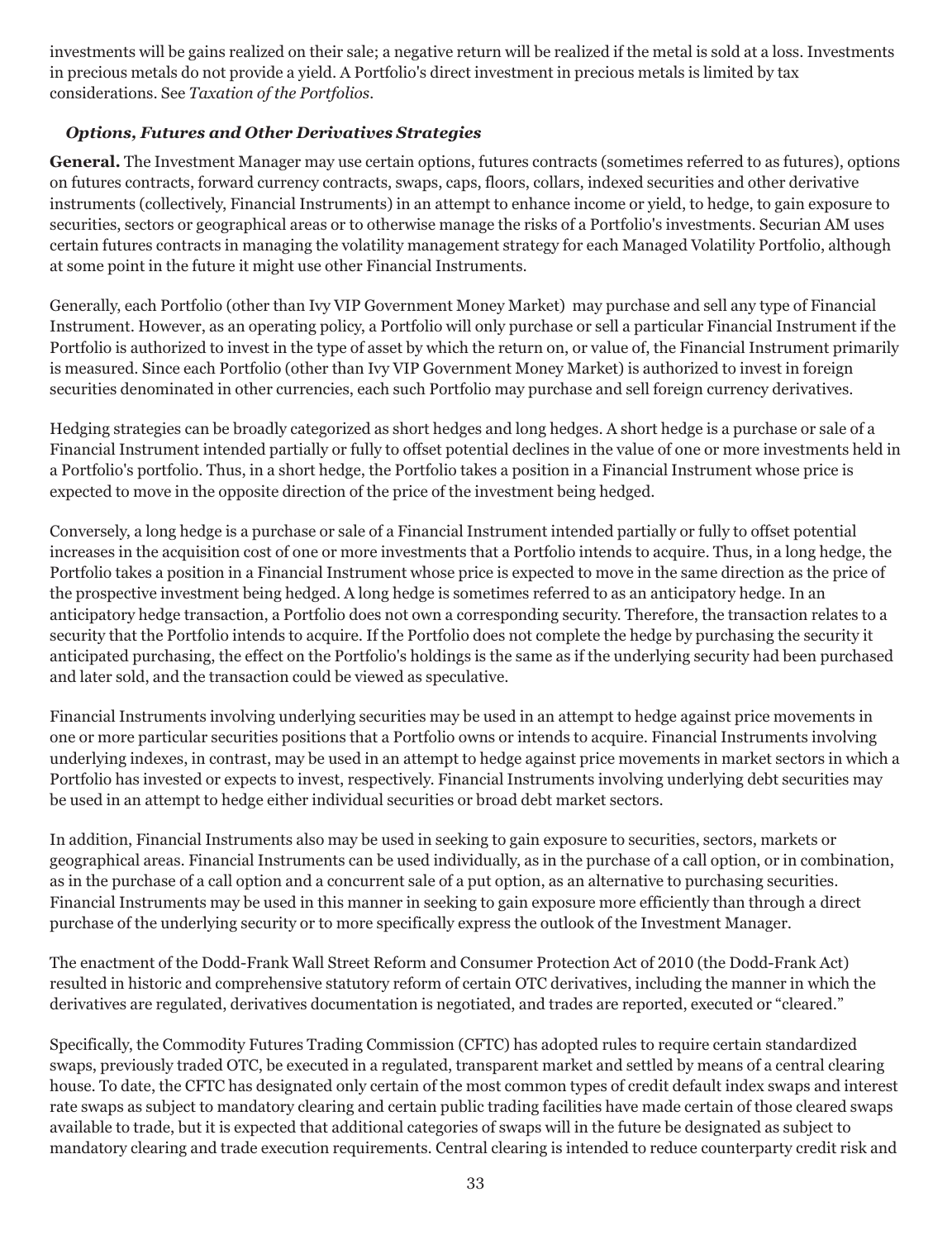investments will be gains realized on their sale; a negative return will be realized if the metal is sold at a loss. Investments in precious metals do not provide a yield. A Portfolio's direct investment in precious metals is limited by tax considerations. See *Taxation of the Portfolios*.

### *Options, Futures and Other Derivatives Strategies*

**General.** The Investment Manager may use certain options, futures contracts (sometimes referred to as futures), options on futures contracts, forward currency contracts, swaps, caps, floors, collars, indexed securities and other derivative instruments (collectively, Financial Instruments) in an attempt to enhance income or yield, to hedge, to gain exposure to securities, sectors or geographical areas or to otherwise manage the risks of a Portfolio's investments. Securian AM uses certain futures contracts in managing the volatility management strategy for each Managed Volatility Portfolio, although at some point in the future it might use other Financial Instruments.

Generally, each Portfolio (other than Ivy VIP Government Money Market) may purchase and sell any type of Financial Instrument. However, as an operating policy, a Portfolio will only purchase or sell a particular Financial Instrument if the Portfolio is authorized to invest in the type of asset by which the return on, or value of, the Financial Instrument primarily is measured. Since each Portfolio (other than Ivy VIP Government Money Market) is authorized to invest in foreign securities denominated in other currencies, each such Portfolio may purchase and sell foreign currency derivatives.

Hedging strategies can be broadly categorized as short hedges and long hedges. A short hedge is a purchase or sale of a Financial Instrument intended partially or fully to offset potential declines in the value of one or more investments held in a Portfolio's portfolio. Thus, in a short hedge, the Portfolio takes a position in a Financial Instrument whose price is expected to move in the opposite direction of the price of the investment being hedged.

Conversely, a long hedge is a purchase or sale of a Financial Instrument intended partially or fully to offset potential increases in the acquisition cost of one or more investments that a Portfolio intends to acquire. Thus, in a long hedge, the Portfolio takes a position in a Financial Instrument whose price is expected to move in the same direction as the price of the prospective investment being hedged. A long hedge is sometimes referred to as an anticipatory hedge. In an anticipatory hedge transaction, a Portfolio does not own a corresponding security. Therefore, the transaction relates to a security that the Portfolio intends to acquire. If the Portfolio does not complete the hedge by purchasing the security it anticipated purchasing, the effect on the Portfolio's holdings is the same as if the underlying security had been purchased and later sold, and the transaction could be viewed as speculative.

Financial Instruments involving underlying securities may be used in an attempt to hedge against price movements in one or more particular securities positions that a Portfolio owns or intends to acquire. Financial Instruments involving underlying indexes, in contrast, may be used in an attempt to hedge against price movements in market sectors in which a Portfolio has invested or expects to invest, respectively. Financial Instruments involving underlying debt securities may be used in an attempt to hedge either individual securities or broad debt market sectors.

In addition, Financial Instruments also may be used in seeking to gain exposure to securities, sectors, markets or geographical areas. Financial Instruments can be used individually, as in the purchase of a call option, or in combination, as in the purchase of a call option and a concurrent sale of a put option, as an alternative to purchasing securities. Financial Instruments may be used in this manner in seeking to gain exposure more efficiently than through a direct purchase of the underlying security or to more specifically express the outlook of the Investment Manager.

The enactment of the Dodd-Frank Wall Street Reform and Consumer Protection Act of 2010 (the Dodd-Frank Act) resulted in historic and comprehensive statutory reform of certain OTC derivatives, including the manner in which the derivatives are regulated, derivatives documentation is negotiated, and trades are reported, executed or "cleared."

Specifically, the Commodity Futures Trading Commission (CFTC) has adopted rules to require certain standardized swaps, previously traded OTC, be executed in a regulated, transparent market and settled by means of a central clearing house. To date, the CFTC has designated only certain of the most common types of credit default index swaps and interest rate swaps as subject to mandatory clearing and certain public trading facilities have made certain of those cleared swaps available to trade, but it is expected that additional categories of swaps will in the future be designated as subject to mandatory clearing and trade execution requirements. Central clearing is intended to reduce counterparty credit risk and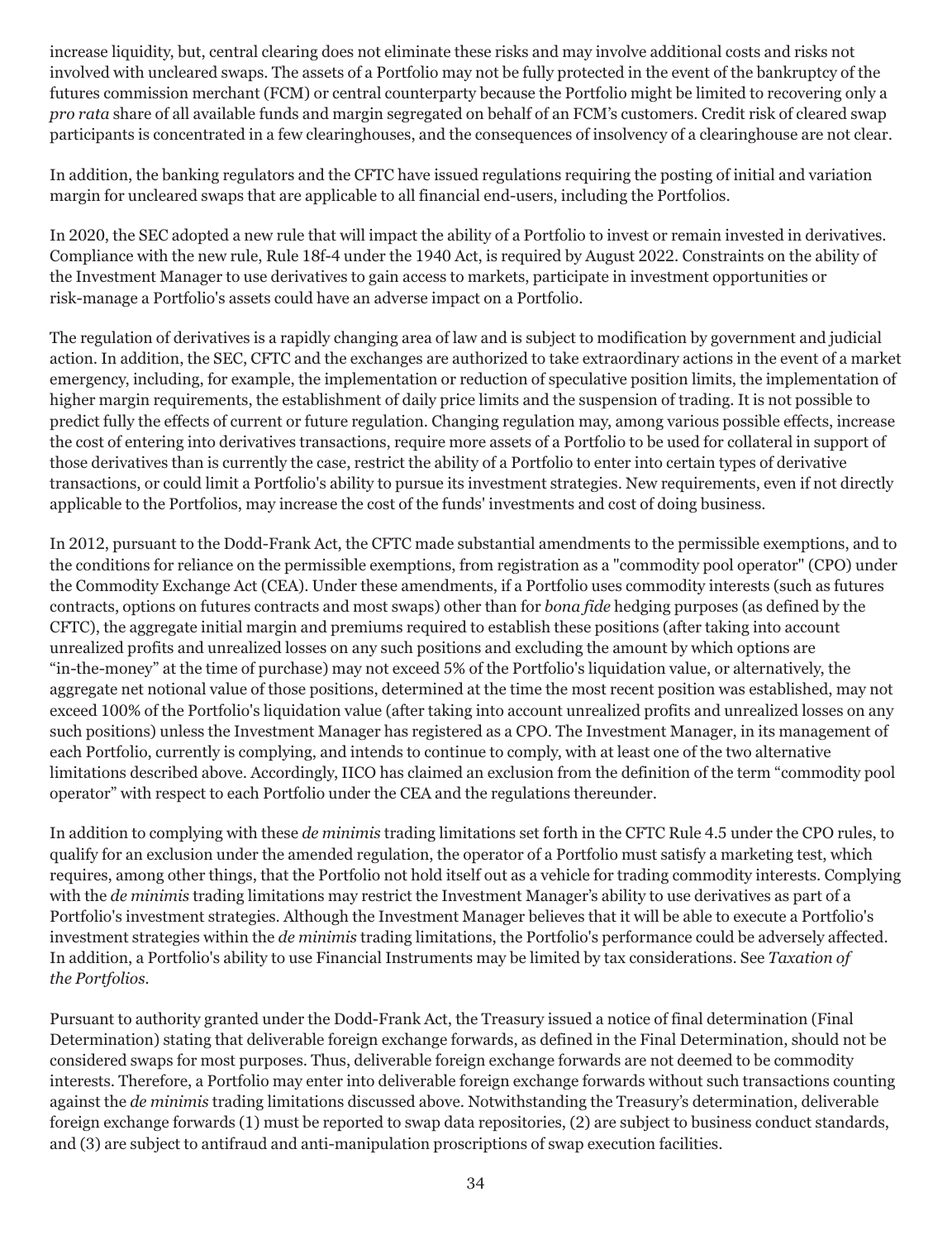increase liquidity, but, central clearing does not eliminate these risks and may involve additional costs and risks not involved with uncleared swaps. The assets of a Portfolio may not be fully protected in the event of the bankruptcy of the futures commission merchant (FCM) or central counterparty because the Portfolio might be limited to recovering only a *pro rata* share of all available funds and margin segregated on behalf of an FCM's customers. Credit risk of cleared swap participants is concentrated in a few clearinghouses, and the consequences of insolvency of a clearinghouse are not clear.

In addition, the banking regulators and the CFTC have issued regulations requiring the posting of initial and variation margin for uncleared swaps that are applicable to all financial end-users, including the Portfolios.

In 2020, the SEC adopted a new rule that will impact the ability of a Portfolio to invest or remain invested in derivatives. Compliance with the new rule, Rule 18f-4 under the 1940 Act, is required by August 2022. Constraints on the ability of the Investment Manager to use derivatives to gain access to markets, participate in investment opportunities or risk-manage a Portfolio's assets could have an adverse impact on a Portfolio.

The regulation of derivatives is a rapidly changing area of law and is subject to modification by government and judicial action. In addition, the SEC, CFTC and the exchanges are authorized to take extraordinary actions in the event of a market emergency, including, for example, the implementation or reduction of speculative position limits, the implementation of higher margin requirements, the establishment of daily price limits and the suspension of trading. It is not possible to predict fully the effects of current or future regulation. Changing regulation may, among various possible effects, increase the cost of entering into derivatives transactions, require more assets of a Portfolio to be used for collateral in support of those derivatives than is currently the case, restrict the ability of a Portfolio to enter into certain types of derivative transactions, or could limit a Portfolio's ability to pursue its investment strategies. New requirements, even if not directly applicable to the Portfolios, may increase the cost of the funds' investments and cost of doing business.

In 2012, pursuant to the Dodd-Frank Act, the CFTC made substantial amendments to the permissible exemptions, and to the conditions for reliance on the permissible exemptions, from registration as a "commodity pool operator" (CPO) under the Commodity Exchange Act (CEA). Under these amendments, if a Portfolio uses commodity interests (such as futures contracts, options on futures contracts and most swaps) other than for *bona fide* hedging purposes (as defined by the CFTC), the aggregate initial margin and premiums required to establish these positions (after taking into account unrealized profits and unrealized losses on any such positions and excluding the amount by which options are "in-the-money" at the time of purchase) may not exceed 5% of the Portfolio's liquidation value, or alternatively, the aggregate net notional value of those positions, determined at the time the most recent position was established, may not exceed 100% of the Portfolio's liquidation value (after taking into account unrealized profits and unrealized losses on any such positions) unless the Investment Manager has registered as a CPO. The Investment Manager, in its management of each Portfolio, currently is complying, and intends to continue to comply, with at least one of the two alternative limitations described above. Accordingly, IICO has claimed an exclusion from the definition of the term "commodity pool operator" with respect to each Portfolio under the CEA and the regulations thereunder.

In addition to complying with these *de minimis* trading limitations set forth in the CFTC Rule 4.5 under the CPO rules, to qualify for an exclusion under the amended regulation, the operator of a Portfolio must satisfy a marketing test, which requires, among other things, that the Portfolio not hold itself out as a vehicle for trading commodity interests. Complying with the *de minimis* trading limitations may restrict the Investment Manager's ability to use derivatives as part of a Portfolio's investment strategies. Although the Investment Manager believes that it will be able to execute a Portfolio's investment strategies within the *de minimis* trading limitations, the Portfolio's performance could be adversely affected. In addition, a Portfolio's ability to use Financial Instruments may be limited by tax considerations. See *Taxation of the Portfolios*.

Pursuant to authority granted under the Dodd-Frank Act, the Treasury issued a notice of final determination (Final Determination) stating that deliverable foreign exchange forwards, as defined in the Final Determination, should not be considered swaps for most purposes. Thus, deliverable foreign exchange forwards are not deemed to be commodity interests. Therefore, a Portfolio may enter into deliverable foreign exchange forwards without such transactions counting against the *de minimis* trading limitations discussed above. Notwithstanding the Treasury's determination, deliverable foreign exchange forwards (1) must be reported to swap data repositories, (2) are subject to business conduct standards, and (3) are subject to antifraud and anti-manipulation proscriptions of swap execution facilities.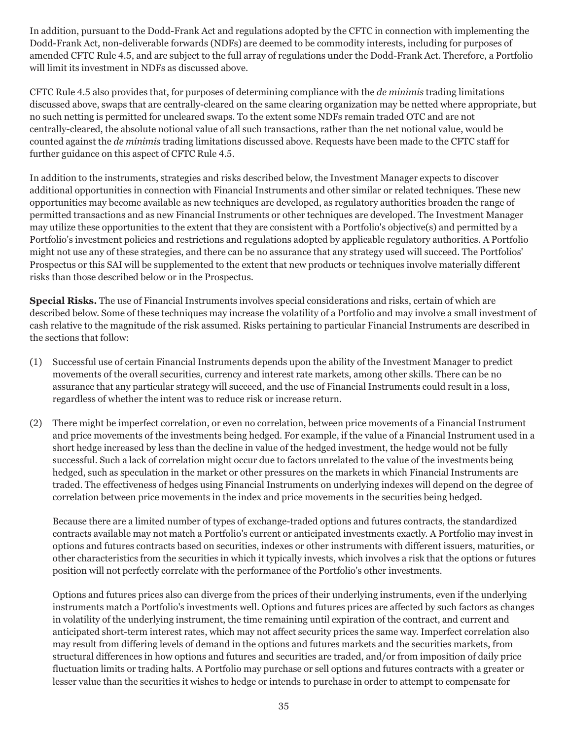In addition, pursuant to the Dodd-Frank Act and regulations adopted by the CFTC in connection with implementing the Dodd-Frank Act, non-deliverable forwards (NDFs) are deemed to be commodity interests, including for purposes of amended CFTC Rule 4.5, and are subject to the full array of regulations under the Dodd-Frank Act. Therefore, a Portfolio will limit its investment in NDFs as discussed above.

CFTC Rule 4.5 also provides that, for purposes of determining compliance with the *de minimis* trading limitations discussed above, swaps that are centrally-cleared on the same clearing organization may be netted where appropriate, but no such netting is permitted for uncleared swaps. To the extent some NDFs remain traded OTC and are not centrally-cleared, the absolute notional value of all such transactions, rather than the net notional value, would be counted against the *de minimis* trading limitations discussed above. Requests have been made to the CFTC staff for further guidance on this aspect of CFTC Rule 4.5.

In addition to the instruments, strategies and risks described below, the Investment Manager expects to discover additional opportunities in connection with Financial Instruments and other similar or related techniques. These new opportunities may become available as new techniques are developed, as regulatory authorities broaden the range of permitted transactions and as new Financial Instruments or other techniques are developed. The Investment Manager may utilize these opportunities to the extent that they are consistent with a Portfolio's objective(s) and permitted by a Portfolio's investment policies and restrictions and regulations adopted by applicable regulatory authorities. A Portfolio might not use any of these strategies, and there can be no assurance that any strategy used will succeed. The Portfolios' Prospectus or this SAI will be supplemented to the extent that new products or techniques involve materially different risks than those described below or in the Prospectus.

**Special Risks.** The use of Financial Instruments involves special considerations and risks, certain of which are described below. Some of these techniques may increase the volatility of a Portfolio and may involve a small investment of cash relative to the magnitude of the risk assumed. Risks pertaining to particular Financial Instruments are described in the sections that follow:

(1) Successful use of certain Financial Instruments depends upon the ability of the Investment Manager to predict movements of the overall securities, currency and interest rate markets, among other skills. There can be no assurance that any particular strategy will succeed, and the use of Financial Instruments could result in a loss, regardless of whether the intent was to reduce risk or increase return.

(2) There might be imperfect correlation, or even no correlation, between price movements of a Financial Instrument and price movements of the investments being hedged. For example, if the value of a Financial Instrument used in a short hedge increased by less than the decline in value of the hedged investment, the hedge would not be fully successful. Such a lack of correlation might occur due to factors unrelated to the value of the investments being hedged, such as speculation in the market or other pressures on the markets in which Financial Instruments are traded. The effectiveness of hedges using Financial Instruments on underlying indexes will depend on the degree of correlation between price movements in the index and price movements in the securities being hedged.

    Because there are a limited number of types of exchange-traded options and futures contracts, the standardized contracts available may not match a Portfolio's current or anticipated investments exactly. A Portfolio may invest in options and futures contracts based on securities, indexes or other instruments with different issuers, maturities, or other characteristics from the securities in which it typically invests, which involves a risk that the options or futures position will not perfectly correlate with the performance of the Portfolio's other investments.

    Options and futures prices also can diverge from the prices of their underlying instruments, even if the underlying instruments match a Portfolio's investments well. Options and futures prices are affected by such factors as changes in volatility of the underlying instrument, the time remaining until expiration of the contract, and current and anticipated short-term interest rates, which may not affect security prices the same way. Imperfect correlation also may result from differing levels of demand in the options and futures markets and the securities markets, from structural differences in how options and futures and securities are traded, and/or from imposition of daily price fluctuation limits or trading halts. A Portfolio may purchase or sell options and futures contracts with a greater or lesser value than the securities it wishes to hedge or intends to purchase in order to attempt to compensate for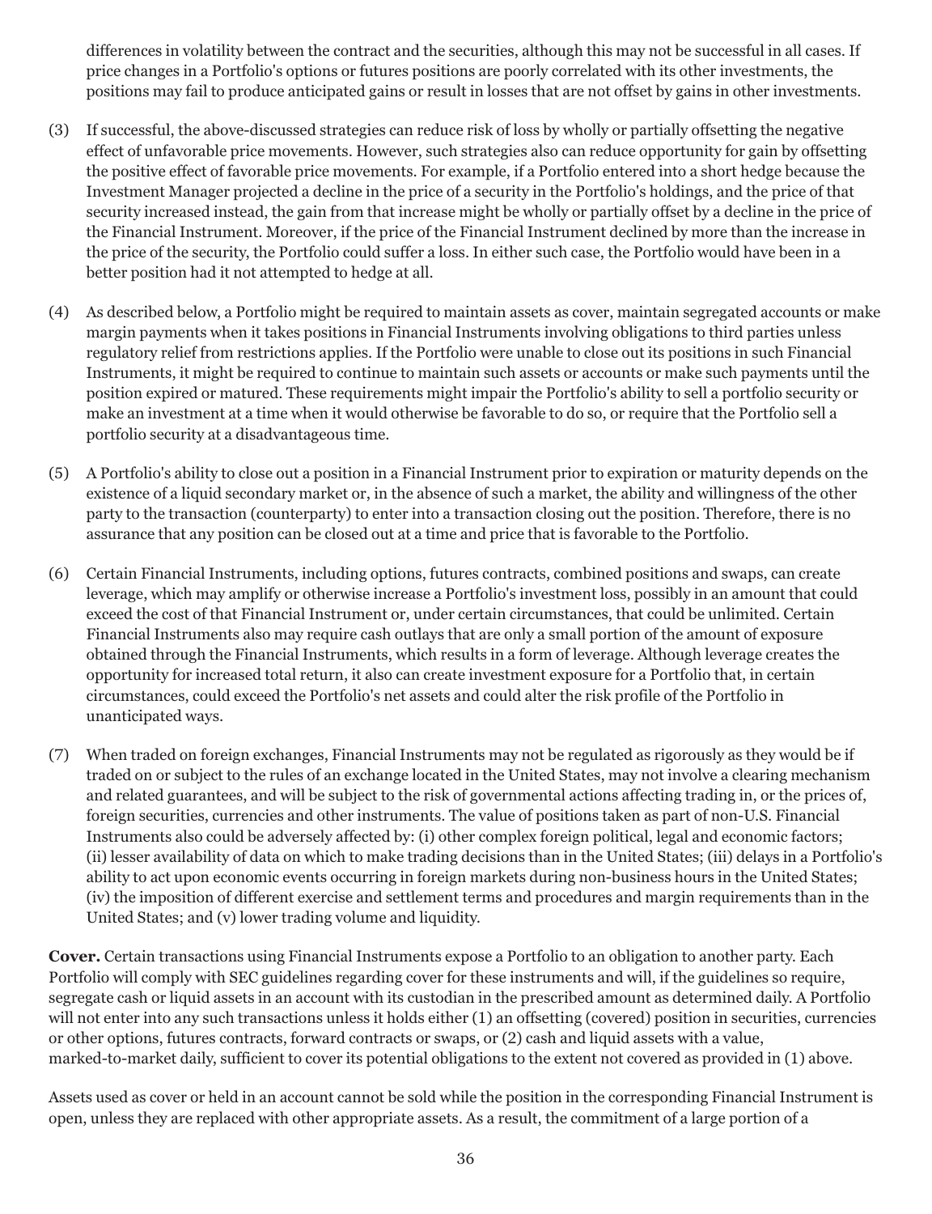differences in volatility between the contract and the securities, although this may not be successful in all cases. If price changes in a Portfolio's options or futures positions are poorly correlated with its other investments, the positions may fail to produce anticipated gains or result in losses that are not offset by gains in other investments.

(3) If successful, the above-discussed strategies can reduce risk of loss by wholly or partially offsetting the negative effect of unfavorable price movements. However, such strategies also can reduce opportunity for gain by offsetting the positive effect of favorable price movements. For example, if a Portfolio entered into a short hedge because the Investment Manager projected a decline in the price of a security in the Portfolio's holdings, and the price of that security increased instead, the gain from that increase might be wholly or partially offset by a decline in the price of the Financial Instrument. Moreover, if the price of the Financial Instrument declined by more than the increase in the price of the security, the Portfolio could suffer a loss. In either such case, the Portfolio would have been in a better position had it not attempted to hedge at all.

(4) As described below, a Portfolio might be required to maintain assets as cover, maintain segregated accounts or make margin payments when it takes positions in Financial Instruments involving obligations to third parties unless regulatory relief from restrictions applies. If the Portfolio were unable to close out its positions in such Financial Instruments, it might be required to continue to maintain such assets or accounts or make such payments until the position expired or matured. These requirements might impair the Portfolio's ability to sell a portfolio security or make an investment at a time when it would otherwise be favorable to do so, or require that the Portfolio sell a portfolio security at a disadvantageous time.

(5) A Portfolio's ability to close out a position in a Financial Instrument prior to expiration or maturity depends on the existence of a liquid secondary market or, in the absence of such a market, the ability and willingness of the other party to the transaction (counterparty) to enter into a transaction closing out the position. Therefore, there is no assurance that any position can be closed out at a time and price that is favorable to the Portfolio.

(6) Certain Financial Instruments, including options, futures contracts, combined positions and swaps, can create leverage, which may amplify or otherwise increase a Portfolio's investment loss, possibly in an amount that could exceed the cost of that Financial Instrument or, under certain circumstances, that could be unlimited. Certain Financial Instruments also may require cash outlays that are only a small portion of the amount of exposure obtained through the Financial Instruments, which results in a form of leverage. Although leverage creates the opportunity for increased total return, it also can create investment exposure for a Portfolio that, in certain circumstances, could exceed the Portfolio's net assets and could alter the risk profile of the Portfolio in unanticipated ways.

(7) When traded on foreign exchanges, Financial Instruments may not be regulated as rigorously as they would be if traded on or subject to the rules of an exchange located in the United States, may not involve a clearing mechanism and related guarantees, and will be subject to the risk of governmental actions affecting trading in, or the prices of, foreign securities, currencies and other instruments. The value of positions taken as part of non-U.S. Financial Instruments also could be adversely affected by: (i) other complex foreign political, legal and economic factors; (ii) lesser availability of data on which to make trading decisions than in the United States; (iii) delays in a Portfolio's ability to act upon economic events occurring in foreign markets during non-business hours in the United States; (iv) the imposition of different exercise and settlement terms and procedures and margin requirements than in the United States; and (v) lower trading volume and liquidity.

**Cover.** Certain transactions using Financial Instruments expose a Portfolio to an obligation to another party. Each Portfolio will comply with SEC guidelines regarding cover for these instruments and will, if the guidelines so require, segregate cash or liquid assets in an account with its custodian in the prescribed amount as determined daily. A Portfolio will not enter into any such transactions unless it holds either (1) an offsetting (covered) position in securities, currencies or other options, futures contracts, forward contracts or swaps, or (2) cash and liquid assets with a value, marked-to-market daily, sufficient to cover its potential obligations to the extent not covered as provided in (1) above.

Assets used as cover or held in an account cannot be sold while the position in the corresponding Financial Instrument is open, unless they are replaced with other appropriate assets. As a result, the commitment of a large portion of a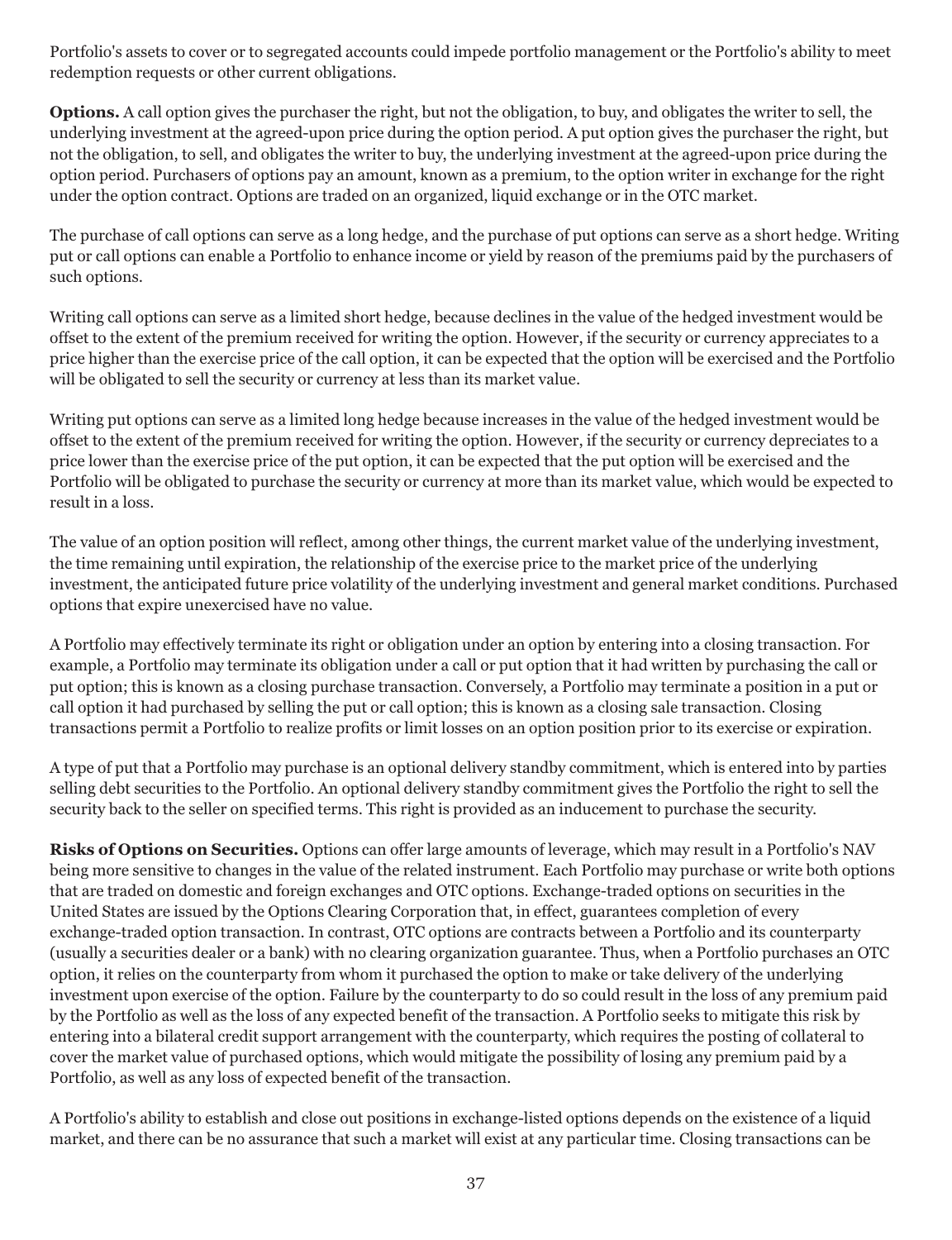Portfolio's assets to cover or to segregated accounts could impede portfolio management or the Portfolio's ability to meet redemption requests or other current obligations.

**Options.** A call option gives the purchaser the right, but not the obligation, to buy, and obligates the writer to sell, the underlying investment at the agreed-upon price during the option period. A put option gives the purchaser the right, but not the obligation, to sell, and obligates the writer to buy, the underlying investment at the agreed-upon price during the option period. Purchasers of options pay an amount, known as a premium, to the option writer in exchange for the right under the option contract. Options are traded on an organized, liquid exchange or in the OTC market.

The purchase of call options can serve as a long hedge, and the purchase of put options can serve as a short hedge. Writing put or call options can enable a Portfolio to enhance income or yield by reason of the premiums paid by the purchasers of such options.

Writing call options can serve as a limited short hedge, because declines in the value of the hedged investment would be offset to the extent of the premium received for writing the option. However, if the security or currency appreciates to a price higher than the exercise price of the call option, it can be expected that the option will be exercised and the Portfolio will be obligated to sell the security or currency at less than its market value.

Writing put options can serve as a limited long hedge because increases in the value of the hedged investment would be offset to the extent of the premium received for writing the option. However, if the security or currency depreciates to a price lower than the exercise price of the put option, it can be expected that the put option will be exercised and the Portfolio will be obligated to purchase the security or currency at more than its market value, which would be expected to result in a loss.

The value of an option position will reflect, among other things, the current market value of the underlying investment, the time remaining until expiration, the relationship of the exercise price to the market price of the underlying investment, the anticipated future price volatility of the underlying investment and general market conditions. Purchased options that expire unexercised have no value.

A Portfolio may effectively terminate its right or obligation under an option by entering into a closing transaction. For example, a Portfolio may terminate its obligation under a call or put option that it had written by purchasing the call or put option; this is known as a closing purchase transaction. Conversely, a Portfolio may terminate a position in a put or call option it had purchased by selling the put or call option; this is known as a closing sale transaction. Closing transactions permit a Portfolio to realize profits or limit losses on an option position prior to its exercise or expiration.

A type of put that a Portfolio may purchase is an optional delivery standby commitment, which is entered into by parties selling debt securities to the Portfolio. An optional delivery standby commitment gives the Portfolio the right to sell the security back to the seller on specified terms. This right is provided as an inducement to purchase the security.

**Risks of Options on Securities.** Options can offer large amounts of leverage, which may result in a Portfolio's NAV being more sensitive to changes in the value of the related instrument. Each Portfolio may purchase or write both options that are traded on domestic and foreign exchanges and OTC options. Exchange-traded options on securities in the United States are issued by the Options Clearing Corporation that, in effect, guarantees completion of every exchange-traded option transaction. In contrast, OTC options are contracts between a Portfolio and its counterparty (usually a securities dealer or a bank) with no clearing organization guarantee. Thus, when a Portfolio purchases an OTC option, it relies on the counterparty from whom it purchased the option to make or take delivery of the underlying investment upon exercise of the option. Failure by the counterparty to do so could result in the loss of any premium paid by the Portfolio as well as the loss of any expected benefit of the transaction. A Portfolio seeks to mitigate this risk by entering into a bilateral credit support arrangement with the counterparty, which requires the posting of collateral to cover the market value of purchased options, which would mitigate the possibility of losing any premium paid by a Portfolio, as well as any loss of expected benefit of the transaction.

A Portfolio's ability to establish and close out positions in exchange-listed options depends on the existence of a liquid market, and there can be no assurance that such a market will exist at any particular time. Closing transactions can be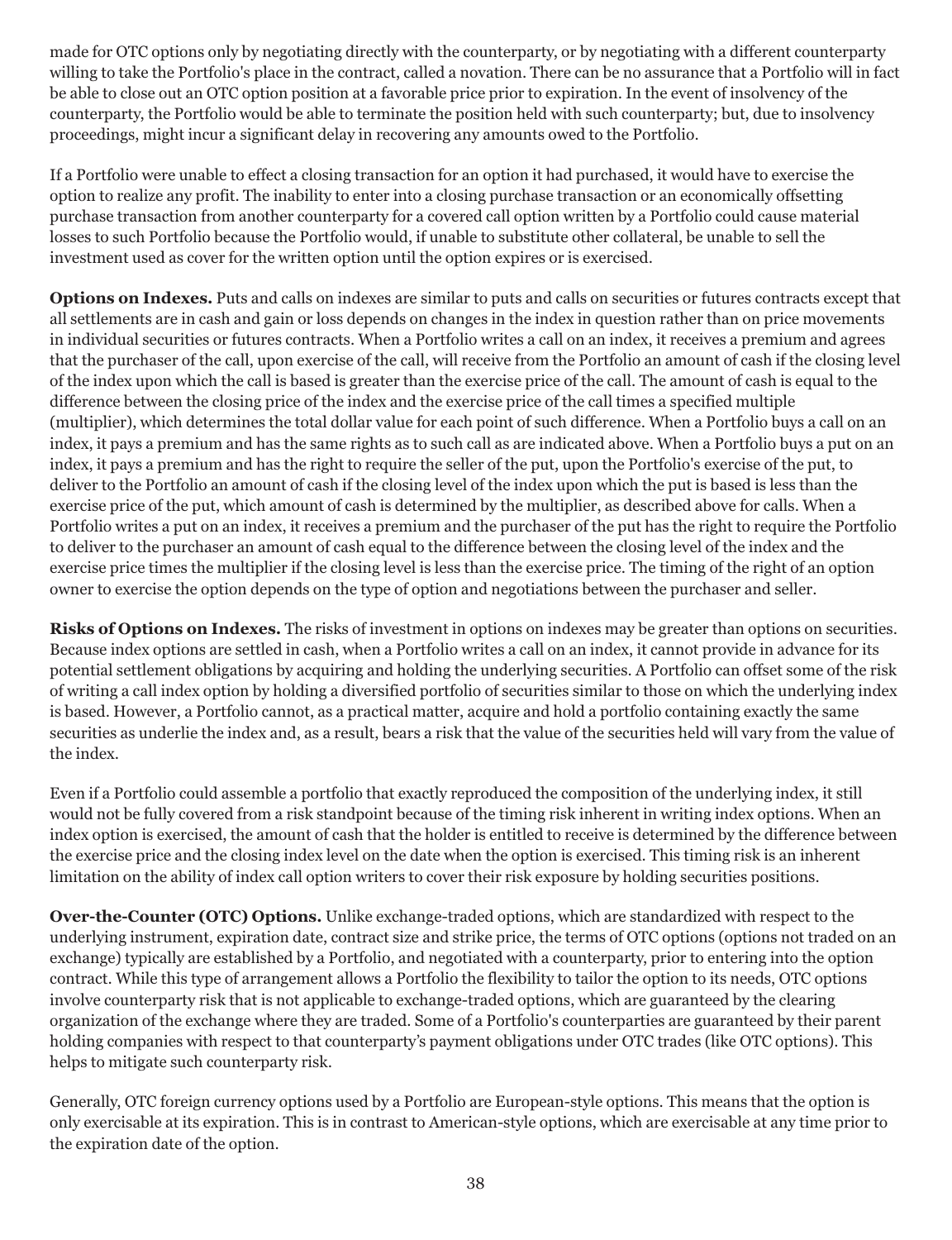made for OTC options only by negotiating directly with the counterparty, or by negotiating with a different counterparty willing to take the Portfolio's place in the contract, called a novation. There can be no assurance that a Portfolio will in fact be able to close out an OTC option position at a favorable price prior to expiration. In the event of insolvency of the counterparty, the Portfolio would be able to terminate the position held with such counterparty; but, due to insolvency proceedings, might incur a significant delay in recovering any amounts owed to the Portfolio.

If a Portfolio were unable to effect a closing transaction for an option it had purchased, it would have to exercise the option to realize any profit. The inability to enter into a closing purchase transaction or an economically offsetting purchase transaction from another counterparty for a covered call option written by a Portfolio could cause material losses to such Portfolio because the Portfolio would, if unable to substitute other collateral, be unable to sell the investment used as cover for the written option until the option expires or is exercised.

**Options on Indexes.** Puts and calls on indexes are similar to puts and calls on securities or futures contracts except that all settlements are in cash and gain or loss depends on changes in the index in question rather than on price movements in individual securities or futures contracts. When a Portfolio writes a call on an index, it receives a premium and agrees that the purchaser of the call, upon exercise of the call, will receive from the Portfolio an amount of cash if the closing level of the index upon which the call is based is greater than the exercise price of the call. The amount of cash is equal to the difference between the closing price of the index and the exercise price of the call times a specified multiple (multiplier), which determines the total dollar value for each point of such difference. When a Portfolio buys a call on an index, it pays a premium and has the same rights as to such call as are indicated above. When a Portfolio buys a put on an index, it pays a premium and has the right to require the seller of the put, upon the Portfolio's exercise of the put, to deliver to the Portfolio an amount of cash if the closing level of the index upon which the put is based is less than the exercise price of the put, which amount of cash is determined by the multiplier, as described above for calls. When a Portfolio writes a put on an index, it receives a premium and the purchaser of the put has the right to require the Portfolio to deliver to the purchaser an amount of cash equal to the difference between the closing level of the index and the exercise price times the multiplier if the closing level is less than the exercise price. The timing of the right of an option owner to exercise the option depends on the type of option and negotiations between the purchaser and seller.

**Risks of Options on Indexes.** The risks of investment in options on indexes may be greater than options on securities. Because index options are settled in cash, when a Portfolio writes a call on an index, it cannot provide in advance for its potential settlement obligations by acquiring and holding the underlying securities. A Portfolio can offset some of the risk of writing a call index option by holding a diversified portfolio of securities similar to those on which the underlying index is based. However, a Portfolio cannot, as a practical matter, acquire and hold a portfolio containing exactly the same securities as underlie the index and, as a result, bears a risk that the value of the securities held will vary from the value of the index.

Even if a Portfolio could assemble a portfolio that exactly reproduced the composition of the underlying index, it still would not be fully covered from a risk standpoint because of the timing risk inherent in writing index options. When an index option is exercised, the amount of cash that the holder is entitled to receive is determined by the difference between the exercise price and the closing index level on the date when the option is exercised. This timing risk is an inherent limitation on the ability of index call option writers to cover their risk exposure by holding securities positions.

**Over-the-Counter (OTC) Options.** Unlike exchange-traded options, which are standardized with respect to the underlying instrument, expiration date, contract size and strike price, the terms of OTC options (options not traded on an exchange) typically are established by a Portfolio, and negotiated with a counterparty, prior to entering into the option contract. While this type of arrangement allows a Portfolio the flexibility to tailor the option to its needs, OTC options involve counterparty risk that is not applicable to exchange-traded options, which are guaranteed by the clearing organization of the exchange where they are traded. Some of a Portfolio's counterparties are guaranteed by their parent holding companies with respect to that counterparty's payment obligations under OTC trades (like OTC options). This helps to mitigate such counterparty risk.

Generally, OTC foreign currency options used by a Portfolio are European-style options. This means that the option is only exercisable at its expiration. This is in contrast to American-style options, which are exercisable at any time prior to the expiration date of the option.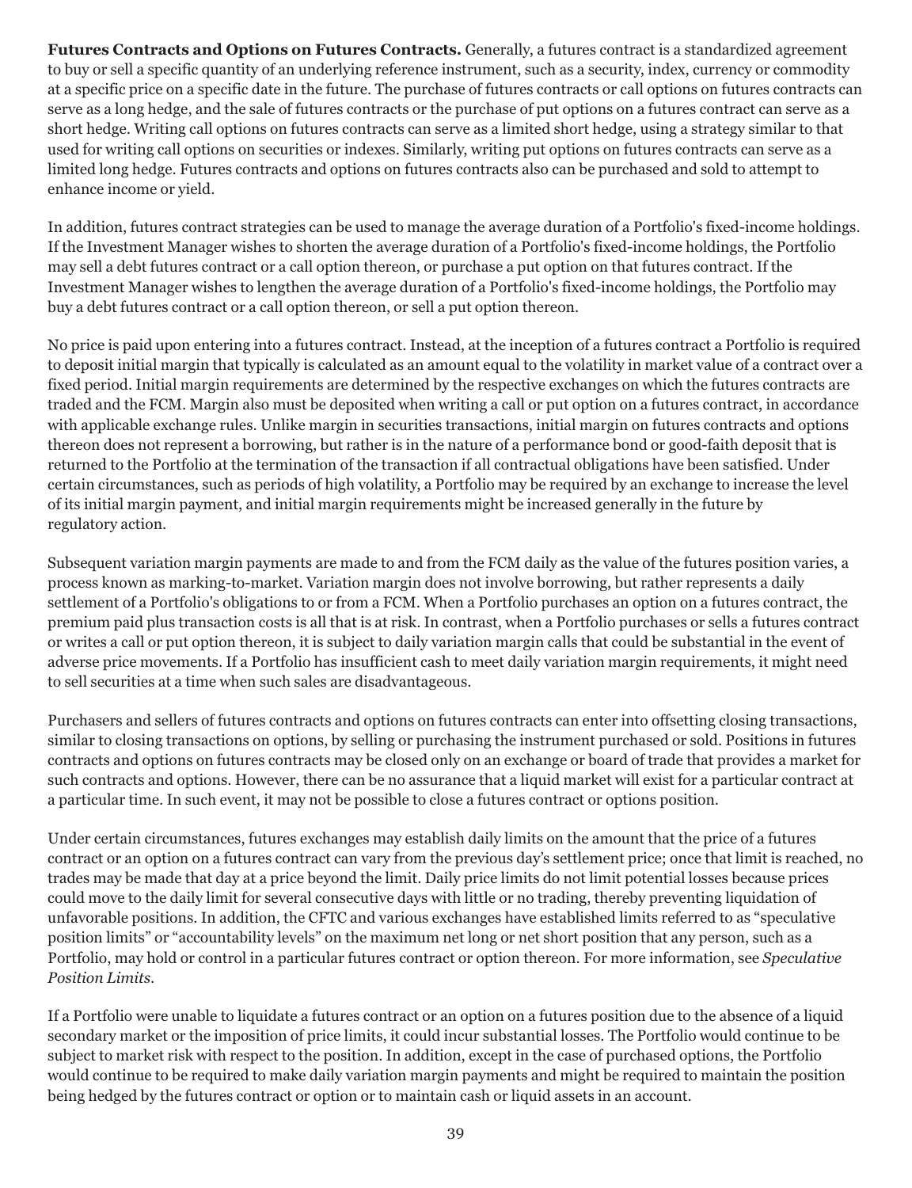**Futures Contracts and Options on Futures Contracts.** Generally, a futures contract is a standardized agreement to buy or sell a specific quantity of an underlying reference instrument, such as a security, index, currency or commodity at a specific price on a specific date in the future. The purchase of futures contracts or call options on futures contracts can serve as a long hedge, and the sale of futures contracts or the purchase of put options on a futures contract can serve as a short hedge. Writing call options on futures contracts can serve as a limited short hedge, using a strategy similar to that used for writing call options on securities or indexes. Similarly, writing put options on futures contracts can serve as a limited long hedge. Futures contracts and options on futures contracts also can be purchased and sold to attempt to enhance income or yield.

In addition, futures contract strategies can be used to manage the average duration of a Portfolio's fixed-income holdings. If the Investment Manager wishes to shorten the average duration of a Portfolio's fixed-income holdings, the Portfolio may sell a debt futures contract or a call option thereon, or purchase a put option on that futures contract. If the Investment Manager wishes to lengthen the average duration of a Portfolio's fixed-income holdings, the Portfolio may buy a debt futures contract or a call option thereon, or sell a put option thereon.

No price is paid upon entering into a futures contract. Instead, at the inception of a futures contract a Portfolio is required to deposit initial margin that typically is calculated as an amount equal to the volatility in market value of a contract over a fixed period. Initial margin requirements are determined by the respective exchanges on which the futures contracts are traded and the FCM. Margin also must be deposited when writing a call or put option on a futures contract, in accordance with applicable exchange rules. Unlike margin in securities transactions, initial margin on futures contracts and options thereon does not represent a borrowing, but rather is in the nature of a performance bond or good-faith deposit that is returned to the Portfolio at the termination of the transaction if all contractual obligations have been satisfied. Under certain circumstances, such as periods of high volatility, a Portfolio may be required by an exchange to increase the level of its initial margin payment, and initial margin requirements might be increased generally in the future by regulatory action.

Subsequent variation margin payments are made to and from the FCM daily as the value of the futures position varies, a process known as marking-to-market. Variation margin does not involve borrowing, but rather represents a daily settlement of a Portfolio's obligations to or from a FCM. When a Portfolio purchases an option on a futures contract, the premium paid plus transaction costs is all that is at risk. In contrast, when a Portfolio purchases or sells a futures contract or writes a call or put option thereon, it is subject to daily variation margin calls that could be substantial in the event of adverse price movements. If a Portfolio has insufficient cash to meet daily variation margin requirements, it might need to sell securities at a time when such sales are disadvantageous.

Purchasers and sellers of futures contracts and options on futures contracts can enter into offsetting closing transactions, similar to closing transactions on options, by selling or purchasing the instrument purchased or sold. Positions in futures contracts and options on futures contracts may be closed only on an exchange or board of trade that provides a market for such contracts and options. However, there can be no assurance that a liquid market will exist for a particular contract at a particular time. In such event, it may not be possible to close a futures contract or options position.

Under certain circumstances, futures exchanges may establish daily limits on the amount that the price of a futures contract or an option on a futures contract can vary from the previous day's settlement price; once that limit is reached, no trades may be made that day at a price beyond the limit. Daily price limits do not limit potential losses because prices could move to the daily limit for several consecutive days with little or no trading, thereby preventing liquidation of unfavorable positions. In addition, the CFTC and various exchanges have established limits referred to as "speculative position limits" or "accountability levels" on the maximum net long or net short position that any person, such as a Portfolio, may hold or control in a particular futures contract or option thereon. For more information, see *Speculative Position Limits*.

If a Portfolio were unable to liquidate a futures contract or an option on a futures position due to the absence of a liquid secondary market or the imposition of price limits, it could incur substantial losses. The Portfolio would continue to be subject to market risk with respect to the position. In addition, except in the case of purchased options, the Portfolio would continue to be required to make daily variation margin payments and might be required to maintain the position being hedged by the futures contract or option or to maintain cash or liquid assets in an account.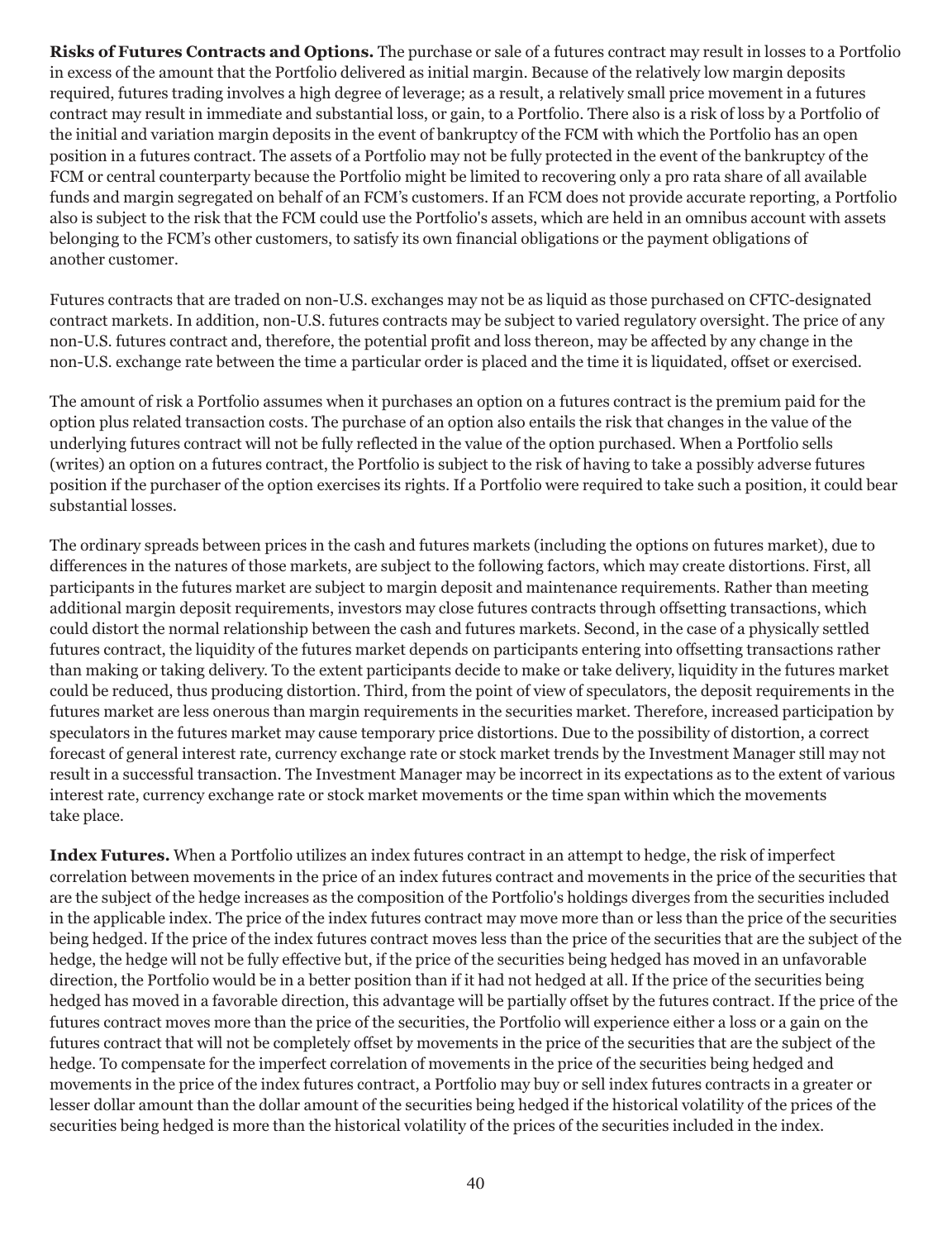**Risks of Futures Contracts and Options.** The purchase or sale of a futures contract may result in losses to a Portfolio in excess of the amount that the Portfolio delivered as initial margin. Because of the relatively low margin deposits required, futures trading involves a high degree of leverage; as a result, a relatively small price movement in a futures contract may result in immediate and substantial loss, or gain, to a Portfolio. There also is a risk of loss by a Portfolio of the initial and variation margin deposits in the event of bankruptcy of the FCM with which the Portfolio has an open position in a futures contract. The assets of a Portfolio may not be fully protected in the event of the bankruptcy of the FCM or central counterparty because the Portfolio might be limited to recovering only a pro rata share of all available funds and margin segregated on behalf of an FCM's customers. If an FCM does not provide accurate reporting, a Portfolio also is subject to the risk that the FCM could use the Portfolio's assets, which are held in an omnibus account with assets belonging to the FCM's other customers, to satisfy its own financial obligations or the payment obligations of another customer.

Futures contracts that are traded on non-U.S. exchanges may not be as liquid as those purchased on CFTC-designated contract markets. In addition, non-U.S. futures contracts may be subject to varied regulatory oversight. The price of any non-U.S. futures contract and, therefore, the potential profit and loss thereon, may be affected by any change in the non-U.S. exchange rate between the time a particular order is placed and the time it is liquidated, offset or exercised.

The amount of risk a Portfolio assumes when it purchases an option on a futures contract is the premium paid for the option plus related transaction costs. The purchase of an option also entails the risk that changes in the value of the underlying futures contract will not be fully reflected in the value of the option purchased. When a Portfolio sells (writes) an option on a futures contract, the Portfolio is subject to the risk of having to take a possibly adverse futures position if the purchaser of the option exercises its rights. If a Portfolio were required to take such a position, it could bear substantial losses.

The ordinary spreads between prices in the cash and futures markets (including the options on futures market), due to differences in the natures of those markets, are subject to the following factors, which may create distortions. First, all participants in the futures market are subject to margin deposit and maintenance requirements. Rather than meeting additional margin deposit requirements, investors may close futures contracts through offsetting transactions, which could distort the normal relationship between the cash and futures markets. Second, in the case of a physically settled futures contract, the liquidity of the futures market depends on participants entering into offsetting transactions rather than making or taking delivery. To the extent participants decide to make or take delivery, liquidity in the futures market could be reduced, thus producing distortion. Third, from the point of view of speculators, the deposit requirements in the futures market are less onerous than margin requirements in the securities market. Therefore, increased participation by speculators in the futures market may cause temporary price distortions. Due to the possibility of distortion, a correct forecast of general interest rate, currency exchange rate or stock market trends by the Investment Manager still may not result in a successful transaction. The Investment Manager may be incorrect in its expectations as to the extent of various interest rate, currency exchange rate or stock market movements or the time span within which the movements take place.

**Index Futures.** When a Portfolio utilizes an index futures contract in an attempt to hedge, the risk of imperfect correlation between movements in the price of an index futures contract and movements in the price of the securities that are the subject of the hedge increases as the composition of the Portfolio's holdings diverges from the securities included in the applicable index. The price of the index futures contract may move more than or less than the price of the securities being hedged. If the price of the index futures contract moves less than the price of the securities that are the subject of the hedge, the hedge will not be fully effective but, if the price of the securities being hedged has moved in an unfavorable direction, the Portfolio would be in a better position than if it had not hedged at all. If the price of the securities being hedged has moved in a favorable direction, this advantage will be partially offset by the futures contract. If the price of the futures contract moves more than the price of the securities, the Portfolio will experience either a loss or a gain on the futures contract that will not be completely offset by movements in the price of the securities that are the subject of the hedge. To compensate for the imperfect correlation of movements in the price of the securities being hedged and movements in the price of the index futures contract, a Portfolio may buy or sell index futures contracts in a greater or lesser dollar amount than the dollar amount of the securities being hedged if the historical volatility of the prices of the securities being hedged is more than the historical volatility of the prices of the securities included in the index.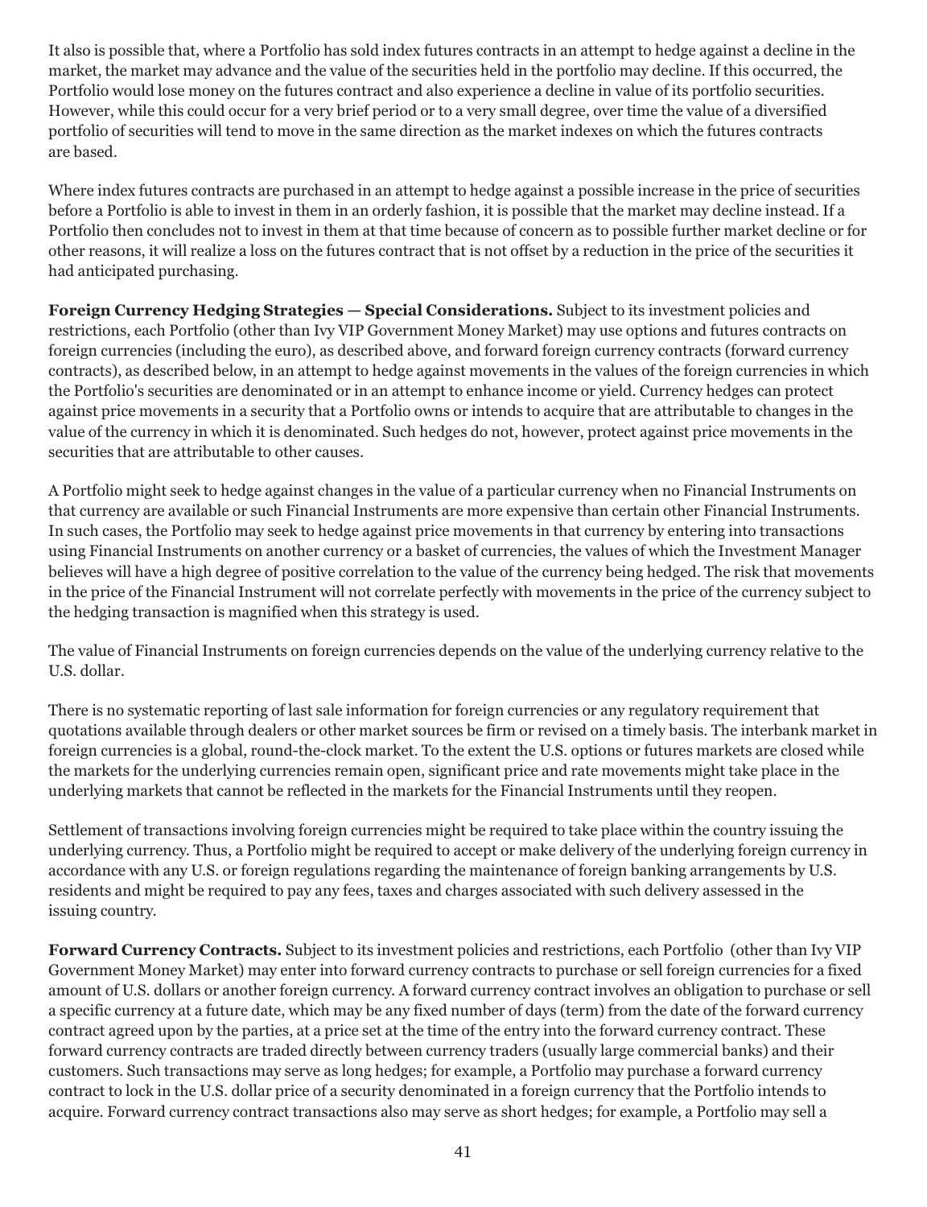It also is possible that, where a Portfolio has sold index futures contracts in an attempt to hedge against a decline in the market, the market may advance and the value of the securities held in the portfolio may decline. If this occurred, the Portfolio would lose money on the futures contract and also experience a decline in value of its portfolio securities. However, while this could occur for a very brief period or to a very small degree, over time the value of a diversified portfolio of securities will tend to move in the same direction as the market indexes on which the futures contracts are based.

Where index futures contracts are purchased in an attempt to hedge against a possible increase in the price of securities before a Portfolio is able to invest in them in an orderly fashion, it is possible that the market may decline instead. If a Portfolio then concludes not to invest in them at that time because of concern as to possible further market decline or for other reasons, it will realize a loss on the futures contract that is not offset by a reduction in the price of the securities it had anticipated purchasing.

**Foreign Currency Hedging Strategies — Special Considerations.** Subject to its investment policies and restrictions, each Portfolio (other than Ivy VIP Government Money Market) may use options and futures contracts on foreign currencies (including the euro), as described above, and forward foreign currency contracts (forward currency contracts), as described below, in an attempt to hedge against movements in the values of the foreign currencies in which the Portfolio's securities are denominated or in an attempt to enhance income or yield. Currency hedges can protect against price movements in a security that a Portfolio owns or intends to acquire that are attributable to changes in the value of the currency in which it is denominated. Such hedges do not, however, protect against price movements in the securities that are attributable to other causes.

A Portfolio might seek to hedge against changes in the value of a particular currency when no Financial Instruments on that currency are available or such Financial Instruments are more expensive than certain other Financial Instruments. In such cases, the Portfolio may seek to hedge against price movements in that currency by entering into transactions using Financial Instruments on another currency or a basket of currencies, the values of which the Investment Manager believes will have a high degree of positive correlation to the value of the currency being hedged. The risk that movements in the price of the Financial Instrument will not correlate perfectly with movements in the price of the currency subject to the hedging transaction is magnified when this strategy is used.

The value of Financial Instruments on foreign currencies depends on the value of the underlying currency relative to the U.S. dollar.

There is no systematic reporting of last sale information for foreign currencies or any regulatory requirement that quotations available through dealers or other market sources be firm or revised on a timely basis. The interbank market in foreign currencies is a global, round-the-clock market. To the extent the U.S. options or futures markets are closed while the markets for the underlying currencies remain open, significant price and rate movements might take place in the underlying markets that cannot be reflected in the markets for the Financial Instruments until they reopen.

Settlement of transactions involving foreign currencies might be required to take place within the country issuing the underlying currency. Thus, a Portfolio might be required to accept or make delivery of the underlying foreign currency in accordance with any U.S. or foreign regulations regarding the maintenance of foreign banking arrangements by U.S. residents and might be required to pay any fees, taxes and charges associated with such delivery assessed in the issuing country.

**Forward Currency Contracts.** Subject to its investment policies and restrictions, each Portfolio (other than Ivy VIP Government Money Market) may enter into forward currency contracts to purchase or sell foreign currencies for a fixed amount of U.S. dollars or another foreign currency. A forward currency contract involves an obligation to purchase or sell a specific currency at a future date, which may be any fixed number of days (term) from the date of the forward currency contract agreed upon by the parties, at a price set at the time of the entry into the forward currency contract. These forward currency contracts are traded directly between currency traders (usually large commercial banks) and their customers. Such transactions may serve as long hedges; for example, a Portfolio may purchase a forward currency contract to lock in the U.S. dollar price of a security denominated in a foreign currency that the Portfolio intends to acquire. Forward currency contract transactions also may serve as short hedges; for example, a Portfolio may sell a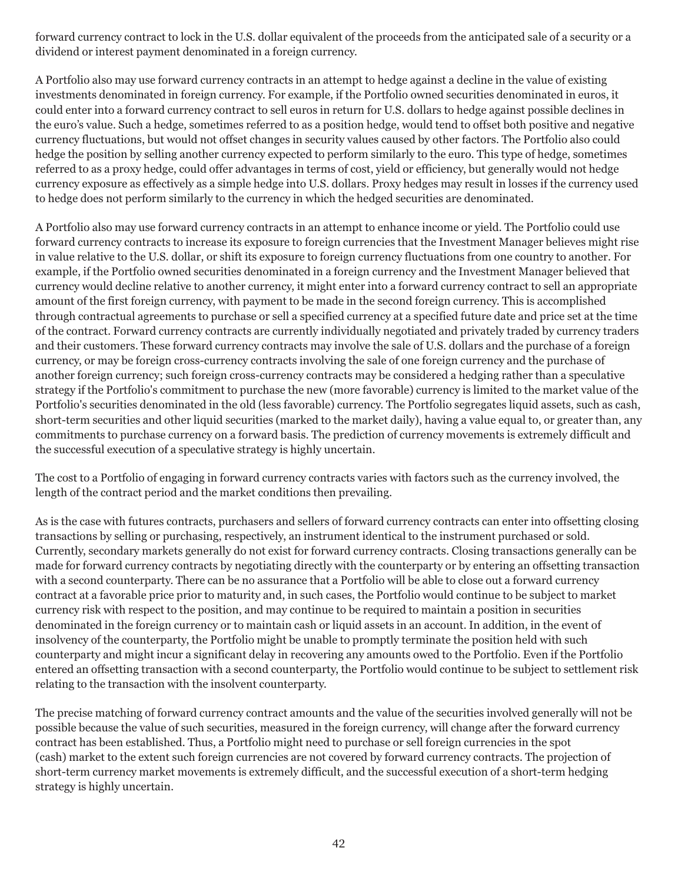forward currency contract to lock in the U.S. dollar equivalent of the proceeds from the anticipated sale of a security or a dividend or interest payment denominated in a foreign currency.

A Portfolio also may use forward currency contracts in an attempt to hedge against a decline in the value of existing investments denominated in foreign currency. For example, if the Portfolio owned securities denominated in euros, it could enter into a forward currency contract to sell euros in return for U.S. dollars to hedge against possible declines in the euro's value. Such a hedge, sometimes referred to as a position hedge, would tend to offset both positive and negative currency fluctuations, but would not offset changes in security values caused by other factors. The Portfolio also could hedge the position by selling another currency expected to perform similarly to the euro. This type of hedge, sometimes referred to as a proxy hedge, could offer advantages in terms of cost, yield or efficiency, but generally would not hedge currency exposure as effectively as a simple hedge into U.S. dollars. Proxy hedges may result in losses if the currency used to hedge does not perform similarly to the currency in which the hedged securities are denominated.

A Portfolio also may use forward currency contracts in an attempt to enhance income or yield. The Portfolio could use forward currency contracts to increase its exposure to foreign currencies that the Investment Manager believes might rise in value relative to the U.S. dollar, or shift its exposure to foreign currency fluctuations from one country to another. For example, if the Portfolio owned securities denominated in a foreign currency and the Investment Manager believed that currency would decline relative to another currency, it might enter into a forward currency contract to sell an appropriate amount of the first foreign currency, with payment to be made in the second foreign currency. This is accomplished through contractual agreements to purchase or sell a specified currency at a specified future date and price set at the time of the contract. Forward currency contracts are currently individually negotiated and privately traded by currency traders and their customers. These forward currency contracts may involve the sale of U.S. dollars and the purchase of a foreign currency, or may be foreign cross-currency contracts involving the sale of one foreign currency and the purchase of another foreign currency; such foreign cross-currency contracts may be considered a hedging rather than a speculative strategy if the Portfolio's commitment to purchase the new (more favorable) currency is limited to the market value of the Portfolio's securities denominated in the old (less favorable) currency. The Portfolio segregates liquid assets, such as cash, short-term securities and other liquid securities (marked to the market daily), having a value equal to, or greater than, any commitments to purchase currency on a forward basis. The prediction of currency movements is extremely difficult and the successful execution of a speculative strategy is highly uncertain.

The cost to a Portfolio of engaging in forward currency contracts varies with factors such as the currency involved, the length of the contract period and the market conditions then prevailing.

As is the case with futures contracts, purchasers and sellers of forward currency contracts can enter into offsetting closing transactions by selling or purchasing, respectively, an instrument identical to the instrument purchased or sold. Currently, secondary markets generally do not exist for forward currency contracts. Closing transactions generally can be made for forward currency contracts by negotiating directly with the counterparty or by entering an offsetting transaction with a second counterparty. There can be no assurance that a Portfolio will be able to close out a forward currency contract at a favorable price prior to maturity and, in such cases, the Portfolio would continue to be subject to market currency risk with respect to the position, and may continue to be required to maintain a position in securities denominated in the foreign currency or to maintain cash or liquid assets in an account. In addition, in the event of insolvency of the counterparty, the Portfolio might be unable to promptly terminate the position held with such counterparty and might incur a significant delay in recovering any amounts owed to the Portfolio. Even if the Portfolio entered an offsetting transaction with a second counterparty, the Portfolio would continue to be subject to settlement risk relating to the transaction with the insolvent counterparty.

The precise matching of forward currency contract amounts and the value of the securities involved generally will not be possible because the value of such securities, measured in the foreign currency, will change after the forward currency contract has been established. Thus, a Portfolio might need to purchase or sell foreign currencies in the spot (cash) market to the extent such foreign currencies are not covered by forward currency contracts. The projection of short-term currency market movements is extremely difficult, and the successful execution of a short-term hedging strategy is highly uncertain.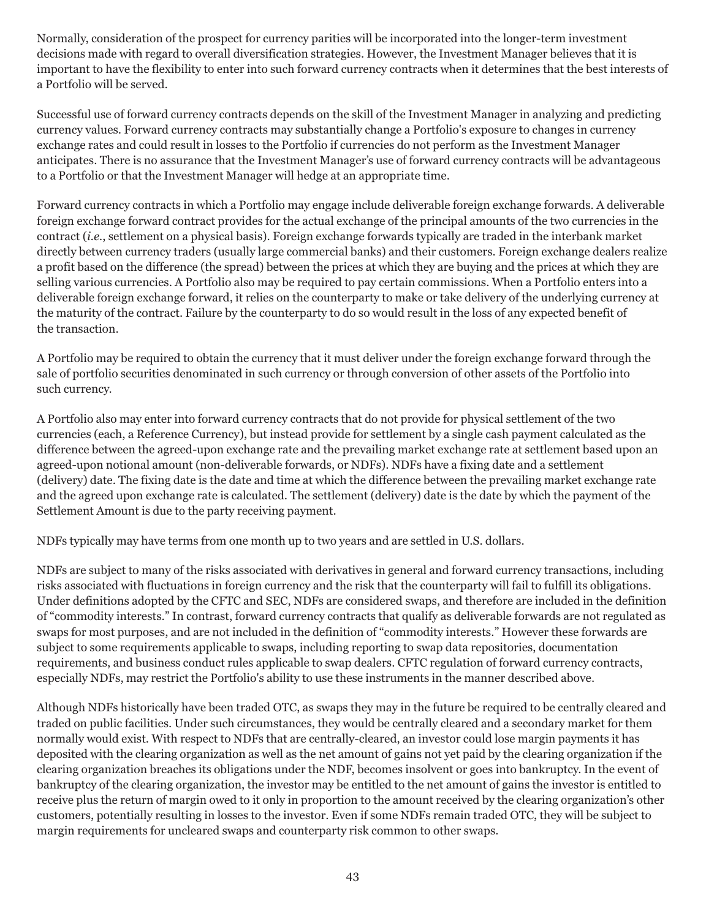Normally, consideration of the prospect for currency parities will be incorporated into the longer-term investment decisions made with regard to overall diversification strategies. However, the Investment Manager believes that it is important to have the flexibility to enter into such forward currency contracts when it determines that the best interests of a Portfolio will be served.

Successful use of forward currency contracts depends on the skill of the Investment Manager in analyzing and predicting currency values. Forward currency contracts may substantially change a Portfolio's exposure to changes in currency exchange rates and could result in losses to the Portfolio if currencies do not perform as the Investment Manager anticipates. There is no assurance that the Investment Manager's use of forward currency contracts will be advantageous to a Portfolio or that the Investment Manager will hedge at an appropriate time.

Forward currency contracts in which a Portfolio may engage include deliverable foreign exchange forwards. A deliverable foreign exchange forward contract provides for the actual exchange of the principal amounts of the two currencies in the contract (*i.e.*, settlement on a physical basis). Foreign exchange forwards typically are traded in the interbank market directly between currency traders (usually large commercial banks) and their customers. Foreign exchange dealers realize a profit based on the difference (the spread) between the prices at which they are buying and the prices at which they are selling various currencies. A Portfolio also may be required to pay certain commissions. When a Portfolio enters into a deliverable foreign exchange forward, it relies on the counterparty to make or take delivery of the underlying currency at the maturity of the contract. Failure by the counterparty to do so would result in the loss of any expected benefit of the transaction.

A Portfolio may be required to obtain the currency that it must deliver under the foreign exchange forward through the sale of portfolio securities denominated in such currency or through conversion of other assets of the Portfolio into such currency.

A Portfolio also may enter into forward currency contracts that do not provide for physical settlement of the two currencies (each, a Reference Currency), but instead provide for settlement by a single cash payment calculated as the difference between the agreed-upon exchange rate and the prevailing market exchange rate at settlement based upon an agreed-upon notional amount (non-deliverable forwards, or NDFs). NDFs have a fixing date and a settlement (delivery) date. The fixing date is the date and time at which the difference between the prevailing market exchange rate and the agreed upon exchange rate is calculated. The settlement (delivery) date is the date by which the payment of the Settlement Amount is due to the party receiving payment.

NDFs typically may have terms from one month up to two years and are settled in U.S. dollars.

NDFs are subject to many of the risks associated with derivatives in general and forward currency transactions, including risks associated with fluctuations in foreign currency and the risk that the counterparty will fail to fulfill its obligations. Under definitions adopted by the CFTC and SEC, NDFs are considered swaps, and therefore are included in the definition of "commodity interests." In contrast, forward currency contracts that qualify as deliverable forwards are not regulated as swaps for most purposes, and are not included in the definition of "commodity interests." However these forwards are subject to some requirements applicable to swaps, including reporting to swap data repositories, documentation requirements, and business conduct rules applicable to swap dealers. CFTC regulation of forward currency contracts, especially NDFs, may restrict the Portfolio's ability to use these instruments in the manner described above.

Although NDFs historically have been traded OTC, as swaps they may in the future be required to be centrally cleared and traded on public facilities. Under such circumstances, they would be centrally cleared and a secondary market for them normally would exist. With respect to NDFs that are centrally-cleared, an investor could lose margin payments it has deposited with the clearing organization as well as the net amount of gains not yet paid by the clearing organization if the clearing organization breaches its obligations under the NDF, becomes insolvent or goes into bankruptcy. In the event of bankruptcy of the clearing organization, the investor may be entitled to the net amount of gains the investor is entitled to receive plus the return of margin owed to it only in proportion to the amount received by the clearing organization's other customers, potentially resulting in losses to the investor. Even if some NDFs remain traded OTC, they will be subject to margin requirements for uncleared swaps and counterparty risk common to other swaps.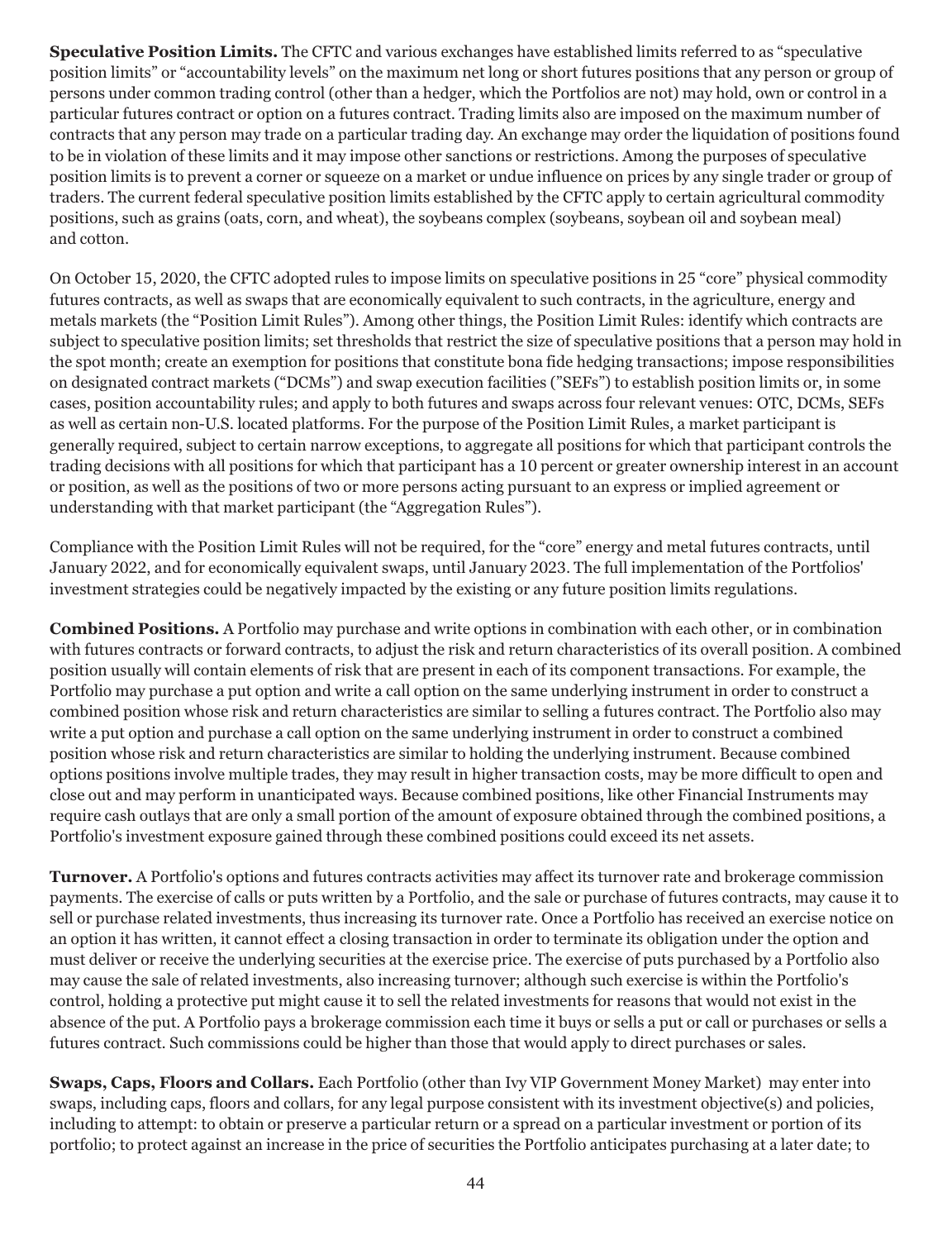**Speculative Position Limits.** The CFTC and various exchanges have established limits referred to as "speculative position limits" or "accountability levels" on the maximum net long or short futures positions that any person or group of persons under common trading control (other than a hedger, which the Portfolios are not) may hold, own or control in a particular futures contract or option on a futures contract. Trading limits also are imposed on the maximum number of contracts that any person may trade on a particular trading day. An exchange may order the liquidation of positions found to be in violation of these limits and it may impose other sanctions or restrictions. Among the purposes of speculative position limits is to prevent a corner or squeeze on a market or undue influence on prices by any single trader or group of traders. The current federal speculative position limits established by the CFTC apply to certain agricultural commodity positions, such as grains (oats, corn, and wheat), the soybeans complex (soybeans, soybean oil and soybean meal) and cotton.

On October 15, 2020, the CFTC adopted rules to impose limits on speculative positions in 25 "core" physical commodity futures contracts, as well as swaps that are economically equivalent to such contracts, in the agriculture, energy and metals markets (the "Position Limit Rules"). Among other things, the Position Limit Rules: identify which contracts are subject to speculative position limits; set thresholds that restrict the size of speculative positions that a person may hold in the spot month; create an exemption for positions that constitute bona fide hedging transactions; impose responsibilities on designated contract markets ("DCMs") and swap execution facilities ("SEFs") to establish position limits or, in some cases, position accountability rules; and apply to both futures and swaps across four relevant venues: OTC, DCMs, SEFs as well as certain non-U.S. located platforms. For the purpose of the Position Limit Rules, a market participant is generally required, subject to certain narrow exceptions, to aggregate all positions for which that participant controls the trading decisions with all positions for which that participant has a 10 percent or greater ownership interest in an account or position, as well as the positions of two or more persons acting pursuant to an express or implied agreement or understanding with that market participant (the "Aggregation Rules").

Compliance with the Position Limit Rules will not be required, for the "core" energy and metal futures contracts, until January 2022, and for economically equivalent swaps, until January 2023. The full implementation of the Portfolios' investment strategies could be negatively impacted by the existing or any future position limits regulations.

**Combined Positions.** A Portfolio may purchase and write options in combination with each other, or in combination with futures contracts or forward contracts, to adjust the risk and return characteristics of its overall position. A combined position usually will contain elements of risk that are present in each of its component transactions. For example, the Portfolio may purchase a put option and write a call option on the same underlying instrument in order to construct a combined position whose risk and return characteristics are similar to selling a futures contract. The Portfolio also may write a put option and purchase a call option on the same underlying instrument in order to construct a combined position whose risk and return characteristics are similar to holding the underlying instrument. Because combined options positions involve multiple trades, they may result in higher transaction costs, may be more difficult to open and close out and may perform in unanticipated ways. Because combined positions, like other Financial Instruments may require cash outlays that are only a small portion of the amount of exposure obtained through the combined positions, a Portfolio's investment exposure gained through these combined positions could exceed its net assets.

**Turnover.** A Portfolio's options and futures contracts activities may affect its turnover rate and brokerage commission payments. The exercise of calls or puts written by a Portfolio, and the sale or purchase of futures contracts, may cause it to sell or purchase related investments, thus increasing its turnover rate. Once a Portfolio has received an exercise notice on an option it has written, it cannot effect a closing transaction in order to terminate its obligation under the option and must deliver or receive the underlying securities at the exercise price. The exercise of puts purchased by a Portfolio also may cause the sale of related investments, also increasing turnover; although such exercise is within the Portfolio's control, holding a protective put might cause it to sell the related investments for reasons that would not exist in the absence of the put. A Portfolio pays a brokerage commission each time it buys or sells a put or call or purchases or sells a futures contract. Such commissions could be higher than those that would apply to direct purchases or sales.

**Swaps, Caps, Floors and Collars.** Each Portfolio (other than Ivy VIP Government Money Market) may enter into swaps, including caps, floors and collars, for any legal purpose consistent with its investment objective(s) and policies, including to attempt: to obtain or preserve a particular return or a spread on a particular investment or portion of its portfolio; to protect against an increase in the price of securities the Portfolio anticipates purchasing at a later date; to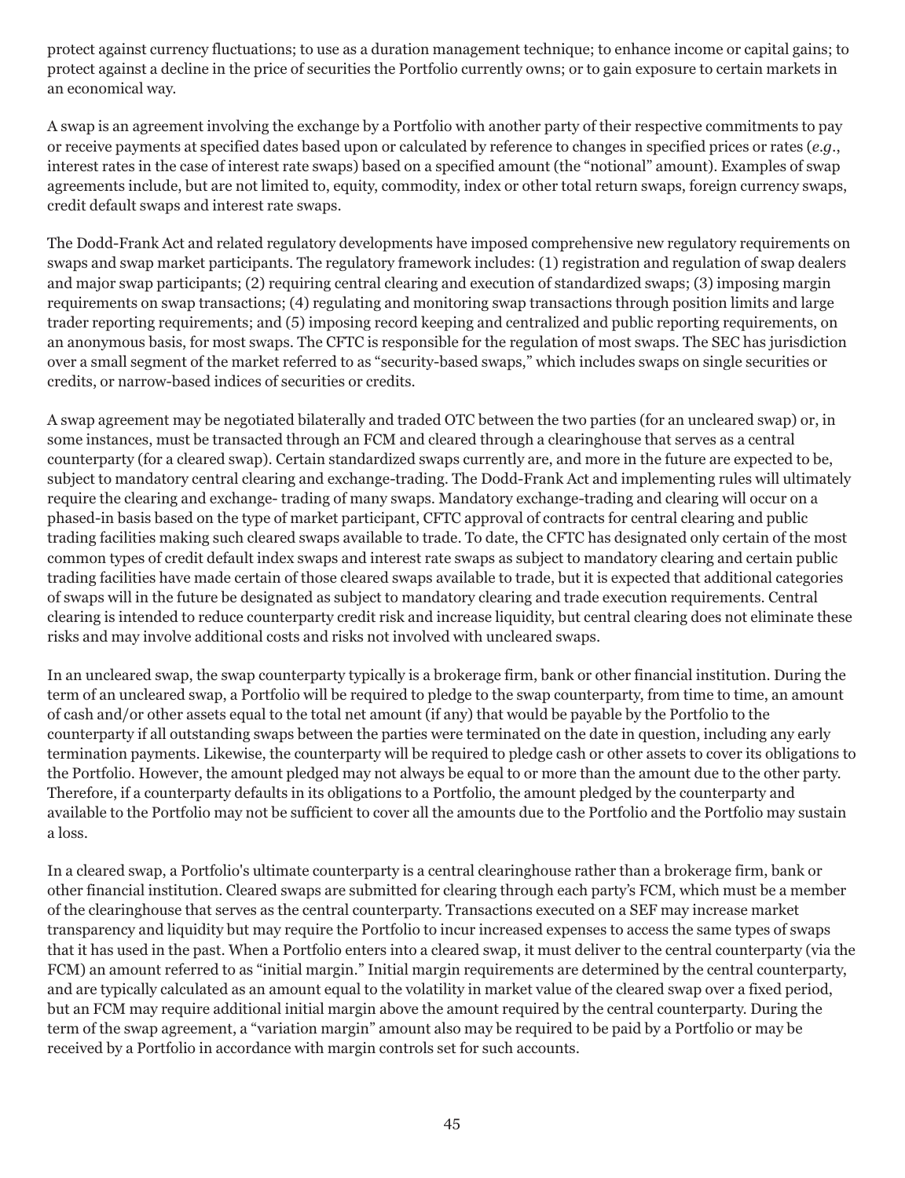protect against currency fluctuations; to use as a duration management technique; to enhance income or capital gains; to protect against a decline in the price of securities the Portfolio currently owns; or to gain exposure to certain markets in an economical way.

A swap is an agreement involving the exchange by a Portfolio with another party of their respective commitments to pay or receive payments at specified dates based upon or calculated by reference to changes in specified prices or rates (*e.g*., interest rates in the case of interest rate swaps) based on a specified amount (the "notional" amount). Examples of swap agreements include, but are not limited to, equity, commodity, index or other total return swaps, foreign currency swaps, credit default swaps and interest rate swaps.

The Dodd-Frank Act and related regulatory developments have imposed comprehensive new regulatory requirements on swaps and swap market participants. The regulatory framework includes: (1) registration and regulation of swap dealers and major swap participants; (2) requiring central clearing and execution of standardized swaps; (3) imposing margin requirements on swap transactions; (4) regulating and monitoring swap transactions through position limits and large trader reporting requirements; and (5) imposing record keeping and centralized and public reporting requirements, on an anonymous basis, for most swaps. The CFTC is responsible for the regulation of most swaps. The SEC has jurisdiction over a small segment of the market referred to as "security-based swaps," which includes swaps on single securities or credits, or narrow-based indices of securities or credits.

A swap agreement may be negotiated bilaterally and traded OTC between the two parties (for an uncleared swap) or, in some instances, must be transacted through an FCM and cleared through a clearinghouse that serves as a central counterparty (for a cleared swap). Certain standardized swaps currently are, and more in the future are expected to be, subject to mandatory central clearing and exchange-trading. The Dodd-Frank Act and implementing rules will ultimately require the clearing and exchange- trading of many swaps. Mandatory exchange-trading and clearing will occur on a phased-in basis based on the type of market participant, CFTC approval of contracts for central clearing and public trading facilities making such cleared swaps available to trade. To date, the CFTC has designated only certain of the most common types of credit default index swaps and interest rate swaps as subject to mandatory clearing and certain public trading facilities have made certain of those cleared swaps available to trade, but it is expected that additional categories of swaps will in the future be designated as subject to mandatory clearing and trade execution requirements. Central clearing is intended to reduce counterparty credit risk and increase liquidity, but central clearing does not eliminate these risks and may involve additional costs and risks not involved with uncleared swaps.

In an uncleared swap, the swap counterparty typically is a brokerage firm, bank or other financial institution. During the term of an uncleared swap, a Portfolio will be required to pledge to the swap counterparty, from time to time, an amount of cash and/or other assets equal to the total net amount (if any) that would be payable by the Portfolio to the counterparty if all outstanding swaps between the parties were terminated on the date in question, including any early termination payments. Likewise, the counterparty will be required to pledge cash or other assets to cover its obligations to the Portfolio. However, the amount pledged may not always be equal to or more than the amount due to the other party. Therefore, if a counterparty defaults in its obligations to a Portfolio, the amount pledged by the counterparty and available to the Portfolio may not be sufficient to cover all the amounts due to the Portfolio and the Portfolio may sustain a loss.

In a cleared swap, a Portfolio's ultimate counterparty is a central clearinghouse rather than a brokerage firm, bank or other financial institution. Cleared swaps are submitted for clearing through each party's FCM, which must be a member of the clearinghouse that serves as the central counterparty. Transactions executed on a SEF may increase market transparency and liquidity but may require the Portfolio to incur increased expenses to access the same types of swaps that it has used in the past. When a Portfolio enters into a cleared swap, it must deliver to the central counterparty (via the FCM) an amount referred to as "initial margin." Initial margin requirements are determined by the central counterparty, and are typically calculated as an amount equal to the volatility in market value of the cleared swap over a fixed period, but an FCM may require additional initial margin above the amount required by the central counterparty. During the term of the swap agreement, a "variation margin" amount also may be required to be paid by a Portfolio or may be received by a Portfolio in accordance with margin controls set for such accounts.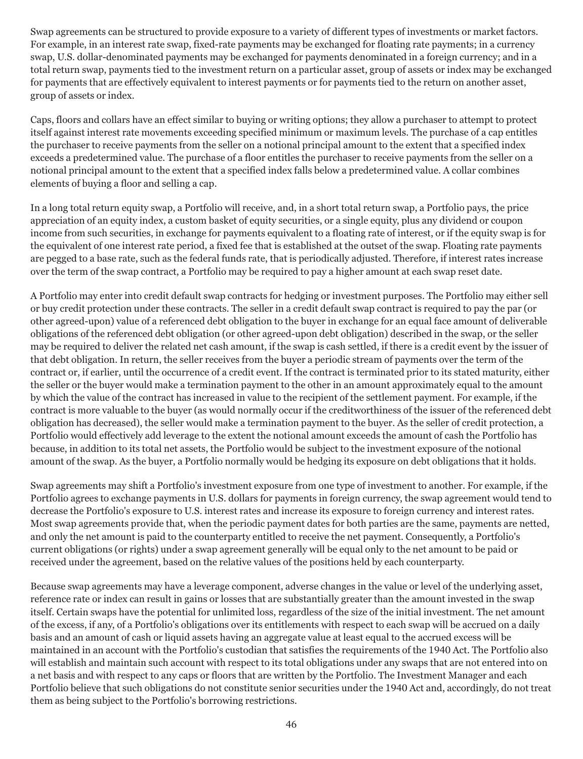Swap agreements can be structured to provide exposure to a variety of different types of investments or market factors. For example, in an interest rate swap, fixed-rate payments may be exchanged for floating rate payments; in a currency swap, U.S. dollar-denominated payments may be exchanged for payments denominated in a foreign currency; and in a total return swap, payments tied to the investment return on a particular asset, group of assets or index may be exchanged for payments that are effectively equivalent to interest payments or for payments tied to the return on another asset, group of assets or index.

Caps, floors and collars have an effect similar to buying or writing options; they allow a purchaser to attempt to protect itself against interest rate movements exceeding specified minimum or maximum levels. The purchase of a cap entitles the purchaser to receive payments from the seller on a notional principal amount to the extent that a specified index exceeds a predetermined value. The purchase of a floor entitles the purchaser to receive payments from the seller on a notional principal amount to the extent that a specified index falls below a predetermined value. A collar combines elements of buying a floor and selling a cap.

In a long total return equity swap, a Portfolio will receive, and, in a short total return swap, a Portfolio pays, the price appreciation of an equity index, a custom basket of equity securities, or a single equity, plus any dividend or coupon income from such securities, in exchange for payments equivalent to a floating rate of interest, or if the equity swap is for the equivalent of one interest rate period, a fixed fee that is established at the outset of the swap. Floating rate payments are pegged to a base rate, such as the federal funds rate, that is periodically adjusted. Therefore, if interest rates increase over the term of the swap contract, a Portfolio may be required to pay a higher amount at each swap reset date.

A Portfolio may enter into credit default swap contracts for hedging or investment purposes. The Portfolio may either sell or buy credit protection under these contracts. The seller in a credit default swap contract is required to pay the par (or other agreed-upon) value of a referenced debt obligation to the buyer in exchange for an equal face amount of deliverable obligations of the referenced debt obligation (or other agreed-upon debt obligation) described in the swap, or the seller may be required to deliver the related net cash amount, if the swap is cash settled, if there is a credit event by the issuer of that debt obligation. In return, the seller receives from the buyer a periodic stream of payments over the term of the contract or, if earlier, until the occurrence of a credit event. If the contract is terminated prior to its stated maturity, either the seller or the buyer would make a termination payment to the other in an amount approximately equal to the amount by which the value of the contract has increased in value to the recipient of the settlement payment. For example, if the contract is more valuable to the buyer (as would normally occur if the creditworthiness of the issuer of the referenced debt obligation has decreased), the seller would make a termination payment to the buyer. As the seller of credit protection, a Portfolio would effectively add leverage to the extent the notional amount exceeds the amount of cash the Portfolio has because, in addition to its total net assets, the Portfolio would be subject to the investment exposure of the notional amount of the swap. As the buyer, a Portfolio normally would be hedging its exposure on debt obligations that it holds.

Swap agreements may shift a Portfolio's investment exposure from one type of investment to another. For example, if the Portfolio agrees to exchange payments in U.S. dollars for payments in foreign currency, the swap agreement would tend to decrease the Portfolio's exposure to U.S. interest rates and increase its exposure to foreign currency and interest rates. Most swap agreements provide that, when the periodic payment dates for both parties are the same, payments are netted, and only the net amount is paid to the counterparty entitled to receive the net payment. Consequently, a Portfolio's current obligations (or rights) under a swap agreement generally will be equal only to the net amount to be paid or received under the agreement, based on the relative values of the positions held by each counterparty.

Because swap agreements may have a leverage component, adverse changes in the value or level of the underlying asset, reference rate or index can result in gains or losses that are substantially greater than the amount invested in the swap itself. Certain swaps have the potential for unlimited loss, regardless of the size of the initial investment. The net amount of the excess, if any, of a Portfolio's obligations over its entitlements with respect to each swap will be accrued on a daily basis and an amount of cash or liquid assets having an aggregate value at least equal to the accrued excess will be maintained in an account with the Portfolio's custodian that satisfies the requirements of the 1940 Act. The Portfolio also will establish and maintain such account with respect to its total obligations under any swaps that are not entered into on a net basis and with respect to any caps or floors that are written by the Portfolio. The Investment Manager and each Portfolio believe that such obligations do not constitute senior securities under the 1940 Act and, accordingly, do not treat them as being subject to the Portfolio's borrowing restrictions.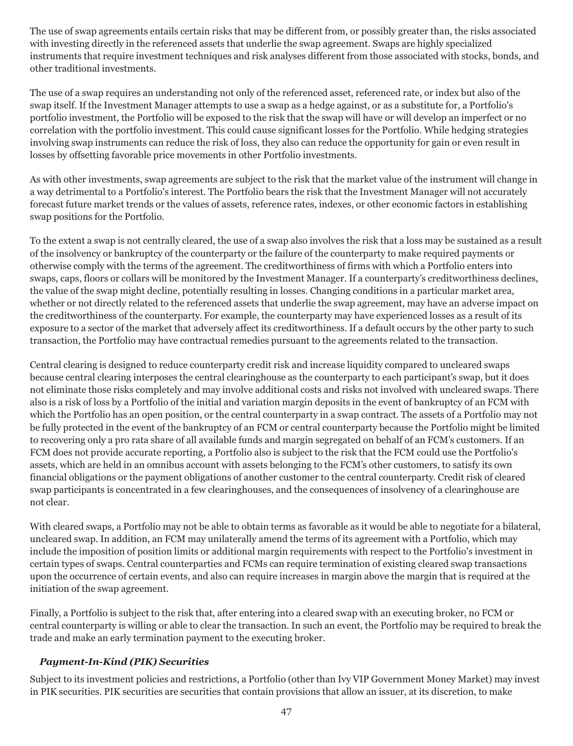The use of swap agreements entails certain risks that may be different from, or possibly greater than, the risks associated with investing directly in the referenced assets that underlie the swap agreement. Swaps are highly specialized instruments that require investment techniques and risk analyses different from those associated with stocks, bonds, and other traditional investments.

The use of a swap requires an understanding not only of the referenced asset, referenced rate, or index but also of the swap itself. If the Investment Manager attempts to use a swap as a hedge against, or as a substitute for, a Portfolio's portfolio investment, the Portfolio will be exposed to the risk that the swap will have or will develop an imperfect or no correlation with the portfolio investment. This could cause significant losses for the Portfolio. While hedging strategies involving swap instruments can reduce the risk of loss, they also can reduce the opportunity for gain or even result in losses by offsetting favorable price movements in other Portfolio investments.

As with other investments, swap agreements are subject to the risk that the market value of the instrument will change in a way detrimental to a Portfolio's interest. The Portfolio bears the risk that the Investment Manager will not accurately forecast future market trends or the values of assets, reference rates, indexes, or other economic factors in establishing swap positions for the Portfolio.

To the extent a swap is not centrally cleared, the use of a swap also involves the risk that a loss may be sustained as a result of the insolvency or bankruptcy of the counterparty or the failure of the counterparty to make required payments or otherwise comply with the terms of the agreement. The creditworthiness of firms with which a Portfolio enters into swaps, caps, floors or collars will be monitored by the Investment Manager. If a counterparty's creditworthiness declines, the value of the swap might decline, potentially resulting in losses. Changing conditions in a particular market area, whether or not directly related to the referenced assets that underlie the swap agreement, may have an adverse impact on the creditworthiness of the counterparty. For example, the counterparty may have experienced losses as a result of its exposure to a sector of the market that adversely affect its creditworthiness. If a default occurs by the other party to such transaction, the Portfolio may have contractual remedies pursuant to the agreements related to the transaction.

Central clearing is designed to reduce counterparty credit risk and increase liquidity compared to uncleared swaps because central clearing interposes the central clearinghouse as the counterparty to each participant's swap, but it does not eliminate those risks completely and may involve additional costs and risks not involved with uncleared swaps. There also is a risk of loss by a Portfolio of the initial and variation margin deposits in the event of bankruptcy of an FCM with which the Portfolio has an open position, or the central counterparty in a swap contract. The assets of a Portfolio may not be fully protected in the event of the bankruptcy of an FCM or central counterparty because the Portfolio might be limited to recovering only a pro rata share of all available funds and margin segregated on behalf of an FCM's customers. If an FCM does not provide accurate reporting, a Portfolio also is subject to the risk that the FCM could use the Portfolio's assets, which are held in an omnibus account with assets belonging to the FCM's other customers, to satisfy its own financial obligations or the payment obligations of another customer to the central counterparty. Credit risk of cleared swap participants is concentrated in a few clearinghouses, and the consequences of insolvency of a clearinghouse are not clear.

With cleared swaps, a Portfolio may not be able to obtain terms as favorable as it would be able to negotiate for a bilateral, uncleared swap. In addition, an FCM may unilaterally amend the terms of its agreement with a Portfolio, which may include the imposition of position limits or additional margin requirements with respect to the Portfolio's investment in certain types of swaps. Central counterparties and FCMs can require termination of existing cleared swap transactions upon the occurrence of certain events, and also can require increases in margin above the margin that is required at the initiation of the swap agreement.

Finally, a Portfolio is subject to the risk that, after entering into a cleared swap with an executing broker, no FCM or central counterparty is willing or able to clear the transaction. In such an event, the Portfolio may be required to break the trade and make an early termination payment to the executing broker.

### *Payment-In-Kind (PIK) Securities*

Subject to its investment policies and restrictions, a Portfolio (other than Ivy VIP Government Money Market) may invest in PIK securities. PIK securities are securities that contain provisions that allow an issuer, at its discretion, to make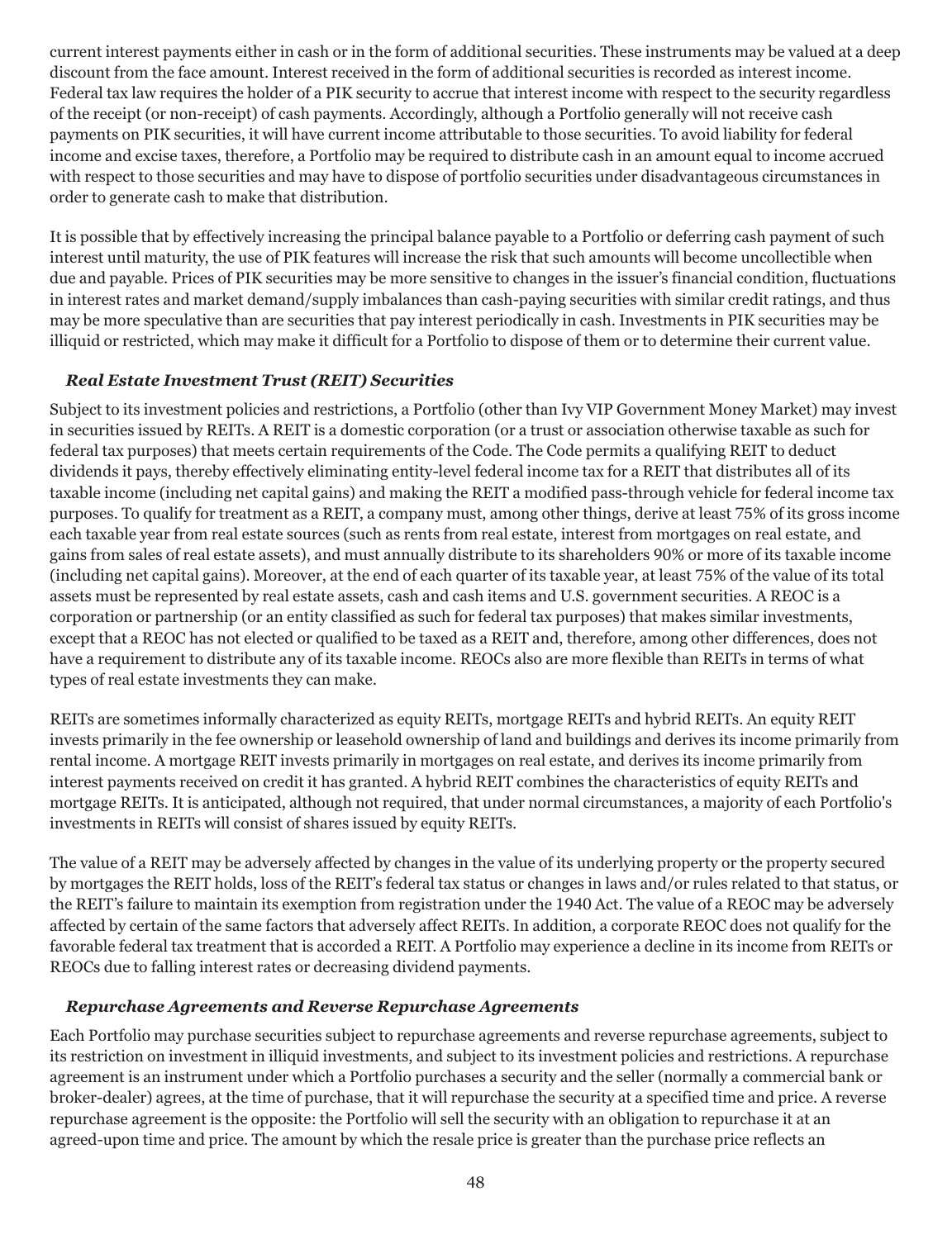current interest payments either in cash or in the form of additional securities. These instruments may be valued at a deep discount from the face amount. Interest received in the form of additional securities is recorded as interest income. Federal tax law requires the holder of a PIK security to accrue that interest income with respect to the security regardless of the receipt (or non-receipt) of cash payments. Accordingly, although a Portfolio generally will not receive cash payments on PIK securities, it will have current income attributable to those securities. To avoid liability for federal income and excise taxes, therefore, a Portfolio may be required to distribute cash in an amount equal to income accrued with respect to those securities and may have to dispose of portfolio securities under disadvantageous circumstances in order to generate cash to make that distribution.

It is possible that by effectively increasing the principal balance payable to a Portfolio or deferring cash payment of such interest until maturity, the use of PIK features will increase the risk that such amounts will become uncollectible when due and payable. Prices of PIK securities may be more sensitive to changes in the issuer's financial condition, fluctuations in interest rates and market demand/supply imbalances than cash-paying securities with similar credit ratings, and thus may be more speculative than are securities that pay interest periodically in cash. Investments in PIK securities may be illiquid or restricted, which may make it difficult for a Portfolio to dispose of them or to determine their current value.

### *Real Estate Investment Trust (REIT) Securities*

Subject to its investment policies and restrictions, a Portfolio (other than Ivy VIP Government Money Market) may invest in securities issued by REITs. A REIT is a domestic corporation (or a trust or association otherwise taxable as such for federal tax purposes) that meets certain requirements of the Code. The Code permits a qualifying REIT to deduct dividends it pays, thereby effectively eliminating entity-level federal income tax for a REIT that distributes all of its taxable income (including net capital gains) and making the REIT a modified pass-through vehicle for federal income tax purposes. To qualify for treatment as a REIT, a company must, among other things, derive at least 75% of its gross income each taxable year from real estate sources (such as rents from real estate, interest from mortgages on real estate, and gains from sales of real estate assets), and must annually distribute to its shareholders 90% or more of its taxable income (including net capital gains). Moreover, at the end of each quarter of its taxable year, at least 75% of the value of its total assets must be represented by real estate assets, cash and cash items and U.S. government securities. A REOC is a corporation or partnership (or an entity classified as such for federal tax purposes) that makes similar investments, except that a REOC has not elected or qualified to be taxed as a REIT and, therefore, among other differences, does not have a requirement to distribute any of its taxable income. REOCs also are more flexible than REITs in terms of what types of real estate investments they can make.

REITs are sometimes informally characterized as equity REITs, mortgage REITs and hybrid REITs. An equity REIT invests primarily in the fee ownership or leasehold ownership of land and buildings and derives its income primarily from rental income. A mortgage REIT invests primarily in mortgages on real estate, and derives its income primarily from interest payments received on credit it has granted. A hybrid REIT combines the characteristics of equity REITs and mortgage REITs. It is anticipated, although not required, that under normal circumstances, a majority of each Portfolio's investments in REITs will consist of shares issued by equity REITs.

The value of a REIT may be adversely affected by changes in the value of its underlying property or the property secured by mortgages the REIT holds, loss of the REIT's federal tax status or changes in laws and/or rules related to that status, or the REIT's failure to maintain its exemption from registration under the 1940 Act. The value of a REOC may be adversely affected by certain of the same factors that adversely affect REITs. In addition, a corporate REOC does not qualify for the favorable federal tax treatment that is accorded a REIT. A Portfolio may experience a decline in its income from REITs or REOCs due to falling interest rates or decreasing dividend payments.

### *Repurchase Agreements and Reverse Repurchase Agreements*

Each Portfolio may purchase securities subject to repurchase agreements and reverse repurchase agreements, subject to its restriction on investment in illiquid investments, and subject to its investment policies and restrictions. A repurchase agreement is an instrument under which a Portfolio purchases a security and the seller (normally a commercial bank or broker-dealer) agrees, at the time of purchase, that it will repurchase the security at a specified time and price. A reverse repurchase agreement is the opposite: the Portfolio will sell the security with an obligation to repurchase it at an agreed-upon time and price. The amount by which the resale price is greater than the purchase price reflects an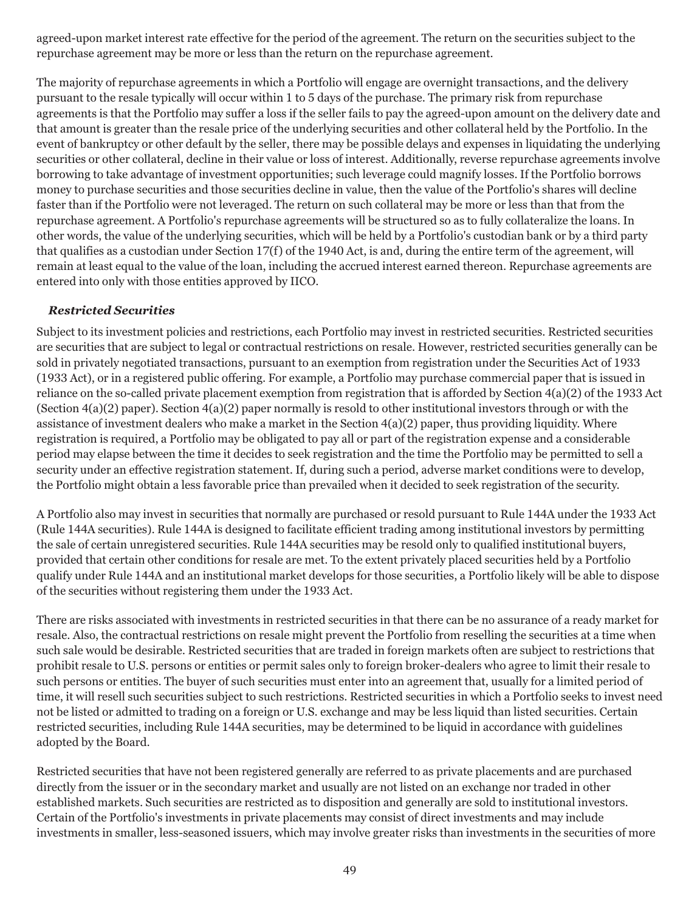agreed-upon market interest rate effective for the period of the agreement. The return on the securities subject to the repurchase agreement may be more or less than the return on the repurchase agreement.

The majority of repurchase agreements in which a Portfolio will engage are overnight transactions, and the delivery pursuant to the resale typically will occur within 1 to 5 days of the purchase. The primary risk from repurchase agreements is that the Portfolio may suffer a loss if the seller fails to pay the agreed-upon amount on the delivery date and that amount is greater than the resale price of the underlying securities and other collateral held by the Portfolio. In the event of bankruptcy or other default by the seller, there may be possible delays and expenses in liquidating the underlying securities or other collateral, decline in their value or loss of interest. Additionally, reverse repurchase agreements involve borrowing to take advantage of investment opportunities; such leverage could magnify losses. If the Portfolio borrows money to purchase securities and those securities decline in value, then the value of the Portfolio's shares will decline faster than if the Portfolio were not leveraged. The return on such collateral may be more or less than that from the repurchase agreement. A Portfolio's repurchase agreements will be structured so as to fully collateralize the loans. In other words, the value of the underlying securities, which will be held by a Portfolio's custodian bank or by a third party that qualifies as a custodian under Section 17(f) of the 1940 Act, is and, during the entire term of the agreement, will remain at least equal to the value of the loan, including the accrued interest earned thereon. Repurchase agreements are entered into only with those entities approved by IICO.

### *Restricted Securities*

Subject to its investment policies and restrictions, each Portfolio may invest in restricted securities. Restricted securities are securities that are subject to legal or contractual restrictions on resale. However, restricted securities generally can be sold in privately negotiated transactions, pursuant to an exemption from registration under the Securities Act of 1933 (1933 Act), or in a registered public offering. For example, a Portfolio may purchase commercial paper that is issued in reliance on the so-called private placement exemption from registration that is afforded by Section 4(a)(2) of the 1933 Act (Section 4(a)(2) paper). Section 4(a)(2) paper normally is resold to other institutional investors through or with the assistance of investment dealers who make a market in the Section 4(a)(2) paper, thus providing liquidity. Where registration is required, a Portfolio may be obligated to pay all or part of the registration expense and a considerable period may elapse between the time it decides to seek registration and the time the Portfolio may be permitted to sell a security under an effective registration statement. If, during such a period, adverse market conditions were to develop, the Portfolio might obtain a less favorable price than prevailed when it decided to seek registration of the security.

A Portfolio also may invest in securities that normally are purchased or resold pursuant to Rule 144A under the 1933 Act (Rule 144A securities). Rule 144A is designed to facilitate efficient trading among institutional investors by permitting the sale of certain unregistered securities. Rule 144A securities may be resold only to qualified institutional buyers, provided that certain other conditions for resale are met. To the extent privately placed securities held by a Portfolio qualify under Rule 144A and an institutional market develops for those securities, a Portfolio likely will be able to dispose of the securities without registering them under the 1933 Act.

There are risks associated with investments in restricted securities in that there can be no assurance of a ready market for resale. Also, the contractual restrictions on resale might prevent the Portfolio from reselling the securities at a time when such sale would be desirable. Restricted securities that are traded in foreign markets often are subject to restrictions that prohibit resale to U.S. persons or entities or permit sales only to foreign broker-dealers who agree to limit their resale to such persons or entities. The buyer of such securities must enter into an agreement that, usually for a limited period of time, it will resell such securities subject to such restrictions. Restricted securities in which a Portfolio seeks to invest need not be listed or admitted to trading on a foreign or U.S. exchange and may be less liquid than listed securities. Certain restricted securities, including Rule 144A securities, may be determined to be liquid in accordance with guidelines adopted by the Board.

Restricted securities that have not been registered generally are referred to as private placements and are purchased directly from the issuer or in the secondary market and usually are not listed on an exchange nor traded in other established markets. Such securities are restricted as to disposition and generally are sold to institutional investors. Certain of the Portfolio's investments in private placements may consist of direct investments and may include investments in smaller, less-seasoned issuers, which may involve greater risks than investments in the securities of more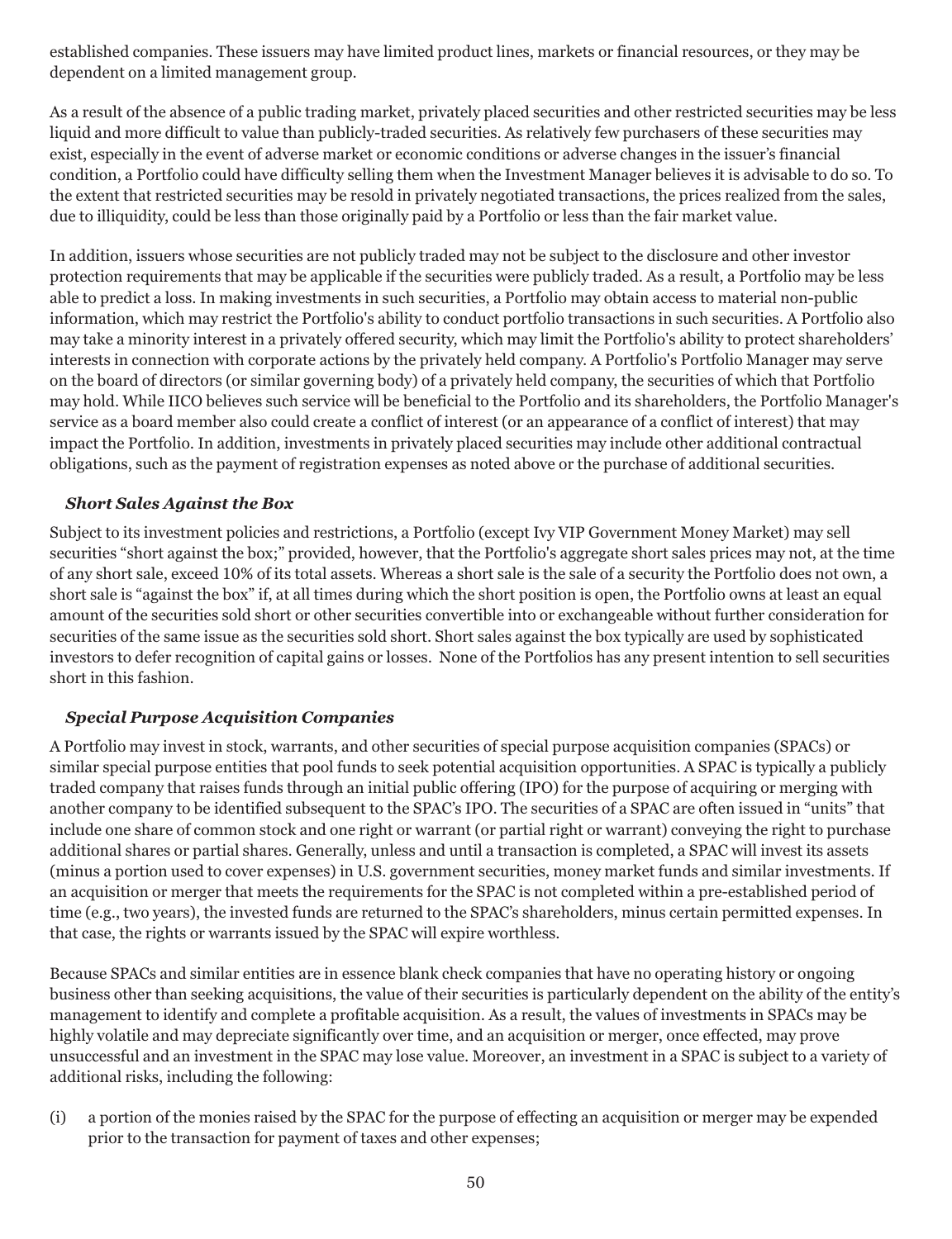established companies. These issuers may have limited product lines, markets or financial resources, or they may be dependent on a limited management group.

As a result of the absence of a public trading market, privately placed securities and other restricted securities may be less liquid and more difficult to value than publicly-traded securities. As relatively few purchasers of these securities may exist, especially in the event of adverse market or economic conditions or adverse changes in the issuer's financial condition, a Portfolio could have difficulty selling them when the Investment Manager believes it is advisable to do so. To the extent that restricted securities may be resold in privately negotiated transactions, the prices realized from the sales, due to illiquidity, could be less than those originally paid by a Portfolio or less than the fair market value.

In addition, issuers whose securities are not publicly traded may not be subject to the disclosure and other investor protection requirements that may be applicable if the securities were publicly traded. As a result, a Portfolio may be less able to predict a loss. In making investments in such securities, a Portfolio may obtain access to material non-public information, which may restrict the Portfolio's ability to conduct portfolio transactions in such securities. A Portfolio also may take a minority interest in a privately offered security, which may limit the Portfolio's ability to protect shareholders' interests in connection with corporate actions by the privately held company. A Portfolio's Portfolio Manager may serve on the board of directors (or similar governing body) of a privately held company, the securities of which that Portfolio may hold. While IICO believes such service will be beneficial to the Portfolio and its shareholders, the Portfolio Manager's service as a board member also could create a conflict of interest (or an appearance of a conflict of interest) that may impact the Portfolio. In addition, investments in privately placed securities may include other additional contractual obligations, such as the payment of registration expenses as noted above or the purchase of additional securities.

***Short Sales Against the Box***

Subject to its investment policies and restrictions, a Portfolio (except Ivy VIP Government Money Market) may sell securities "short against the box;" provided, however, that the Portfolio's aggregate short sales prices may not, at the time of any short sale, exceed 10% of its total assets. Whereas a short sale is the sale of a security the Portfolio does not own, a short sale is "against the box" if, at all times during which the short position is open, the Portfolio owns at least an equal amount of the securities sold short or other securities convertible into or exchangeable without further consideration for securities of the same issue as the securities sold short. Short sales against the box typically are used by sophisticated investors to defer recognition of capital gains or losses. None of the Portfolios has any present intention to sell securities short in this fashion.

***Special Purpose Acquisition Companies***

A Portfolio may invest in stock, warrants, and other securities of special purpose acquisition companies (SPACs) or similar special purpose entities that pool funds to seek potential acquisition opportunities. A SPAC is typically a publicly traded company that raises funds through an initial public offering (IPO) for the purpose of acquiring or merging with another company to be identified subsequent to the SPAC's IPO. The securities of a SPAC are often issued in "units" that include one share of common stock and one right or warrant (or partial right or warrant) conveying the right to purchase additional shares or partial shares. Generally, unless and until a transaction is completed, a SPAC will invest its assets (minus a portion used to cover expenses) in U.S. government securities, money market funds and similar investments. If an acquisition or merger that meets the requirements for the SPAC is not completed within a pre-established period of time (e.g., two years), the invested funds are returned to the SPAC's shareholders, minus certain permitted expenses. In that case, the rights or warrants issued by the SPAC will expire worthless.

Because SPACs and similar entities are in essence blank check companies that have no operating history or ongoing business other than seeking acquisitions, the value of their securities is particularly dependent on the ability of the entity's management to identify and complete a profitable acquisition. As a result, the values of investments in SPACs may be highly volatile and may depreciate significantly over time, and an acquisition or merger, once effected, may prove unsuccessful and an investment in the SPAC may lose value. Moreover, an investment in a SPAC is subject to a variety of additional risks, including the following:

(i) a portion of the monies raised by the SPAC for the purpose of effecting an acquisition or merger may be expended prior to the transaction for payment of taxes and other expenses;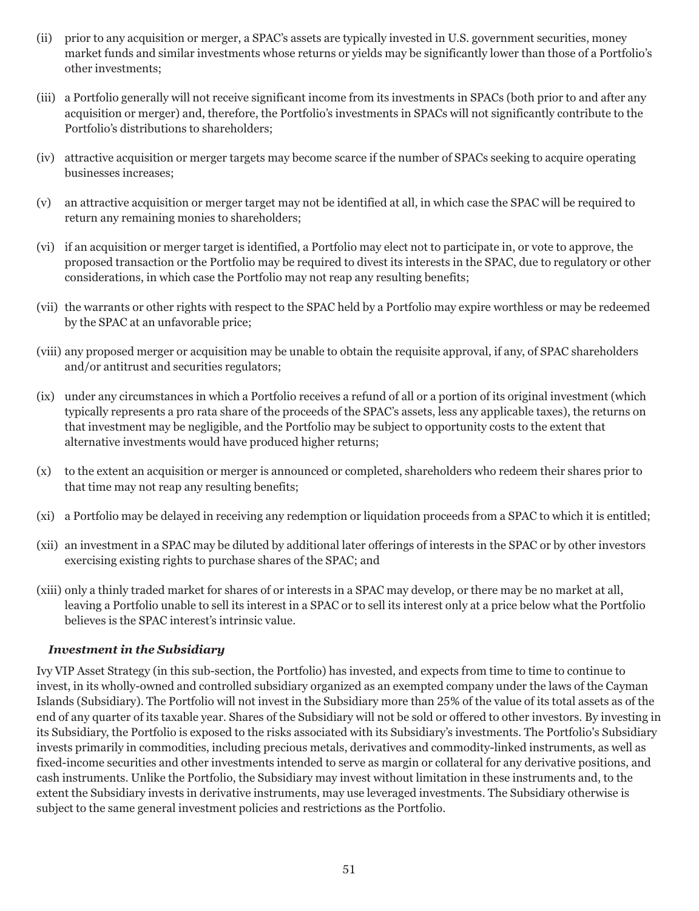(ii) prior to any acquisition or merger, a SPAC's assets are typically invested in U.S. government securities, money market funds and similar investments whose returns or yields may be significantly lower than those of a Portfolio's other investments;

(iii) a Portfolio generally will not receive significant income from its investments in SPACs (both prior to and after any acquisition or merger) and, therefore, the Portfolio's investments in SPACs will not significantly contribute to the Portfolio's distributions to shareholders;

(iv) attractive acquisition or merger targets may become scarce if the number of SPACs seeking to acquire operating businesses increases;

(v) an attractive acquisition or merger target may not be identified at all, in which case the SPAC will be required to return any remaining monies to shareholders;

(vi) if an acquisition or merger target is identified, a Portfolio may elect not to participate in, or vote to approve, the proposed transaction or the Portfolio may be required to divest its interests in the SPAC, due to regulatory or other considerations, in which case the Portfolio may not reap any resulting benefits;

(vii) the warrants or other rights with respect to the SPAC held by a Portfolio may expire worthless or may be redeemed by the SPAC at an unfavorable price;

(viii) any proposed merger or acquisition may be unable to obtain the requisite approval, if any, of SPAC shareholders and/or antitrust and securities regulators;

(ix) under any circumstances in which a Portfolio receives a refund of all or a portion of its original investment (which typically represents a pro rata share of the proceeds of the SPAC's assets, less any applicable taxes), the returns on that investment may be negligible, and the Portfolio may be subject to opportunity costs to the extent that alternative investments would have produced higher returns;

(x) to the extent an acquisition or merger is announced or completed, shareholders who redeem their shares prior to that time may not reap any resulting benefits;

(xi) a Portfolio may be delayed in receiving any redemption or liquidation proceeds from a SPAC to which it is entitled;

(xii) an investment in a SPAC may be diluted by additional later offerings of interests in the SPAC or by other investors exercising existing rights to purchase shares of the SPAC; and

(xiii) only a thinly traded market for shares of or interests in a SPAC may develop, or there may be no market at all, leaving a Portfolio unable to sell its interest in a SPAC or to sell its interest only at a price below what the Portfolio believes is the SPAC interest's intrinsic value.

***Investment in the Subsidiary***

Ivy VIP Asset Strategy (in this sub-section, the Portfolio) has invested, and expects from time to time to continue to invest, in its wholly-owned and controlled subsidiary organized as an exempted company under the laws of the Cayman Islands (Subsidiary). The Portfolio will not invest in the Subsidiary more than 25% of the value of its total assets as of the end of any quarter of its taxable year. Shares of the Subsidiary will not be sold or offered to other investors. By investing in its Subsidiary, the Portfolio is exposed to the risks associated with its Subsidiary's investments. The Portfolio's Subsidiary invests primarily in commodities, including precious metals, derivatives and commodity-linked instruments, as well as fixed-income securities and other investments intended to serve as margin or collateral for any derivative positions, and cash instruments. Unlike the Portfolio, the Subsidiary may invest without limitation in these instruments and, to the extent the Subsidiary invests in derivative instruments, may use leveraged investments. The Subsidiary otherwise is subject to the same general investment policies and restrictions as the Portfolio.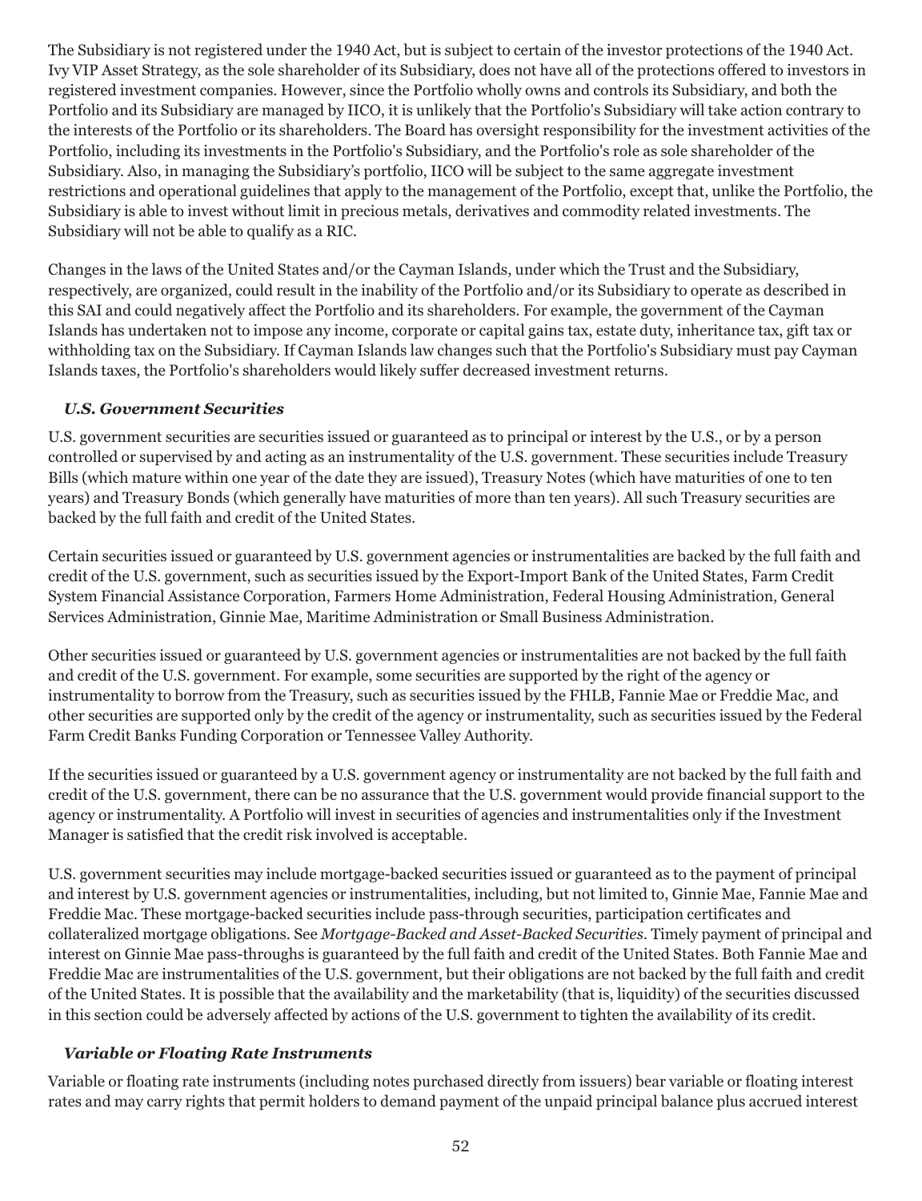The Subsidiary is not registered under the 1940 Act, but is subject to certain of the investor protections of the 1940 Act. Ivy VIP Asset Strategy, as the sole shareholder of its Subsidiary, does not have all of the protections offered to investors in registered investment companies. However, since the Portfolio wholly owns and controls its Subsidiary, and both the Portfolio and its Subsidiary are managed by IICO, it is unlikely that the Portfolio's Subsidiary will take action contrary to the interests of the Portfolio or its shareholders. The Board has oversight responsibility for the investment activities of the Portfolio, including its investments in the Portfolio's Subsidiary, and the Portfolio's role as sole shareholder of the Subsidiary. Also, in managing the Subsidiary's portfolio, IICO will be subject to the same aggregate investment restrictions and operational guidelines that apply to the management of the Portfolio, except that, unlike the Portfolio, the Subsidiary is able to invest without limit in precious metals, derivatives and commodity related investments. The Subsidiary will not be able to qualify as a RIC.

Changes in the laws of the United States and/or the Cayman Islands, under which the Trust and the Subsidiary, respectively, are organized, could result in the inability of the Portfolio and/or its Subsidiary to operate as described in this SAI and could negatively affect the Portfolio and its shareholders. For example, the government of the Cayman Islands has undertaken not to impose any income, corporate or capital gains tax, estate duty, inheritance tax, gift tax or withholding tax on the Subsidiary. If Cayman Islands law changes such that the Portfolio's Subsidiary must pay Cayman Islands taxes, the Portfolio's shareholders would likely suffer decreased investment returns.

### *U.S. Government Securities*

U.S. government securities are securities issued or guaranteed as to principal or interest by the U.S., or by a person controlled or supervised by and acting as an instrumentality of the U.S. government. These securities include Treasury Bills (which mature within one year of the date they are issued), Treasury Notes (which have maturities of one to ten years) and Treasury Bonds (which generally have maturities of more than ten years). All such Treasury securities are backed by the full faith and credit of the United States.

Certain securities issued or guaranteed by U.S. government agencies or instrumentalities are backed by the full faith and credit of the U.S. government, such as securities issued by the Export-Import Bank of the United States, Farm Credit System Financial Assistance Corporation, Farmers Home Administration, Federal Housing Administration, General Services Administration, Ginnie Mae, Maritime Administration or Small Business Administration.

Other securities issued or guaranteed by U.S. government agencies or instrumentalities are not backed by the full faith and credit of the U.S. government. For example, some securities are supported by the right of the agency or instrumentality to borrow from the Treasury, such as securities issued by the FHLB, Fannie Mae or Freddie Mac, and other securities are supported only by the credit of the agency or instrumentality, such as securities issued by the Federal Farm Credit Banks Funding Corporation or Tennessee Valley Authority.

If the securities issued or guaranteed by a U.S. government agency or instrumentality are not backed by the full faith and credit of the U.S. government, there can be no assurance that the U.S. government would provide financial support to the agency or instrumentality. A Portfolio will invest in securities of agencies and instrumentalities only if the Investment Manager is satisfied that the credit risk involved is acceptable.

U.S. government securities may include mortgage-backed securities issued or guaranteed as to the payment of principal and interest by U.S. government agencies or instrumentalities, including, but not limited to, Ginnie Mae, Fannie Mae and Freddie Mac. These mortgage-backed securities include pass-through securities, participation certificates and collateralized mortgage obligations. See *Mortgage-Backed and Asset-Backed Securities*. Timely payment of principal and interest on Ginnie Mae pass-throughs is guaranteed by the full faith and credit of the United States. Both Fannie Mae and Freddie Mac are instrumentalities of the U.S. government, but their obligations are not backed by the full faith and credit of the United States. It is possible that the availability and the marketability (that is, liquidity) of the securities discussed in this section could be adversely affected by actions of the U.S. government to tighten the availability of its credit.

### *Variable or Floating Rate Instruments*

Variable or floating rate instruments (including notes purchased directly from issuers) bear variable or floating interest rates and may carry rights that permit holders to demand payment of the unpaid principal balance plus accrued interest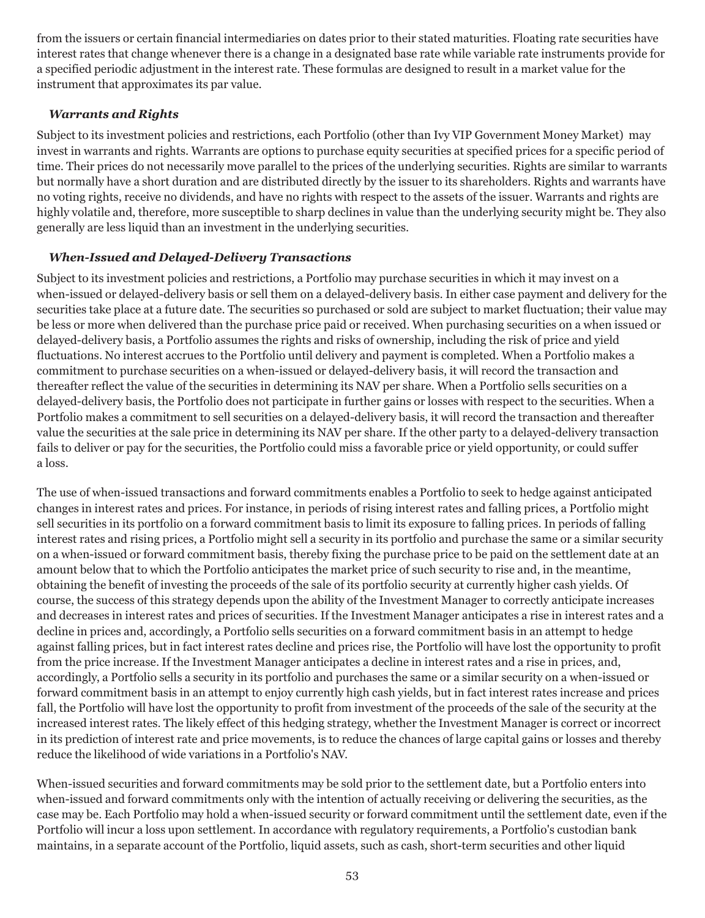from the issuers or certain financial intermediaries on dates prior to their stated maturities. Floating rate securities have interest rates that change whenever there is a change in a designated base rate while variable rate instruments provide for a specified periodic adjustment in the interest rate. These formulas are designed to result in a market value for the instrument that approximates its par value.

### *Warrants and Rights*

Subject to its investment policies and restrictions, each Portfolio (other than Ivy VIP Government Money Market) may invest in warrants and rights. Warrants are options to purchase equity securities at specified prices for a specific period of time. Their prices do not necessarily move parallel to the prices of the underlying securities. Rights are similar to warrants but normally have a short duration and are distributed directly by the issuer to its shareholders. Rights and warrants have no voting rights, receive no dividends, and have no rights with respect to the assets of the issuer. Warrants and rights are highly volatile and, therefore, more susceptible to sharp declines in value than the underlying security might be. They also generally are less liquid than an investment in the underlying securities.

### *When-Issued and Delayed-Delivery Transactions*

Subject to its investment policies and restrictions, a Portfolio may purchase securities in which it may invest on a when-issued or delayed-delivery basis or sell them on a delayed-delivery basis. In either case payment and delivery for the securities take place at a future date. The securities so purchased or sold are subject to market fluctuation; their value may be less or more when delivered than the purchase price paid or received. When purchasing securities on a when issued or delayed-delivery basis, a Portfolio assumes the rights and risks of ownership, including the risk of price and yield fluctuations. No interest accrues to the Portfolio until delivery and payment is completed. When a Portfolio makes a commitment to purchase securities on a when-issued or delayed-delivery basis, it will record the transaction and thereafter reflect the value of the securities in determining its NAV per share. When a Portfolio sells securities on a delayed-delivery basis, the Portfolio does not participate in further gains or losses with respect to the securities. When a Portfolio makes a commitment to sell securities on a delayed-delivery basis, it will record the transaction and thereafter value the securities at the sale price in determining its NAV per share. If the other party to a delayed-delivery transaction fails to deliver or pay for the securities, the Portfolio could miss a favorable price or yield opportunity, or could suffer a loss.

The use of when-issued transactions and forward commitments enables a Portfolio to seek to hedge against anticipated changes in interest rates and prices. For instance, in periods of rising interest rates and falling prices, a Portfolio might sell securities in its portfolio on a forward commitment basis to limit its exposure to falling prices. In periods of falling interest rates and rising prices, a Portfolio might sell a security in its portfolio and purchase the same or a similar security on a when-issued or forward commitment basis, thereby fixing the purchase price to be paid on the settlement date at an amount below that to which the Portfolio anticipates the market price of such security to rise and, in the meantime, obtaining the benefit of investing the proceeds of the sale of its portfolio security at currently higher cash yields. Of course, the success of this strategy depends upon the ability of the Investment Manager to correctly anticipate increases and decreases in interest rates and prices of securities. If the Investment Manager anticipates a rise in interest rates and a decline in prices and, accordingly, a Portfolio sells securities on a forward commitment basis in an attempt to hedge against falling prices, but in fact interest rates decline and prices rise, the Portfolio will have lost the opportunity to profit from the price increase. If the Investment Manager anticipates a decline in interest rates and a rise in prices, and, accordingly, a Portfolio sells a security in its portfolio and purchases the same or a similar security on a when-issued or forward commitment basis in an attempt to enjoy currently high cash yields, but in fact interest rates increase and prices fall, the Portfolio will have lost the opportunity to profit from investment of the proceeds of the sale of the security at the increased interest rates. The likely effect of this hedging strategy, whether the Investment Manager is correct or incorrect in its prediction of interest rate and price movements, is to reduce the chances of large capital gains or losses and thereby reduce the likelihood of wide variations in a Portfolio's NAV.

When-issued securities and forward commitments may be sold prior to the settlement date, but a Portfolio enters into when-issued and forward commitments only with the intention of actually receiving or delivering the securities, as the case may be. Each Portfolio may hold a when-issued security or forward commitment until the settlement date, even if the Portfolio will incur a loss upon settlement. In accordance with regulatory requirements, a Portfolio's custodian bank maintains, in a separate account of the Portfolio, liquid assets, such as cash, short-term securities and other liquid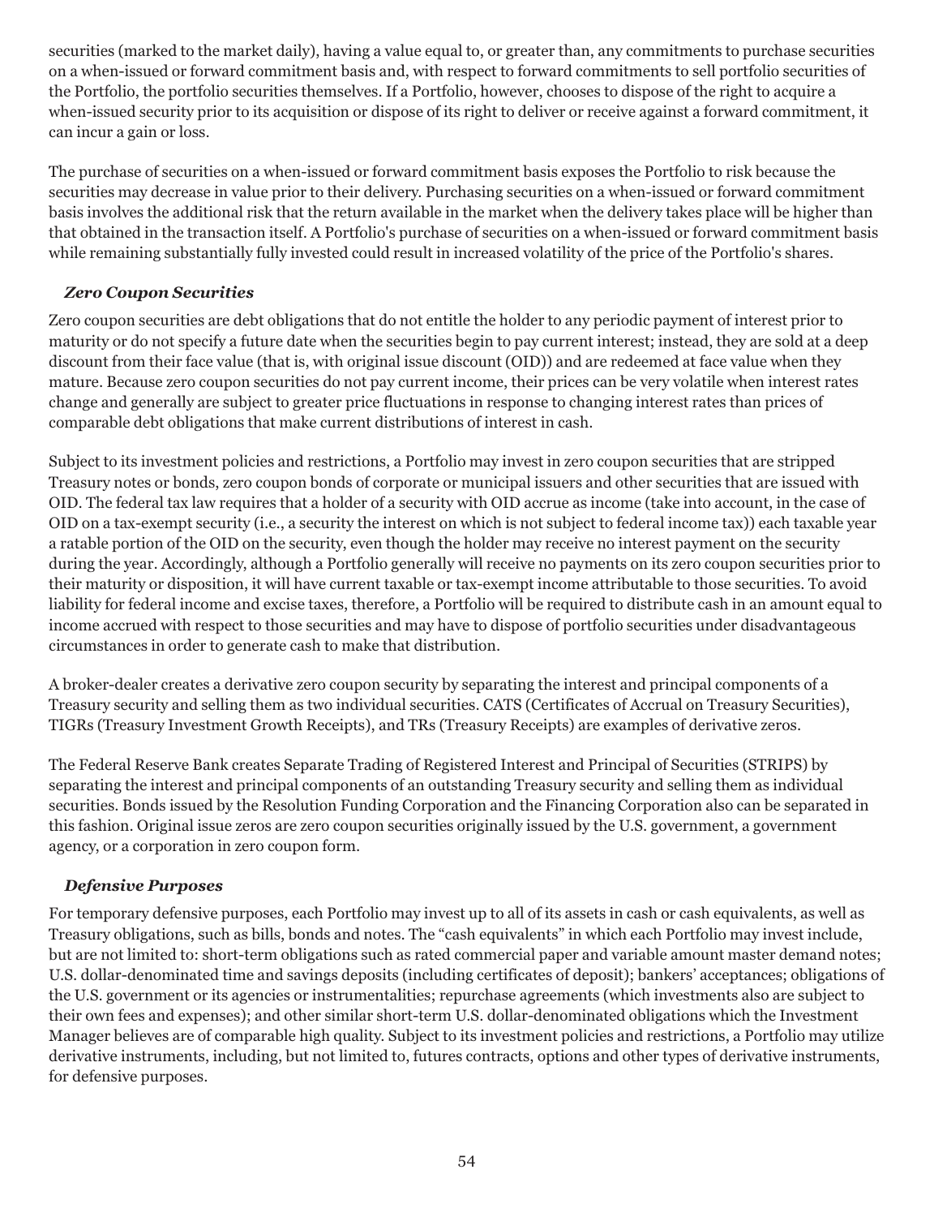securities (marked to the market daily), having a value equal to, or greater than, any commitments to purchase securities on a when-issued or forward commitment basis and, with respect to forward commitments to sell portfolio securities of the Portfolio, the portfolio securities themselves. If a Portfolio, however, chooses to dispose of the right to acquire a when-issued security prior to its acquisition or dispose of its right to deliver or receive against a forward commitment, it can incur a gain or loss.

The purchase of securities on a when-issued or forward commitment basis exposes the Portfolio to risk because the securities may decrease in value prior to their delivery. Purchasing securities on a when-issued or forward commitment basis involves the additional risk that the return available in the market when the delivery takes place will be higher than that obtained in the transaction itself. A Portfolio's purchase of securities on a when-issued or forward commitment basis while remaining substantially fully invested could result in increased volatility of the price of the Portfolio's shares.

### *Zero Coupon Securities*

Zero coupon securities are debt obligations that do not entitle the holder to any periodic payment of interest prior to maturity or do not specify a future date when the securities begin to pay current interest; instead, they are sold at a deep discount from their face value (that is, with original issue discount (OID)) and are redeemed at face value when they mature. Because zero coupon securities do not pay current income, their prices can be very volatile when interest rates change and generally are subject to greater price fluctuations in response to changing interest rates than prices of comparable debt obligations that make current distributions of interest in cash.

Subject to its investment policies and restrictions, a Portfolio may invest in zero coupon securities that are stripped Treasury notes or bonds, zero coupon bonds of corporate or municipal issuers and other securities that are issued with OID. The federal tax law requires that a holder of a security with OID accrue as income (take into account, in the case of OID on a tax-exempt security (i.e., a security the interest on which is not subject to federal income tax)) each taxable year a ratable portion of the OID on the security, even though the holder may receive no interest payment on the security during the year. Accordingly, although a Portfolio generally will receive no payments on its zero coupon securities prior to their maturity or disposition, it will have current taxable or tax-exempt income attributable to those securities. To avoid liability for federal income and excise taxes, therefore, a Portfolio will be required to distribute cash in an amount equal to income accrued with respect to those securities and may have to dispose of portfolio securities under disadvantageous circumstances in order to generate cash to make that distribution.

A broker-dealer creates a derivative zero coupon security by separating the interest and principal components of a Treasury security and selling them as two individual securities. CATS (Certificates of Accrual on Treasury Securities), TIGRs (Treasury Investment Growth Receipts), and TRs (Treasury Receipts) are examples of derivative zeros.

The Federal Reserve Bank creates Separate Trading of Registered Interest and Principal of Securities (STRIPS) by separating the interest and principal components of an outstanding Treasury security and selling them as individual securities. Bonds issued by the Resolution Funding Corporation and the Financing Corporation also can be separated in this fashion. Original issue zeros are zero coupon securities originally issued by the U.S. government, a government agency, or a corporation in zero coupon form.

### *Defensive Purposes*

For temporary defensive purposes, each Portfolio may invest up to all of its assets in cash or cash equivalents, as well as Treasury obligations, such as bills, bonds and notes. The "cash equivalents" in which each Portfolio may invest include, but are not limited to: short-term obligations such as rated commercial paper and variable amount master demand notes; U.S. dollar-denominated time and savings deposits (including certificates of deposit); bankers' acceptances; obligations of the U.S. government or its agencies or instrumentalities; repurchase agreements (which investments also are subject to their own fees and expenses); and other similar short-term U.S. dollar-denominated obligations which the Investment Manager believes are of comparable high quality. Subject to its investment policies and restrictions, a Portfolio may utilize derivative instruments, including, but not limited to, futures contracts, options and other types of derivative instruments, for defensive purposes.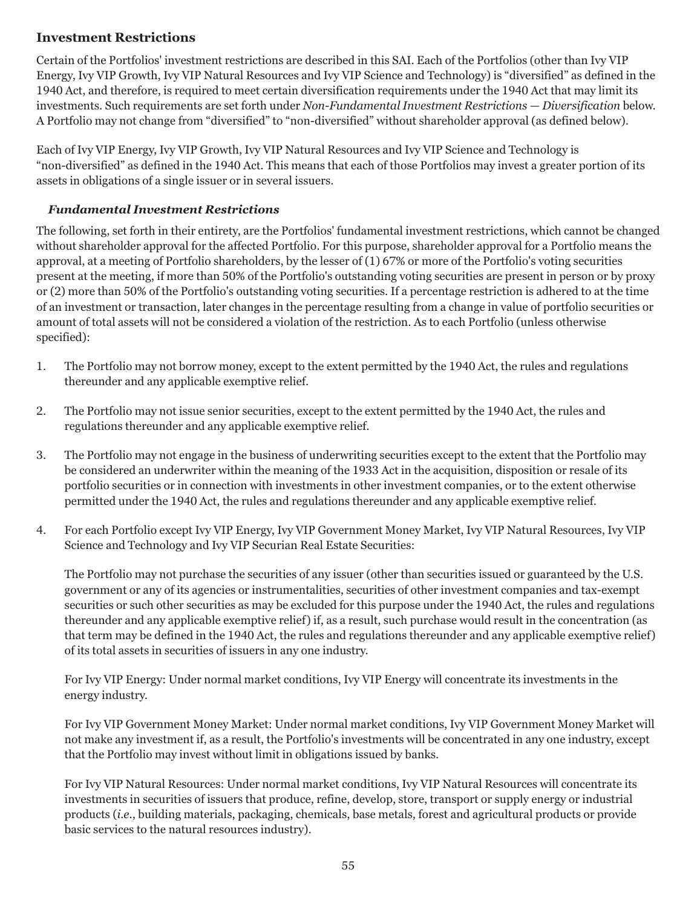## Investment Restrictions

Certain of the Portfolios' investment restrictions are described in this SAI. Each of the Portfolios (other than Ivy VIP Energy, Ivy VIP Growth, Ivy VIP Natural Resources and Ivy VIP Science and Technology) is "diversified" as defined in the 1940 Act, and therefore, is required to meet certain diversification requirements under the 1940 Act that may limit its investments. Such requirements are set forth under *Non-Fundamental Investment Restrictions — Diversification* below. A Portfolio may not change from "diversified" to "non-diversified" without shareholder approval (as defined below).

Each of Ivy VIP Energy, Ivy VIP Growth, Ivy VIP Natural Resources and Ivy VIP Science and Technology is "non-diversified" as defined in the 1940 Act. This means that each of those Portfolios may invest a greater portion of its assets in obligations of a single issuer or in several issuers.

### *Fundamental Investment Restrictions*

The following, set forth in their entirety, are the Portfolios' fundamental investment restrictions, which cannot be changed without shareholder approval for the affected Portfolio. For this purpose, shareholder approval for a Portfolio means the approval, at a meeting of Portfolio shareholders, by the lesser of (1) 67% or more of the Portfolio's voting securities present at the meeting, if more than 50% of the Portfolio's outstanding voting securities are present in person or by proxy or (2) more than 50% of the Portfolio's outstanding voting securities. If a percentage restriction is adhered to at the time of an investment or transaction, later changes in the percentage resulting from a change in value of portfolio securities or amount of total assets will not be considered a violation of the restriction. As to each Portfolio (unless otherwise specified):

1. The Portfolio may not borrow money, except to the extent permitted by the 1940 Act, the rules and regulations thereunder and any applicable exemptive relief.

2. The Portfolio may not issue senior securities, except to the extent permitted by the 1940 Act, the rules and regulations thereunder and any applicable exemptive relief.

3. The Portfolio may not engage in the business of underwriting securities except to the extent that the Portfolio may be considered an underwriter within the meaning of the 1933 Act in the acquisition, disposition or resale of its portfolio securities or in connection with investments in other investment companies, or to the extent otherwise permitted under the 1940 Act, the rules and regulations thereunder and any applicable exemptive relief.

4. For each Portfolio except Ivy VIP Energy, Ivy VIP Government Money Market, Ivy VIP Natural Resources, Ivy VIP Science and Technology and Ivy VIP Securian Real Estate Securities:

   The Portfolio may not purchase the securities of any issuer (other than securities issued or guaranteed by the U.S. government or any of its agencies or instrumentalities, securities of other investment companies and tax-exempt securities or such other securities as may be excluded for this purpose under the 1940 Act, the rules and regulations thereunder and any applicable exemptive relief) if, as a result, such purchase would result in the concentration (as that term may be defined in the 1940 Act, the rules and regulations thereunder and any applicable exemptive relief) of its total assets in securities of issuers in any one industry.

   For Ivy VIP Energy: Under normal market conditions, Ivy VIP Energy will concentrate its investments in the energy industry.

   For Ivy VIP Government Money Market: Under normal market conditions, Ivy VIP Government Money Market will not make any investment if, as a result, the Portfolio's investments will be concentrated in any one industry, except that the Portfolio may invest without limit in obligations issued by banks.

   For Ivy VIP Natural Resources: Under normal market conditions, Ivy VIP Natural Resources will concentrate its investments in securities of issuers that produce, refine, develop, store, transport or supply energy or industrial products (*i.e.*, building materials, packaging, chemicals, base metals, forest and agricultural products or provide basic services to the natural resources industry).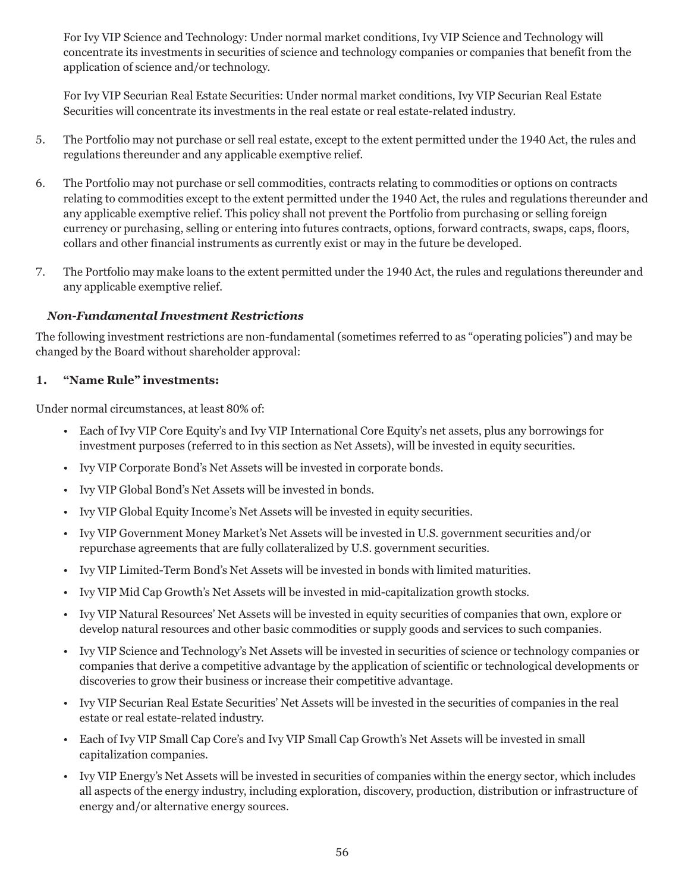For Ivy VIP Science and Technology: Under normal market conditions, Ivy VIP Science and Technology will concentrate its investments in securities of science and technology companies or companies that benefit from the application of science and/or technology.

For Ivy VIP Securian Real Estate Securities: Under normal market conditions, Ivy VIP Securian Real Estate Securities will concentrate its investments in the real estate or real estate-related industry.

5. The Portfolio may not purchase or sell real estate, except to the extent permitted under the 1940 Act, the rules and regulations thereunder and any applicable exemptive relief.

6. The Portfolio may not purchase or sell commodities, contracts relating to commodities or options on contracts relating to commodities except to the extent permitted under the 1940 Act, the rules and regulations thereunder and any applicable exemptive relief. This policy shall not prevent the Portfolio from purchasing or selling foreign currency or purchasing, selling or entering into futures contracts, options, forward contracts, swaps, caps, floors, collars and other financial instruments as currently exist or may in the future be developed.

7. The Portfolio may make loans to the extent permitted under the 1940 Act, the rules and regulations thereunder and any applicable exemptive relief.

***Non-Fundamental Investment Restrictions***

The following investment restrictions are non-fundamental (sometimes referred to as "operating policies") and may be changed by the Board without shareholder approval:

**1. "Name Rule" investments:**

Under normal circumstances, at least 80% of:

- Each of Ivy VIP Core Equity's and Ivy VIP International Core Equity's net assets, plus any borrowings for investment purposes (referred to in this section as Net Assets), will be invested in equity securities.
- Ivy VIP Corporate Bond's Net Assets will be invested in corporate bonds.
- Ivy VIP Global Bond's Net Assets will be invested in bonds.
- Ivy VIP Global Equity Income's Net Assets will be invested in equity securities.
- Ivy VIP Government Money Market's Net Assets will be invested in U.S. government securities and/or repurchase agreements that are fully collateralized by U.S. government securities.
- Ivy VIP Limited-Term Bond's Net Assets will be invested in bonds with limited maturities.
- Ivy VIP Mid Cap Growth's Net Assets will be invested in mid-capitalization growth stocks.
- Ivy VIP Natural Resources' Net Assets will be invested in equity securities of companies that own, explore or develop natural resources and other basic commodities or supply goods and services to such companies.
- Ivy VIP Science and Technology's Net Assets will be invested in securities of science or technology companies or companies that derive a competitive advantage by the application of scientific or technological developments or discoveries to grow their business or increase their competitive advantage.
- Ivy VIP Securian Real Estate Securities' Net Assets will be invested in the securities of companies in the real estate or real estate-related industry.
- Each of Ivy VIP Small Cap Core's and Ivy VIP Small Cap Growth's Net Assets will be invested in small capitalization companies.
- Ivy VIP Energy's Net Assets will be invested in securities of companies within the energy sector, which includes all aspects of the energy industry, including exploration, discovery, production, distribution or infrastructure of energy and/or alternative energy sources.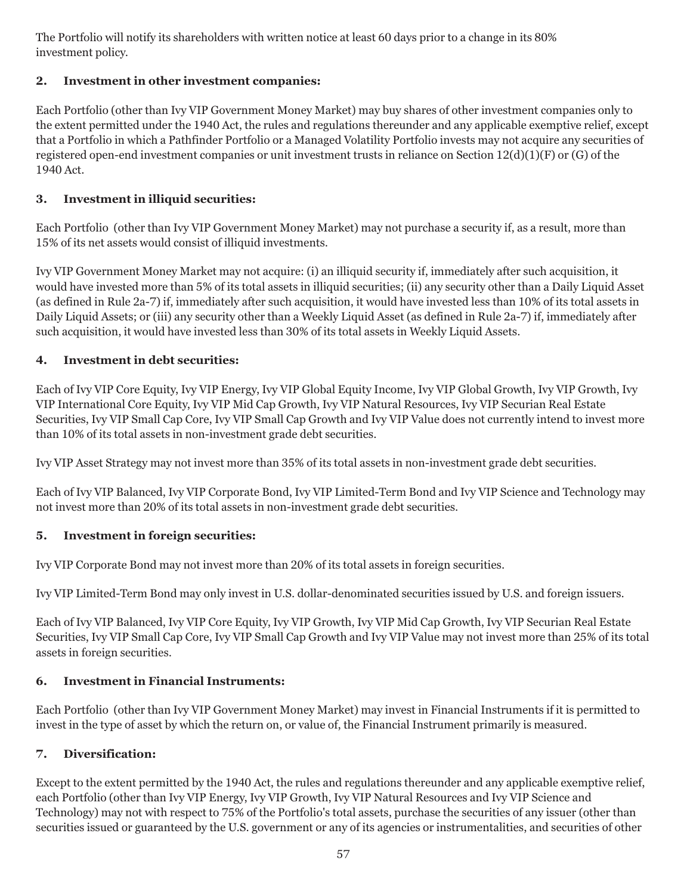The Portfolio will notify its shareholders with written notice at least 60 days prior to a change in its 80% investment policy.

**2. Investment in other investment companies:**

Each Portfolio (other than Ivy VIP Government Money Market) may buy shares of other investment companies only to the extent permitted under the 1940 Act, the rules and regulations thereunder and any applicable exemptive relief, except that a Portfolio in which a Pathfinder Portfolio or a Managed Volatility Portfolio invests may not acquire any securities of registered open-end investment companies or unit investment trusts in reliance on Section 12(d)(1)(F) or (G) of the 1940 Act.

**3. Investment in illiquid securities:**

Each Portfolio (other than Ivy VIP Government Money Market) may not purchase a security if, as a result, more than 15% of its net assets would consist of illiquid investments.

Ivy VIP Government Money Market may not acquire: (i) an illiquid security if, immediately after such acquisition, it would have invested more than 5% of its total assets in illiquid securities; (ii) any security other than a Daily Liquid Asset (as defined in Rule 2a-7) if, immediately after such acquisition, it would have invested less than 10% of its total assets in Daily Liquid Assets; or (iii) any security other than a Weekly Liquid Asset (as defined in Rule 2a-7) if, immediately after such acquisition, it would have invested less than 30% of its total assets in Weekly Liquid Assets.

**4. Investment in debt securities:**

Each of Ivy VIP Core Equity, Ivy VIP Energy, Ivy VIP Global Equity Income, Ivy VIP Global Growth, Ivy VIP Growth, Ivy VIP International Core Equity, Ivy VIP Mid Cap Growth, Ivy VIP Natural Resources, Ivy VIP Securian Real Estate Securities, Ivy VIP Small Cap Core, Ivy VIP Small Cap Growth and Ivy VIP Value does not currently intend to invest more than 10% of its total assets in non-investment grade debt securities.

Ivy VIP Asset Strategy may not invest more than 35% of its total assets in non-investment grade debt securities.

Each of Ivy VIP Balanced, Ivy VIP Corporate Bond, Ivy VIP Limited-Term Bond and Ivy VIP Science and Technology may not invest more than 20% of its total assets in non-investment grade debt securities.

**5. Investment in foreign securities:**

Ivy VIP Corporate Bond may not invest more than 20% of its total assets in foreign securities.

Ivy VIP Limited-Term Bond may only invest in U.S. dollar-denominated securities issued by U.S. and foreign issuers.

Each of Ivy VIP Balanced, Ivy VIP Core Equity, Ivy VIP Growth, Ivy VIP Mid Cap Growth, Ivy VIP Securian Real Estate Securities, Ivy VIP Small Cap Core, Ivy VIP Small Cap Growth and Ivy VIP Value may not invest more than 25% of its total assets in foreign securities.

**6. Investment in Financial Instruments:**

Each Portfolio (other than Ivy VIP Government Money Market) may invest in Financial Instruments if it is permitted to invest in the type of asset by which the return on, or value of, the Financial Instrument primarily is measured.

**7. Diversification:**

Except to the extent permitted by the 1940 Act, the rules and regulations thereunder and any applicable exemptive relief, each Portfolio (other than Ivy VIP Energy, Ivy VIP Growth, Ivy VIP Natural Resources and Ivy VIP Science and Technology) may not with respect to 75% of the Portfolio's total assets, purchase the securities of any issuer (other than securities issued or guaranteed by the U.S. government or any of its agencies or instrumentalities, and securities of other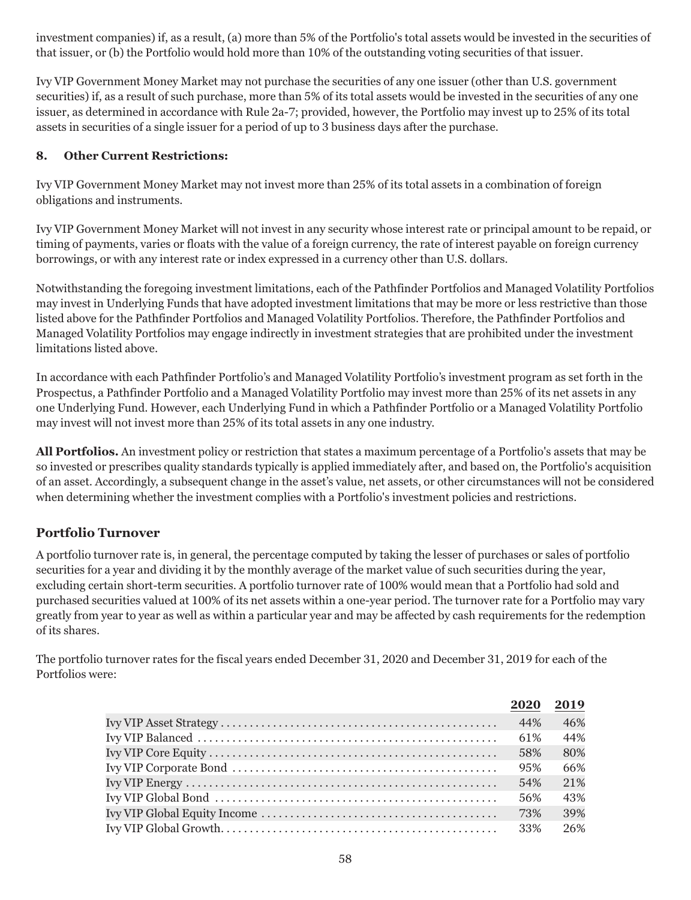investment companies) if, as a result, (a) more than 5% of the Portfolio's total assets would be invested in the securities of that issuer, or (b) the Portfolio would hold more than 10% of the outstanding voting securities of that issuer.

Ivy VIP Government Money Market may not purchase the securities of any one issuer (other than U.S. government securities) if, as a result of such purchase, more than 5% of its total assets would be invested in the securities of any one issuer, as determined in accordance with Rule 2a-7; provided, however, the Portfolio may invest up to 25% of its total assets in securities of a single issuer for a period of up to 3 business days after the purchase.

**8. Other Current Restrictions:**

Ivy VIP Government Money Market may not invest more than 25% of its total assets in a combination of foreign obligations and instruments.

Ivy VIP Government Money Market will not invest in any security whose interest rate or principal amount to be repaid, or timing of payments, varies or floats with the value of a foreign currency, the rate of interest payable on foreign currency borrowings, or with any interest rate or index expressed in a currency other than U.S. dollars.

Notwithstanding the foregoing investment limitations, each of the Pathfinder Portfolios and Managed Volatility Portfolios may invest in Underlying Funds that have adopted investment limitations that may be more or less restrictive than those listed above for the Pathfinder Portfolios and Managed Volatility Portfolios. Therefore, the Pathfinder Portfolios and Managed Volatility Portfolios may engage indirectly in investment strategies that are prohibited under the investment limitations listed above.

In accordance with each Pathfinder Portfolio's and Managed Volatility Portfolio's investment program as set forth in the Prospectus, a Pathfinder Portfolio and a Managed Volatility Portfolio may invest more than 25% of its net assets in any one Underlying Fund. However, each Underlying Fund in which a Pathfinder Portfolio or a Managed Volatility Portfolio may invest will not invest more than 25% of its total assets in any one industry.

**All Portfolios.** An investment policy or restriction that states a maximum percentage of a Portfolio's assets that may be so invested or prescribes quality standards typically is applied immediately after, and based on, the Portfolio's acquisition of an asset. Accordingly, a subsequent change in the asset's value, net assets, or other circumstances will not be considered when determining whether the investment complies with a Portfolio's investment policies and restrictions.

## Portfolio Turnover

A portfolio turnover rate is, in general, the percentage computed by taking the lesser of purchases or sales of portfolio securities for a year and dividing it by the monthly average of the market value of such securities during the year, excluding certain short-term securities. A portfolio turnover rate of 100% would mean that a Portfolio had sold and purchased securities valued at 100% of its net assets within a one-year period. The turnover rate for a Portfolio may vary greatly from year to year as well as within a particular year and may be affected by cash requirements for the redemption of its shares.

The portfolio turnover rates for the fiscal years ended December 31, 2020 and December 31, 2019 for each of the Portfolios were:

| | 2020 | 2019 |
|---|---|---|
| Ivy VIP Asset Strategy | 44% | 46% |
| Ivy VIP Balanced | 61% | 44% |
| Ivy VIP Core Equity | 58% | 80% |
| Ivy VIP Corporate Bond | 95% | 66% |
| Ivy VIP Energy | 54% | 21% |
| Ivy VIP Global Bond | 56% | 43% |
| Ivy VIP Global Equity Income | 73% | 39% |
| Ivy VIP Global Growth | 33% | 26% |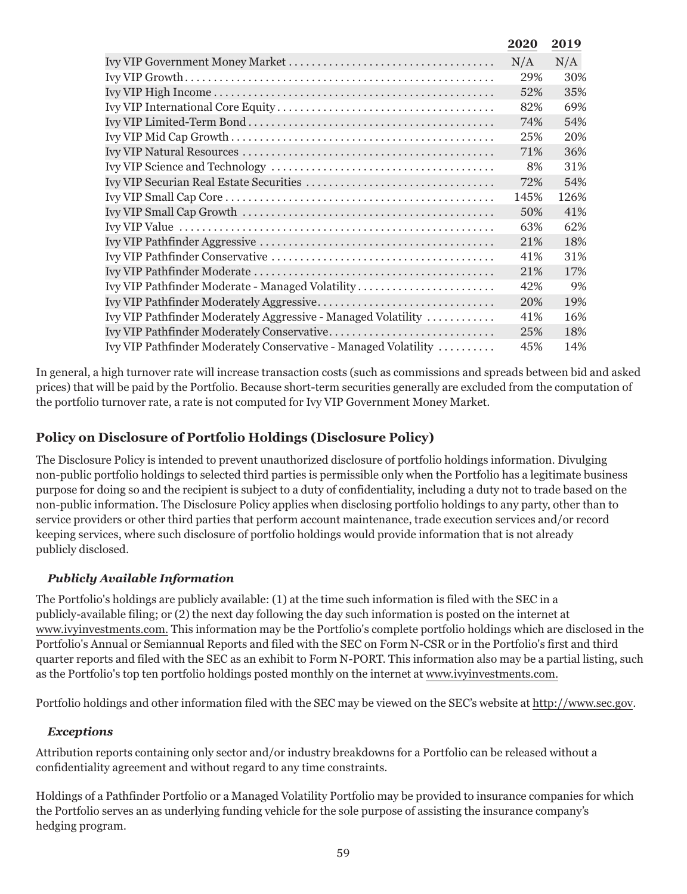| | 2020 | 2019 |
|---|---|---|
| Ivy VIP Government Money Market | N/A | N/A |
| Ivy VIP Growth | 29% | 30% |
| Ivy VIP High Income | 52% | 35% |
| Ivy VIP International Core Equity | 82% | 69% |
| Ivy VIP Limited-Term Bond | 74% | 54% |
| Ivy VIP Mid Cap Growth | 25% | 20% |
| Ivy VIP Natural Resources | 71% | 36% |
| Ivy VIP Science and Technology | 8% | 31% |
| Ivy VIP Securian Real Estate Securities | 72% | 54% |
| Ivy VIP Small Cap Core | 145% | 126% |
| Ivy VIP Small Cap Growth | 50% | 41% |
| Ivy VIP Value | 63% | 62% |
| Ivy VIP Pathfinder Aggressive | 21% | 18% |
| Ivy VIP Pathfinder Conservative | 41% | 31% |
| Ivy VIP Pathfinder Moderate | 21% | 17% |
| Ivy VIP Pathfinder Moderate - Managed Volatility | 42% | 9% |
| Ivy VIP Pathfinder Moderately Aggressive | 20% | 19% |
| Ivy VIP Pathfinder Moderately Aggressive - Managed Volatility | 41% | 16% |
| Ivy VIP Pathfinder Moderately Conservative | 25% | 18% |
| Ivy VIP Pathfinder Moderately Conservative - Managed Volatility | 45% | 14% |

In general, a high turnover rate will increase transaction costs (such as commissions and spreads between bid and asked prices) that will be paid by the Portfolio. Because short-term securities generally are excluded from the computation of the portfolio turnover rate, a rate is not computed for Ivy VIP Government Money Market.

## Policy on Disclosure of Portfolio Holdings (Disclosure Policy)

The Disclosure Policy is intended to prevent unauthorized disclosure of portfolio holdings information. Divulging non-public portfolio holdings to selected third parties is permissible only when the Portfolio has a legitimate business purpose for doing so and the recipient is subject to a duty of confidentiality, including a duty not to trade based on the non-public information. The Disclosure Policy applies when disclosing portfolio holdings to any party, other than to service providers or other third parties that perform account maintenance, trade execution services and/or record keeping services, where such disclosure of portfolio holdings would provide information that is not already publicly disclosed.

### *Publicly Available Information*

The Portfolio's holdings are publicly available: (1) at the time such information is filed with the SEC in a publicly-available filing; or (2) the next day following the day such information is posted on the internet at www.ivyinvestments.com. This information may be the Portfolio's complete portfolio holdings which are disclosed in the Portfolio's Annual or Semiannual Reports and filed with the SEC on Form N-CSR or in the Portfolio's first and third quarter reports and filed with the SEC as an exhibit to Form N-PORT. This information also may be a partial listing, such as the Portfolio's top ten portfolio holdings posted monthly on the internet at www.ivyinvestments.com.

Portfolio holdings and other information filed with the SEC may be viewed on the SEC's website at http://www.sec.gov.

### *Exceptions*

Attribution reports containing only sector and/or industry breakdowns for a Portfolio can be released without a confidentiality agreement and without regard to any time constraints.

Holdings of a Pathfinder Portfolio or a Managed Volatility Portfolio may be provided to insurance companies for which the Portfolio serves an as underlying funding vehicle for the sole purpose of assisting the insurance company's hedging program.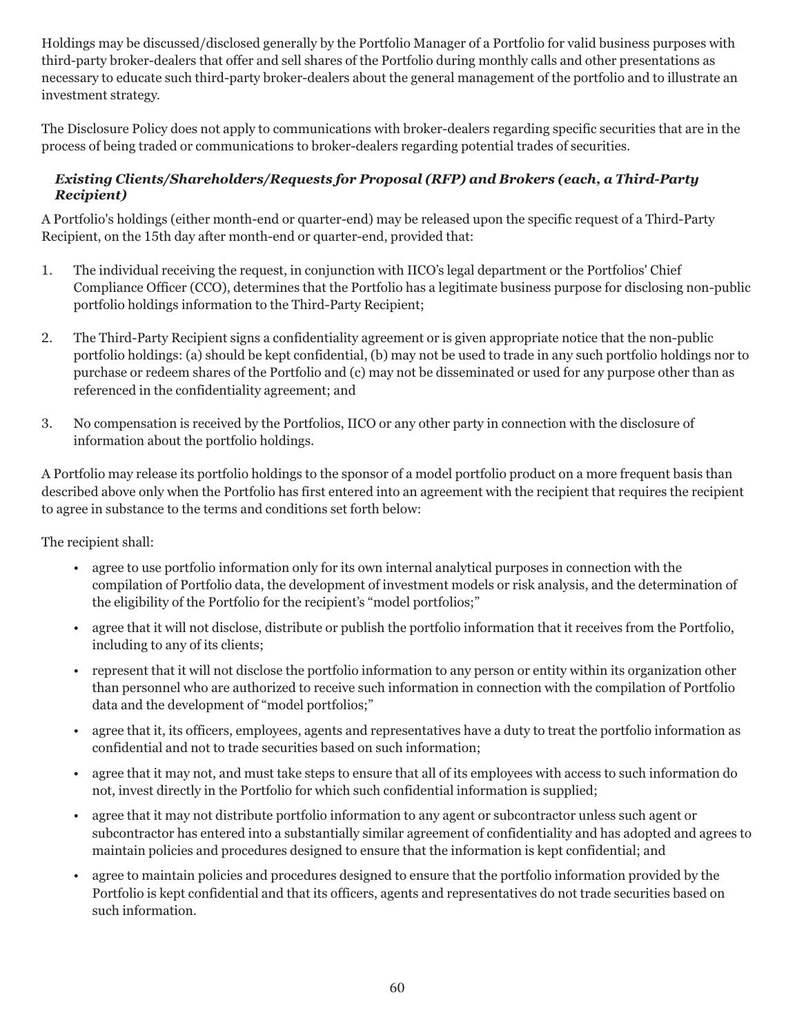Holdings may be discussed/disclosed generally by the Portfolio Manager of a Portfolio for valid business purposes with third-party broker-dealers that offer and sell shares of the Portfolio during monthly calls and other presentations as necessary to educate such third-party broker-dealers about the general management of the portfolio and to illustrate an investment strategy.

The Disclosure Policy does not apply to communications with broker-dealers regarding specific securities that are in the process of being traded or communications to broker-dealers regarding potential trades of securities.

***Existing Clients/Shareholders/Requests for Proposal (RFP) and Brokers (each, a Third-Party Recipient)***

A Portfolio's holdings (either month-end or quarter-end) may be released upon the specific request of a Third-Party Recipient, on the 15th day after month-end or quarter-end, provided that:

1. The individual receiving the request, in conjunction with IICO's legal department or the Portfolios' Chief Compliance Officer (CCO), determines that the Portfolio has a legitimate business purpose for disclosing non-public portfolio holdings information to the Third-Party Recipient;
2. The Third-Party Recipient signs a confidentiality agreement or is given appropriate notice that the non-public portfolio holdings: (a) should be kept confidential, (b) may not be used to trade in any such portfolio holdings nor to purchase or redeem shares of the Portfolio and (c) may not be disseminated or used for any purpose other than as referenced in the confidentiality agreement; and
3. No compensation is received by the Portfolios, IICO or any other party in connection with the disclosure of information about the portfolio holdings.

A Portfolio may release its portfolio holdings to the sponsor of a model portfolio product on a more frequent basis than described above only when the Portfolio has first entered into an agreement with the recipient that requires the recipient to agree in substance to the terms and conditions set forth below:

The recipient shall:

- agree to use portfolio information only for its own internal analytical purposes in connection with the compilation of Portfolio data, the development of investment models or risk analysis, and the determination of the eligibility of the Portfolio for the recipient's "model portfolios;"
- agree that it will not disclose, distribute or publish the portfolio information that it receives from the Portfolio, including to any of its clients;
- represent that it will not disclose the portfolio information to any person or entity within its organization other than personnel who are authorized to receive such information in connection with the compilation of Portfolio data and the development of "model portfolios;"
- agree that it, its officers, employees, agents and representatives have a duty to treat the portfolio information as confidential and not to trade securities based on such information;
- agree that it may not, and must take steps to ensure that all of its employees with access to such information do not, invest directly in the Portfolio for which such confidential information is supplied;
- agree that it may not distribute portfolio information to any agent or subcontractor unless such agent or subcontractor has entered into a substantially similar agreement of confidentiality and has adopted and agrees to maintain policies and procedures designed to ensure that the information is kept confidential; and
- agree to maintain policies and procedures designed to ensure that the portfolio information provided by the Portfolio is kept confidential and that its officers, agents and representatives do not trade securities based on such information.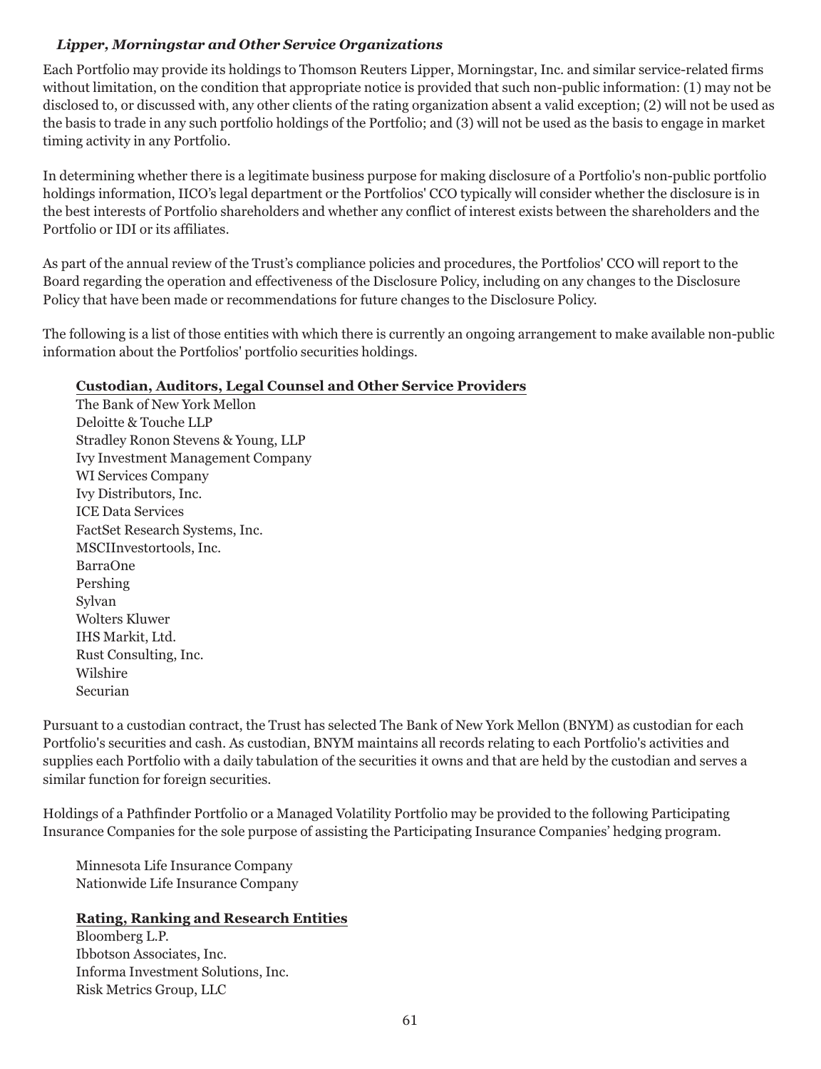### *Lipper, Morningstar and Other Service Organizations*

Each Portfolio may provide its holdings to Thomson Reuters Lipper, Morningstar, Inc. and similar service-related firms without limitation, on the condition that appropriate notice is provided that such non-public information: (1) may not be disclosed to, or discussed with, any other clients of the rating organization absent a valid exception; (2) will not be used as the basis to trade in any such portfolio holdings of the Portfolio; and (3) will not be used as the basis to engage in market timing activity in any Portfolio.

In determining whether there is a legitimate business purpose for making disclosure of a Portfolio's non-public portfolio holdings information, IICO's legal department or the Portfolios' CCO typically will consider whether the disclosure is in the best interests of Portfolio shareholders and whether any conflict of interest exists between the shareholders and the Portfolio or IDI or its affiliates.

As part of the annual review of the Trust's compliance policies and procedures, the Portfolios' CCO will report to the Board regarding the operation and effectiveness of the Disclosure Policy, including on any changes to the Disclosure Policy that have been made or recommendations for future changes to the Disclosure Policy.

The following is a list of those entities with which there is currently an ongoing arrangement to make available non-public information about the Portfolios' portfolio securities holdings.

**Custodian, Auditors, Legal Counsel and Other Service Providers**

The Bank of New York Mellon
Deloitte & Touche LLP
Stradley Ronon Stevens & Young, LLP
Ivy Investment Management Company
WI Services Company
Ivy Distributors, Inc.
ICE Data Services
FactSet Research Systems, Inc.
MSCIInvestortools, Inc.
BarraOne
Pershing
Sylvan
Wolters Kluwer
IHS Markit, Ltd.
Rust Consulting, Inc.
Wilshire
Securian

Pursuant to a custodian contract, the Trust has selected The Bank of New York Mellon (BNYM) as custodian for each Portfolio's securities and cash. As custodian, BNYM maintains all records relating to each Portfolio's activities and supplies each Portfolio with a daily tabulation of the securities it owns and that are held by the custodian and serves a similar function for foreign securities.

Holdings of a Pathfinder Portfolio or a Managed Volatility Portfolio may be provided to the following Participating Insurance Companies for the sole purpose of assisting the Participating Insurance Companies' hedging program.

Minnesota Life Insurance Company
Nationwide Life Insurance Company

**Rating, Ranking and Research Entities**

Bloomberg L.P.
Ibbotson Associates, Inc.
Informa Investment Solutions, Inc.
Risk Metrics Group, LLC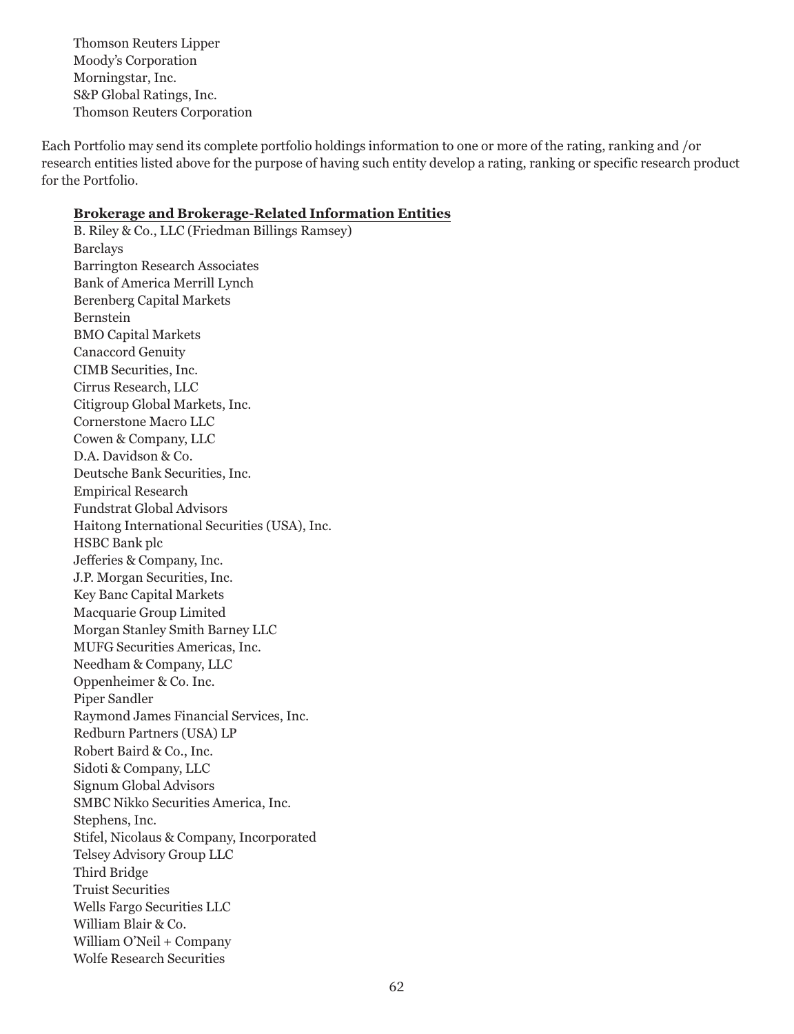Thomson Reuters Lipper
Moody's Corporation
Morningstar, Inc.
S&P Global Ratings, Inc.
Thomson Reuters Corporation

Each Portfolio may send its complete portfolio holdings information to one or more of the rating, ranking and /or research entities listed above for the purpose of having such entity develop a rating, ranking or specific research product for the Portfolio.

**Brokerage and Brokerage-Related Information Entities**

B. Riley & Co., LLC (Friedman Billings Ramsey)
Barclays
Barrington Research Associates
Bank of America Merrill Lynch
Berenberg Capital Markets
Bernstein
BMO Capital Markets
Canaccord Genuity
CIMB Securities, Inc.
Cirrus Research, LLC
Citigroup Global Markets, Inc.
Cornerstone Macro LLC
Cowen & Company, LLC
D.A. Davidson & Co.
Deutsche Bank Securities, Inc.
Empirical Research
Fundstrat Global Advisors
Haitong International Securities (USA), Inc.
HSBC Bank plc
Jefferies & Company, Inc.
J.P. Morgan Securities, Inc.
Key Banc Capital Markets
Macquarie Group Limited
Morgan Stanley Smith Barney LLC
MUFG Securities Americas, Inc.
Needham & Company, LLC
Oppenheimer & Co. Inc.
Piper Sandler
Raymond James Financial Services, Inc.
Redburn Partners (USA) LP
Robert Baird & Co., Inc.
Sidoti & Company, LLC
Signum Global Advisors
SMBC Nikko Securities America, Inc.
Stephens, Inc.
Stifel, Nicolaus & Company, Incorporated
Telsey Advisory Group LLC
Third Bridge
Truist Securities
Wells Fargo Securities LLC
William Blair & Co.
William O'Neil + Company
Wolfe Research Securities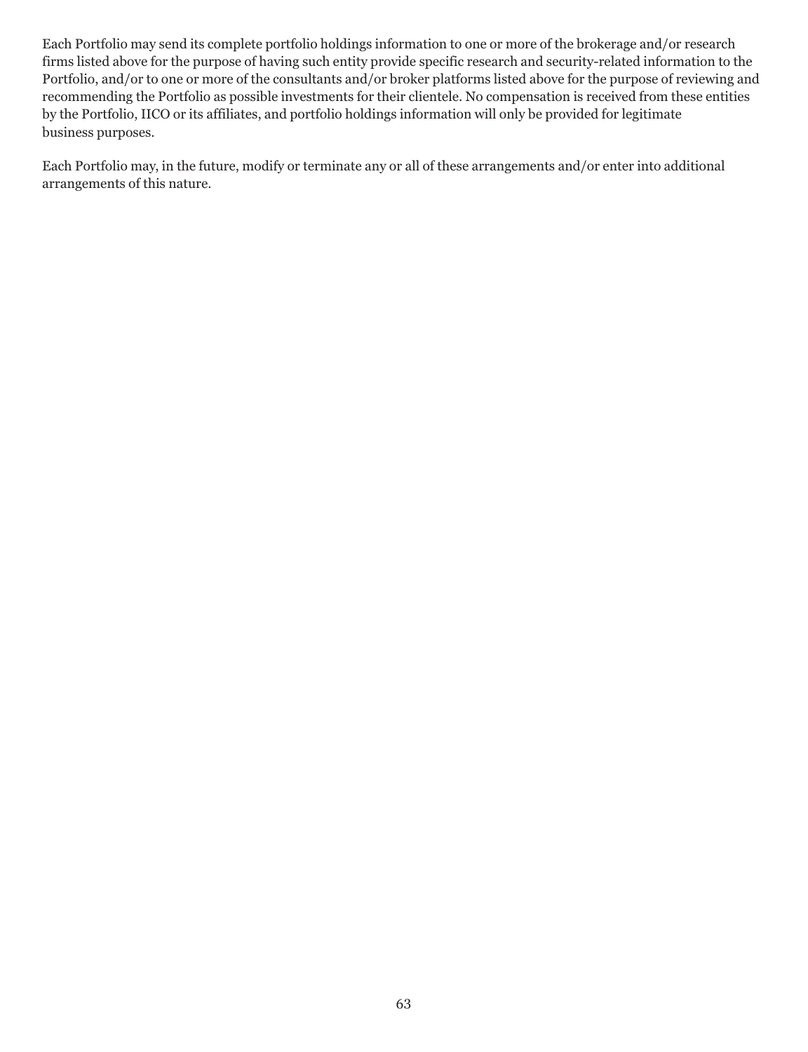Each Portfolio may send its complete portfolio holdings information to one or more of the brokerage and/or research firms listed above for the purpose of having such entity provide specific research and security-related information to the Portfolio, and/or to one or more of the consultants and/or broker platforms listed above for the purpose of reviewing and recommending the Portfolio as possible investments for their clientele. No compensation is received from these entities by the Portfolio, IICO or its affiliates, and portfolio holdings information will only be provided for legitimate business purposes.

Each Portfolio may, in the future, modify or terminate any or all of these arrangements and/or enter into additional arrangements of this nature.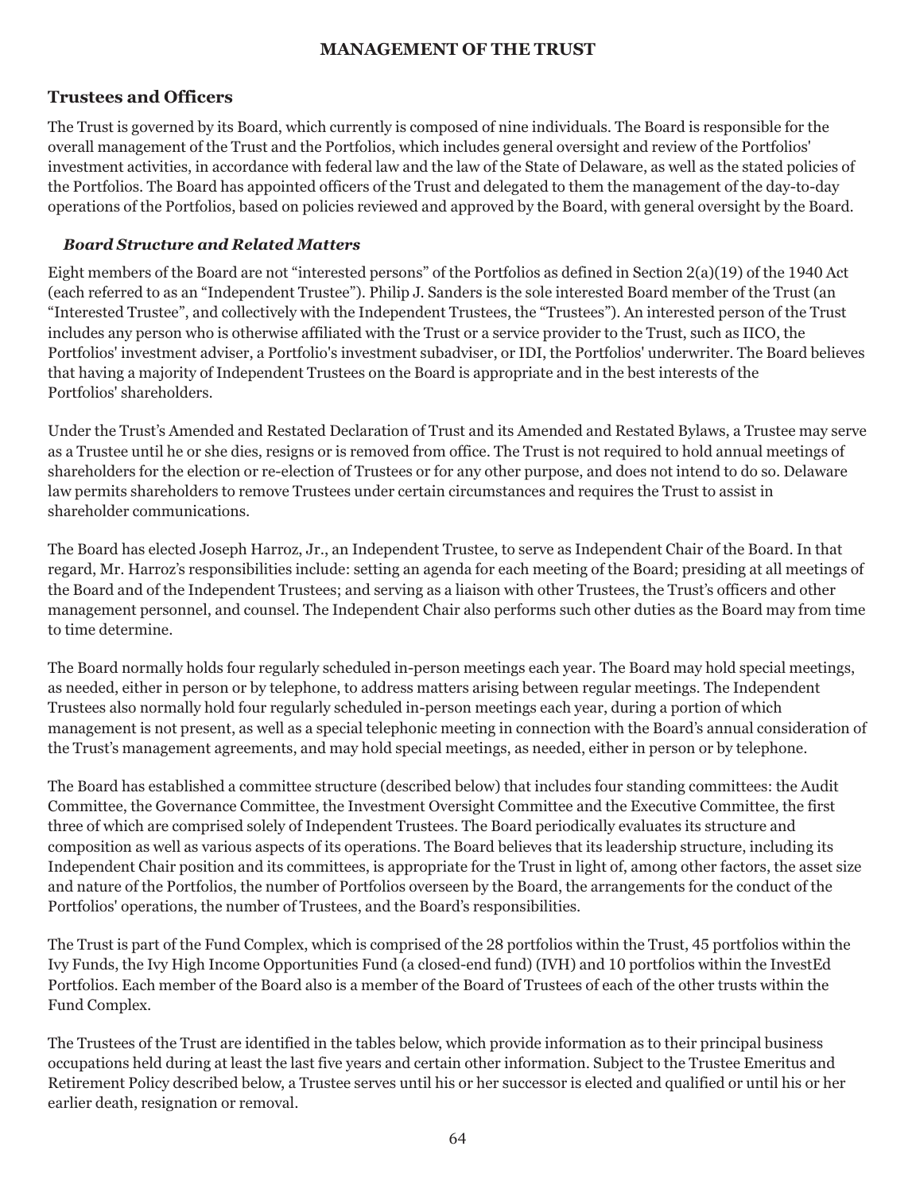# MANAGEMENT OF THE TRUST

## Trustees and Officers

The Trust is governed by its Board, which currently is composed of nine individuals. The Board is responsible for the overall management of the Trust and the Portfolios, which includes general oversight and review of the Portfolios' investment activities, in accordance with federal law and the law of the State of Delaware, as well as the stated policies of the Portfolios. The Board has appointed officers of the Trust and delegated to them the management of the day-to-day operations of the Portfolios, based on policies reviewed and approved by the Board, with general oversight by the Board.

### *Board Structure and Related Matters*

Eight members of the Board are not "interested persons" of the Portfolios as defined in Section 2(a)(19) of the 1940 Act (each referred to as an "Independent Trustee"). Philip J. Sanders is the sole interested Board member of the Trust (an "Interested Trustee", and collectively with the Independent Trustees, the "Trustees"). An interested person of the Trust includes any person who is otherwise affiliated with the Trust or a service provider to the Trust, such as IICO, the Portfolios' investment adviser, a Portfolio's investment subadviser, or IDI, the Portfolios' underwriter. The Board believes that having a majority of Independent Trustees on the Board is appropriate and in the best interests of the Portfolios' shareholders.

Under the Trust's Amended and Restated Declaration of Trust and its Amended and Restated Bylaws, a Trustee may serve as a Trustee until he or she dies, resigns or is removed from office. The Trust is not required to hold annual meetings of shareholders for the election or re-election of Trustees or for any other purpose, and does not intend to do so. Delaware law permits shareholders to remove Trustees under certain circumstances and requires the Trust to assist in shareholder communications.

The Board has elected Joseph Harroz, Jr., an Independent Trustee, to serve as Independent Chair of the Board. In that regard, Mr. Harroz's responsibilities include: setting an agenda for each meeting of the Board; presiding at all meetings of the Board and of the Independent Trustees; and serving as a liaison with other Trustees, the Trust's officers and other management personnel, and counsel. The Independent Chair also performs such other duties as the Board may from time to time determine.

The Board normally holds four regularly scheduled in-person meetings each year. The Board may hold special meetings, as needed, either in person or by telephone, to address matters arising between regular meetings. The Independent Trustees also normally hold four regularly scheduled in-person meetings each year, during a portion of which management is not present, as well as a special telephonic meeting in connection with the Board's annual consideration of the Trust's management agreements, and may hold special meetings, as needed, either in person or by telephone.

The Board has established a committee structure (described below) that includes four standing committees: the Audit Committee, the Governance Committee, the Investment Oversight Committee and the Executive Committee, the first three of which are comprised solely of Independent Trustees. The Board periodically evaluates its structure and composition as well as various aspects of its operations. The Board believes that its leadership structure, including its Independent Chair position and its committees, is appropriate for the Trust in light of, among other factors, the asset size and nature of the Portfolios, the number of Portfolios overseen by the Board, the arrangements for the conduct of the Portfolios' operations, the number of Trustees, and the Board's responsibilities.

The Trust is part of the Fund Complex, which is comprised of the 28 portfolios within the Trust, 45 portfolios within the Ivy Funds, the Ivy High Income Opportunities Fund (a closed-end fund) (IVH) and 10 portfolios within the InvestEd Portfolios. Each member of the Board also is a member of the Board of Trustees of each of the other trusts within the Fund Complex.

The Trustees of the Trust are identified in the tables below, which provide information as to their principal business occupations held during at least the last five years and certain other information. Subject to the Trustee Emeritus and Retirement Policy described below, a Trustee serves until his or her successor is elected and qualified or until his or her earlier death, resignation or removal.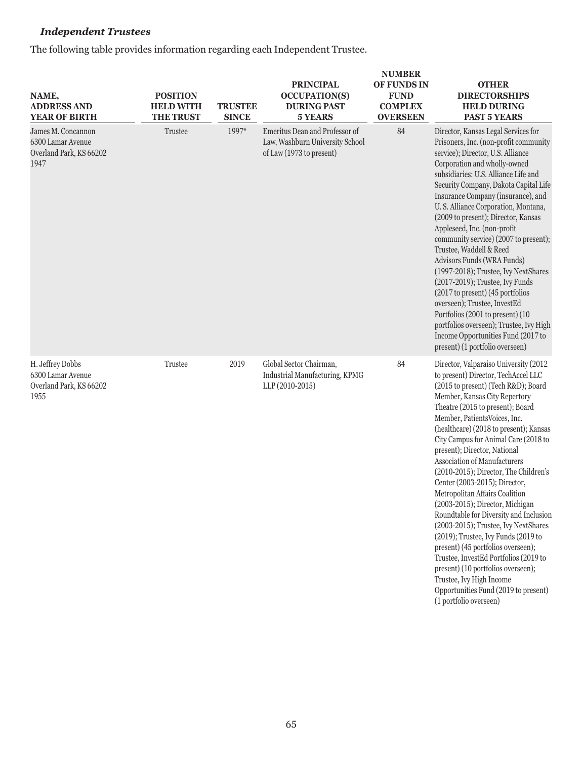### *Independent Trustees*

The following table provides information regarding each Independent Trustee.

| NAME, ADDRESS AND YEAR OF BIRTH | POSITION HELD WITH THE TRUST | TRUSTEE SINCE | PRINCIPAL OCCUPATION(S) DURING PAST 5 YEARS | NUMBER OF FUNDS IN FUND COMPLEX OVERSEEN | OTHER DIRECTORSHIPS HELD DURING PAST 5 YEARS |
|---|---|---|---|---|---|
| James M. Concannon<br>6300 Lamar Avenue<br>Overland Park, KS 66202<br>1947 | Trustee | 1997* | Emeritus Dean and Professor of Law, Washburn University School of Law (1973 to present) | 84 | Director, Kansas Legal Services for Prisoners, Inc. (non-profit community service); Director, U.S. Alliance Corporation and wholly-owned subsidiaries: U.S. Alliance Life and Security Company, Dakota Capital Life Insurance Company (insurance), and U. S. Alliance Corporation, Montana, (2009 to present); Director, Kansas Appleseed, Inc. (non-profit community service) (2007 to present); Trustee, Waddell & Reed Advisors Funds (WRA Funds) (1997-2018); Trustee, Ivy NextShares (2017-2019); Trustee, Ivy Funds (2017 to present) (45 portfolios overseen); Trustee, InvestEd Portfolios (2001 to present) (10 portfolios overseen); Trustee, Ivy High Income Opportunities Fund (2017 to present) (1 portfolio overseen) |
| H. Jeffrey Dobbs<br>6300 Lamar Avenue<br>Overland Park, KS 66202<br>1955 | Trustee | 2019 | Global Sector Chairman, Industrial Manufacturing, KPMG LLP (2010-2015) | 84 | Director, Valparaiso University (2012 to present) Director, TechAccel LLC (2015 to present) (Tech R&D); Board Member, Kansas City Repertory Theatre (2015 to present); Board Member, PatientsVoices, Inc. (healthcare) (2018 to present); Kansas City Campus for Animal Care (2018 to present); Director, National Association of Manufacturers (2010-2015); Director, The Children's Center (2003-2015); Director, Metropolitan Affairs Coalition (2003-2015); Director, Michigan Roundtable for Diversity and Inclusion (2003-2015); Trustee, Ivy NextShares (2019); Trustee, Ivy Funds (2019 to present) (45 portfolios overseen); Trustee, InvestEd Portfolios (2019 to present) (10 portfolios overseen); Trustee, Ivy High Income Opportunities Fund (2019 to present) (1 portfolio overseen) |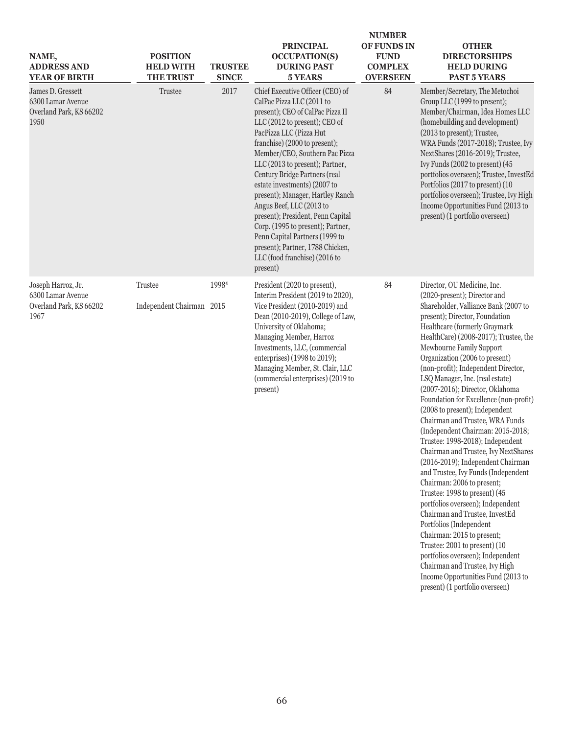| NAME, ADDRESS AND YEAR OF BIRTH | POSITION HELD WITH THE TRUST | TRUSTEE SINCE | PRINCIPAL OCCUPATION(S) DURING PAST 5 YEARS | NUMBER OF FUNDS IN FUND COMPLEX OVERSEEN | OTHER DIRECTORSHIPS HELD DURING PAST 5 YEARS |
|---|---|---|---|---|---|
| James D. Gressett<br>6300 Lamar Avenue<br>Overland Park, KS 66202<br>1950 | Trustee | 2017 | Chief Executive Officer (CEO) of CalPac Pizza LLC (2011 to present); CEO of CalPac Pizza II LLC (2012 to present); CEO of PacPizza LLC (Pizza Hut franchise) (2000 to present); Member/CEO, Southern Pac Pizza LLC (2013 to present); Partner, Century Bridge Partners (real estate investments) (2007 to present); Manager, Hartley Ranch Angus Beef, LLC (2013 to present); President, Penn Capital Corp. (1995 to present); Partner, Penn Capital Partners (1999 to present); Partner, 1788 Chicken, LLC (food franchise) (2016 to present) | 84 | Member/Secretary, The Metochoi Group LLC (1999 to present); Member/Chairman, Idea Homes LLC (homebuilding and development) (2013 to present); Trustee, WRA Funds (2017-2018); Trustee, Ivy NextShares (2016-2019); Trustee, Ivy Funds (2002 to present) (45 portfolios overseen); Trustee, InvestEd Portfolios (2017 to present) (10 portfolios overseen); Trustee, Ivy High Income Opportunities Fund (2013 to present) (1 portfolio overseen) |
| Joseph Harroz, Jr.<br>6300 Lamar Avenue<br>Overland Park, KS 66202<br>1967 | Trustee<br><br>Independent Chairman | 1998*<br><br>2015 | President (2020 to present), Interim President (2019 to 2020), Vice President (2010-2019) and Dean (2010-2019), College of Law, University of Oklahoma; Managing Member, Harroz Investments, LLC, (commercial enterprises) (1998 to 2019); Managing Member, St. Clair, LLC (commercial enterprises) (2019 to present) | 84 | Director, OU Medicine, Inc. (2020-present); Director and Shareholder, Valliance Bank (2007 to present); Director, Foundation Healthcare (formerly Graymark HealthCare) (2008-2017); Trustee, the Mewbourne Family Support Organization (2006 to present) (non-profit); Independent Director, LSQ Manager, Inc. (real estate) (2007-2016); Director, Oklahoma Foundation for Excellence (non-profit) (2008 to present); Independent Chairman and Trustee, WRA Funds (Independent Chairman: 2015-2018; Trustee: 1998-2018); Independent Chairman and Trustee, Ivy NextShares (2016-2019); Independent Chairman and Trustee, Ivy Funds (Independent Chairman: 2006 to present; Trustee: 1998 to present) (45 portfolios overseen); Independent Chairman and Trustee, InvestEd Portfolios (Independent Chairman: 2015 to present; Trustee: 2001 to present) (10 portfolios overseen); Independent Chairman and Trustee, Ivy High Income Opportunities Fund (2013 to present) (1 portfolio overseen) |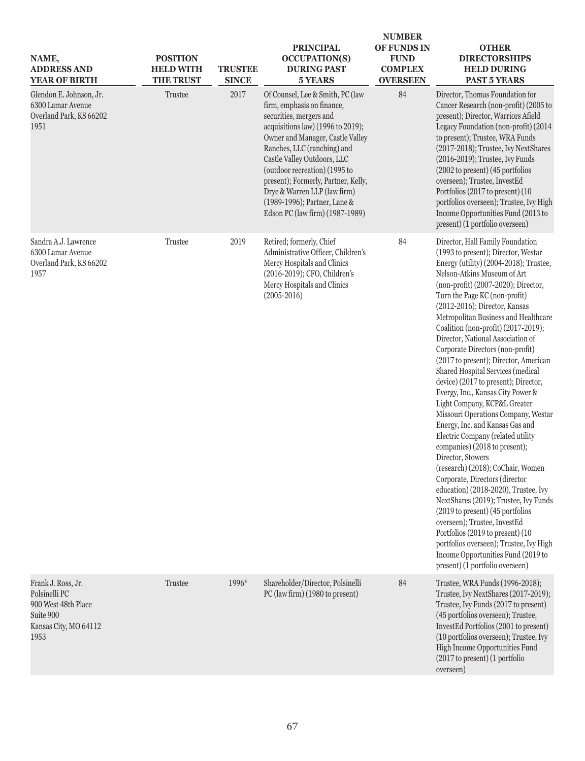| NAME, ADDRESS AND YEAR OF BIRTH | POSITION HELD WITH THE TRUST | TRUSTEE SINCE | PRINCIPAL OCCUPATION(S) DURING PAST 5 YEARS | NUMBER OF FUNDS IN FUND COMPLEX OVERSEEN | OTHER DIRECTORSHIPS HELD DURING PAST 5 YEARS |
|---|---|---|---|---|---|
| Glendon E. Johnson, Jr. 6300 Lamar Avenue Overland Park, KS 66202 1951 | Trustee | 2017 | Of Counsel, Lee & Smith, PC (law firm, emphasis on finance, securities, mergers and acquisitions law) (1996 to 2019); Owner and Manager, Castle Valley Ranches, LLC (ranching) and Castle Valley Outdoors, LLC (outdoor recreation) (1995 to present); Formerly, Partner, Kelly, Drye & Warren LLP (law firm) (1989-1996); Partner, Lane & Edson PC (law firm) (1987-1989) | 84 | Director, Thomas Foundation for Cancer Research (non-profit) (2005 to present); Director, Warriors Afield Legacy Foundation (non-profit) (2014 to present); Trustee, WRA Funds (2017-2018); Trustee, Ivy NextShares (2016-2019); Trustee, Ivy Funds (2002 to present) (45 portfolios overseen); Trustee, InvestEd Portfolios (2017 to present) (10 portfolios overseen); Trustee, Ivy High Income Opportunities Fund (2013 to present) (1 portfolio overseen) |
| Sandra A.J. Lawrence 6300 Lamar Avenue Overland Park, KS 66202 1957 | Trustee | 2019 | Retired; formerly, Chief Administrative Officer, Children's Mercy Hospitals and Clinics (2016-2019); CFO, Children's Mercy Hospitals and Clinics (2005-2016) | 84 | Director, Hall Family Foundation (1993 to present); Director, Westar Energy (utility) (2004-2018); Trustee, Nelson-Atkins Museum of Art (non-profit) (2007-2020); Director, Turn the Page KC (non-profit) (2012-2016); Director, Kansas Metropolitan Business and Healthcare Coalition (non-profit) (2017-2019); Director, National Association of Corporate Directors (non-profit) (2017 to present); Director, American Shared Hospital Services (medical device) (2017 to present); Director, Evergy, Inc., Kansas City Power & Light Company, KCP&L Greater Missouri Operations Company, Westar Energy, Inc. and Kansas Gas and Electric Company (related utility companies) (2018 to present); Director, Stowers (research) (2018); CoChair, Women Corporate, Directors (director education) (2018-2020), Trustee, Ivy NextShares (2019); Trustee, Ivy Funds (2019 to present) (45 portfolios overseen); Trustee, InvestEd Portfolios (2019 to present) (10 portfolios overseen); Trustee, Ivy High Income Opportunities Fund (2019 to present) (1 portfolio overseen) |
| Frank J. Ross, Jr. Polsinelli PC 900 West 48th Place Suite 900 Kansas City, MO 64112 1953 | Trustee | 1996* | Shareholder/Director, Polsinelli PC (law firm) (1980 to present) | 84 | Trustee, WRA Funds (1996-2018); Trustee, Ivy NextShares (2017-2019); Trustee, Ivy Funds (2017 to present) (45 portfolios overseen); Trustee, InvestEd Portfolios (2001 to present) (10 portfolios overseen); Trustee, Ivy High Income Opportunities Fund (2017 to present) (1 portfolio overseen) |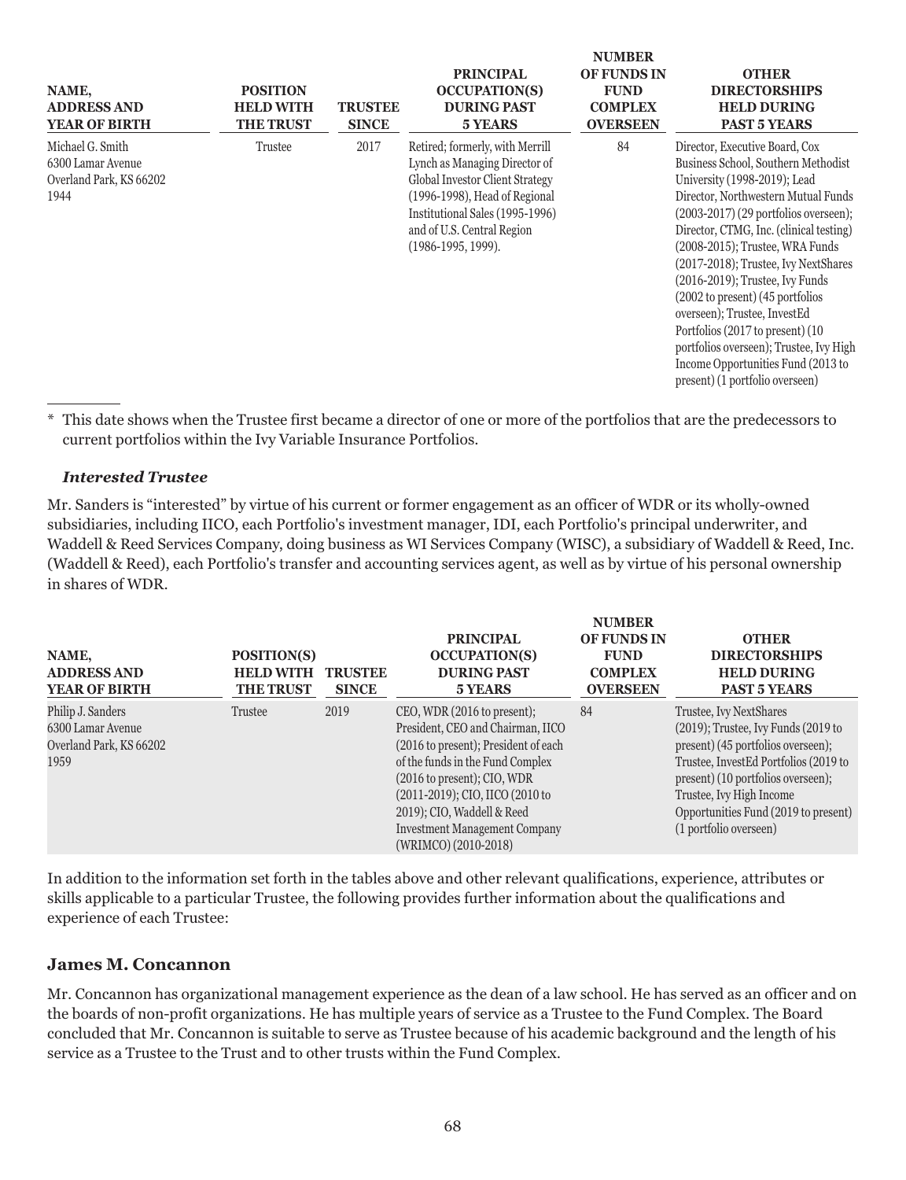| NAME, ADDRESS AND YEAR OF BIRTH | POSITION HELD WITH THE TRUST | TRUSTEE SINCE | PRINCIPAL OCCUPATION(S) DURING PAST 5 YEARS | NUMBER OF FUNDS IN FUND COMPLEX OVERSEEN | OTHER DIRECTORSHIPS HELD DURING PAST 5 YEARS |
|---|---|---|---|---|---|
| Michael G. Smith 6300 Lamar Avenue Overland Park, KS 66202 1944 | Trustee | 2017 | Retired; formerly, with Merrill Lynch as Managing Director of Global Investor Client Strategy (1996-1998), Head of Regional Institutional Sales (1995-1996) and of U.S. Central Region (1986-1995, 1999). | 84 | Director, Executive Board, Cox Business School, Southern Methodist University (1998-2019); Lead Director, Northwestern Mutual Funds (2003-2017) (29 portfolios overseen); Director, CTMG, Inc. (clinical testing) (2008-2015); Trustee, WRA Funds (2017-2018); Trustee, Ivy NextShares (2016-2019); Trustee, Ivy Funds (2002 to present) (45 portfolios overseen); Trustee, InvestEd Portfolios (2017 to present) (10 portfolios overseen); Trustee, Ivy High Income Opportunities Fund (2013 to present) (1 portfolio overseen) |

\* This date shows when the Trustee first became a director of one or more of the portfolios that are the predecessors to current portfolios within the Ivy Variable Insurance Portfolios.

***Interested Trustee***

Mr. Sanders is "interested" by virtue of his current or former engagement as an officer of WDR or its wholly-owned subsidiaries, including IICO, each Portfolio's investment manager, IDI, each Portfolio's principal underwriter, and Waddell & Reed Services Company, doing business as WI Services Company (WISC), a subsidiary of Waddell & Reed, Inc. (Waddell & Reed), each Portfolio's transfer and accounting services agent, as well as by virtue of his personal ownership in shares of WDR.

| NAME, ADDRESS AND YEAR OF BIRTH | POSITION(S) HELD WITH THE TRUST | TRUSTEE SINCE | PRINCIPAL OCCUPATION(S) DURING PAST 5 YEARS | NUMBER OF FUNDS IN FUND COMPLEX OVERSEEN | OTHER DIRECTORSHIPS HELD DURING PAST 5 YEARS |
|---|---|---|---|---|---|
| Philip J. Sanders 6300 Lamar Avenue Overland Park, KS 66202 1959 | Trustee | 2019 | CEO, WDR (2016 to present); President, CEO and Chairman, IICO (2016 to present); President of each of the funds in the Fund Complex (2016 to present); CIO, WDR (2011-2019); CIO, IICO (2010 to 2019); CIO, Waddell & Reed Investment Management Company (WRIMCO) (2010-2018) | 84 | Trustee, Ivy NextShares (2019); Trustee, Ivy Funds (2019 to present) (45 portfolios overseen); Trustee, InvestEd Portfolios (2019 to present) (10 portfolios overseen); Trustee, Ivy High Income Opportunities Fund (2019 to present) (1 portfolio overseen) |

In addition to the information set forth in the tables above and other relevant qualifications, experience, attributes or skills applicable to a particular Trustee, the following provides further information about the qualifications and experience of each Trustee:

### James M. Concannon

Mr. Concannon has organizational management experience as the dean of a law school. He has served as an officer and on the boards of non-profit organizations. He has multiple years of service as a Trustee to the Fund Complex. The Board concluded that Mr. Concannon is suitable to serve as Trustee because of his academic background and the length of his service as a Trustee to the Trust and to other trusts within the Fund Complex.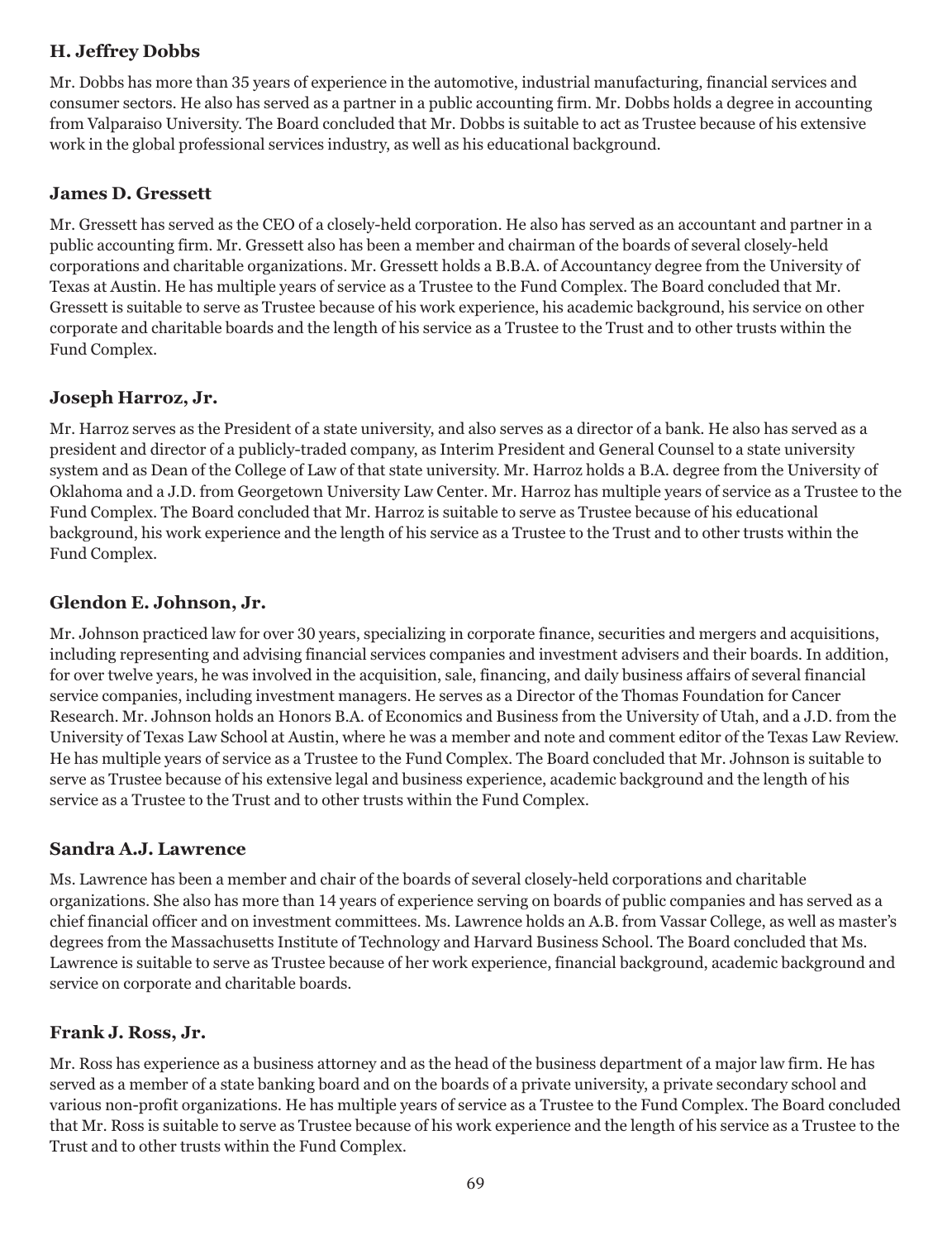### H. Jeffrey Dobbs

Mr. Dobbs has more than 35 years of experience in the automotive, industrial manufacturing, financial services and consumer sectors. He also has served as a partner in a public accounting firm. Mr. Dobbs holds a degree in accounting from Valparaiso University. The Board concluded that Mr. Dobbs is suitable to act as Trustee because of his extensive work in the global professional services industry, as well as his educational background.

### James D. Gressett

Mr. Gressett has served as the CEO of a closely-held corporation. He also has served as an accountant and partner in a public accounting firm. Mr. Gressett also has been a member and chairman of the boards of several closely-held corporations and charitable organizations. Mr. Gressett holds a B.B.A. of Accountancy degree from the University of Texas at Austin. He has multiple years of service as a Trustee to the Fund Complex. The Board concluded that Mr. Gressett is suitable to serve as Trustee because of his work experience, his academic background, his service on other corporate and charitable boards and the length of his service as a Trustee to the Trust and to other trusts within the Fund Complex.

### Joseph Harroz, Jr.

Mr. Harroz serves as the President of a state university, and also serves as a director of a bank. He also has served as a president and director of a publicly-traded company, as Interim President and General Counsel to a state university system and as Dean of the College of Law of that state university. Mr. Harroz holds a B.A. degree from the University of Oklahoma and a J.D. from Georgetown University Law Center. Mr. Harroz has multiple years of service as a Trustee to the Fund Complex. The Board concluded that Mr. Harroz is suitable to serve as Trustee because of his educational background, his work experience and the length of his service as a Trustee to the Trust and to other trusts within the Fund Complex.

### Glendon E. Johnson, Jr.

Mr. Johnson practiced law for over 30 years, specializing in corporate finance, securities and mergers and acquisitions, including representing and advising financial services companies and investment advisers and their boards. In addition, for over twelve years, he was involved in the acquisition, sale, financing, and daily business affairs of several financial service companies, including investment managers. He serves as a Director of the Thomas Foundation for Cancer Research. Mr. Johnson holds an Honors B.A. of Economics and Business from the University of Utah, and a J.D. from the University of Texas Law School at Austin, where he was a member and note and comment editor of the Texas Law Review. He has multiple years of service as a Trustee to the Fund Complex. The Board concluded that Mr. Johnson is suitable to serve as Trustee because of his extensive legal and business experience, academic background and the length of his service as a Trustee to the Trust and to other trusts within the Fund Complex.

### Sandra A.J. Lawrence

Ms. Lawrence has been a member and chair of the boards of several closely-held corporations and charitable organizations. She also has more than 14 years of experience serving on boards of public companies and has served as a chief financial officer and on investment committees. Ms. Lawrence holds an A.B. from Vassar College, as well as master's degrees from the Massachusetts Institute of Technology and Harvard Business School. The Board concluded that Ms. Lawrence is suitable to serve as Trustee because of her work experience, financial background, academic background and service on corporate and charitable boards.

### Frank J. Ross, Jr.

Mr. Ross has experience as a business attorney and as the head of the business department of a major law firm. He has served as a member of a state banking board and on the boards of a private university, a private secondary school and various non-profit organizations. He has multiple years of service as a Trustee to the Fund Complex. The Board concluded that Mr. Ross is suitable to serve as Trustee because of his work experience and the length of his service as a Trustee to the Trust and to other trusts within the Fund Complex.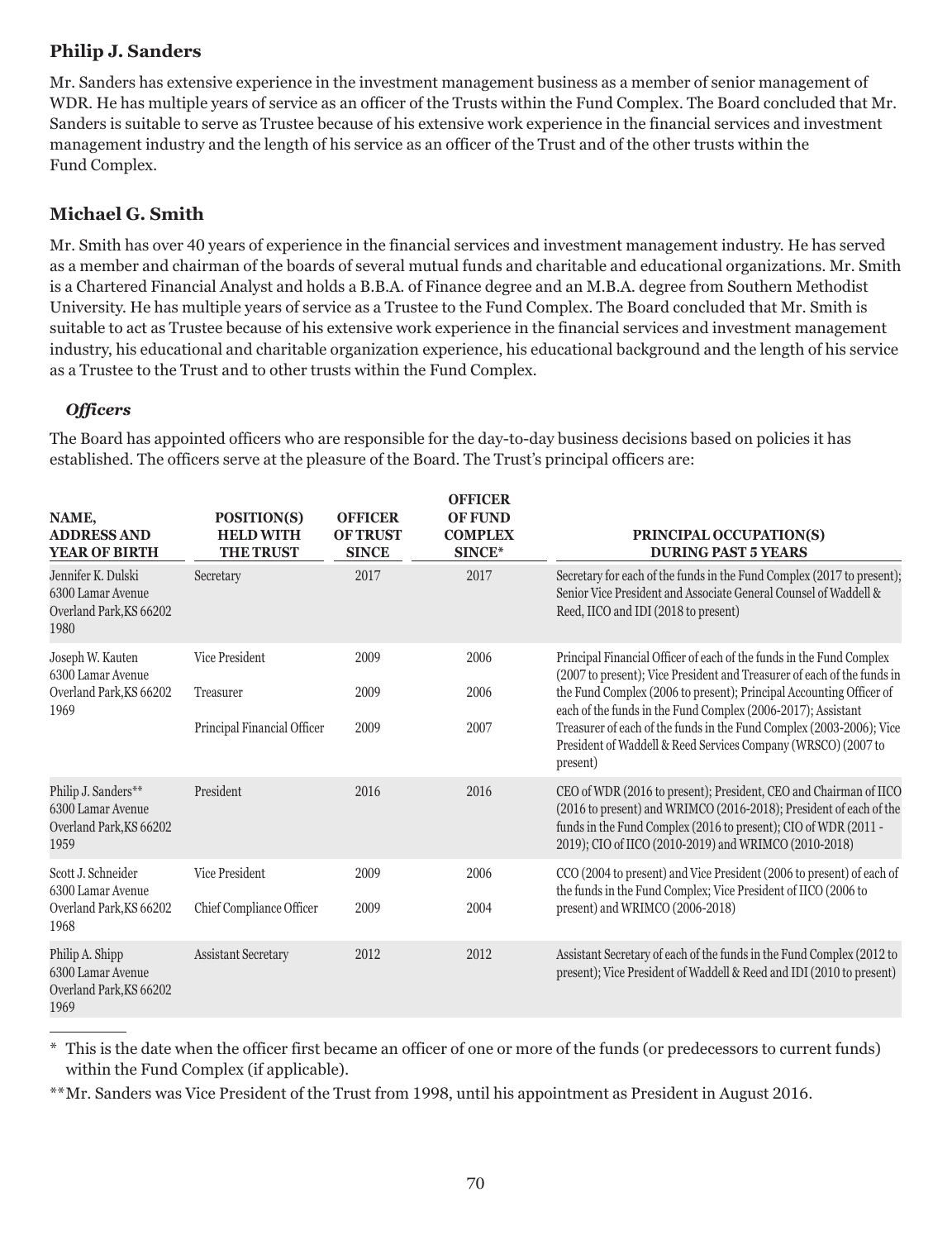### Philip J. Sanders

Mr. Sanders has extensive experience in the investment management business as a member of senior management of WDR. He has multiple years of service as an officer of the Trusts within the Fund Complex. The Board concluded that Mr. Sanders is suitable to serve as Trustee because of his extensive work experience in the financial services and investment management industry and the length of his service as an officer of the Trust and of the other trusts within the Fund Complex.

### Michael G. Smith

Mr. Smith has over 40 years of experience in the financial services and investment management industry. He has served as a member and chairman of the boards of several mutual funds and charitable and educational organizations. Mr. Smith is a Chartered Financial Analyst and holds a B.B.A. of Finance degree and an M.B.A. degree from Southern Methodist University. He has multiple years of service as a Trustee to the Fund Complex. The Board concluded that Mr. Smith is suitable to act as Trustee because of his extensive work experience in the financial services and investment management industry, his educational and charitable organization experience, his educational background and the length of his service as a Trustee to the Trust and to other trusts within the Fund Complex.

#### *Officers*

The Board has appointed officers who are responsible for the day-to-day business decisions based on policies it has established. The officers serve at the pleasure of the Board. The Trust's principal officers are:

| NAME, ADDRESS AND YEAR OF BIRTH | POSITION(S) HELD WITH THE TRUST | OFFICER OF TRUST SINCE | OFFICER OF FUND COMPLEX SINCE* | PRINCIPAL OCCUPATION(S) DURING PAST 5 YEARS |
|---|---|---|---|---|
| Jennifer K. Dulski<br>6300 Lamar Avenue<br>Overland Park, KS 66202<br>1980 | Secretary | 2017 | 2017 | Secretary for each of the funds in the Fund Complex (2017 to present); Senior Vice President and Associate General Counsel of Waddell & Reed, IICO and IDI (2018 to present) |
| Joseph W. Kauten<br>6300 Lamar Avenue<br>Overland Park, KS 66202<br>1969 | Vice President<br><br>Treasurer<br><br>Principal Financial Officer | 2009<br><br>2009<br><br>2009 | 2006<br><br>2006<br><br>2007 | Principal Financial Officer of each of the funds in the Fund Complex (2007 to present); Vice President and Treasurer of each of the funds in the Fund Complex (2006 to present); Principal Accounting Officer of each of the funds in the Fund Complex (2006-2017); Assistant Treasurer of each of the funds in the Fund Complex (2003-2006); Vice President of Waddell & Reed Services Company (WRSCO) (2007 to present) |
| Philip J. Sanders**<br>6300 Lamar Avenue<br>Overland Park, KS 66202<br>1959 | President | 2016 | 2016 | CEO of WDR (2016 to present); President, CEO and Chairman of IICO (2016 to present) and WRIMCO (2016-2018); President of each of the funds in the Fund Complex (2016 to present); CIO of WDR (2011 - 2019); CIO of IICO (2010-2019) and WRIMCO (2010-2018) |
| Scott J. Schneider<br>6300 Lamar Avenue<br>Overland Park, KS 66202<br>1968 | Vice President<br><br>Chief Compliance Officer | 2009<br><br>2009 | 2006<br><br>2004 | CCO (2004 to present) and Vice President (2006 to present) of each of the funds in the Fund Complex; Vice President of IICO (2006 to present) and WRIMCO (2006-2018) |
| Philip A. Shipp<br>6300 Lamar Avenue<br>Overland Park, KS 66202<br>1969 | Assistant Secretary | 2012 | 2012 | Assistant Secretary of each of the funds in the Fund Complex (2012 to present); Vice President of Waddell & Reed and IDI (2010 to present) |

\* This is the date when the officer first became an officer of one or more of the funds (or predecessors to current funds) within the Fund Complex (if applicable).

\*\* Mr. Sanders was Vice President of the Trust from 1998, until his appointment as President in August 2016.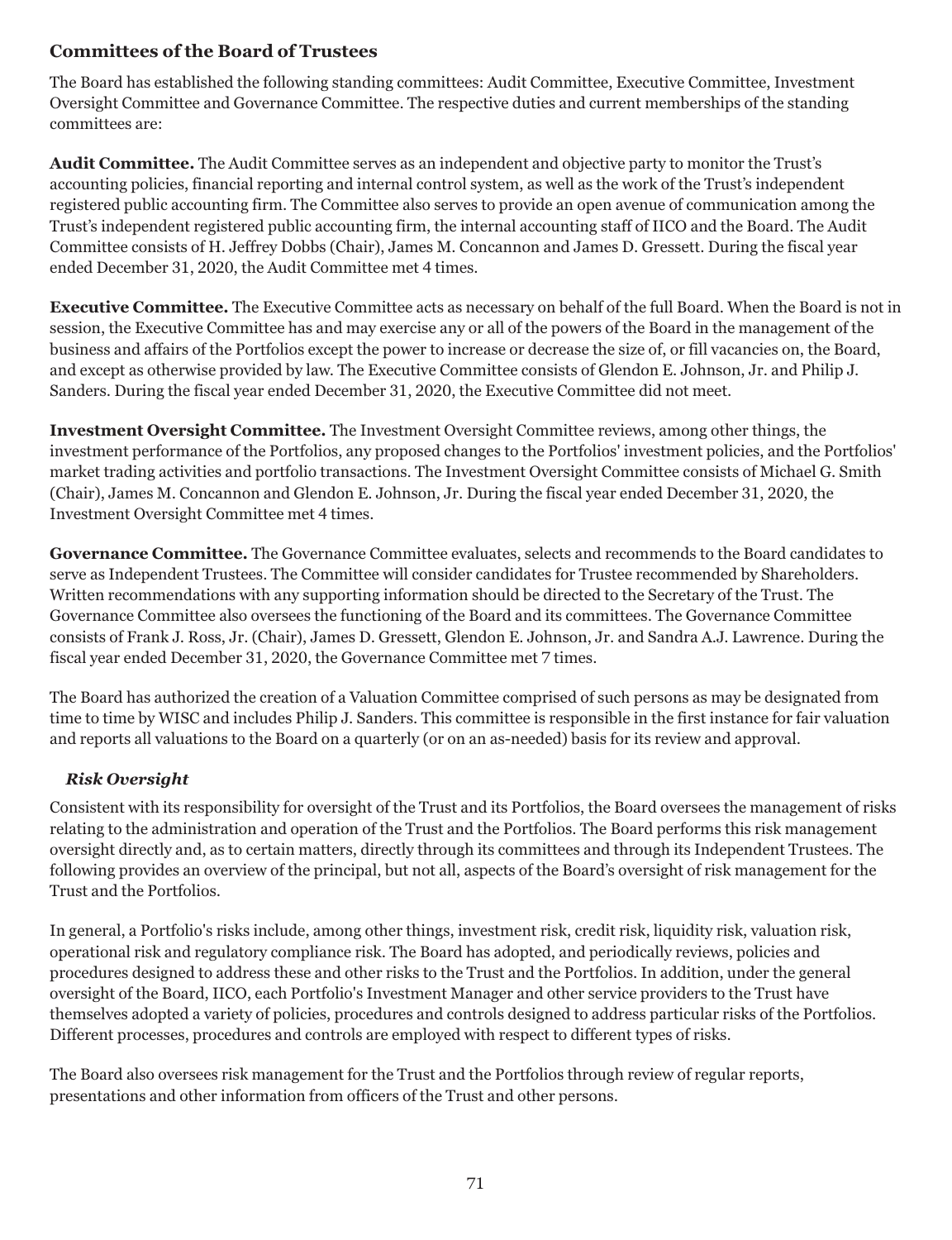## Committees of the Board of Trustees

The Board has established the following standing committees: Audit Committee, Executive Committee, Investment Oversight Committee and Governance Committee. The respective duties and current memberships of the standing committees are:

**Audit Committee.** The Audit Committee serves as an independent and objective party to monitor the Trust's accounting policies, financial reporting and internal control system, as well as the work of the Trust's independent registered public accounting firm. The Committee also serves to provide an open avenue of communication among the Trust's independent registered public accounting firm, the internal accounting staff of IICO and the Board. The Audit Committee consists of H. Jeffrey Dobbs (Chair), James M. Concannon and James D. Gressett. During the fiscal year ended December 31, 2020, the Audit Committee met 4 times.

**Executive Committee.** The Executive Committee acts as necessary on behalf of the full Board. When the Board is not in session, the Executive Committee has and may exercise any or all of the powers of the Board in the management of the business and affairs of the Portfolios except the power to increase or decrease the size of, or fill vacancies on, the Board, and except as otherwise provided by law. The Executive Committee consists of Glendon E. Johnson, Jr. and Philip J. Sanders. During the fiscal year ended December 31, 2020, the Executive Committee did not meet.

**Investment Oversight Committee.** The Investment Oversight Committee reviews, among other things, the investment performance of the Portfolios, any proposed changes to the Portfolios' investment policies, and the Portfolios' market trading activities and portfolio transactions. The Investment Oversight Committee consists of Michael G. Smith (Chair), James M. Concannon and Glendon E. Johnson, Jr. During the fiscal year ended December 31, 2020, the Investment Oversight Committee met 4 times.

**Governance Committee.** The Governance Committee evaluates, selects and recommends to the Board candidates to serve as Independent Trustees. The Committee will consider candidates for Trustee recommended by Shareholders. Written recommendations with any supporting information should be directed to the Secretary of the Trust. The Governance Committee also oversees the functioning of the Board and its committees. The Governance Committee consists of Frank J. Ross, Jr. (Chair), James D. Gressett, Glendon E. Johnson, Jr. and Sandra A.J. Lawrence. During the fiscal year ended December 31, 2020, the Governance Committee met 7 times.

The Board has authorized the creation of a Valuation Committee comprised of such persons as may be designated from time to time by WISC and includes Philip J. Sanders. This committee is responsible in the first instance for fair valuation and reports all valuations to the Board on a quarterly (or on an as-needed) basis for its review and approval.

### *Risk Oversight*

Consistent with its responsibility for oversight of the Trust and its Portfolios, the Board oversees the management of risks relating to the administration and operation of the Trust and the Portfolios. The Board performs this risk management oversight directly and, as to certain matters, directly through its committees and through its Independent Trustees. The following provides an overview of the principal, but not all, aspects of the Board's oversight of risk management for the Trust and the Portfolios.

In general, a Portfolio's risks include, among other things, investment risk, credit risk, liquidity risk, valuation risk, operational risk and regulatory compliance risk. The Board has adopted, and periodically reviews, policies and procedures designed to address these and other risks to the Trust and the Portfolios. In addition, under the general oversight of the Board, IICO, each Portfolio's Investment Manager and other service providers to the Trust have themselves adopted a variety of policies, procedures and controls designed to address particular risks of the Portfolios. Different processes, procedures and controls are employed with respect to different types of risks.

The Board also oversees risk management for the Trust and the Portfolios through review of regular reports, presentations and other information from officers of the Trust and other persons.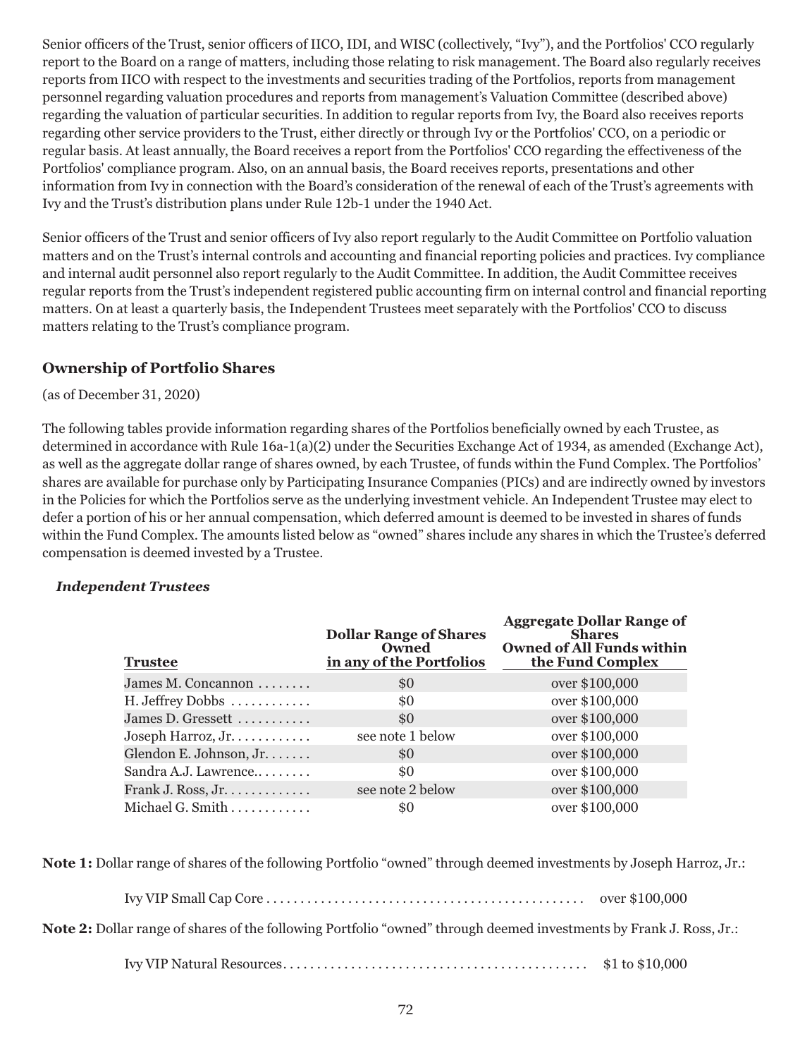Senior officers of the Trust, senior officers of IICO, IDI, and WISC (collectively, "Ivy"), and the Portfolios' CCO regularly report to the Board on a range of matters, including those relating to risk management. The Board also regularly receives reports from IICO with respect to the investments and securities trading of the Portfolios, reports from management personnel regarding valuation procedures and reports from management's Valuation Committee (described above) regarding the valuation of particular securities. In addition to regular reports from Ivy, the Board also receives reports regarding other service providers to the Trust, either directly or through Ivy or the Portfolios' CCO, on a periodic or regular basis. At least annually, the Board receives a report from the Portfolios' CCO regarding the effectiveness of the Portfolios' compliance program. Also, on an annual basis, the Board receives reports, presentations and other information from Ivy in connection with the Board's consideration of the renewal of each of the Trust's agreements with Ivy and the Trust's distribution plans under Rule 12b-1 under the 1940 Act.

Senior officers of the Trust and senior officers of Ivy also report regularly to the Audit Committee on Portfolio valuation matters and on the Trust's internal controls and accounting and financial reporting policies and practices. Ivy compliance and internal audit personnel also report regularly to the Audit Committee. In addition, the Audit Committee receives regular reports from the Trust's independent registered public accounting firm on internal control and financial reporting matters. On at least a quarterly basis, the Independent Trustees meet separately with the Portfolios' CCO to discuss matters relating to the Trust's compliance program.

## Ownership of Portfolio Shares

(as of December 31, 2020)

The following tables provide information regarding shares of the Portfolios beneficially owned by each Trustee, as determined in accordance with Rule 16a-1(a)(2) under the Securities Exchange Act of 1934, as amended (Exchange Act), as well as the aggregate dollar range of shares owned, by each Trustee, of funds within the Fund Complex. The Portfolios' shares are available for purchase only by Participating Insurance Companies (PICs) and are indirectly owned by investors in the Policies for which the Portfolios serve as the underlying investment vehicle. An Independent Trustee may elect to defer a portion of his or her annual compensation, which deferred amount is deemed to be invested in shares of funds within the Fund Complex. The amounts listed below as "owned" shares include any shares in which the Trustee's deferred compensation is deemed invested by a Trustee.

***Independent Trustees***

| Trustee | Dollar Range of Shares Owned in any of the Portfolios | Aggregate Dollar Range of Shares Owned of All Funds within the Fund Complex |
|---|---|---|
| James M. Concannon | $0 | over $100,000 |
| H. Jeffrey Dobbs | $0 | over $100,000 |
| James D. Gressett | $0 | over $100,000 |
| Joseph Harroz, Jr. | see note 1 below | over $100,000 |
| Glendon E. Johnson, Jr. | $0 | over $100,000 |
| Sandra A.J. Lawrence. | $0 | over $100,000 |
| Frank J. Ross, Jr. | see note 2 below | over $100,000 |
| Michael G. Smith | $0 | over $100,000 |

**Note 1:** Dollar range of shares of the following Portfolio "owned" through deemed investments by Joseph Harroz, Jr.:

Ivy VIP Small Cap Core . . . . . . . . . . over $100,000

**Note 2:** Dollar range of shares of the following Portfolio "owned" through deemed investments by Frank J. Ross, Jr.:

Ivy VIP Natural Resources . . . . . . . . . . $1 to $10,000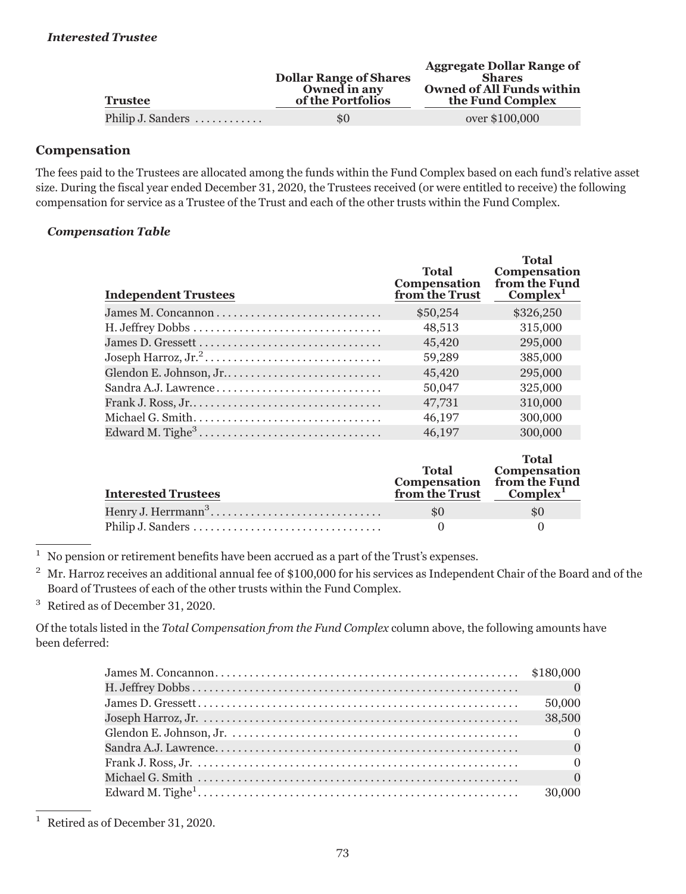*Interested Trustee*

| Trustee | Dollar Range of Shares Owned in any of the Portfolios | Aggregate Dollar Range of Shares Owned of All Funds within the Fund Complex |
|---|---|---|
| Philip J. Sanders | $0 | over $100,000 |

## Compensation

The fees paid to the Trustees are allocated among the funds within the Fund Complex based on each fund's relative asset size. During the fiscal year ended December 31, 2020, the Trustees received (or were entitled to receive) the following compensation for service as a Trustee of the Trust and each of the other trusts within the Fund Complex.

*Compensation Table*

| Independent Trustees | Total Compensation from the Trust | Total Compensation from the Fund Complex[1] |
|---|---|---|
| James M. Concannon | $50,254 | $326,250 |
| H. Jeffrey Dobbs | 48,513 | 315,000 |
| James D. Gressett | 45,420 | 295,000 |
| Joseph Harroz, Jr.[2] | 59,289 | 385,000 |
| Glendon E. Johnson, Jr. | 45,420 | 295,000 |
| Sandra A.J. Lawrence | 50,047 | 325,000 |
| Frank J. Ross, Jr. | 47,731 | 310,000 |
| Michael G. Smith | 46,197 | 300,000 |
| Edward M. Tighe[3] | 46,197 | 300,000 |

| Interested Trustees | Total Compensation from the Trust | Total Compensation from the Fund Complex[1] |
|---|---|---|
| Henry J. Herrmann[3] | $0 | $0 |
| Philip J. Sanders | 0 | 0 |

[1] No pension or retirement benefits have been accrued as a part of the Trust's expenses.

[2] Mr. Harroz receives an additional annual fee of $100,000 for his services as Independent Chair of the Board and of the Board of Trustees of each of the other trusts within the Fund Complex.

[3] Retired as of December 31, 2020.

Of the totals listed in the *Total Compensation from the Fund Complex* column above, the following amounts have been deferred:

| | |
|---|---|
| James M. Concannon | $180,000 |
| H. Jeffrey Dobbs | 0 |
| James D. Gressett | 50,000 |
| Joseph Harroz, Jr. | 38,500 |
| Glendon E. Johnson, Jr. | 0 |
| Sandra A.J. Lawrence | 0 |
| Frank J. Ross, Jr. | 0 |
| Michael G. Smith | 0 |
| Edward M. Tighe[1] | 30,000 |

[1] Retired as of December 31, 2020.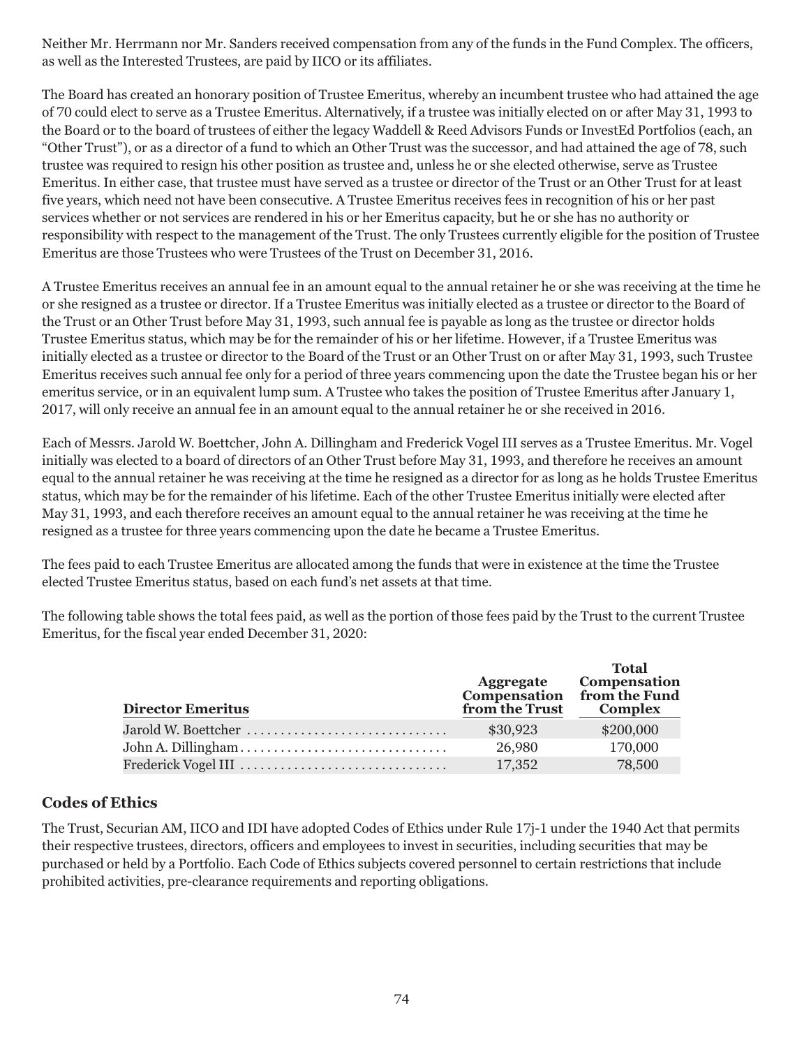Neither Mr. Herrmann nor Mr. Sanders received compensation from any of the funds in the Fund Complex. The officers, as well as the Interested Trustees, are paid by IICO or its affiliates.

The Board has created an honorary position of Trustee Emeritus, whereby an incumbent trustee who had attained the age of 70 could elect to serve as a Trustee Emeritus. Alternatively, if a trustee was initially elected on or after May 31, 1993 to the Board or to the board of trustees of either the legacy Waddell & Reed Advisors Funds or InvestEd Portfolios (each, an “Other Trust”), or as a director of a fund to which an Other Trust was the successor, and had attained the age of 78, such trustee was required to resign his other position as trustee and, unless he or she elected otherwise, serve as Trustee Emeritus. In either case, that trustee must have served as a trustee or director of the Trust or an Other Trust for at least five years, which need not have been consecutive. A Trustee Emeritus receives fees in recognition of his or her past services whether or not services are rendered in his or her Emeritus capacity, but he or she has no authority or responsibility with respect to the management of the Trust. The only Trustees currently eligible for the position of Trustee Emeritus are those Trustees who were Trustees of the Trust on December 31, 2016.

A Trustee Emeritus receives an annual fee in an amount equal to the annual retainer he or she was receiving at the time he or she resigned as a trustee or director. If a Trustee Emeritus was initially elected as a trustee or director to the Board of the Trust or an Other Trust before May 31, 1993, such annual fee is payable as long as the trustee or director holds Trustee Emeritus status, which may be for the remainder of his or her lifetime. However, if a Trustee Emeritus was initially elected as a trustee or director to the Board of the Trust or an Other Trust on or after May 31, 1993, such Trustee Emeritus receives such annual fee only for a period of three years commencing upon the date the Trustee began his or her emeritus service, or in an equivalent lump sum. A Trustee who takes the position of Trustee Emeritus after January 1, 2017, will only receive an annual fee in an amount equal to the annual retainer he or she received in 2016.

Each of Messrs. Jarold W. Boettcher, John A. Dillingham and Frederick Vogel III serves as a Trustee Emeritus. Mr. Vogel initially was elected to a board of directors of an Other Trust before May 31, 1993, and therefore he receives an amount equal to the annual retainer he was receiving at the time he resigned as a director for as long as he holds Trustee Emeritus status, which may be for the remainder of his lifetime. Each of the other Trustee Emeritus initially were elected after May 31, 1993, and each therefore receives an amount equal to the annual retainer he was receiving at the time he resigned as a trustee for three years commencing upon the date he became a Trustee Emeritus.

The fees paid to each Trustee Emeritus are allocated among the funds that were in existence at the time the Trustee elected Trustee Emeritus status, based on each fund’s net assets at that time.

The following table shows the total fees paid, as well as the portion of those fees paid by the Trust to the current Trustee Emeritus, for the fiscal year ended December 31, 2020:

| Director Emeritus | Aggregate Compensation from the Trust | Total Compensation from the Fund Complex |
|---|---|---|
| Jarold W. Boettcher | $30,923 | $200,000 |
| John A. Dillingham | 26,980 | 170,000 |
| Frederick Vogel III | 17,352 | 78,500 |

## Codes of Ethics

The Trust, Securian AM, IICO and IDI have adopted Codes of Ethics under Rule 17j-1 under the 1940 Act that permits their respective trustees, directors, officers and employees to invest in securities, including securities that may be purchased or held by a Portfolio. Each Code of Ethics subjects covered personnel to certain restrictions that include prohibited activities, pre-clearance requirements and reporting obligations.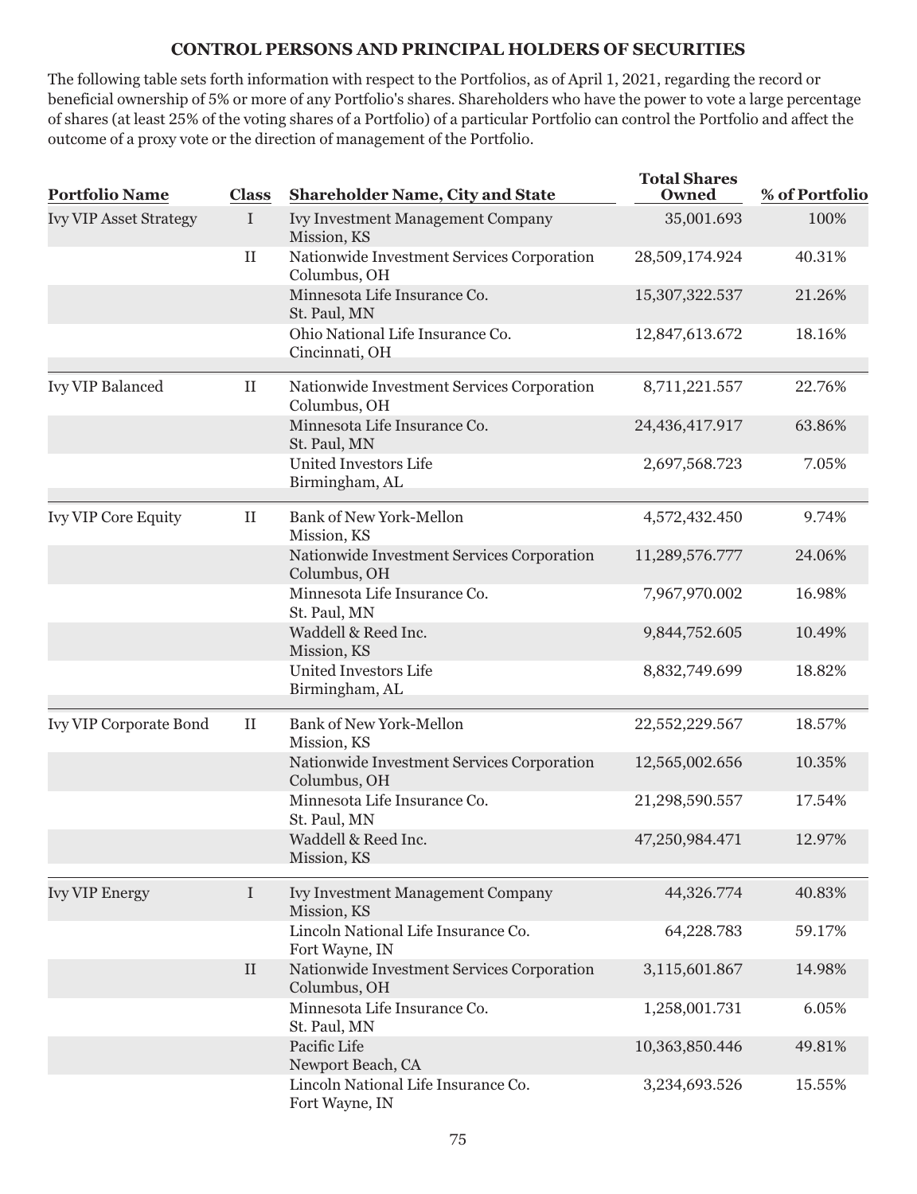## CONTROL PERSONS AND PRINCIPAL HOLDERS OF SECURITIES

The following table sets forth information with respect to the Portfolios, as of April 1, 2021, regarding the record or beneficial ownership of 5% or more of any Portfolio's shares. Shareholders who have the power to vote a large percentage of shares (at least 25% of the voting shares of a Portfolio) of a particular Portfolio can control the Portfolio and affect the outcome of a proxy vote or the direction of management of the Portfolio.

| Portfolio Name | Class | Shareholder Name, City and State | Total Shares Owned | % of Portfolio |
|---|---|---|---|---|
| Ivy VIP Asset Strategy | I | Ivy Investment Management Company Mission, KS | 35,001.693 | 100% |
| | II | Nationwide Investment Services Corporation Columbus, OH | 28,509,174.924 | 40.31% |
| | | Minnesota Life Insurance Co. St. Paul, MN | 15,307,322.537 | 21.26% |
| | | Ohio National Life Insurance Co. Cincinnati, OH | 12,847,613.672 | 18.16% |
| Ivy VIP Balanced | II | Nationwide Investment Services Corporation Columbus, OH | 8,711,221.557 | 22.76% |
| | | Minnesota Life Insurance Co. St. Paul, MN | 24,436,417.917 | 63.86% |
| | | United Investors Life Birmingham, AL | 2,697,568.723 | 7.05% |
| Ivy VIP Core Equity | II | Bank of New York-Mellon Mission, KS | 4,572,432.450 | 9.74% |
| | | Nationwide Investment Services Corporation Columbus, OH | 11,289,576.777 | 24.06% |
| | | Minnesota Life Insurance Co. St. Paul, MN | 7,967,970.002 | 16.98% |
| | | Waddell & Reed Inc. Mission, KS | 9,844,752.605 | 10.49% |
| | | United Investors Life Birmingham, AL | 8,832,749.699 | 18.82% |
| Ivy VIP Corporate Bond | II | Bank of New York-Mellon Mission, KS | 22,552,229.567 | 18.57% |
| | | Nationwide Investment Services Corporation Columbus, OH | 12,565,002.656 | 10.35% |
| | | Minnesota Life Insurance Co. St. Paul, MN | 21,298,590.557 | 17.54% |
| | | Waddell & Reed Inc. Mission, KS | 47,250,984.471 | 12.97% |
| Ivy VIP Energy | I | Ivy Investment Management Company Mission, KS | 44,326.774 | 40.83% |
| | | Lincoln National Life Insurance Co. Fort Wayne, IN | 64,228.783 | 59.17% |
| | II | Nationwide Investment Services Corporation Columbus, OH | 3,115,601.867 | 14.98% |
| | | Minnesota Life Insurance Co. St. Paul, MN | 1,258,001.731 | 6.05% |
| | | Pacific Life Newport Beach, CA | 10,363,850.446 | 49.81% |
| | | Lincoln National Life Insurance Co. Fort Wayne, IN | 3,234,693.526 | 15.55% |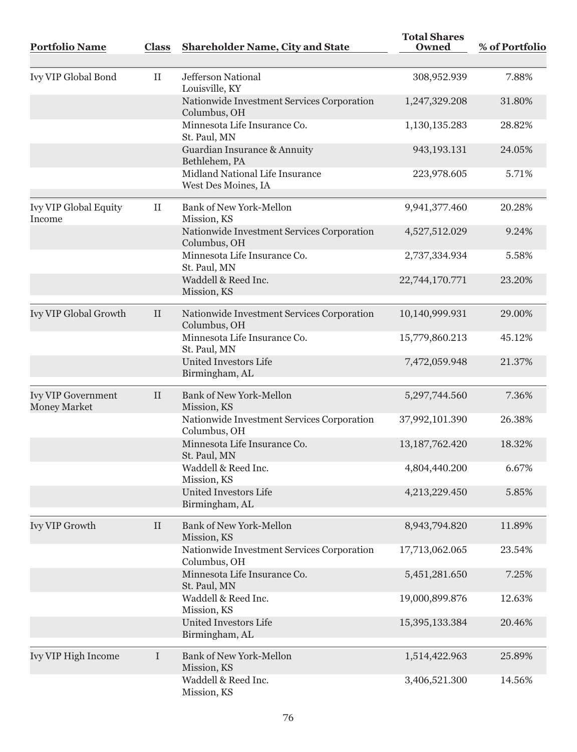| Portfolio Name | Class | Shareholder Name, City and State | Total Shares Owned | % of Portfolio |
|---|---|---|---|---|
| Ivy VIP Global Bond | II | Jefferson National<br>Louisville, KY | 308,952.939 | 7.88% |
| | | Nationwide Investment Services Corporation<br>Columbus, OH | 1,247,329.208 | 31.80% |
| | | Minnesota Life Insurance Co.<br>St. Paul, MN | 1,130,135.283 | 28.82% |
| | | Guardian Insurance & Annuity<br>Bethlehem, PA | 943,193.131 | 24.05% |
| | | Midland National Life Insurance<br>West Des Moines, IA | 223,978.605 | 5.71% |
| Ivy VIP Global Equity Income | II | Bank of New York-Mellon<br>Mission, KS | 9,941,377.460 | 20.28% |
| | | Nationwide Investment Services Corporation<br>Columbus, OH | 4,527,512.029 | 9.24% |
| | | Minnesota Life Insurance Co.<br>St. Paul, MN | 2,737,334.934 | 5.58% |
| | | Waddell & Reed Inc.<br>Mission, KS | 22,744,170.771 | 23.20% |
| Ivy VIP Global Growth | II | Nationwide Investment Services Corporation<br>Columbus, OH | 10,140,999.931 | 29.00% |
| | | Minnesota Life Insurance Co.<br>St. Paul, MN | 15,779,860.213 | 45.12% |
| | | United Investors Life<br>Birmingham, AL | 7,472,059.948 | 21.37% |
| Ivy VIP Government Money Market | II | Bank of New York-Mellon<br>Mission, KS | 5,297,744.560 | 7.36% |
| | | Nationwide Investment Services Corporation<br>Columbus, OH | 37,992,101.390 | 26.38% |
| | | Minnesota Life Insurance Co.<br>St. Paul, MN | 13,187,762.420 | 18.32% |
| | | Waddell & Reed Inc.<br>Mission, KS | 4,804,440.200 | 6.67% |
| | | United Investors Life<br>Birmingham, AL | 4,213,229.450 | 5.85% |
| Ivy VIP Growth | II | Bank of New York-Mellon<br>Mission, KS | 8,943,794.820 | 11.89% |
| | | Nationwide Investment Services Corporation<br>Columbus, OH | 17,713,062.065 | 23.54% |
| | | Minnesota Life Insurance Co.<br>St. Paul, MN | 5,451,281.650 | 7.25% |
| | | Waddell & Reed Inc.<br>Mission, KS | 19,000,899.876 | 12.63% |
| | | United Investors Life<br>Birmingham, AL | 15,395,133.384 | 20.46% |
| Ivy VIP High Income | I | Bank of New York-Mellon<br>Mission, KS | 1,514,422.963 | 25.89% |
| | | Waddell & Reed Inc.<br>Mission, KS | 3,406,521.300 | 14.56% |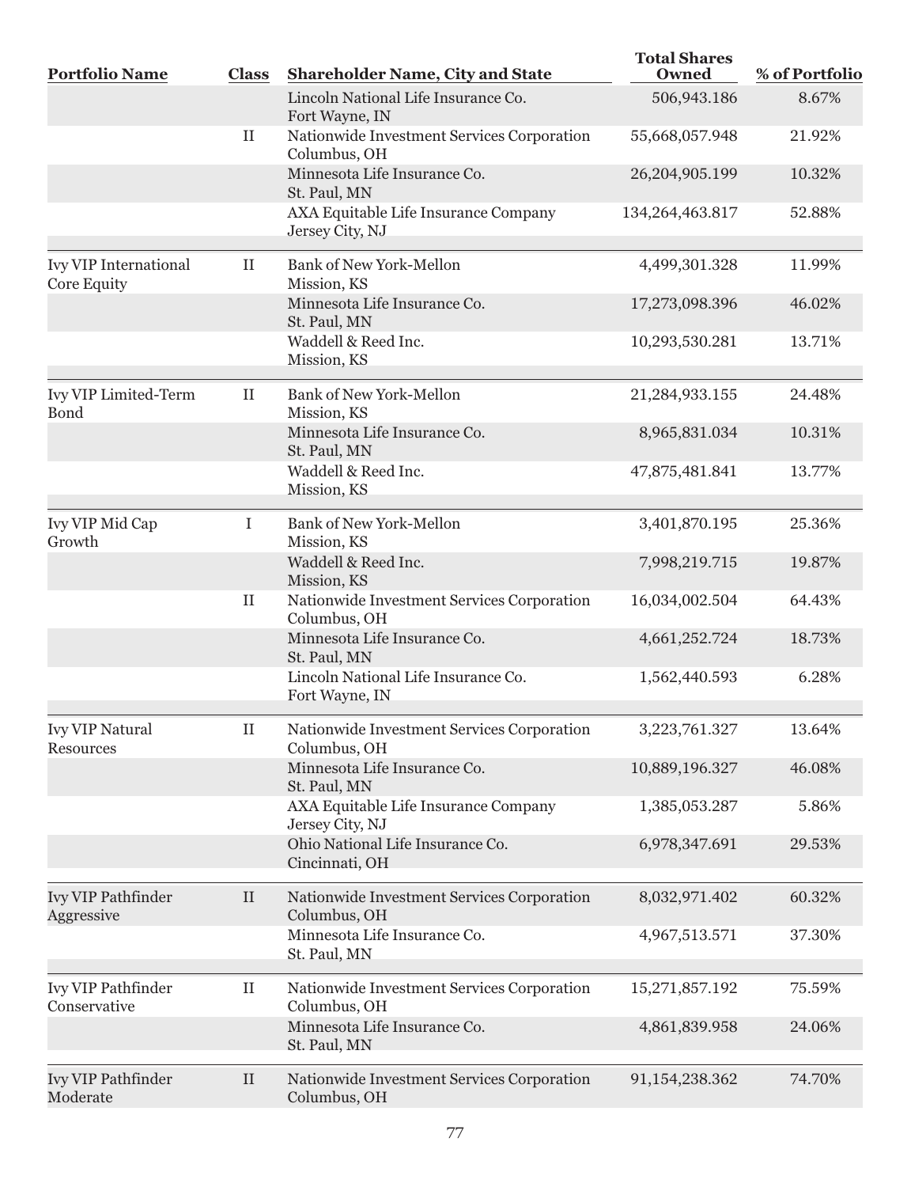| Portfolio Name | Class | Shareholder Name, City and State | Total Shares Owned | % of Portfolio |
|---|---|---|---|---|
| | | Lincoln National Life Insurance Co. Fort Wayne, IN | 506,943.186 | 8.67% |
| | II | Nationwide Investment Services Corporation Columbus, OH | 55,668,057.948 | 21.92% |
| | | Minnesota Life Insurance Co. St. Paul, MN | 26,204,905.199 | 10.32% |
| | | AXA Equitable Life Insurance Company Jersey City, NJ | 134,264,463.817 | 52.88% |
| Ivy VIP International Core Equity | II | Bank of New York-Mellon Mission, KS | 4,499,301.328 | 11.99% |
| | | Minnesota Life Insurance Co. St. Paul, MN | 17,273,098.396 | 46.02% |
| | | Waddell & Reed Inc. Mission, KS | 10,293,530.281 | 13.71% |
| Ivy VIP Limited-Term Bond | II | Bank of New York-Mellon Mission, KS | 21,284,933.155 | 24.48% |
| | | Minnesota Life Insurance Co. St. Paul, MN | 8,965,831.034 | 10.31% |
| | | Waddell & Reed Inc. Mission, KS | 47,875,481.841 | 13.77% |
| Ivy VIP Mid Cap Growth | I | Bank of New York-Mellon Mission, KS | 3,401,870.195 | 25.36% |
| | | Waddell & Reed Inc. Mission, KS | 7,998,219.715 | 19.87% |
| | II | Nationwide Investment Services Corporation Columbus, OH | 16,034,002.504 | 64.43% |
| | | Minnesota Life Insurance Co. St. Paul, MN | 4,661,252.724 | 18.73% |
| | | Lincoln National Life Insurance Co. Fort Wayne, IN | 1,562,440.593 | 6.28% |
| Ivy VIP Natural Resources | II | Nationwide Investment Services Corporation Columbus, OH | 3,223,761.327 | 13.64% |
| | | Minnesota Life Insurance Co. St. Paul, MN | 10,889,196.327 | 46.08% |
| | | AXA Equitable Life Insurance Company Jersey City, NJ | 1,385,053.287 | 5.86% |
| | | Ohio National Life Insurance Co. Cincinnati, OH | 6,978,347.691 | 29.53% |
| Ivy VIP Pathfinder Aggressive | II | Nationwide Investment Services Corporation Columbus, OH | 8,032,971.402 | 60.32% |
| | | Minnesota Life Insurance Co. St. Paul, MN | 4,967,513.571 | 37.30% |
| Ivy VIP Pathfinder Conservative | II | Nationwide Investment Services Corporation Columbus, OH | 15,271,857.192 | 75.59% |
| | | Minnesota Life Insurance Co. St. Paul, MN | 4,861,839.958 | 24.06% |
| Ivy VIP Pathfinder Moderate | II | Nationwide Investment Services Corporation Columbus, OH | 91,154,238.362 | 74.70% |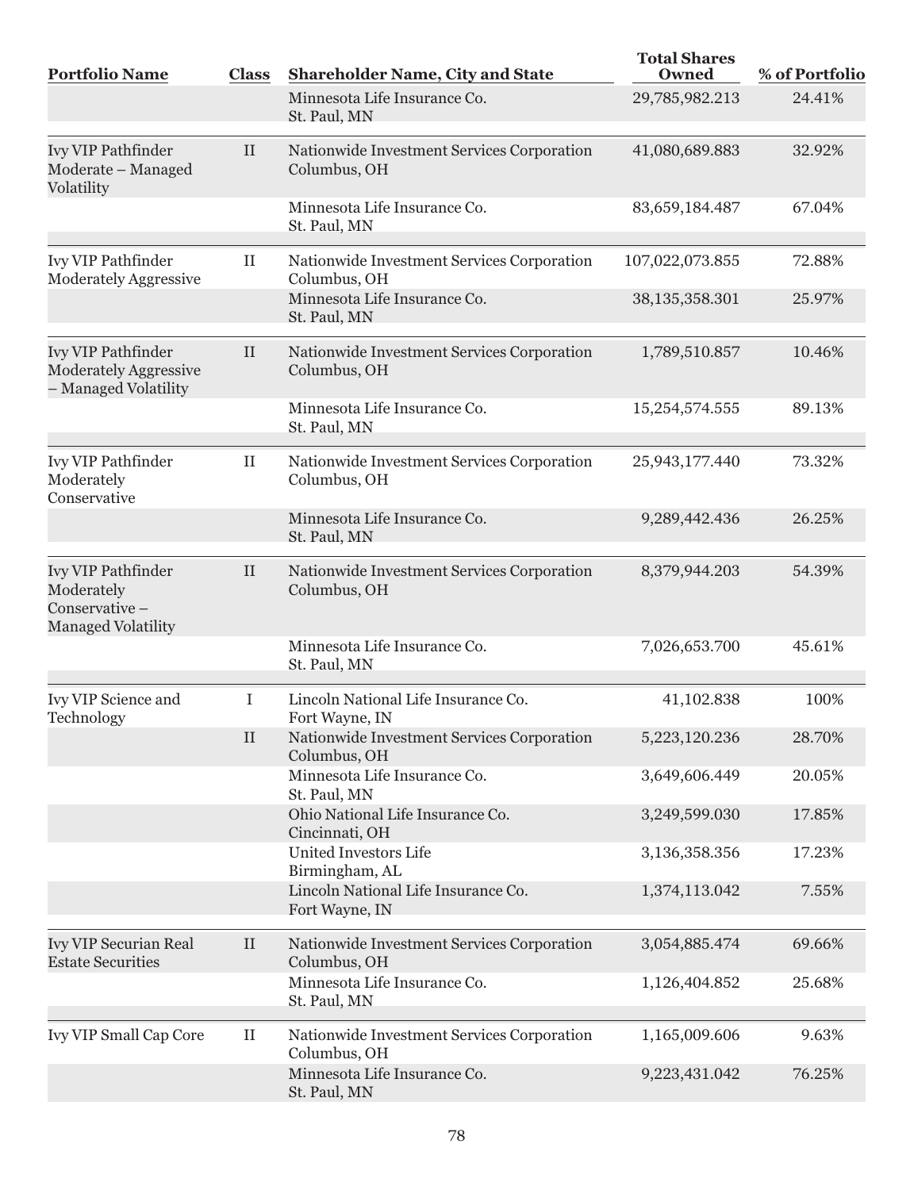| Portfolio Name | Class | Shareholder Name, City and State | Total Shares Owned | % of Portfolio |
|---|---|---|---|---|
| | | Minnesota Life Insurance Co. St. Paul, MN | 29,785,982.213 | 24.41% |
| Ivy VIP Pathfinder Moderate – Managed Volatility | II | Nationwide Investment Services Corporation Columbus, OH | 41,080,689.883 | 32.92% |
| | | Minnesota Life Insurance Co. St. Paul, MN | 83,659,184.487 | 67.04% |
| Ivy VIP Pathfinder Moderately Aggressive | II | Nationwide Investment Services Corporation Columbus, OH | 107,022,073.855 | 72.88% |
| | | Minnesota Life Insurance Co. St. Paul, MN | 38,135,358.301 | 25.97% |
| Ivy VIP Pathfinder Moderately Aggressive – Managed Volatility | II | Nationwide Investment Services Corporation Columbus, OH | 1,789,510.857 | 10.46% |
| | | Minnesota Life Insurance Co. St. Paul, MN | 15,254,574.555 | 89.13% |
| Ivy VIP Pathfinder Moderately Conservative | II | Nationwide Investment Services Corporation Columbus, OH | 25,943,177.440 | 73.32% |
| | | Minnesota Life Insurance Co. St. Paul, MN | 9,289,442.436 | 26.25% |
| Ivy VIP Pathfinder Moderately Conservative – Managed Volatility | II | Nationwide Investment Services Corporation Columbus, OH | 8,379,944.203 | 54.39% |
| | | Minnesota Life Insurance Co. St. Paul, MN | 7,026,653.700 | 45.61% |
| Ivy VIP Science and Technology | I | Lincoln National Life Insurance Co. Fort Wayne, IN | 41,102.838 | 100% |
| | II | Nationwide Investment Services Corporation Columbus, OH | 5,223,120.236 | 28.70% |
| | | Minnesota Life Insurance Co. St. Paul, MN | 3,649,606.449 | 20.05% |
| | | Ohio National Life Insurance Co. Cincinnati, OH | 3,249,599.030 | 17.85% |
| | | United Investors Life Birmingham, AL | 3,136,358.356 | 17.23% |
| | | Lincoln National Life Insurance Co. Fort Wayne, IN | 1,374,113.042 | 7.55% |
| Ivy VIP Securian Real Estate Securities | II | Nationwide Investment Services Corporation Columbus, OH | 3,054,885.474 | 69.66% |
| | | Minnesota Life Insurance Co. St. Paul, MN | 1,126,404.852 | 25.68% |
| Ivy VIP Small Cap Core | II | Nationwide Investment Services Corporation Columbus, OH | 1,165,009.606 | 9.63% |
| | | Minnesota Life Insurance Co. St. Paul, MN | 9,223,431.042 | 76.25% |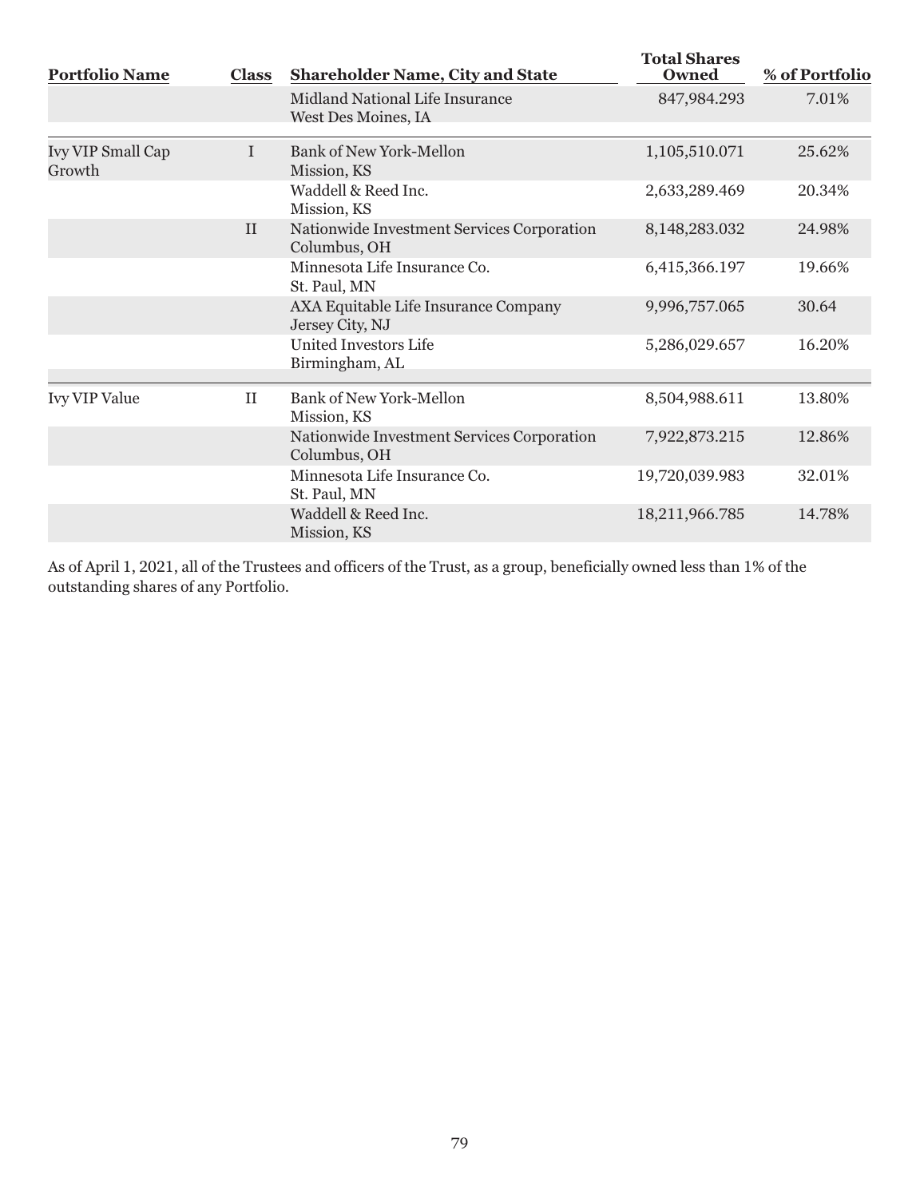| Portfolio Name | Class | Shareholder Name, City and State | Total Shares Owned | % of Portfolio |
|---|---|---|---|---|
| | | Midland National Life Insurance<br>West Des Moines, IA | 847,984.293 | 7.01% |
| Ivy VIP Small Cap Growth | I | Bank of New York-Mellon<br>Mission, KS | 1,105,510.071 | 25.62% |
| | | Waddell & Reed Inc.<br>Mission, KS | 2,633,289.469 | 20.34% |
| | II | Nationwide Investment Services Corporation<br>Columbus, OH | 8,148,283.032 | 24.98% |
| | | Minnesota Life Insurance Co.<br>St. Paul, MN | 6,415,366.197 | 19.66% |
| | | AXA Equitable Life Insurance Company<br>Jersey City, NJ | 9,996,757.065 | 30.64 |
| | | United Investors Life<br>Birmingham, AL | 5,286,029.657 | 16.20% |
| Ivy VIP Value | II | Bank of New York-Mellon<br>Mission, KS | 8,504,988.611 | 13.80% |
| | | Nationwide Investment Services Corporation<br>Columbus, OH | 7,922,873.215 | 12.86% |
| | | Minnesota Life Insurance Co.<br>St. Paul, MN | 19,720,039.983 | 32.01% |
| | | Waddell & Reed Inc.<br>Mission, KS | 18,211,966.785 | 14.78% |

As of April 1, 2021, all of the Trustees and officers of the Trust, as a group, beneficially owned less than 1% of the outstanding shares of any Portfolio.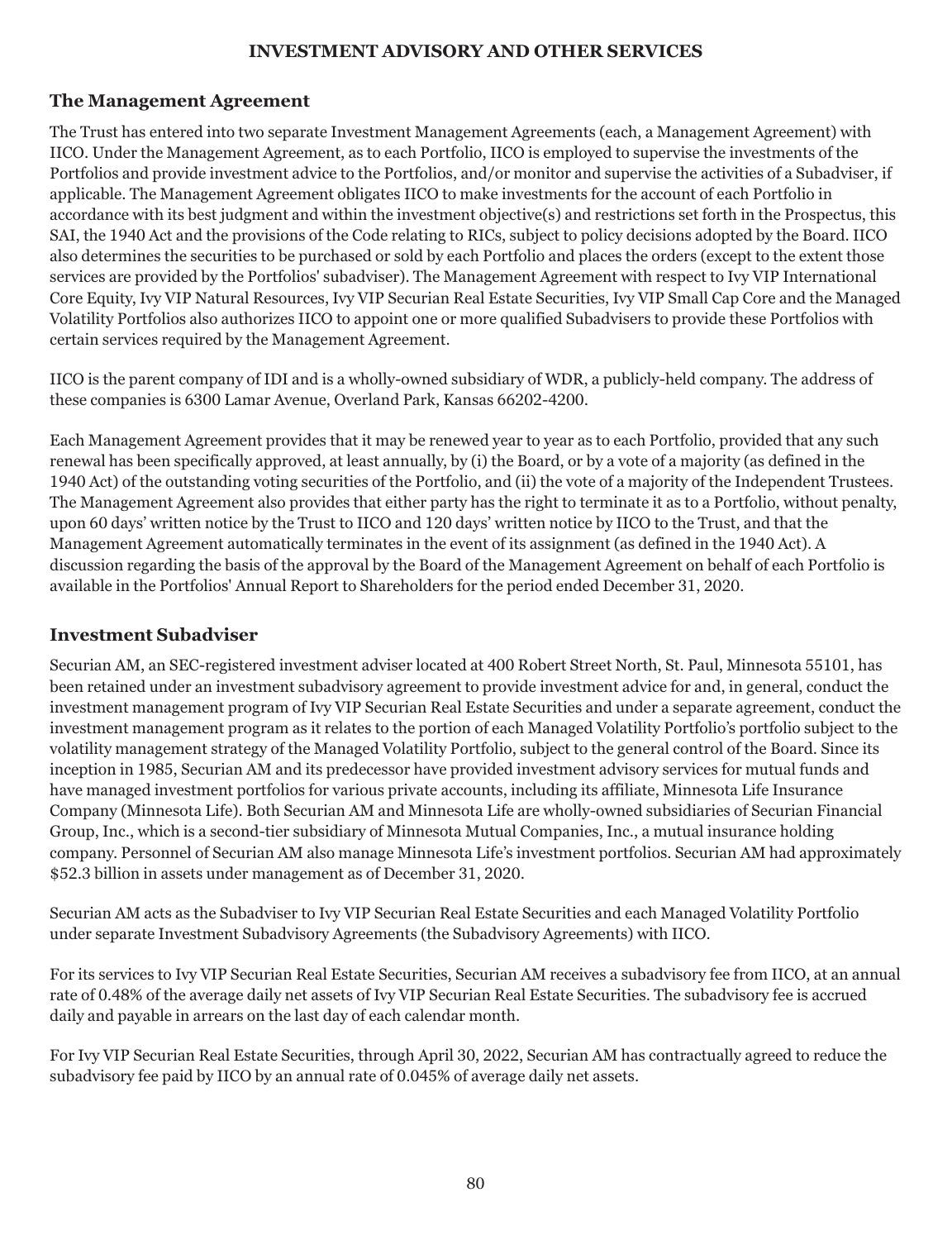## INVESTMENT ADVISORY AND OTHER SERVICES

### The Management Agreement

The Trust has entered into two separate Investment Management Agreements (each, a Management Agreement) with IICO. Under the Management Agreement, as to each Portfolio, IICO is employed to supervise the investments of the Portfolios and provide investment advice to the Portfolios, and/or monitor and supervise the activities of a Subadviser, if applicable. The Management Agreement obligates IICO to make investments for the account of each Portfolio in accordance with its best judgment and within the investment objective(s) and restrictions set forth in the Prospectus, this SAI, the 1940 Act and the provisions of the Code relating to RICs, subject to policy decisions adopted by the Board. IICO also determines the securities to be purchased or sold by each Portfolio and places the orders (except to the extent those services are provided by the Portfolios' subadviser). The Management Agreement with respect to Ivy VIP International Core Equity, Ivy VIP Natural Resources, Ivy VIP Securian Real Estate Securities, Ivy VIP Small Cap Core and the Managed Volatility Portfolios also authorizes IICO to appoint one or more qualified Subadvisers to provide these Portfolios with certain services required by the Management Agreement.

IICO is the parent company of IDI and is a wholly-owned subsidiary of WDR, a publicly-held company. The address of these companies is 6300 Lamar Avenue, Overland Park, Kansas 66202-4200.

Each Management Agreement provides that it may be renewed year to year as to each Portfolio, provided that any such renewal has been specifically approved, at least annually, by (i) the Board, or by a vote of a majority (as defined in the 1940 Act) of the outstanding voting securities of the Portfolio, and (ii) the vote of a majority of the Independent Trustees. The Management Agreement also provides that either party has the right to terminate it as to a Portfolio, without penalty, upon 60 days' written notice by the Trust to IICO and 120 days' written notice by IICO to the Trust, and that the Management Agreement automatically terminates in the event of its assignment (as defined in the 1940 Act). A discussion regarding the basis of the approval by the Board of the Management Agreement on behalf of each Portfolio is available in the Portfolios' Annual Report to Shareholders for the period ended December 31, 2020.

### Investment Subadviser

Securian AM, an SEC-registered investment adviser located at 400 Robert Street North, St. Paul, Minnesota 55101, has been retained under an investment subadvisory agreement to provide investment advice for and, in general, conduct the investment management program of Ivy VIP Securian Real Estate Securities and under a separate agreement, conduct the investment management program as it relates to the portion of each Managed Volatility Portfolio's portfolio subject to the volatility management strategy of the Managed Volatility Portfolio, subject to the general control of the Board. Since its inception in 1985, Securian AM and its predecessor have provided investment advisory services for mutual funds and have managed investment portfolios for various private accounts, including its affiliate, Minnesota Life Insurance Company (Minnesota Life). Both Securian AM and Minnesota Life are wholly-owned subsidiaries of Securian Financial Group, Inc., which is a second-tier subsidiary of Minnesota Mutual Companies, Inc., a mutual insurance holding company. Personnel of Securian AM also manage Minnesota Life's investment portfolios. Securian AM had approximately $52.3 billion in assets under management as of December 31, 2020.

Securian AM acts as the Subadviser to Ivy VIP Securian Real Estate Securities and each Managed Volatility Portfolio under separate Investment Subadvisory Agreements (the Subadvisory Agreements) with IICO.

For its services to Ivy VIP Securian Real Estate Securities, Securian AM receives a subadvisory fee from IICO, at an annual rate of 0.48% of the average daily net assets of Ivy VIP Securian Real Estate Securities. The subadvisory fee is accrued daily and payable in arrears on the last day of each calendar month.

For Ivy VIP Securian Real Estate Securities, through April 30, 2022, Securian AM has contractually agreed to reduce the subadvisory fee paid by IICO by an annual rate of 0.045% of average daily net assets.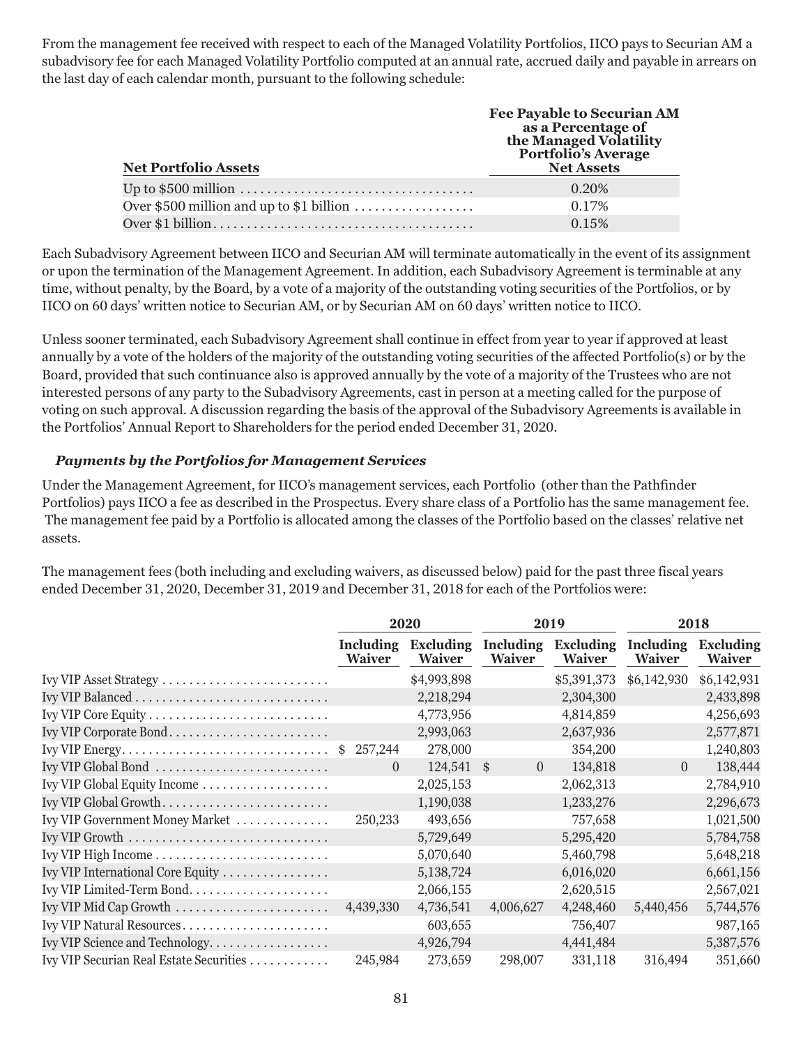From the management fee received with respect to each of the Managed Volatility Portfolios, IICO pays to Securian AM a subadvisory fee for each Managed Volatility Portfolio computed at an annual rate, accrued daily and payable in arrears on the last day of each calendar month, pursuant to the following schedule:

| Net Portfolio Assets | Fee Payable to Securian AM as a Percentage of the Managed Volatility Portfolio's Average Net Assets |
|---|---|
| Up to $500 million | 0.20% |
| Over $500 million and up to $1 billion | 0.17% |
| Over $1 billion | 0.15% |

Each Subadvisory Agreement between IICO and Securian AM will terminate automatically in the event of its assignment or upon the termination of the Management Agreement. In addition, each Subadvisory Agreement is terminable at any time, without penalty, by the Board, by a vote of a majority of the outstanding voting securities of the Portfolios, or by IICO on 60 days' written notice to Securian AM, or by Securian AM on 60 days' written notice to IICO.

Unless sooner terminated, each Subadvisory Agreement shall continue in effect from year to year if approved at least annually by a vote of the holders of the majority of the outstanding voting securities of the affected Portfolio(s) or by the Board, provided that such continuance also is approved annually by the vote of a majority of the Trustees who are not interested persons of any party to the Subadvisory Agreements, cast in person at a meeting called for the purpose of voting on such approval. A discussion regarding the basis of the approval of the Subadvisory Agreements is available in the Portfolios' Annual Report to Shareholders for the period ended December 31, 2020.

***Payments by the Portfolios for Management Services***

Under the Management Agreement, for IICO's management services, each Portfolio (other than the Pathfinder Portfolios) pays IICO a fee as described in the Prospectus. Every share class of a Portfolio has the same management fee. The management fee paid by a Portfolio is allocated among the classes of the Portfolio based on the classes' relative net assets.

The management fees (both including and excluding waivers, as discussed below) paid for the past three fiscal years ended December 31, 2020, December 31, 2019 and December 31, 2018 for each of the Portfolios were:

| | 2020 | | 2019 | | 2018 | |
|---|---|---|---|---|---|---|
| | Including Waiver | Excluding Waiver | Including Waiver | Excluding Waiver | Including Waiver | Excluding Waiver |
| Ivy VIP Asset Strategy | | $4,993,898 | | $5,391,373 | $6,142,930 | $6,142,931 |
| Ivy VIP Balanced | | 2,218,294 | | 2,304,300 | | 2,433,898 |
| Ivy VIP Core Equity | | 4,773,956 | | 4,814,859 | | 4,256,693 |
| Ivy VIP Corporate Bond | | 2,993,063 | | 2,637,936 | | 2,577,871 |
| Ivy VIP Energy | $ 257,244 | 278,000 | | 354,200 | | 1,240,803 |
| Ivy VIP Global Bond | 0 | 124,541 | $ 0 | 134,818 | 0 | 138,444 |
| Ivy VIP Global Equity Income | | 2,025,153 | | 2,062,313 | | 2,784,910 |
| Ivy VIP Global Growth | | 1,190,038 | | 1,233,276 | | 2,296,673 |
| Ivy VIP Government Money Market | 250,233 | 493,656 | | 757,658 | | 1,021,500 |
| Ivy VIP Growth | | 5,729,649 | | 5,295,420 | | 5,784,758 |
| Ivy VIP High Income | | 5,070,640 | | 5,460,798 | | 5,648,218 |
| Ivy VIP International Core Equity | | 5,138,724 | | 6,016,020 | | 6,661,156 |
| Ivy VIP Limited-Term Bond | | 2,066,155 | | 2,620,515 | | 2,567,021 |
| Ivy VIP Mid Cap Growth | 4,439,330 | 4,736,541 | 4,006,627 | 4,248,460 | 5,440,456 | 5,744,576 |
| Ivy VIP Natural Resources | | 603,655 | | 756,407 | | 987,165 |
| Ivy VIP Science and Technology | | 4,926,794 | | 4,441,484 | | 5,387,576 |
| Ivy VIP Securian Real Estate Securities | 245,984 | 273,659 | 298,007 | 331,118 | 316,494 | 351,660 |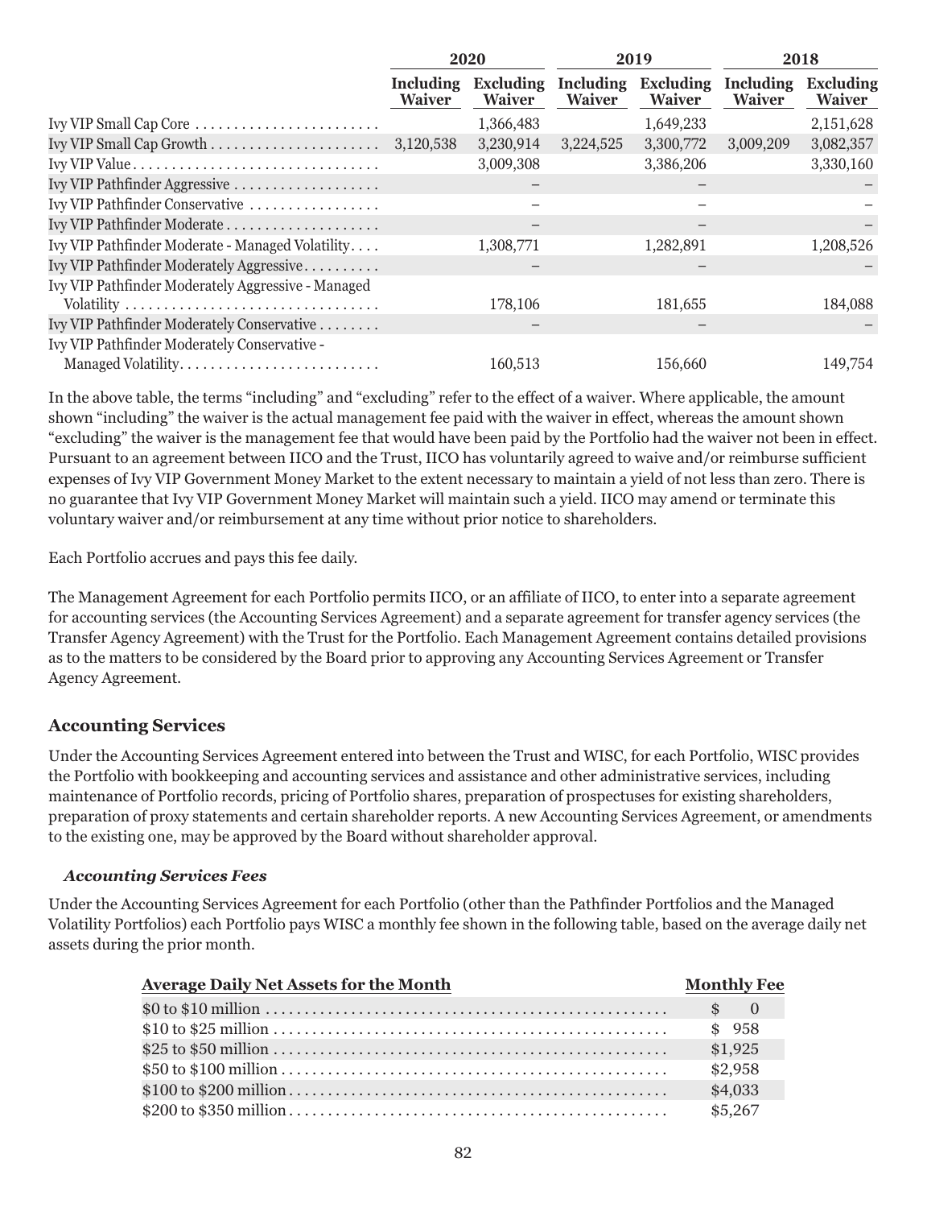| | 2020 | | 2019 | | 2018 | |
|---|---|---|---|---|---|---|
| | Including Waiver | Excluding Waiver | Including Waiver | Excluding Waiver | Including Waiver | Excluding Waiver |
| Ivy VIP Small Cap Core | | 1,366,483 | | 1,649,233 | | 2,151,628 |
| Ivy VIP Small Cap Growth | 3,120,538 | 3,230,914 | 3,224,525 | 3,300,772 | 3,009,209 | 3,082,357 |
| Ivy VIP Value | | 3,009,308 | | 3,386,206 | | 3,330,160 |
| Ivy VIP Pathfinder Aggressive | | – | | – | | – |
| Ivy VIP Pathfinder Conservative | | – | | – | | – |
| Ivy VIP Pathfinder Moderate | | – | | – | | – |
| Ivy VIP Pathfinder Moderate - Managed Volatility | | 1,308,771 | | 1,282,891 | | 1,208,526 |
| Ivy VIP Pathfinder Moderately Aggressive | | – | | – | | – |
| Ivy VIP Pathfinder Moderately Aggressive - Managed Volatility | | 178,106 | | 181,655 | | 184,088 |
| Ivy VIP Pathfinder Moderately Conservative | | – | | – | | – |
| Ivy VIP Pathfinder Moderately Conservative - Managed Volatility | | 160,513 | | 156,660 | | 149,754 |

In the above table, the terms "including" and "excluding" refer to the effect of a waiver. Where applicable, the amount shown "including" the waiver is the actual management fee paid with the waiver in effect, whereas the amount shown "excluding" the waiver is the management fee that would have been paid by the Portfolio had the waiver not been in effect. Pursuant to an agreement between IICO and the Trust, IICO has voluntarily agreed to waive and/or reimburse sufficient expenses of Ivy VIP Government Money Market to the extent necessary to maintain a yield of not less than zero. There is no guarantee that Ivy VIP Government Money Market will maintain such a yield. IICO may amend or terminate this voluntary waiver and/or reimbursement at any time without prior notice to shareholders.

Each Portfolio accrues and pays this fee daily.

The Management Agreement for each Portfolio permits IICO, or an affiliate of IICO, to enter into a separate agreement for accounting services (the Accounting Services Agreement) and a separate agreement for transfer agency services (the Transfer Agency Agreement) with the Trust for the Portfolio. Each Management Agreement contains detailed provisions as to the matters to be considered by the Board prior to approving any Accounting Services Agreement or Transfer Agency Agreement.

## Accounting Services

Under the Accounting Services Agreement entered into between the Trust and WISC, for each Portfolio, WISC provides the Portfolio with bookkeeping and accounting services and assistance and other administrative services, including maintenance of Portfolio records, pricing of Portfolio shares, preparation of prospectuses for existing shareholders, preparation of proxy statements and certain shareholder reports. A new Accounting Services Agreement, or amendments to the existing one, may be approved by the Board without shareholder approval.

### *Accounting Services Fees*

Under the Accounting Services Agreement for each Portfolio (other than the Pathfinder Portfolios and the Managed Volatility Portfolios) each Portfolio pays WISC a monthly fee shown in the following table, based on the average daily net assets during the prior month.

| Average Daily Net Assets for the Month | Monthly Fee |
|---|---|
| $0 to $10 million | $ 0 |
| $10 to $25 million | $ 958 |
| $25 to $50 million | $1,925 |
| $50 to $100 million | $2,958 |
| $100 to $200 million | $4,033 |
| $200 to $350 million | $5,267 |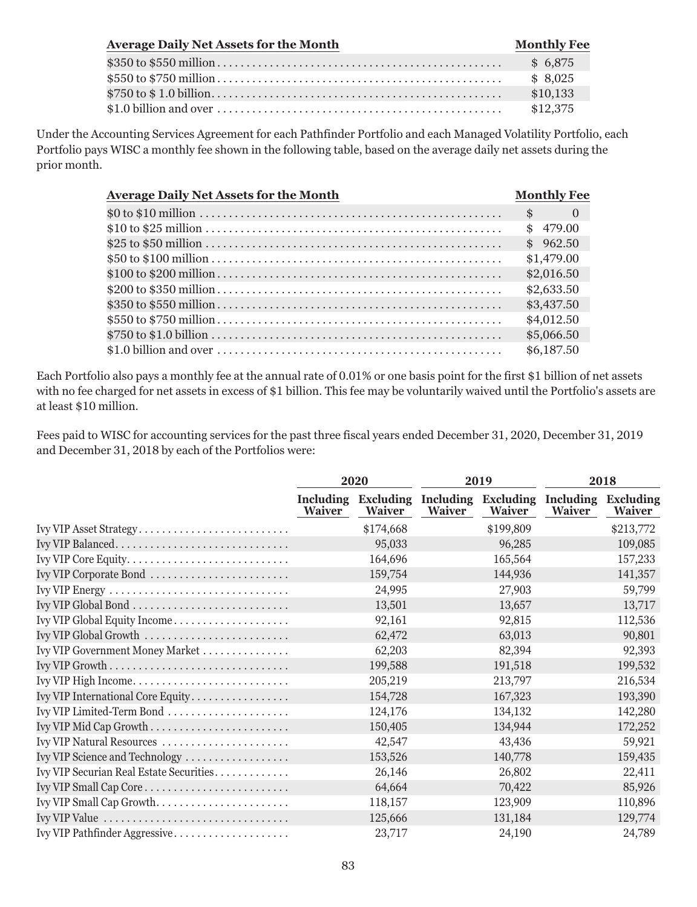| Average Daily Net Assets for the Month | Monthly Fee |
|---|---|
| $350 to $550 million | $ 6,875 |
| $550 to $750 million | $ 8,025 |
| $750 to $ 1.0 billion | $10,133 |
| $1.0 billion and over | $12,375 |

Under the Accounting Services Agreement for each Pathfinder Portfolio and each Managed Volatility Portfolio, each Portfolio pays WISC a monthly fee shown in the following table, based on the average daily net assets during the prior month.

| Average Daily Net Assets for the Month | Monthly Fee |
|---|---|
| $0 to $10 million | $ 0 |
| $10 to $25 million | $ 479.00 |
| $25 to $50 million | $ 962.50 |
| $50 to $100 million | $1,479.00 |
| $100 to $200 million | $2,016.50 |
| $200 to $350 million | $2,633.50 |
| $350 to $550 million | $3,437.50 |
| $550 to $750 million | $4,012.50 |
| $750 to $1.0 billion | $5,066.50 |
| $1.0 billion and over | $6,187.50 |

Each Portfolio also pays a monthly fee at the annual rate of 0.01% or one basis point for the first $1 billion of net assets with no fee charged for net assets in excess of $1 billion. This fee may be voluntarily waived until the Portfolio's assets are at least $10 million.

Fees paid to WISC for accounting services for the past three fiscal years ended December 31, 2020, December 31, 2019 and December 31, 2018 by each of the Portfolios were:

| | 2020 | | 2019 | | 2018 | |
|---|---|---|---|---|---|---|
| | Including Waiver | Excluding Waiver | Including Waiver | Excluding Waiver | Including Waiver | Excluding Waiver |
| Ivy VIP Asset Strategy | | $174,668 | | $199,809 | | $213,772 |
| Ivy VIP Balanced | | 95,033 | | 96,285 | | 109,085 |
| Ivy VIP Core Equity | | 164,696 | | 165,564 | | 157,233 |
| Ivy VIP Corporate Bond | | 159,754 | | 144,936 | | 141,357 |
| Ivy VIP Energy | | 24,995 | | 27,903 | | 59,799 |
| Ivy VIP Global Bond | | 13,501 | | 13,657 | | 13,717 |
| Ivy VIP Global Equity Income | | 92,161 | | 92,815 | | 112,536 |
| Ivy VIP Global Growth | | 62,472 | | 63,013 | | 90,801 |
| Ivy VIP Government Money Market | | 62,203 | | 82,394 | | 92,393 |
| Ivy VIP Growth | | 199,588 | | 191,518 | | 199,532 |
| Ivy VIP High Income | | 205,219 | | 213,797 | | 216,534 |
| Ivy VIP International Core Equity | | 154,728 | | 167,323 | | 193,390 |
| Ivy VIP Limited-Term Bond | | 124,176 | | 134,132 | | 142,280 |
| Ivy VIP Mid Cap Growth | | 150,405 | | 134,944 | | 172,252 |
| Ivy VIP Natural Resources | | 42,547 | | 43,436 | | 59,921 |
| Ivy VIP Science and Technology | | 153,526 | | 140,778 | | 159,435 |
| Ivy VIP Securian Real Estate Securities | | 26,146 | | 26,802 | | 22,411 |
| Ivy VIP Small Cap Core | | 64,664 | | 70,422 | | 85,926 |
| Ivy VIP Small Cap Growth | | 118,157 | | 123,909 | | 110,896 |
| Ivy VIP Value | | 125,666 | | 131,184 | | 129,774 |
| Ivy VIP Pathfinder Aggressive | | 23,717 | | 24,190 | | 24,789 |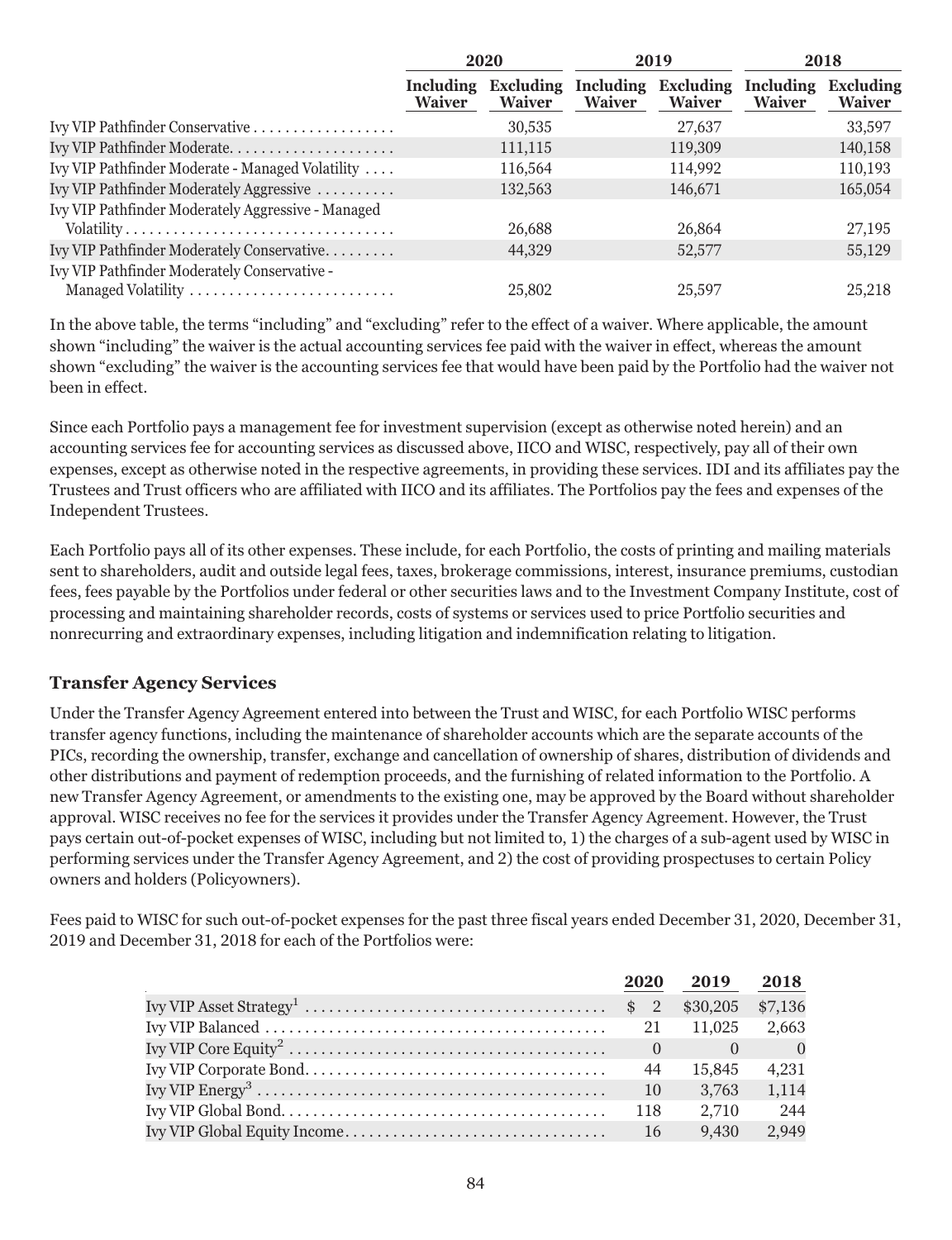| | 2020 | | 2019 | | 2018 | |
|---|---|---|---|---|---|---|
| | Including Waiver | Excluding Waiver | Including Waiver | Excluding Waiver | Including Waiver | Excluding Waiver |
| Ivy VIP Pathfinder Conservative | | 30,535 | | 27,637 | | 33,597 |
| Ivy VIP Pathfinder Moderate | | 111,115 | | 119,309 | | 140,158 |
| Ivy VIP Pathfinder Moderate - Managed Volatility | | 116,564 | | 114,992 | | 110,193 |
| Ivy VIP Pathfinder Moderately Aggressive | | 132,563 | | 146,671 | | 165,054 |
| Ivy VIP Pathfinder Moderately Aggressive - Managed Volatility | | 26,688 | | 26,864 | | 27,195 |
| Ivy VIP Pathfinder Moderately Conservative | | 44,329 | | 52,577 | | 55,129 |
| Ivy VIP Pathfinder Moderately Conservative - Managed Volatility | | 25,802 | | 25,597 | | 25,218 |

In the above table, the terms "including" and "excluding" refer to the effect of a waiver. Where applicable, the amount shown "including" the waiver is the actual accounting services fee paid with the waiver in effect, whereas the amount shown "excluding" the waiver is the accounting services fee that would have been paid by the Portfolio had the waiver not been in effect.

Since each Portfolio pays a management fee for investment supervision (except as otherwise noted herein) and an accounting services fee for accounting services as discussed above, IICO and WISC, respectively, pay all of their own expenses, except as otherwise noted in the respective agreements, in providing these services. IDI and its affiliates pay the Trustees and Trust officers who are affiliated with IICO and its affiliates. The Portfolios pay the fees and expenses of the Independent Trustees.

Each Portfolio pays all of its other expenses. These include, for each Portfolio, the costs of printing and mailing materials sent to shareholders, audit and outside legal fees, taxes, brokerage commissions, interest, insurance premiums, custodian fees, fees payable by the Portfolios under federal or other securities laws and to the Investment Company Institute, cost of processing and maintaining shareholder records, costs of systems or services used to price Portfolio securities and nonrecurring and extraordinary expenses, including litigation and indemnification relating to litigation.

### Transfer Agency Services

Under the Transfer Agency Agreement entered into between the Trust and WISC, for each Portfolio WISC performs transfer agency functions, including the maintenance of shareholder accounts which are the separate accounts of the PICs, recording the ownership, transfer, exchange and cancellation of ownership of shares, distribution of dividends and other distributions and payment of redemption proceeds, and the furnishing of related information to the Portfolio. A new Transfer Agency Agreement, or amendments to the existing one, may be approved by the Board without shareholder approval. WISC receives no fee for the services it provides under the Transfer Agency Agreement. However, the Trust pays certain out-of-pocket expenses of WISC, including but not limited to, 1) the charges of a sub-agent used by WISC in performing services under the Transfer Agency Agreement, and 2) the cost of providing prospectuses to certain Policy owners and holders (Policyowners).

Fees paid to WISC for such out-of-pocket expenses for the past three fiscal years ended December 31, 2020, December 31, 2019 and December 31, 2018 for each of the Portfolios were:

| | 2020 | 2019 | 2018 |
|---|---|---|---|
| Ivy VIP Asset Strategy[1] | $ 2 | $30,205 | $7,136 |
| Ivy VIP Balanced | 21 | 11,025 | 2,663 |
| Ivy VIP Core Equity[2] | 0 | 0 | 0 |
| Ivy VIP Corporate Bond | 44 | 15,845 | 4,231 |
| Ivy VIP Energy[3] | 10 | 3,763 | 1,114 |
| Ivy VIP Global Bond | 118 | 2,710 | 244 |
| Ivy VIP Global Equity Income | 16 | 9,430 | 2,949 |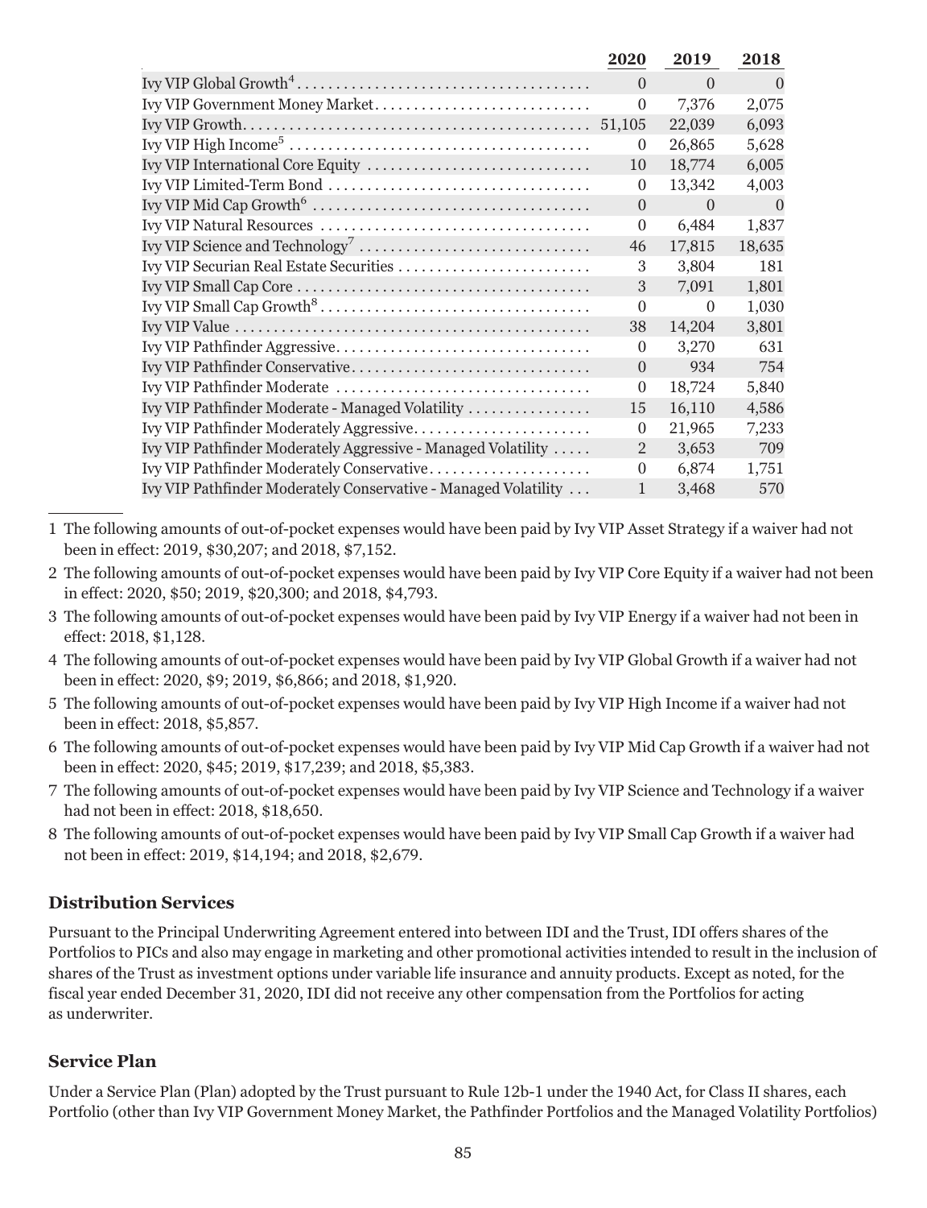| | 2020 | 2019 | 2018 |
|---|---|---|---|
| Ivy VIP Global Growth[4] | 0 | 0 | 0 |
| Ivy VIP Government Money Market | 0 | 7,376 | 2,075 |
| Ivy VIP Growth | 51,105 | 22,039 | 6,093 |
| Ivy VIP High Income[5] | 0 | 26,865 | 5,628 |
| Ivy VIP International Core Equity | 10 | 18,774 | 6,005 |
| Ivy VIP Limited-Term Bond | 0 | 13,342 | 4,003 |
| Ivy VIP Mid Cap Growth[6] | 0 | 0 | 0 |
| Ivy VIP Natural Resources | 0 | 6,484 | 1,837 |
| Ivy VIP Science and Technology[7] | 46 | 17,815 | 18,635 |
| Ivy VIP Securian Real Estate Securities | 3 | 3,804 | 181 |
| Ivy VIP Small Cap Core | 3 | 7,091 | 1,801 |
| Ivy VIP Small Cap Growth[8] | 0 | 0 | 1,030 |
| Ivy VIP Value | 38 | 14,204 | 3,801 |
| Ivy VIP Pathfinder Aggressive | 0 | 3,270 | 631 |
| Ivy VIP Pathfinder Conservative | 0 | 934 | 754 |
| Ivy VIP Pathfinder Moderate | 0 | 18,724 | 5,840 |
| Ivy VIP Pathfinder Moderate - Managed Volatility | 15 | 16,110 | 4,586 |
| Ivy VIP Pathfinder Moderately Aggressive | 0 | 21,965 | 7,233 |
| Ivy VIP Pathfinder Moderately Aggressive - Managed Volatility | 2 | 3,653 | 709 |
| Ivy VIP Pathfinder Moderately Conservative | 0 | 6,874 | 1,751 |
| Ivy VIP Pathfinder Moderately Conservative - Managed Volatility | 1 | 3,468 | 570 |

1 The following amounts of out-of-pocket expenses would have been paid by Ivy VIP Asset Strategy if a waiver had not been in effect: 2019, $30,207; and 2018, $7,152.

2 The following amounts of out-of-pocket expenses would have been paid by Ivy VIP Core Equity if a waiver had not been in effect: 2020, $50; 2019, $20,300; and 2018, $4,793.

3 The following amounts of out-of-pocket expenses would have been paid by Ivy VIP Energy if a waiver had not been in effect: 2018, $1,128.

4 The following amounts of out-of-pocket expenses would have been paid by Ivy VIP Global Growth if a waiver had not been in effect: 2020, $9; 2019, $6,866; and 2018, $1,920.

5 The following amounts of out-of-pocket expenses would have been paid by Ivy VIP High Income if a waiver had not been in effect: 2018, $5,857.

6 The following amounts of out-of-pocket expenses would have been paid by Ivy VIP Mid Cap Growth if a waiver had not been in effect: 2020, $45; 2019, $17,239; and 2018, $5,383.

7 The following amounts of out-of-pocket expenses would have been paid by Ivy VIP Science and Technology if a waiver had not been in effect: 2018, $18,650.

8 The following amounts of out-of-pocket expenses would have been paid by Ivy VIP Small Cap Growth if a waiver had not been in effect: 2019, $14,194; and 2018, $2,679.

### Distribution Services

Pursuant to the Principal Underwriting Agreement entered into between IDI and the Trust, IDI offers shares of the Portfolios to PICs and also may engage in marketing and other promotional activities intended to result in the inclusion of shares of the Trust as investment options under variable life insurance and annuity products. Except as noted, for the fiscal year ended December 31, 2020, IDI did not receive any other compensation from the Portfolios for acting as underwriter.

### Service Plan

Under a Service Plan (Plan) adopted by the Trust pursuant to Rule 12b-1 under the 1940 Act, for Class II shares, each Portfolio (other than Ivy VIP Government Money Market, the Pathfinder Portfolios and the Managed Volatility Portfolios)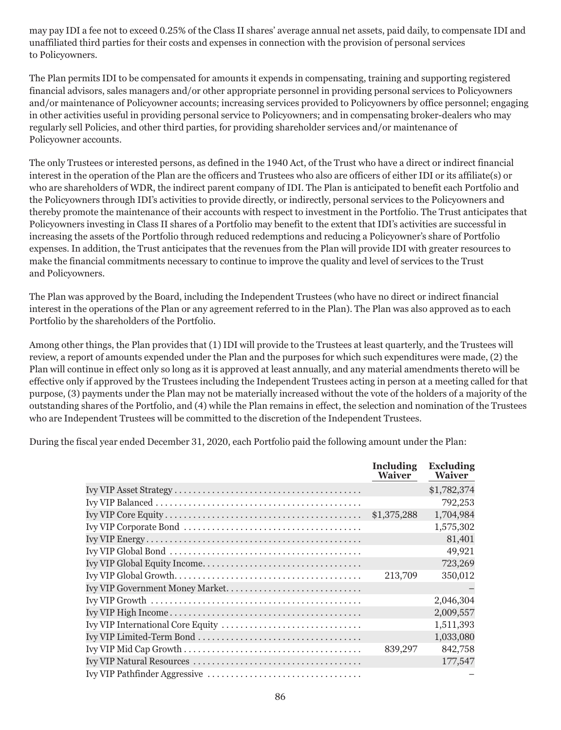may pay IDI a fee not to exceed 0.25% of the Class II shares' average annual net assets, paid daily, to compensate IDI and unaffiliated third parties for their costs and expenses in connection with the provision of personal services to Policyowners.

The Plan permits IDI to be compensated for amounts it expends in compensating, training and supporting registered financial advisors, sales managers and/or other appropriate personnel in providing personal services to Policyowners and/or maintenance of Policyowner accounts; increasing services provided to Policyowners by office personnel; engaging in other activities useful in providing personal service to Policyowners; and in compensating broker-dealers who may regularly sell Policies, and other third parties, for providing shareholder services and/or maintenance of Policyowner accounts.

The only Trustees or interested persons, as defined in the 1940 Act, of the Trust who have a direct or indirect financial interest in the operation of the Plan are the officers and Trustees who also are officers of either IDI or its affiliate(s) or who are shareholders of WDR, the indirect parent company of IDI. The Plan is anticipated to benefit each Portfolio and the Policyowners through IDI's activities to provide directly, or indirectly, personal services to the Policyowners and thereby promote the maintenance of their accounts with respect to investment in the Portfolio. The Trust anticipates that Policyowners investing in Class II shares of a Portfolio may benefit to the extent that IDI's activities are successful in increasing the assets of the Portfolio through reduced redemptions and reducing a Policyowner's share of Portfolio expenses. In addition, the Trust anticipates that the revenues from the Plan will provide IDI with greater resources to make the financial commitments necessary to continue to improve the quality and level of services to the Trust and Policyowners.

The Plan was approved by the Board, including the Independent Trustees (who have no direct or indirect financial interest in the operations of the Plan or any agreement referred to in the Plan). The Plan was also approved as to each Portfolio by the shareholders of the Portfolio.

Among other things, the Plan provides that (1) IDI will provide to the Trustees at least quarterly, and the Trustees will review, a report of amounts expended under the Plan and the purposes for which such expenditures were made, (2) the Plan will continue in effect only so long as it is approved at least annually, and any material amendments thereto will be effective only if approved by the Trustees including the Independent Trustees acting in person at a meeting called for that purpose, (3) payments under the Plan may not be materially increased without the vote of the holders of a majority of the outstanding shares of the Portfolio, and (4) while the Plan remains in effect, the selection and nomination of the Trustees who are Independent Trustees will be committed to the discretion of the Independent Trustees.

During the fiscal year ended December 31, 2020, each Portfolio paid the following amount under the Plan:

| | Including Waiver | Excluding Waiver |
|---|---|---|
| Ivy VIP Asset Strategy | | $1,782,374 |
| Ivy VIP Balanced | | 792,253 |
| Ivy VIP Core Equity | $1,375,288 | 1,704,984 |
| Ivy VIP Corporate Bond | | 1,575,302 |
| Ivy VIP Energy | | 81,401 |
| Ivy VIP Global Bond | | 49,921 |
| Ivy VIP Global Equity Income | | 723,269 |
| Ivy VIP Global Growth | 213,709 | 350,012 |
| Ivy VIP Government Money Market | | – |
| Ivy VIP Growth | | 2,046,304 |
| Ivy VIP High Income | | 2,009,557 |
| Ivy VIP International Core Equity | | 1,511,393 |
| Ivy VIP Limited-Term Bond | | 1,033,080 |
| Ivy VIP Mid Cap Growth | 839,297 | 842,758 |
| Ivy VIP Natural Resources | | 177,547 |
| Ivy VIP Pathfinder Aggressive | | – |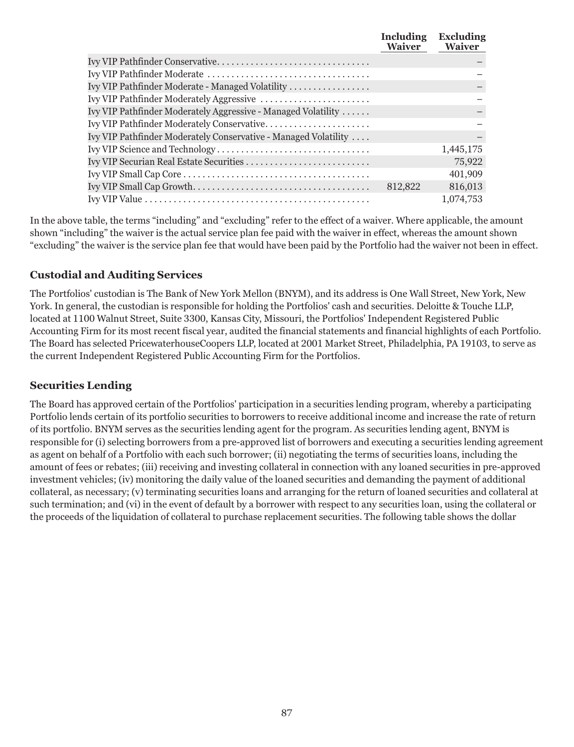| | Including Waiver | Excluding Waiver |
|---|---|---|
| Ivy VIP Pathfinder Conservative | | – |
| Ivy VIP Pathfinder Moderate | | – |
| Ivy VIP Pathfinder Moderate - Managed Volatility | | – |
| Ivy VIP Pathfinder Moderately Aggressive | | – |
| Ivy VIP Pathfinder Moderately Aggressive - Managed Volatility | | – |
| Ivy VIP Pathfinder Moderately Conservative | | – |
| Ivy VIP Pathfinder Moderately Conservative - Managed Volatility | | – |
| Ivy VIP Science and Technology | | 1,445,175 |
| Ivy VIP Securian Real Estate Securities | | 75,922 |
| Ivy VIP Small Cap Core | | 401,909 |
| Ivy VIP Small Cap Growth | 812,822 | 816,013 |
| Ivy VIP Value | | 1,074,753 |

In the above table, the terms "including" and "excluding" refer to the effect of a waiver. Where applicable, the amount shown "including" the waiver is the actual service plan fee paid with the waiver in effect, whereas the amount shown "excluding" the waiver is the service plan fee that would have been paid by the Portfolio had the waiver not been in effect.

### Custodial and Auditing Services

The Portfolios' custodian is The Bank of New York Mellon (BNYM), and its address is One Wall Street, New York, New York. In general, the custodian is responsible for holding the Portfolios' cash and securities. Deloitte & Touche LLP, located at 1100 Walnut Street, Suite 3300, Kansas City, Missouri, the Portfolios' Independent Registered Public Accounting Firm for its most recent fiscal year, audited the financial statements and financial highlights of each Portfolio. The Board has selected PricewaterhouseCoopers LLP, located at 2001 Market Street, Philadelphia, PA 19103, to serve as the current Independent Registered Public Accounting Firm for the Portfolios.

### Securities Lending

The Board has approved certain of the Portfolios' participation in a securities lending program, whereby a participating Portfolio lends certain of its portfolio securities to borrowers to receive additional income and increase the rate of return of its portfolio. BNYM serves as the securities lending agent for the program. As securities lending agent, BNYM is responsible for (i) selecting borrowers from a pre-approved list of borrowers and executing a securities lending agreement as agent on behalf of a Portfolio with each such borrower; (ii) negotiating the terms of securities loans, including the amount of fees or rebates; (iii) receiving and investing collateral in connection with any loaned securities in pre-approved investment vehicles; (iv) monitoring the daily value of the loaned securities and demanding the payment of additional collateral, as necessary; (v) terminating securities loans and arranging for the return of loaned securities and collateral at such termination; and (vi) in the event of default by a borrower with respect to any securities loan, using the collateral or the proceeds of the liquidation of collateral to purchase replacement securities. The following table shows the dollar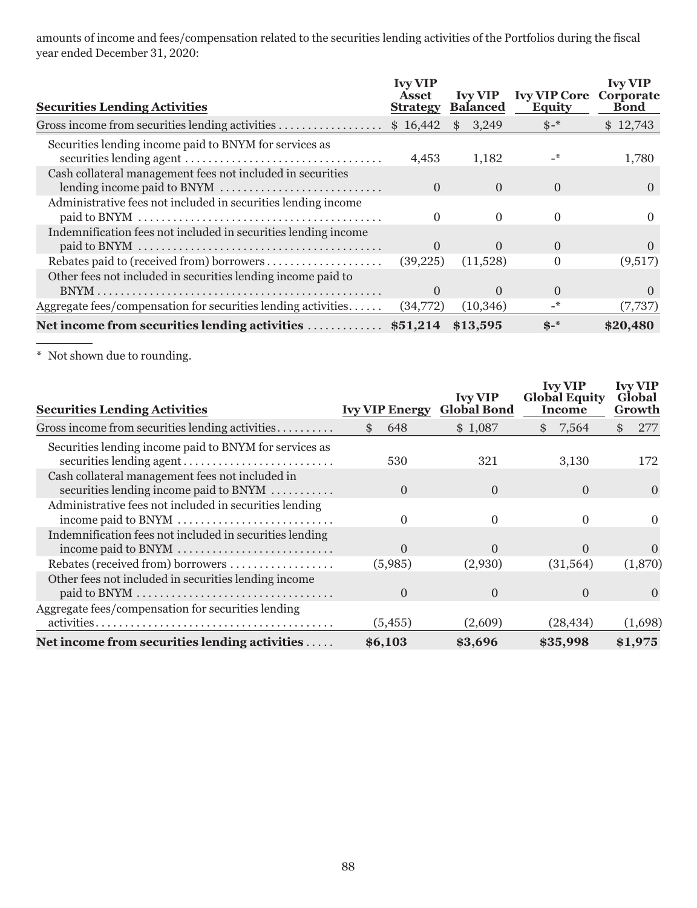amounts of income and fees/compensation related to the securities lending activities of the Portfolios during the fiscal year ended December 31, 2020:

| Securities Lending Activities | Ivy VIP Asset Strategy | Ivy VIP Balanced | Ivy VIP Core Equity | Ivy VIP Corporate Bond |
|---|---|---|---|---|
| Gross income from securities lending activities | $ 16,442 | $ 3,249 | $-* | $ 12,743 |
| Securities lending income paid to BNYM for services as securities lending agent | 4,453 | 1,182 | -* | 1,780 |
| Cash collateral management fees not included in securities lending income paid to BNYM | 0 | 0 | 0 | 0 |
| Administrative fees not included in securities lending income paid to BNYM | 0 | 0 | 0 | 0 |
| Indemnification fees not included in securities lending income paid to BNYM | 0 | 0 | 0 | 0 |
| Rebates paid to (received from) borrowers | (39,225) | (11,528) | 0 | (9,517) |
| Other fees not included in securities lending income paid to BNYM | 0 | 0 | 0 | 0 |
| Aggregate fees/compensation for securities lending activities | (34,772) | (10,346) | -* | (7,737) |
| **Net income from securities lending activities** | **$51,214** | **$13,595** | **$-*** | **$20,480** |

* Not shown due to rounding.

| Securities Lending Activities | Ivy VIP Energy | Ivy VIP Global Bond | Ivy VIP Global Equity Income | Ivy VIP Global Growth |
|---|---|---|---|---|
| Gross income from securities lending activities | $ 648 | $ 1,087 | $ 7,564 | $ 277 |
| Securities lending income paid to BNYM for services as securities lending agent | 530 | 321 | 3,130 | 172 |
| Cash collateral management fees not included in securities lending income paid to BNYM | 0 | 0 | 0 | 0 |
| Administrative fees not included in securities lending income paid to BNYM | 0 | 0 | 0 | 0 |
| Indemnification fees not included in securities lending income paid to BNYM | 0 | 0 | 0 | 0 |
| Rebates (received from) borrowers | (5,985) | (2,930) | (31,564) | (1,870) |
| Other fees not included in securities lending income paid to BNYM | 0 | 0 | 0 | 0 |
| Aggregate fees/compensation for securities lending activities | (5,455) | (2,609) | (28,434) | (1,698) |
| **Net income from securities lending activities** | **$6,103** | **$3,696** | **$35,998** | **$1,975** |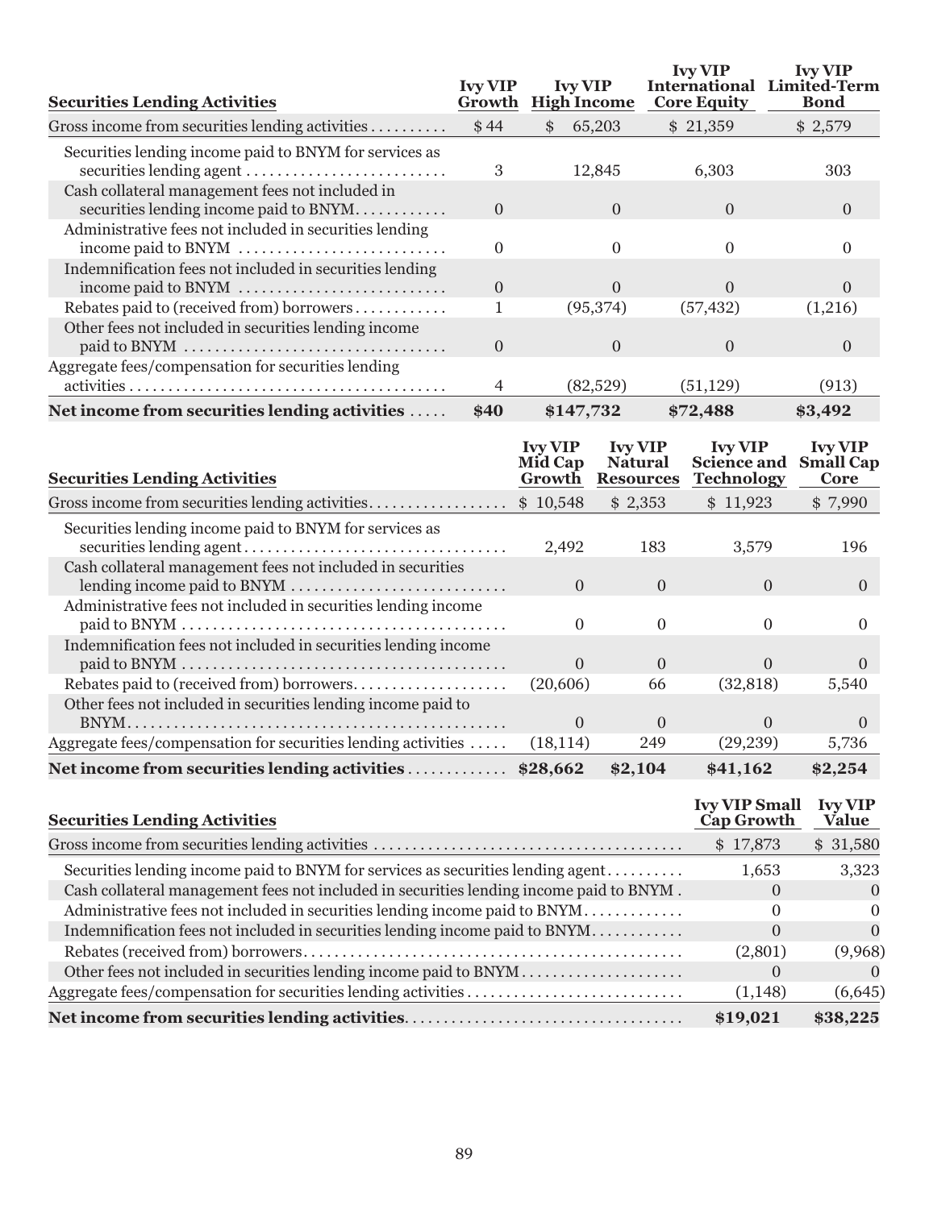| Securities Lending Activities | Ivy VIP Growth | Ivy VIP High Income | Ivy VIP International Core Equity | Ivy VIP Limited-Term Bond |
|---|---|---|---|---|
| Gross income from securities lending activities | $44 | $ 65,203 | $ 21,359 | $ 2,579 |
| Securities lending income paid to BNYM for services as securities lending agent | 3 | 12,845 | 6,303 | 303 |
| Cash collateral management fees not included in securities lending income paid to BNYM | 0 | 0 | 0 | 0 |
| Administrative fees not included in securities lending income paid to BNYM | 0 | 0 | 0 | 0 |
| Indemnification fees not included in securities lending income paid to BNYM | 0 | 0 | 0 | 0 |
| Rebates paid to (received from) borrowers | 1 | (95,374) | (57,432) | (1,216) |
| Other fees not included in securities lending income paid to BNYM | 0 | 0 | 0 | 0 |
| Aggregate fees/compensation for securities lending activities | 4 | (82,529) | (51,129) | (913) |
| **Net income from securities lending activities** | **$40** | **$147,732** | **$72,488** | **$3,492** |

| Securities Lending Activities | Ivy VIP Mid Cap Growth | Ivy VIP Natural Resources | Ivy VIP Science and Technology | Ivy VIP Small Cap Core |
|---|---|---|---|---|
| Gross income from securities lending activities | $ 10,548 | $ 2,353 | $ 11,923 | $ 7,990 |
| Securities lending income paid to BNYM for services as securities lending agent | 2,492 | 183 | 3,579 | 196 |
| Cash collateral management fees not included in securities lending income paid to BNYM | 0 | 0 | 0 | 0 |
| Administrative fees not included in securities lending income paid to BNYM | 0 | 0 | 0 | 0 |
| Indemnification fees not included in securities lending income paid to BNYM | 0 | 0 | 0 | 0 |
| Rebates paid to (received from) borrowers | (20,606) | 66 | (32,818) | 5,540 |
| Other fees not included in securities lending income paid to BNYM | 0 | 0 | 0 | 0 |
| Aggregate fees/compensation for securities lending activities | (18,114) | 249 | (29,239) | 5,736 |
| **Net income from securities lending activities** | **$28,662** | **$2,104** | **$41,162** | **$2,254** |

| Securities Lending Activities | Ivy VIP Small Cap Growth | Ivy VIP Value |
|---|---|---|
| Gross income from securities lending activities | $ 17,873 | $ 31,580 |
| Securities lending income paid to BNYM for services as securities lending agent | 1,653 | 3,323 |
| Cash collateral management fees not included in securities lending income paid to BNYM | 0 | 0 |
| Administrative fees not included in securities lending income paid to BNYM | 0 | 0 |
| Indemnification fees not included in securities lending income paid to BNYM | 0 | 0 |
| Rebates (received from) borrowers | (2,801) | (9,968) |
| Other fees not included in securities lending income paid to BNYM | 0 | 0 |
| Aggregate fees/compensation for securities lending activities | (1,148) | (6,645) |
| **Net income from securities lending activities** | **$19,021** | **$38,225** |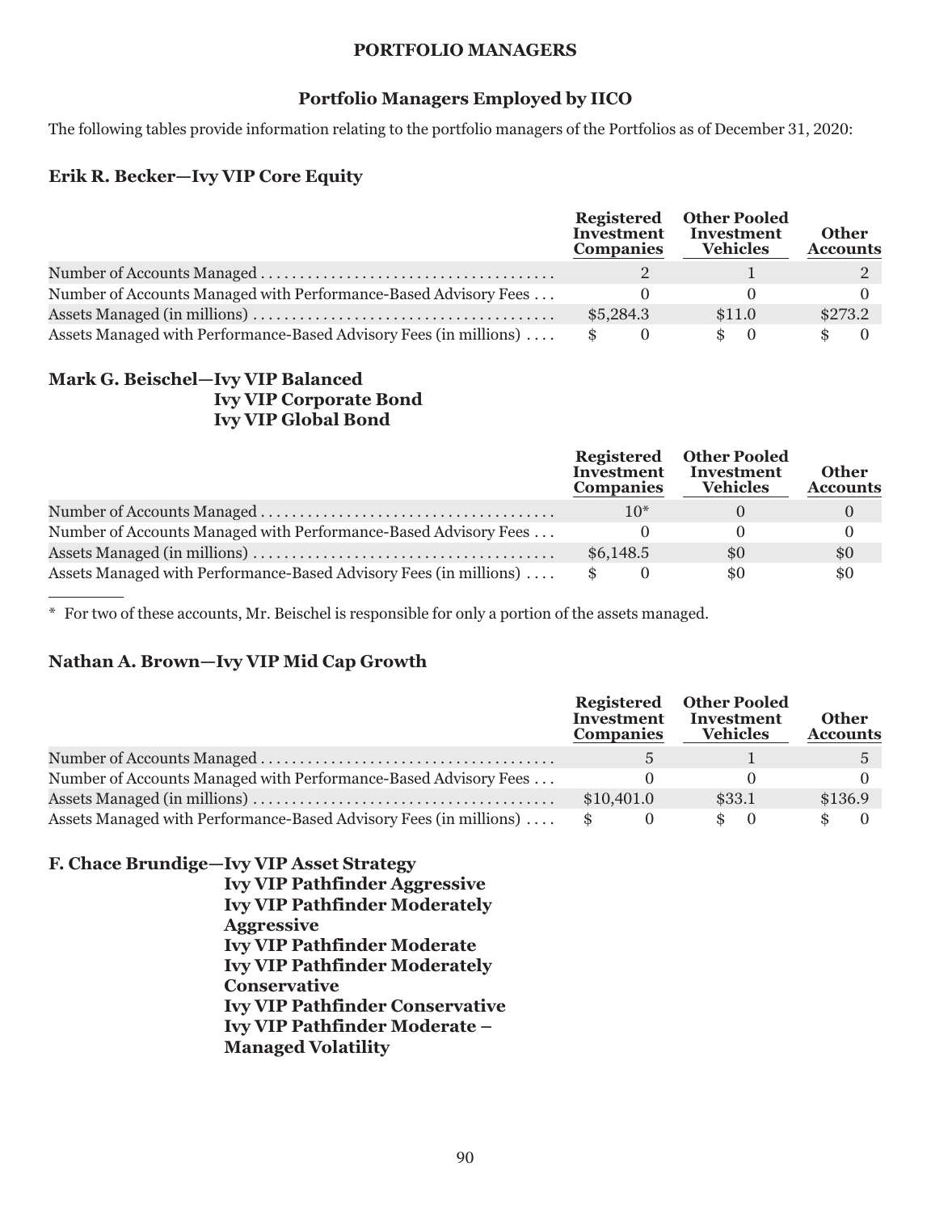# PORTFOLIO MANAGERS

## Portfolio Managers Employed by IICO

The following tables provide information relating to the portfolio managers of the Portfolios as of December 31, 2020:

### Erik R. Becker—Ivy VIP Core Equity

| | Registered Investment Companies | Other Pooled Investment Vehicles | Other Accounts |
|---|---|---|---|
| Number of Accounts Managed | 2 | 1 | 2 |
| Number of Accounts Managed with Performance-Based Advisory Fees | 0 | 0 | 0 |
| Assets Managed (in millions) | $5,284.3 | $11.0 | $273.2 |
| Assets Managed with Performance-Based Advisory Fees (in millions) | $ 0 | $ 0 | $ 0 |

### Mark G. Beischel—Ivy VIP Balanced
### Ivy VIP Corporate Bond
### Ivy VIP Global Bond

| | Registered Investment Companies | Other Pooled Investment Vehicles | Other Accounts |
|---|---|---|---|
| Number of Accounts Managed | 10* | 0 | 0 |
| Number of Accounts Managed with Performance-Based Advisory Fees | 0 | 0 | 0 |
| Assets Managed (in millions) | $6,148.5 | $0 | $0 |
| Assets Managed with Performance-Based Advisory Fees (in millions) | $ 0 | $0 | $0 |

\* For two of these accounts, Mr. Beischel is responsible for only a portion of the assets managed.

### Nathan A. Brown—Ivy VIP Mid Cap Growth

| | Registered Investment Companies | Other Pooled Investment Vehicles | Other Accounts |
|---|---|---|---|
| Number of Accounts Managed | 5 | 1 | 5 |
| Number of Accounts Managed with Performance-Based Advisory Fees | 0 | 0 | 0 |
| Assets Managed (in millions) | $10,401.0 | $33.1 | $136.9 |
| Assets Managed with Performance-Based Advisory Fees (in millions) | $ 0 | $ 0 | $ 0 |

### F. Chace Brundige—Ivy VIP Asset Strategy
### Ivy VIP Pathfinder Aggressive
### Ivy VIP Pathfinder Moderately Aggressive
### Ivy VIP Pathfinder Moderate
### Ivy VIP Pathfinder Moderately Conservative
### Ivy VIP Pathfinder Conservative
### Ivy VIP Pathfinder Moderate – Managed Volatility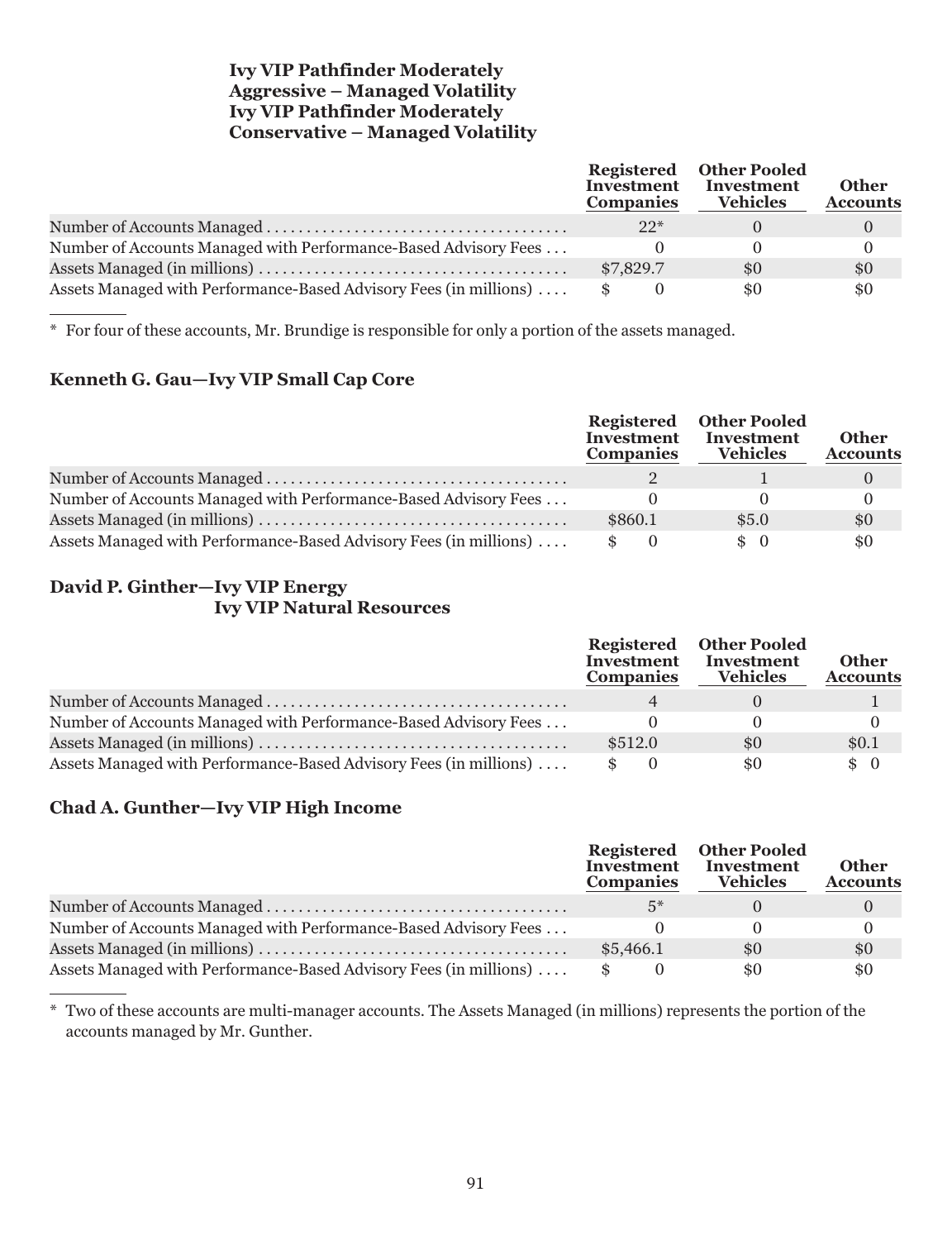### Ivy VIP Pathfinder Moderately Aggressive – Managed Volatility
### Ivy VIP Pathfinder Moderately Conservative – Managed Volatility

| | Registered Investment Companies | Other Pooled Investment Vehicles | Other Accounts |
|---|---|---|---|
| Number of Accounts Managed | 22* | 0 | 0 |
| Number of Accounts Managed with Performance-Based Advisory Fees | 0 | 0 | 0 |
| Assets Managed (in millions) | $7,829.7 | $0 | $0 |
| Assets Managed with Performance-Based Advisory Fees (in millions) | $ 0 | $0 | $0 |

* For four of these accounts, Mr. Brundige is responsible for only a portion of the assets managed.

### Kenneth G. Gau—Ivy VIP Small Cap Core

| | Registered Investment Companies | Other Pooled Investment Vehicles | Other Accounts |
|---|---|---|---|
| Number of Accounts Managed | 2 | 1 | 0 |
| Number of Accounts Managed with Performance-Based Advisory Fees | 0 | 0 | 0 |
| Assets Managed (in millions) | $860.1 | $5.0 | $0 |
| Assets Managed with Performance-Based Advisory Fees (in millions) | $ 0 | $ 0 | $0 |

### David P. Ginther—Ivy VIP Energy
### Ivy VIP Natural Resources

| | Registered Investment Companies | Other Pooled Investment Vehicles | Other Accounts |
|---|---|---|---|
| Number of Accounts Managed | 4 | 0 | 1 |
| Number of Accounts Managed with Performance-Based Advisory Fees | 0 | 0 | 0 |
| Assets Managed (in millions) | $512.0 | $0 | $0.1 |
| Assets Managed with Performance-Based Advisory Fees (in millions) | $ 0 | $0 | $ 0 |

### Chad A. Gunther—Ivy VIP High Income

| | Registered Investment Companies | Other Pooled Investment Vehicles | Other Accounts |
|---|---|---|---|
| Number of Accounts Managed | 5* | 0 | 0 |
| Number of Accounts Managed with Performance-Based Advisory Fees | 0 | 0 | 0 |
| Assets Managed (in millions) | $5,466.1 | $0 | $0 |
| Assets Managed with Performance-Based Advisory Fees (in millions) | $ 0 | $0 | $0 |

* Two of these accounts are multi-manager accounts. The Assets Managed (in millions) represents the portion of the accounts managed by Mr. Gunther.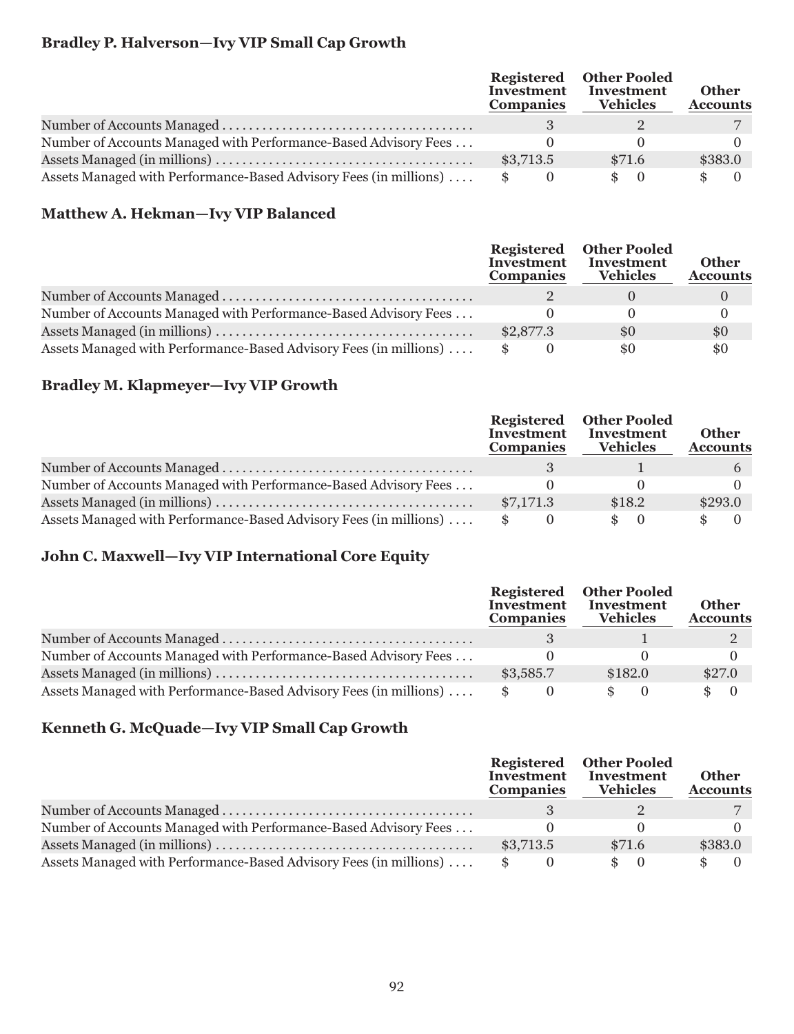### Bradley P. Halverson—Ivy VIP Small Cap Growth

| | Registered Investment Companies | Other Pooled Investment Vehicles | Other Accounts |
|---|---|---|---|
| Number of Accounts Managed | 3 | 2 | 7 |
| Number of Accounts Managed with Performance-Based Advisory Fees | 0 | 0 | 0 |
| Assets Managed (in millions) | $3,713.5 | $71.6 | $383.0 |
| Assets Managed with Performance-Based Advisory Fees (in millions) | $ 0 | $ 0 | $ 0 |

### Matthew A. Hekman—Ivy VIP Balanced

| | Registered Investment Companies | Other Pooled Investment Vehicles | Other Accounts |
|---|---|---|---|
| Number of Accounts Managed | 2 | 0 | 0 |
| Number of Accounts Managed with Performance-Based Advisory Fees | 0 | 0 | 0 |
| Assets Managed (in millions) | $2,877.3 | $0 | $0 |
| Assets Managed with Performance-Based Advisory Fees (in millions) | $ 0 | $0 | $0 |

### Bradley M. Klapmeyer—Ivy VIP Growth

| | Registered Investment Companies | Other Pooled Investment Vehicles | Other Accounts |
|---|---|---|---|
| Number of Accounts Managed | 3 | 1 | 6 |
| Number of Accounts Managed with Performance-Based Advisory Fees | 0 | 0 | 0 |
| Assets Managed (in millions) | $7,171.3 | $18.2 | $293.0 |
| Assets Managed with Performance-Based Advisory Fees (in millions) | $ 0 | $ 0 | $ 0 |

### John C. Maxwell—Ivy VIP International Core Equity

| | Registered Investment Companies | Other Pooled Investment Vehicles | Other Accounts |
|---|---|---|---|
| Number of Accounts Managed | 3 | 1 | 2 |
| Number of Accounts Managed with Performance-Based Advisory Fees | 0 | 0 | 0 |
| Assets Managed (in millions) | $3,585.7 | $182.0 | $27.0 |
| Assets Managed with Performance-Based Advisory Fees (in millions) | $ 0 | $ 0 | $ 0 |

### Kenneth G. McQuade—Ivy VIP Small Cap Growth

| | Registered Investment Companies | Other Pooled Investment Vehicles | Other Accounts |
|---|---|---|---|
| Number of Accounts Managed | 3 | 2 | 7 |
| Number of Accounts Managed with Performance-Based Advisory Fees | 0 | 0 | 0 |
| Assets Managed (in millions) | $3,713.5 | $71.6 | $383.0 |
| Assets Managed with Performance-Based Advisory Fees (in millions) | $ 0 | $ 0 | $ 0 |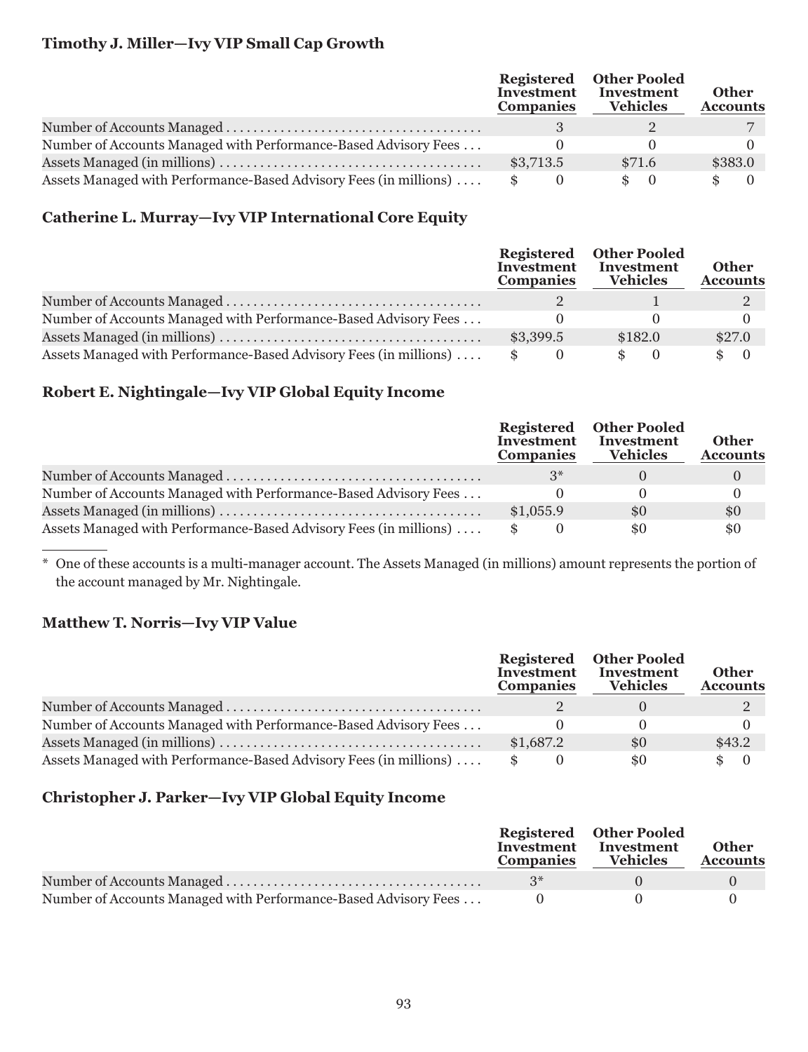**Timothy J. Miller—Ivy VIP Small Cap Growth**

| | Registered Investment Companies | Other Pooled Investment Vehicles | Other Accounts |
|---|---|---|---|
| Number of Accounts Managed | 3 | 2 | 7 |
| Number of Accounts Managed with Performance-Based Advisory Fees | 0 | 0 | 0 |
| Assets Managed (in millions) | $3,713.5 | $71.6 | $383.0 |
| Assets Managed with Performance-Based Advisory Fees (in millions) | $ 0 | $ 0 | $ 0 |

**Catherine L. Murray—Ivy VIP International Core Equity**

| | Registered Investment Companies | Other Pooled Investment Vehicles | Other Accounts |
|---|---|---|---|
| Number of Accounts Managed | 2 | 1 | 2 |
| Number of Accounts Managed with Performance-Based Advisory Fees | 0 | 0 | 0 |
| Assets Managed (in millions) | $3,399.5 | $182.0 | $27.0 |
| Assets Managed with Performance-Based Advisory Fees (in millions) | $ 0 | $ 0 | $ 0 |

**Robert E. Nightingale—Ivy VIP Global Equity Income**

| | Registered Investment Companies | Other Pooled Investment Vehicles | Other Accounts |
|---|---|---|---|
| Number of Accounts Managed | 3* | 0 | 0 |
| Number of Accounts Managed with Performance-Based Advisory Fees | 0 | 0 | 0 |
| Assets Managed (in millions) | $1,055.9 | $0 | $0 |
| Assets Managed with Performance-Based Advisory Fees (in millions) | $ 0 | $0 | $0 |

\* One of these accounts is a multi-manager account. The Assets Managed (in millions) amount represents the portion of the account managed by Mr. Nightingale.

**Matthew T. Norris—Ivy VIP Value**

| | Registered Investment Companies | Other Pooled Investment Vehicles | Other Accounts |
|---|---|---|---|
| Number of Accounts Managed | 2 | 0 | 2 |
| Number of Accounts Managed with Performance-Based Advisory Fees | 0 | 0 | 0 |
| Assets Managed (in millions) | $1,687.2 | $0 | $43.2 |
| Assets Managed with Performance-Based Advisory Fees (in millions) | $ 0 | $0 | $ 0 |

**Christopher J. Parker—Ivy VIP Global Equity Income**

| | Registered Investment Companies | Other Pooled Investment Vehicles | Other Accounts |
|---|---|---|---|
| Number of Accounts Managed | 3* | 0 | 0 |
| Number of Accounts Managed with Performance-Based Advisory Fees | 0 | 0 | 0 |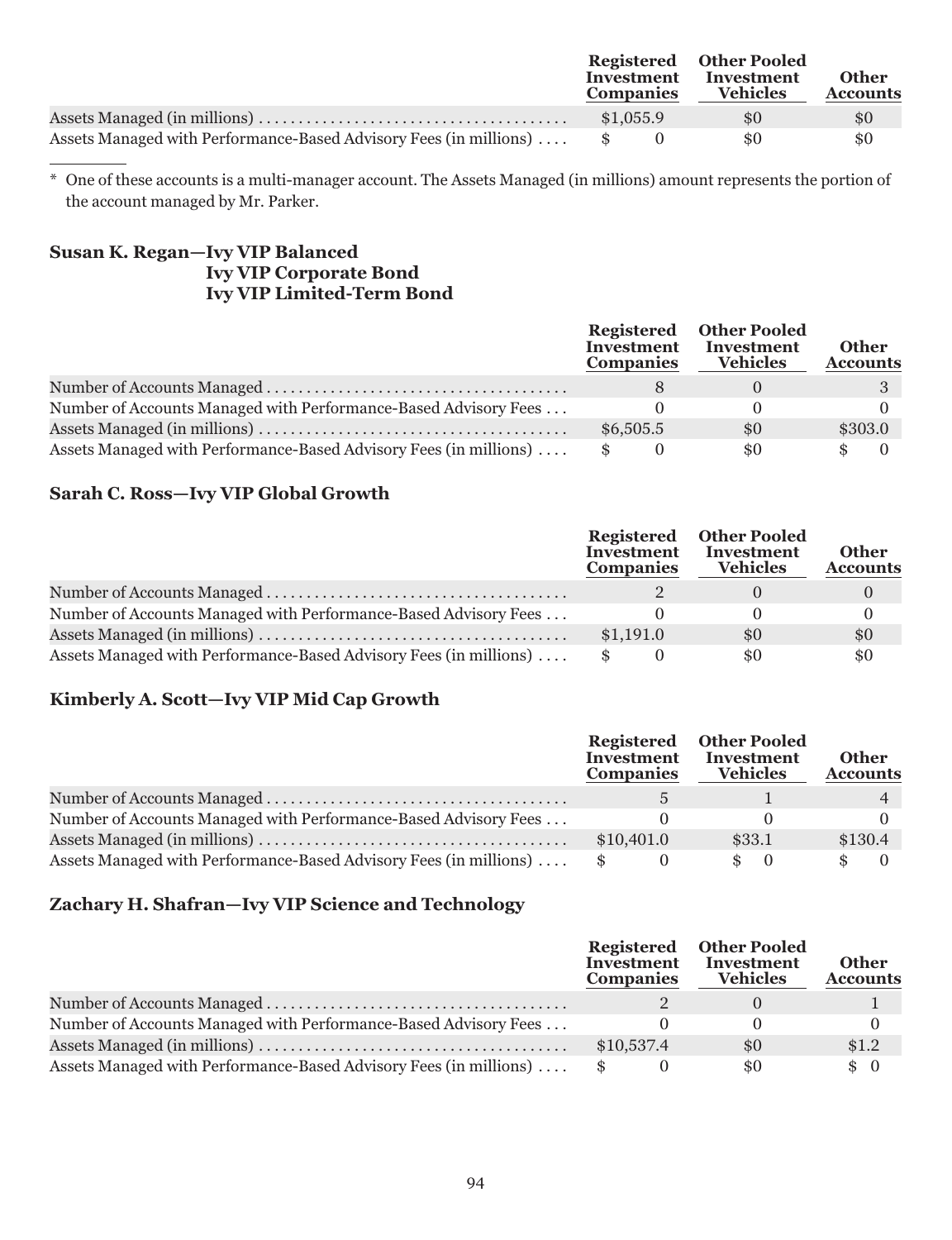| | Registered Investment Companies | Other Pooled Investment Vehicles | Other Accounts |
|---|---|---|---|
| Assets Managed (in millions) | $1,055.9 | $0 | $0 |
| Assets Managed with Performance-Based Advisory Fees (in millions) | $ 0 | $0 | $0 |

\* One of these accounts is a multi-manager account. The Assets Managed (in millions) amount represents the portion of the account managed by Mr. Parker.

### Susan K. Regan—Ivy VIP Balanced
### Ivy VIP Corporate Bond
### Ivy VIP Limited-Term Bond

| | Registered Investment Companies | Other Pooled Investment Vehicles | Other Accounts |
|---|---|---|---|
| Number of Accounts Managed | 8 | 0 | 3 |
| Number of Accounts Managed with Performance-Based Advisory Fees | 0 | 0 | 0 |
| Assets Managed (in millions) | $6,505.5 | $0 | $303.0 |
| Assets Managed with Performance-Based Advisory Fees (in millions) | $ 0 | $0 | $ 0 |

### Sarah C. Ross—Ivy VIP Global Growth

| | Registered Investment Companies | Other Pooled Investment Vehicles | Other Accounts |
|---|---|---|---|
| Number of Accounts Managed | 2 | 0 | 0 |
| Number of Accounts Managed with Performance-Based Advisory Fees | 0 | 0 | 0 |
| Assets Managed (in millions) | $1,191.0 | $0 | $0 |
| Assets Managed with Performance-Based Advisory Fees (in millions) | $ 0 | $0 | $0 |

### Kimberly A. Scott—Ivy VIP Mid Cap Growth

| | Registered Investment Companies | Other Pooled Investment Vehicles | Other Accounts |
|---|---|---|---|
| Number of Accounts Managed | 5 | 1 | 4 |
| Number of Accounts Managed with Performance-Based Advisory Fees | 0 | 0 | 0 |
| Assets Managed (in millions) | $10,401.0 | $33.1 | $130.4 |
| Assets Managed with Performance-Based Advisory Fees (in millions) | $ 0 | $ 0 | $ 0 |

### Zachary H. Shafran—Ivy VIP Science and Technology

| | Registered Investment Companies | Other Pooled Investment Vehicles | Other Accounts |
|---|---|---|---|
| Number of Accounts Managed | 2 | 0 | 1 |
| Number of Accounts Managed with Performance-Based Advisory Fees | 0 | 0 | 0 |
| Assets Managed (in millions) | $10,537.4 | $0 | $1.2 |
| Assets Managed with Performance-Based Advisory Fees (in millions) | $ 0 | $0 | $ 0 |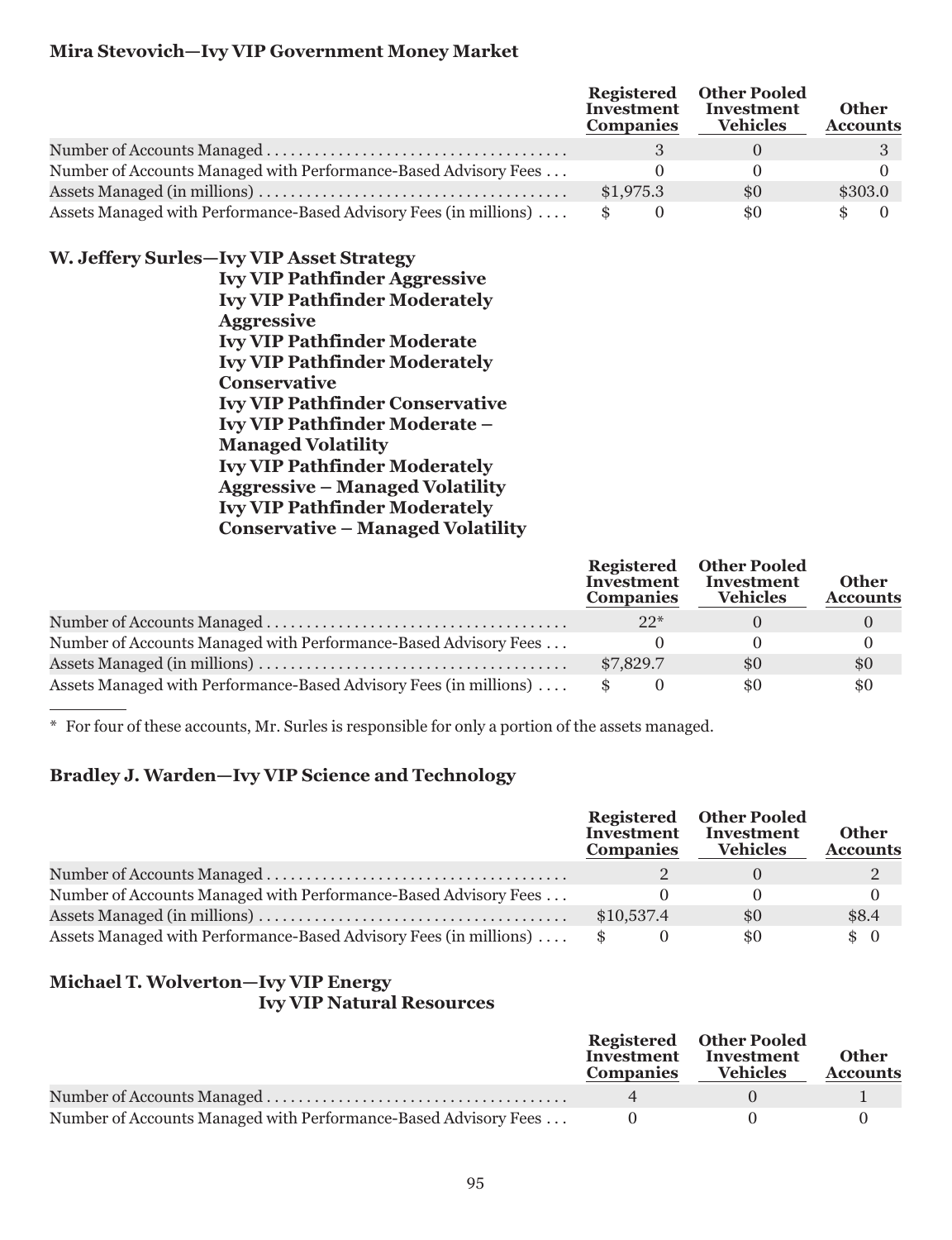**Mira Stevovich—Ivy VIP Government Money Market**

| | Registered Investment Companies | Other Pooled Investment Vehicles | Other Accounts |
|---|---|---|---|
| Number of Accounts Managed | 3 | 0 | 3 |
| Number of Accounts Managed with Performance-Based Advisory Fees | 0 | 0 | 0 |
| Assets Managed (in millions) | $1,975.3 | $0 | $303.0 |
| Assets Managed with Performance-Based Advisory Fees (in millions) | $ 0 | $0 | $ 0 |

**W. Jeffery Surles—Ivy VIP Asset Strategy**
**Ivy VIP Pathfinder Aggressive**
**Ivy VIP Pathfinder Moderately Aggressive**
**Ivy VIP Pathfinder Moderate**
**Ivy VIP Pathfinder Moderately Conservative**
**Ivy VIP Pathfinder Conservative**
**Ivy VIP Pathfinder Moderate – Managed Volatility**
**Ivy VIP Pathfinder Moderately Aggressive – Managed Volatility**
**Ivy VIP Pathfinder Moderately Conservative – Managed Volatility**

| | Registered Investment Companies | Other Pooled Investment Vehicles | Other Accounts |
|---|---|---|---|
| Number of Accounts Managed | 22* | 0 | 0 |
| Number of Accounts Managed with Performance-Based Advisory Fees | 0 | 0 | 0 |
| Assets Managed (in millions) | $7,829.7 | $0 | $0 |
| Assets Managed with Performance-Based Advisory Fees (in millions) | $ 0 | $0 | $0 |

* For four of these accounts, Mr. Surles is responsible for only a portion of the assets managed.

**Bradley J. Warden—Ivy VIP Science and Technology**

| | Registered Investment Companies | Other Pooled Investment Vehicles | Other Accounts |
|---|---|---|---|
| Number of Accounts Managed | 2 | 0 | 2 |
| Number of Accounts Managed with Performance-Based Advisory Fees | 0 | 0 | 0 |
| Assets Managed (in millions) | $10,537.4 | $0 | $8.4 |
| Assets Managed with Performance-Based Advisory Fees (in millions) | $ 0 | $0 | $ 0 |

**Michael T. Wolverton—Ivy VIP Energy**
**Ivy VIP Natural Resources**

| | Registered Investment Companies | Other Pooled Investment Vehicles | Other Accounts |
|---|---|---|---|
| Number of Accounts Managed | 4 | 0 | 1 |
| Number of Accounts Managed with Performance-Based Advisory Fees | 0 | 0 | 0 |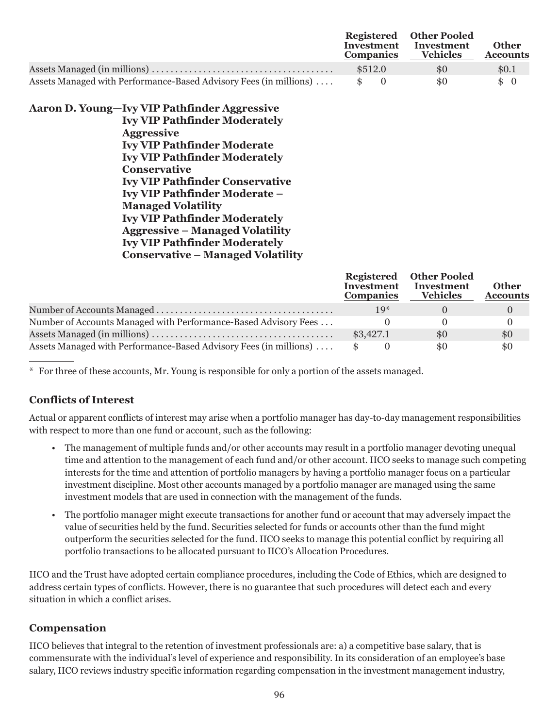| | Registered Investment Companies | Other Pooled Investment Vehicles | Other Accounts |
|---|---|---|---|
| Assets Managed (in millions) | $512.0 | $0 | $0.1 |
| Assets Managed with Performance-Based Advisory Fees (in millions) | $ 0 | $0 | $ 0 |

**Aaron D. Young—Ivy VIP Pathfinder Aggressive
Ivy VIP Pathfinder Moderately Aggressive
Ivy VIP Pathfinder Moderate
Ivy VIP Pathfinder Moderately Conservative
Ivy VIP Pathfinder Conservative
Ivy VIP Pathfinder Moderate – Managed Volatility
Ivy VIP Pathfinder Moderately Aggressive – Managed Volatility
Ivy VIP Pathfinder Moderately Conservative – Managed Volatility**

| | Registered Investment Companies | Other Pooled Investment Vehicles | Other Accounts |
|---|---|---|---|
| Number of Accounts Managed | 19* | 0 | 0 |
| Number of Accounts Managed with Performance-Based Advisory Fees | 0 | 0 | 0 |
| Assets Managed (in millions) | $3,427.1 | $0 | $0 |
| Assets Managed with Performance-Based Advisory Fees (in millions) | $ 0 | $0 | $0 |

* For three of these accounts, Mr. Young is responsible for only a portion of the assets managed.

## Conflicts of Interest

Actual or apparent conflicts of interest may arise when a portfolio manager has day-to-day management responsibilities with respect to more than one fund or account, such as the following:

- The management of multiple funds and/or other accounts may result in a portfolio manager devoting unequal time and attention to the management of each fund and/or other account. IICO seeks to manage such competing interests for the time and attention of portfolio managers by having a portfolio manager focus on a particular investment discipline. Most other accounts managed by a portfolio manager are managed using the same investment models that are used in connection with the management of the funds.
- The portfolio manager might execute transactions for another fund or account that may adversely impact the value of securities held by the fund. Securities selected for funds or accounts other than the fund might outperform the securities selected for the fund. IICO seeks to manage this potential conflict by requiring all portfolio transactions to be allocated pursuant to IICO's Allocation Procedures.

IICO and the Trust have adopted certain compliance procedures, including the Code of Ethics, which are designed to address certain types of conflicts. However, there is no guarantee that such procedures will detect each and every situation in which a conflict arises.

## Compensation

IICO believes that integral to the retention of investment professionals are: a) a competitive base salary, that is commensurate with the individual's level of experience and responsibility. In its consideration of an employee's base salary, IICO reviews industry specific information regarding compensation in the investment management industry,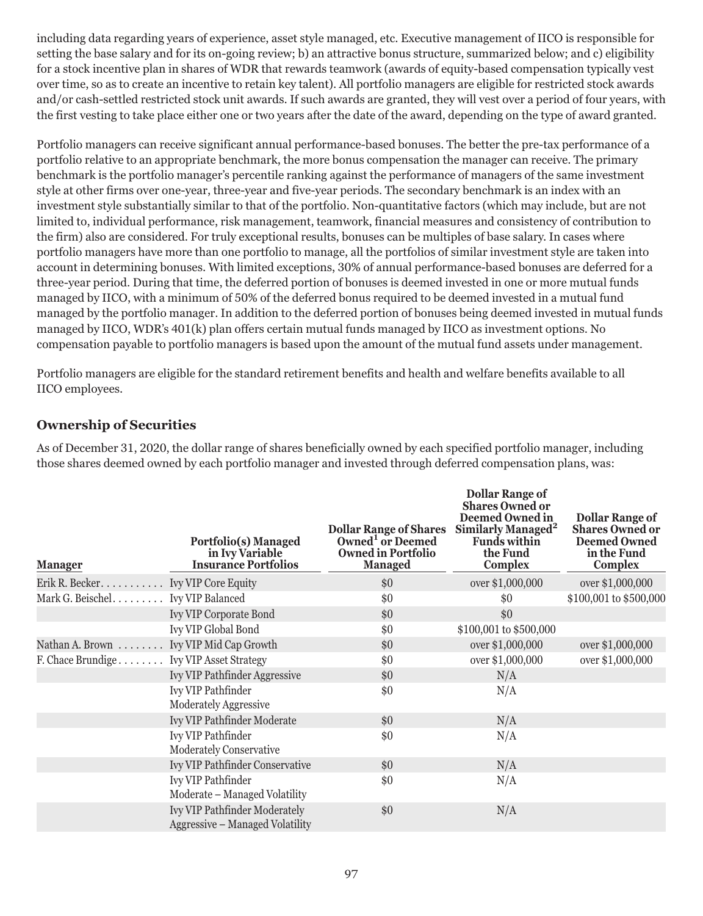including data regarding years of experience, asset style managed, etc. Executive management of IICO is responsible for setting the base salary and for its on-going review; b) an attractive bonus structure, summarized below; and c) eligibility for a stock incentive plan in shares of WDR that rewards teamwork (awards of equity-based compensation typically vest over time, so as to create an incentive to retain key talent). All portfolio managers are eligible for restricted stock awards and/or cash-settled restricted stock unit awards. If such awards are granted, they will vest over a period of four years, with the first vesting to take place either one or two years after the date of the award, depending on the type of award granted.

Portfolio managers can receive significant annual performance-based bonuses. The better the pre-tax performance of a portfolio relative to an appropriate benchmark, the more bonus compensation the manager can receive. The primary benchmark is the portfolio manager's percentile ranking against the performance of managers of the same investment style at other firms over one-year, three-year and five-year periods. The secondary benchmark is an index with an investment style substantially similar to that of the portfolio. Non-quantitative factors (which may include, but are not limited to, individual performance, risk management, teamwork, financial measures and consistency of contribution to the firm) also are considered. For truly exceptional results, bonuses can be multiples of base salary. In cases where portfolio managers have more than one portfolio to manage, all the portfolios of similar investment style are taken into account in determining bonuses. With limited exceptions, 30% of annual performance-based bonuses are deferred for a three-year period. During that time, the deferred portion of bonuses is deemed invested in one or more mutual funds managed by IICO, with a minimum of 50% of the deferred bonus required to be deemed invested in a mutual fund managed by the portfolio manager. In addition to the deferred portion of bonuses being deemed invested in mutual funds managed by IICO, WDR's 401(k) plan offers certain mutual funds managed by IICO as investment options. No compensation payable to portfolio managers is based upon the amount of the mutual fund assets under management.

Portfolio managers are eligible for the standard retirement benefits and health and welfare benefits available to all IICO employees.

## Ownership of Securities

As of December 31, 2020, the dollar range of shares beneficially owned by each specified portfolio manager, including those shares deemed owned by each portfolio manager and invested through deferred compensation plans, was:

| Manager | Portfolio(s) Managed in Ivy Variable Insurance Portfolios | Dollar Range of Shares Owned[1] or Deemed Owned in Portfolio Managed | Dollar Range of Shares Owned or Deemed Owned in Similarly Managed[2] Funds within the Fund Complex | Dollar Range of Shares Owned or Deemed Owned in the Fund Complex |
|---|---|---|---|---|
| Erik R. Becker | Ivy VIP Core Equity | $0 | over $1,000,000 | over $1,000,000 |
| Mark G. Beischel | Ivy VIP Balanced | $0 | $0 | $100,001 to $500,000 |
| | Ivy VIP Corporate Bond | $0 | $0 | |
| | Ivy VIP Global Bond | $0 | $100,001 to $500,000 | |
| Nathan A. Brown | Ivy VIP Mid Cap Growth | $0 | over $1,000,000 | over $1,000,000 |
| F. Chace Brundige | Ivy VIP Asset Strategy | $0 | over $1,000,000 | over $1,000,000 |
| | Ivy VIP Pathfinder Aggressive | $0 | N/A | |
| | Ivy VIP Pathfinder Moderately Aggressive | $0 | N/A | |
| | Ivy VIP Pathfinder Moderate | $0 | N/A | |
| | Ivy VIP Pathfinder Moderately Conservative | $0 | N/A | |
| | Ivy VIP Pathfinder Conservative | $0 | N/A | |
| | Ivy VIP Pathfinder Moderate – Managed Volatility | $0 | N/A | |
| | Ivy VIP Pathfinder Moderately Aggressive – Managed Volatility | $0 | N/A | |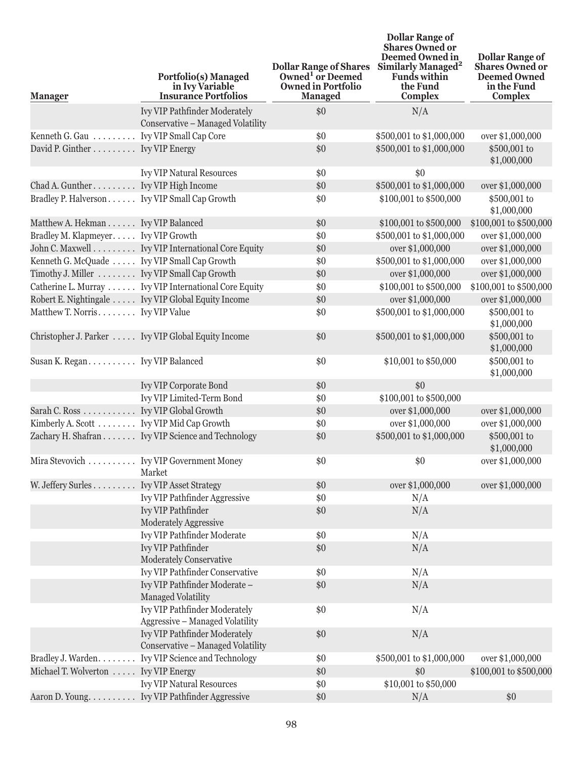| Manager | Portfolio(s) Managed in Ivy Variable Insurance Portfolios | Dollar Range of Shares Owned[1] or Deemed Owned in Portfolio Managed | Dollar Range of Shares Owned or Deemed Owned in Similarly Managed[2] Funds within the Fund Complex | Dollar Range of Shares Owned or Deemed Owned in the Fund Complex |
|---|---|---|---|---|
| | Ivy VIP Pathfinder Moderately Conservative – Managed Volatility | $0 | N/A | |
| Kenneth G. Gau | Ivy VIP Small Cap Core | $0 | $500,001 to $1,000,000 | over $1,000,000 |
| David P. Ginther | Ivy VIP Energy | $0 | $500,001 to $1,000,000 | $500,001 to $1,000,000 |
| | Ivy VIP Natural Resources | $0 | $0 | |
| Chad A. Gunther | Ivy VIP High Income | $0 | $500,001 to $1,000,000 | over $1,000,000 |
| Bradley P. Halverson | Ivy VIP Small Cap Growth | $0 | $100,001 to $500,000 | $500,001 to $1,000,000 |
| Matthew A. Hekman | Ivy VIP Balanced | $0 | $100,001 to $500,000 | $100,001 to $500,000 |
| Bradley M. Klapmeyer | Ivy VIP Growth | $0 | $500,001 to $1,000,000 | over $1,000,000 |
| John C. Maxwell | Ivy VIP International Core Equity | $0 | over $1,000,000 | over $1,000,000 |
| Kenneth G. McQuade | Ivy VIP Small Cap Growth | $0 | $500,001 to $1,000,000 | over $1,000,000 |
| Timothy J. Miller | Ivy VIP Small Cap Growth | $0 | over $1,000,000 | over $1,000,000 |
| Catherine L. Murray | Ivy VIP International Core Equity | $0 | $100,001 to $500,000 | $100,001 to $500,000 |
| Robert E. Nightingale | Ivy VIP Global Equity Income | $0 | over $1,000,000 | over $1,000,000 |
| Matthew T. Norris | Ivy VIP Value | $0 | $500,001 to $1,000,000 | $500,001 to $1,000,000 |
| Christopher J. Parker | Ivy VIP Global Equity Income | $0 | $500,001 to $1,000,000 | $500,001 to $1,000,000 |
| Susan K. Regan | Ivy VIP Balanced | $0 | $10,001 to $50,000 | $500,001 to $1,000,000 |
| | Ivy VIP Corporate Bond | $0 | $0 | |
| | Ivy VIP Limited-Term Bond | $0 | $100,001 to $500,000 | |
| Sarah C. Ross | Ivy VIP Global Growth | $0 | over $1,000,000 | over $1,000,000 |
| Kimberly A. Scott | Ivy VIP Mid Cap Growth | $0 | over $1,000,000 | over $1,000,000 |
| Zachary H. Shafran | Ivy VIP Science and Technology | $0 | $500,001 to $1,000,000 | $500,001 to $1,000,000 |
| Mira Stevovich | Ivy VIP Government Money Market | $0 | $0 | over $1,000,000 |
| W. Jeffery Surles | Ivy VIP Asset Strategy | $0 | over $1,000,000 | over $1,000,000 |
| | Ivy VIP Pathfinder Aggressive | $0 | N/A | |
| | Ivy VIP Pathfinder Moderately Aggressive | $0 | N/A | |
| | Ivy VIP Pathfinder Moderate | $0 | N/A | |
| | Ivy VIP Pathfinder Moderately Conservative | $0 | N/A | |
| | Ivy VIP Pathfinder Conservative | $0 | N/A | |
| | Ivy VIP Pathfinder Moderate – Managed Volatility | $0 | N/A | |
| | Ivy VIP Pathfinder Moderately Aggressive – Managed Volatility | $0 | N/A | |
| | Ivy VIP Pathfinder Moderately Conservative – Managed Volatility | $0 | N/A | |
| Bradley J. Warden | Ivy VIP Science and Technology | $0 | $500,001 to $1,000,000 | over $1,000,000 |
| Michael T. Wolverton | Ivy VIP Energy | $0 | $0 | $100,001 to $500,000 |
| | Ivy VIP Natural Resources | $0 | $10,001 to $50,000 | |
| Aaron D. Young | Ivy VIP Pathfinder Aggressive | $0 | N/A | $0 |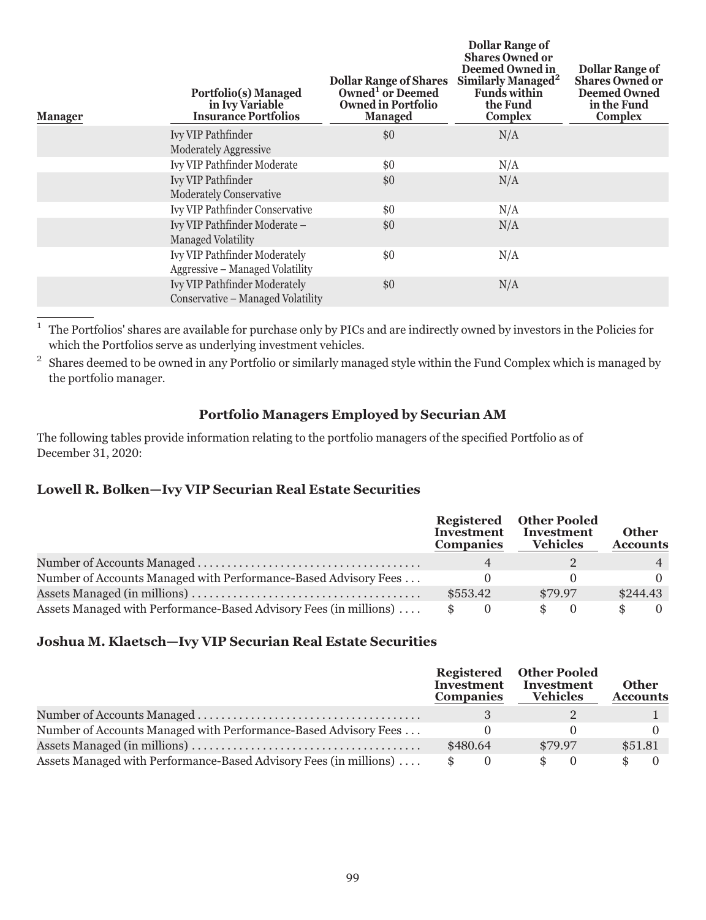| Manager | Portfolio(s) Managed in Ivy Variable Insurance Portfolios | Dollar Range of Shares Owned[1] or Deemed Owned in Portfolio Managed | Dollar Range of Shares Owned or Deemed Owned in Similarly Managed[2] Funds within the Fund Complex | Dollar Range of Shares Owned or Deemed Owned in the Fund Complex |
|---|---|---|---|---|
| | Ivy VIP Pathfinder Moderately Aggressive | $0 | N/A | |
| | Ivy VIP Pathfinder Moderate | $0 | N/A | |
| | Ivy VIP Pathfinder Moderately Conservative | $0 | N/A | |
| | Ivy VIP Pathfinder Conservative | $0 | N/A | |
| | Ivy VIP Pathfinder Moderate – Managed Volatility | $0 | N/A | |
| | Ivy VIP Pathfinder Moderately Aggressive – Managed Volatility | $0 | N/A | |
| | Ivy VIP Pathfinder Moderately Conservative – Managed Volatility | $0 | N/A | |

[1] The Portfolios' shares are available for purchase only by PICs and are indirectly owned by investors in the Policies for which the Portfolios serve as underlying investment vehicles.

[2] Shares deemed to be owned in any Portfolio or similarly managed style within the Fund Complex which is managed by the portfolio manager.

## Portfolio Managers Employed by Securian AM

The following tables provide information relating to the portfolio managers of the specified Portfolio as of December 31, 2020:

### Lowell R. Bolken—Ivy VIP Securian Real Estate Securities

| | Registered Investment Companies | Other Pooled Investment Vehicles | Other Accounts |
|---|---|---|---|
| Number of Accounts Managed | 4 | 2 | 4 |
| Number of Accounts Managed with Performance-Based Advisory Fees | 0 | 0 | 0 |
| Assets Managed (in millions) | $553.42 | $79.97 | $244.43 |
| Assets Managed with Performance-Based Advisory Fees (in millions) | $ 0 | $ 0 | $ 0 |

### Joshua M. Klaetsch—Ivy VIP Securian Real Estate Securities

| | Registered Investment Companies | Other Pooled Investment Vehicles | Other Accounts |
|---|---|---|---|
| Number of Accounts Managed | 3 | 2 | 1 |
| Number of Accounts Managed with Performance-Based Advisory Fees | 0 | 0 | 0 |
| Assets Managed (in millions) | $480.64 | $79.97 | $51.81 |
| Assets Managed with Performance-Based Advisory Fees (in millions) | $ 0 | $ 0 | $ 0 |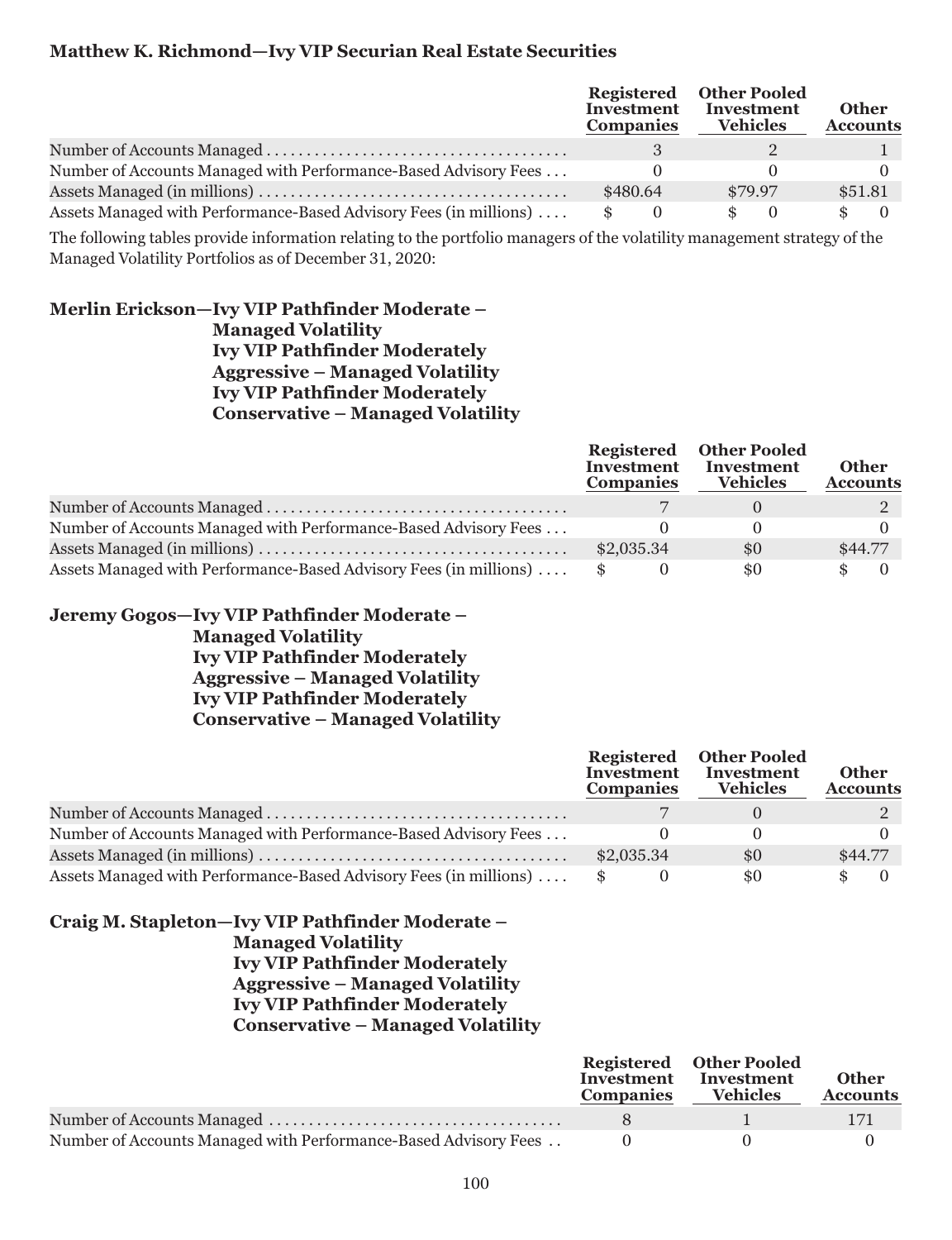**Matthew K. Richmond—Ivy VIP Securian Real Estate Securities**

| | Registered Investment Companies | Other Pooled Investment Vehicles | Other Accounts |
|---|---|---|---|
| Number of Accounts Managed | 3 | 2 | 1 |
| Number of Accounts Managed with Performance-Based Advisory Fees | 0 | 0 | 0 |
| Assets Managed (in millions) | $480.64 | $79.97 | $51.81 |
| Assets Managed with Performance-Based Advisory Fees (in millions) | $ 0 | $ 0 | $ 0 |

The following tables provide information relating to the portfolio managers of the volatility management strategy of the Managed Volatility Portfolios as of December 31, 2020:

**Merlin Erickson—Ivy VIP Pathfinder Moderate – Managed Volatility Ivy VIP Pathfinder Moderately Aggressive – Managed Volatility Ivy VIP Pathfinder Moderately Conservative – Managed Volatility**

| | Registered Investment Companies | Other Pooled Investment Vehicles | Other Accounts |
|---|---|---|---|
| Number of Accounts Managed | 7 | 0 | 2 |
| Number of Accounts Managed with Performance-Based Advisory Fees | 0 | 0 | 0 |
| Assets Managed (in millions) | $2,035.34 | $0 | $44.77 |
| Assets Managed with Performance-Based Advisory Fees (in millions) | $ 0 | $0 | $ 0 |

**Jeremy Gogos—Ivy VIP Pathfinder Moderate – Managed Volatility Ivy VIP Pathfinder Moderately Aggressive – Managed Volatility Ivy VIP Pathfinder Moderately Conservative – Managed Volatility**

| | Registered Investment Companies | Other Pooled Investment Vehicles | Other Accounts |
|---|---|---|---|
| Number of Accounts Managed | 7 | 0 | 2 |
| Number of Accounts Managed with Performance-Based Advisory Fees | 0 | 0 | 0 |
| Assets Managed (in millions) | $2,035.34 | $0 | $44.77 |
| Assets Managed with Performance-Based Advisory Fees (in millions) | $ 0 | $0 | $ 0 |

**Craig M. Stapleton—Ivy VIP Pathfinder Moderate – Managed Volatility Ivy VIP Pathfinder Moderately Aggressive – Managed Volatility Ivy VIP Pathfinder Moderately Conservative – Managed Volatility**

| | Registered Investment Companies | Other Pooled Investment Vehicles | Other Accounts |
|---|---|---|---|
| Number of Accounts Managed | 8 | 1 | 171 |
| Number of Accounts Managed with Performance-Based Advisory Fees | 0 | 0 | 0 |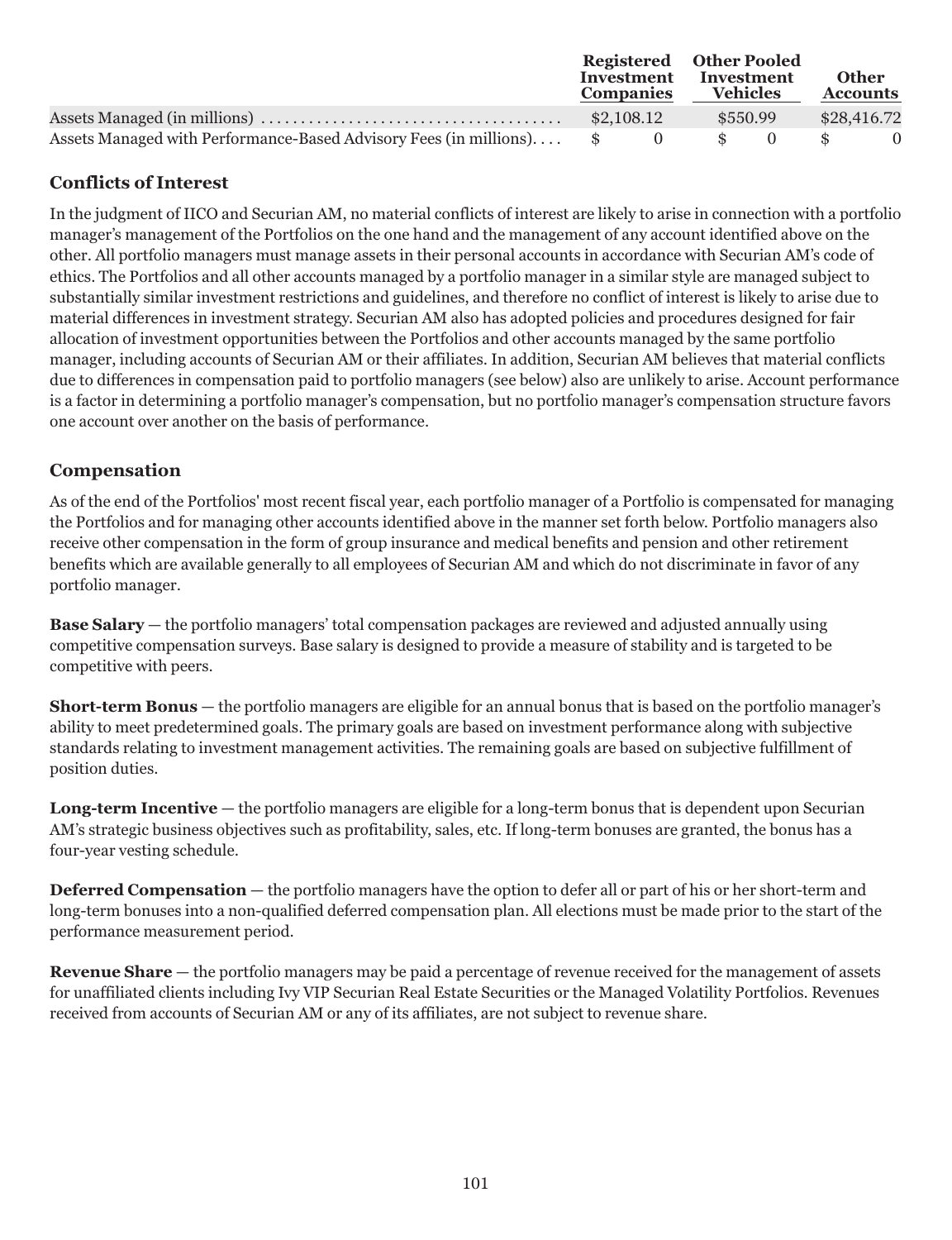| | Registered Investment Companies | Other Pooled Investment Vehicles | Other Accounts |
|---|---|---|---|
| Assets Managed (in millions) | $2,108.12 | $550.99 | $28,416.72 |
| Assets Managed with Performance-Based Advisory Fees (in millions) | $ 0 | $ 0 | $ 0 |

### Conflicts of Interest

In the judgment of IICO and Securian AM, no material conflicts of interest are likely to arise in connection with a portfolio manager's management of the Portfolios on the one hand and the management of any account identified above on the other. All portfolio managers must manage assets in their personal accounts in accordance with Securian AM's code of ethics. The Portfolios and all other accounts managed by a portfolio manager in a similar style are managed subject to substantially similar investment restrictions and guidelines, and therefore no conflict of interest is likely to arise due to material differences in investment strategy. Securian AM also has adopted policies and procedures designed for fair allocation of investment opportunities between the Portfolios and other accounts managed by the same portfolio manager, including accounts of Securian AM or their affiliates. In addition, Securian AM believes that material conflicts due to differences in compensation paid to portfolio managers (see below) also are unlikely to arise. Account performance is a factor in determining a portfolio manager's compensation, but no portfolio manager's compensation structure favors one account over another on the basis of performance.

### Compensation

As of the end of the Portfolios' most recent fiscal year, each portfolio manager of a Portfolio is compensated for managing the Portfolios and for managing other accounts identified above in the manner set forth below. Portfolio managers also receive other compensation in the form of group insurance and medical benefits and pension and other retirement benefits which are available generally to all employees of Securian AM and which do not discriminate in favor of any portfolio manager.

**Base Salary** — the portfolio managers' total compensation packages are reviewed and adjusted annually using competitive compensation surveys. Base salary is designed to provide a measure of stability and is targeted to be competitive with peers.

**Short-term Bonus** — the portfolio managers are eligible for an annual bonus that is based on the portfolio manager's ability to meet predetermined goals. The primary goals are based on investment performance along with subjective standards relating to investment management activities. The remaining goals are based on subjective fulfillment of position duties.

**Long-term Incentive** — the portfolio managers are eligible for a long-term bonus that is dependent upon Securian AM's strategic business objectives such as profitability, sales, etc. If long-term bonuses are granted, the bonus has a four-year vesting schedule.

**Deferred Compensation** — the portfolio managers have the option to defer all or part of his or her short-term and long-term bonuses into a non-qualified deferred compensation plan. All elections must be made prior to the start of the performance measurement period.

**Revenue Share** — the portfolio managers may be paid a percentage of revenue received for the management of assets for unaffiliated clients including Ivy VIP Securian Real Estate Securities or the Managed Volatility Portfolios. Revenues received from accounts of Securian AM or any of its affiliates, are not subject to revenue share.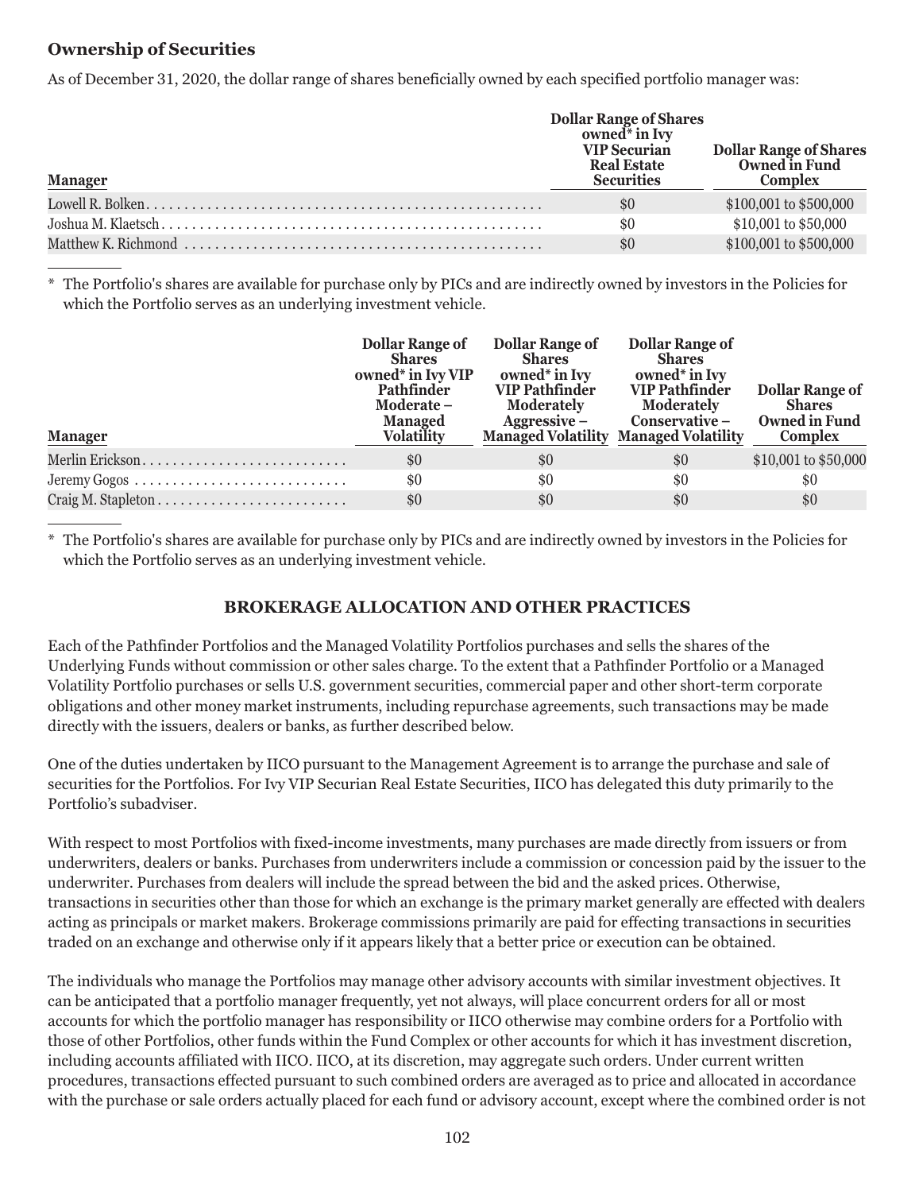## Ownership of Securities

As of December 31, 2020, the dollar range of shares beneficially owned by each specified portfolio manager was:

| Manager | Dollar Range of Shares owned* in Ivy VIP Securian Real Estate Securities | Dollar Range of Shares Owned in Fund Complex |
|---|---|---|
| Lowell R. Bolken | $0 | $100,001 to $500,000 |
| Joshua M. Klaetsch | $0 | $10,001 to $50,000 |
| Matthew K. Richmond | $0 | $100,001 to $500,000 |

\* The Portfolio's shares are available for purchase only by PICs and are indirectly owned by investors in the Policies for which the Portfolio serves as an underlying investment vehicle.

| Manager | Dollar Range of Shares owned* in Ivy VIP Pathfinder Moderate – Managed Volatility | Dollar Range of Shares owned* in Ivy VIP Pathfinder Moderately Aggressive – Managed Volatility | Dollar Range of Shares owned* in Ivy VIP Pathfinder Moderately Conservative – Managed Volatility | Dollar Range of Shares Owned in Fund Complex |
|---|---|---|---|---|
| Merlin Erickson | $0 | $0 | $0 | $10,001 to $50,000 |
| Jeremy Gogos | $0 | $0 | $0 | $0 |
| Craig M. Stapleton | $0 | $0 | $0 | $0 |

\* The Portfolio's shares are available for purchase only by PICs and are indirectly owned by investors in the Policies for which the Portfolio serves as an underlying investment vehicle.

## BROKERAGE ALLOCATION AND OTHER PRACTICES

Each of the Pathfinder Portfolios and the Managed Volatility Portfolios purchases and sells the shares of the Underlying Funds without commission or other sales charge. To the extent that a Pathfinder Portfolio or a Managed Volatility Portfolio purchases or sells U.S. government securities, commercial paper and other short-term corporate obligations and other money market instruments, including repurchase agreements, such transactions may be made directly with the issuers, dealers or banks, as further described below.

One of the duties undertaken by IICO pursuant to the Management Agreement is to arrange the purchase and sale of securities for the Portfolios. For Ivy VIP Securian Real Estate Securities, IICO has delegated this duty primarily to the Portfolio's subadviser.

With respect to most Portfolios with fixed-income investments, many purchases are made directly from issuers or from underwriters, dealers or banks. Purchases from underwriters include a commission or concession paid by the issuer to the underwriter. Purchases from dealers will include the spread between the bid and the asked prices. Otherwise, transactions in securities other than those for which an exchange is the primary market generally are effected with dealers acting as principals or market makers. Brokerage commissions primarily are paid for effecting transactions in securities traded on an exchange and otherwise only if it appears likely that a better price or execution can be obtained.

The individuals who manage the Portfolios may manage other advisory accounts with similar investment objectives. It can be anticipated that a portfolio manager frequently, yet not always, will place concurrent orders for all or most accounts for which the portfolio manager has responsibility or IICO otherwise may combine orders for a Portfolio with those of other Portfolios, other funds within the Fund Complex or other accounts for which it has investment discretion, including accounts affiliated with IICO. IICO, at its discretion, may aggregate such orders. Under current written procedures, transactions effected pursuant to such combined orders are averaged as to price and allocated in accordance with the purchase or sale orders actually placed for each fund or advisory account, except where the combined order is not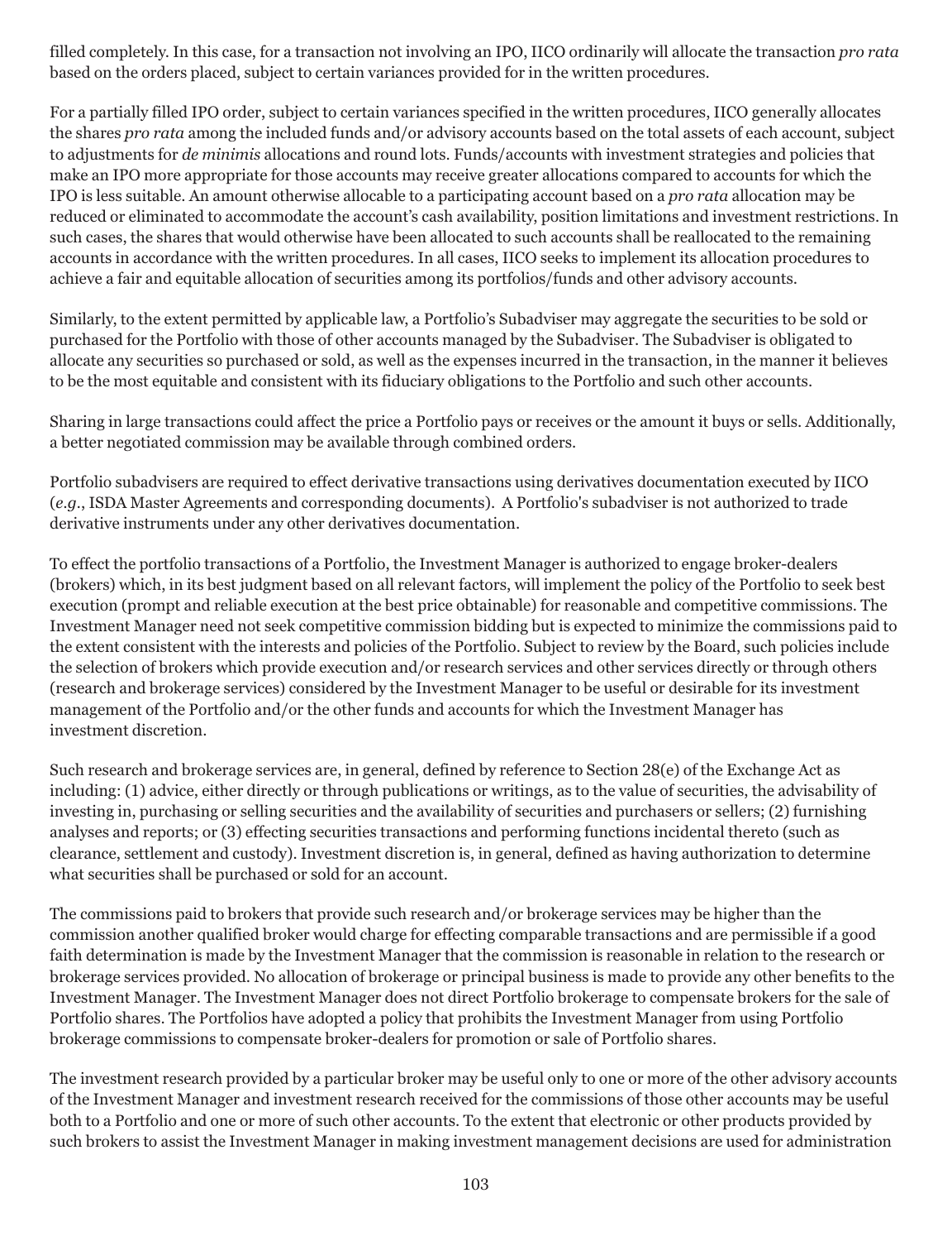filled completely. In this case, for a transaction not involving an IPO, IICO ordinarily will allocate the transaction *pro rata* based on the orders placed, subject to certain variances provided for in the written procedures.

For a partially filled IPO order, subject to certain variances specified in the written procedures, IICO generally allocates the shares *pro rata* among the included funds and/or advisory accounts based on the total assets of each account, subject to adjustments for *de minimis* allocations and round lots. Funds/accounts with investment strategies and policies that make an IPO more appropriate for those accounts may receive greater allocations compared to accounts for which the IPO is less suitable. An amount otherwise allocable to a participating account based on a *pro rata* allocation may be reduced or eliminated to accommodate the account's cash availability, position limitations and investment restrictions. In such cases, the shares that would otherwise have been allocated to such accounts shall be reallocated to the remaining accounts in accordance with the written procedures. In all cases, IICO seeks to implement its allocation procedures to achieve a fair and equitable allocation of securities among its portfolios/funds and other advisory accounts.

Similarly, to the extent permitted by applicable law, a Portfolio's Subadviser may aggregate the securities to be sold or purchased for the Portfolio with those of other accounts managed by the Subadviser. The Subadviser is obligated to allocate any securities so purchased or sold, as well as the expenses incurred in the transaction, in the manner it believes to be the most equitable and consistent with its fiduciary obligations to the Portfolio and such other accounts.

Sharing in large transactions could affect the price a Portfolio pays or receives or the amount it buys or sells. Additionally, a better negotiated commission may be available through combined orders.

Portfolio subadvisers are required to effect derivative transactions using derivatives documentation executed by IICO (*e.g.*, ISDA Master Agreements and corresponding documents). A Portfolio's subadviser is not authorized to trade derivative instruments under any other derivatives documentation.

To effect the portfolio transactions of a Portfolio, the Investment Manager is authorized to engage broker-dealers (brokers) which, in its best judgment based on all relevant factors, will implement the policy of the Portfolio to seek best execution (prompt and reliable execution at the best price obtainable) for reasonable and competitive commissions. The Investment Manager need not seek competitive commission bidding but is expected to minimize the commissions paid to the extent consistent with the interests and policies of the Portfolio. Subject to review by the Board, such policies include the selection of brokers which provide execution and/or research services and other services directly or through others (research and brokerage services) considered by the Investment Manager to be useful or desirable for its investment management of the Portfolio and/or the other funds and accounts for which the Investment Manager has investment discretion.

Such research and brokerage services are, in general, defined by reference to Section 28(e) of the Exchange Act as including: (1) advice, either directly or through publications or writings, as to the value of securities, the advisability of investing in, purchasing or selling securities and the availability of securities and purchasers or sellers; (2) furnishing analyses and reports; or (3) effecting securities transactions and performing functions incidental thereto (such as clearance, settlement and custody). Investment discretion is, in general, defined as having authorization to determine what securities shall be purchased or sold for an account.

The commissions paid to brokers that provide such research and/or brokerage services may be higher than the commission another qualified broker would charge for effecting comparable transactions and are permissible if a good faith determination is made by the Investment Manager that the commission is reasonable in relation to the research or brokerage services provided. No allocation of brokerage or principal business is made to provide any other benefits to the Investment Manager. The Investment Manager does not direct Portfolio brokerage to compensate brokers for the sale of Portfolio shares. The Portfolios have adopted a policy that prohibits the Investment Manager from using Portfolio brokerage commissions to compensate broker-dealers for promotion or sale of Portfolio shares.

The investment research provided by a particular broker may be useful only to one or more of the other advisory accounts of the Investment Manager and investment research received for the commissions of those other accounts may be useful both to a Portfolio and one or more of such other accounts. To the extent that electronic or other products provided by such brokers to assist the Investment Manager in making investment management decisions are used for administration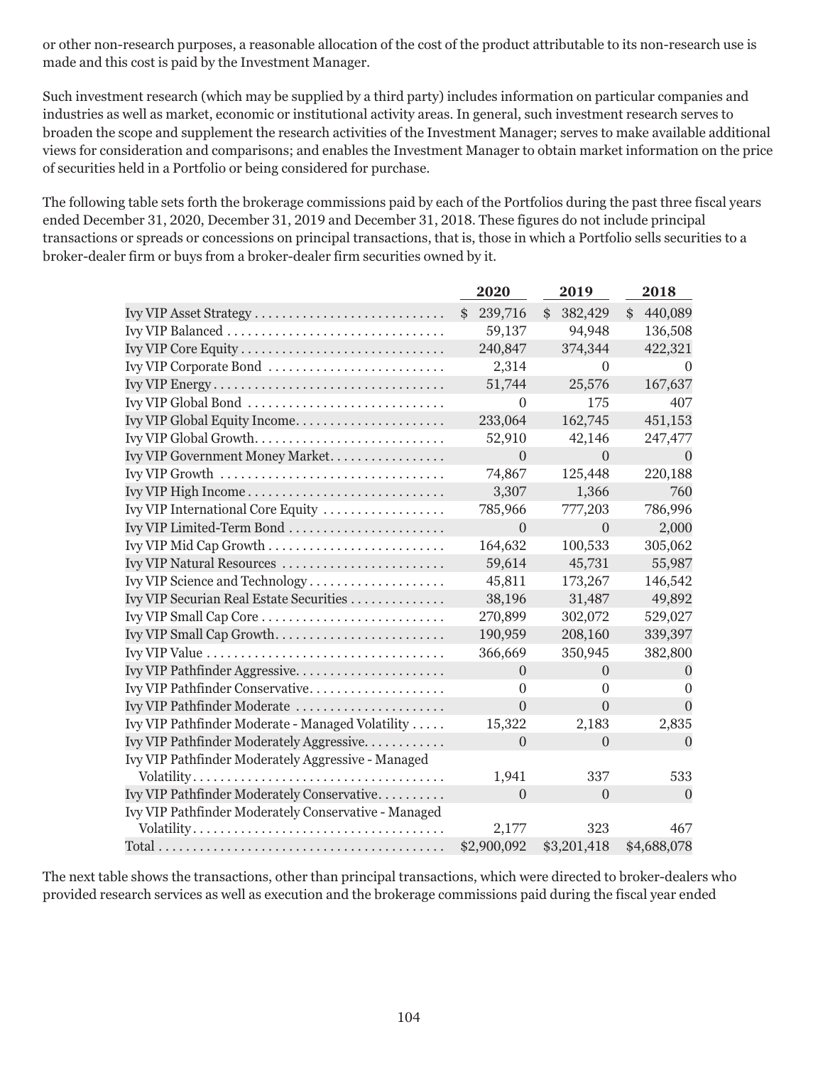or other non-research purposes, a reasonable allocation of the cost of the product attributable to its non-research use is made and this cost is paid by the Investment Manager.

Such investment research (which may be supplied by a third party) includes information on particular companies and industries as well as market, economic or institutional activity areas. In general, such investment research serves to broaden the scope and supplement the research activities of the Investment Manager; serves to make available additional views for consideration and comparisons; and enables the Investment Manager to obtain market information on the price of securities held in a Portfolio or being considered for purchase.

The following table sets forth the brokerage commissions paid by each of the Portfolios during the past three fiscal years ended December 31, 2020, December 31, 2019 and December 31, 2018. These figures do not include principal transactions or spreads or concessions on principal transactions, that is, those in which a Portfolio sells securities to a broker-dealer firm or buys from a broker-dealer firm securities owned by it.

| | 2020 | 2019 | 2018 |
|---|---|---|---|
| Ivy VIP Asset Strategy | $ 239,716 | $ 382,429 | $ 440,089 |
| Ivy VIP Balanced | 59,137 | 94,948 | 136,508 |
| Ivy VIP Core Equity | 240,847 | 374,344 | 422,321 |
| Ivy VIP Corporate Bond | 2,314 | 0 | 0 |
| Ivy VIP Energy | 51,744 | 25,576 | 167,637 |
| Ivy VIP Global Bond | 0 | 175 | 407 |
| Ivy VIP Global Equity Income | 233,064 | 162,745 | 451,153 |
| Ivy VIP Global Growth | 52,910 | 42,146 | 247,477 |
| Ivy VIP Government Money Market | 0 | 0 | 0 |
| Ivy VIP Growth | 74,867 | 125,448 | 220,188 |
| Ivy VIP High Income | 3,307 | 1,366 | 760 |
| Ivy VIP International Core Equity | 785,966 | 777,203 | 786,996 |
| Ivy VIP Limited-Term Bond | 0 | 0 | 2,000 |
| Ivy VIP Mid Cap Growth | 164,632 | 100,533 | 305,062 |
| Ivy VIP Natural Resources | 59,614 | 45,731 | 55,987 |
| Ivy VIP Science and Technology | 45,811 | 173,267 | 146,542 |
| Ivy VIP Securian Real Estate Securities | 38,196 | 31,487 | 49,892 |
| Ivy VIP Small Cap Core | 270,899 | 302,072 | 529,027 |
| Ivy VIP Small Cap Growth | 190,959 | 208,160 | 339,397 |
| Ivy VIP Value | 366,669 | 350,945 | 382,800 |
| Ivy VIP Pathfinder Aggressive | 0 | 0 | 0 |
| Ivy VIP Pathfinder Conservative | 0 | 0 | 0 |
| Ivy VIP Pathfinder Moderate | 0 | 0 | 0 |
| Ivy VIP Pathfinder Moderate - Managed Volatility | 15,322 | 2,183 | 2,835 |
| Ivy VIP Pathfinder Moderately Aggressive | 0 | 0 | 0 |
| Ivy VIP Pathfinder Moderately Aggressive - Managed Volatility | 1,941 | 337 | 533 |
| Ivy VIP Pathfinder Moderately Conservative | 0 | 0 | 0 |
| Ivy VIP Pathfinder Moderately Conservative - Managed Volatility | 2,177 | 323 | 467 |
| Total | $2,900,092 | $3,201,418 | $4,688,078 |

The next table shows the transactions, other than principal transactions, which were directed to broker-dealers who provided research services as well as execution and the brokerage commissions paid during the fiscal year ended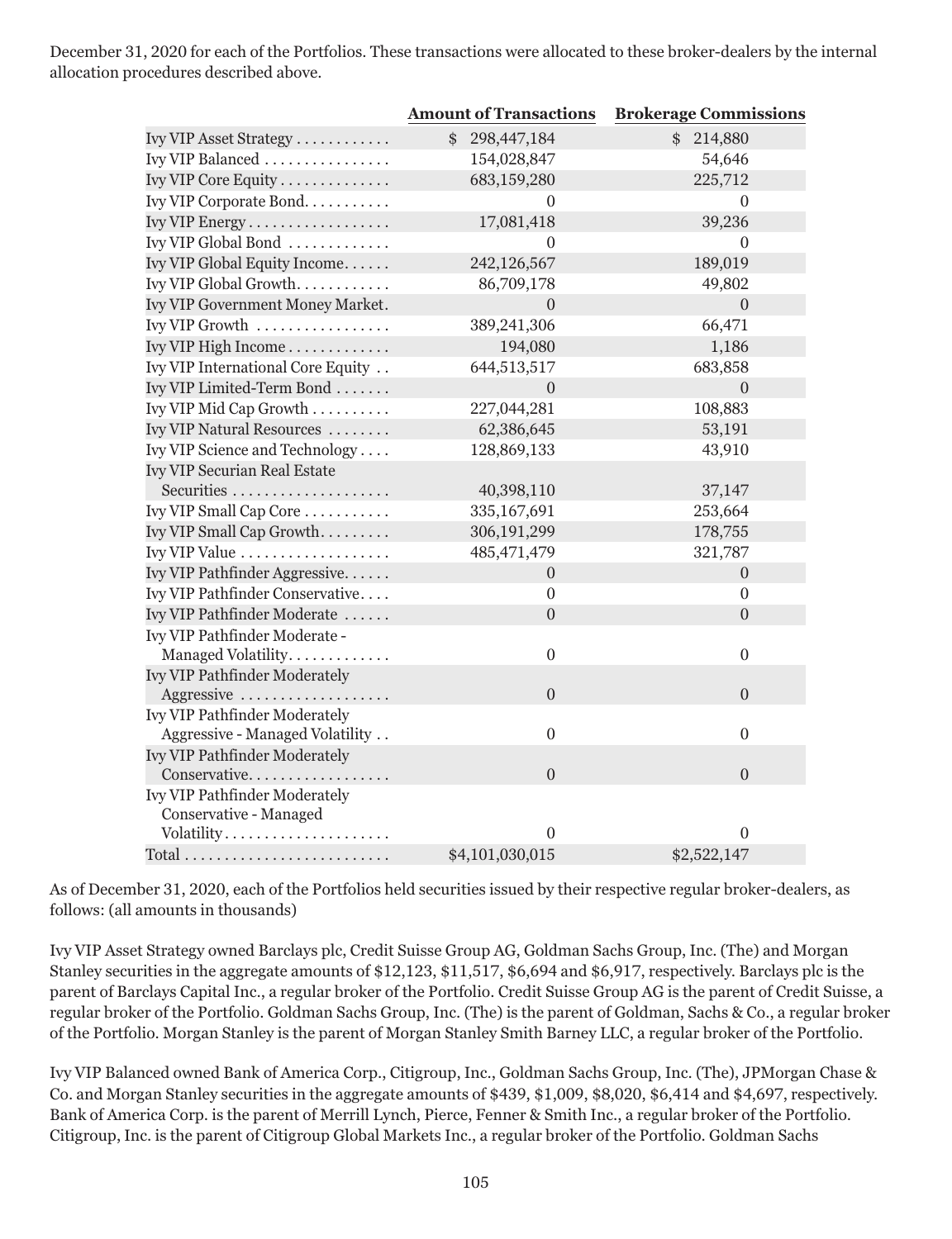December 31, 2020 for each of the Portfolios. These transactions were allocated to these broker-dealers by the internal allocation procedures described above.

| | Amount of Transactions | Brokerage Commissions |
|---|---|---|
| Ivy VIP Asset Strategy | $ 298,447,184 | $ 214,880 |
| Ivy VIP Balanced | 154,028,847 | 54,646 |
| Ivy VIP Core Equity | 683,159,280 | 225,712 |
| Ivy VIP Corporate Bond | 0 | 0 |
| Ivy VIP Energy | 17,081,418 | 39,236 |
| Ivy VIP Global Bond | 0 | 0 |
| Ivy VIP Global Equity Income | 242,126,567 | 189,019 |
| Ivy VIP Global Growth | 86,709,178 | 49,802 |
| Ivy VIP Government Money Market | 0 | 0 |
| Ivy VIP Growth | 389,241,306 | 66,471 |
| Ivy VIP High Income | 194,080 | 1,186 |
| Ivy VIP International Core Equity | 644,513,517 | 683,858 |
| Ivy VIP Limited-Term Bond | 0 | 0 |
| Ivy VIP Mid Cap Growth | 227,044,281 | 108,883 |
| Ivy VIP Natural Resources | 62,386,645 | 53,191 |
| Ivy VIP Science and Technology | 128,869,133 | 43,910 |
| Ivy VIP Securian Real Estate Securities | 40,398,110 | 37,147 |
| Ivy VIP Small Cap Core | 335,167,691 | 253,664 |
| Ivy VIP Small Cap Growth | 306,191,299 | 178,755 |
| Ivy VIP Value | 485,471,479 | 321,787 |
| Ivy VIP Pathfinder Aggressive | 0 | 0 |
| Ivy VIP Pathfinder Conservative | 0 | 0 |
| Ivy VIP Pathfinder Moderate | 0 | 0 |
| Ivy VIP Pathfinder Moderate - Managed Volatility | 0 | 0 |
| Ivy VIP Pathfinder Moderately Aggressive | 0 | 0 |
| Ivy VIP Pathfinder Moderately Aggressive - Managed Volatility | 0 | 0 |
| Ivy VIP Pathfinder Moderately Conservative | 0 | 0 |
| Ivy VIP Pathfinder Moderately Conservative - Managed Volatility | 0 | 0 |
| Total | $4,101,030,015 | $2,522,147 |

As of December 31, 2020, each of the Portfolios held securities issued by their respective regular broker-dealers, as follows: (all amounts in thousands)

Ivy VIP Asset Strategy owned Barclays plc, Credit Suisse Group AG, Goldman Sachs Group, Inc. (The) and Morgan Stanley securities in the aggregate amounts of $12,123, $11,517, $6,694 and $6,917, respectively. Barclays plc is the parent of Barclays Capital Inc., a regular broker of the Portfolio. Credit Suisse Group AG is the parent of Credit Suisse, a regular broker of the Portfolio. Goldman Sachs Group, Inc. (The) is the parent of Goldman, Sachs & Co., a regular broker of the Portfolio. Morgan Stanley is the parent of Morgan Stanley Smith Barney LLC, a regular broker of the Portfolio.

Ivy VIP Balanced owned Bank of America Corp., Citigroup, Inc., Goldman Sachs Group, Inc. (The), JPMorgan Chase & Co. and Morgan Stanley securities in the aggregate amounts of $439, $1,009, $8,020, $6,414 and $4,697, respectively. Bank of America Corp. is the parent of Merrill Lynch, Pierce, Fenner & Smith Inc., a regular broker of the Portfolio. Citigroup, Inc. is the parent of Citigroup Global Markets Inc., a regular broker of the Portfolio. Goldman Sachs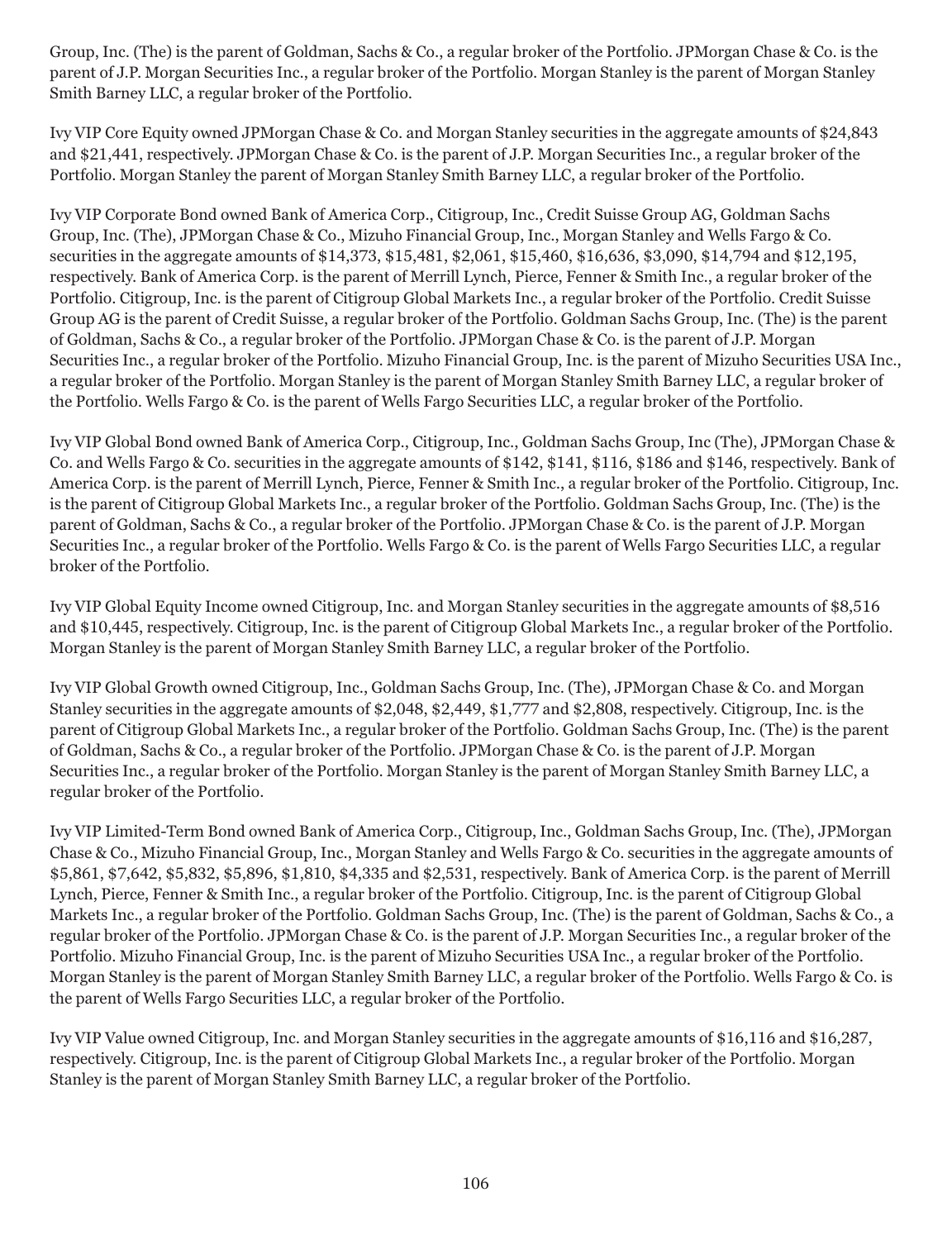Group, Inc. (The) is the parent of Goldman, Sachs & Co., a regular broker of the Portfolio. JPMorgan Chase & Co. is the parent of J.P. Morgan Securities Inc., a regular broker of the Portfolio. Morgan Stanley is the parent of Morgan Stanley Smith Barney LLC, a regular broker of the Portfolio.

Ivy VIP Core Equity owned JPMorgan Chase & Co. and Morgan Stanley securities in the aggregate amounts of $24,843 and $21,441, respectively. JPMorgan Chase & Co. is the parent of J.P. Morgan Securities Inc., a regular broker of the Portfolio. Morgan Stanley the parent of Morgan Stanley Smith Barney LLC, a regular broker of the Portfolio.

Ivy VIP Corporate Bond owned Bank of America Corp., Citigroup, Inc., Credit Suisse Group AG, Goldman Sachs Group, Inc. (The), JPMorgan Chase & Co., Mizuho Financial Group, Inc., Morgan Stanley and Wells Fargo & Co. securities in the aggregate amounts of $14,373, $15,481, $2,061, $15,460, $16,636, $3,090, $14,794 and $12,195, respectively. Bank of America Corp. is the parent of Merrill Lynch, Pierce, Fenner & Smith Inc., a regular broker of the Portfolio. Citigroup, Inc. is the parent of Citigroup Global Markets Inc., a regular broker of the Portfolio. Credit Suisse Group AG is the parent of Credit Suisse, a regular broker of the Portfolio. Goldman Sachs Group, Inc. (The) is the parent of Goldman, Sachs & Co., a regular broker of the Portfolio. JPMorgan Chase & Co. is the parent of J.P. Morgan Securities Inc., a regular broker of the Portfolio. Mizuho Financial Group, Inc. is the parent of Mizuho Securities USA Inc., a regular broker of the Portfolio. Morgan Stanley is the parent of Morgan Stanley Smith Barney LLC, a regular broker of the Portfolio. Wells Fargo & Co. is the parent of Wells Fargo Securities LLC, a regular broker of the Portfolio.

Ivy VIP Global Bond owned Bank of America Corp., Citigroup, Inc., Goldman Sachs Group, Inc (The), JPMorgan Chase & Co. and Wells Fargo & Co. securities in the aggregate amounts of $142, $141, $116, $186 and $146, respectively. Bank of America Corp. is the parent of Merrill Lynch, Pierce, Fenner & Smith Inc., a regular broker of the Portfolio. Citigroup, Inc. is the parent of Citigroup Global Markets Inc., a regular broker of the Portfolio. Goldman Sachs Group, Inc. (The) is the parent of Goldman, Sachs & Co., a regular broker of the Portfolio. JPMorgan Chase & Co. is the parent of J.P. Morgan Securities Inc., a regular broker of the Portfolio. Wells Fargo & Co. is the parent of Wells Fargo Securities LLC, a regular broker of the Portfolio.

Ivy VIP Global Equity Income owned Citigroup, Inc. and Morgan Stanley securities in the aggregate amounts of $8,516 and $10,445, respectively. Citigroup, Inc. is the parent of Citigroup Global Markets Inc., a regular broker of the Portfolio. Morgan Stanley is the parent of Morgan Stanley Smith Barney LLC, a regular broker of the Portfolio.

Ivy VIP Global Growth owned Citigroup, Inc., Goldman Sachs Group, Inc. (The), JPMorgan Chase & Co. and Morgan Stanley securities in the aggregate amounts of $2,048, $2,449, $1,777 and $2,808, respectively. Citigroup, Inc. is the parent of Citigroup Global Markets Inc., a regular broker of the Portfolio. Goldman Sachs Group, Inc. (The) is the parent of Goldman, Sachs & Co., a regular broker of the Portfolio. JPMorgan Chase & Co. is the parent of J.P. Morgan Securities Inc., a regular broker of the Portfolio. Morgan Stanley is the parent of Morgan Stanley Smith Barney LLC, a regular broker of the Portfolio.

Ivy VIP Limited-Term Bond owned Bank of America Corp., Citigroup, Inc., Goldman Sachs Group, Inc. (The), JPMorgan Chase & Co., Mizuho Financial Group, Inc., Morgan Stanley and Wells Fargo & Co. securities in the aggregate amounts of $5,861, $7,642, $5,832, $5,896, $1,810, $4,335 and $2,531, respectively. Bank of America Corp. is the parent of Merrill Lynch, Pierce, Fenner & Smith Inc., a regular broker of the Portfolio. Citigroup, Inc. is the parent of Citigroup Global Markets Inc., a regular broker of the Portfolio. Goldman Sachs Group, Inc. (The) is the parent of Goldman, Sachs & Co., a regular broker of the Portfolio. JPMorgan Chase & Co. is the parent of J.P. Morgan Securities Inc., a regular broker of the Portfolio. Mizuho Financial Group, Inc. is the parent of Mizuho Securities USA Inc., a regular broker of the Portfolio. Morgan Stanley is the parent of Morgan Stanley Smith Barney LLC, a regular broker of the Portfolio. Wells Fargo & Co. is the parent of Wells Fargo Securities LLC, a regular broker of the Portfolio.

Ivy VIP Value owned Citigroup, Inc. and Morgan Stanley securities in the aggregate amounts of $16,116 and $16,287, respectively. Citigroup, Inc. is the parent of Citigroup Global Markets Inc., a regular broker of the Portfolio. Morgan Stanley is the parent of Morgan Stanley Smith Barney LLC, a regular broker of the Portfolio.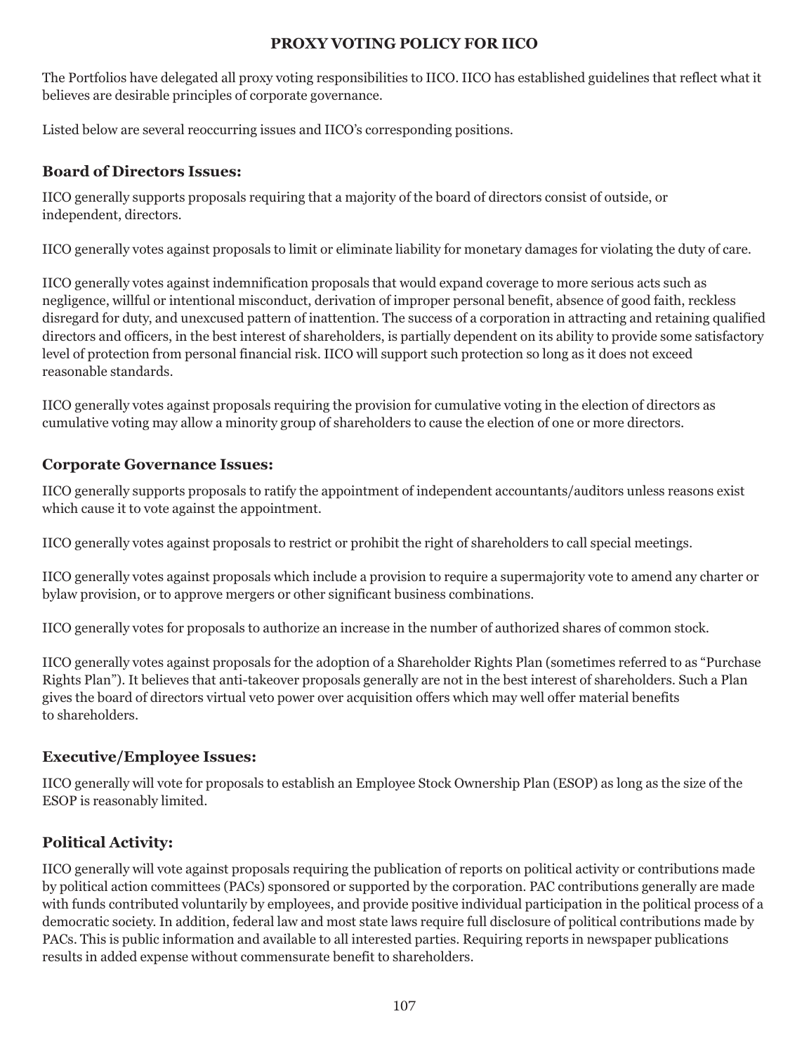# PROXY VOTING POLICY FOR IICO

The Portfolios have delegated all proxy voting responsibilities to IICO. IICO has established guidelines that reflect what it believes are desirable principles of corporate governance.

Listed below are several reoccurring issues and IICO's corresponding positions.

## Board of Directors Issues:

IICO generally supports proposals requiring that a majority of the board of directors consist of outside, or independent, directors.

IICO generally votes against proposals to limit or eliminate liability for monetary damages for violating the duty of care.

IICO generally votes against indemnification proposals that would expand coverage to more serious acts such as negligence, willful or intentional misconduct, derivation of improper personal benefit, absence of good faith, reckless disregard for duty, and unexcused pattern of inattention. The success of a corporation in attracting and retaining qualified directors and officers, in the best interest of shareholders, is partially dependent on its ability to provide some satisfactory level of protection from personal financial risk. IICO will support such protection so long as it does not exceed reasonable standards.

IICO generally votes against proposals requiring the provision for cumulative voting in the election of directors as cumulative voting may allow a minority group of shareholders to cause the election of one or more directors.

## Corporate Governance Issues:

IICO generally supports proposals to ratify the appointment of independent accountants/auditors unless reasons exist which cause it to vote against the appointment.

IICO generally votes against proposals to restrict or prohibit the right of shareholders to call special meetings.

IICO generally votes against proposals which include a provision to require a supermajority vote to amend any charter or bylaw provision, or to approve mergers or other significant business combinations.

IICO generally votes for proposals to authorize an increase in the number of authorized shares of common stock.

IICO generally votes against proposals for the adoption of a Shareholder Rights Plan (sometimes referred to as "Purchase Rights Plan"). It believes that anti-takeover proposals generally are not in the best interest of shareholders. Such a Plan gives the board of directors virtual veto power over acquisition offers which may well offer material benefits to shareholders.

## Executive/Employee Issues:

IICO generally will vote for proposals to establish an Employee Stock Ownership Plan (ESOP) as long as the size of the ESOP is reasonably limited.

## Political Activity:

IICO generally will vote against proposals requiring the publication of reports on political activity or contributions made by political action committees (PACs) sponsored or supported by the corporation. PAC contributions generally are made with funds contributed voluntarily by employees, and provide positive individual participation in the political process of a democratic society. In addition, federal law and most state laws require full disclosure of political contributions made by PACs. This is public information and available to all interested parties. Requiring reports in newspaper publications results in added expense without commensurate benefit to shareholders.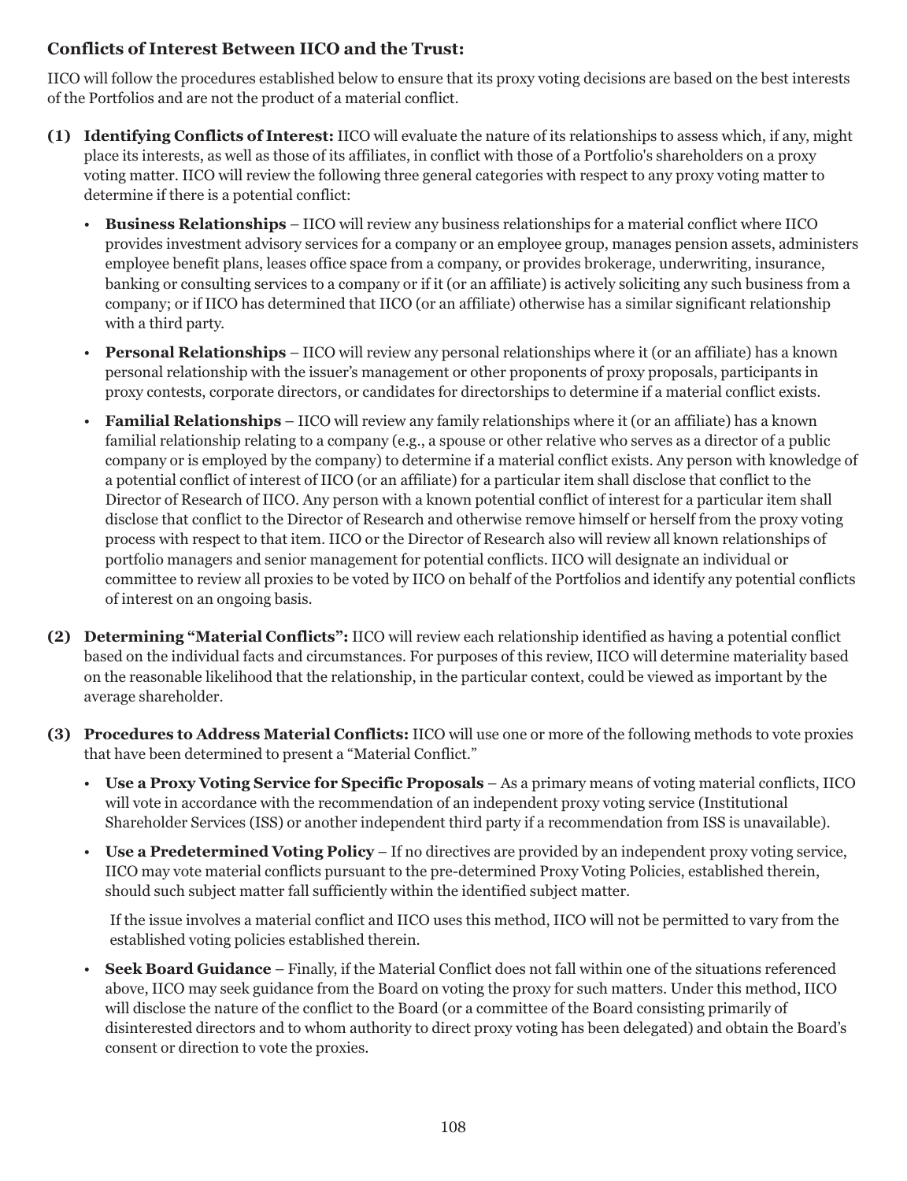## Conflicts of Interest Between IICO and the Trust:

IICO will follow the procedures established below to ensure that its proxy voting decisions are based on the best interests of the Portfolios and are not the product of a material conflict.

**(1) Identifying Conflicts of Interest:** IICO will evaluate the nature of its relationships to assess which, if any, might place its interests, as well as those of its affiliates, in conflict with those of a Portfolio's shareholders on a proxy voting matter. IICO will review the following three general categories with respect to any proxy voting matter to determine if there is a potential conflict:

- **Business Relationships** – IICO will review any business relationships for a material conflict where IICO provides investment advisory services for a company or an employee group, manages pension assets, administers employee benefit plans, leases office space from a company, or provides brokerage, underwriting, insurance, banking or consulting services to a company or if it (or an affiliate) is actively soliciting any such business from a company; or if IICO has determined that IICO (or an affiliate) otherwise has a similar significant relationship with a third party.
- **Personal Relationships** – IICO will review any personal relationships where it (or an affiliate) has a known personal relationship with the issuer's management or other proponents of proxy proposals, participants in proxy contests, corporate directors, or candidates for directorships to determine if a material conflict exists.
- **Familial Relationships** – IICO will review any family relationships where it (or an affiliate) has a known familial relationship relating to a company (e.g., a spouse or other relative who serves as a director of a public company or is employed by the company) to determine if a material conflict exists. Any person with knowledge of a potential conflict of interest of IICO (or an affiliate) for a particular item shall disclose that conflict to the Director of Research of IICO. Any person with a known potential conflict of interest for a particular item shall disclose that conflict to the Director of Research and otherwise remove himself or herself from the proxy voting process with respect to that item. IICO or the Director of Research also will review all known relationships of portfolio managers and senior management for potential conflicts. IICO will designate an individual or committee to review all proxies to be voted by IICO on behalf of the Portfolios and identify any potential conflicts of interest on an ongoing basis.

**(2) Determining "Material Conflicts":** IICO will review each relationship identified as having a potential conflict based on the individual facts and circumstances. For purposes of this review, IICO will determine materiality based on the reasonable likelihood that the relationship, in the particular context, could be viewed as important by the average shareholder.

**(3) Procedures to Address Material Conflicts:** IICO will use one or more of the following methods to vote proxies that have been determined to present a "Material Conflict."

- **Use a Proxy Voting Service for Specific Proposals** – As a primary means of voting material conflicts, IICO will vote in accordance with the recommendation of an independent proxy voting service (Institutional Shareholder Services (ISS) or another independent third party if a recommendation from ISS is unavailable).
- **Use a Predetermined Voting Policy** – If no directives are provided by an independent proxy voting service, IICO may vote material conflicts pursuant to the pre-determined Proxy Voting Policies, established therein, should such subject matter fall sufficiently within the identified subject matter.

  If the issue involves a material conflict and IICO uses this method, IICO will not be permitted to vary from the established voting policies established therein.
- **Seek Board Guidance** – Finally, if the Material Conflict does not fall within one of the situations referenced above, IICO may seek guidance from the Board on voting the proxy for such matters. Under this method, IICO will disclose the nature of the conflict to the Board (or a committee of the Board consisting primarily of disinterested directors and to whom authority to direct proxy voting has been delegated) and obtain the Board's consent or direction to vote the proxies.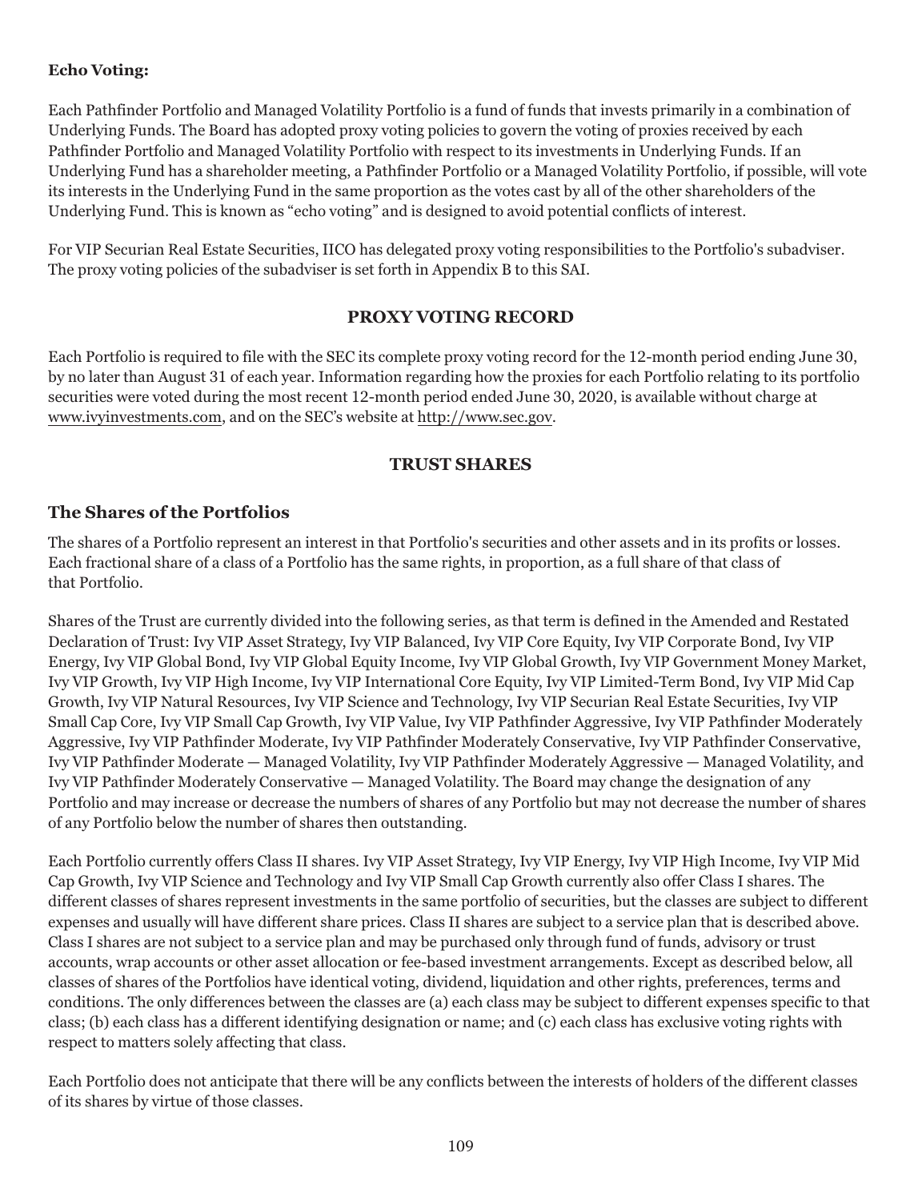**Echo Voting:**

Each Pathfinder Portfolio and Managed Volatility Portfolio is a fund of funds that invests primarily in a combination of Underlying Funds. The Board has adopted proxy voting policies to govern the voting of proxies received by each Pathfinder Portfolio and Managed Volatility Portfolio with respect to its investments in Underlying Funds. If an Underlying Fund has a shareholder meeting, a Pathfinder Portfolio or a Managed Volatility Portfolio, if possible, will vote its interests in the Underlying Fund in the same proportion as the votes cast by all of the other shareholders of the Underlying Fund. This is known as "echo voting" and is designed to avoid potential conflicts of interest.

For VIP Securian Real Estate Securities, IICO has delegated proxy voting responsibilities to the Portfolio's subadviser. The proxy voting policies of the subadviser is set forth in Appendix B to this SAI.

## PROXY VOTING RECORD

Each Portfolio is required to file with the SEC its complete proxy voting record for the 12-month period ending June 30, by no later than August 31 of each year. Information regarding how the proxies for each Portfolio relating to its portfolio securities were voted during the most recent 12-month period ended June 30, 2020, is available without charge at www.ivyinvestments.com, and on the SEC's website at http://www.sec.gov.

## TRUST SHARES

### The Shares of the Portfolios

The shares of a Portfolio represent an interest in that Portfolio's securities and other assets and in its profits or losses. Each fractional share of a class of a Portfolio has the same rights, in proportion, as a full share of that class of that Portfolio.

Shares of the Trust are currently divided into the following series, as that term is defined in the Amended and Restated Declaration of Trust: Ivy VIP Asset Strategy, Ivy VIP Balanced, Ivy VIP Core Equity, Ivy VIP Corporate Bond, Ivy VIP Energy, Ivy VIP Global Bond, Ivy VIP Global Equity Income, Ivy VIP Global Growth, Ivy VIP Government Money Market, Ivy VIP Growth, Ivy VIP High Income, Ivy VIP International Core Equity, Ivy VIP Limited-Term Bond, Ivy VIP Mid Cap Growth, Ivy VIP Natural Resources, Ivy VIP Science and Technology, Ivy VIP Securian Real Estate Securities, Ivy VIP Small Cap Core, Ivy VIP Small Cap Growth, Ivy VIP Value, Ivy VIP Pathfinder Aggressive, Ivy VIP Pathfinder Moderately Aggressive, Ivy VIP Pathfinder Moderate, Ivy VIP Pathfinder Moderately Conservative, Ivy VIP Pathfinder Conservative, Ivy VIP Pathfinder Moderate — Managed Volatility, Ivy VIP Pathfinder Moderately Aggressive — Managed Volatility, and Ivy VIP Pathfinder Moderately Conservative — Managed Volatility. The Board may change the designation of any Portfolio and may increase or decrease the numbers of shares of any Portfolio but may not decrease the number of shares of any Portfolio below the number of shares then outstanding.

Each Portfolio currently offers Class II shares. Ivy VIP Asset Strategy, Ivy VIP Energy, Ivy VIP High Income, Ivy VIP Mid Cap Growth, Ivy VIP Science and Technology and Ivy VIP Small Cap Growth currently also offer Class I shares. The different classes of shares represent investments in the same portfolio of securities, but the classes are subject to different expenses and usually will have different share prices. Class II shares are subject to a service plan that is described above. Class I shares are not subject to a service plan and may be purchased only through fund of funds, advisory or trust accounts, wrap accounts or other asset allocation or fee-based investment arrangements. Except as described below, all classes of shares of the Portfolios have identical voting, dividend, liquidation and other rights, preferences, terms and conditions. The only differences between the classes are (a) each class may be subject to different expenses specific to that class; (b) each class has a different identifying designation or name; and (c) each class has exclusive voting rights with respect to matters solely affecting that class.

Each Portfolio does not anticipate that there will be any conflicts between the interests of holders of the different classes of its shares by virtue of those classes.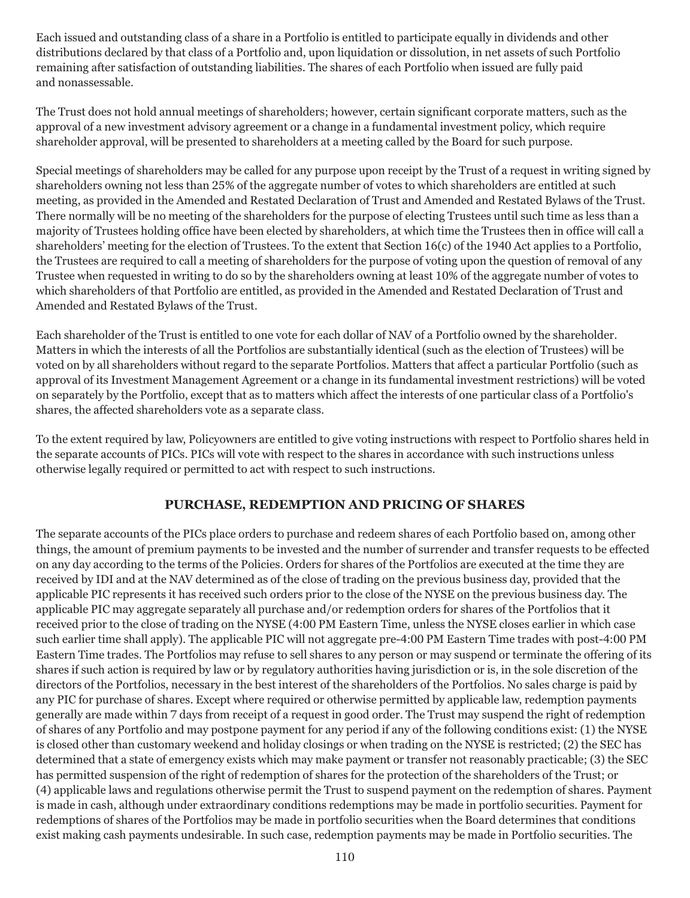Each issued and outstanding class of a share in a Portfolio is entitled to participate equally in dividends and other distributions declared by that class of a Portfolio and, upon liquidation or dissolution, in net assets of such Portfolio remaining after satisfaction of outstanding liabilities. The shares of each Portfolio when issued are fully paid and nonassessable.

The Trust does not hold annual meetings of shareholders; however, certain significant corporate matters, such as the approval of a new investment advisory agreement or a change in a fundamental investment policy, which require shareholder approval, will be presented to shareholders at a meeting called by the Board for such purpose.

Special meetings of shareholders may be called for any purpose upon receipt by the Trust of a request in writing signed by shareholders owning not less than 25% of the aggregate number of votes to which shareholders are entitled at such meeting, as provided in the Amended and Restated Declaration of Trust and Amended and Restated Bylaws of the Trust. There normally will be no meeting of the shareholders for the purpose of electing Trustees until such time as less than a majority of Trustees holding office have been elected by shareholders, at which time the Trustees then in office will call a shareholders' meeting for the election of Trustees. To the extent that Section 16(c) of the 1940 Act applies to a Portfolio, the Trustees are required to call a meeting of shareholders for the purpose of voting upon the question of removal of any Trustee when requested in writing to do so by the shareholders owning at least 10% of the aggregate number of votes to which shareholders of that Portfolio are entitled, as provided in the Amended and Restated Declaration of Trust and Amended and Restated Bylaws of the Trust.

Each shareholder of the Trust is entitled to one vote for each dollar of NAV of a Portfolio owned by the shareholder. Matters in which the interests of all the Portfolios are substantially identical (such as the election of Trustees) will be voted on by all shareholders without regard to the separate Portfolios. Matters that affect a particular Portfolio (such as approval of its Investment Management Agreement or a change in its fundamental investment restrictions) will be voted on separately by the Portfolio, except that as to matters which affect the interests of one particular class of a Portfolio's shares, the affected shareholders vote as a separate class.

To the extent required by law, Policyowners are entitled to give voting instructions with respect to Portfolio shares held in the separate accounts of PICs. PICs will vote with respect to the shares in accordance with such instructions unless otherwise legally required or permitted to act with respect to such instructions.

## PURCHASE, REDEMPTION AND PRICING OF SHARES

The separate accounts of the PICs place orders to purchase and redeem shares of each Portfolio based on, among other things, the amount of premium payments to be invested and the number of surrender and transfer requests to be effected on any day according to the terms of the Policies. Orders for shares of the Portfolios are executed at the time they are received by IDI and at the NAV determined as of the close of trading on the previous business day, provided that the applicable PIC represents it has received such orders prior to the close of the NYSE on the previous business day. The applicable PIC may aggregate separately all purchase and/or redemption orders for shares of the Portfolios that it received prior to the close of trading on the NYSE (4:00 PM Eastern Time, unless the NYSE closes earlier in which case such earlier time shall apply). The applicable PIC will not aggregate pre-4:00 PM Eastern Time trades with post-4:00 PM Eastern Time trades. The Portfolios may refuse to sell shares to any person or may suspend or terminate the offering of its shares if such action is required by law or by regulatory authorities having jurisdiction or is, in the sole discretion of the directors of the Portfolios, necessary in the best interest of the shareholders of the Portfolios. No sales charge is paid by any PIC for purchase of shares. Except where required or otherwise permitted by applicable law, redemption payments generally are made within 7 days from receipt of a request in good order. The Trust may suspend the right of redemption of shares of any Portfolio and may postpone payment for any period if any of the following conditions exist: (1) the NYSE is closed other than customary weekend and holiday closings or when trading on the NYSE is restricted; (2) the SEC has determined that a state of emergency exists which may make payment or transfer not reasonably practicable; (3) the SEC has permitted suspension of the right of redemption of shares for the protection of the shareholders of the Trust; or (4) applicable laws and regulations otherwise permit the Trust to suspend payment on the redemption of shares. Payment is made in cash, although under extraordinary conditions redemptions may be made in portfolio securities. Payment for redemptions of shares of the Portfolios may be made in portfolio securities when the Board determines that conditions exist making cash payments undesirable. In such case, redemption payments may be made in Portfolio securities. The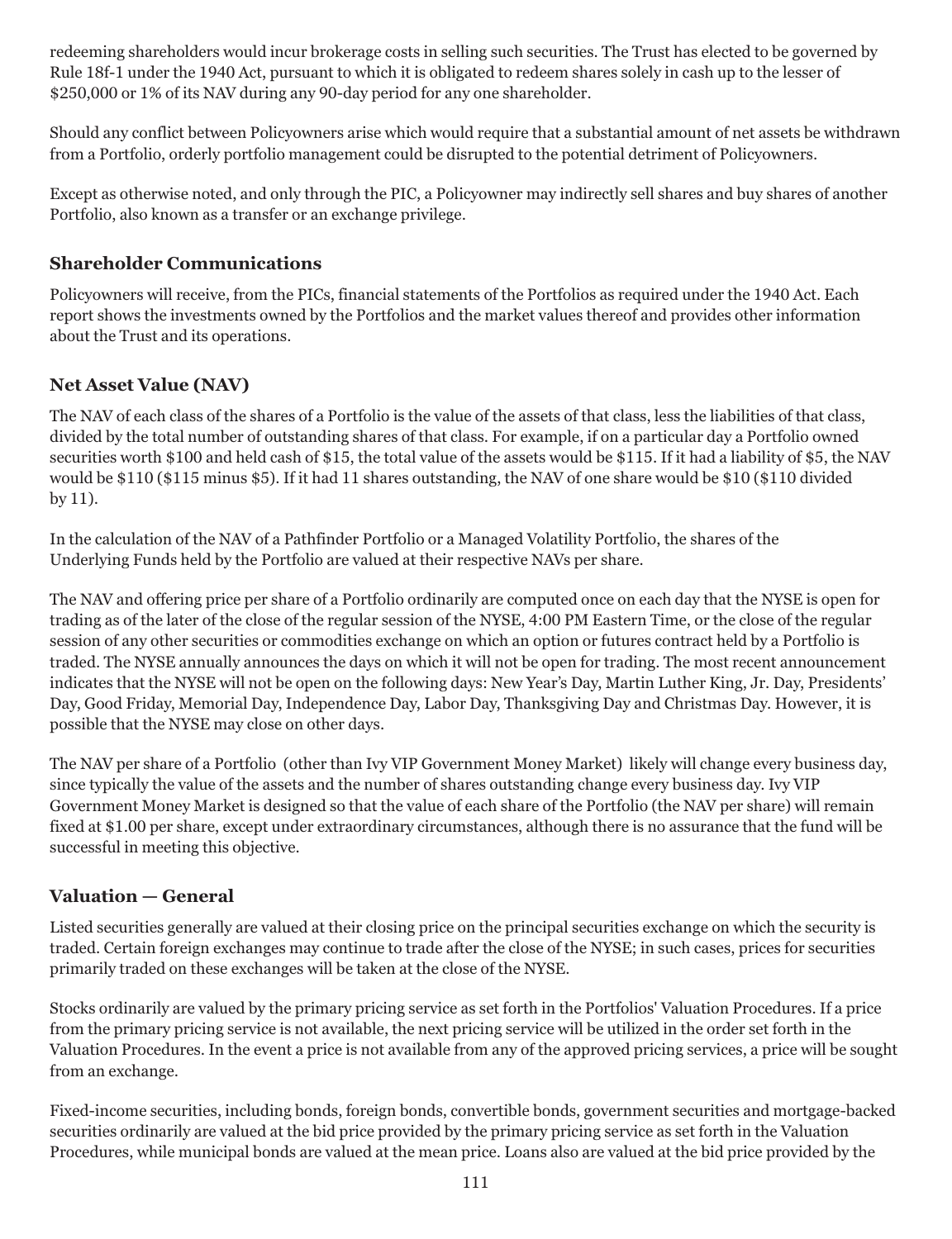redeeming shareholders would incur brokerage costs in selling such securities. The Trust has elected to be governed by Rule 18f-1 under the 1940 Act, pursuant to which it is obligated to redeem shares solely in cash up to the lesser of $250,000 or 1% of its NAV during any 90-day period for any one shareholder.

Should any conflict between Policyowners arise which would require that a substantial amount of net assets be withdrawn from a Portfolio, orderly portfolio management could be disrupted to the potential detriment of Policyowners.

Except as otherwise noted, and only through the PIC, a Policyowner may indirectly sell shares and buy shares of another Portfolio, also known as a transfer or an exchange privilege.

### Shareholder Communications

Policyowners will receive, from the PICs, financial statements of the Portfolios as required under the 1940 Act. Each report shows the investments owned by the Portfolios and the market values thereof and provides other information about the Trust and its operations.

### Net Asset Value (NAV)

The NAV of each class of the shares of a Portfolio is the value of the assets of that class, less the liabilities of that class, divided by the total number of outstanding shares of that class. For example, if on a particular day a Portfolio owned securities worth $100 and held cash of $15, the total value of the assets would be $115. If it had a liability of $5, the NAV would be $110 ($115 minus $5). If it had 11 shares outstanding, the NAV of one share would be $10 ($110 divided by 11).

In the calculation of the NAV of a Pathfinder Portfolio or a Managed Volatility Portfolio, the shares of the Underlying Funds held by the Portfolio are valued at their respective NAVs per share.

The NAV and offering price per share of a Portfolio ordinarily are computed once on each day that the NYSE is open for trading as of the later of the close of the regular session of the NYSE, 4:00 PM Eastern Time, or the close of the regular session of any other securities or commodities exchange on which an option or futures contract held by a Portfolio is traded. The NYSE annually announces the days on which it will not be open for trading. The most recent announcement indicates that the NYSE will not be open on the following days: New Year's Day, Martin Luther King, Jr. Day, Presidents' Day, Good Friday, Memorial Day, Independence Day, Labor Day, Thanksgiving Day and Christmas Day. However, it is possible that the NYSE may close on other days.

The NAV per share of a Portfolio (other than Ivy VIP Government Money Market) likely will change every business day, since typically the value of the assets and the number of shares outstanding change every business day. Ivy VIP Government Money Market is designed so that the value of each share of the Portfolio (the NAV per share) will remain fixed at $1.00 per share, except under extraordinary circumstances, although there is no assurance that the fund will be successful in meeting this objective.

### Valuation — General

Listed securities generally are valued at their closing price on the principal securities exchange on which the security is traded. Certain foreign exchanges may continue to trade after the close of the NYSE; in such cases, prices for securities primarily traded on these exchanges will be taken at the close of the NYSE.

Stocks ordinarily are valued by the primary pricing service as set forth in the Portfolios' Valuation Procedures. If a price from the primary pricing service is not available, the next pricing service will be utilized in the order set forth in the Valuation Procedures. In the event a price is not available from any of the approved pricing services, a price will be sought from an exchange.

Fixed-income securities, including bonds, foreign bonds, convertible bonds, government securities and mortgage-backed securities ordinarily are valued at the bid price provided by the primary pricing service as set forth in the Valuation Procedures, while municipal bonds are valued at the mean price. Loans also are valued at the bid price provided by the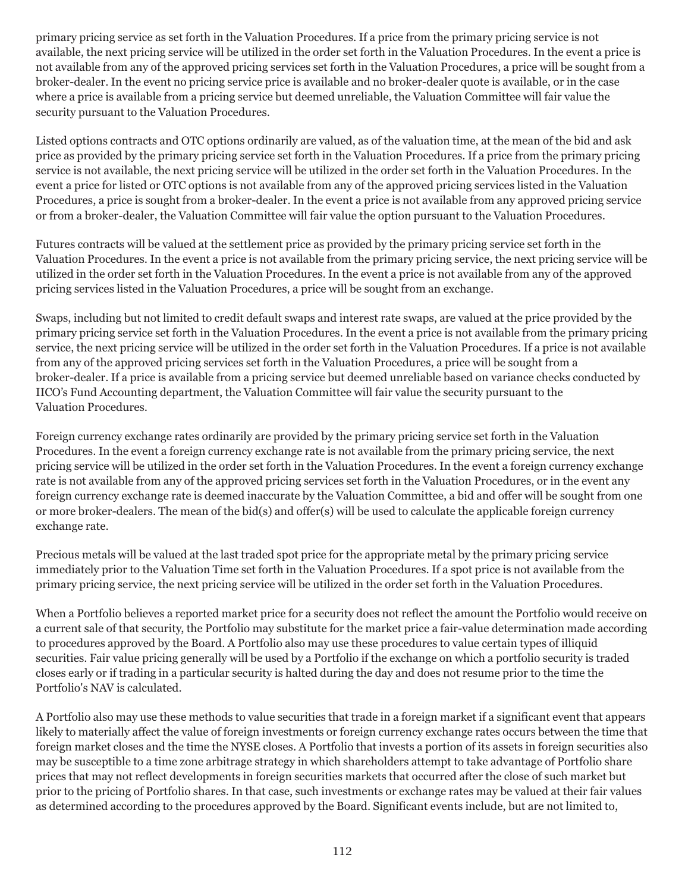primary pricing service as set forth in the Valuation Procedures. If a price from the primary pricing service is not available, the next pricing service will be utilized in the order set forth in the Valuation Procedures. In the event a price is not available from any of the approved pricing services set forth in the Valuation Procedures, a price will be sought from a broker-dealer. In the event no pricing service price is available and no broker-dealer quote is available, or in the case where a price is available from a pricing service but deemed unreliable, the Valuation Committee will fair value the security pursuant to the Valuation Procedures.

Listed options contracts and OTC options ordinarily are valued, as of the valuation time, at the mean of the bid and ask price as provided by the primary pricing service set forth in the Valuation Procedures. If a price from the primary pricing service is not available, the next pricing service will be utilized in the order set forth in the Valuation Procedures. In the event a price for listed or OTC options is not available from any of the approved pricing services listed in the Valuation Procedures, a price is sought from a broker-dealer. In the event a price is not available from any approved pricing service or from a broker-dealer, the Valuation Committee will fair value the option pursuant to the Valuation Procedures.

Futures contracts will be valued at the settlement price as provided by the primary pricing service set forth in the Valuation Procedures. In the event a price is not available from the primary pricing service, the next pricing service will be utilized in the order set forth in the Valuation Procedures. In the event a price is not available from any of the approved pricing services listed in the Valuation Procedures, a price will be sought from an exchange.

Swaps, including but not limited to credit default swaps and interest rate swaps, are valued at the price provided by the primary pricing service set forth in the Valuation Procedures. In the event a price is not available from the primary pricing service, the next pricing service will be utilized in the order set forth in the Valuation Procedures. If a price is not available from any of the approved pricing services set forth in the Valuation Procedures, a price will be sought from a broker-dealer. If a price is available from a pricing service but deemed unreliable based on variance checks conducted by IICO's Fund Accounting department, the Valuation Committee will fair value the security pursuant to the Valuation Procedures.

Foreign currency exchange rates ordinarily are provided by the primary pricing service set forth in the Valuation Procedures. In the event a foreign currency exchange rate is not available from the primary pricing service, the next pricing service will be utilized in the order set forth in the Valuation Procedures. In the event a foreign currency exchange rate is not available from any of the approved pricing services set forth in the Valuation Procedures, or in the event any foreign currency exchange rate is deemed inaccurate by the Valuation Committee, a bid and offer will be sought from one or more broker-dealers. The mean of the bid(s) and offer(s) will be used to calculate the applicable foreign currency exchange rate.

Precious metals will be valued at the last traded spot price for the appropriate metal by the primary pricing service immediately prior to the Valuation Time set forth in the Valuation Procedures. If a spot price is not available from the primary pricing service, the next pricing service will be utilized in the order set forth in the Valuation Procedures.

When a Portfolio believes a reported market price for a security does not reflect the amount the Portfolio would receive on a current sale of that security, the Portfolio may substitute for the market price a fair-value determination made according to procedures approved by the Board. A Portfolio also may use these procedures to value certain types of illiquid securities. Fair value pricing generally will be used by a Portfolio if the exchange on which a portfolio security is traded closes early or if trading in a particular security is halted during the day and does not resume prior to the time the Portfolio's NAV is calculated.

A Portfolio also may use these methods to value securities that trade in a foreign market if a significant event that appears likely to materially affect the value of foreign investments or foreign currency exchange rates occurs between the time that foreign market closes and the time the NYSE closes. A Portfolio that invests a portion of its assets in foreign securities also may be susceptible to a time zone arbitrage strategy in which shareholders attempt to take advantage of Portfolio share prices that may not reflect developments in foreign securities markets that occurred after the close of such market but prior to the pricing of Portfolio shares. In that case, such investments or exchange rates may be valued at their fair values as determined according to the procedures approved by the Board. Significant events include, but are not limited to,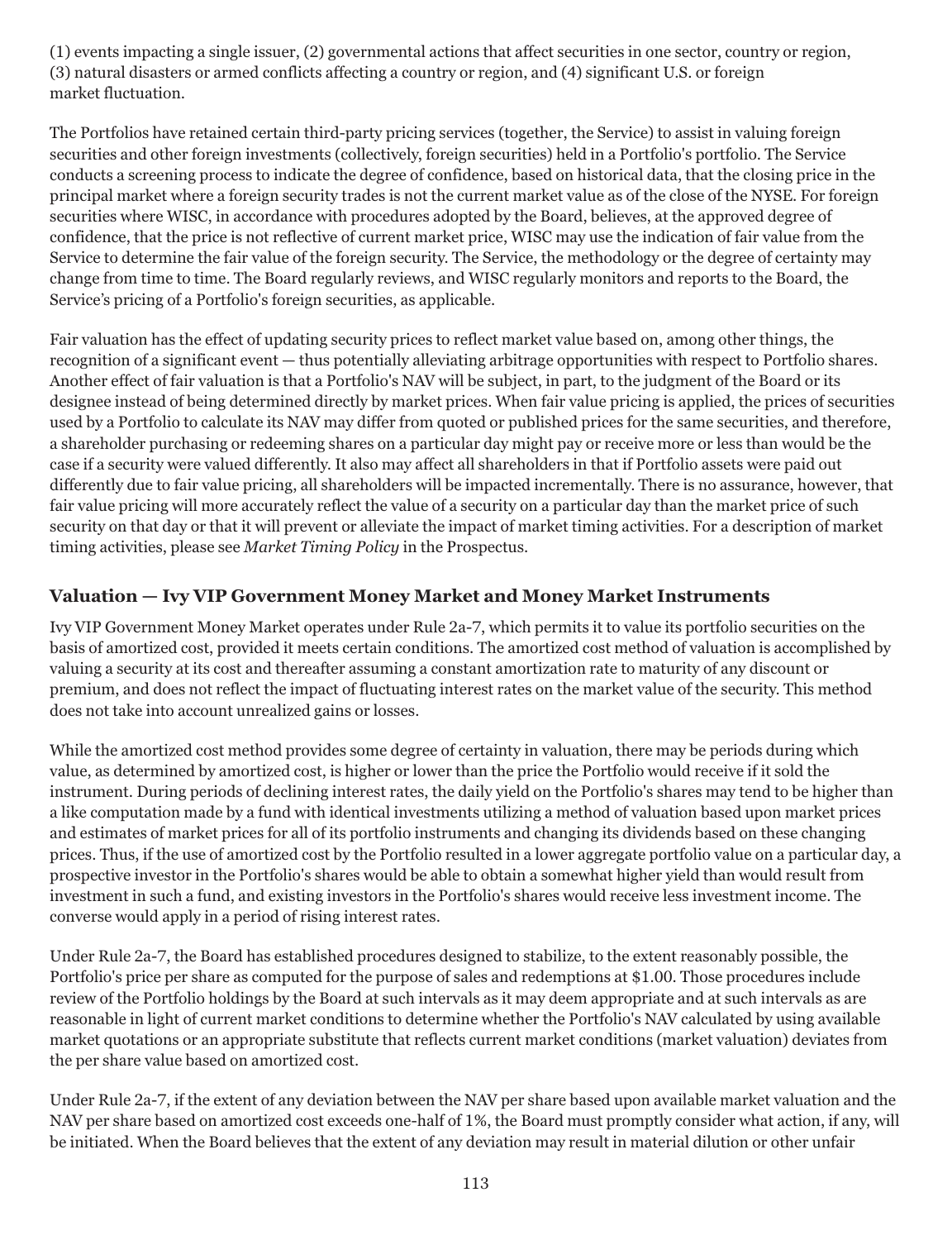(1) events impacting a single issuer, (2) governmental actions that affect securities in one sector, country or region, (3) natural disasters or armed conflicts affecting a country or region, and (4) significant U.S. or foreign market fluctuation.

The Portfolios have retained certain third-party pricing services (together, the Service) to assist in valuing foreign securities and other foreign investments (collectively, foreign securities) held in a Portfolio's portfolio. The Service conducts a screening process to indicate the degree of confidence, based on historical data, that the closing price in the principal market where a foreign security trades is not the current market value as of the close of the NYSE. For foreign securities where WISC, in accordance with procedures adopted by the Board, believes, at the approved degree of confidence, that the price is not reflective of current market price, WISC may use the indication of fair value from the Service to determine the fair value of the foreign security. The Service, the methodology or the degree of certainty may change from time to time. The Board regularly reviews, and WISC regularly monitors and reports to the Board, the Service's pricing of a Portfolio's foreign securities, as applicable.

Fair valuation has the effect of updating security prices to reflect market value based on, among other things, the recognition of a significant event — thus potentially alleviating arbitrage opportunities with respect to Portfolio shares. Another effect of fair valuation is that a Portfolio's NAV will be subject, in part, to the judgment of the Board or its designee instead of being determined directly by market prices. When fair value pricing is applied, the prices of securities used by a Portfolio to calculate its NAV may differ from quoted or published prices for the same securities, and therefore, a shareholder purchasing or redeeming shares on a particular day might pay or receive more or less than would be the case if a security were valued differently. It also may affect all shareholders in that if Portfolio assets were paid out differently due to fair value pricing, all shareholders will be impacted incrementally. There is no assurance, however, that fair value pricing will more accurately reflect the value of a security on a particular day than the market price of such security on that day or that it will prevent or alleviate the impact of market timing activities. For a description of market timing activities, please see *Market Timing Policy* in the Prospectus.

## Valuation — Ivy VIP Government Money Market and Money Market Instruments

Ivy VIP Government Money Market operates under Rule 2a-7, which permits it to value its portfolio securities on the basis of amortized cost, provided it meets certain conditions. The amortized cost method of valuation is accomplished by valuing a security at its cost and thereafter assuming a constant amortization rate to maturity of any discount or premium, and does not reflect the impact of fluctuating interest rates on the market value of the security. This method does not take into account unrealized gains or losses.

While the amortized cost method provides some degree of certainty in valuation, there may be periods during which value, as determined by amortized cost, is higher or lower than the price the Portfolio would receive if it sold the instrument. During periods of declining interest rates, the daily yield on the Portfolio's shares may tend to be higher than a like computation made by a fund with identical investments utilizing a method of valuation based upon market prices and estimates of market prices for all of its portfolio instruments and changing its dividends based on these changing prices. Thus, if the use of amortized cost by the Portfolio resulted in a lower aggregate portfolio value on a particular day, a prospective investor in the Portfolio's shares would be able to obtain a somewhat higher yield than would result from investment in such a fund, and existing investors in the Portfolio's shares would receive less investment income. The converse would apply in a period of rising interest rates.

Under Rule 2a-7, the Board has established procedures designed to stabilize, to the extent reasonably possible, the Portfolio's price per share as computed for the purpose of sales and redemptions at $1.00. Those procedures include review of the Portfolio holdings by the Board at such intervals as it may deem appropriate and at such intervals as are reasonable in light of current market conditions to determine whether the Portfolio's NAV calculated by using available market quotations or an appropriate substitute that reflects current market conditions (market valuation) deviates from the per share value based on amortized cost.

Under Rule 2a-7, if the extent of any deviation between the NAV per share based upon available market valuation and the NAV per share based on amortized cost exceeds one-half of 1%, the Board must promptly consider what action, if any, will be initiated. When the Board believes that the extent of any deviation may result in material dilution or other unfair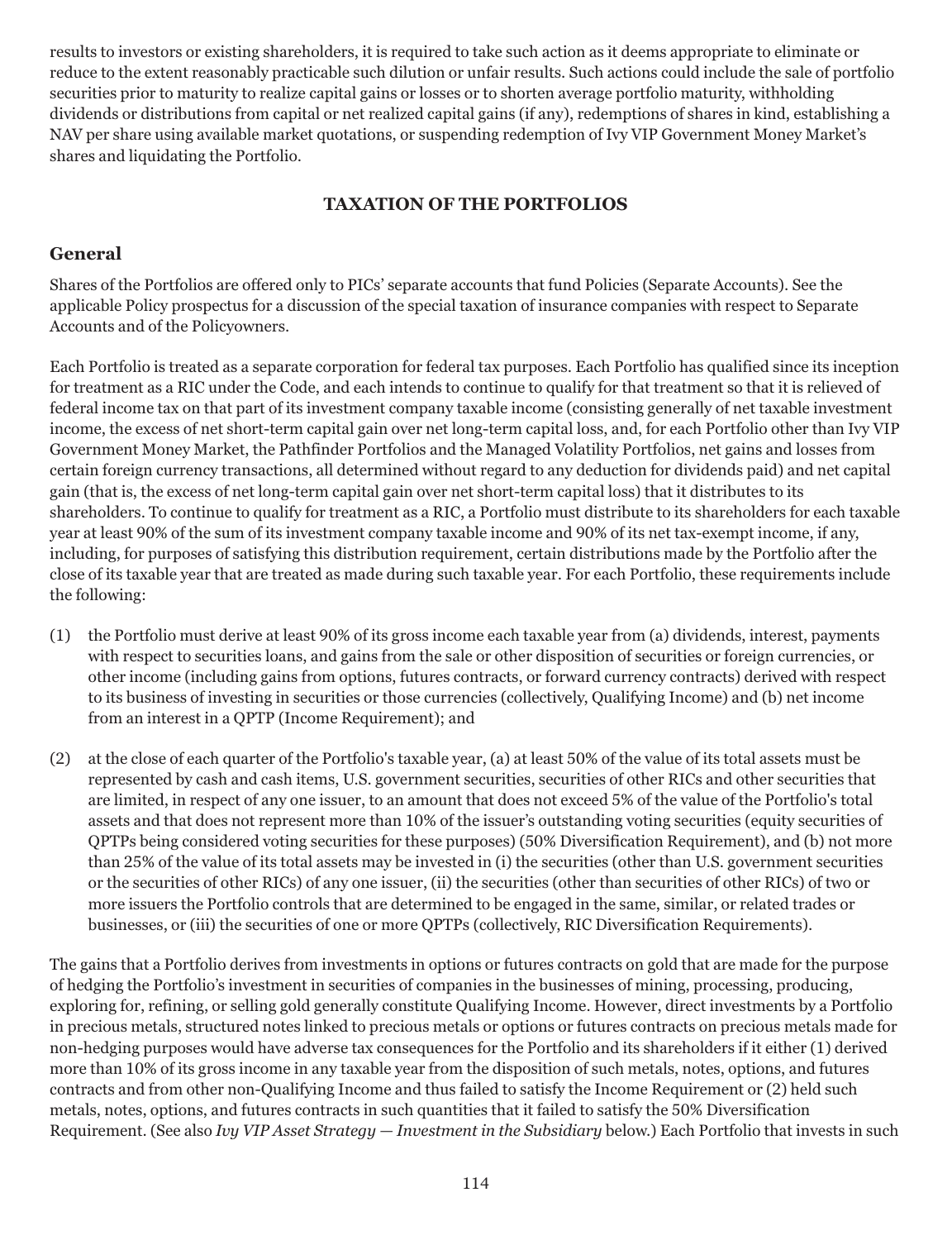results to investors or existing shareholders, it is required to take such action as it deems appropriate to eliminate or reduce to the extent reasonably practicable such dilution or unfair results. Such actions could include the sale of portfolio securities prior to maturity to realize capital gains or losses or to shorten average portfolio maturity, withholding dividends or distributions from capital or net realized capital gains (if any), redemptions of shares in kind, establishing a NAV per share using available market quotations, or suspending redemption of Ivy VIP Government Money Market's shares and liquidating the Portfolio.

## TAXATION OF THE PORTFOLIOS

### General

Shares of the Portfolios are offered only to PICs' separate accounts that fund Policies (Separate Accounts). See the applicable Policy prospectus for a discussion of the special taxation of insurance companies with respect to Separate Accounts and of the Policyowners.

Each Portfolio is treated as a separate corporation for federal tax purposes. Each Portfolio has qualified since its inception for treatment as a RIC under the Code, and each intends to continue to qualify for that treatment so that it is relieved of federal income tax on that part of its investment company taxable income (consisting generally of net taxable investment income, the excess of net short-term capital gain over net long-term capital loss, and, for each Portfolio other than Ivy VIP Government Money Market, the Pathfinder Portfolios and the Managed Volatility Portfolios, net gains and losses from certain foreign currency transactions, all determined without regard to any deduction for dividends paid) and net capital gain (that is, the excess of net long-term capital gain over net short-term capital loss) that it distributes to its shareholders. To continue to qualify for treatment as a RIC, a Portfolio must distribute to its shareholders for each taxable year at least 90% of the sum of its investment company taxable income and 90% of its net tax-exempt income, if any, including, for purposes of satisfying this distribution requirement, certain distributions made by the Portfolio after the close of its taxable year that are treated as made during such taxable year. For each Portfolio, these requirements include the following:

(1) the Portfolio must derive at least 90% of its gross income each taxable year from (a) dividends, interest, payments with respect to securities loans, and gains from the sale or other disposition of securities or foreign currencies, or other income (including gains from options, futures contracts, or forward currency contracts) derived with respect to its business of investing in securities or those currencies (collectively, Qualifying Income) and (b) net income from an interest in a QPTP (Income Requirement); and

(2) at the close of each quarter of the Portfolio's taxable year, (a) at least 50% of the value of its total assets must be represented by cash and cash items, U.S. government securities, securities of other RICs and other securities that are limited, in respect of any one issuer, to an amount that does not exceed 5% of the value of the Portfolio's total assets and that does not represent more than 10% of the issuer's outstanding voting securities (equity securities of QPTPs being considered voting securities for these purposes) (50% Diversification Requirement), and (b) not more than 25% of the value of its total assets may be invested in (i) the securities (other than U.S. government securities or the securities of other RICs) of any one issuer, (ii) the securities (other than securities of other RICs) of two or more issuers the Portfolio controls that are determined to be engaged in the same, similar, or related trades or businesses, or (iii) the securities of one or more QPTPs (collectively, RIC Diversification Requirements).

The gains that a Portfolio derives from investments in options or futures contracts on gold that are made for the purpose of hedging the Portfolio's investment in securities of companies in the businesses of mining, processing, producing, exploring for, refining, or selling gold generally constitute Qualifying Income. However, direct investments by a Portfolio in precious metals, structured notes linked to precious metals or options or futures contracts on precious metals made for non-hedging purposes would have adverse tax consequences for the Portfolio and its shareholders if it either (1) derived more than 10% of its gross income in any taxable year from the disposition of such metals, notes, options, and futures contracts and from other non-Qualifying Income and thus failed to satisfy the Income Requirement or (2) held such metals, notes, options, and futures contracts in such quantities that it failed to satisfy the 50% Diversification Requirement. (See also *Ivy VIP Asset Strategy — Investment in the Subsidiary* below.) Each Portfolio that invests in such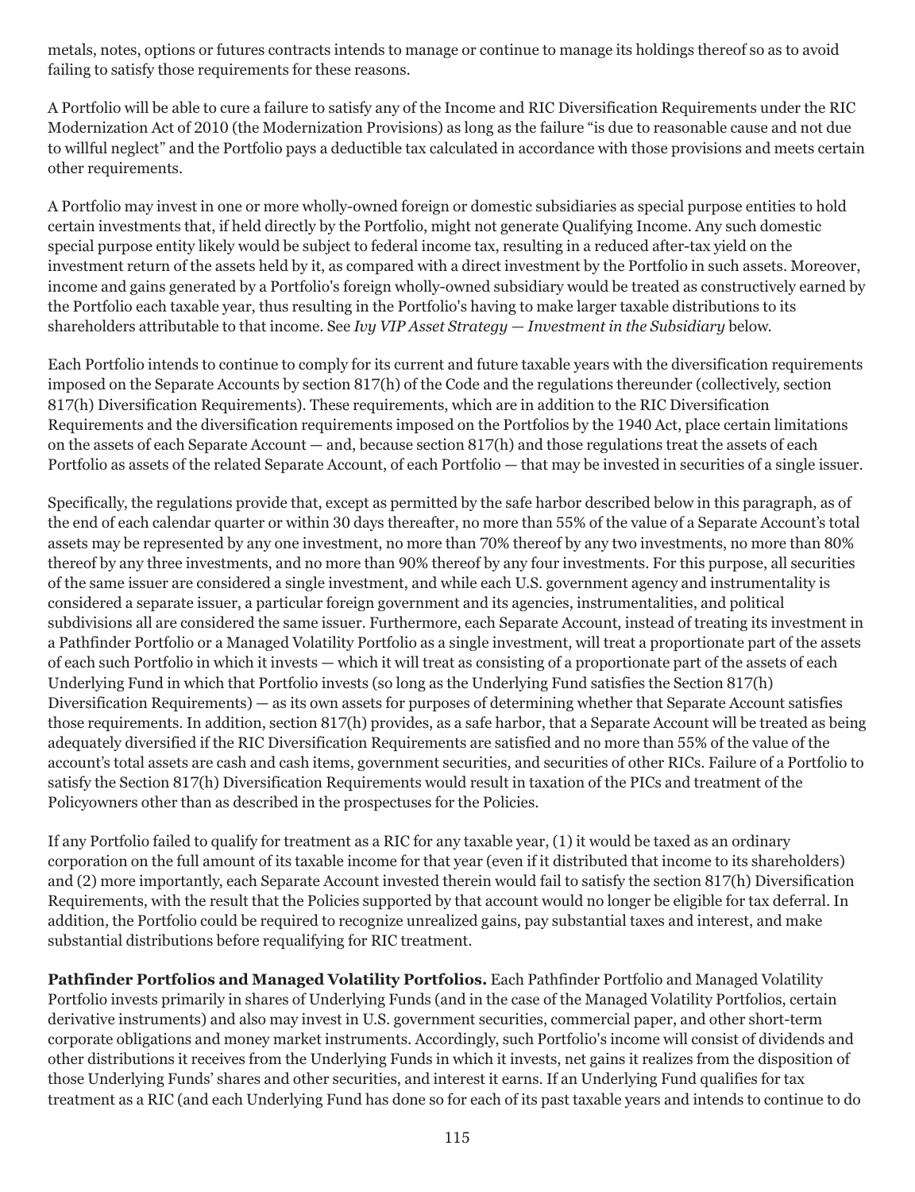metals, notes, options or futures contracts intends to manage or continue to manage its holdings thereof so as to avoid failing to satisfy those requirements for these reasons.

A Portfolio will be able to cure a failure to satisfy any of the Income and RIC Diversification Requirements under the RIC Modernization Act of 2010 (the Modernization Provisions) as long as the failure "is due to reasonable cause and not due to willful neglect" and the Portfolio pays a deductible tax calculated in accordance with those provisions and meets certain other requirements.

A Portfolio may invest in one or more wholly-owned foreign or domestic subsidiaries as special purpose entities to hold certain investments that, if held directly by the Portfolio, might not generate Qualifying Income. Any such domestic special purpose entity likely would be subject to federal income tax, resulting in a reduced after-tax yield on the investment return of the assets held by it, as compared with a direct investment by the Portfolio in such assets. Moreover, income and gains generated by a Portfolio's foreign wholly-owned subsidiary would be treated as constructively earned by the Portfolio each taxable year, thus resulting in the Portfolio's having to make larger taxable distributions to its shareholders attributable to that income. See *Ivy VIP Asset Strategy — Investment in the Subsidiary* below.

Each Portfolio intends to continue to comply for its current and future taxable years with the diversification requirements imposed on the Separate Accounts by section 817(h) of the Code and the regulations thereunder (collectively, section 817(h) Diversification Requirements). These requirements, which are in addition to the RIC Diversification Requirements and the diversification requirements imposed on the Portfolios by the 1940 Act, place certain limitations on the assets of each Separate Account — and, because section 817(h) and those regulations treat the assets of each Portfolio as assets of the related Separate Account, of each Portfolio — that may be invested in securities of a single issuer.

Specifically, the regulations provide that, except as permitted by the safe harbor described below in this paragraph, as of the end of each calendar quarter or within 30 days thereafter, no more than 55% of the value of a Separate Account's total assets may be represented by any one investment, no more than 70% thereof by any two investments, no more than 80% thereof by any three investments, and no more than 90% thereof by any four investments. For this purpose, all securities of the same issuer are considered a single investment, and while each U.S. government agency and instrumentality is considered a separate issuer, a particular foreign government and its agencies, instrumentalities, and political subdivisions all are considered the same issuer. Furthermore, each Separate Account, instead of treating its investment in a Pathfinder Portfolio or a Managed Volatility Portfolio as a single investment, will treat a proportionate part of the assets of each such Portfolio in which it invests — which it will treat as consisting of a proportionate part of the assets of each Underlying Fund in which that Portfolio invests (so long as the Underlying Fund satisfies the Section 817(h) Diversification Requirements) — as its own assets for purposes of determining whether that Separate Account satisfies those requirements. In addition, section 817(h) provides, as a safe harbor, that a Separate Account will be treated as being adequately diversified if the RIC Diversification Requirements are satisfied and no more than 55% of the value of the account's total assets are cash and cash items, government securities, and securities of other RICs. Failure of a Portfolio to satisfy the Section 817(h) Diversification Requirements would result in taxation of the PICs and treatment of the Policyowners other than as described in the prospectuses for the Policies.

If any Portfolio failed to qualify for treatment as a RIC for any taxable year, (1) it would be taxed as an ordinary corporation on the full amount of its taxable income for that year (even if it distributed that income to its shareholders) and (2) more importantly, each Separate Account invested therein would fail to satisfy the section 817(h) Diversification Requirements, with the result that the Policies supported by that account would no longer be eligible for tax deferral. In addition, the Portfolio could be required to recognize unrealized gains, pay substantial taxes and interest, and make substantial distributions before requalifying for RIC treatment.

**Pathfinder Portfolios and Managed Volatility Portfolios.** Each Pathfinder Portfolio and Managed Volatility Portfolio invests primarily in shares of Underlying Funds (and in the case of the Managed Volatility Portfolios, certain derivative instruments) and also may invest in U.S. government securities, commercial paper, and other short-term corporate obligations and money market instruments. Accordingly, such Portfolio's income will consist of dividends and other distributions it receives from the Underlying Funds in which it invests, net gains it realizes from the disposition of those Underlying Funds' shares and other securities, and interest it earns. If an Underlying Fund qualifies for tax treatment as a RIC (and each Underlying Fund has done so for each of its past taxable years and intends to continue to do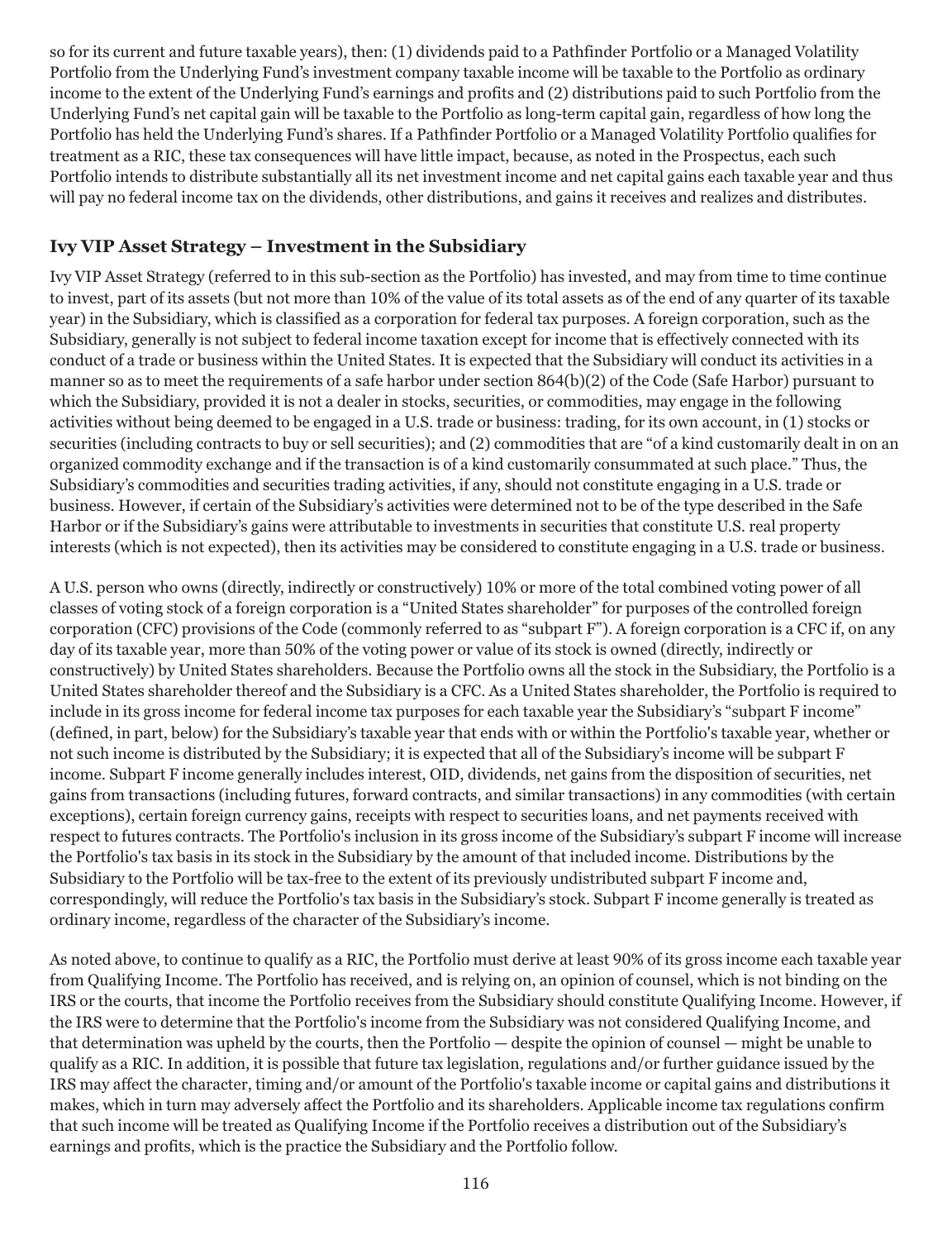so for its current and future taxable years), then: (1) dividends paid to a Pathfinder Portfolio or a Managed Volatility Portfolio from the Underlying Fund's investment company taxable income will be taxable to the Portfolio as ordinary income to the extent of the Underlying Fund's earnings and profits and (2) distributions paid to such Portfolio from the Underlying Fund's net capital gain will be taxable to the Portfolio as long-term capital gain, regardless of how long the Portfolio has held the Underlying Fund's shares. If a Pathfinder Portfolio or a Managed Volatility Portfolio qualifies for treatment as a RIC, these tax consequences will have little impact, because, as noted in the Prospectus, each such Portfolio intends to distribute substantially all its net investment income and net capital gains each taxable year and thus will pay no federal income tax on the dividends, other distributions, and gains it receives and realizes and distributes.

## Ivy VIP Asset Strategy – Investment in the Subsidiary

Ivy VIP Asset Strategy (referred to in this sub-section as the Portfolio) has invested, and may from time to time continue to invest, part of its assets (but not more than 10% of the value of its total assets as of the end of any quarter of its taxable year) in the Subsidiary, which is classified as a corporation for federal tax purposes. A foreign corporation, such as the Subsidiary, generally is not subject to federal income taxation except for income that is effectively connected with its conduct of a trade or business within the United States. It is expected that the Subsidiary will conduct its activities in a manner so as to meet the requirements of a safe harbor under section 864(b)(2) of the Code (Safe Harbor) pursuant to which the Subsidiary, provided it is not a dealer in stocks, securities, or commodities, may engage in the following activities without being deemed to be engaged in a U.S. trade or business: trading, for its own account, in (1) stocks or securities (including contracts to buy or sell securities); and (2) commodities that are "of a kind customarily dealt in on an organized commodity exchange and if the transaction is of a kind customarily consummated at such place." Thus, the Subsidiary's commodities and securities trading activities, if any, should not constitute engaging in a U.S. trade or business. However, if certain of the Subsidiary's activities were determined not to be of the type described in the Safe Harbor or if the Subsidiary's gains were attributable to investments in securities that constitute U.S. real property interests (which is not expected), then its activities may be considered to constitute engaging in a U.S. trade or business.

A U.S. person who owns (directly, indirectly or constructively) 10% or more of the total combined voting power of all classes of voting stock of a foreign corporation is a "United States shareholder" for purposes of the controlled foreign corporation (CFC) provisions of the Code (commonly referred to as "subpart F"). A foreign corporation is a CFC if, on any day of its taxable year, more than 50% of the voting power or value of its stock is owned (directly, indirectly or constructively) by United States shareholders. Because the Portfolio owns all the stock in the Subsidiary, the Portfolio is a United States shareholder thereof and the Subsidiary is a CFC. As a United States shareholder, the Portfolio is required to include in its gross income for federal income tax purposes for each taxable year the Subsidiary's "subpart F income" (defined, in part, below) for the Subsidiary's taxable year that ends with or within the Portfolio's taxable year, whether or not such income is distributed by the Subsidiary; it is expected that all of the Subsidiary's income will be subpart F income. Subpart F income generally includes interest, OID, dividends, net gains from the disposition of securities, net gains from transactions (including futures, forward contracts, and similar transactions) in any commodities (with certain exceptions), certain foreign currency gains, receipts with respect to securities loans, and net payments received with respect to futures contracts. The Portfolio's inclusion in its gross income of the Subsidiary's subpart F income will increase the Portfolio's tax basis in its stock in the Subsidiary by the amount of that included income. Distributions by the Subsidiary to the Portfolio will be tax-free to the extent of its previously undistributed subpart F income and, correspondingly, will reduce the Portfolio's tax basis in the Subsidiary's stock. Subpart F income generally is treated as ordinary income, regardless of the character of the Subsidiary's income.

As noted above, to continue to qualify as a RIC, the Portfolio must derive at least 90% of its gross income each taxable year from Qualifying Income. The Portfolio has received, and is relying on, an opinion of counsel, which is not binding on the IRS or the courts, that income the Portfolio receives from the Subsidiary should constitute Qualifying Income. However, if the IRS were to determine that the Portfolio's income from the Subsidiary was not considered Qualifying Income, and that determination was upheld by the courts, then the Portfolio — despite the opinion of counsel — might be unable to qualify as a RIC. In addition, it is possible that future tax legislation, regulations and/or further guidance issued by the IRS may affect the character, timing and/or amount of the Portfolio's taxable income or capital gains and distributions it makes, which in turn may adversely affect the Portfolio and its shareholders. Applicable income tax regulations confirm that such income will be treated as Qualifying Income if the Portfolio receives a distribution out of the Subsidiary's earnings and profits, which is the practice the Subsidiary and the Portfolio follow.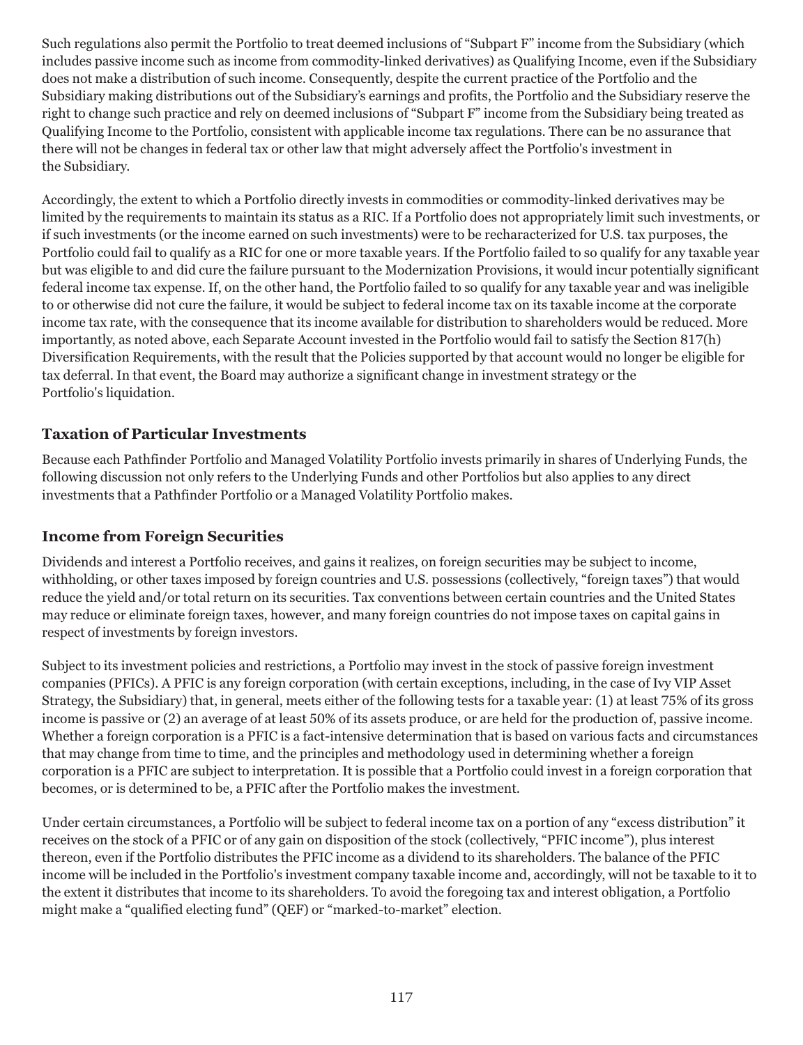Such regulations also permit the Portfolio to treat deemed inclusions of "Subpart F" income from the Subsidiary (which includes passive income such as income from commodity-linked derivatives) as Qualifying Income, even if the Subsidiary does not make a distribution of such income. Consequently, despite the current practice of the Portfolio and the Subsidiary making distributions out of the Subsidiary's earnings and profits, the Portfolio and the Subsidiary reserve the right to change such practice and rely on deemed inclusions of "Subpart F" income from the Subsidiary being treated as Qualifying Income to the Portfolio, consistent with applicable income tax regulations. There can be no assurance that there will not be changes in federal tax or other law that might adversely affect the Portfolio's investment in the Subsidiary.

Accordingly, the extent to which a Portfolio directly invests in commodities or commodity-linked derivatives may be limited by the requirements to maintain its status as a RIC. If a Portfolio does not appropriately limit such investments, or if such investments (or the income earned on such investments) were to be recharacterized for U.S. tax purposes, the Portfolio could fail to qualify as a RIC for one or more taxable years. If the Portfolio failed to so qualify for any taxable year but was eligible to and did cure the failure pursuant to the Modernization Provisions, it would incur potentially significant federal income tax expense. If, on the other hand, the Portfolio failed to so qualify for any taxable year and was ineligible to or otherwise did not cure the failure, it would be subject to federal income tax on its taxable income at the corporate income tax rate, with the consequence that its income available for distribution to shareholders would be reduced. More importantly, as noted above, each Separate Account invested in the Portfolio would fail to satisfy the Section 817(h) Diversification Requirements, with the result that the Policies supported by that account would no longer be eligible for tax deferral. In that event, the Board may authorize a significant change in investment strategy or the Portfolio's liquidation.

## Taxation of Particular Investments

Because each Pathfinder Portfolio and Managed Volatility Portfolio invests primarily in shares of Underlying Funds, the following discussion not only refers to the Underlying Funds and other Portfolios but also applies to any direct investments that a Pathfinder Portfolio or a Managed Volatility Portfolio makes.

## Income from Foreign Securities

Dividends and interest a Portfolio receives, and gains it realizes, on foreign securities may be subject to income, withholding, or other taxes imposed by foreign countries and U.S. possessions (collectively, "foreign taxes") that would reduce the yield and/or total return on its securities. Tax conventions between certain countries and the United States may reduce or eliminate foreign taxes, however, and many foreign countries do not impose taxes on capital gains in respect of investments by foreign investors.

Subject to its investment policies and restrictions, a Portfolio may invest in the stock of passive foreign investment companies (PFICs). A PFIC is any foreign corporation (with certain exceptions, including, in the case of Ivy VIP Asset Strategy, the Subsidiary) that, in general, meets either of the following tests for a taxable year: (1) at least 75% of its gross income is passive or (2) an average of at least 50% of its assets produce, or are held for the production of, passive income. Whether a foreign corporation is a PFIC is a fact-intensive determination that is based on various facts and circumstances that may change from time to time, and the principles and methodology used in determining whether a foreign corporation is a PFIC are subject to interpretation. It is possible that a Portfolio could invest in a foreign corporation that becomes, or is determined to be, a PFIC after the Portfolio makes the investment.

Under certain circumstances, a Portfolio will be subject to federal income tax on a portion of any "excess distribution" it receives on the stock of a PFIC or of any gain on disposition of the stock (collectively, "PFIC income"), plus interest thereon, even if the Portfolio distributes the PFIC income as a dividend to its shareholders. The balance of the PFIC income will be included in the Portfolio's investment company taxable income and, accordingly, will not be taxable to it to the extent it distributes that income to its shareholders. To avoid the foregoing tax and interest obligation, a Portfolio might make a "qualified electing fund" (QEF) or "marked-to-market" election.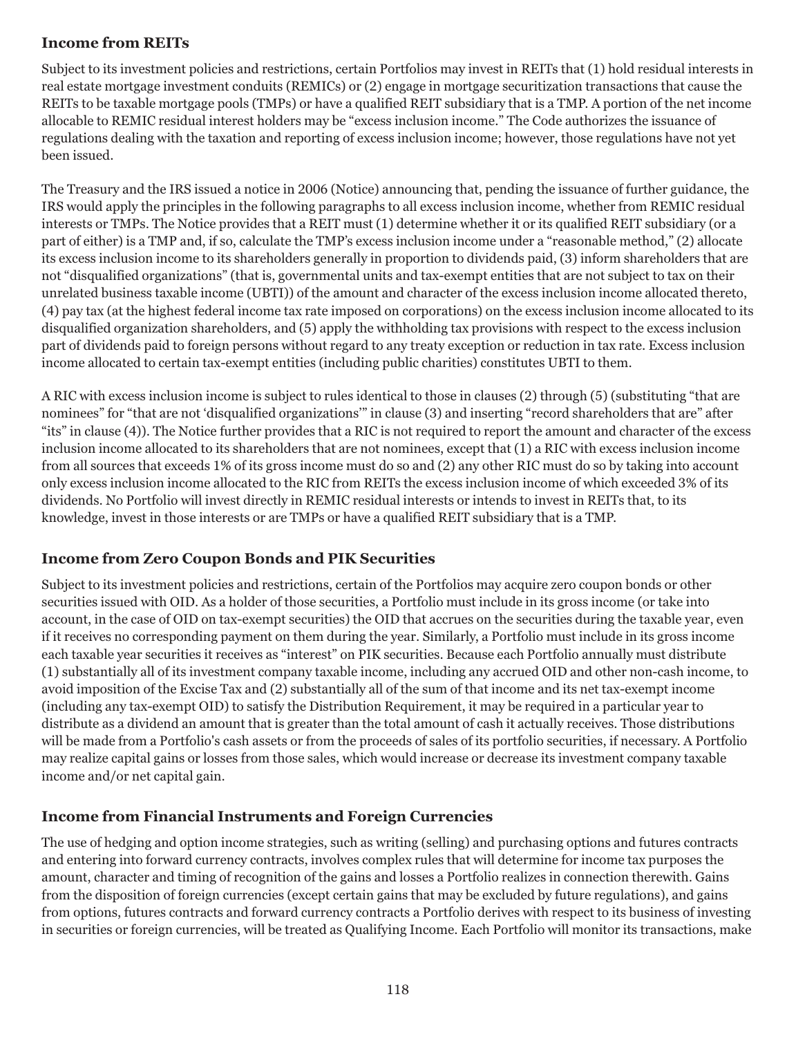### Income from REITs

Subject to its investment policies and restrictions, certain Portfolios may invest in REITs that (1) hold residual interests in real estate mortgage investment conduits (REMICs) or (2) engage in mortgage securitization transactions that cause the REITs to be taxable mortgage pools (TMPs) or have a qualified REIT subsidiary that is a TMP. A portion of the net income allocable to REMIC residual interest holders may be "excess inclusion income." The Code authorizes the issuance of regulations dealing with the taxation and reporting of excess inclusion income; however, those regulations have not yet been issued.

The Treasury and the IRS issued a notice in 2006 (Notice) announcing that, pending the issuance of further guidance, the IRS would apply the principles in the following paragraphs to all excess inclusion income, whether from REMIC residual interests or TMPs. The Notice provides that a REIT must (1) determine whether it or its qualified REIT subsidiary (or a part of either) is a TMP and, if so, calculate the TMP's excess inclusion income under a "reasonable method," (2) allocate its excess inclusion income to its shareholders generally in proportion to dividends paid, (3) inform shareholders that are not "disqualified organizations" (that is, governmental units and tax-exempt entities that are not subject to tax on their unrelated business taxable income (UBTI)) of the amount and character of the excess inclusion income allocated thereto, (4) pay tax (at the highest federal income tax rate imposed on corporations) on the excess inclusion income allocated to its disqualified organization shareholders, and (5) apply the withholding tax provisions with respect to the excess inclusion part of dividends paid to foreign persons without regard to any treaty exception or reduction in tax rate. Excess inclusion income allocated to certain tax-exempt entities (including public charities) constitutes UBTI to them.

A RIC with excess inclusion income is subject to rules identical to those in clauses (2) through (5) (substituting "that are nominees" for "that are not 'disqualified organizations'" in clause (3) and inserting "record shareholders that are" after "its" in clause (4)). The Notice further provides that a RIC is not required to report the amount and character of the excess inclusion income allocated to its shareholders that are not nominees, except that (1) a RIC with excess inclusion income from all sources that exceeds 1% of its gross income must do so and (2) any other RIC must do so by taking into account only excess inclusion income allocated to the RIC from REITs the excess inclusion income of which exceeded 3% of its dividends. No Portfolio will invest directly in REMIC residual interests or intends to invest in REITs that, to its knowledge, invest in those interests or are TMPs or have a qualified REIT subsidiary that is a TMP.

### Income from Zero Coupon Bonds and PIK Securities

Subject to its investment policies and restrictions, certain of the Portfolios may acquire zero coupon bonds or other securities issued with OID. As a holder of those securities, a Portfolio must include in its gross income (or take into account, in the case of OID on tax-exempt securities) the OID that accrues on the securities during the taxable year, even if it receives no corresponding payment on them during the year. Similarly, a Portfolio must include in its gross income each taxable year securities it receives as "interest" on PIK securities. Because each Portfolio annually must distribute (1) substantially all of its investment company taxable income, including any accrued OID and other non-cash income, to avoid imposition of the Excise Tax and (2) substantially all of the sum of that income and its net tax-exempt income (including any tax-exempt OID) to satisfy the Distribution Requirement, it may be required in a particular year to distribute as a dividend an amount that is greater than the total amount of cash it actually receives. Those distributions will be made from a Portfolio's cash assets or from the proceeds of sales of its portfolio securities, if necessary. A Portfolio may realize capital gains or losses from those sales, which would increase or decrease its investment company taxable income and/or net capital gain.

### Income from Financial Instruments and Foreign Currencies

The use of hedging and option income strategies, such as writing (selling) and purchasing options and futures contracts and entering into forward currency contracts, involves complex rules that will determine for income tax purposes the amount, character and timing of recognition of the gains and losses a Portfolio realizes in connection therewith. Gains from the disposition of foreign currencies (except certain gains that may be excluded by future regulations), and gains from options, futures contracts and forward currency contracts a Portfolio derives with respect to its business of investing in securities or foreign currencies, will be treated as Qualifying Income. Each Portfolio will monitor its transactions, make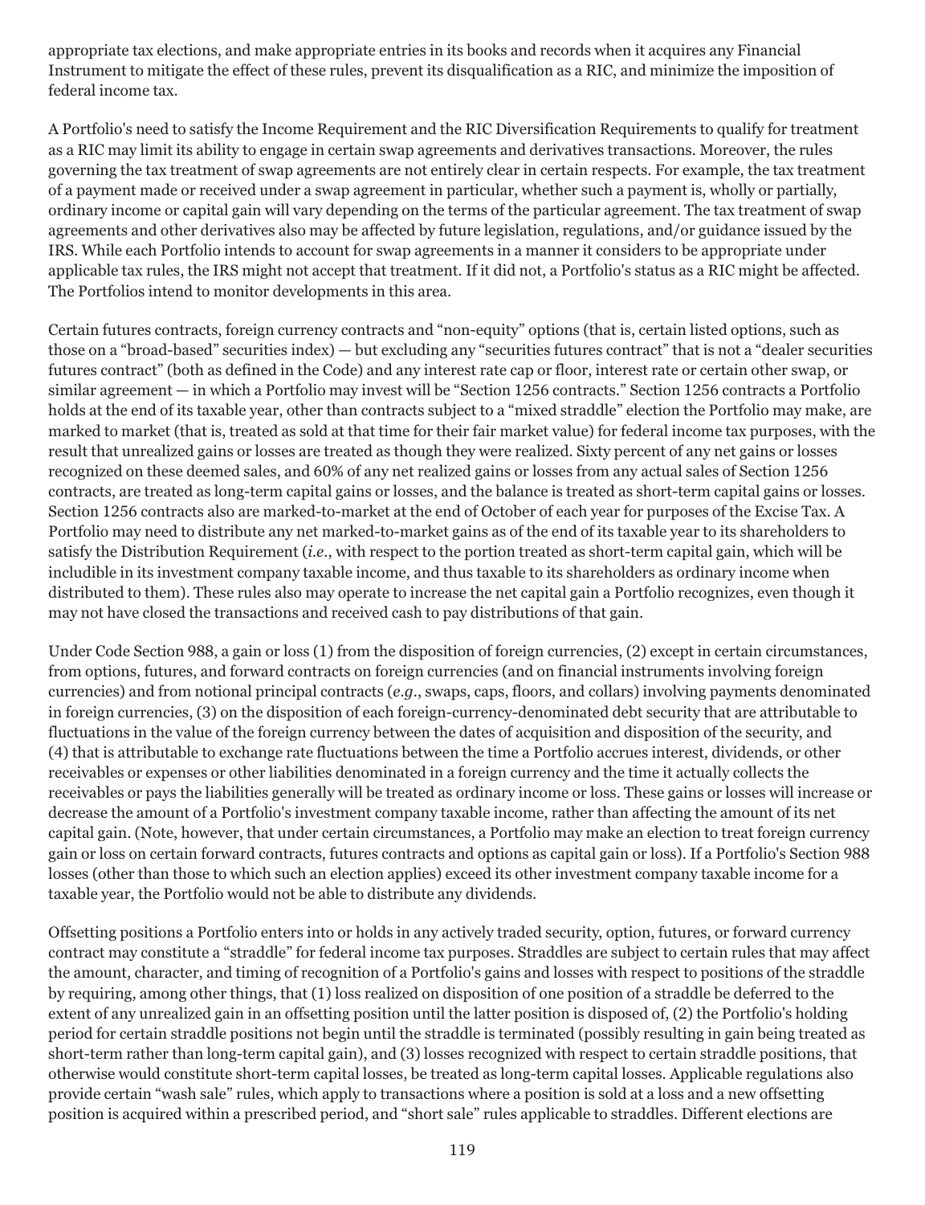appropriate tax elections, and make appropriate entries in its books and records when it acquires any Financial Instrument to mitigate the effect of these rules, prevent its disqualification as a RIC, and minimize the imposition of federal income tax.

A Portfolio's need to satisfy the Income Requirement and the RIC Diversification Requirements to qualify for treatment as a RIC may limit its ability to engage in certain swap agreements and derivatives transactions. Moreover, the rules governing the tax treatment of swap agreements are not entirely clear in certain respects. For example, the tax treatment of a payment made or received under a swap agreement in particular, whether such a payment is, wholly or partially, ordinary income or capital gain will vary depending on the terms of the particular agreement. The tax treatment of swap agreements and other derivatives also may be affected by future legislation, regulations, and/or guidance issued by the IRS. While each Portfolio intends to account for swap agreements in a manner it considers to be appropriate under applicable tax rules, the IRS might not accept that treatment. If it did not, a Portfolio's status as a RIC might be affected. The Portfolios intend to monitor developments in this area.

Certain futures contracts, foreign currency contracts and "non-equity" options (that is, certain listed options, such as those on a "broad-based" securities index) — but excluding any "securities futures contract" that is not a "dealer securities futures contract" (both as defined in the Code) and any interest rate cap or floor, interest rate or certain other swap, or similar agreement — in which a Portfolio may invest will be "Section 1256 contracts." Section 1256 contracts a Portfolio holds at the end of its taxable year, other than contracts subject to a "mixed straddle" election the Portfolio may make, are marked to market (that is, treated as sold at that time for their fair market value) for federal income tax purposes, with the result that unrealized gains or losses are treated as though they were realized. Sixty percent of any net gains or losses recognized on these deemed sales, and 60% of any net realized gains or losses from any actual sales of Section 1256 contracts, are treated as long-term capital gains or losses, and the balance is treated as short-term capital gains or losses. Section 1256 contracts also are marked-to-market at the end of October of each year for purposes of the Excise Tax. A Portfolio may need to distribute any net marked-to-market gains as of the end of its taxable year to its shareholders to satisfy the Distribution Requirement (*i.e.*, with respect to the portion treated as short-term capital gain, which will be includible in its investment company taxable income, and thus taxable to its shareholders as ordinary income when distributed to them). These rules also may operate to increase the net capital gain a Portfolio recognizes, even though it may not have closed the transactions and received cash to pay distributions of that gain.

Under Code Section 988, a gain or loss (1) from the disposition of foreign currencies, (2) except in certain circumstances, from options, futures, and forward contracts on foreign currencies (and on financial instruments involving foreign currencies) and from notional principal contracts (*e.g.*, swaps, caps, floors, and collars) involving payments denominated in foreign currencies, (3) on the disposition of each foreign-currency-denominated debt security that are attributable to fluctuations in the value of the foreign currency between the dates of acquisition and disposition of the security, and (4) that is attributable to exchange rate fluctuations between the time a Portfolio accrues interest, dividends, or other receivables or expenses or other liabilities denominated in a foreign currency and the time it actually collects the receivables or pays the liabilities generally will be treated as ordinary income or loss. These gains or losses will increase or decrease the amount of a Portfolio's investment company taxable income, rather than affecting the amount of its net capital gain. (Note, however, that under certain circumstances, a Portfolio may make an election to treat foreign currency gain or loss on certain forward contracts, futures contracts and options as capital gain or loss). If a Portfolio's Section 988 losses (other than those to which such an election applies) exceed its other investment company taxable income for a taxable year, the Portfolio would not be able to distribute any dividends.

Offsetting positions a Portfolio enters into or holds in any actively traded security, option, futures, or forward currency contract may constitute a "straddle" for federal income tax purposes. Straddles are subject to certain rules that may affect the amount, character, and timing of recognition of a Portfolio's gains and losses with respect to positions of the straddle by requiring, among other things, that (1) loss realized on disposition of one position of a straddle be deferred to the extent of any unrealized gain in an offsetting position until the latter position is disposed of, (2) the Portfolio's holding period for certain straddle positions not begin until the straddle is terminated (possibly resulting in gain being treated as short-term rather than long-term capital gain), and (3) losses recognized with respect to certain straddle positions, that otherwise would constitute short-term capital losses, be treated as long-term capital losses. Applicable regulations also provide certain "wash sale" rules, which apply to transactions where a position is sold at a loss and a new offsetting position is acquired within a prescribed period, and "short sale" rules applicable to straddles. Different elections are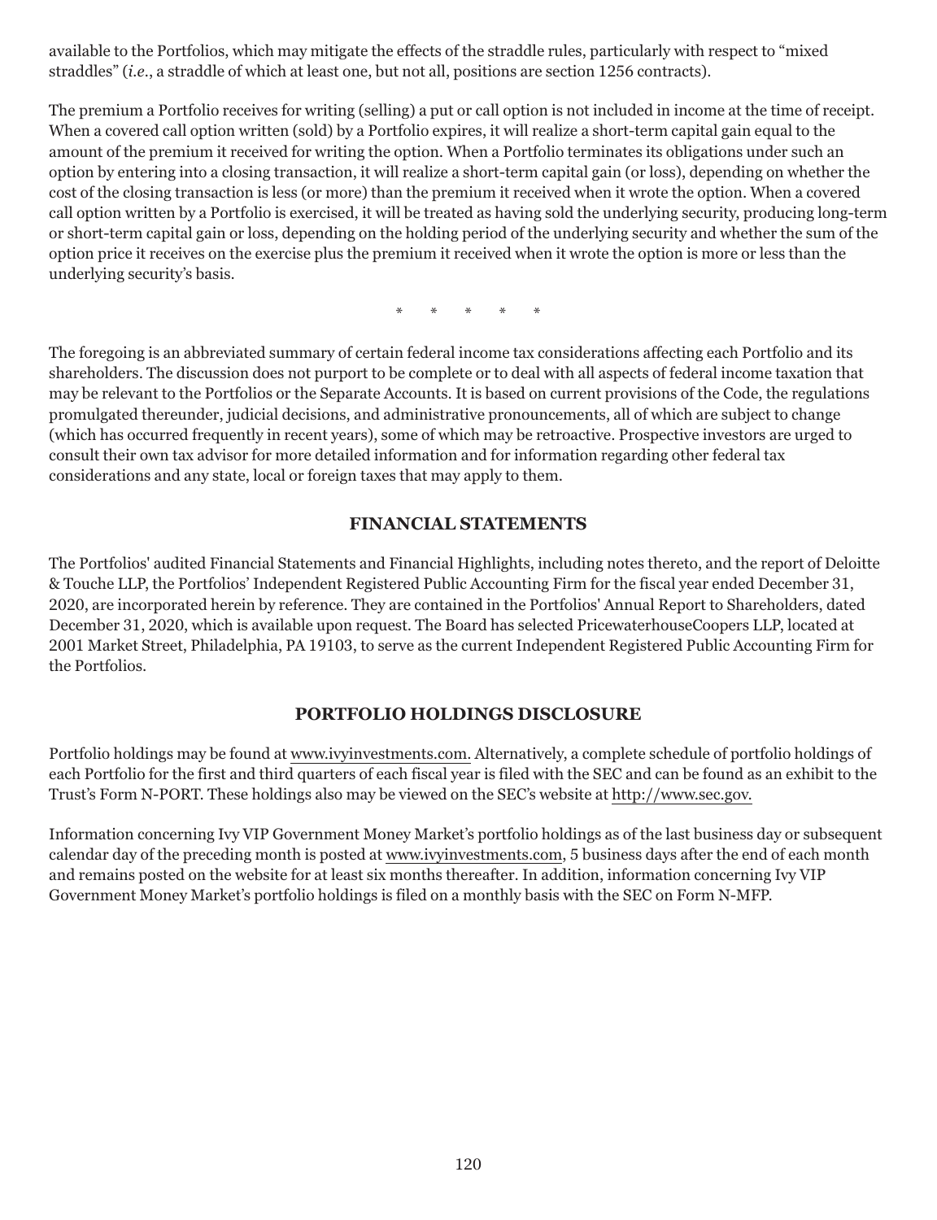available to the Portfolios, which may mitigate the effects of the straddle rules, particularly with respect to "mixed straddles" (*i.e.*, a straddle of which at least one, but not all, positions are section 1256 contracts).

The premium a Portfolio receives for writing (selling) a put or call option is not included in income at the time of receipt. When a covered call option written (sold) by a Portfolio expires, it will realize a short-term capital gain equal to the amount of the premium it received for writing the option. When a Portfolio terminates its obligations under such an option by entering into a closing transaction, it will realize a short-term capital gain (or loss), depending on whether the cost of the closing transaction is less (or more) than the premium it received when it wrote the option. When a covered call option written by a Portfolio is exercised, it will be treated as having sold the underlying security, producing long-term or short-term capital gain or loss, depending on the holding period of the underlying security and whether the sum of the option price it receives on the exercise plus the premium it received when it wrote the option is more or less than the underlying security's basis.

\* \* \* \* \*

The foregoing is an abbreviated summary of certain federal income tax considerations affecting each Portfolio and its shareholders. The discussion does not purport to be complete or to deal with all aspects of federal income taxation that may be relevant to the Portfolios or the Separate Accounts. It is based on current provisions of the Code, the regulations promulgated thereunder, judicial decisions, and administrative pronouncements, all of which are subject to change (which has occurred frequently in recent years), some of which may be retroactive. Prospective investors are urged to consult their own tax advisor for more detailed information and for information regarding other federal tax considerations and any state, local or foreign taxes that may apply to them.

## FINANCIAL STATEMENTS

The Portfolios' audited Financial Statements and Financial Highlights, including notes thereto, and the report of Deloitte & Touche LLP, the Portfolios' Independent Registered Public Accounting Firm for the fiscal year ended December 31, 2020, are incorporated herein by reference. They are contained in the Portfolios' Annual Report to Shareholders, dated December 31, 2020, which is available upon request. The Board has selected PricewaterhouseCoopers LLP, located at 2001 Market Street, Philadelphia, PA 19103, to serve as the current Independent Registered Public Accounting Firm for the Portfolios.

## PORTFOLIO HOLDINGS DISCLOSURE

Portfolio holdings may be found at www.ivyinvestments.com. Alternatively, a complete schedule of portfolio holdings of each Portfolio for the first and third quarters of each fiscal year is filed with the SEC and can be found as an exhibit to the Trust's Form N-PORT. These holdings also may be viewed on the SEC's website at http://www.sec.gov.

Information concerning Ivy VIP Government Money Market's portfolio holdings as of the last business day or subsequent calendar day of the preceding month is posted at www.ivyinvestments.com, 5 business days after the end of each month and remains posted on the website for at least six months thereafter. In addition, information concerning Ivy VIP Government Money Market's portfolio holdings is filed on a monthly basis with the SEC on Form N-MFP.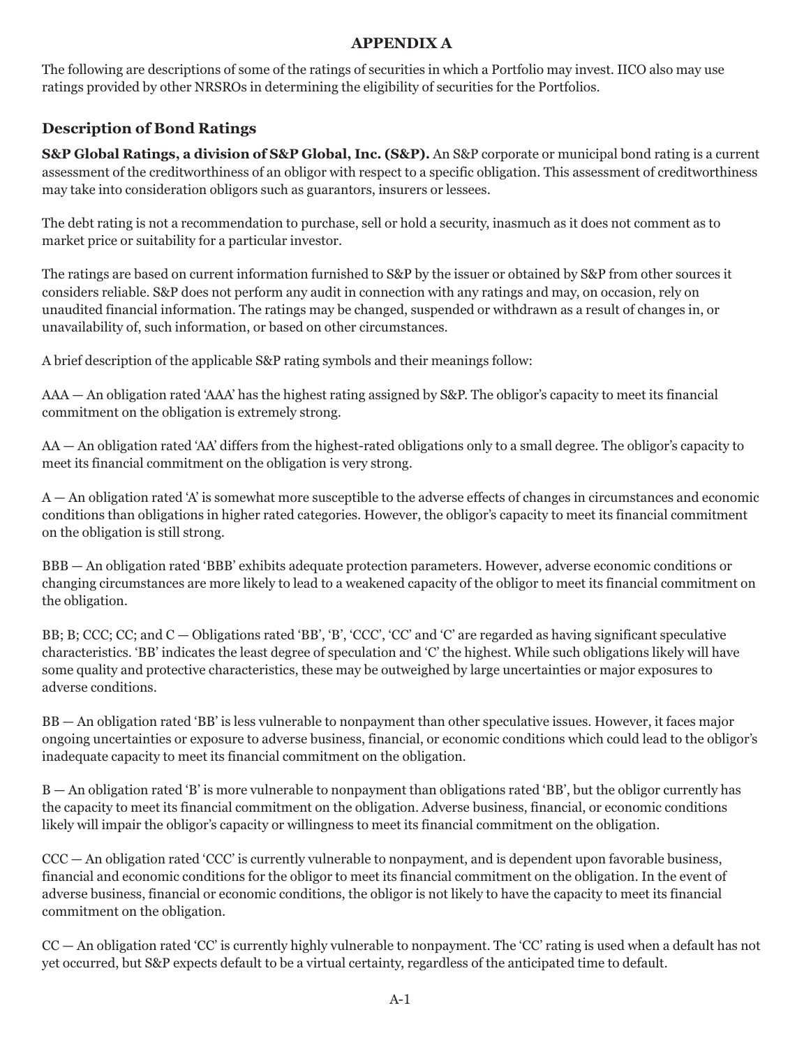# APPENDIX A

The following are descriptions of some of the ratings of securities in which a Portfolio may invest. IICO also may use ratings provided by other NRSROs in determining the eligibility of securities for the Portfolios.

## Description of Bond Ratings

**S&P Global Ratings, a division of S&P Global, Inc. (S&P).** An S&P corporate or municipal bond rating is a current assessment of the creditworthiness of an obligor with respect to a specific obligation. This assessment of creditworthiness may take into consideration obligors such as guarantors, insurers or lessees.

The debt rating is not a recommendation to purchase, sell or hold a security, inasmuch as it does not comment as to market price or suitability for a particular investor.

The ratings are based on current information furnished to S&P by the issuer or obtained by S&P from other sources it considers reliable. S&P does not perform any audit in connection with any ratings and may, on occasion, rely on unaudited financial information. The ratings may be changed, suspended or withdrawn as a result of changes in, or unavailability of, such information, or based on other circumstances.

A brief description of the applicable S&P rating symbols and their meanings follow:

AAA — An obligation rated 'AAA' has the highest rating assigned by S&P. The obligor's capacity to meet its financial commitment on the obligation is extremely strong.

AA — An obligation rated 'AA' differs from the highest-rated obligations only to a small degree. The obligor's capacity to meet its financial commitment on the obligation is very strong.

A — An obligation rated 'A' is somewhat more susceptible to the adverse effects of changes in circumstances and economic conditions than obligations in higher rated categories. However, the obligor's capacity to meet its financial commitment on the obligation is still strong.

BBB — An obligation rated 'BBB' exhibits adequate protection parameters. However, adverse economic conditions or changing circumstances are more likely to lead to a weakened capacity of the obligor to meet its financial commitment on the obligation.

BB; B; CCC; CC; and C — Obligations rated 'BB', 'B', 'CCC', 'CC' and 'C' are regarded as having significant speculative characteristics. 'BB' indicates the least degree of speculation and 'C' the highest. While such obligations likely will have some quality and protective characteristics, these may be outweighed by large uncertainties or major exposures to adverse conditions.

BB — An obligation rated 'BB' is less vulnerable to nonpayment than other speculative issues. However, it faces major ongoing uncertainties or exposure to adverse business, financial, or economic conditions which could lead to the obligor's inadequate capacity to meet its financial commitment on the obligation.

B — An obligation rated 'B' is more vulnerable to nonpayment than obligations rated 'BB', but the obligor currently has the capacity to meet its financial commitment on the obligation. Adverse business, financial, or economic conditions likely will impair the obligor's capacity or willingness to meet its financial commitment on the obligation.

CCC — An obligation rated 'CCC' is currently vulnerable to nonpayment, and is dependent upon favorable business, financial and economic conditions for the obligor to meet its financial commitment on the obligation. In the event of adverse business, financial or economic conditions, the obligor is not likely to have the capacity to meet its financial commitment on the obligation.

CC — An obligation rated 'CC' is currently highly vulnerable to nonpayment. The 'CC' rating is used when a default has not yet occurred, but S&P expects default to be a virtual certainty, regardless of the anticipated time to default.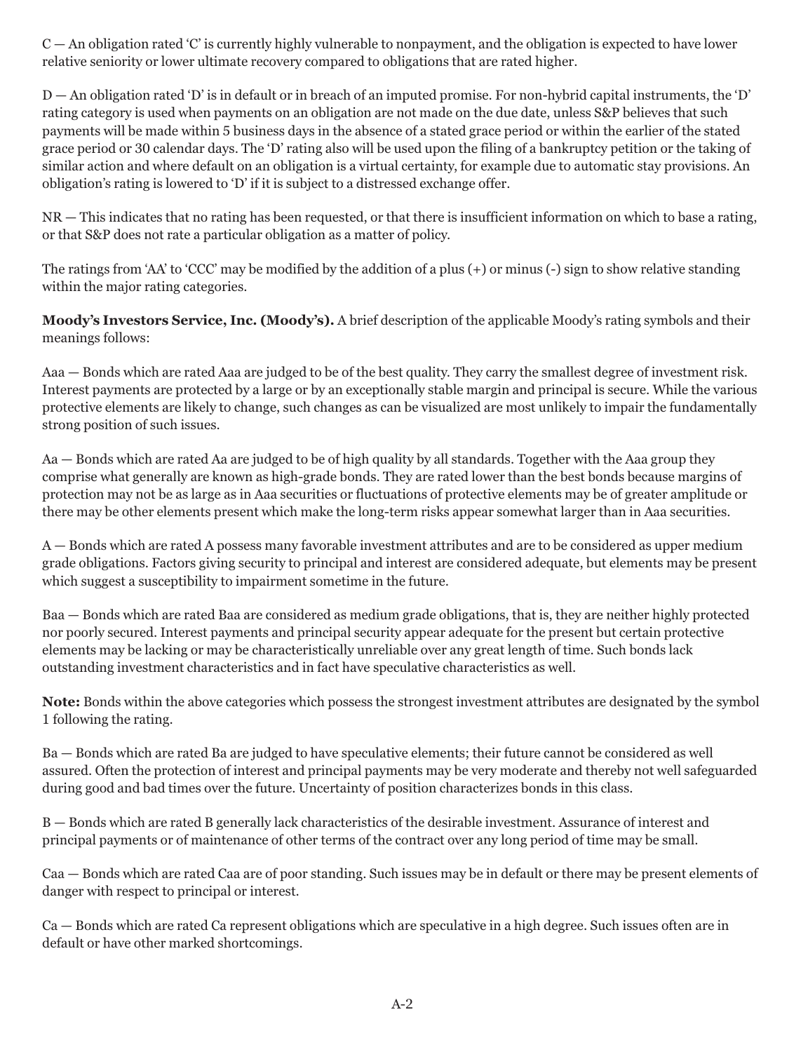C — An obligation rated 'C' is currently highly vulnerable to nonpayment, and the obligation is expected to have lower relative seniority or lower ultimate recovery compared to obligations that are rated higher.

D — An obligation rated 'D' is in default or in breach of an imputed promise. For non-hybrid capital instruments, the 'D' rating category is used when payments on an obligation are not made on the due date, unless S&P believes that such payments will be made within 5 business days in the absence of a stated grace period or within the earlier of the stated grace period or 30 calendar days. The 'D' rating also will be used upon the filing of a bankruptcy petition or the taking of similar action and where default on an obligation is a virtual certainty, for example due to automatic stay provisions. An obligation's rating is lowered to 'D' if it is subject to a distressed exchange offer.

NR — This indicates that no rating has been requested, or that there is insufficient information on which to base a rating, or that S&P does not rate a particular obligation as a matter of policy.

The ratings from 'AA' to 'CCC' may be modified by the addition of a plus (+) or minus (-) sign to show relative standing within the major rating categories.

**Moody's Investors Service, Inc. (Moody's).** A brief description of the applicable Moody's rating symbols and their meanings follows:

Aaa — Bonds which are rated Aaa are judged to be of the best quality. They carry the smallest degree of investment risk. Interest payments are protected by a large or by an exceptionally stable margin and principal is secure. While the various protective elements are likely to change, such changes as can be visualized are most unlikely to impair the fundamentally strong position of such issues.

Aa — Bonds which are rated Aa are judged to be of high quality by all standards. Together with the Aaa group they comprise what generally are known as high-grade bonds. They are rated lower than the best bonds because margins of protection may not be as large as in Aaa securities or fluctuations of protective elements may be of greater amplitude or there may be other elements present which make the long-term risks appear somewhat larger than in Aaa securities.

A — Bonds which are rated A possess many favorable investment attributes and are to be considered as upper medium grade obligations. Factors giving security to principal and interest are considered adequate, but elements may be present which suggest a susceptibility to impairment sometime in the future.

Baa — Bonds which are rated Baa are considered as medium grade obligations, that is, they are neither highly protected nor poorly secured. Interest payments and principal security appear adequate for the present but certain protective elements may be lacking or may be characteristically unreliable over any great length of time. Such bonds lack outstanding investment characteristics and in fact have speculative characteristics as well.

**Note:** Bonds within the above categories which possess the strongest investment attributes are designated by the symbol 1 following the rating.

Ba — Bonds which are rated Ba are judged to have speculative elements; their future cannot be considered as well assured. Often the protection of interest and principal payments may be very moderate and thereby not well safeguarded during good and bad times over the future. Uncertainty of position characterizes bonds in this class.

B — Bonds which are rated B generally lack characteristics of the desirable investment. Assurance of interest and principal payments or of maintenance of other terms of the contract over any long period of time may be small.

Caa — Bonds which are rated Caa are of poor standing. Such issues may be in default or there may be present elements of danger with respect to principal or interest.

Ca — Bonds which are rated Ca represent obligations which are speculative in a high degree. Such issues often are in default or have other marked shortcomings.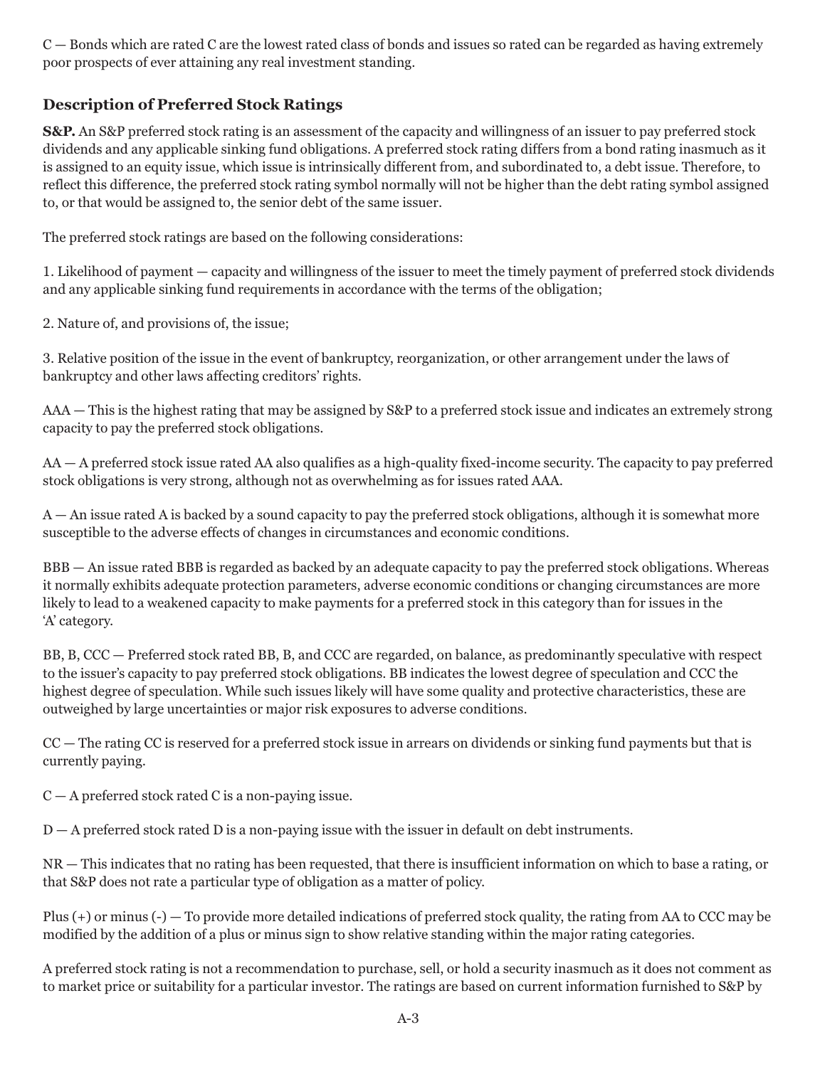C — Bonds which are rated C are the lowest rated class of bonds and issues so rated can be regarded as having extremely poor prospects of ever attaining any real investment standing.

### Description of Preferred Stock Ratings

**S&P.** An S&P preferred stock rating is an assessment of the capacity and willingness of an issuer to pay preferred stock dividends and any applicable sinking fund obligations. A preferred stock rating differs from a bond rating inasmuch as it is assigned to an equity issue, which issue is intrinsically different from, and subordinated to, a debt issue. Therefore, to reflect this difference, the preferred stock rating symbol normally will not be higher than the debt rating symbol assigned to, or that would be assigned to, the senior debt of the same issuer.

The preferred stock ratings are based on the following considerations:

1. Likelihood of payment — capacity and willingness of the issuer to meet the timely payment of preferred stock dividends and any applicable sinking fund requirements in accordance with the terms of the obligation;

2. Nature of, and provisions of, the issue;

3. Relative position of the issue in the event of bankruptcy, reorganization, or other arrangement under the laws of bankruptcy and other laws affecting creditors' rights.

AAA — This is the highest rating that may be assigned by S&P to a preferred stock issue and indicates an extremely strong capacity to pay the preferred stock obligations.

AA — A preferred stock issue rated AA also qualifies as a high-quality fixed-income security. The capacity to pay preferred stock obligations is very strong, although not as overwhelming as for issues rated AAA.

A — An issue rated A is backed by a sound capacity to pay the preferred stock obligations, although it is somewhat more susceptible to the adverse effects of changes in circumstances and economic conditions.

BBB — An issue rated BBB is regarded as backed by an adequate capacity to pay the preferred stock obligations. Whereas it normally exhibits adequate protection parameters, adverse economic conditions or changing circumstances are more likely to lead to a weakened capacity to make payments for a preferred stock in this category than for issues in the 'A' category.

BB, B, CCC — Preferred stock rated BB, B, and CCC are regarded, on balance, as predominantly speculative with respect to the issuer's capacity to pay preferred stock obligations. BB indicates the lowest degree of speculation and CCC the highest degree of speculation. While such issues likely will have some quality and protective characteristics, these are outweighed by large uncertainties or major risk exposures to adverse conditions.

CC — The rating CC is reserved for a preferred stock issue in arrears on dividends or sinking fund payments but that is currently paying.

C — A preferred stock rated C is a non-paying issue.

D — A preferred stock rated D is a non-paying issue with the issuer in default on debt instruments.

NR — This indicates that no rating has been requested, that there is insufficient information on which to base a rating, or that S&P does not rate a particular type of obligation as a matter of policy.

Plus (+) or minus (-) — To provide more detailed indications of preferred stock quality, the rating from AA to CCC may be modified by the addition of a plus or minus sign to show relative standing within the major rating categories.

A preferred stock rating is not a recommendation to purchase, sell, or hold a security inasmuch as it does not comment as to market price or suitability for a particular investor. The ratings are based on current information furnished to S&P by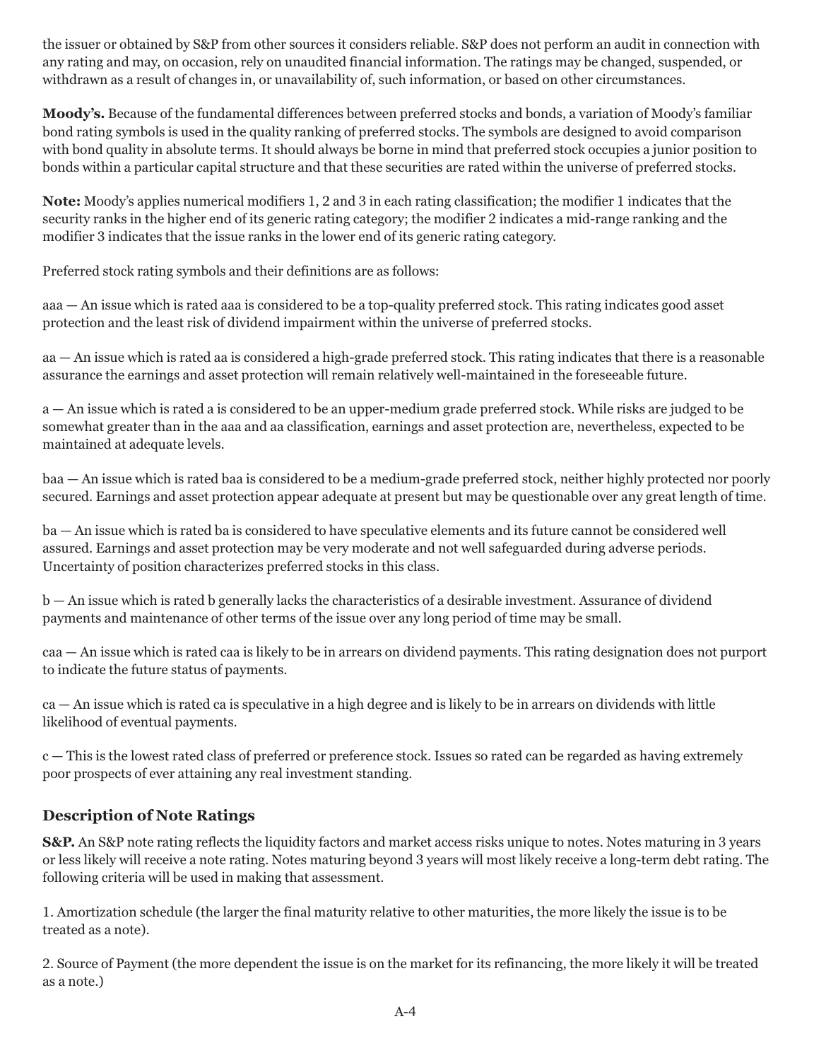the issuer or obtained by S&P from other sources it considers reliable. S&P does not perform an audit in connection with any rating and may, on occasion, rely on unaudited financial information. The ratings may be changed, suspended, or withdrawn as a result of changes in, or unavailability of, such information, or based on other circumstances.

**Moody's.** Because of the fundamental differences between preferred stocks and bonds, a variation of Moody's familiar bond rating symbols is used in the quality ranking of preferred stocks. The symbols are designed to avoid comparison with bond quality in absolute terms. It should always be borne in mind that preferred stock occupies a junior position to bonds within a particular capital structure and that these securities are rated within the universe of preferred stocks.

**Note:** Moody's applies numerical modifiers 1, 2 and 3 in each rating classification; the modifier 1 indicates that the security ranks in the higher end of its generic rating category; the modifier 2 indicates a mid-range ranking and the modifier 3 indicates that the issue ranks in the lower end of its generic rating category.

Preferred stock rating symbols and their definitions are as follows:

aaa — An issue which is rated aaa is considered to be a top-quality preferred stock. This rating indicates good asset protection and the least risk of dividend impairment within the universe of preferred stocks.

aa — An issue which is rated aa is considered a high-grade preferred stock. This rating indicates that there is a reasonable assurance the earnings and asset protection will remain relatively well-maintained in the foreseeable future.

a — An issue which is rated a is considered to be an upper-medium grade preferred stock. While risks are judged to be somewhat greater than in the aaa and aa classification, earnings and asset protection are, nevertheless, expected to be maintained at adequate levels.

baa — An issue which is rated baa is considered to be a medium-grade preferred stock, neither highly protected nor poorly secured. Earnings and asset protection appear adequate at present but may be questionable over any great length of time.

ba — An issue which is rated ba is considered to have speculative elements and its future cannot be considered well assured. Earnings and asset protection may be very moderate and not well safeguarded during adverse periods. Uncertainty of position characterizes preferred stocks in this class.

b — An issue which is rated b generally lacks the characteristics of a desirable investment. Assurance of dividend payments and maintenance of other terms of the issue over any long period of time may be small.

caa — An issue which is rated caa is likely to be in arrears on dividend payments. This rating designation does not purport to indicate the future status of payments.

ca — An issue which is rated ca is speculative in a high degree and is likely to be in arrears on dividends with little likelihood of eventual payments.

c — This is the lowest rated class of preferred or preference stock. Issues so rated can be regarded as having extremely poor prospects of ever attaining any real investment standing.

## Description of Note Ratings

**S&P.** An S&P note rating reflects the liquidity factors and market access risks unique to notes. Notes maturing in 3 years or less likely will receive a note rating. Notes maturing beyond 3 years will most likely receive a long-term debt rating. The following criteria will be used in making that assessment.

1. Amortization schedule (the larger the final maturity relative to other maturities, the more likely the issue is to be treated as a note).

2. Source of Payment (the more dependent the issue is on the market for its refinancing, the more likely it will be treated as a note.)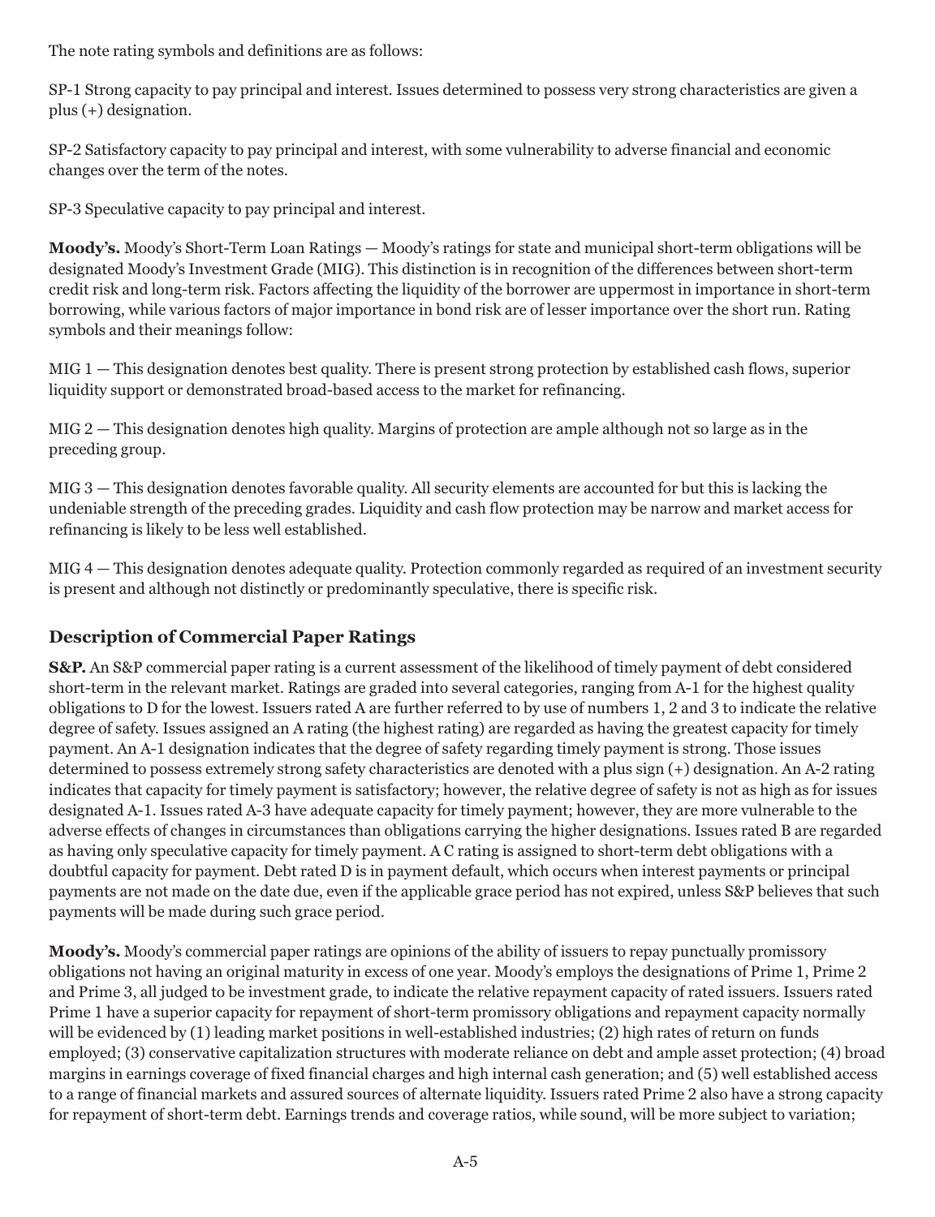The note rating symbols and definitions are as follows:

SP-1 Strong capacity to pay principal and interest. Issues determined to possess very strong characteristics are given a plus (+) designation.

SP-2 Satisfactory capacity to pay principal and interest, with some vulnerability to adverse financial and economic changes over the term of the notes.

SP-3 Speculative capacity to pay principal and interest.

**Moody's.** Moody's Short-Term Loan Ratings — Moody's ratings for state and municipal short-term obligations will be designated Moody's Investment Grade (MIG). This distinction is in recognition of the differences between short-term credit risk and long-term risk. Factors affecting the liquidity of the borrower are uppermost in importance in short-term borrowing, while various factors of major importance in bond risk are of lesser importance over the short run. Rating symbols and their meanings follow:

MIG 1 — This designation denotes best quality. There is present strong protection by established cash flows, superior liquidity support or demonstrated broad-based access to the market for refinancing.

MIG 2 — This designation denotes high quality. Margins of protection are ample although not so large as in the preceding group.

MIG 3 — This designation denotes favorable quality. All security elements are accounted for but this is lacking the undeniable strength of the preceding grades. Liquidity and cash flow protection may be narrow and market access for refinancing is likely to be less well established.

MIG 4 — This designation denotes adequate quality. Protection commonly regarded as required of an investment security is present and although not distinctly or predominantly speculative, there is specific risk.

## Description of Commercial Paper Ratings

**S&P.** An S&P commercial paper rating is a current assessment of the likelihood of timely payment of debt considered short-term in the relevant market. Ratings are graded into several categories, ranging from A-1 for the highest quality obligations to D for the lowest. Issuers rated A are further referred to by use of numbers 1, 2 and 3 to indicate the relative degree of safety. Issues assigned an A rating (the highest rating) are regarded as having the greatest capacity for timely payment. An A-1 designation indicates that the degree of safety regarding timely payment is strong. Those issues determined to possess extremely strong safety characteristics are denoted with a plus sign (+) designation. An A-2 rating indicates that capacity for timely payment is satisfactory; however, the relative degree of safety is not as high as for issues designated A-1. Issues rated A-3 have adequate capacity for timely payment; however, they are more vulnerable to the adverse effects of changes in circumstances than obligations carrying the higher designations. Issues rated B are regarded as having only speculative capacity for timely payment. A C rating is assigned to short-term debt obligations with a doubtful capacity for payment. Debt rated D is in payment default, which occurs when interest payments or principal payments are not made on the date due, even if the applicable grace period has not expired, unless S&P believes that such payments will be made during such grace period.

**Moody's.** Moody's commercial paper ratings are opinions of the ability of issuers to repay punctually promissory obligations not having an original maturity in excess of one year. Moody's employs the designations of Prime 1, Prime 2 and Prime 3, all judged to be investment grade, to indicate the relative repayment capacity of rated issuers. Issuers rated Prime 1 have a superior capacity for repayment of short-term promissory obligations and repayment capacity normally will be evidenced by (1) leading market positions in well-established industries; (2) high rates of return on funds employed; (3) conservative capitalization structures with moderate reliance on debt and ample asset protection; (4) broad margins in earnings coverage of fixed financial charges and high internal cash generation; and (5) well established access to a range of financial markets and assured sources of alternate liquidity. Issuers rated Prime 2 also have a strong capacity for repayment of short-term debt. Earnings trends and coverage ratios, while sound, will be more subject to variation;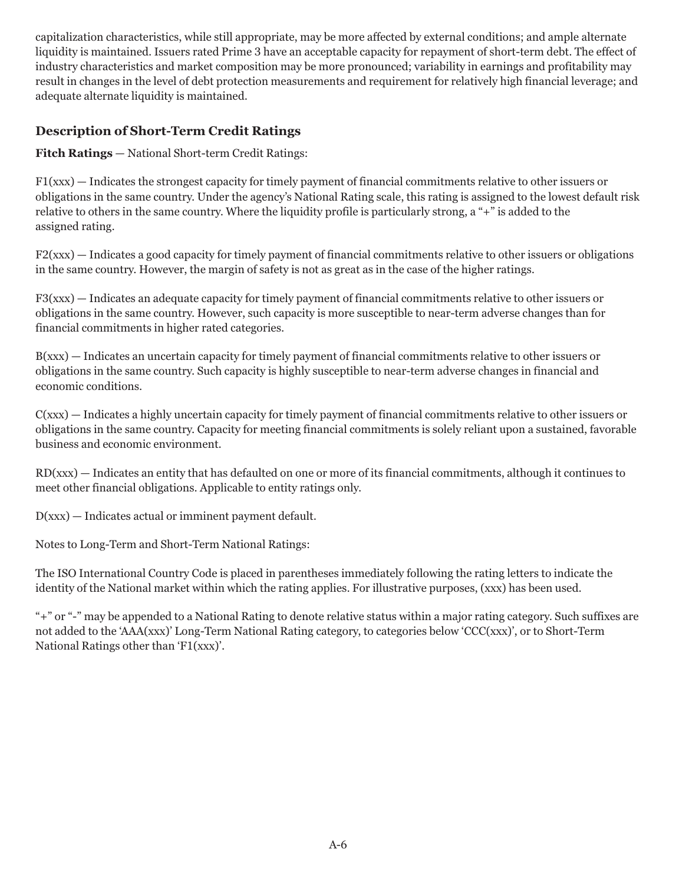capitalization characteristics, while still appropriate, may be more affected by external conditions; and ample alternate liquidity is maintained. Issuers rated Prime 3 have an acceptable capacity for repayment of short-term debt. The effect of industry characteristics and market composition may be more pronounced; variability in earnings and profitability may result in changes in the level of debt protection measurements and requirement for relatively high financial leverage; and adequate alternate liquidity is maintained.

### Description of Short-Term Credit Ratings

**Fitch Ratings** — National Short-term Credit Ratings:

F1(xxx) — Indicates the strongest capacity for timely payment of financial commitments relative to other issuers or obligations in the same country. Under the agency's National Rating scale, this rating is assigned to the lowest default risk relative to others in the same country. Where the liquidity profile is particularly strong, a "+" is added to the assigned rating.

F2(xxx) — Indicates a good capacity for timely payment of financial commitments relative to other issuers or obligations in the same country. However, the margin of safety is not as great as in the case of the higher ratings.

F3(xxx) — Indicates an adequate capacity for timely payment of financial commitments relative to other issuers or obligations in the same country. However, such capacity is more susceptible to near-term adverse changes than for financial commitments in higher rated categories.

B(xxx) — Indicates an uncertain capacity for timely payment of financial commitments relative to other issuers or obligations in the same country. Such capacity is highly susceptible to near-term adverse changes in financial and economic conditions.

C(xxx) — Indicates a highly uncertain capacity for timely payment of financial commitments relative to other issuers or obligations in the same country. Capacity for meeting financial commitments is solely reliant upon a sustained, favorable business and economic environment.

RD(xxx) — Indicates an entity that has defaulted on one or more of its financial commitments, although it continues to meet other financial obligations. Applicable to entity ratings only.

D(xxx) — Indicates actual or imminent payment default.

Notes to Long-Term and Short-Term National Ratings:

The ISO International Country Code is placed in parentheses immediately following the rating letters to indicate the identity of the National market within which the rating applies. For illustrative purposes, (xxx) has been used.

"+" or "-" may be appended to a National Rating to denote relative status within a major rating category. Such suffixes are not added to the 'AAA(xxx)' Long-Term National Rating category, to categories below 'CCC(xxx)', or to Short-Term National Ratings other than 'F1(xxx)'.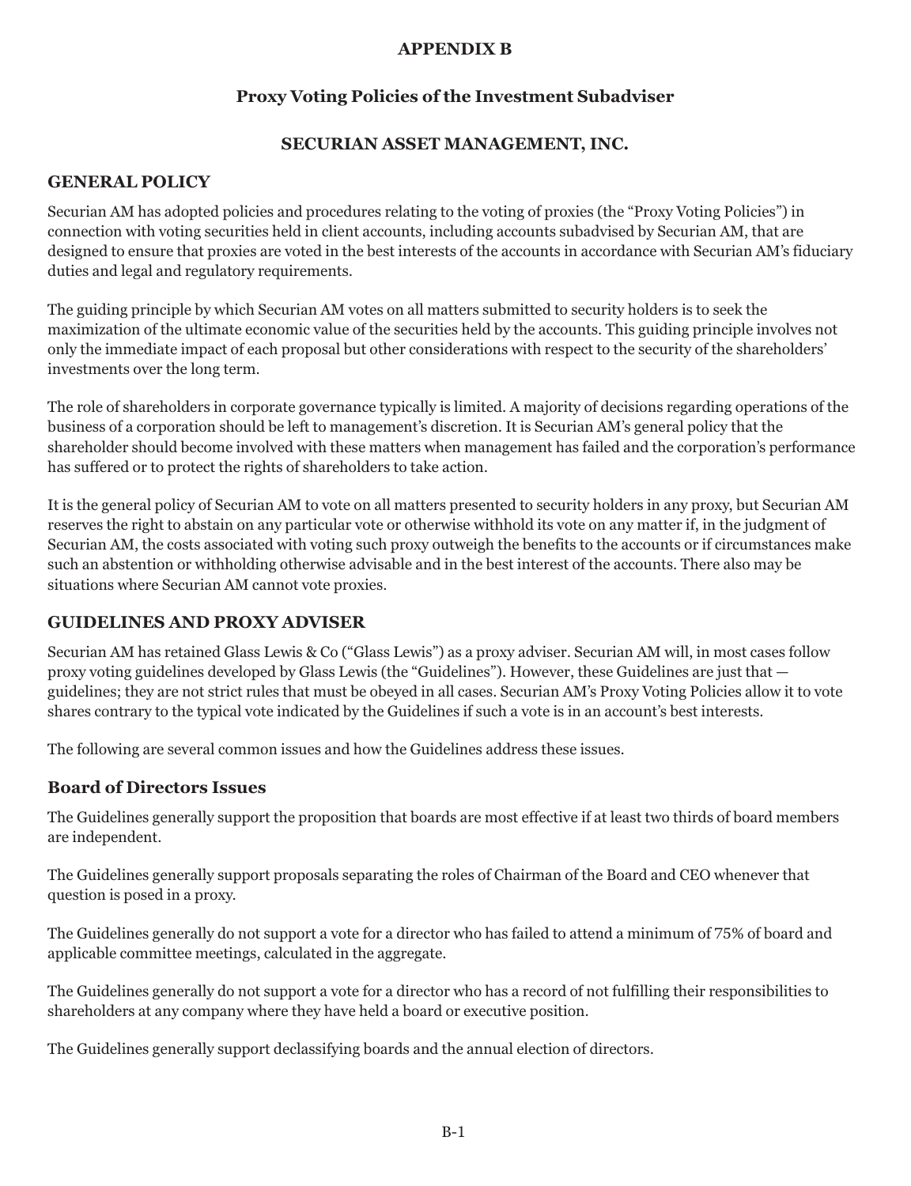# APPENDIX B

## Proxy Voting Policies of the Investment Subadviser

## SECURIAN ASSET MANAGEMENT, INC.

### GENERAL POLICY

Securian AM has adopted policies and procedures relating to the voting of proxies (the "Proxy Voting Policies") in connection with voting securities held in client accounts, including accounts subadvised by Securian AM, that are designed to ensure that proxies are voted in the best interests of the accounts in accordance with Securian AM's fiduciary duties and legal and regulatory requirements.

The guiding principle by which Securian AM votes on all matters submitted to security holders is to seek the maximization of the ultimate economic value of the securities held by the accounts. This guiding principle involves not only the immediate impact of each proposal but other considerations with respect to the security of the shareholders' investments over the long term.

The role of shareholders in corporate governance typically is limited. A majority of decisions regarding operations of the business of a corporation should be left to management's discretion. It is Securian AM's general policy that the shareholder should become involved with these matters when management has failed and the corporation's performance has suffered or to protect the rights of shareholders to take action.

It is the general policy of Securian AM to vote on all matters presented to security holders in any proxy, but Securian AM reserves the right to abstain on any particular vote or otherwise withhold its vote on any matter if, in the judgment of Securian AM, the costs associated with voting such proxy outweigh the benefits to the accounts or if circumstances make such an abstention or withholding otherwise advisable and in the best interest of the accounts. There also may be situations where Securian AM cannot vote proxies.

### GUIDELINES AND PROXY ADVISER

Securian AM has retained Glass Lewis & Co ("Glass Lewis") as a proxy adviser. Securian AM will, in most cases follow proxy voting guidelines developed by Glass Lewis (the "Guidelines"). However, these Guidelines are just that — guidelines; they are not strict rules that must be obeyed in all cases. Securian AM's Proxy Voting Policies allow it to vote shares contrary to the typical vote indicated by the Guidelines if such a vote is in an account's best interests.

The following are several common issues and how the Guidelines address these issues.

#### Board of Directors Issues

The Guidelines generally support the proposition that boards are most effective if at least two thirds of board members are independent.

The Guidelines generally support proposals separating the roles of Chairman of the Board and CEO whenever that question is posed in a proxy.

The Guidelines generally do not support a vote for a director who has failed to attend a minimum of 75% of board and applicable committee meetings, calculated in the aggregate.

The Guidelines generally do not support a vote for a director who has a record of not fulfilling their responsibilities to shareholders at any company where they have held a board or executive position.

The Guidelines generally support declassifying boards and the annual election of directors.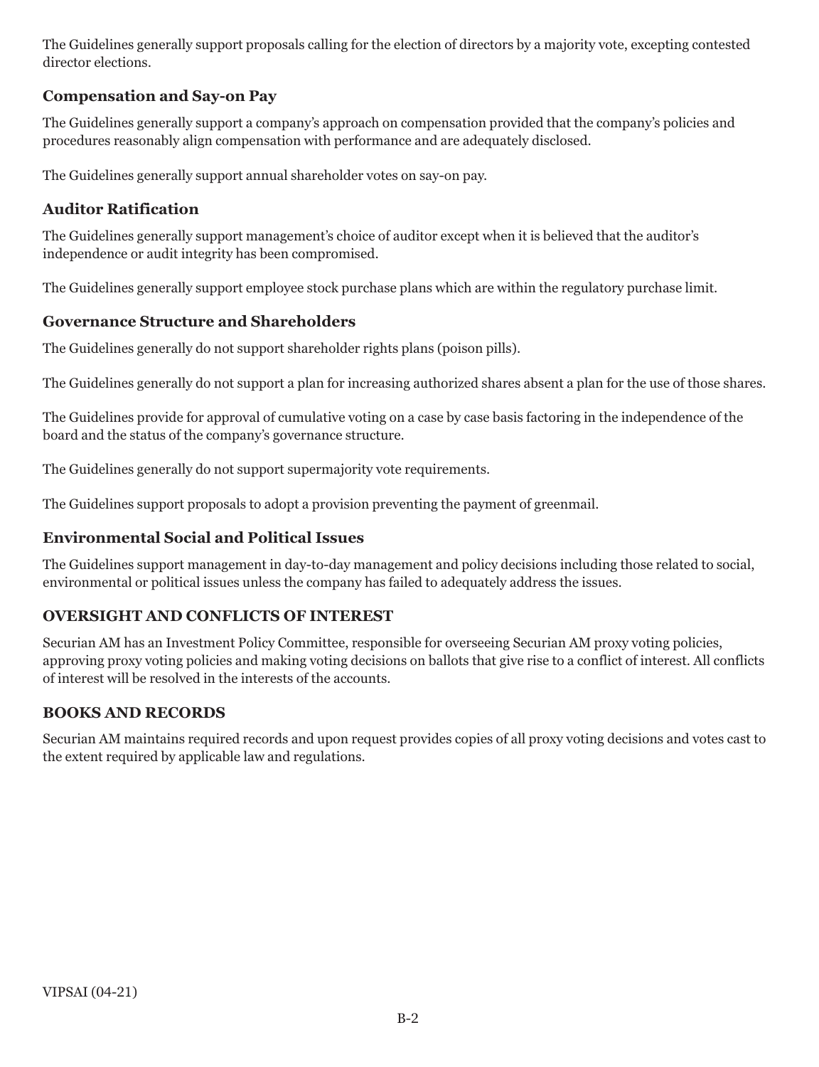The Guidelines generally support proposals calling for the election of directors by a majority vote, excepting contested director elections.

### Compensation and Say-on Pay

The Guidelines generally support a company's approach on compensation provided that the company's policies and procedures reasonably align compensation with performance and are adequately disclosed.

The Guidelines generally support annual shareholder votes on say-on pay.

### Auditor Ratification

The Guidelines generally support management's choice of auditor except when it is believed that the auditor's independence or audit integrity has been compromised.

The Guidelines generally support employee stock purchase plans which are within the regulatory purchase limit.

### Governance Structure and Shareholders

The Guidelines generally do not support shareholder rights plans (poison pills).

The Guidelines generally do not support a plan for increasing authorized shares absent a plan for the use of those shares.

The Guidelines provide for approval of cumulative voting on a case by case basis factoring in the independence of the board and the status of the company's governance structure.

The Guidelines generally do not support supermajority vote requirements.

The Guidelines support proposals to adopt a provision preventing the payment of greenmail.

### Environmental Social and Political Issues

The Guidelines support management in day-to-day management and policy decisions including those related to social, environmental or political issues unless the company has failed to adequately address the issues.

## OVERSIGHT AND CONFLICTS OF INTEREST

Securian AM has an Investment Policy Committee, responsible for overseeing Securian AM proxy voting policies, approving proxy voting policies and making voting decisions on ballots that give rise to a conflict of interest. All conflicts of interest will be resolved in the interests of the accounts.

## BOOKS AND RECORDS

Securian AM maintains required records and upon request provides copies of all proxy voting decisions and votes cast to the extent required by applicable law and regulations.

VIPSAI (04-21)